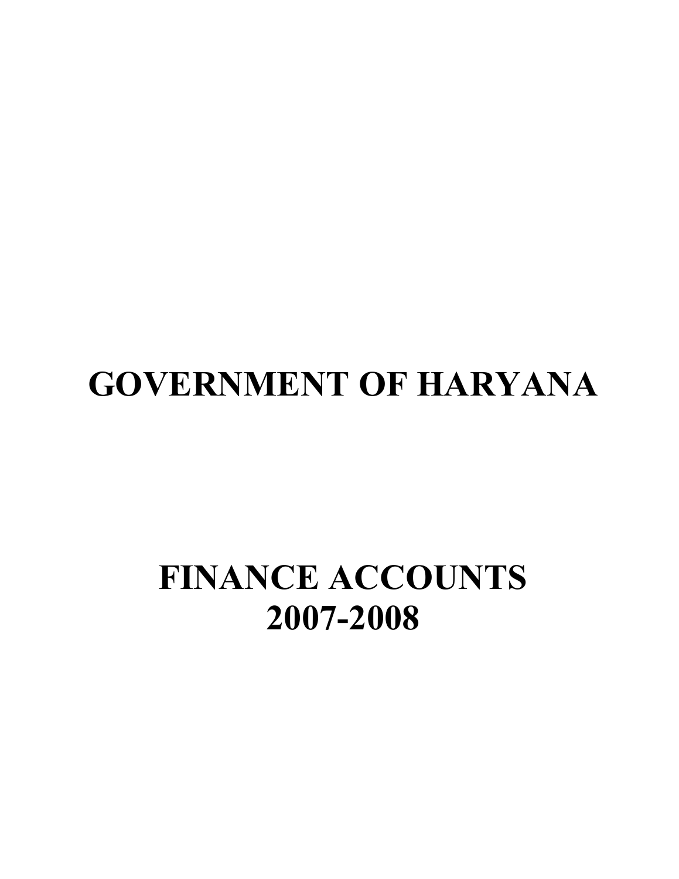# GOVERNMENT OF HARYANA

# FINANCE ACCOUNTS
# 2007-2008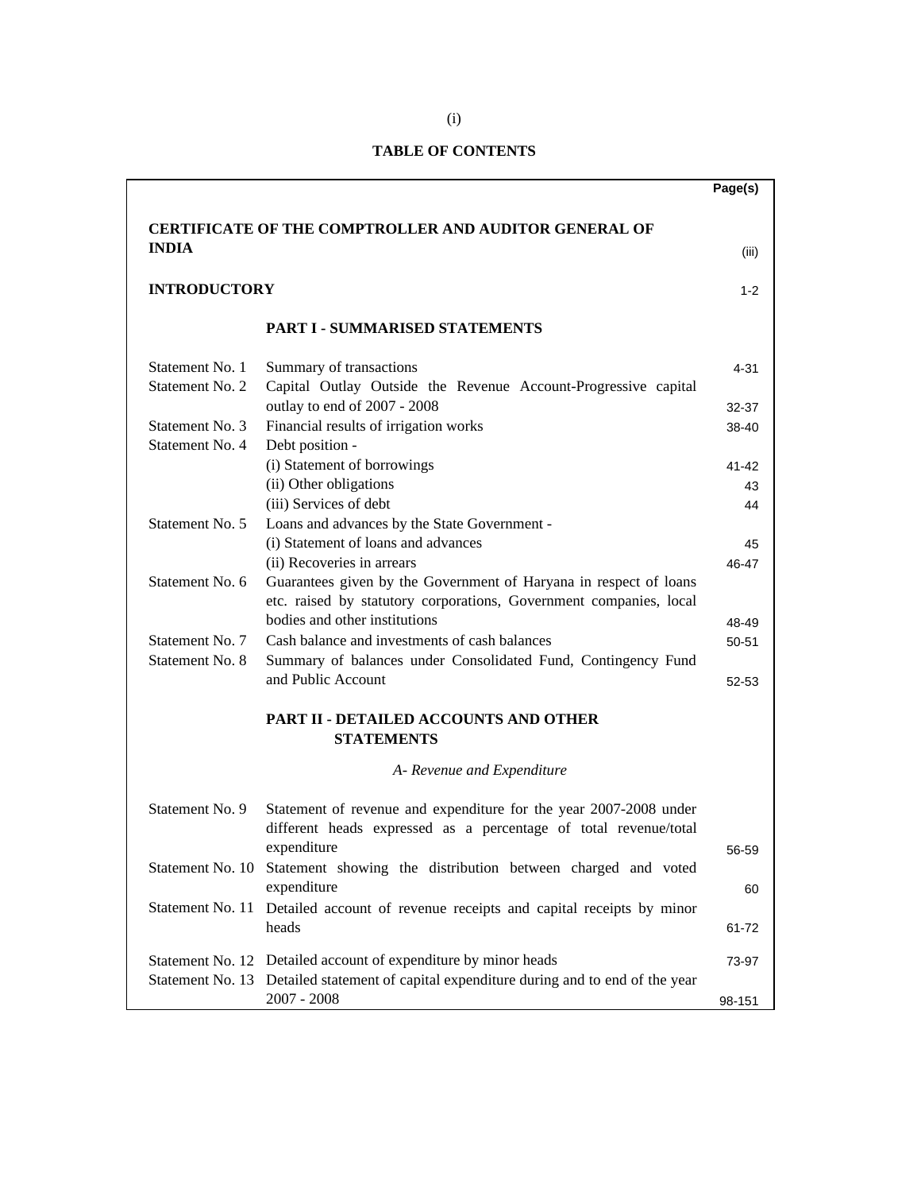## TABLE OF CONTENTS

| | | Page(s) |
|---|---|---|
| **CERTIFICATE OF THE COMPTROLLER AND AUDITOR GENERAL OF INDIA** | | (iii) |
| **INTRODUCTORY** | | 1-2 |
| | **PART I - SUMMARISED STATEMENTS** | |
| Statement No. 1 | Summary of transactions | 4-31 |
| Statement No. 2 | Capital Outlay Outside the Revenue Account-Progressive capital outlay to end of 2007 - 2008 | 32-37 |
| Statement No. 3 | Financial results of irrigation works | 38-40 |
| Statement No. 4 | Debt position - | |
| | (i) Statement of borrowings | 41-42 |
| | (ii) Other obligations | 43 |
| | (iii) Services of debt | 44 |
| Statement No. 5 | Loans and advances by the State Government - | |
| | (i) Statement of loans and advances | 45 |
| | (ii) Recoveries in arrears | 46-47 |
| Statement No. 6 | Guarantees given by the Government of Haryana in respect of loans etc. raised by statutory corporations, Government companies, local bodies and other institutions | 48-49 |
| Statement No. 7 | Cash balance and investments of cash balances | 50-51 |
| Statement No. 8 | Summary of balances under Consolidated Fund, Contingency Fund and Public Account | 52-53 |
| | **PART II - DETAILED ACCOUNTS AND OTHER STATEMENTS** | |
| | *A- Revenue and Expenditure* | |
| Statement No. 9 | Statement of revenue and expenditure for the year 2007-2008 under different heads expressed as a percentage of total revenue/total expenditure | 56-59 |
| Statement No. 10 | Statement showing the distribution between charged and voted expenditure | 60 |
| Statement No. 11 | Detailed account of revenue receipts and capital receipts by minor heads | 61-72 |
| Statement No. 12 | Detailed account of expenditure by minor heads | 73-97 |
| Statement No. 13 | Detailed statement of capital expenditure during and to end of the year 2007 - 2008 | 98-151 |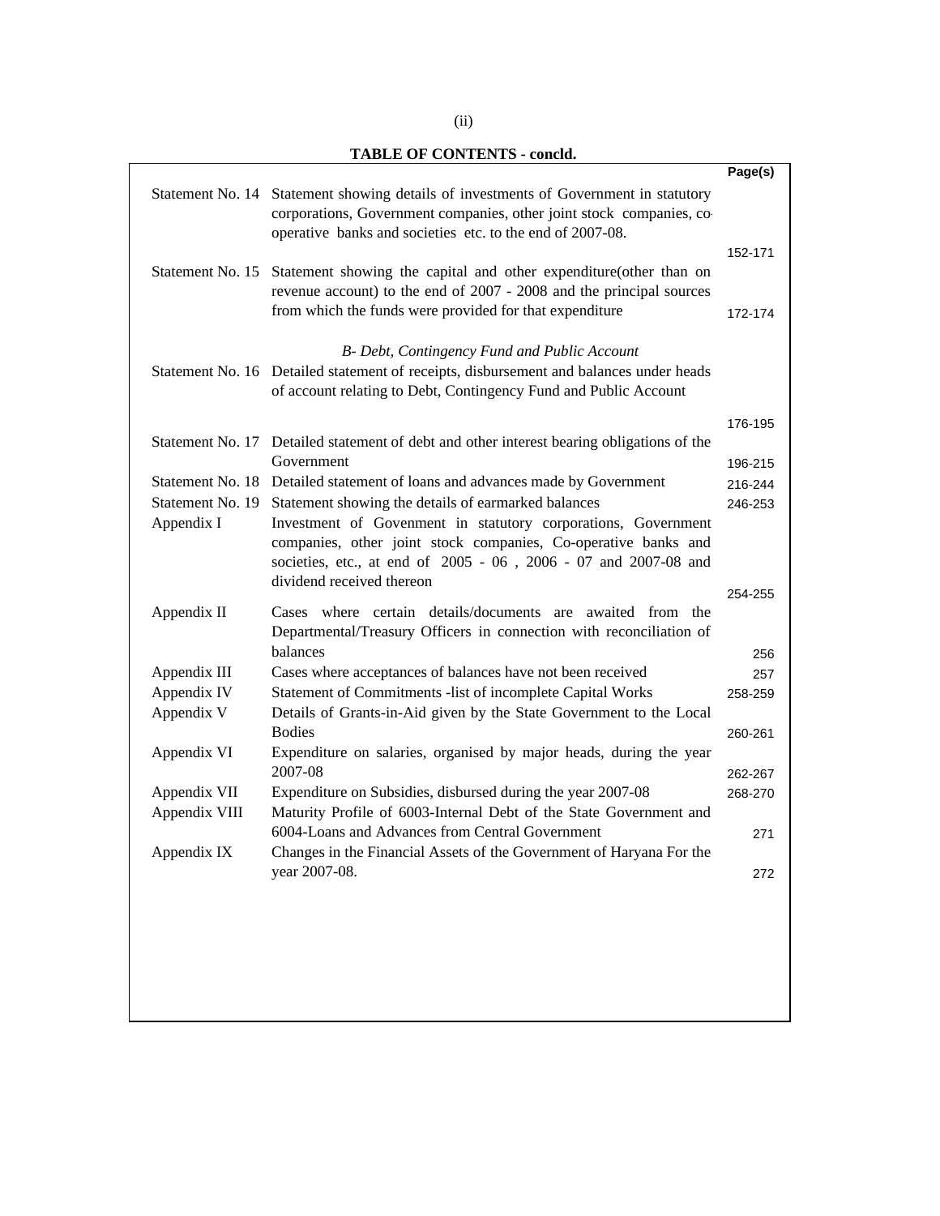## TABLE OF CONTENTS - concld.

| | | Page(s) |
|---|---|---|
| Statement No. 14 | Statement showing details of investments of Government in statutory corporations, Government companies, other joint stock companies, co-operative banks and societies etc. to the end of 2007-08. | 152-171 |
| Statement No. 15 | Statement showing the capital and other expenditure(other than on revenue account) to the end of 2007 - 2008 and the principal sources from which the funds were provided for that expenditure | 172-174 |
| | *B- Debt, Contingency Fund and Public Account* | |
| Statement No. 16 | Detailed statement of receipts, disbursement and balances under heads of account relating to Debt, Contingency Fund and Public Account | 176-195 |
| Statement No. 17 | Detailed statement of debt and other interest bearing obligations of the Government | 196-215 |
| Statement No. 18 | Detailed statement of loans and advances made by Government | 216-244 |
| Statement No. 19 | Statement showing the details of earmarked balances | 246-253 |
| Appendix I | Investment of Govenment in statutory corporations, Government companies, other joint stock companies, Co-operative banks and societies, etc., at end of 2005 - 06 , 2006 - 07 and 2007-08 and dividend received thereon | 254-255 |
| Appendix II | Cases where certain details/documents are awaited from the Departmental/Treasury Officers in connection with reconciliation of balances | 256 |
| Appendix III | Cases where acceptances of balances have not been received | 257 |
| Appendix IV | Statement of Commitments -list of incomplete Capital Works | 258-259 |
| Appendix V | Details of Grants-in-Aid given by the State Government to the Local Bodies | 260-261 |
| Appendix VI | Expenditure on salaries, organised by major heads, during the year 2007-08 | 262-267 |
| Appendix VII | Expenditure on Subsidies, disbursed during the year 2007-08 | 268-270 |
| Appendix VIII | Maturity Profile of 6003-Internal Debt of the State Government and 6004-Loans and Advances from Central Government | 271 |
| Appendix IX | Changes in the Financial Assets of the Government of Haryana For the year 2007-08. | 272 |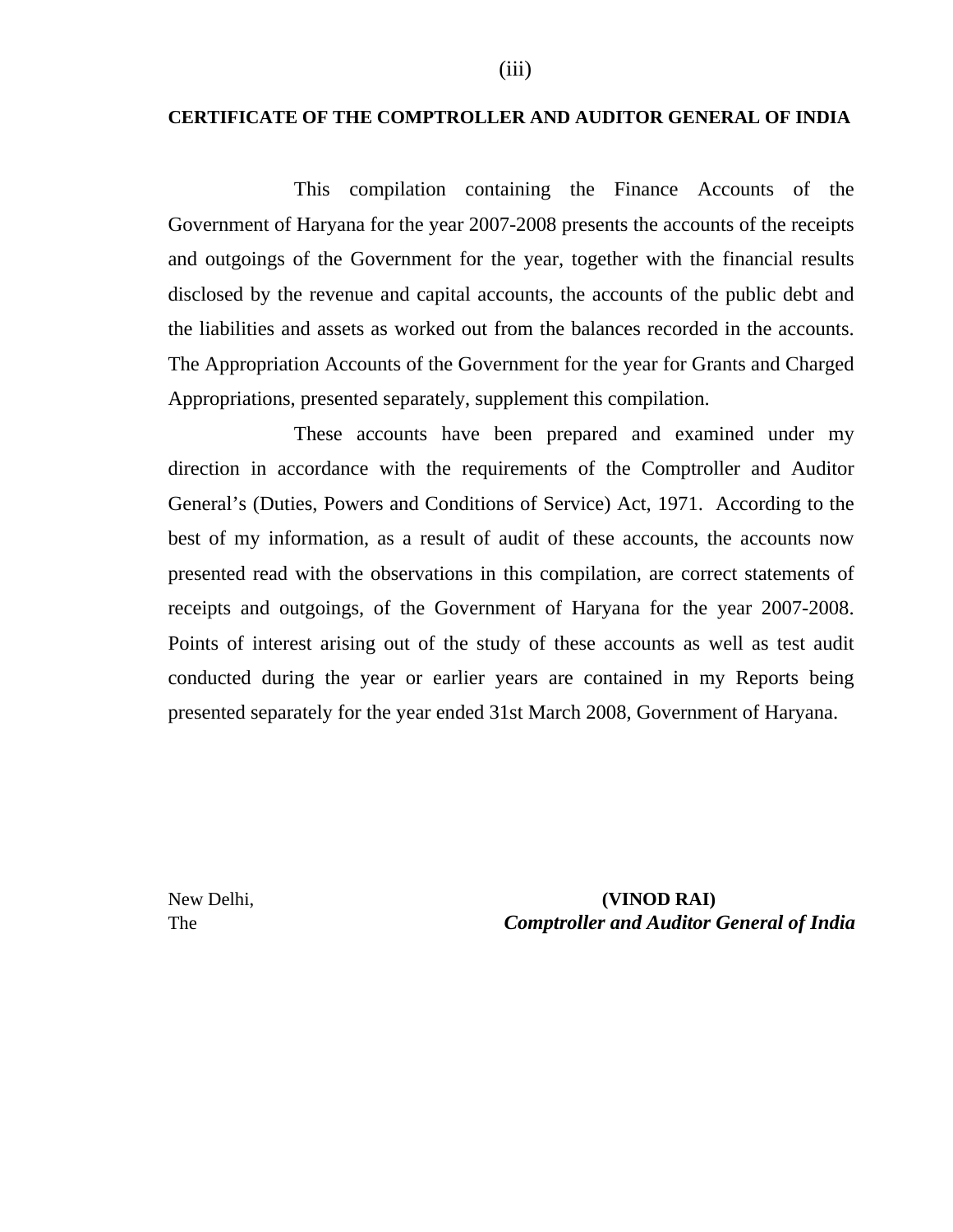## CERTIFICATE OF THE COMPTROLLER AND AUDITOR GENERAL OF INDIA

This compilation containing the Finance Accounts of the Government of Haryana for the year 2007-2008 presents the accounts of the receipts and outgoings of the Government for the year, together with the financial results disclosed by the revenue and capital accounts, the accounts of the public debt and the liabilities and assets as worked out from the balances recorded in the accounts. The Appropriation Accounts of the Government for the year for Grants and Charged Appropriations, presented separately, supplement this compilation.

These accounts have been prepared and examined under my direction in accordance with the requirements of the Comptroller and Auditor General's (Duties, Powers and Conditions of Service) Act, 1971. According to the best of my information, as a result of audit of these accounts, the accounts now presented read with the observations in this compilation, are correct statements of receipts and outgoings, of the Government of Haryana for the year 2007-2008. Points of interest arising out of the study of these accounts as well as test audit conducted during the year or earlier years are contained in my Reports being presented separately for the year ended 31st March 2008, Government of Haryana.

New Delhi,
The

**(VINOD RAI)**
***Comptroller and Auditor General of India***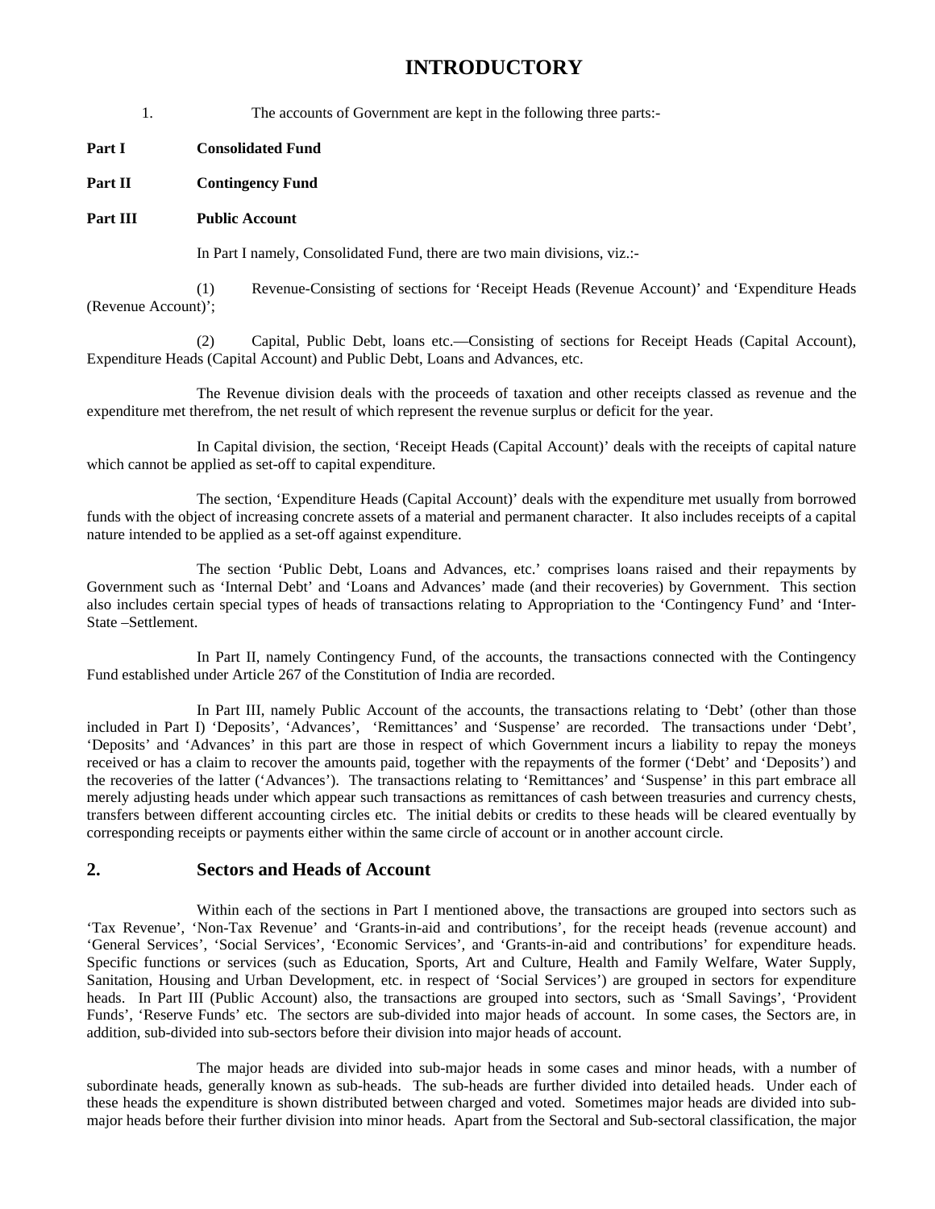# INTRODUCTORY

1. The accounts of Government are kept in the following three parts:-

**Part I** **Consolidated Fund**

**Part II** **Contingency Fund**

**Part III** **Public Account**

In Part I namely, Consolidated Fund, there are two main divisions, viz.:-

(1) Revenue-Consisting of sections for 'Receipt Heads (Revenue Account)' and 'Expenditure Heads (Revenue Account)';

(2) Capital, Public Debt, loans etc.—Consisting of sections for Receipt Heads (Capital Account), Expenditure Heads (Capital Account) and Public Debt, Loans and Advances, etc.

The Revenue division deals with the proceeds of taxation and other receipts classed as revenue and the expenditure met therefrom, the net result of which represent the revenue surplus or deficit for the year.

In Capital division, the section, 'Receipt Heads (Capital Account)' deals with the receipts of capital nature which cannot be applied as set-off to capital expenditure.

The section, 'Expenditure Heads (Capital Account)' deals with the expenditure met usually from borrowed funds with the object of increasing concrete assets of a material and permanent character. It also includes receipts of a capital nature intended to be applied as a set-off against expenditure.

The section 'Public Debt, Loans and Advances, etc.' comprises loans raised and their repayments by Government such as 'Internal Debt' and 'Loans and Advances' made (and their recoveries) by Government. This section also includes certain special types of heads of transactions relating to Appropriation to the 'Contingency Fund' and 'Inter-State –Settlement.

In Part II, namely Contingency Fund, of the accounts, the transactions connected with the Contingency Fund established under Article 267 of the Constitution of India are recorded.

In Part III, namely Public Account of the accounts, the transactions relating to 'Debt' (other than those included in Part I) 'Deposits', 'Advances', 'Remittances' and 'Suspense' are recorded. The transactions under 'Debt', 'Deposits' and 'Advances' in this part are those in respect of which Government incurs a liability to repay the moneys received or has a claim to recover the amounts paid, together with the repayments of the former ('Debt' and 'Deposits') and the recoveries of the latter ('Advances'). The transactions relating to 'Remittances' and 'Suspense' in this part embrace all merely adjusting heads under which appear such transactions as remittances of cash between treasuries and currency chests, transfers between different accounting circles etc. The initial debits or credits to these heads will be cleared eventually by corresponding receipts or payments either within the same circle of account or in another account circle.

## 2. Sectors and Heads of Account

Within each of the sections in Part I mentioned above, the transactions are grouped into sectors such as 'Tax Revenue', 'Non-Tax Revenue' and 'Grants-in-aid and contributions', for the receipt heads (revenue account) and 'General Services', 'Social Services', 'Economic Services', and 'Grants-in-aid and contributions' for expenditure heads. Specific functions or services (such as Education, Sports, Art and Culture, Health and Family Welfare, Water Supply, Sanitation, Housing and Urban Development, etc. in respect of 'Social Services') are grouped in sectors for expenditure heads. In Part III (Public Account) also, the transactions are grouped into sectors, such as 'Small Savings', 'Provident Funds', 'Reserve Funds' etc. The sectors are sub-divided into major heads of account. In some cases, the Sectors are, in addition, sub-divided into sub-sectors before their division into major heads of account.

The major heads are divided into sub-major heads in some cases and minor heads, with a number of subordinate heads, generally known as sub-heads. The sub-heads are further divided into detailed heads. Under each of these heads the expenditure is shown distributed between charged and voted. Sometimes major heads are divided into sub-major heads before their further division into minor heads. Apart from the Sectoral and Sub-sectoral classification, the major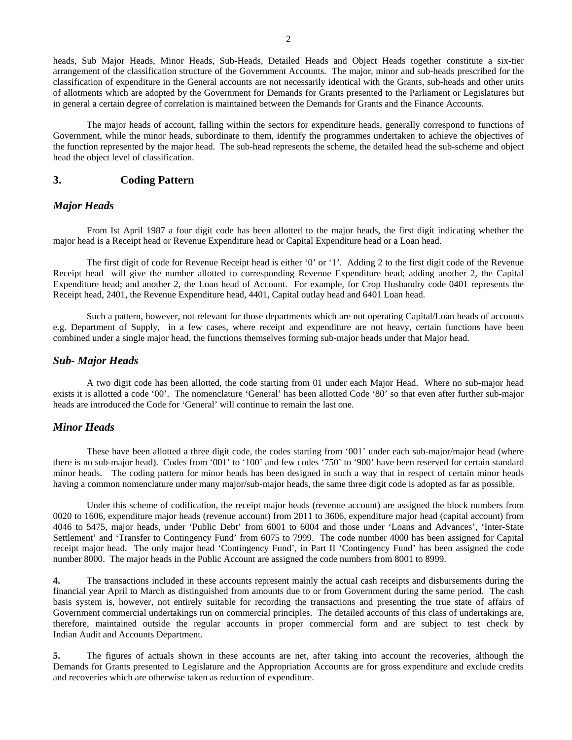heads, Sub Major Heads, Minor Heads, Sub-Heads, Detailed Heads and Object Heads together constitute a six-tier arrangement of the classification structure of the Government Accounts. The major, minor and sub-heads prescribed for the classification of expenditure in the General accounts are not necessarily identical with the Grants, sub-heads and other units of allotments which are adopted by the Government for Demands for Grants presented to the Parliament or Legislatures but in general a certain degree of correlation is maintained between the Demands for Grants and the Finance Accounts.

The major heads of account, falling within the sectors for expenditure heads, generally correspond to functions of Government, while the minor heads, subordinate to them, identify the programmes undertaken to achieve the objectives of the function represented by the major head. The sub-head represents the scheme, the detailed head the sub-scheme and object head the object level of classification.

## 3. Coding Pattern

### *Major Heads*

From Ist April 1987 a four digit code has been allotted to the major heads, the first digit indicating whether the major head is a Receipt head or Revenue Expenditure head or Capital Expenditure head or a Loan head.

The first digit of code for Revenue Receipt head is either '0' or '1'. Adding 2 to the first digit code of the Revenue Receipt head will give the number allotted to corresponding Revenue Expenditure head; adding another 2, the Capital Expenditure head; and another 2, the Loan head of Account. For example, for Crop Husbandry code 0401 represents the Receipt head, 2401, the Revenue Expenditure head, 4401, Capital outlay head and 6401 Loan head.

Such a pattern, however, not relevant for those departments which are not operating Capital/Loan heads of accounts e.g. Department of Supply, in a few cases, where receipt and expenditure are not heavy, certain functions have been combined under a single major head, the functions themselves forming sub-major heads under that Major head.

### *Sub- Major Heads*

A two digit code has been allotted, the code starting from 01 under each Major Head. Where no sub-major head exists it is allotted a code '00'. The nomenclature 'General' has been allotted Code '80' so that even after further sub-major heads are introduced the Code for 'General' will continue to remain the last one.

### *Minor Heads*

These have been allotted a three digit code, the codes starting from '001' under each sub-major/major head (where there is no sub-major head). Codes from '001' to '100' and few codes '750' to '900' have been reserved for certain standard minor heads. The coding pattern for minor heads has been designed in such a way that in respect of certain minor heads having a common nomenclature under many major/sub-major heads, the same three digit code is adopted as far as possible.

Under this scheme of codification, the receipt major heads (revenue account) are assigned the block numbers from 0020 to 1606, expenditure major heads (revenue account) from 2011 to 3606, expenditure major head (capital account) from 4046 to 5475, major heads, under 'Public Debt' from 6001 to 6004 and those under 'Loans and Advances', 'Inter-State Settlement' and 'Transfer to Contingency Fund' from 6075 to 7999. The code number 4000 has been assigned for Capital receipt major head. The only major head 'Contingency Fund', in Part II 'Contingency Fund' has been assigned the code number 8000. The major heads in the Public Account are assigned the code numbers from 8001 to 8999.

**4.** The transactions included in these accounts represent mainly the actual cash receipts and disbursements during the financial year April to March as distinguished from amounts due to or from Government during the same period. The cash basis system is, however, not entirely suitable for recording the transactions and presenting the true state of affairs of Government commercial undertakings run on commercial principles. The detailed accounts of this class of undertakings are, therefore, maintained outside the regular accounts in proper commercial form and are subject to test check by Indian Audit and Accounts Department.

**5.** The figures of actuals shown in these accounts are net, after taking into account the recoveries, although the Demands for Grants presented to Legislature and the Appropriation Accounts are for gross expenditure and exclude credits and recoveries which are otherwise taken as reduction of expenditure.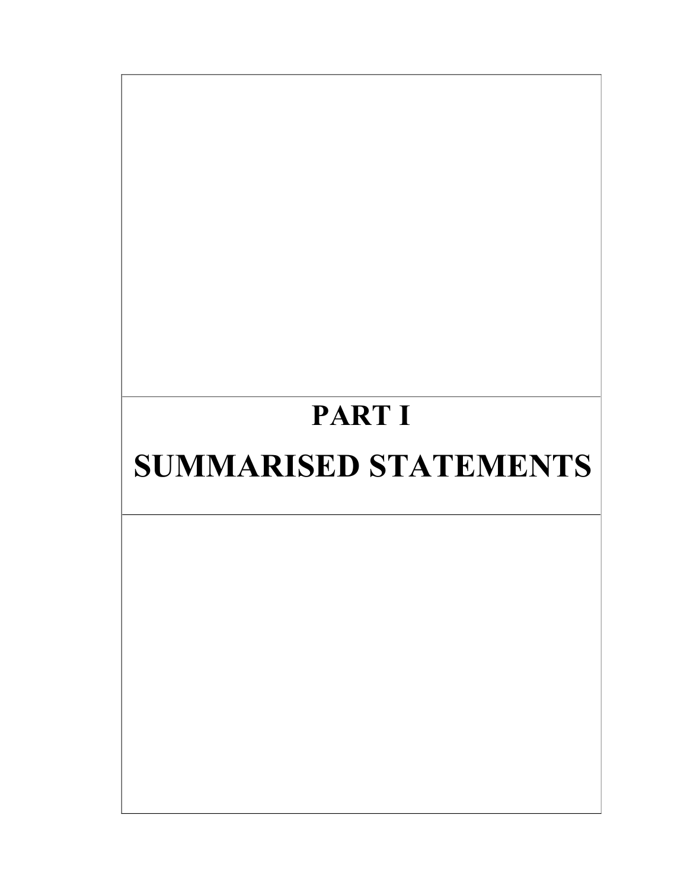# PART I

# SUMMARISED STATEMENTS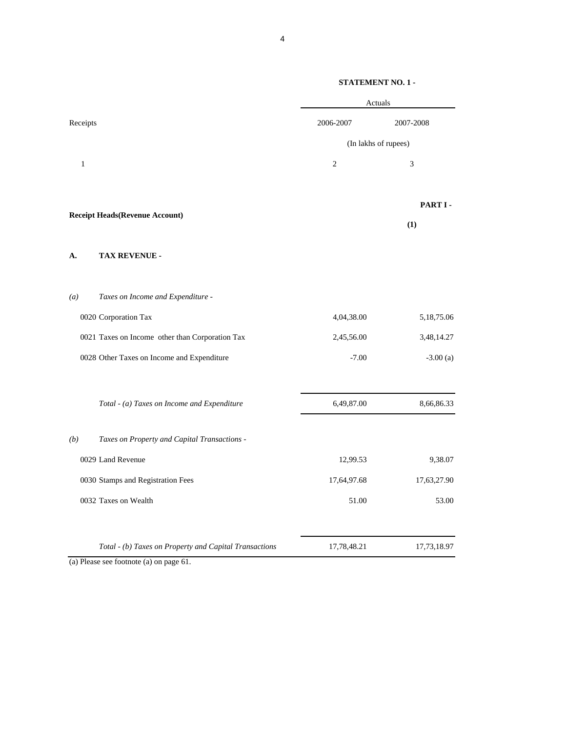**STATEMENT NO. 1 -**

| Receipts | Actuals 2006-2007 | Actuals 2007-2008 |
|---|---|---|
| | (In lakhs of rupees) | |
| 1 | 2 | 3 |

**PART I -**

**(1)**

**Receipt Heads(Revenue Account)**

**A. TAX REVENUE -**

| Receipts | 2006-2007 | 2007-2008 |
|---|---|---|
| *(a) Taxes on Income and Expenditure -* | | |
| 0020 Corporation Tax | 4,04,38.00 | 5,18,75.06 |
| 0021 Taxes on Income other than Corporation Tax | 2,45,56.00 | 3,48,14.27 |
| 0028 Other Taxes on Income and Expenditure | -7.00 | -3.00 (a) |
| *Total - (a) Taxes on Income and Expenditure* | 6,49,87.00 | 8,66,86.33 |
| *(b) Taxes on Property and Capital Transactions -* | | |
| 0029 Land Revenue | 12,99.53 | 9,38.07 |
| 0030 Stamps and Registration Fees | 17,64,97.68 | 17,63,27.90 |
| 0032 Taxes on Wealth | 51.00 | 53.00 |
| *Total - (b) Taxes on Property and Capital Transactions* | 17,78,48.21 | 17,73,18.97 |

(a) Please see footnote (a) on page 61.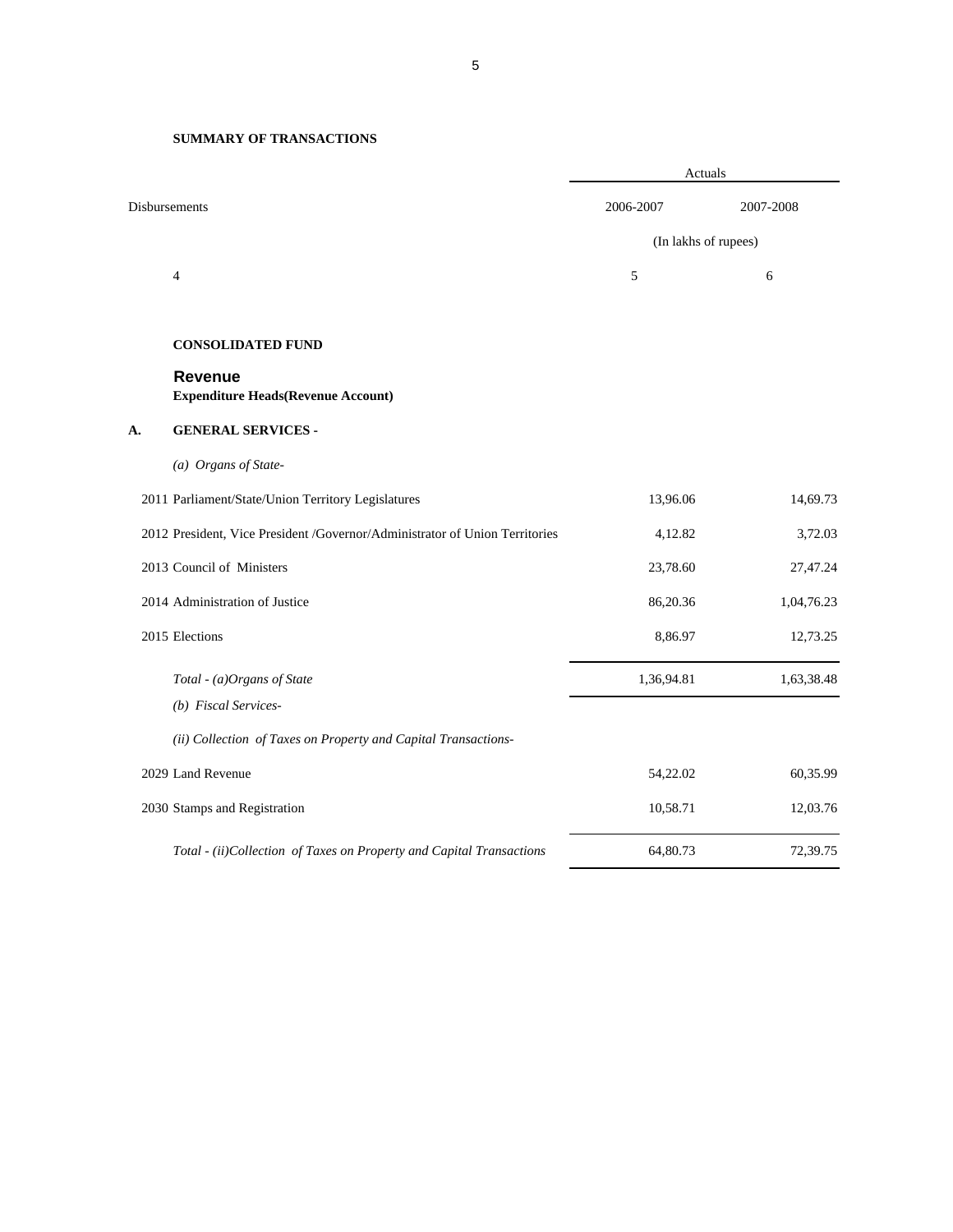**SUMMARY OF TRANSACTIONS**

| Disbursements | Actuals | |
|---|---|---|
| | 2006-2007 | 2007-2008 |
| | (In lakhs of rupees) | |
| 4 | 5 | 6 |
| **CONSOLIDATED FUND** | | |
| **Revenue** | | |
| **Expenditure Heads(Revenue Account)** | | |
| **A. GENERAL SERVICES -** | | |
| *(a) Organs of State-* | | |
| 2011 Parliament/State/Union Territory Legislatures | 13,96.06 | 14,69.73 |
| 2012 President, Vice President /Governor/Administrator of Union Territories | 4,12.82 | 3,72.03 |
| 2013 Council of Ministers | 23,78.60 | 27,47.24 |
| 2014 Administration of Justice | 86,20.36 | 1,04,76.23 |
| 2015 Elections | 8,86.97 | 12,73.25 |
| *Total - (a)Organs of State* | 1,36,94.81 | 1,63,38.48 |
| *(b) Fiscal Services-* | | |
| *(ii) Collection of Taxes on Property and Capital Transactions-* | | |
| 2029 Land Revenue | 54,22.02 | 60,35.99 |
| 2030 Stamps and Registration | 10,58.71 | 12,03.76 |
| *Total - (ii)Collection of Taxes on Property and Capital Transactions* | 64,80.73 | 72,39.75 |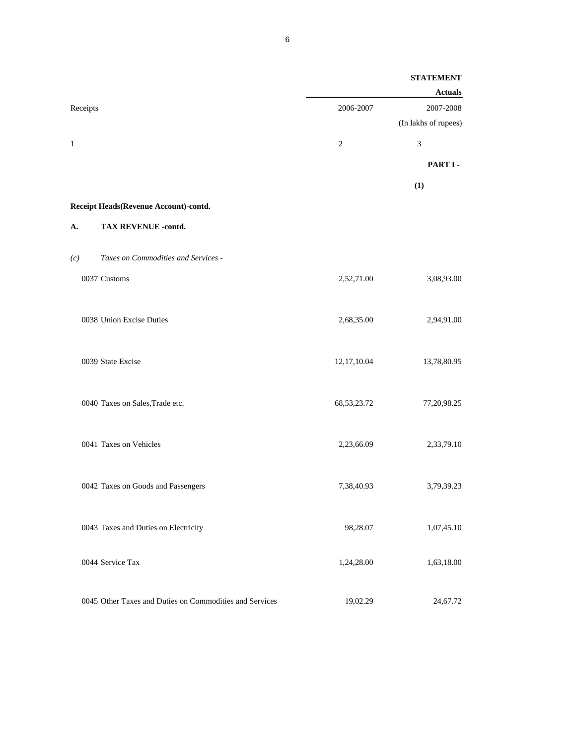**STATEMENT**

| Receipts | Actuals 2006-2007 | 2007-2008 |
|---|---|---|
| | | (In lakhs of rupees) |
| 1 | 2 | 3 |

**PART I -**

**(1)**

**Receipt Heads(Revenue Account)-contd.**

**A. TAX REVENUE -contd.**

*(c) Taxes on Commodities and Services -*

| Receipts | 2006-2007 | 2007-2008 |
|---|---|---|
| 0037 Customs | 2,52,71.00 | 3,08,93.00 |
| 0038 Union Excise Duties | 2,68,35.00 | 2,94,91.00 |
| 0039 State Excise | 12,17,10.04 | 13,78,80.95 |
| 0040 Taxes on Sales,Trade etc. | 68,53,23.72 | 77,20,98.25 |
| 0041 Taxes on Vehicles | 2,23,66.09 | 2,33,79.10 |
| 0042 Taxes on Goods and Passengers | 7,38,40.93 | 3,79,39.23 |
| 0043 Taxes and Duties on Electricity | 98,28.07 | 1,07,45.10 |
| 0044 Service Tax | 1,24,28.00 | 1,63,18.00 |
| 0045 Other Taxes and Duties on Commodities and Services | 19,02.29 | 24,67.72 |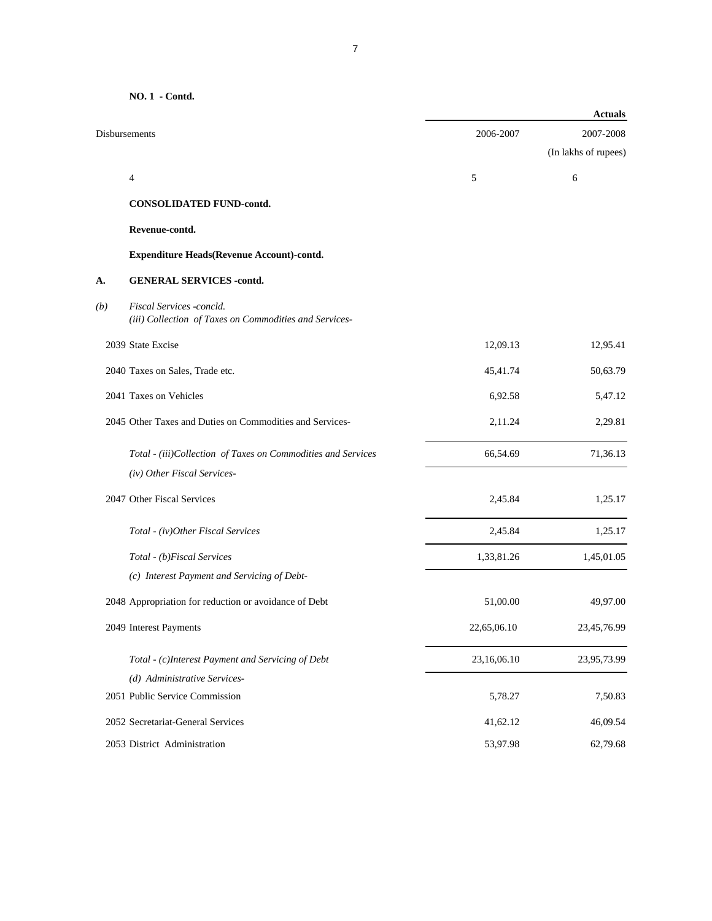**NO. 1 - Contd.**

| Disbursements | Actuals 2006-2007 | 2007-2008 (In lakhs of rupees) |
|---|---|---|
| 4 | 5 | 6 |
| **CONSOLIDATED FUND-contd.** | | |
| **Revenue-contd.** | | |
| **Expenditure Heads(Revenue Account)-contd.** | | |
| **A. GENERAL SERVICES -contd.** | | |
| *(b) Fiscal Services -concld.* | | |
| *(iii) Collection of Taxes on Commodities and Services-* | | |
| 2039 State Excise | 12,09.13 | 12,95.41 |
| 2040 Taxes on Sales, Trade etc. | 45,41.74 | 50,63.79 |
| 2041 Taxes on Vehicles | 6,92.58 | 5,47.12 |
| 2045 Other Taxes and Duties on Commodities and Services- | 2,11.24 | 2,29.81 |
| *Total - (iii)Collection of Taxes on Commodities and Services* | 66,54.69 | 71,36.13 |
| *(iv) Other Fiscal Services-* | | |
| 2047 Other Fiscal Services | 2,45.84 | 1,25.17 |
| *Total - (iv)Other Fiscal Services* | 2,45.84 | 1,25.17 |
| *Total - (b)Fiscal Services* | 1,33,81.26 | 1,45,01.05 |
| *(c) Interest Payment and Servicing of Debt-* | | |
| 2048 Appropriation for reduction or avoidance of Debt | 51,00.00 | 49,97.00 |
| 2049 Interest Payments | 22,65,06.10 | 23,45,76.99 |
| *Total - (c)Interest Payment and Servicing of Debt* | 23,16,06.10 | 23,95,73.99 |
| *(d) Administrative Services-* | | |
| 2051 Public Service Commission | 5,78.27 | 7,50.83 |
| 2052 Secretariat-General Services | 41,62.12 | 46,09.54 |
| 2053 District Administration | 53,97.98 | 62,79.68 |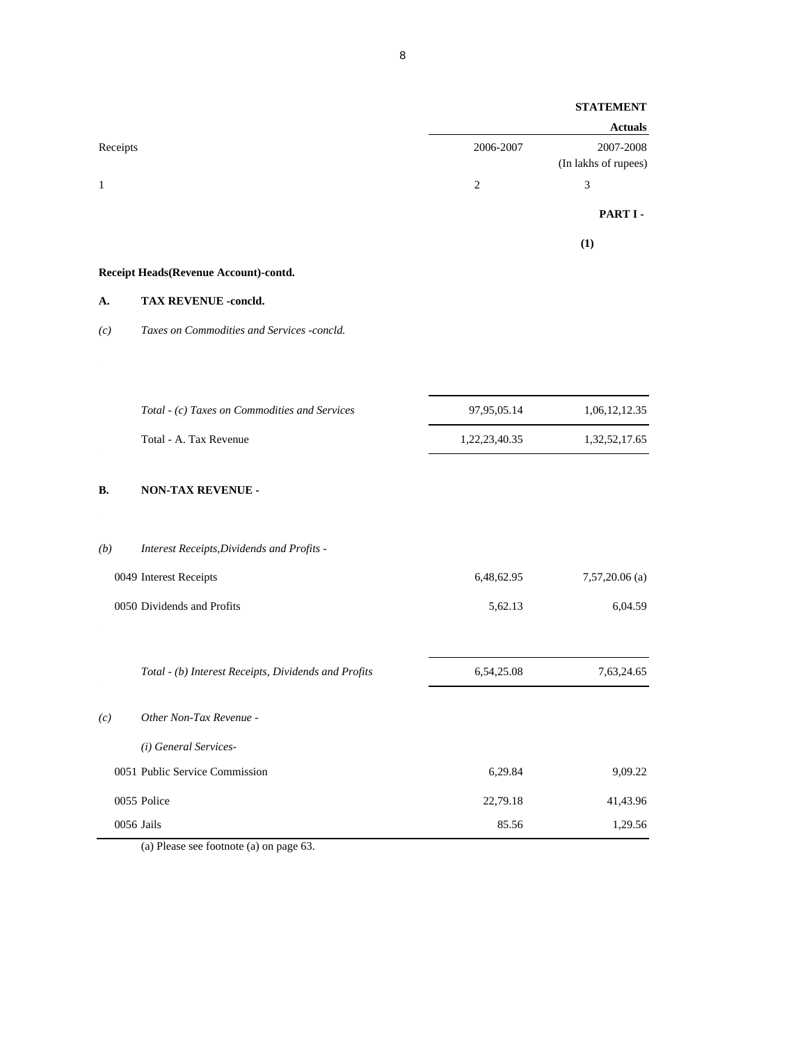**STATEMENT**

| Receipts | Actuals 2006-2007 | 2007-2008 (In lakhs of rupees) |
|---|---|---|
| 1 | 2 | 3 |

**PART I -**

**(1)**

**Receipt Heads(Revenue Account)-contd.**

**A. TAX REVENUE -concld.**

*(c) Taxes on Commodities and Services -concld.*

| Receipts | 2006-2007 | 2007-2008 |
|---|---|---|
| *Total - (c) Taxes on Commodities and Services* | 97,95,05.14 | 1,06,12,12.35 |
| Total - A. Tax Revenue | 1,22,23,40.35 | 1,32,52,17.65 |

**B. NON-TAX REVENUE -**

*(b) Interest Receipts,Dividends and Profits -*

| Receipts | 2006-2007 | 2007-2008 |
|---|---|---|
| 0049 Interest Receipts | 6,48,62.95 | 7,57,20.06 (a) |
| 0050 Dividends and Profits | 5,62.13 | 6,04.59 |
| *Total - (b) Interest Receipts, Dividends and Profits* | 6,54,25.08 | 7,63,24.65 |

*(c) Other Non-Tax Revenue -*

*(i) General Services-*

| Receipts | 2006-2007 | 2007-2008 |
|---|---|---|
| 0051 Public Service Commission | 6,29.84 | 9,09.22 |
| 0055 Police | 22,79.18 | 41,43.96 |
| 0056 Jails | 85.56 | 1,29.56 |

(a) Please see footnote (a) on page 63.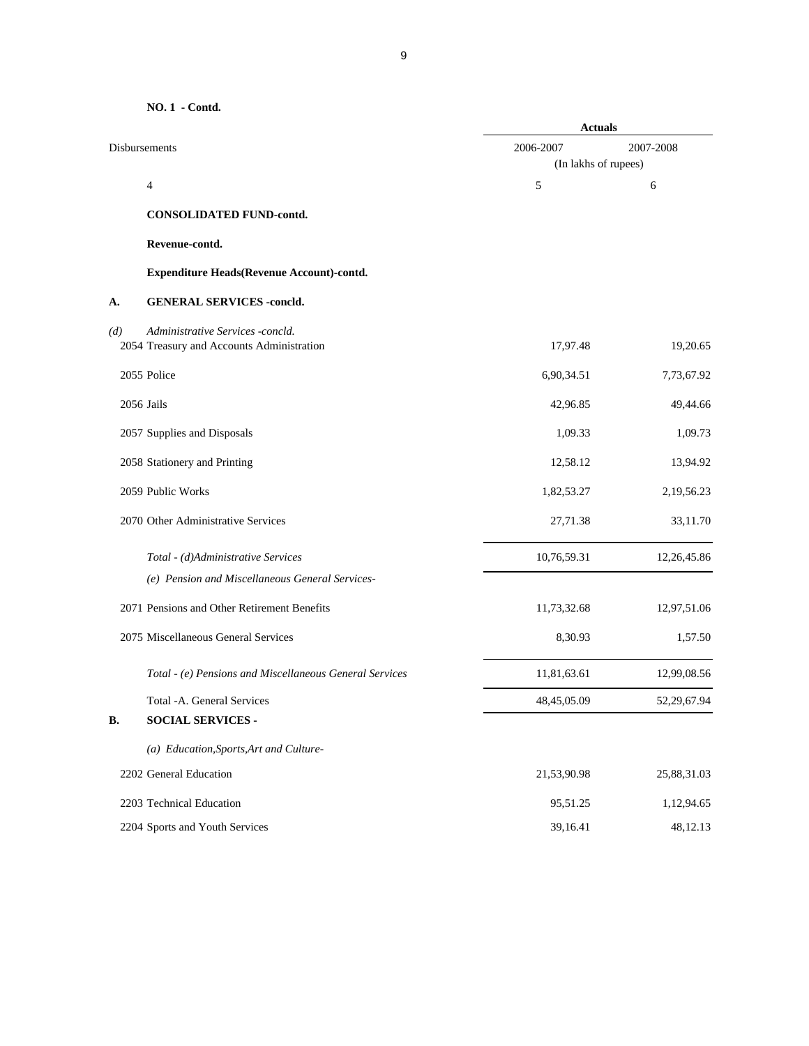**NO. 1 - Contd.**

| Disbursements | Actuals 2006-2007 | 2007-2008 |
|---|---|---|
| | (In lakhs of rupees) | |
| 4 | 5 | 6 |
| **CONSOLIDATED FUND-contd.** | | |
| **Revenue-contd.** | | |
| **Expenditure Heads(Revenue Account)-contd.** | | |
| **A. GENERAL SERVICES -concld.** | | |
| *(d) Administrative Services -concld.* | | |
| 2054 Treasury and Accounts Administration | 17,97.48 | 19,20.65 |
| 2055 Police | 6,90,34.51 | 7,73,67.92 |
| 2056 Jails | 42,96.85 | 49,44.66 |
| 2057 Supplies and Disposals | 1,09.33 | 1,09.73 |
| 2058 Stationery and Printing | 12,58.12 | 13,94.92 |
| 2059 Public Works | 1,82,53.27 | 2,19,56.23 |
| 2070 Other Administrative Services | 27,71.38 | 33,11.70 |
| *Total - (d)Administrative Services* | 10,76,59.31 | 12,26,45.86 |
| *(e) Pension and Miscellaneous General Services-* | | |
| 2071 Pensions and Other Retirement Benefits | 11,73,32.68 | 12,97,51.06 |
| 2075 Miscellaneous General Services | 8,30.93 | 1,57.50 |
| *Total - (e) Pensions and Miscellaneous General Services* | 11,81,63.61 | 12,99,08.56 |
| Total -A. General Services | 48,45,05.09 | 52,29,67.94 |
| **B. SOCIAL SERVICES -** | | |
| *(a) Education,Sports,Art and Culture-* | | |
| 2202 General Education | 21,53,90.98 | 25,88,31.03 |
| 2203 Technical Education | 95,51.25 | 1,12,94.65 |
| 2204 Sports and Youth Services | 39,16.41 | 48,12.13 |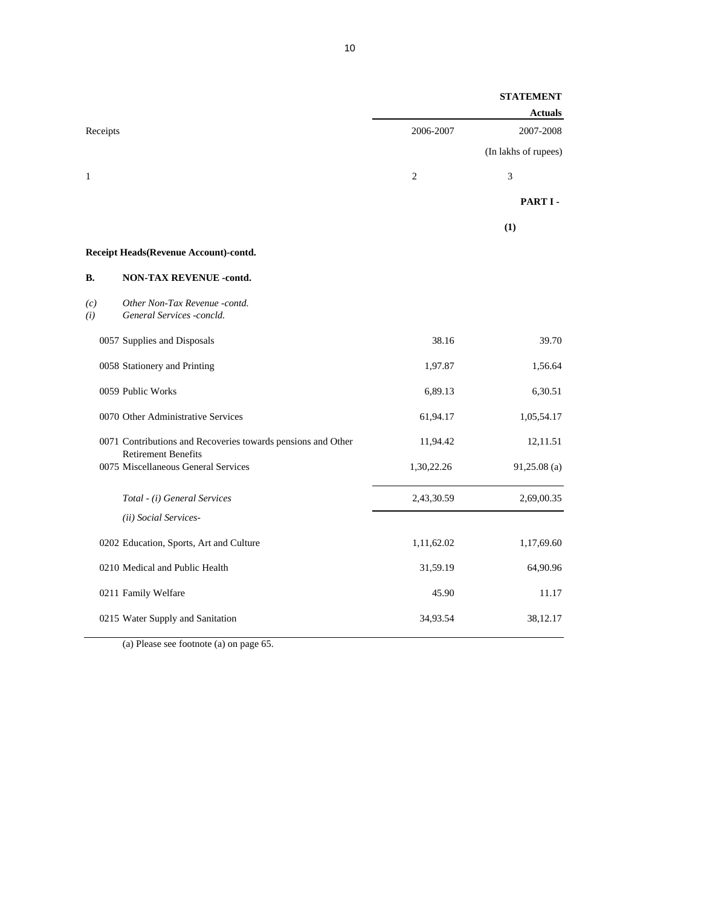**STATEMENT**

| Receipts | Actuals | |
|---|---|---|
| | 2006-2007 | 2007-2008 |
| | | (In lakhs of rupees) |
| 1 | 2 | 3 |

**PART I -**

**(1)**

**Receipt Heads(Revenue Account)-contd.**

**B. NON-TAX REVENUE -contd.**

*(c) Other Non-Tax Revenue -contd.*
*(i) General Services -concld.*

| Receipts | 2006-2007 | 2007-2008 |
|---|---|---|
| 0057 Supplies and Disposals | 38.16 | 39.70 |
| 0058 Stationery and Printing | 1,97.87 | 1,56.64 |
| 0059 Public Works | 6,89.13 | 6,30.51 |
| 0070 Other Administrative Services | 61,94.17 | 1,05,54.17 |
| 0071 Contributions and Recoveries towards pensions and Other Retirement Benefits | 11,94.42 | 12,11.51 |
| 0075 Miscellaneous General Services | 1,30,22.26 | 91,25.08 (a) |
| *Total - (i) General Services* | 2,43,30.59 | 2,69,00.35 |
| *(ii) Social Services-* | | |
| 0202 Education, Sports, Art and Culture | 1,11,62.02 | 1,17,69.60 |
| 0210 Medical and Public Health | 31,59.19 | 64,90.96 |
| 0211 Family Welfare | 45.90 | 11.17 |
| 0215 Water Supply and Sanitation | 34,93.54 | 38,12.17 |

(a) Please see footnote (a) on page 65.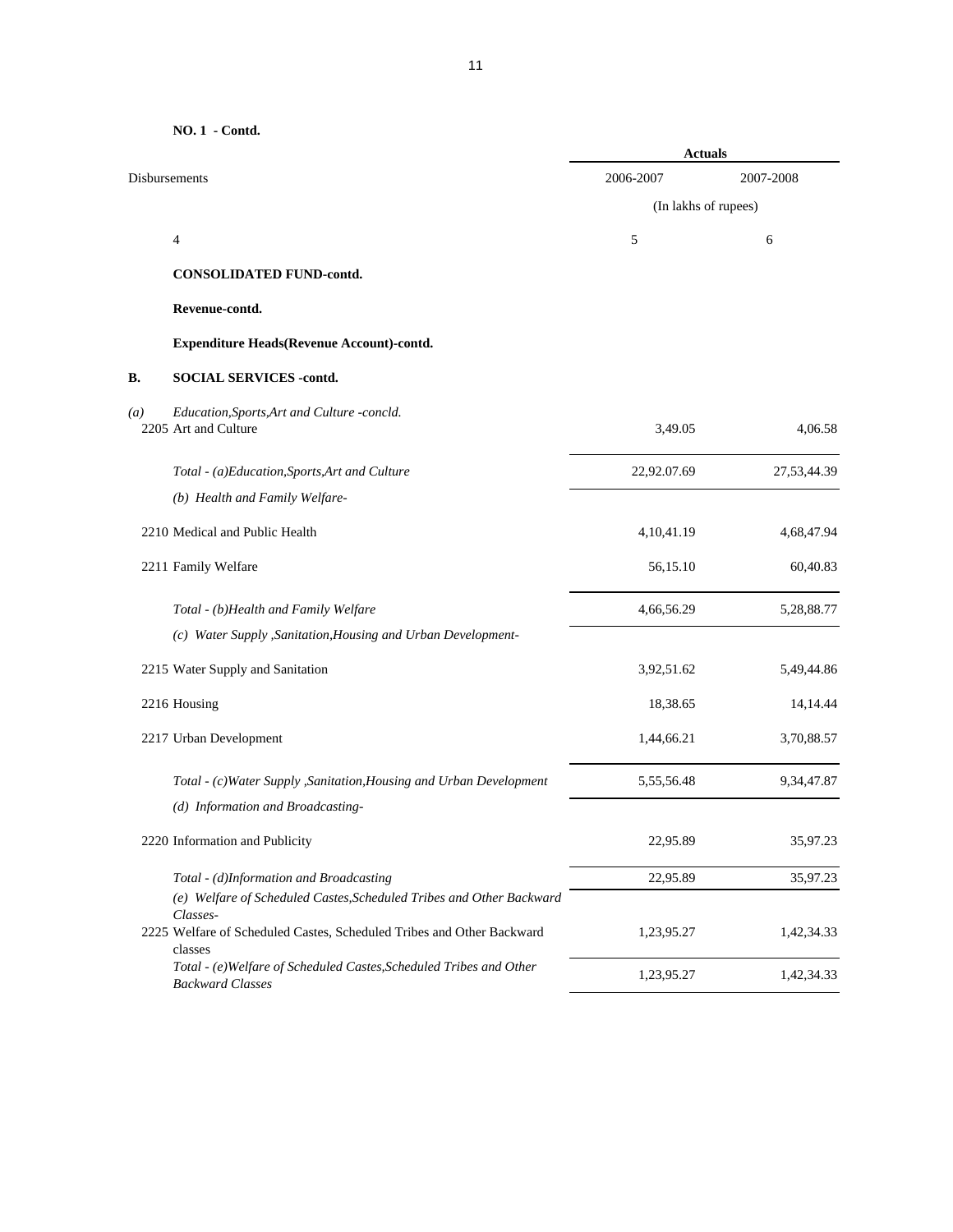**NO. 1 - Contd.**

| Disbursements | Actuals | |
|---|---|---|
| | 2006-2007 | 2007-2008 |
| | (In lakhs of rupees) | |
| 4 | 5 | 6 |
| **CONSOLIDATED FUND-contd.** | | |
| **Revenue-contd.** | | |
| **Expenditure Heads(Revenue Account)-contd.** | | |
| **B. SOCIAL SERVICES -contd.** | | |
| *(a) Education,Sports,Art and Culture -concld.* | | |
| 2205 Art and Culture | 3,49.05 | 4,06.58 |
| *Total - (a)Education,Sports,Art and Culture* | 22,92.07.69 | 27,53,44.39 |
| *(b) Health and Family Welfare-* | | |
| 2210 Medical and Public Health | 4,10,41.19 | 4,68,47.94 |
| 2211 Family Welfare | 56,15.10 | 60,40.83 |
| *Total - (b)Health and Family Welfare* | 4,66,56.29 | 5,28,88.77 |
| *(c) Water Supply ,Sanitation,Housing and Urban Development-* | | |
| 2215 Water Supply and Sanitation | 3,92,51.62 | 5,49,44.86 |
| 2216 Housing | 18,38.65 | 14,14.44 |
| 2217 Urban Development | 1,44,66.21 | 3,70,88.57 |
| *Total - (c)Water Supply ,Sanitation,Housing and Urban Development* | 5,55,56.48 | 9,34,47.87 |
| *(d) Information and Broadcasting-* | | |
| 2220 Information and Publicity | 22,95.89 | 35,97.23 |
| *Total - (d)Information and Broadcasting* | 22,95.89 | 35,97.23 |
| *(e) Welfare of Scheduled Castes,Scheduled Tribes and Other Backward Classes-* | | |
| 2225 Welfare of Scheduled Castes, Scheduled Tribes and Other Backward classes | 1,23,95.27 | 1,42,34.33 |
| *Total - (e)Welfare of Scheduled Castes,Scheduled Tribes and Other Backward Classes* | 1,23,95.27 | 1,42,34.33 |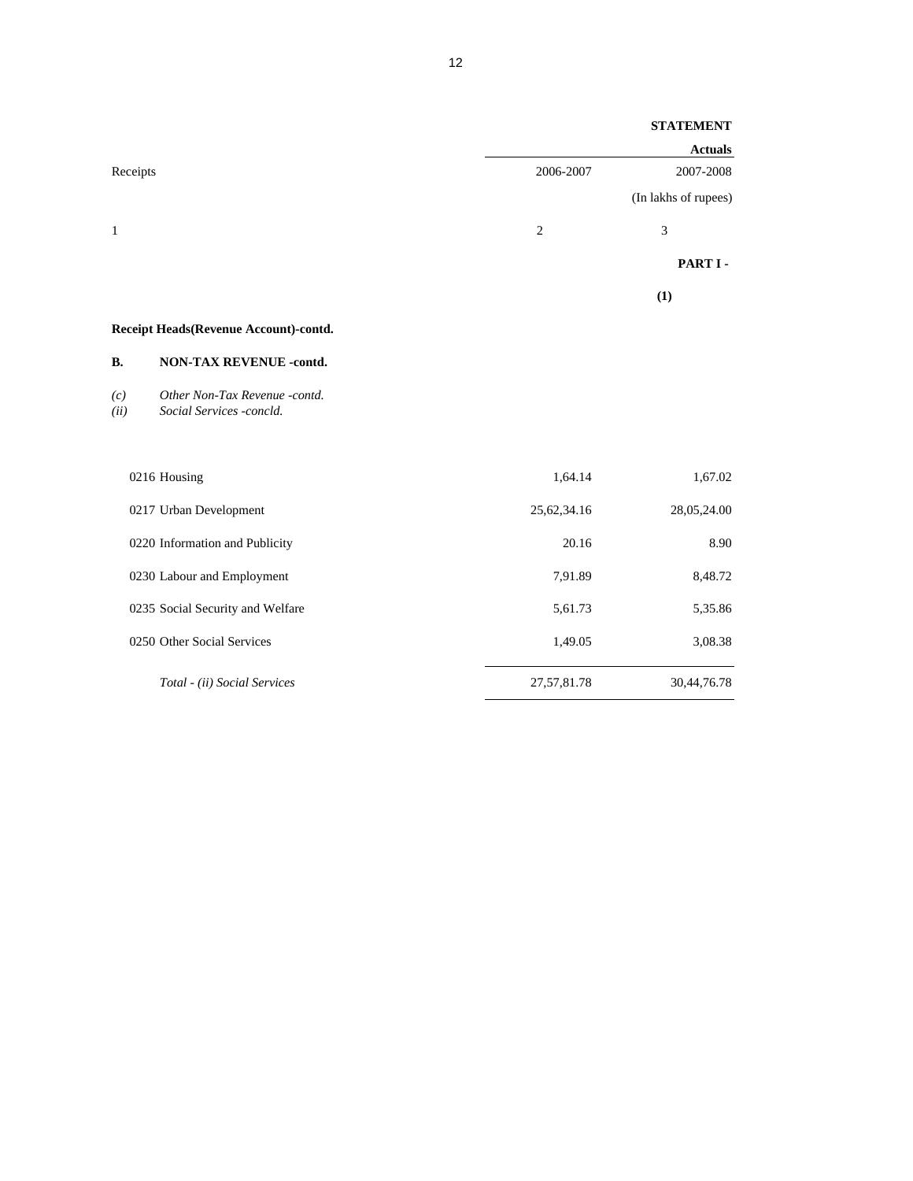**STATEMENT**

| Receipts | Actuals | |
|---|---|---|
| | 2006-2007 | 2007-2008 |
| | | (In lakhs of rupees) |
| 1 | 2 | 3 |

**PART I -**

**(1)**

**Receipt Heads(Revenue Account)-contd.**

**B. NON-TAX REVENUE -contd.**

*(c) Other Non-Tax Revenue -contd.*
*(ii) Social Services -concld.*

| Receipts | 2006-2007 | 2007-2008 |
|---|---|---|
| 0216 Housing | 1,64.14 | 1,67.02 |
| 0217 Urban Development | 25,62,34.16 | 28,05,24.00 |
| 0220 Information and Publicity | 20.16 | 8.90 |
| 0230 Labour and Employment | 7,91.89 | 8,48.72 |
| 0235 Social Security and Welfare | 5,61.73 | 5,35.86 |
| 0250 Other Social Services | 1,49.05 | 3,08.38 |
| *Total - (ii) Social Services* | 27,57,81.78 | 30,44,76.78 |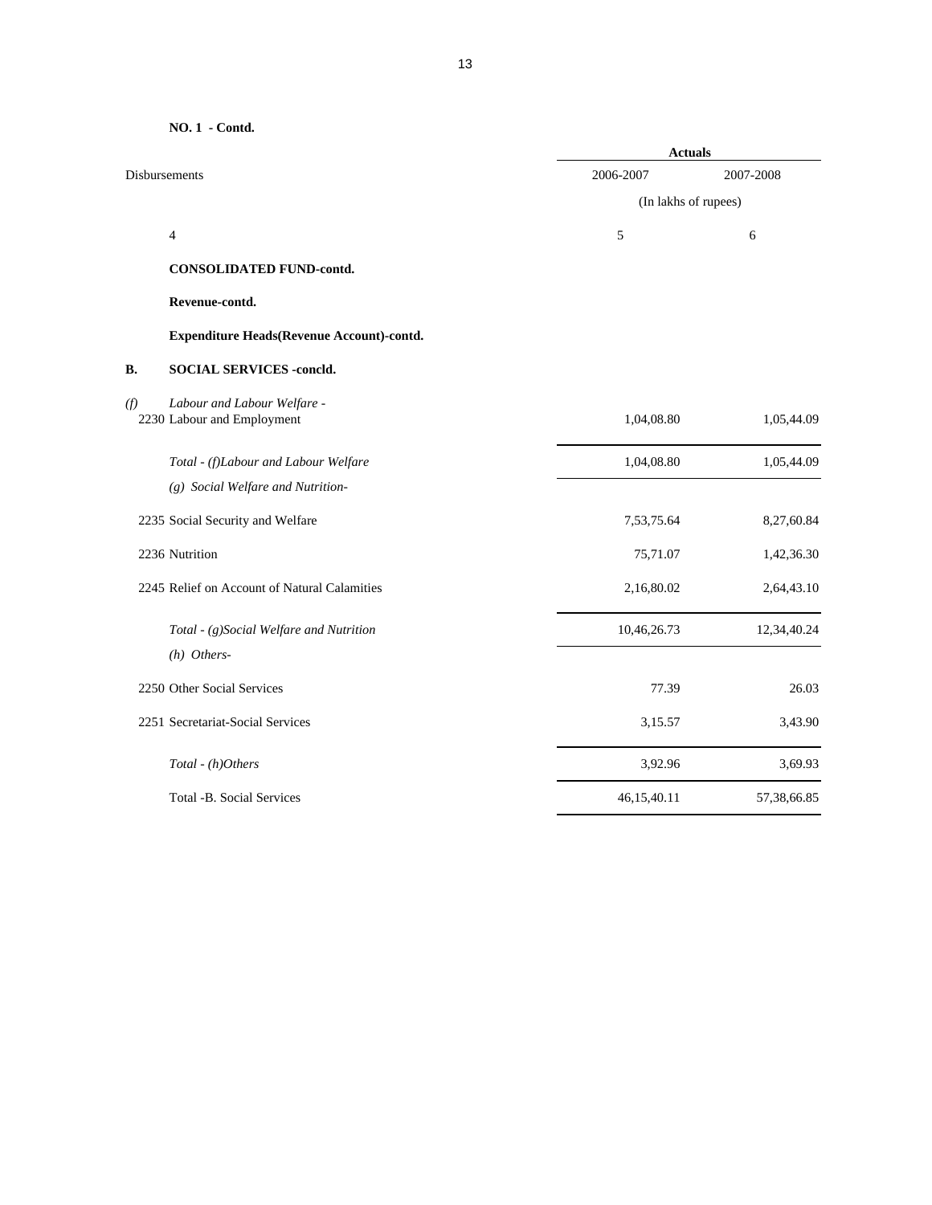**NO. 1 - Contd.**

| Disbursements | Actuals | |
|---|---|---|
| | 2006-2007 | 2007-2008 |
| | (In lakhs of rupees) | |
| 4 | 5 | 6 |
| **CONSOLIDATED FUND-contd.** | | |
| **Revenue-contd.** | | |
| **Expenditure Heads(Revenue Account)-contd.** | | |
| **B. SOCIAL SERVICES -concld.** | | |
| *(f) Labour and Labour Welfare -* | | |
| 2230 Labour and Employment | 1,04,08.80 | 1,05,44.09 |
| *Total - (f)Labour and Labour Welfare* | 1,04,08.80 | 1,05,44.09 |
| *(g) Social Welfare and Nutrition-* | | |
| 2235 Social Security and Welfare | 7,53,75.64 | 8,27,60.84 |
| 2236 Nutrition | 75,71.07 | 1,42,36.30 |
| 2245 Relief on Account of Natural Calamities | 2,16,80.02 | 2,64,43.10 |
| *Total - (g)Social Welfare and Nutrition* | 10,46,26.73 | 12,34,40.24 |
| *(h) Others-* | | |
| 2250 Other Social Services | 77.39 | 26.03 |
| 2251 Secretariat-Social Services | 3,15.57 | 3,43.90 |
| *Total - (h)Others* | 3,92.96 | 3,69.93 |
| Total -B. Social Services | 46,15,40.11 | 57,38,66.85 |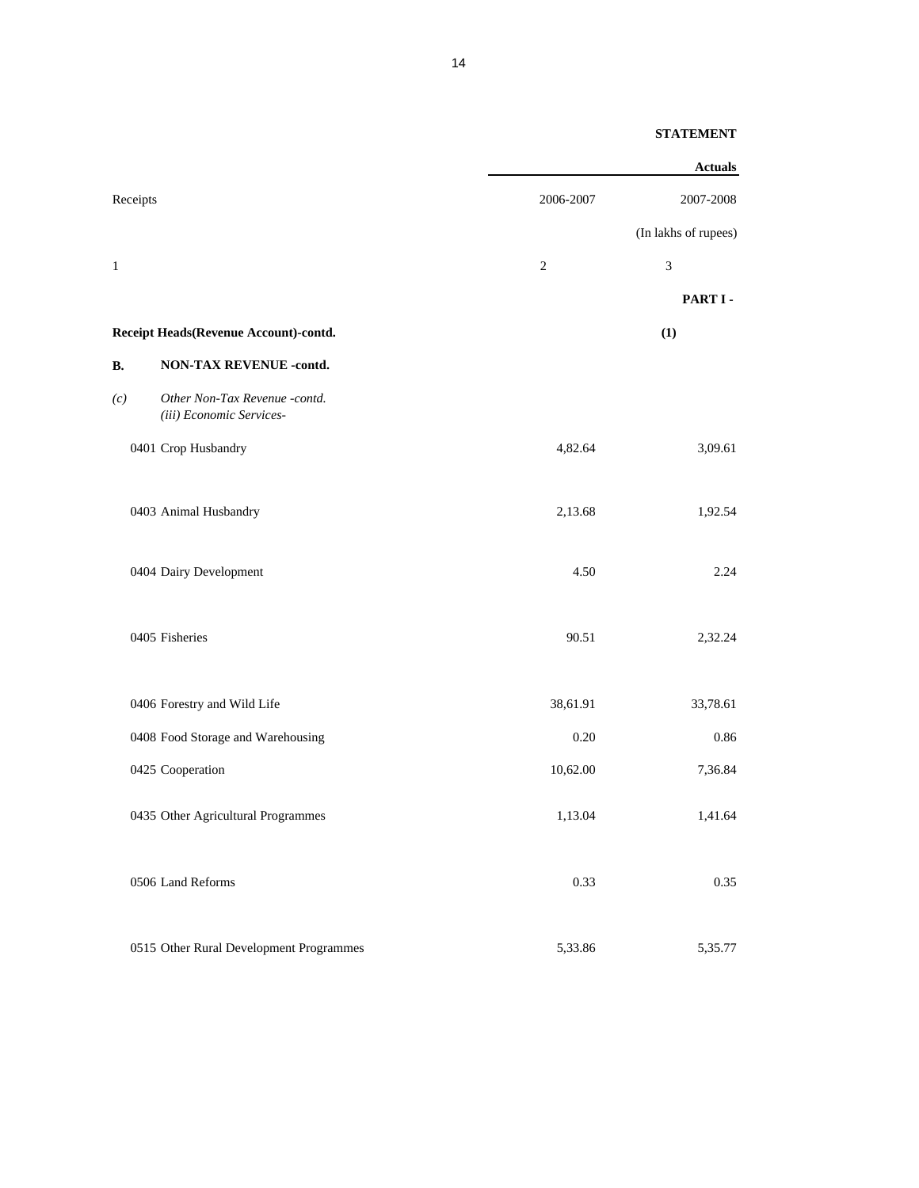**STATEMENT**

| Receipts | Actuals | |
|---|---|---|
| | 2006-2007 | 2007-2008 |
| | | (In lakhs of rupees) |
| 1 | 2 | 3 |
| | | **PART I -** |
| **Receipt Heads(Revenue Account)-contd.** | | **(1)** |
| **B. NON-TAX REVENUE -contd.** | | |
| *(c) Other Non-Tax Revenue -contd.* | | |
| *(iii) Economic Services-* | | |
| 0401 Crop Husbandry | 4,82.64 | 3,09.61 |
| 0403 Animal Husbandry | 2,13.68 | 1,92.54 |
| 0404 Dairy Development | 4.50 | 2.24 |
| 0405 Fisheries | 90.51 | 2,32.24 |
| 0406 Forestry and Wild Life | 38,61.91 | 33,78.61 |
| 0408 Food Storage and Warehousing | 0.20 | 0.86 |
| 0425 Cooperation | 10,62.00 | 7,36.84 |
| 0435 Other Agricultural Programmes | 1,13.04 | 1,41.64 |
| 0506 Land Reforms | 0.33 | 0.35 |
| 0515 Other Rural Development Programmes | 5,33.86 | 5,35.77 |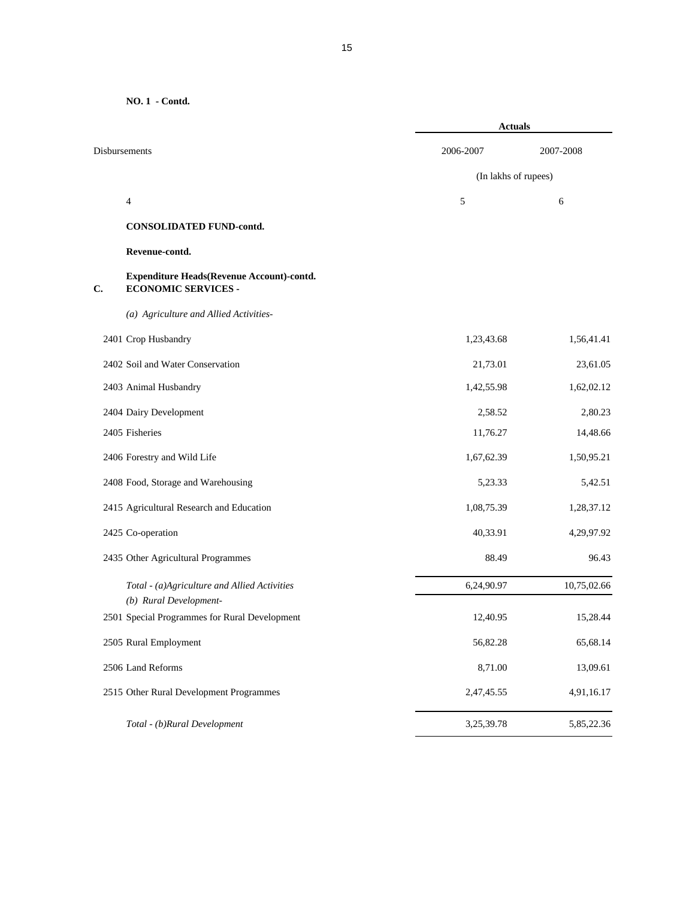**NO. 1 - Contd.**

| Disbursements | Actuals | |
|---|---|---|
| | 2006-2007 | 2007-2008 |
| | (In lakhs of rupees) | |
| 4 | 5 | 6 |
| **CONSOLIDATED FUND-contd.** | | |
| **Revenue-contd.** | | |
| **Expenditure Heads(Revenue Account)-contd.** | | |
| **C. ECONOMIC SERVICES -** | | |
| *(a) Agriculture and Allied Activities-* | | |
| 2401 Crop Husbandry | 1,23,43.68 | 1,56,41.41 |
| 2402 Soil and Water Conservation | 21,73.01 | 23,61.05 |
| 2403 Animal Husbandry | 1,42,55.98 | 1,62,02.12 |
| 2404 Dairy Development | 2,58.52 | 2,80.23 |
| 2405 Fisheries | 11,76.27 | 14,48.66 |
| 2406 Forestry and Wild Life | 1,67,62.39 | 1,50,95.21 |
| 2408 Food, Storage and Warehousing | 5,23.33 | 5,42.51 |
| 2415 Agricultural Research and Education | 1,08,75.39 | 1,28,37.12 |
| 2425 Co-operation | 40,33.91 | 4,29,97.92 |
| 2435 Other Agricultural Programmes | 88.49 | 96.43 |
| *Total - (a)Agriculture and Allied Activities* | 6,24,90.97 | 10,75,02.66 |
| *(b) Rural Development-* | | |
| 2501 Special Programmes for Rural Development | 12,40.95 | 15,28.44 |
| 2505 Rural Employment | 56,82.28 | 65,68.14 |
| 2506 Land Reforms | 8,71.00 | 13,09.61 |
| 2515 Other Rural Development Programmes | 2,47,45.55 | 4,91,16.17 |
| *Total - (b)Rural Development* | 3,25,39.78 | 5,85,22.36 |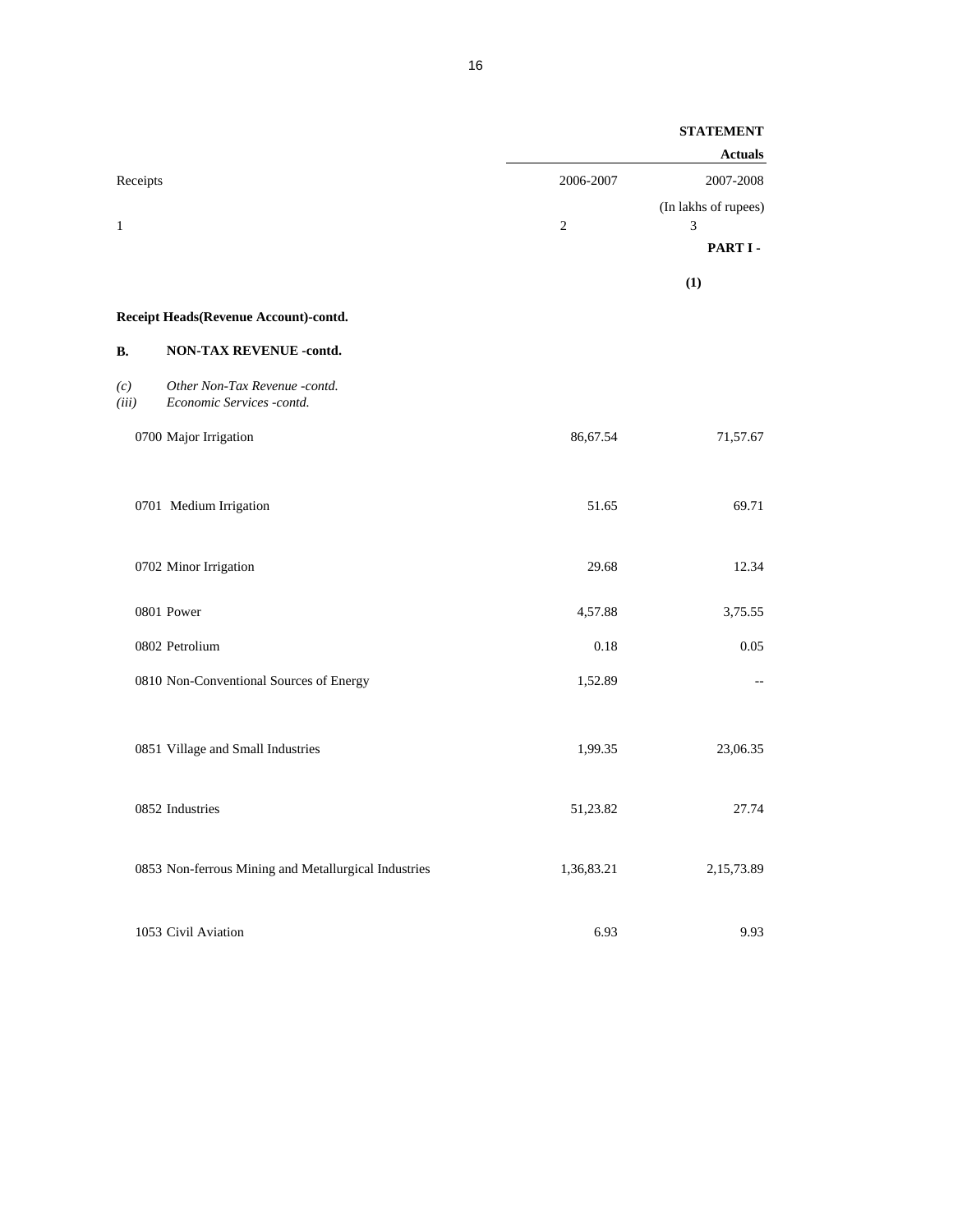**STATEMENT**

**PART I -**

**(1)**

| Receipts | Actuals 2006-2007 | 2007-2008 |
|---|---|---|
| | | (In lakhs of rupees) |
| 1 | 2 | 3 |
| **Receipt Heads(Revenue Account)-contd.** | | |
| **B. NON-TAX REVENUE -contd.** | | |
| *(c) Other Non-Tax Revenue -contd.* | | |
| *(iii) Economic Services -contd.* | | |
| 0700 Major Irrigation | 86,67.54 | 71,57.67 |
| 0701 Medium Irrigation | 51.65 | 69.71 |
| 0702 Minor Irrigation | 29.68 | 12.34 |
| 0801 Power | 4,57.88 | 3,75.55 |
| 0802 Petrolium | 0.18 | 0.05 |
| 0810 Non-Conventional Sources of Energy | 1,52.89 | -- |
| 0851 Village and Small Industries | 1,99.35 | 23,06.35 |
| 0852 Industries | 51,23.82 | 27.74 |
| 0853 Non-ferrous Mining and Metallurgical Industries | 1,36,83.21 | 2,15,73.89 |
| 1053 Civil Aviation | 6.93 | 9.93 |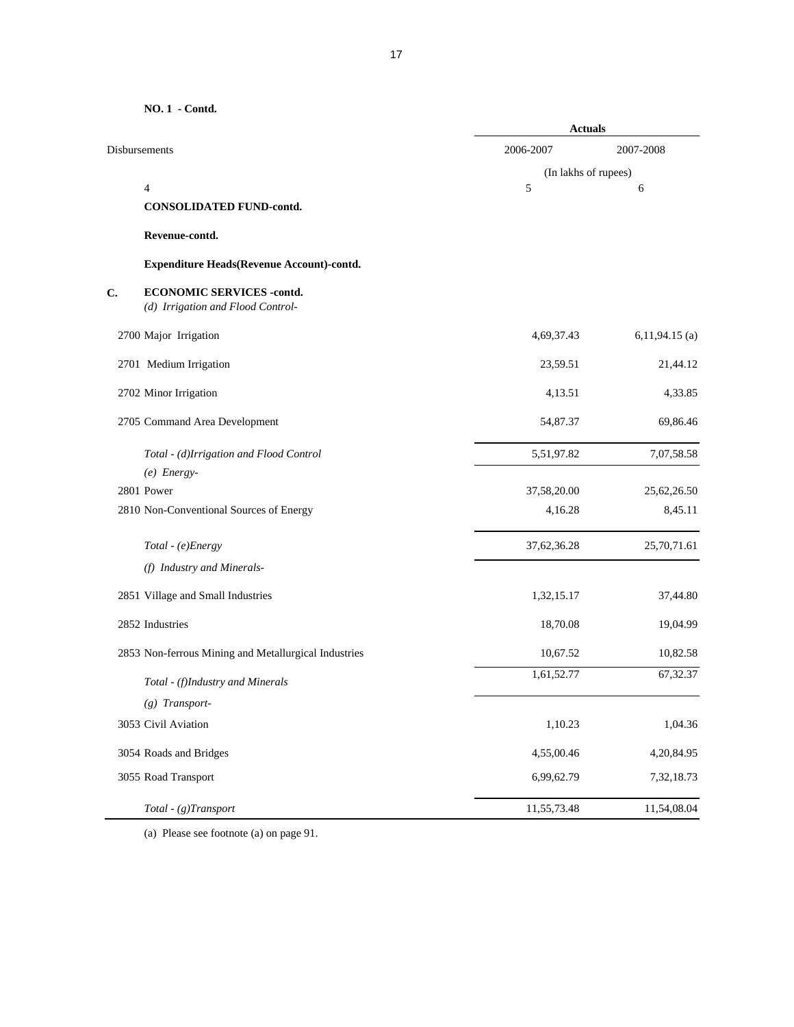**NO. 1 - Contd.**

| Disbursements | Actuals | |
|---|---|---|
| | 2006-2007 | 2007-2008 |
| | (In lakhs of rupees) | |
| 4 | 5 | 6 |
| **CONSOLIDATED FUND-contd.** | | |
| **Revenue-contd.** | | |
| **Expenditure Heads(Revenue Account)-contd.** | | |
| **C. ECONOMIC SERVICES -contd.** | | |
| *(d) Irrigation and Flood Control-* | | |
| 2700 Major Irrigation | 4,69,37.43 | 6,11,94.15 (a) |
| 2701 Medium Irrigation | 23,59.51 | 21,44.12 |
| 2702 Minor Irrigation | 4,13.51 | 4,33.85 |
| 2705 Command Area Development | 54,87.37 | 69,86.46 |
| *Total - (d)Irrigation and Flood Control* | 5,51,97.82 | 7,07,58.58 |
| *(e) Energy-* | | |
| 2801 Power | 37,58,20.00 | 25,62,26.50 |
| 2810 Non-Conventional Sources of Energy | 4,16.28 | 8,45.11 |
| *Total - (e)Energy* | 37,62,36.28 | 25,70,71.61 |
| *(f) Industry and Minerals-* | | |
| 2851 Village and Small Industries | 1,32,15.17 | 37,44.80 |
| 2852 Industries | 18,70.08 | 19,04.99 |
| 2853 Non-ferrous Mining and Metallurgical Industries | 10,67.52 | 10,82.58 |
| *Total - (f)Industry and Minerals* | 1,61,52.77 | 67,32.37 |
| *(g) Transport-* | | |
| 3053 Civil Aviation | 1,10.23 | 1,04.36 |
| 3054 Roads and Bridges | 4,55,00.46 | 4,20,84.95 |
| 3055 Road Transport | 6,99,62.79 | 7,32,18.73 |
| *Total - (g)Transport* | 11,55,73.48 | 11,54,08.04 |

(a) Please see footnote (a) on page 91.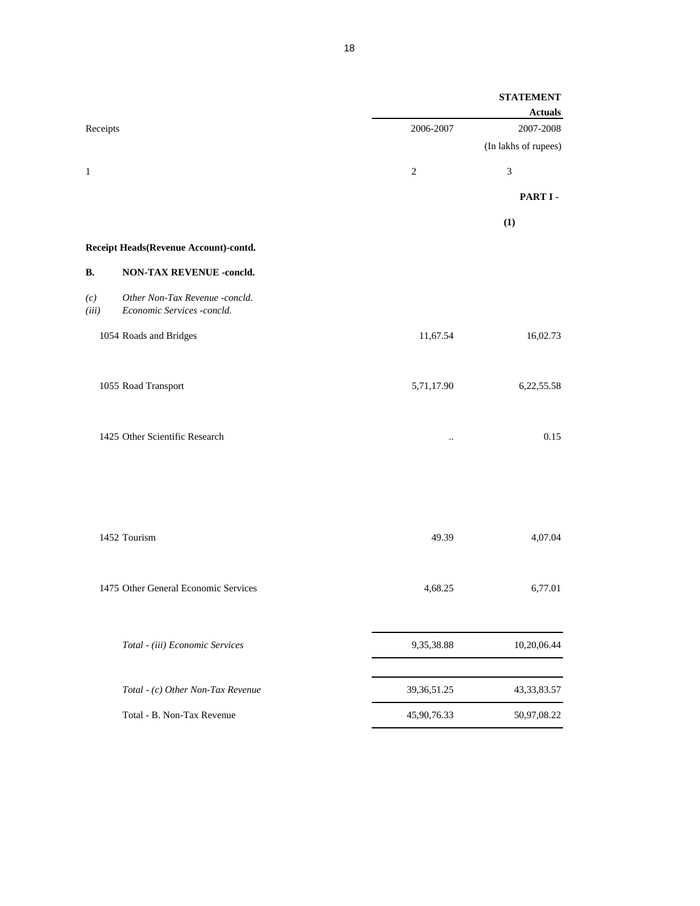**STATEMENT**

**PART I -**

**(1)**

| Receipts | | Actuals 2006-2007 | 2007-2008 (In lakhs of rupees) |
|---|---|---|---|
| 1 | | 2 | 3 |
| **Receipt Heads(Revenue Account)-contd.** | | | |
| **B.** | **NON-TAX REVENUE -concld.** | | |
| *(c)* | *Other Non-Tax Revenue -concld.* | | |
| *(iii)* | *Economic Services -concld.* | | |
| 1054 Roads and Bridges | | 11,67.54 | 16,02.73 |
| 1055 Road Transport | | 5,71,17.90 | 6,22,55.58 |
| 1425 Other Scientific Research | | .. | 0.15 |
| 1452 Tourism | | 49.39 | 4,07.04 |
| 1475 Other General Economic Services | | 4,68.25 | 6,77.01 |
| | *Total - (iii) Economic Services* | 9,35,38.88 | 10,20,06.44 |
| | *Total - (c) Other Non-Tax Revenue* | 39,36,51.25 | 43,33,83.57 |
| | Total - B. Non-Tax Revenue | 45,90,76.33 | 50,97,08.22 |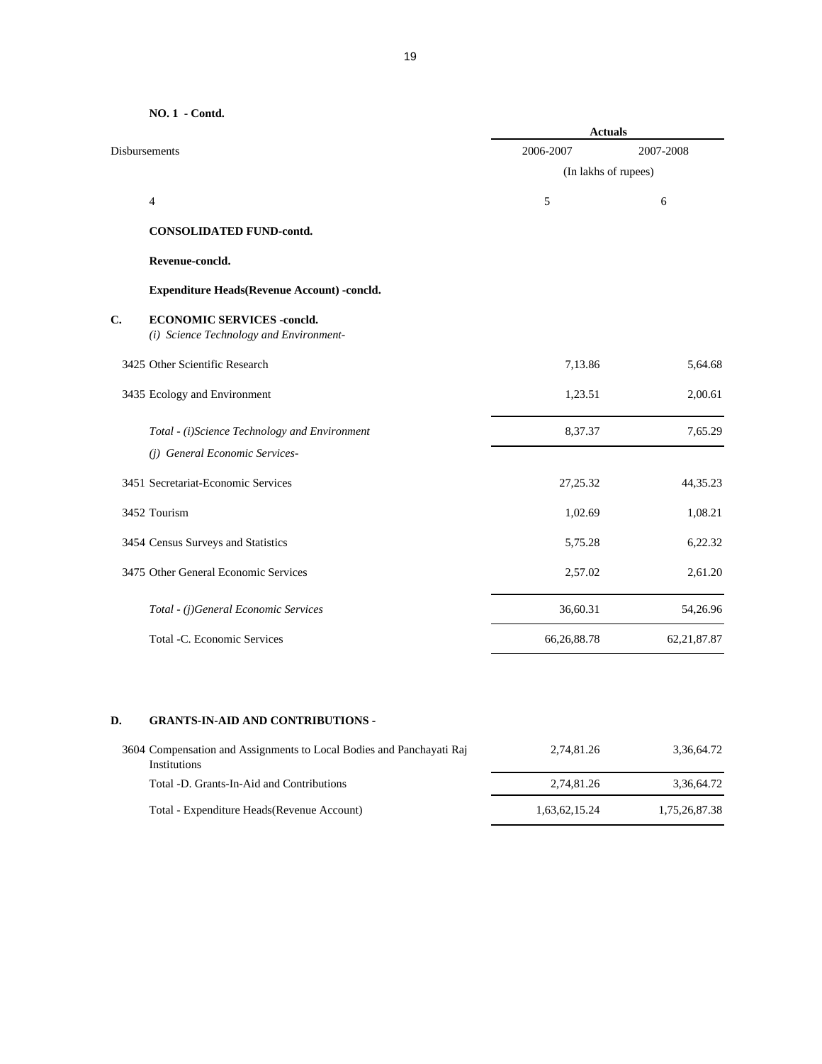**NO. 1 - Contd.**

| Disbursements | Actuals | |
|---|---|---|
| | 2006-2007 | 2007-2008 |
| | (In lakhs of rupees) | |
| 4 | 5 | 6 |
| **CONSOLIDATED FUND-contd.** | | |
| **Revenue-concld.** | | |
| **Expenditure Heads(Revenue Account) -concld.** | | |
| **C. ECONOMIC SERVICES -concld.** | | |
| *(i) Science Technology and Environment-* | | |
| 3425 Other Scientific Research | 7,13.86 | 5,64.68 |
| 3435 Ecology and Environment | 1,23.51 | 2,00.61 |
| *Total - (i)Science Technology and Environment* | 8,37.37 | 7,65.29 |
| *(j) General Economic Services-* | | |
| 3451 Secretariat-Economic Services | 27,25.32 | 44,35.23 |
| 3452 Tourism | 1,02.69 | 1,08.21 |
| 3454 Census Surveys and Statistics | 5,75.28 | 6,22.32 |
| 3475 Other General Economic Services | 2,57.02 | 2,61.20 |
| *Total - (j)General Economic Services* | 36,60.31 | 54,26.96 |
| Total -C. Economic Services | 66,26,88.78 | 62,21,87.87 |
| **D. GRANTS-IN-AID AND CONTRIBUTIONS -** | | |
| 3604 Compensation and Assignments to Local Bodies and Panchayati Raj Institutions | 2,74,81.26 | 3,36,64.72 |
| Total -D. Grants-In-Aid and Contributions | 2,74,81.26 | 3,36,64.72 |
| Total - Expenditure Heads(Revenue Account) | 1,63,62,15.24 | 1,75,26,87.38 |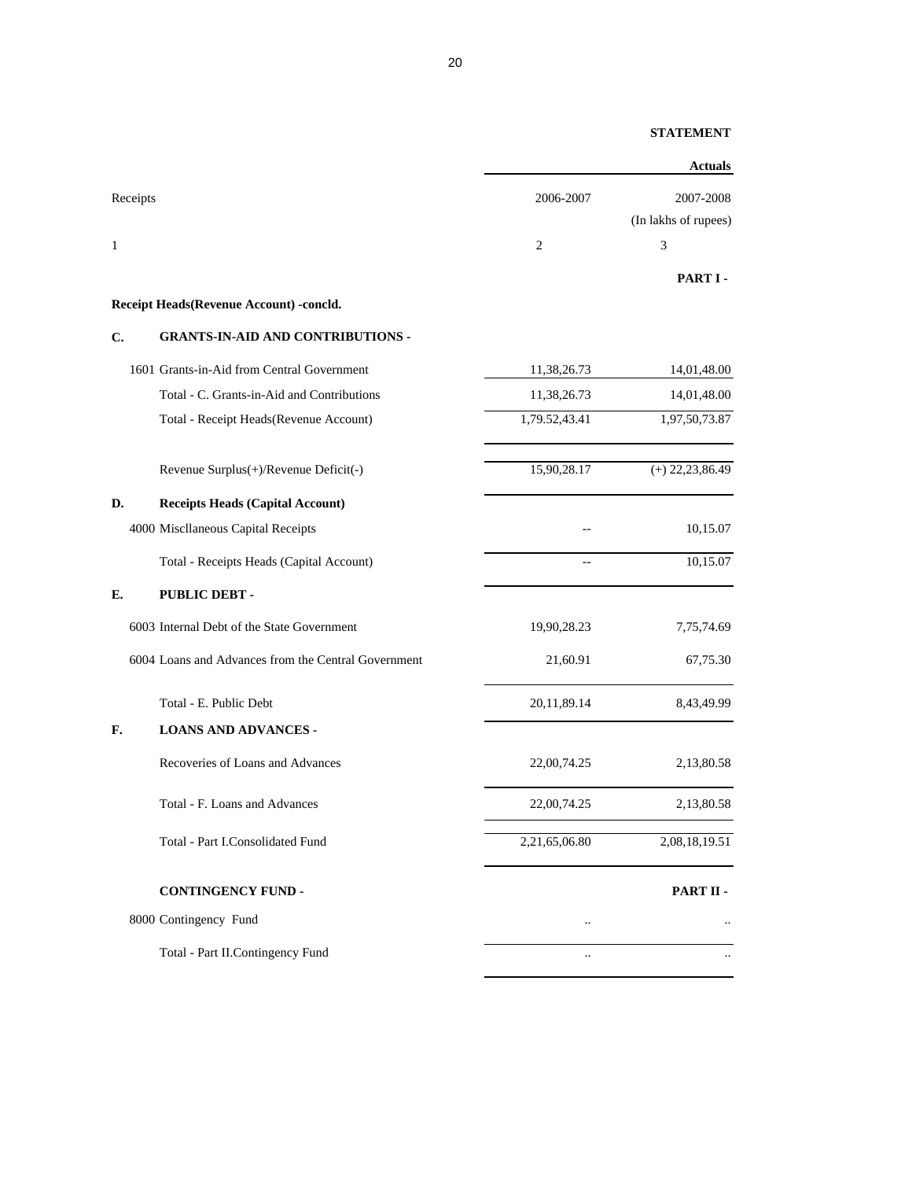**STATEMENT**

| Receipts | Actuals 2006-2007 | 2007-2008 (In lakhs of rupees) |
|---|---|---|
| 1 | 2 | 3 |
| | | **PART I -** |
| **Receipt Heads(Revenue Account) -concld.** | | |
| **C. GRANTS-IN-AID AND CONTRIBUTIONS -** | | |
| 1601 Grants-in-Aid from Central Government | 11,38,26.73 | 14,01,48.00 |
| Total - C. Grants-in-Aid and Contributions | 11,38,26.73 | 14,01,48.00 |
| Total - Receipt Heads(Revenue Account) | 1,79.52,43.41 | 1,97,50,73.87 |
| Revenue Surplus(+)/Revenue Deficit(-) | 15,90,28.17 | (+) 22,23,86.49 |
| **D. Receipts Heads (Capital Account)** | | |
| 4000 Miscllaneous Capital Receipts | -- | 10,15.07 |
| Total - Receipts Heads (Capital Account) | -- | 10,15.07 |
| **E. PUBLIC DEBT -** | | |
| 6003 Internal Debt of the State Government | 19,90,28.23 | 7,75,74.69 |
| 6004 Loans and Advances from the Central Government | 21,60.91 | 67,75.30 |
| Total - E. Public Debt | 20,11,89.14 | 8,43,49.99 |
| **F. LOANS AND ADVANCES -** | | |
| Recoveries of Loans and Advances | 22,00,74.25 | 2,13,80.58 |
| Total - F. Loans and Advances | 22,00,74.25 | 2,13,80.58 |
| Total - Part I.Consolidated Fund | 2,21,65,06.80 | 2,08,18,19.51 |
| **CONTINGENCY FUND -** | | **PART II -** |
| 8000 Contingency Fund | .. | .. |
| Total - Part II.Contingency Fund | .. | .. |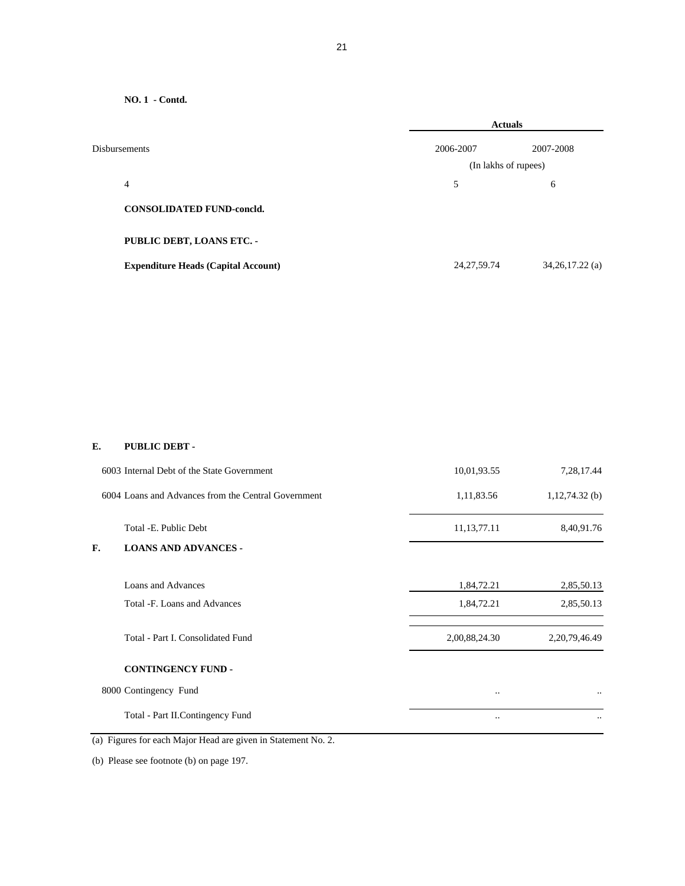**NO. 1 - Contd.**

| Disbursements | Actuals | |
|---|---|---|
| | 2006-2007 | 2007-2008 |
| | (In lakhs of rupees) | |
| 4 | 5 | 6 |
| **CONSOLIDATED FUND-concld.** | | |
| **PUBLIC DEBT, LOANS ETC. -** | | |
| **Expenditure Heads (Capital Account)** | 24,27,59.74 | 34,26,17.22 (a) |
| **E. PUBLIC DEBT -** | | |
| 6003 Internal Debt of the State Government | 10,01,93.55 | 7,28,17.44 |
| 6004 Loans and Advances from the Central Government | 1,11,83.56 | 1,12,74.32 (b) |
| Total -E. Public Debt | 11,13,77.11 | 8,40,91.76 |
| **F. LOANS AND ADVANCES -** | | |
| Loans and Advances | 1,84,72.21 | 2,85,50.13 |
| Total -F. Loans and Advances | 1,84,72.21 | 2,85,50.13 |
| Total - Part I. Consolidated Fund | 2,00,88,24.30 | 2,20,79,46.49 |
| **CONTINGENCY FUND -** | | |
| 8000 Contingency Fund | .. | .. |
| Total - Part II.Contingency Fund | .. | .. |

(a) Figures for each Major Head are given in Statement No. 2.

(b) Please see footnote (b) on page 197.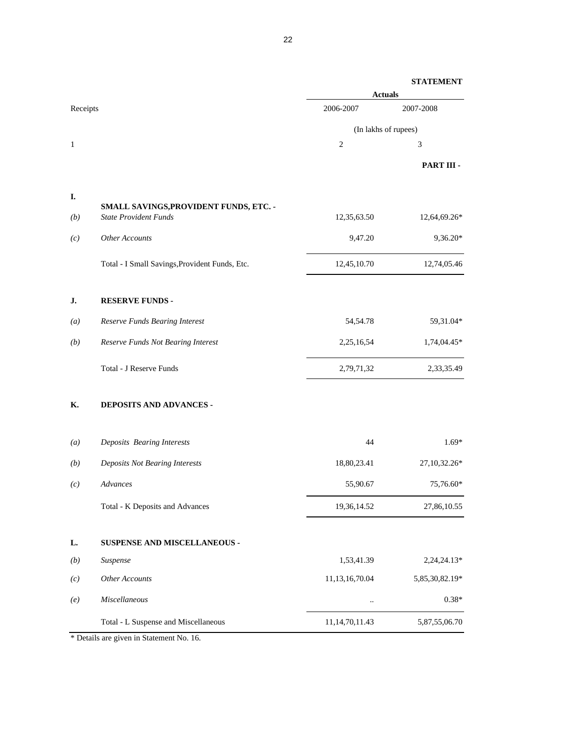**STATEMENT**

| Receipts | | Actuals 2006-2007 | 2007-2008 |
|---|---|---|---|
| | | (In lakhs of rupees) | |
| 1 | | 2 | 3 |
| | | | **PART III -** |
| **I.** | **SMALL SAVINGS,PROVIDENT FUNDS, ETC. -** | | |
| *(b)* | *State Provident Funds* | 12,35,63.50 | 12,64,69.26* |
| *(c)* | *Other Accounts* | 9,47.20 | 9,36.20* |
| | Total - I Small Savings,Provident Funds, Etc. | 12,45,10.70 | 12,74,05.46 |
| **J.** | **RESERVE FUNDS -** | | |
| *(a)* | *Reserve Funds Bearing Interest* | 54,54.78 | 59,31.04* |
| *(b)* | *Reserve Funds Not Bearing Interest* | 2,25,16,54 | 1,74,04.45* |
| | Total - J Reserve Funds | 2,79,71,32 | 2,33,35.49 |
| **K.** | **DEPOSITS AND ADVANCES -** | | |
| *(a)* | *Deposits Bearing Interests* | 44 | 1.69* |
| *(b)* | *Deposits Not Bearing Interests* | 18,80,23.41 | 27,10,32.26* |
| *(c)* | *Advances* | 55,90.67 | 75,76.60* |
| | Total - K Deposits and Advances | 19,36,14.52 | 27,86,10.55 |
| **L.** | **SUSPENSE AND MISCELLANEOUS -** | | |
| *(b)* | *Suspense* | 1,53,41.39 | 2,24,24.13* |
| *(c)* | *Other Accounts* | 11,13,16,70.04 | 5,85,30,82.19* |
| *(e)* | *Miscellaneous* | .. | 0.38* |
| | Total - L Suspense and Miscellaneous | 11,14,70,11.43 | 5,87,55,06.70 |

* Details are given in Statement No. 16.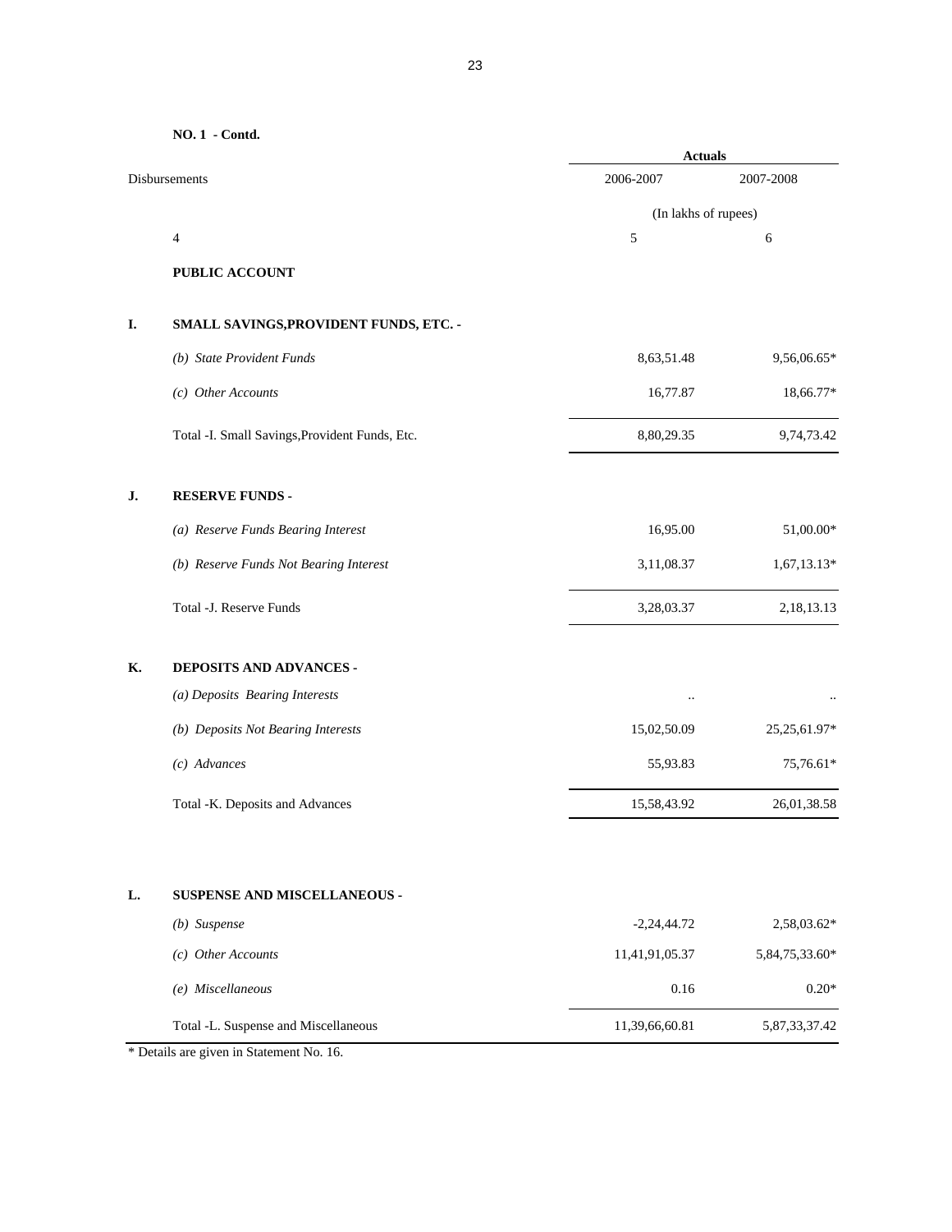**NO. 1 - Contd.**

| Disbursements | | Actuals | |
|---|---|---|---|
| | | 2006-2007 | 2007-2008 |
| | | (In lakhs of rupees) | |
| | 4 | 5 | 6 |
| | **PUBLIC ACCOUNT** | | |
| **I.** | **SMALL SAVINGS,PROVIDENT FUNDS, ETC. -** | | |
| | *(b) State Provident Funds* | 8,63,51.48 | 9,56,06.65* |
| | *(c) Other Accounts* | 16,77.87 | 18,66.77* |
| | Total -I. Small Savings,Provident Funds, Etc. | 8,80,29.35 | 9,74,73.42 |
| **J.** | **RESERVE FUNDS -** | | |
| | *(a) Reserve Funds Bearing Interest* | 16,95.00 | 51,00.00* |
| | *(b) Reserve Funds Not Bearing Interest* | 3,11,08.37 | 1,67,13.13* |
| | Total -J. Reserve Funds | 3,28,03.37 | 2,18,13.13 |
| **K.** | **DEPOSITS AND ADVANCES -** | | |
| | *(a) Deposits Bearing Interests* | .. | .. |
| | *(b) Deposits Not Bearing Interests* | 15,02,50.09 | 25,25,61.97* |
| | *(c) Advances* | 55,93.83 | 75,76.61* |
| | Total -K. Deposits and Advances | 15,58,43.92 | 26,01,38.58 |
| **L.** | **SUSPENSE AND MISCELLANEOUS -** | | |
| | *(b) Suspense* | -2,24,44.72 | 2,58,03.62* |
| | *(c) Other Accounts* | 11,41,91,05.37 | 5,84,75,33.60* |
| | *(e) Miscellaneous* | 0.16 | 0.20* |
| | Total -L. Suspense and Miscellaneous | 11,39,66,60.81 | 5,87,33,37.42 |

* Details are given in Statement No. 16.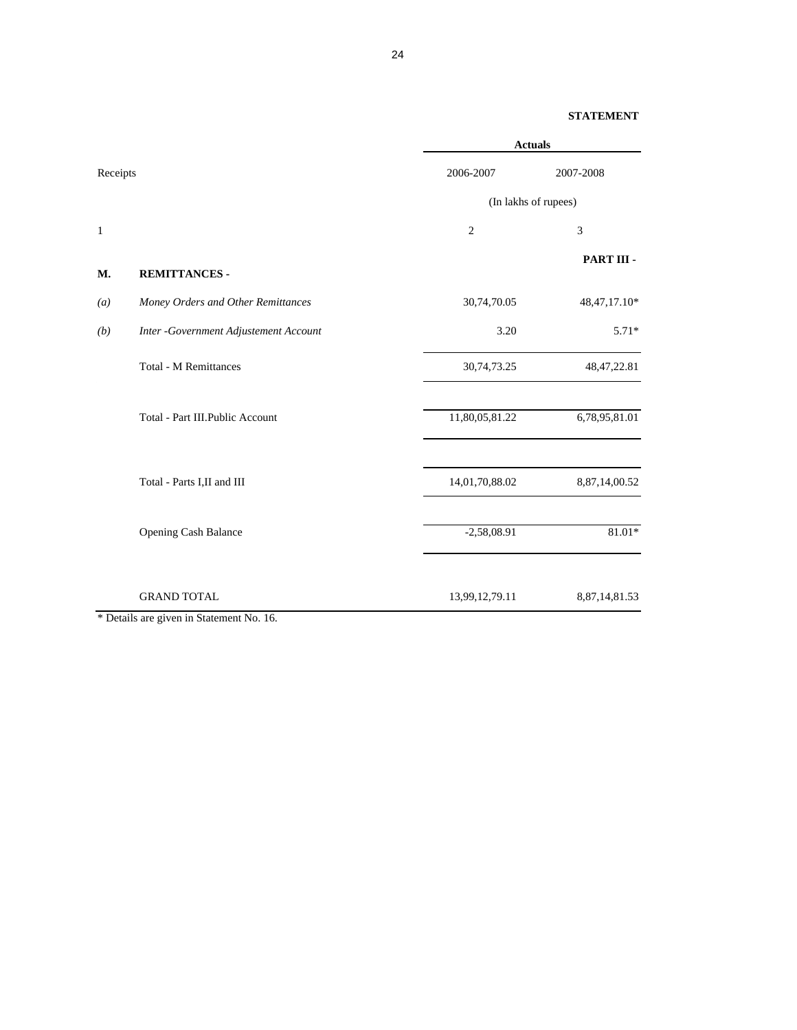**STATEMENT**

| Receipts | | Actuals 2006-2007 | Actuals 2007-2008 |
|---|---|---|---|
| | | (In lakhs of rupees) | |
| 1 | | 2 | 3 |
| | | | **PART III -** |
| **M.** | **REMITTANCES -** | | |
| *(a)* | *Money Orders and Other Remittances* | 30,74,70.05 | 48,47,17.10* |
| *(b)* | *Inter -Government Adjustement Account* | 3.20 | 5.71* |
| | Total - M Remittances | 30,74,73.25 | 48,47,22.81 |
| | Total - Part III.Public Account | 11,80,05,81.22 | 6,78,95,81.01 |
| | Total - Parts I,II and III | 14,01,70,88.02 | 8,87,14,00.52 |
| | Opening Cash Balance | -2,58,08.91 | 81.01* |
| | GRAND TOTAL | 13,99,12,79.11 | 8,87,14,81.53 |

* Details are given in Statement No. 16.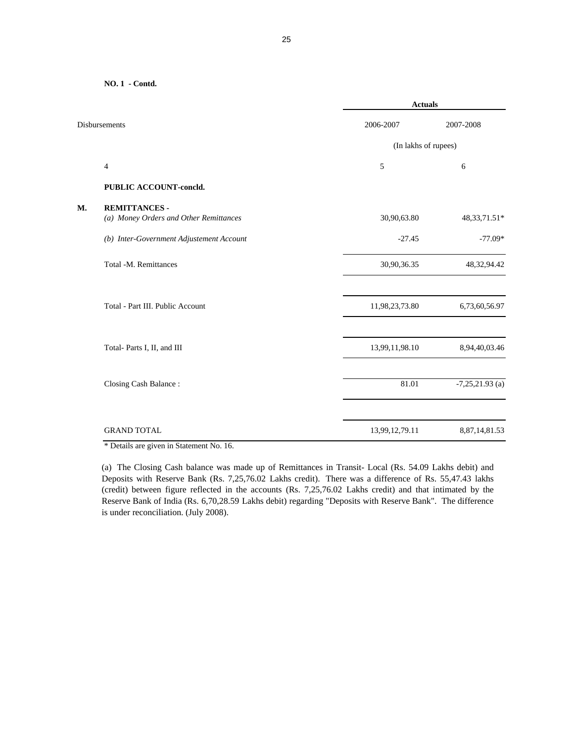**NO. 1 - Contd.**

| | Disbursements | Actuals | |
|---|---|---|---|
| | | 2006-2007 | 2007-2008 |
| | | (In lakhs of rupees) | |
| | 4 | 5 | 6 |
| | **PUBLIC ACCOUNT-concld.** | | |
| **M.** | **REMITTANCES -** | | |
| | *(a) Money Orders and Other Remittances* | 30,90,63.80 | 48,33,71.51* |
| | *(b) Inter-Government Adjustement Account* | -27.45 | -77.09* |
| | Total -M. Remittances | 30,90,36.35 | 48,32,94.42 |
| | Total - Part III. Public Account | 11,98,23,73.80 | 6,73,60,56.97 |
| | Total- Parts I, II, and III | 13,99,11,98.10 | 8,94,40,03.46 |
| | Closing Cash Balance : | 81.01 | -7,25,21.93 (a) |
| | GRAND TOTAL | 13,99,12,79.11 | 8,87,14,81.53 |

* Details are given in Statement No. 16.

(a) The Closing Cash balance was made up of Remittances in Transit- Local (Rs. 54.09 Lakhs debit) and Deposits with Reserve Bank (Rs. 7,25,76.02 Lakhs credit). There was a difference of Rs. 55,47.43 lakhs (credit) between figure reflected in the accounts (Rs. 7,25,76.02 Lakhs credit) and that intimated by the Reserve Bank of India (Rs. 6,70,28.59 Lakhs debit) regarding "Deposits with Reserve Bank". The difference is under reconciliation. (July 2008).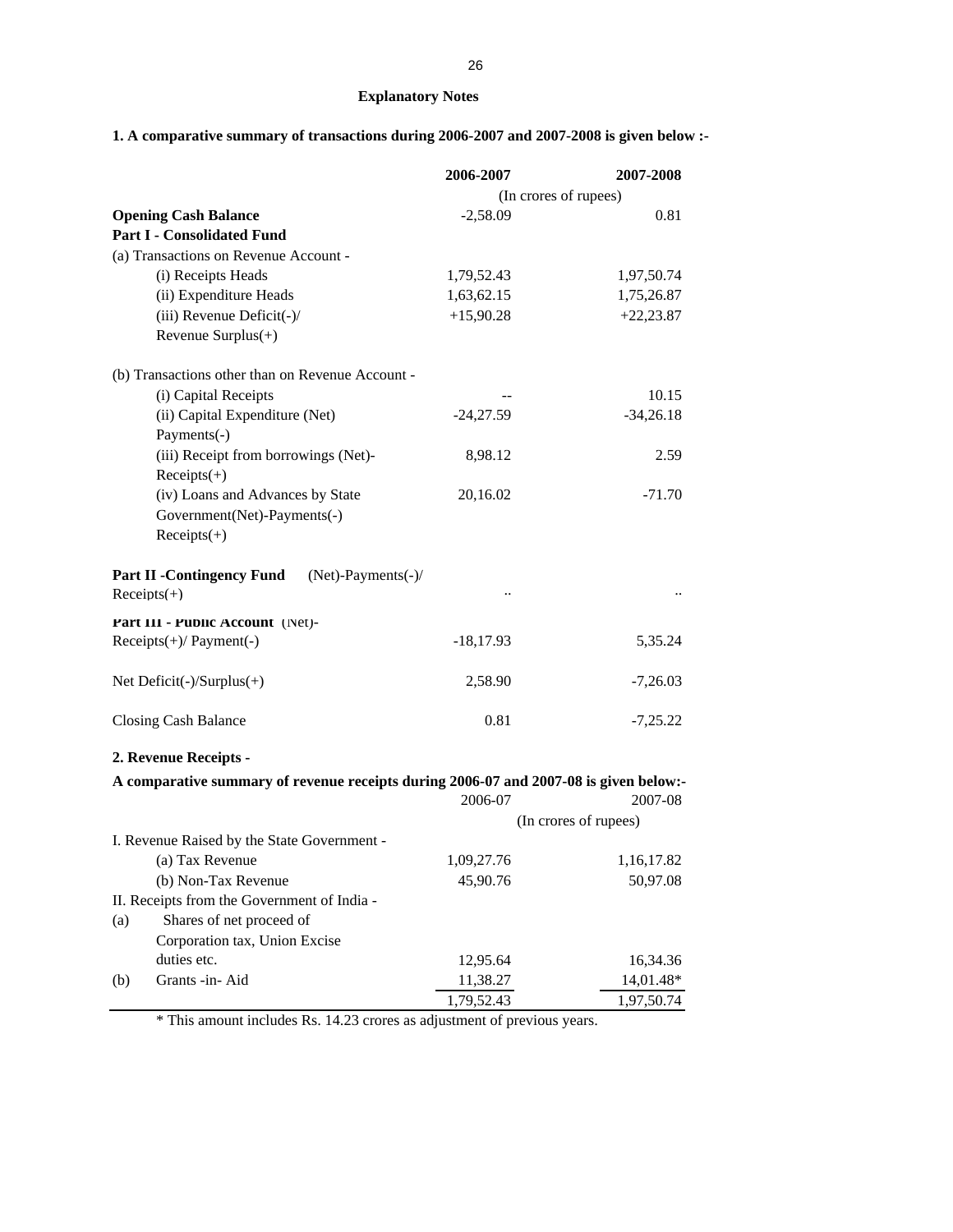## Explanatory Notes

**1. A comparative summary of transactions during 2006-2007 and 2007-2008 is given below :-**

| | 2006-2007 | 2007-2008 |
|---|---|---|
| | (In crores of rupees) | |
| **Opening Cash Balance** | -2,58.09 | 0.81 |
| **Part I - Consolidated Fund** | | |
| (a) Transactions on Revenue Account - | | |
| (i) Receipts Heads | 1,79,52.43 | 1,97,50.74 |
| (ii) Expenditure Heads | 1,63,62.15 | 1,75,26.87 |
| (iii) Revenue Deficit(-)/ Revenue Surplus(+) | +15,90.28 | +22,23.87 |
| (b) Transactions other than on Revenue Account - | | |
| (i) Capital Receipts | -- | 10.15 |
| (ii) Capital Expenditure (Net) Payments(-) | -24,27.59 | -34,26.18 |
| (iii) Receipt from borrowings (Net)- Receipts(+) | 8,98.12 | 2.59 |
| (iv) Loans and Advances by State Government(Net)-Payments(-) Receipts(+) | 20,16.02 | -71.70 |
| **Part II -Contingency Fund** (Net)-Payments(-)/ Receipts(+) | .. | .. |
| **Part III - Public Account** (Net)- Receipts(+)/ Payment(-) | -18,17.93 | 5,35.24 |
| Net Deficit(-)/Surplus(+) | 2,58.90 | -7,26.03 |
| Closing Cash Balance | 0.81 | -7,25.22 |

**2. Revenue Receipts -**

**A comparative summary of revenue receipts during 2006-07 and 2007-08 is given below:-**

| | 2006-07 | 2007-08 |
|---|---|---|
| | (In crores of rupees) | |
| I. Revenue Raised by the State Government - | | |
| (a) Tax Revenue | 1,09,27.76 | 1,16,17.82 |
| (b) Non-Tax Revenue | 45,90.76 | 50,97.08 |
| II. Receipts from the Government of India - | | |
| (a) Shares of net proceed of Corporation tax, Union Excise duties etc. | 12,95.64 | 16,34.36 |
| (b) Grants -in- Aid | 11,38.27 | 14,01.48* |
| | 1,79,52.43 | 1,97,50.74 |

\* This amount includes Rs. 14.23 crores as adjustment of previous years.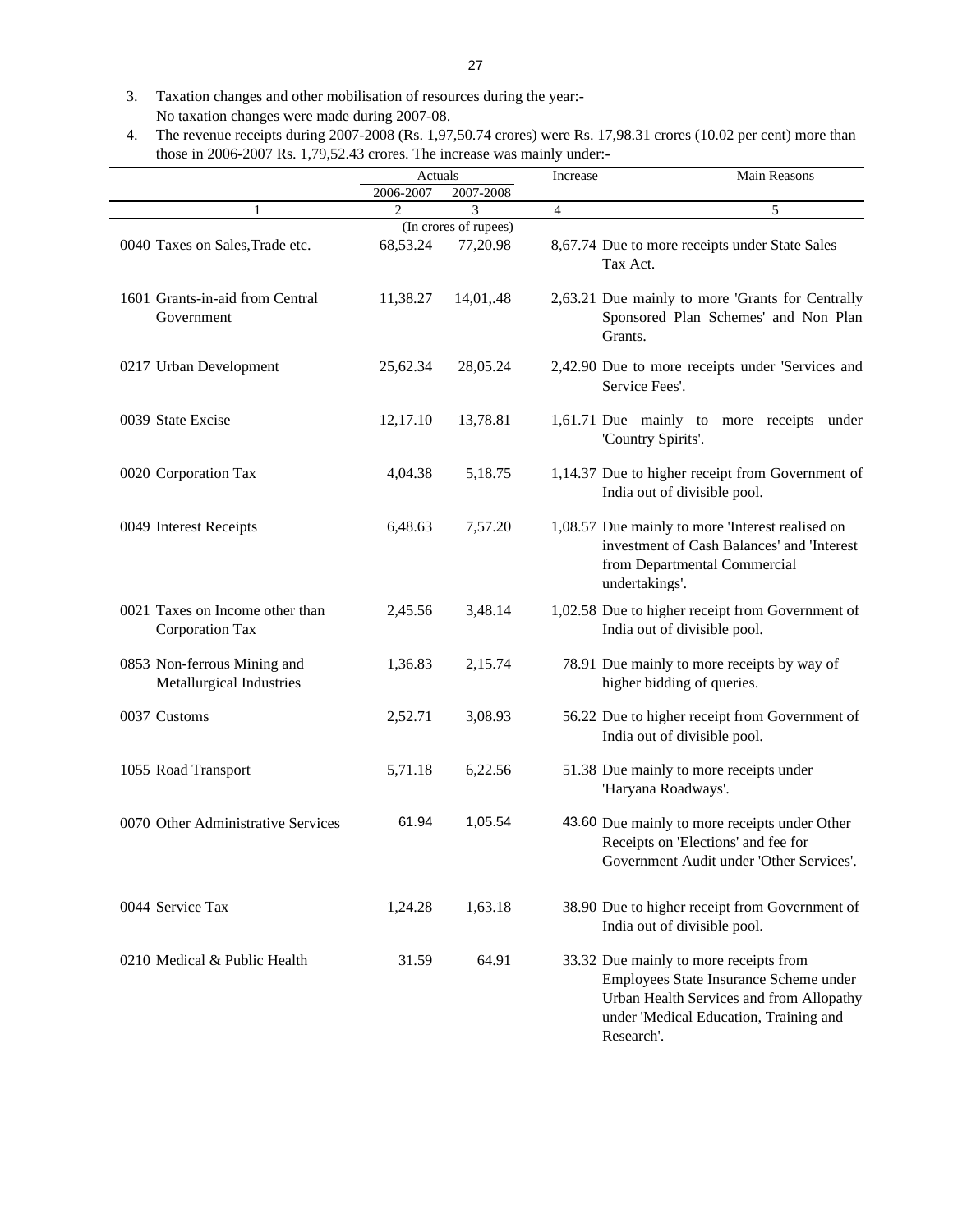3. Taxation changes and other mobilisation of resources during the year:-
   No taxation changes were made during 2007-08.
4. The revenue receipts during 2007-2008 (Rs. 1,97,50.74 crores) were Rs. 17,98.31 crores (10.02 per cent) more than those in 2006-2007 Rs. 1,79,52.43 crores. The increase was mainly under:-

| | Actuals | | Increase | Main Reasons |
|---|---|---|---|---|
| | 2006-2007 | 2007-2008 | | |
| 1 | 2 | 3 | 4 | 5 |
| | (In crores of rupees) | | | |
| 0040 Taxes on Sales,Trade etc. | 68,53.24 | 77,20.98 | 8,67.74 | Due to more receipts under State Sales Tax Act. |
| 1601 Grants-in-aid from Central Government | 11,38.27 | 14,01,.48 | 2,63.21 | Due mainly to more 'Grants for Centrally Sponsored Plan Schemes' and Non Plan Grants. |
| 0217 Urban Development | 25,62.34 | 28,05.24 | 2,42.90 | Due to more receipts under 'Services and Service Fees'. |
| 0039 State Excise | 12,17.10 | 13,78.81 | 1,61.71 | Due mainly to more receipts under 'Country Spirits'. |
| 0020 Corporation Tax | 4,04.38 | 5,18.75 | 1,14.37 | Due to higher receipt from Government of India out of divisible pool. |
| 0049 Interest Receipts | 6,48.63 | 7,57.20 | 1,08.57 | Due mainly to more 'Interest realised on investment of Cash Balances' and 'Interest from Departmental Commercial undertakings'. |
| 0021 Taxes on Income other than Corporation Tax | 2,45.56 | 3,48.14 | 1,02.58 | Due to higher receipt from Government of India out of divisible pool. |
| 0853 Non-ferrous Mining and Metallurgical Industries | 1,36.83 | 2,15.74 | 78.91 | Due mainly to more receipts by way of higher bidding of queries. |
| 0037 Customs | 2,52.71 | 3,08.93 | 56.22 | Due to higher receipt from Government of India out of divisible pool. |
| 1055 Road Transport | 5,71.18 | 6,22.56 | 51.38 | Due mainly to more receipts under 'Haryana Roadways'. |
| 0070 Other Administrative Services | 61.94 | 1,05.54 | 43.60 | Due mainly to more receipts under Other Receipts on 'Elections' and fee for Government Audit under 'Other Services'. |
| 0044 Service Tax | 1,24.28 | 1,63.18 | 38.90 | Due to higher receipt from Government of India out of divisible pool. |
| 0210 Medical & Public Health | 31.59 | 64.91 | 33.32 | Due mainly to more receipts from Employees State Insurance Scheme under Urban Health Services and from Allopathy under 'Medical Education, Training and Research'. |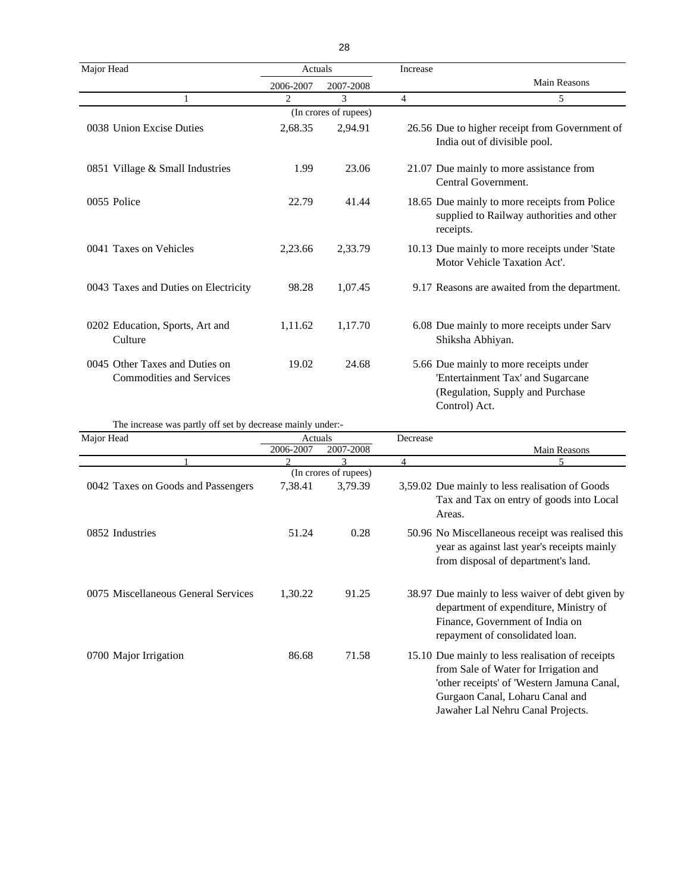| Major Head | Actuals | | Increase | Main Reasons |
|---|---|---|---|---|
| | 2006-2007 | 2007-2008 | | |
| 1 | 2 | 3 | 4 | 5 |
| | (In crores of rupees) | | | |
| 0038 Union Excise Duties | 2,68.35 | 2,94.91 | 26.56 | Due to higher receipt from Government of India out of divisible pool. |
| 0851 Village & Small Industries | 1.99 | 23.06 | 21.07 | Due mainly to more assistance from Central Government. |
| 0055 Police | 22.79 | 41.44 | 18.65 | Due mainly to more receipts from Police supplied to Railway authorities and other receipts. |
| 0041 Taxes on Vehicles | 2,23.66 | 2,33.79 | 10.13 | Due mainly to more receipts under 'State Motor Vehicle Taxation Act'. |
| 0043 Taxes and Duties on Electricity | 98.28 | 1,07.45 | 9.17 | Reasons are awaited from the department. |
| 0202 Education, Sports, Art and Culture | 1,11.62 | 1,17.70 | 6.08 | Due mainly to more receipts under Sarv Shiksha Abhiyan. |
| 0045 Other Taxes and Duties on Commodities and Services | 19.02 | 24.68 | 5.66 | Due mainly to more receipts under 'Entertainment Tax' and Sugarcane (Regulation, Supply and Purchase Control) Act. |

The increase was partly off set by decrease mainly under:-

| Major Head | Actuals | | Decrease | Main Reasons |
|---|---|---|---|---|
| | 2006-2007 | 2007-2008 | | |
| 1 | 2 | 3 | 4 | 5 |
| | (In crores of rupees) | | | |
| 0042 Taxes on Goods and Passengers | 7,38.41 | 3,79.39 | 3,59.02 | Due mainly to less realisation of Goods Tax and Tax on entry of goods into Local Areas. |
| 0852 Industries | 51.24 | 0.28 | 50.96 | No Miscellaneous receipt was realised this year as against last year's receipts mainly from disposal of department's land. |
| 0075 Miscellaneous General Services | 1,30.22 | 91.25 | 38.97 | Due mainly to less waiver of debt given by department of expenditure, Ministry of Finance, Government of India on repayment of consolidated loan. |
| 0700 Major Irrigation | 86.68 | 71.58 | 15.10 | Due mainly to less realisation of receipts from Sale of Water for Irrigation and 'other receipts' of 'Western Jamuna Canal, Gurgaon Canal, Loharu Canal and Jawaher Lal Nehru Canal Projects. |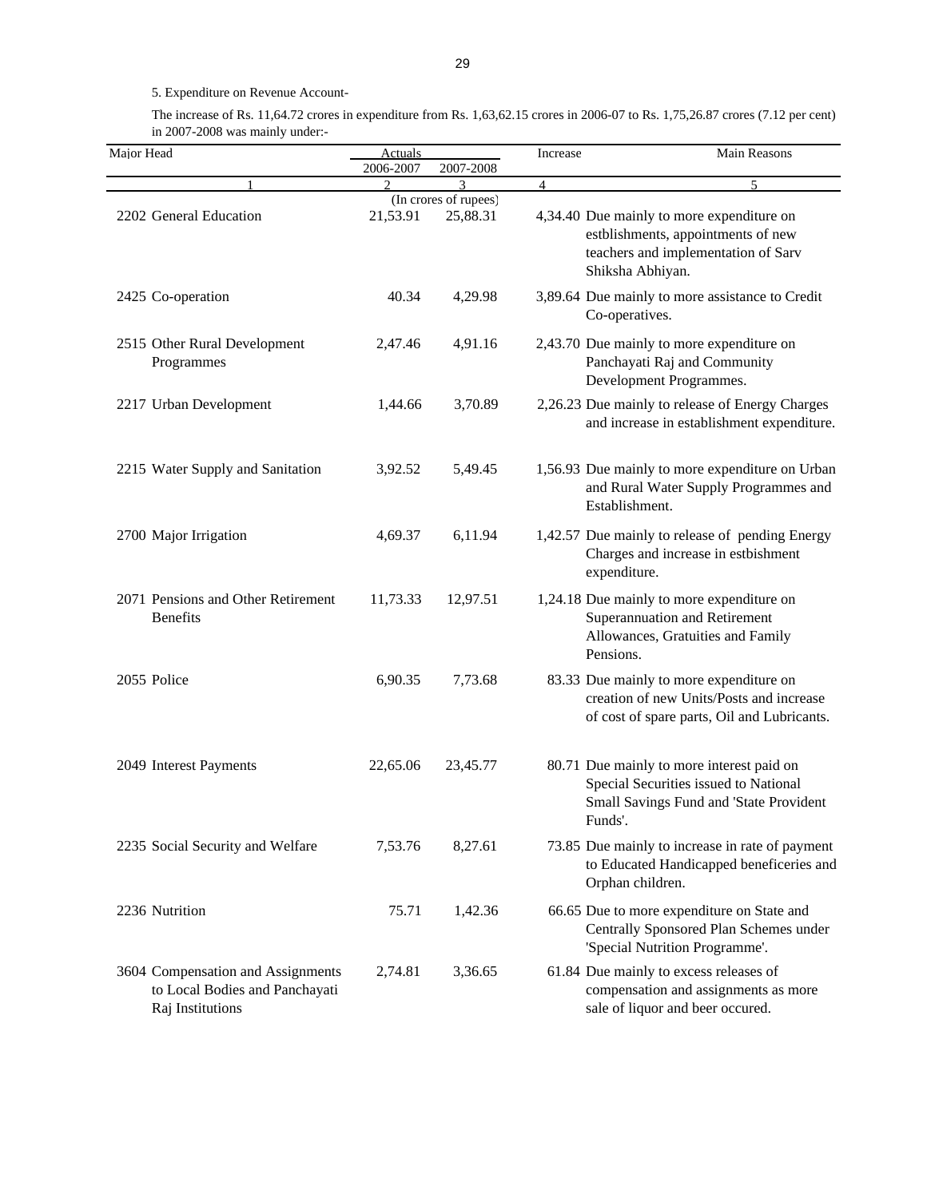5. Expenditure on Revenue Account-

The increase of Rs. 11,64.72 crores in expenditure from Rs. 1,63,62.15 crores in 2006-07 to Rs. 1,75,26.87 crores (7.12 per cent) in 2007-2008 was mainly under:-

| Major Head | Actuals 2006-2007 | Actuals 2007-2008 | Increase | Main Reasons |
|---|---|---|---|---|
| 1 | 2 | 3 | 4 | 5 |
| | (In crores of rupees) | | | |
| 2202 General Education | 21,53.91 | 25,88.31 | 4,34.40 | Due mainly to more expenditure on estblishments, appointments of new teachers and implementation of Sarv Shiksha Abhiyan. |
| 2425 Co-operation | 40.34 | 4,29.98 | 3,89.64 | Due mainly to more assistance to Credit Co-operatives. |
| 2515 Other Rural Development Programmes | 2,47.46 | 4,91.16 | 2,43.70 | Due mainly to more expenditure on Panchayati Raj and Community Development Programmes. |
| 2217 Urban Development | 1,44.66 | 3,70.89 | 2,26.23 | Due mainly to release of Energy Charges and increase in establishment expenditure. |
| 2215 Water Supply and Sanitation | 3,92.52 | 5,49.45 | 1,56.93 | Due mainly to more expenditure on Urban and Rural Water Supply Programmes and Establishment. |
| 2700 Major Irrigation | 4,69.37 | 6,11.94 | 1,42.57 | Due mainly to release of pending Energy Charges and increase in estbishment expenditure. |
| 2071 Pensions and Other Retirement Benefits | 11,73.33 | 12,97.51 | 1,24.18 | Due mainly to more expenditure on Superannuation and Retirement Allowances, Gratuities and Family Pensions. |
| 2055 Police | 6,90.35 | 7,73.68 | 83.33 | Due mainly to more expenditure on creation of new Units/Posts and increase of cost of spare parts, Oil and Lubricants. |
| 2049 Interest Payments | 22,65.06 | 23,45.77 | 80.71 | Due mainly to more interest paid on Special Securities issued to National Small Savings Fund and 'State Provident Funds'. |
| 2235 Social Security and Welfare | 7,53.76 | 8,27.61 | 73.85 | Due mainly to increase in rate of payment to Educated Handicapped beneficeries and Orphan children. |
| 2236 Nutrition | 75.71 | 1,42.36 | 66.65 | Due to more expenditure on State and Centrally Sponsored Plan Schemes under 'Special Nutrition Programme'. |
| 3604 Compensation and Assignments to Local Bodies and Panchayati Raj Institutions | 2,74.81 | 3,36.65 | 61.84 | Due mainly to excess releases of compensation and assignments as more sale of liquor and beer occured. |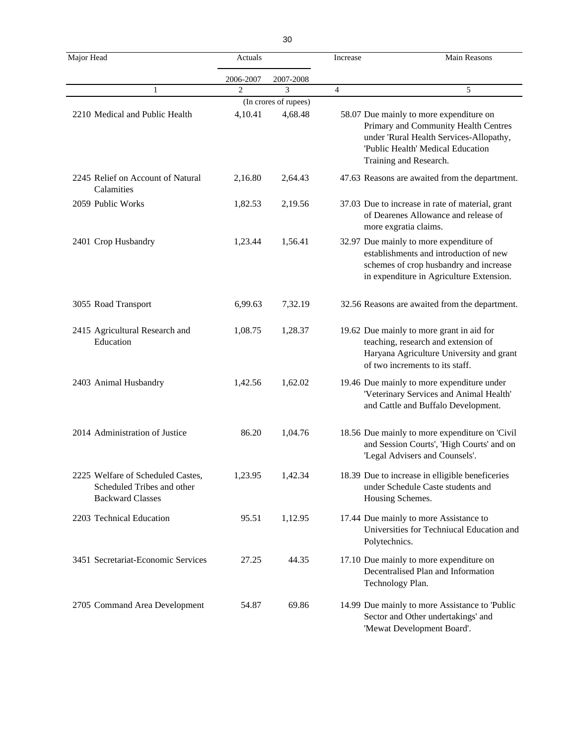| Major Head | Actuals | | Increase | Main Reasons |
|---|---|---|---|---|
| | 2006-2007 | 2007-2008 | | |
| 1 | 2 | 3 | 4 | 5 |
| | (In crores of rupees) | | | |
| 2210 Medical and Public Health | 4,10.41 | 4,68.48 | 58.07 | Due mainly to more expenditure on Primary and Community Health Centres under 'Rural Health Services-Allopathy, 'Public Health' Medical Education Training and Research. |
| 2245 Relief on Account of Natural Calamities | 2,16.80 | 2,64.43 | 47.63 | Reasons are awaited from the department. |
| 2059 Public Works | 1,82.53 | 2,19.56 | 37.03 | Due to increase in rate of material, grant of Dearenes Allowance and release of more exgratia claims. |
| 2401 Crop Husbandry | 1,23.44 | 1,56.41 | 32.97 | Due mainly to more expenditure of establishments and introduction of new schemes of crop husbandry and increase in expenditure in Agriculture Extension. |
| 3055 Road Transport | 6,99.63 | 7,32.19 | 32.56 | Reasons are awaited from the department. |
| 2415 Agricultural Research and Education | 1,08.75 | 1,28.37 | 19.62 | Due mainly to more grant in aid for teaching, research and extension of Haryana Agriculture University and grant of two increments to its staff. |
| 2403 Animal Husbandry | 1,42.56 | 1,62.02 | 19.46 | Due mainly to more expenditure under 'Veterinary Services and Animal Health' and Cattle and Buffalo Development. |
| 2014 Administration of Justice | 86.20 | 1,04.76 | 18.56 | Due mainly to more expenditure on 'Civil and Session Courts', 'High Courts' and on 'Legal Advisers and Counsels'. |
| 2225 Welfare of Scheduled Castes, Scheduled Tribes and other Backward Classes | 1,23.95 | 1,42.34 | 18.39 | Due to increase in elligible beneficeries under Schedule Caste students and Housing Schemes. |
| 2203 Technical Education | 95.51 | 1,12.95 | 17.44 | Due mainly to more Assistance to Universities for Techniucal Education and Polytechnics. |
| 3451 Secretariat-Economic Services | 27.25 | 44.35 | 17.10 | Due mainly to more expenditure on Decentralised Plan and Information Technology Plan. |
| 2705 Command Area Development | 54.87 | 69.86 | 14.99 | Due mainly to more Assistance to 'Public Sector and Other undertakings' and 'Mewat Development Board'. |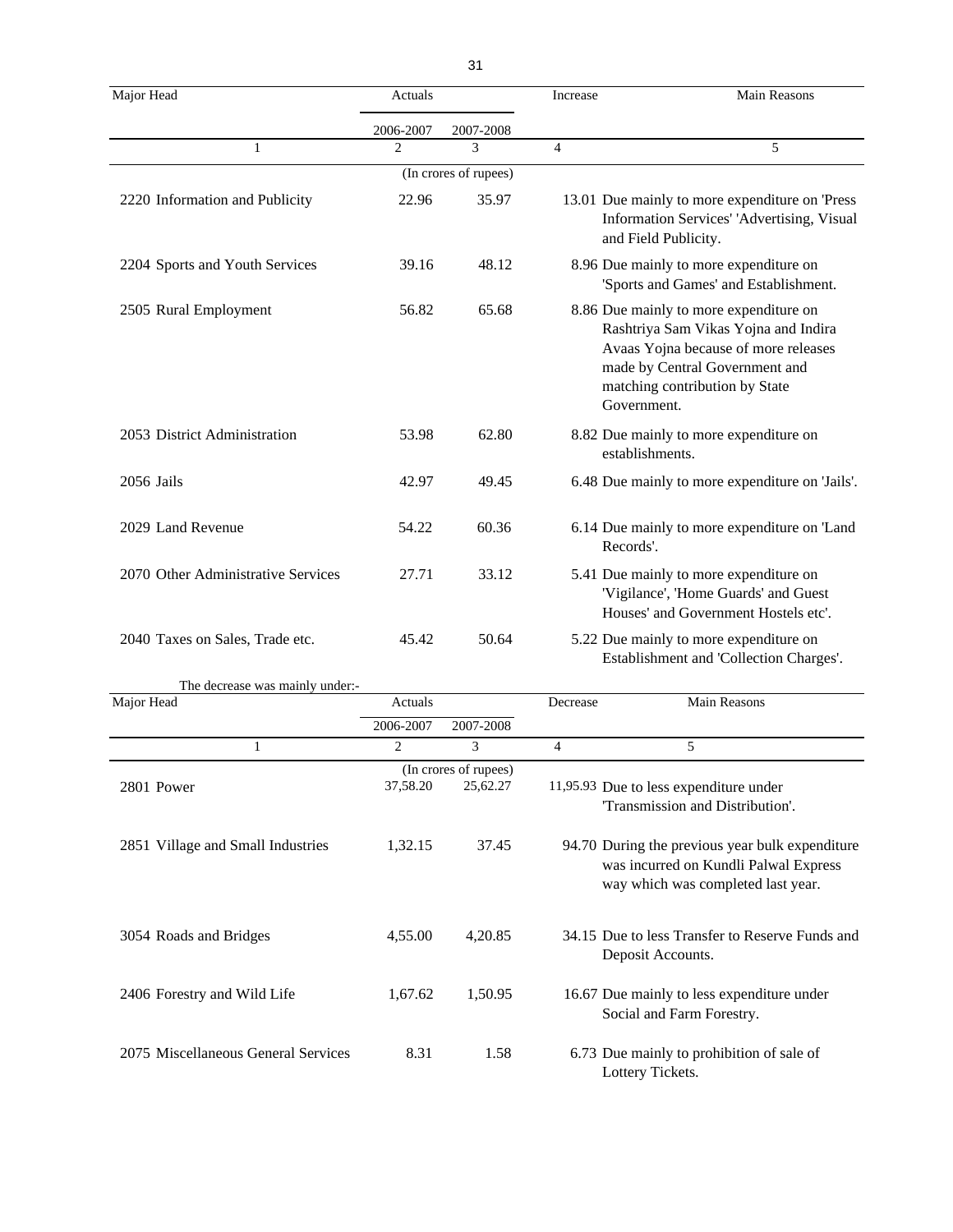| Major Head | Actuals | | Increase | Main Reasons |
|---|---|---|---|---|
| | 2006-2007 | 2007-2008 | | |
| 1 | 2 | 3 | 4 | 5 |
| | (In crores of rupees) | | | |
| 2220 Information and Publicity | 22.96 | 35.97 | 13.01 | Due mainly to more expenditure on 'Press Information Services' 'Advertising, Visual and Field Publicity. |
| 2204 Sports and Youth Services | 39.16 | 48.12 | 8.96 | Due mainly to more expenditure on 'Sports and Games' and Establishment. |
| 2505 Rural Employment | 56.82 | 65.68 | 8.86 | Due mainly to more expenditure on Rashtriya Sam Vikas Yojna and Indira Avaas Yojna because of more releases made by Central Government and matching contribution by State Government. |
| 2053 District Administration | 53.98 | 62.80 | 8.82 | Due mainly to more expenditure on establishments. |
| 2056 Jails | 42.97 | 49.45 | 6.48 | Due mainly to more expenditure on 'Jails'. |
| 2029 Land Revenue | 54.22 | 60.36 | 6.14 | Due mainly to more expenditure on 'Land Records'. |
| 2070 Other Administrative Services | 27.71 | 33.12 | 5.41 | Due mainly to more expenditure on 'Vigilance', 'Home Guards' and Guest Houses' and Government Hostels etc'. |
| 2040 Taxes on Sales, Trade etc. | 45.42 | 50.64 | 5.22 | Due mainly to more expenditure on Establishment and 'Collection Charges'. |

The decrease was mainly under:-

| Major Head | Actuals | | Decrease | Main Reasons |
|---|---|---|---|---|
| | 2006-2007 | 2007-2008 | | |
| 1 | 2 | 3 | 4 | 5 |
| | (In crores of rupees) | | | |
| 2801 Power | 37,58.20 | 25,62.27 | 11,95.93 | Due to less expenditure under 'Transmission and Distribution'. |
| 2851 Village and Small Industries | 1,32.15 | 37.45 | 94.70 | During the previous year bulk expenditure was incurred on Kundli Palwal Express way which was completed last year. |
| 3054 Roads and Bridges | 4,55.00 | 4,20.85 | 34.15 | Due to less Transfer to Reserve Funds and Deposit Accounts. |
| 2406 Forestry and Wild Life | 1,67.62 | 1,50.95 | 16.67 | Due mainly to less expenditure under Social and Farm Forestry. |
| 2075 Miscellaneous General Services | 8.31 | 1.58 | 6.73 | Due mainly to prohibition of sale of Lottery Tickets. |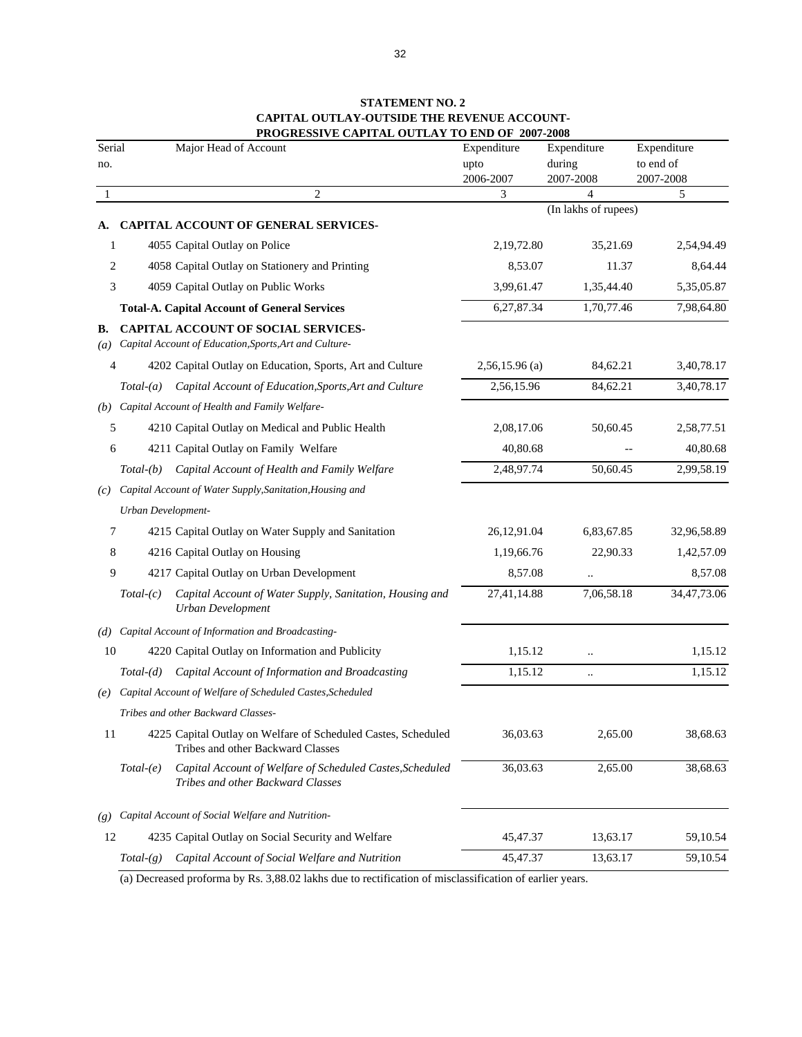**STATEMENT NO. 2**
**CAPITAL OUTLAY-OUTSIDE THE REVENUE ACCOUNT-**
**PROGRESSIVE CAPITAL OUTLAY TO END OF 2007-2008**

| Serial no. | Major Head of Account | Expenditure upto 2006-2007 | Expenditure during 2007-2008 | Expenditure to end of 2007-2008 |
|---|---|---|---|---|
| 1 | 2 | 3 | 4 | 5 |
| | | | (In lakhs of rupees) | |
| **A.** | **CAPITAL ACCOUNT OF GENERAL SERVICES-** | | | |
| 1 | 4055 Capital Outlay on Police | 2,19,72.80 | 35,21.69 | 2,54,94.49 |
| 2 | 4058 Capital Outlay on Stationery and Printing | 8,53.07 | 11.37 | 8,64.44 |
| 3 | 4059 Capital Outlay on Public Works | 3,99,61.47 | 1,35,44.40 | 5,35,05.87 |
| | **Total-A. Capital Account of General Services** | 6,27,87.34 | 1,70,77.46 | 7,98,64.80 |
| **B.** | **CAPITAL ACCOUNT OF SOCIAL SERVICES-** | | | |
| *(a)* | *Capital Account of Education,Sports,Art and Culture-* | | | |
| 4 | 4202 Capital Outlay on Education, Sports, Art and Culture | 2,56,15.96 (a) | 84,62.21 | 3,40,78.17 |
| | *Total-(a) Capital Account of Education,Sports,Art and Culture* | 2,56,15.96 | 84,62.21 | 3,40,78.17 |
| *(b)* | *Capital Account of Health and Family Welfare-* | | | |
| 5 | 4210 Capital Outlay on Medical and Public Health | 2,08,17.06 | 50,60.45 | 2,58,77.51 |
| 6 | 4211 Capital Outlay on Family Welfare | 40,80.68 | -- | 40,80.68 |
| | *Total-(b) Capital Account of Health and Family Welfare* | 2,48,97.74 | 50,60.45 | 2,99,58.19 |
| *(c)* | *Capital Account of Water Supply,Sanitation,Housing and Urban Development-* | | | |
| 7 | 4215 Capital Outlay on Water Supply and Sanitation | 26,12,91.04 | 6,83,67.85 | 32,96,58.89 |
| 8 | 4216 Capital Outlay on Housing | 1,19,66.76 | 22,90.33 | 1,42,57.09 |
| 9 | 4217 Capital Outlay on Urban Development | 8,57.08 | .. | 8,57.08 |
| | *Total-(c) Capital Account of Water Supply, Sanitation, Housing and Urban Development* | 27,41,14.88 | 7,06,58.18 | 34,47,73.06 |
| *(d)* | *Capital Account of Information and Broadcasting-* | | | |
| 10 | 4220 Capital Outlay on Information and Publicity | 1,15.12 | .. | 1,15.12 |
| | *Total-(d) Capital Account of Information and Broadcasting* | 1,15.12 | .. | 1,15.12 |
| *(e)* | *Capital Account of Welfare of Scheduled Castes,Scheduled Tribes and other Backward Classes-* | | | |
| 11 | 4225 Capital Outlay on Welfare of Scheduled Castes, Scheduled Tribes and other Backward Classes | 36,03.63 | 2,65.00 | 38,68.63 |
| | *Total-(e) Capital Account of Welfare of Scheduled Castes,Scheduled Tribes and other Backward Classes* | 36,03.63 | 2,65.00 | 38,68.63 |
| *(g)* | *Capital Account of Social Welfare and Nutrition-* | | | |
| 12 | 4235 Capital Outlay on Social Security and Welfare | 45,47.37 | 13,63.17 | 59,10.54 |
| | *Total-(g) Capital Account of Social Welfare and Nutrition* | 45,47.37 | 13,63.17 | 59,10.54 |

(a) Decreased proforma by Rs. 3,88.02 lakhs due to rectification of misclassification of earlier years.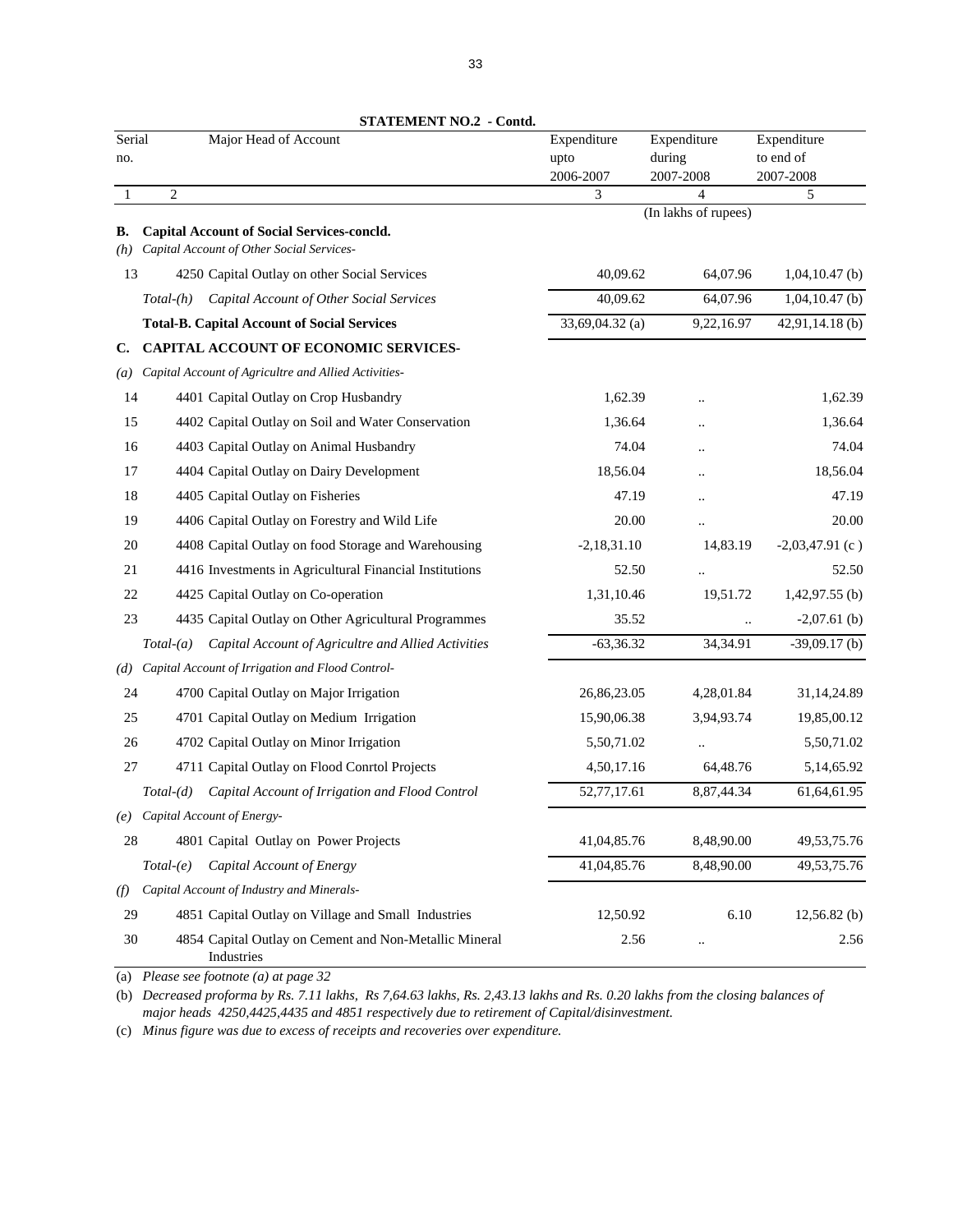**STATEMENT NO.2 - Contd.**

| Serial no. | Major Head of Account | Expenditure upto 2006-2007 | Expenditure during 2007-2008 | Expenditure to end of 2007-2008 |
|---|---|---|---|---|
| 1 | 2 | 3 | 4 | 5 |
| | | | (In lakhs of rupees) | |
| **B.** | **Capital Account of Social Services-concld.** | | | |
| *(h)* | *Capital Account of Other Social Services-* | | | |
| 13 | 4250 Capital Outlay on other Social Services | 40,09.62 | 64,07.96 | 1,04,10.47 (b) |
| | *Total-(h) Capital Account of Other Social Services* | 40,09.62 | 64,07.96 | 1,04,10.47 (b) |
| | **Total-B. Capital Account of Social Services** | 33,69,04.32 (a) | 9,22,16.97 | 42,91,14.18 (b) |
| **C.** | **CAPITAL ACCOUNT OF ECONOMIC SERVICES-** | | | |
| *(a)* | *Capital Account of Agricultre and Allied Activities-* | | | |
| 14 | 4401 Capital Outlay on Crop Husbandry | 1,62.39 | .. | 1,62.39 |
| 15 | 4402 Capital Outlay on Soil and Water Conservation | 1,36.64 | .. | 1,36.64 |
| 16 | 4403 Capital Outlay on Animal Husbandry | 74.04 | .. | 74.04 |
| 17 | 4404 Capital Outlay on Dairy Development | 18,56.04 | .. | 18,56.04 |
| 18 | 4405 Capital Outlay on Fisheries | 47.19 | .. | 47.19 |
| 19 | 4406 Capital Outlay on Forestry and Wild Life | 20.00 | .. | 20.00 |
| 20 | 4408 Capital Outlay on food Storage and Warehousing | -2,18,31.10 | 14,83.19 | -2,03,47.91 (c ) |
| 21 | 4416 Investments in Agricultural Financial Institutions | 52.50 | .. | 52.50 |
| 22 | 4425 Capital Outlay on Co-operation | 1,31,10.46 | 19,51.72 | 1,42,97.55 (b) |
| 23 | 4435 Capital Outlay on Other Agricultural Programmes | 35.52 | .. | -2,07.61 (b) |
| | *Total-(a) Capital Account of Agricultre and Allied Activities* | -63,36.32 | 34,34.91 | -39,09.17 (b) |
| *(d)* | *Capital Account of Irrigation and Flood Control-* | | | |
| 24 | 4700 Capital Outlay on Major Irrigation | 26,86,23.05 | 4,28,01.84 | 31,14,24.89 |
| 25 | 4701 Capital Outlay on Medium Irrigation | 15,90,06.38 | 3,94,93.74 | 19,85,00.12 |
| 26 | 4702 Capital Outlay on Minor Irrigation | 5,50,71.02 | .. | 5,50,71.02 |
| 27 | 4711 Capital Outlay on Flood Conrtol Projects | 4,50,17.16 | 64,48.76 | 5,14,65.92 |
| | *Total-(d) Capital Account of Irrigation and Flood Control* | 52,77,17.61 | 8,87,44.34 | 61,64,61.95 |
| *(e)* | *Capital Account of Energy-* | | | |
| 28 | 4801 Capital Outlay on Power Projects | 41,04,85.76 | 8,48,90.00 | 49,53,75.76 |
| | *Total-(e) Capital Account of Energy* | 41,04,85.76 | 8,48,90.00 | 49,53,75.76 |
| *(f)* | *Capital Account of Industry and Minerals-* | | | |
| 29 | 4851 Capital Outlay on Village and Small Industries | 12,50.92 | 6.10 | 12,56.82 (b) |
| 30 | 4854 Capital Outlay on Cement and Non-Metallic Mineral Industries | 2.56 | .. | 2.56 |

(a) *Please see footnote (a) at page 32*

(b) *Decreased proforma by Rs. 7.11 lakhs, Rs 7,64.63 lakhs, Rs. 2,43.13 lakhs and Rs. 0.20 lakhs from the closing balances of major heads 4250,4425,4435 and 4851 respectively due to retirement of Capital/disinvestment.*

(c) *Minus figure was due to excess of receipts and recoveries over expenditure.*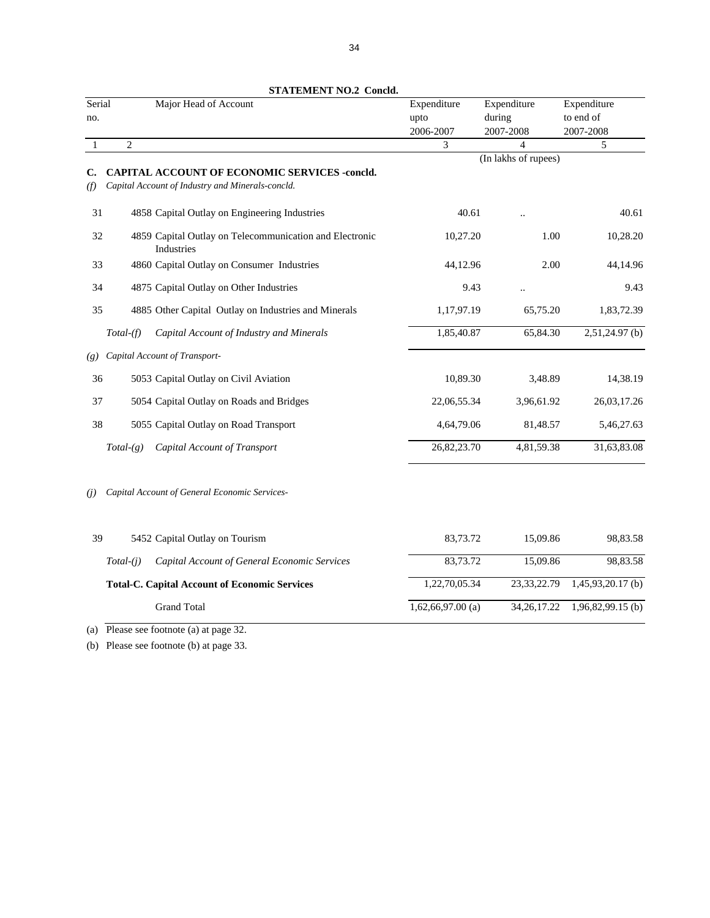**STATEMENT NO.2 Concld.**

| Serial no. | Major Head of Account | Expenditure upto 2006-2007 | Expenditure during 2007-2008 | Expenditure to end of 2007-2008 |
|---|---|---|---|---|
| 1 | 2 | 3 | 4 | 5 |
| | | | (In lakhs of rupees) | |
| **C.** | **CAPITAL ACCOUNT OF ECONOMIC SERVICES -concld.** | | | |
| *(f)* | *Capital Account of Industry and Minerals-concld.* | | | |
| 31 | 4858 Capital Outlay on Engineering Industries | 40.61 | .. | 40.61 |
| 32 | 4859 Capital Outlay on Telecommunication and Electronic Industries | 10,27.20 | 1.00 | 10,28.20 |
| 33 | 4860 Capital Outlay on Consumer Industries | 44,12.96 | 2.00 | 44,14.96 |
| 34 | 4875 Capital Outlay on Other Industries | 9.43 | .. | 9.43 |
| 35 | 4885 Other Capital Outlay on Industries and Minerals | 1,17,97.19 | 65,75.20 | 1,83,72.39 |
| | *Total-(f)* *Capital Account of Industry and Minerals* | 1,85,40.87 | 65,84.30 | 2,51,24.97 (b) |
| *(g)* | *Capital Account of Transport-* | | | |
| 36 | 5053 Capital Outlay on Civil Aviation | 10,89.30 | 3,48.89 | 14,38.19 |
| 37 | 5054 Capital Outlay on Roads and Bridges | 22,06,55.34 | 3,96,61.92 | 26,03,17.26 |
| 38 | 5055 Capital Outlay on Road Transport | 4,64,79.06 | 81,48.57 | 5,46,27.63 |
| | *Total-(g)* *Capital Account of Transport* | 26,82,23.70 | 4,81,59.38 | 31,63,83.08 |
| *(j)* | *Capital Account of General Economic Services-* | | | |
| 39 | 5452 Capital Outlay on Tourism | 83,73.72 | 15,09.86 | 98,83.58 |
| | *Total-(j)* *Capital Account of General Economic Services* | 83,73.72 | 15,09.86 | 98,83.58 |
| | **Total-C. Capital Account of Economic Services** | 1,22,70,05.34 | 23,33,22.79 | 1,45,93,20.17 (b) |
| | Grand Total | 1,62,66,97.00 (a) | 34,26,17.22 | 1,96,82,99.15 (b) |

(a) Please see footnote (a) at page 32.

(b) Please see footnote (b) at page 33.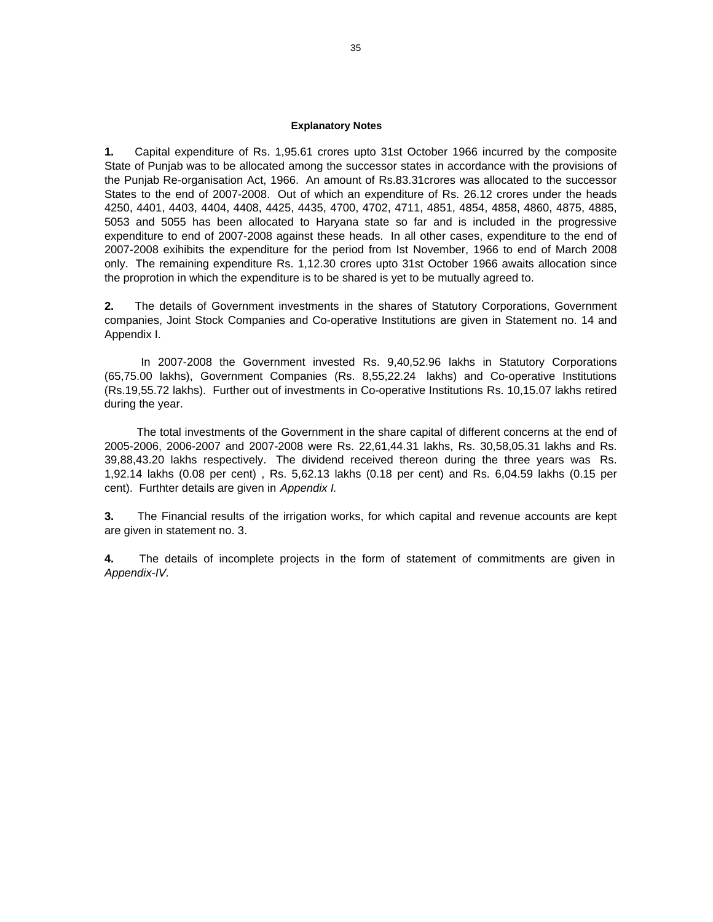### Explanatory Notes

**1.** Capital expenditure of Rs. 1,95.61 crores upto 31st October 1966 incurred by the composite State of Punjab was to be allocated among the successor states in accordance with the provisions of the Punjab Re-organisation Act, 1966. An amount of Rs.83.31crores was allocated to the successor States to the end of 2007-2008. Out of which an expenditure of Rs. 26.12 crores under the heads 4250, 4401, 4403, 4404, 4408, 4425, 4435, 4700, 4702, 4711, 4851, 4854, 4858, 4860, 4875, 4885, 5053 and 5055 has been allocated to Haryana state so far and is included in the progressive expenditure to end of 2007-2008 against these heads. In all other cases, expenditure to the end of 2007-2008 exihibits the expenditure for the period from Ist November, 1966 to end of March 2008 only. The remaining expenditure Rs. 1,12.30 crores upto 31st October 1966 awaits allocation since the proprotion in which the expenditure is to be shared is yet to be mutually agreed to.

**2.** The details of Government investments in the shares of Statutory Corporations, Government companies, Joint Stock Companies and Co-operative Institutions are given in Statement no. 14 and Appendix I.

In 2007-2008 the Government invested Rs. 9,40,52.96 lakhs in Statutory Corporations (65,75.00 lakhs), Government Companies (Rs. 8,55,22.24 lakhs) and Co-operative Institutions (Rs.19,55.72 lakhs). Further out of investments in Co-operative Institutions Rs. 10,15.07 lakhs retired during the year.

The total investments of the Government in the share capital of different concerns at the end of 2005-2006, 2006-2007 and 2007-2008 were Rs. 22,61,44.31 lakhs, Rs. 30,58,05.31 lakhs and Rs. 39,88,43.20 lakhs respectively. The dividend received thereon during the three years was Rs. 1,92.14 lakhs (0.08 per cent) , Rs. 5,62.13 lakhs (0.18 per cent) and Rs. 6,04.59 lakhs (0.15 per cent). Furthter details are given in *Appendix I.*

**3.** The Financial results of the irrigation works, for which capital and revenue accounts are kept are given in statement no. 3.

**4.** The details of incomplete projects in the form of statement of commitments are given in *Appendix-IV.*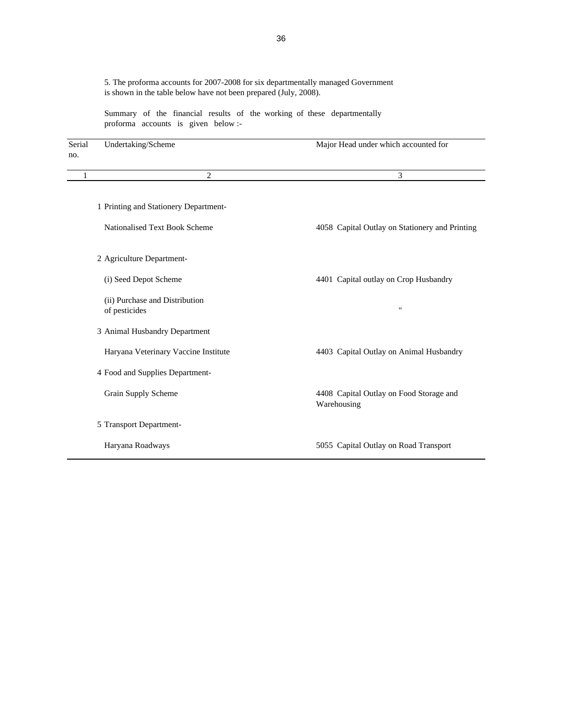5. The proforma accounts for 2007-2008 for six departmentally managed Government is shown in the table below have not been prepared (July, 2008).

Summary of the financial results of the working of these departmentally proforma accounts is given below :-

| Serial no. | Undertaking/Scheme | Major Head under which accounted for |
|---|---|---|
| 1 | 2 | 3 |
| 1 | Printing and Stationery Department- | |
| | Nationalised Text Book Scheme | 4058 Capital Outlay on Stationery and Printing |
| 2 | Agriculture Department- | |
| | (i) Seed Depot Scheme | 4401 Capital outlay on Crop Husbandry |
| | (ii) Purchase and Distribution of pesticides | " |
| 3 | Animal Husbandry Department | |
| | Haryana Veterinary Vaccine Institute | 4403 Capital Outlay on Animal Husbandry |
| 4 | Food and Supplies Department- | |
| | Grain Supply Scheme | 4408 Capital Outlay on Food Storage and Warehousing |
| 5 | Transport Department- | |
| | Haryana Roadways | 5055 Capital Outlay on Road Transport |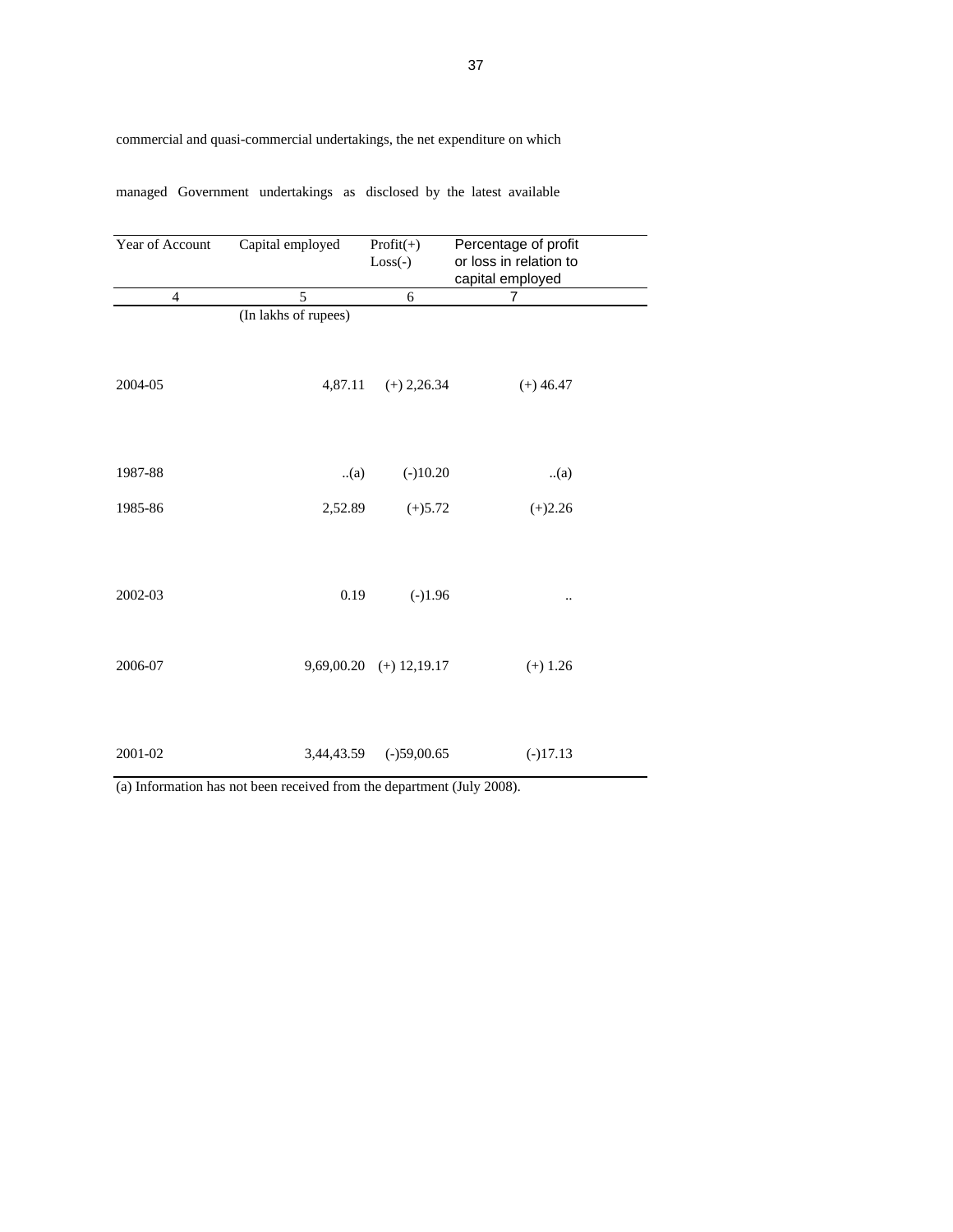commercial and quasi-commercial undertakings, the net expenditure on which

managed Government undertakings as disclosed by the latest available

| Year of Account | Capital employed | Profit(+) Loss(-) | Percentage of profit or loss in relation to capital employed |
|---|---|---|---|
| 4 | 5 | 6 | 7 |
| | (In lakhs of rupees) | | |
| 2004-05 | 4,87.11 | (+) 2,26.34 | (+) 46.47 |
| 1987-88 | ..(a) | (-)10.20 | ..(a) |
| 1985-86 | 2,52.89 | (+)5.72 | (+)2.26 |
| 2002-03 | 0.19 | (-)1.96 | .. |
| 2006-07 | 9,69,00.20 | (+) 12,19.17 | (+) 1.26 |
| 2001-02 | 3,44,43.59 | (-)59,00.65 | (-)17.13 |

(a) Information has not been received from the department (July 2008).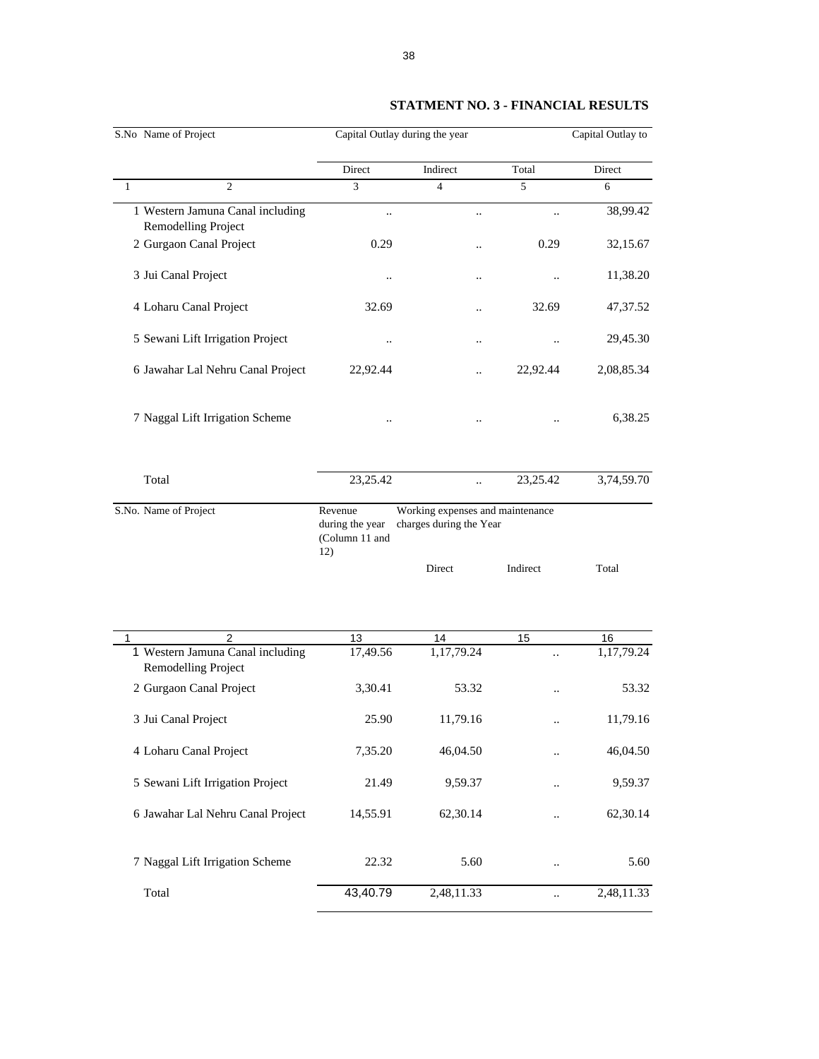## STATMENT NO. 3 - FINANCIAL RESULTS

| S.No | Name of Project | Capital Outlay during the year | | | Capital Outlay to |
|---|---|---|---|---|---|
| | | Direct | Indirect | Total | Direct |
| 1 | 2 | 3 | 4 | 5 | 6 |
| 1 | Western Jamuna Canal including Remodelling Project | .. | .. | .. | 38,99.42 |
| 2 | Gurgaon Canal Project | 0.29 | .. | 0.29 | 32,15.67 |
| 3 | Jui Canal Project | .. | .. | .. | 11,38.20 |
| 4 | Loharu Canal Project | 32.69 | .. | 32.69 | 47,37.52 |
| 5 | Sewani Lift Irrigation Project | .. | .. | .. | 29,45.30 |
| 6 | Jawahar Lal Nehru Canal Project | 22,92.44 | .. | 22,92.44 | 2,08,85.34 |
| 7 | Naggal Lift Irrigation Scheme | .. | .. | .. | 6,38.25 |
| | Total | 23,25.42 | .. | 23,25.42 | 3,74,59.70 |

| S.No. | Name of Project | Revenue during the year (Column 11 and 12) | Working expenses and maintenance charges during the Year | | |
|---|---|---|---|---|---|
| | | | Direct | Indirect | Total |
| 1 | 2 | 13 | 14 | 15 | 16 |
| 1 | Western Jamuna Canal including Remodelling Project | 17,49.56 | 1,17,79.24 | .. | 1,17,79.24 |
| 2 | Gurgaon Canal Project | 3,30.41 | 53.32 | .. | 53.32 |
| 3 | Jui Canal Project | 25.90 | 11,79.16 | .. | 11,79.16 |
| 4 | Loharu Canal Project | 7,35.20 | 46,04.50 | .. | 46,04.50 |
| 5 | Sewani Lift Irrigation Project | 21.49 | 9,59.37 | .. | 9,59.37 |
| 6 | Jawahar Lal Nehru Canal Project | 14,55.91 | 62,30.14 | .. | 62,30.14 |
| 7 | Naggal Lift Irrigation Scheme | 22.32 | 5.60 | .. | 5.60 |
| | Total | 43,40.79 | 2,48,11.33 | .. | 2,48,11.33 |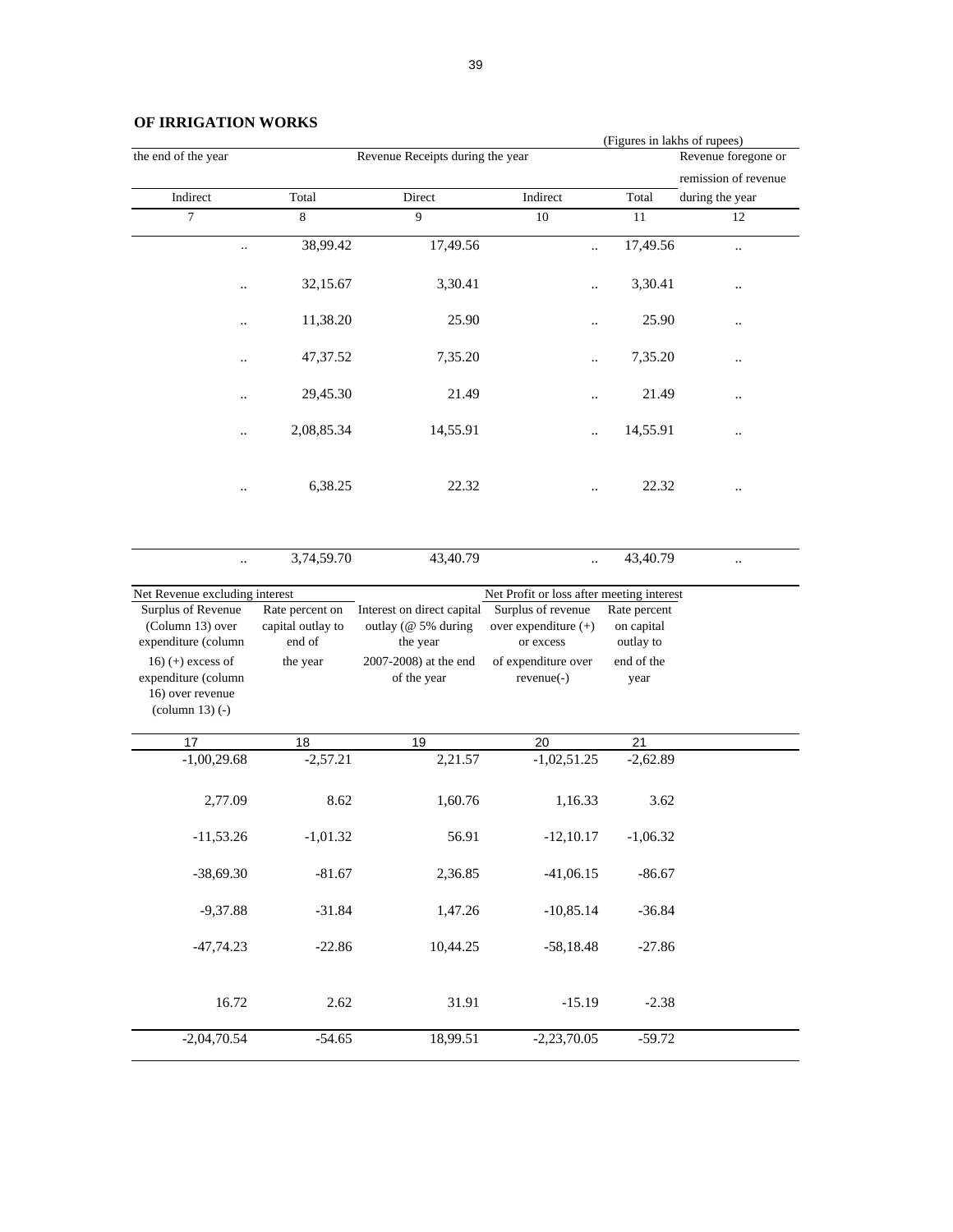## OF IRRIGATION WORKS

(Figures in lakhs of rupees)

| the end of the year | | Revenue Receipts during the year | | | Revenue foregone or remission of revenue during the year |
|---|---|---|---|---|---|
| Indirect | Total | Direct | Indirect | Total | |
| 7 | 8 | 9 | 10 | 11 | 12 |
| .. | 38,99.42 | 17,49.56 | .. | 17,49.56 | .. |
| .. | 32,15.67 | 3,30.41 | .. | 3,30.41 | .. |
| .. | 11,38.20 | 25.90 | .. | 25.90 | .. |
| .. | 47,37.52 | 7,35.20 | .. | 7,35.20 | .. |
| .. | 29,45.30 | 21.49 | .. | 21.49 | .. |
| .. | 2,08,85.34 | 14,55.91 | .. | 14,55.91 | .. |
| .. | 6,38.25 | 22.32 | .. | 22.32 | .. |
| .. | 3,74,59.70 | 43,40.79 | .. | 43,40.79 | .. |

| Net Revenue excluding interest | | | Net Profit or loss after meeting interest | |
|---|---|---|---|---|
| Surplus of Revenue (Column 13) over expenditure (column 16) (+) excess of expenditure (column 16) over revenue (column 13) (-) | Rate percent on capital outlay to end of the year | Interest on direct capital outlay (@ 5% during the year 2007-2008) at the end of the year | Surplus of revenue over expenditure (+) or excess of expenditure over revenue(-) | Rate percent on capital outlay to end of the year |
| 17 | 18 | 19 | 20 | 21 |
| -1,00,29.68 | -2,57.21 | 2,21.57 | -1,02,51.25 | -2,62.89 |
| 2,77.09 | 8.62 | 1,60.76 | 1,16.33 | 3.62 |
| -11,53.26 | -1,01.32 | 56.91 | -12,10.17 | -1,06.32 |
| -38,69.30 | -81.67 | 2,36.85 | -41,06.15 | -86.67 |
| -9,37.88 | -31.84 | 1,47.26 | -10,85.14 | -36.84 |
| -47,74.23 | -22.86 | 10,44.25 | -58,18.48 | -27.86 |
| 16.72 | 2.62 | 31.91 | -15.19 | -2.38 |
| -2,04,70.54 | -54.65 | 18,99.51 | -2,23,70.05 | -59.72 |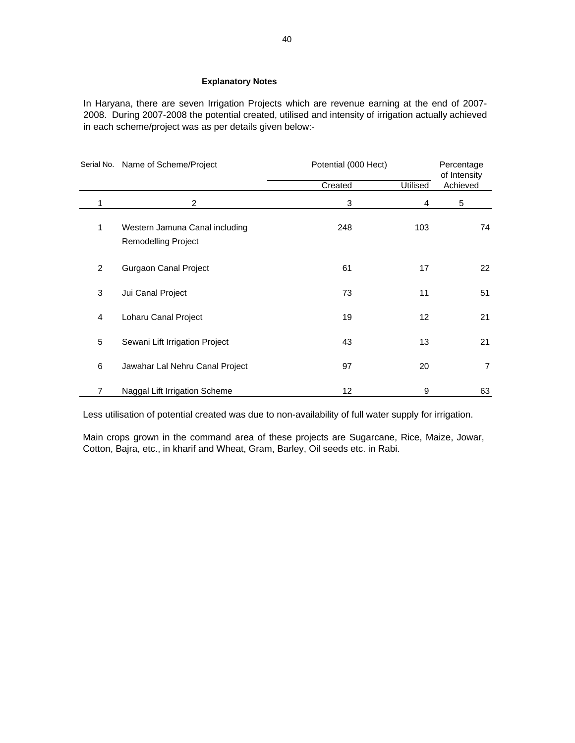### Explanatory Notes

In Haryana, there are seven Irrigation Projects which are revenue earning at the end of 2007-2008. During 2007-2008 the potential created, utilised and intensity of irrigation actually achieved in each scheme/project was as per details given below:-

| Serial No. | Name of Scheme/Project | Potential (000 Hect) | | Percentage of Intensity Achieved |
|---|---|---|---|---|
| | | Created | Utilised | |
| 1 | 2 | 3 | 4 | 5 |
| 1 | Western Jamuna Canal including Remodelling Project | 248 | 103 | 74 |
| 2 | Gurgaon Canal Project | 61 | 17 | 22 |
| 3 | Jui Canal Project | 73 | 11 | 51 |
| 4 | Loharu Canal Project | 19 | 12 | 21 |
| 5 | Sewani Lift Irrigation Project | 43 | 13 | 21 |
| 6 | Jawahar Lal Nehru Canal Project | 97 | 20 | 7 |
| 7 | Naggal Lift Irrigation Scheme | 12 | 9 | 63 |

Less utilisation of potential created was due to non-availability of full water supply for irrigation.

Main crops grown in the command area of these projects are Sugarcane, Rice, Maize, Jowar, Cotton, Bajra, etc., in kharif and Wheat, Gram, Barley, Oil seeds etc. in Rabi.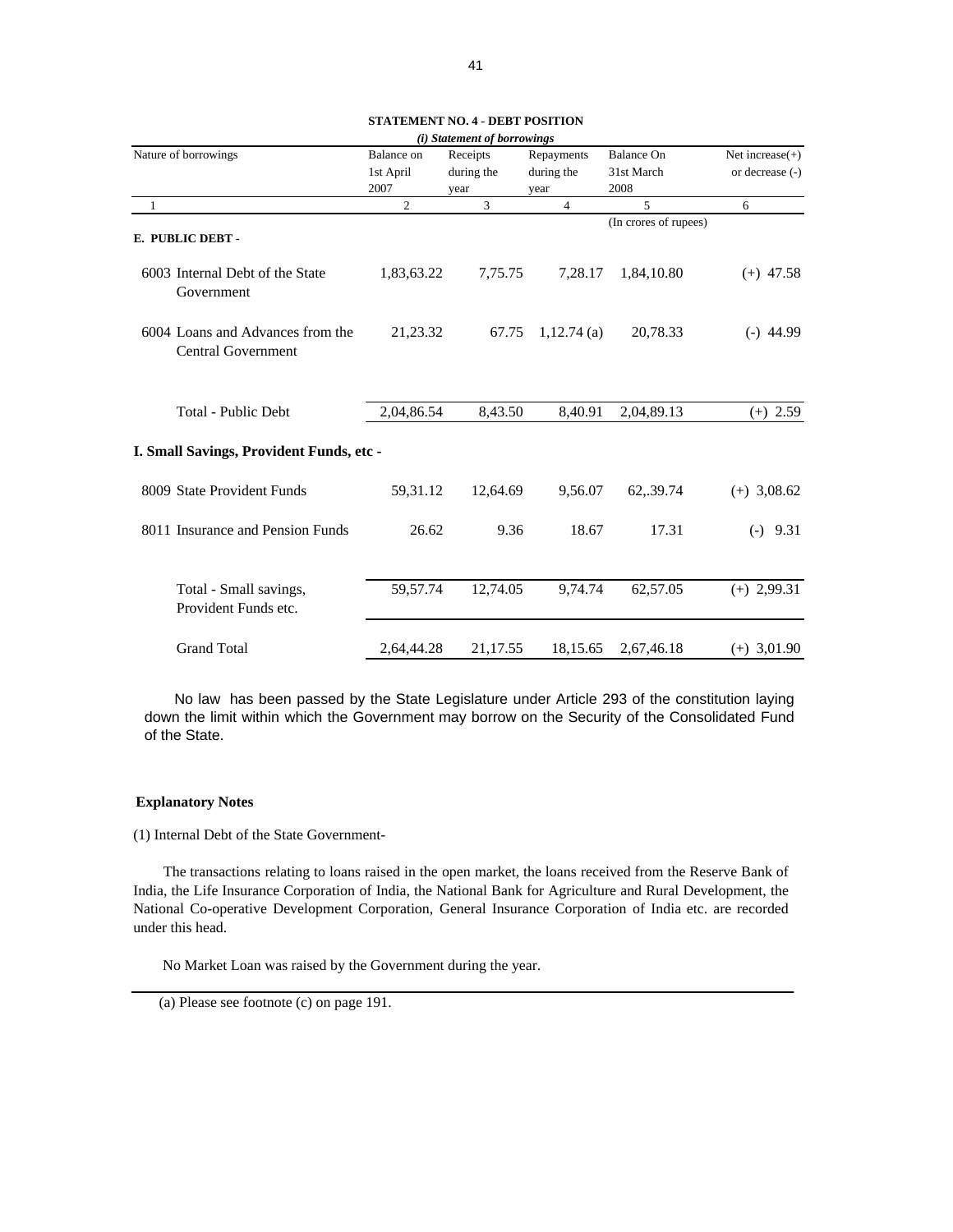## STATEMENT NO. 4 - DEBT POSITION

*(i) Statement of borrowings*

| Nature of borrowings | Balance on 1st April 2007 | Receipts during the year | Repayments during the year | Balance On 31st March 2008 | Net increase(+) or decrease (-) |
|---|---|---|---|---|---|
| 1 | 2 | 3 | 4 | 5 | 6 |
| | | | | (In crores of rupees) | |
| **E. PUBLIC DEBT -** | | | | | |
| 6003 Internal Debt of the State Government | 1,83,63.22 | 7,75.75 | 7,28.17 | 1,84,10.80 | (+) 47.58 |
| 6004 Loans and Advances from the Central Government | 21,23.32 | 67.75 | 1,12.74 (a) | 20,78.33 | (-) 44.99 |
| Total - Public Debt | 2,04,86.54 | 8,43.50 | 8,40.91 | 2,04,89.13 | (+) 2.59 |
| **I. Small Savings, Provident Funds, etc -** | | | | | |
| 8009 State Provident Funds | 59,31.12 | 12,64.69 | 9,56.07 | 62,.39.74 | (+) 3,08.62 |
| 8011 Insurance and Pension Funds | 26.62 | 9.36 | 18.67 | 17.31 | (-) 9.31 |
| Total - Small savings, Provident Funds etc. | 59,57.74 | 12,74.05 | 9,74.74 | 62,57.05 | (+) 2,99.31 |
| Grand Total | 2,64,44.28 | 21,17.55 | 18,15.65 | 2,67,46.18 | (+) 3,01.90 |

No law has been passed by the State Legislature under Article 293 of the constitution laying down the limit within which the Government may borrow on the Security of the Consolidated Fund of the State.

**Explanatory Notes**

(1) Internal Debt of the State Government-

The transactions relating to loans raised in the open market, the loans received from the Reserve Bank of India, the Life Insurance Corporation of India, the National Bank for Agriculture and Rural Development, the National Co-operative Development Corporation, General Insurance Corporation of India etc. are recorded under this head.

No Market Loan was raised by the Government during the year.

(a) Please see footnote (c) on page 191.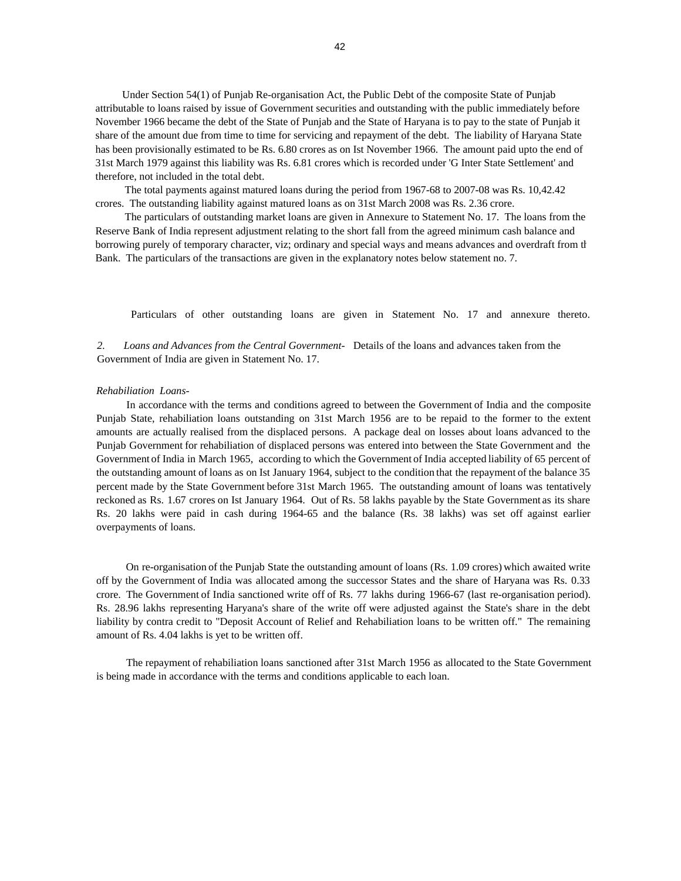Under Section 54(1) of Punjab Re-organisation Act, the Public Debt of the composite State of Punjab attributable to loans raised by issue of Government securities and outstanding with the public immediately before November 1966 became the debt of the State of Punjab and the State of Haryana is to pay to the state of Punjab it share of the amount due from time to time for servicing and repayment of the debt. The liability of Haryana State has been provisionally estimated to be Rs. 6.80 crores as on Ist November 1966. The amount paid upto the end of 31st March 1979 against this liability was Rs. 6.81 crores which is recorded under 'G Inter State Settlement' and therefore, not included in the total debt.

The total payments against matured loans during the period from 1967-68 to 2007-08 was Rs. 10,42.42 crores. The outstanding liability against matured loans as on 31st March 2008 was Rs. 2.36 crore.

The particulars of outstanding market loans are given in Annexure to Statement No. 17. The loans from the Reserve Bank of India represent adjustment relating to the short fall from the agreed minimum cash balance and borrowing purely of temporary character, viz; ordinary and special ways and means advances and overdraft from th Bank. The particulars of the transactions are given in the explanatory notes below statement no. 7.

Particulars of other outstanding loans are given in Statement No. 17 and annexure thereto.

*2. Loans and Advances from the Central Government-* Details of the loans and advances taken from the Government of India are given in Statement No. 17.

*Rehabiliation Loans-*

In accordance with the terms and conditions agreed to between the Government of India and the composite Punjab State, rehabiliation loans outstanding on 31st March 1956 are to be repaid to the former to the extent amounts are actually realised from the displaced persons. A package deal on losses about loans advanced to the Punjab Government for rehabiliation of displaced persons was entered into between the State Government and the Government of India in March 1965, according to which the Government of India accepted liability of 65 percent of the outstanding amount of loans as on Ist January 1964, subject to the condition that the repayment of the balance 35 percent made by the State Government before 31st March 1965. The outstanding amount of loans was tentatively reckoned as Rs. 1.67 crores on Ist January 1964. Out of Rs. 58 lakhs payable by the State Government as its share Rs. 20 lakhs were paid in cash during 1964-65 and the balance (Rs. 38 lakhs) was set off against earlier overpayments of loans.

On re-organisation of the Punjab State the outstanding amount of loans (Rs. 1.09 crores) which awaited write off by the Government of India was allocated among the successor States and the share of Haryana was Rs. 0.33 crore. The Government of India sanctioned write off of Rs. 77 lakhs during 1966-67 (last re-organisation period). Rs. 28.96 lakhs representing Haryana's share of the write off were adjusted against the State's share in the debt liability by contra credit to "Deposit Account of Relief and Rehabiliation loans to be written off." The remaining amount of Rs. 4.04 lakhs is yet to be written off.

The repayment of rehabiliation loans sanctioned after 31st March 1956 as allocated to the State Government is being made in accordance with the terms and conditions applicable to each loan.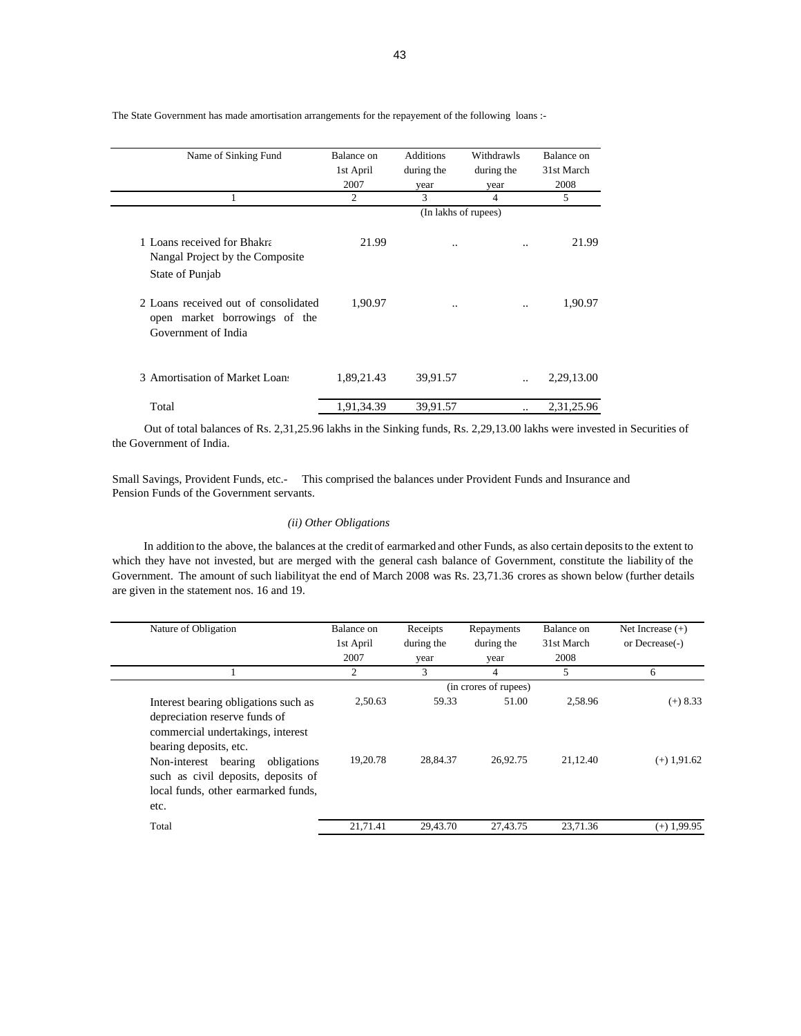The State Government has made amortisation arrangements for the repayement of the following loans :-

| Name of Sinking Fund | Balance on 1st April 2007 | Additions during the year | Withdrawls during the year | Balance on 31st March 2008 |
|---|---|---|---|---|
| 1 | 2 | 3 | 4 | 5 |
| | (In lakhs of rupees) | | | |
| 1 Loans received for Bhakra Nangal Project by the Composite State of Punjab | 21.99 | .. | .. | 21.99 |
| 2 Loans received out of consolidated open market borrowings of the Government of India | 1,90.97 | .. | .. | 1,90.97 |
| 3 Amortisation of Market Loans | 1,89,21.43 | 39,91.57 | .. | 2,29,13.00 |
| Total | 1,91,34.39 | 39,91.57 | .. | 2,31,25.96 |

Out of total balances of Rs. 2,31,25.96 lakhs in the Sinking funds, Rs. 2,29,13.00 lakhs were invested in Securities of the Government of India.

Small Savings, Provident Funds, etc.- This comprised the balances under Provident Funds and Insurance and Pension Funds of the Government servants.

*(ii) Other Obligations*

In addition to the above, the balances at the credit of earmarked and other Funds, as also certain deposits to the extent to which they have not invested, but are merged with the general cash balance of Government, constitute the liability of the Government. The amount of such liabilityat the end of March 2008 was Rs. 23,71.36 crores as shown below (further details are given in the statement nos. 16 and 19.

| Nature of Obligation | Balance on 1st April 2007 | Receipts during the year | Repayments during the year | Balance on 31st March 2008 | Net Increase (+) or Decrease(-) |
|---|---|---|---|---|---|
| 1 | 2 | 3 | 4 | 5 | 6 |
| | (in crores of rupees) | | | | |
| Interest bearing obligations such as depreciation reserve funds of commercial undertakings, interest bearing deposits, etc. | 2,50.63 | 59.33 | 51.00 | 2,58.96 | (+) 8.33 |
| Non-interest bearing obligations such as civil deposits, deposits of local funds, other earmarked funds, etc. | 19,20.78 | 28,84.37 | 26,92.75 | 21,12.40 | (+) 1,91.62 |
| Total | 21,71.41 | 29,43.70 | 27,43.75 | 23,71.36 | (+) 1,99.95 |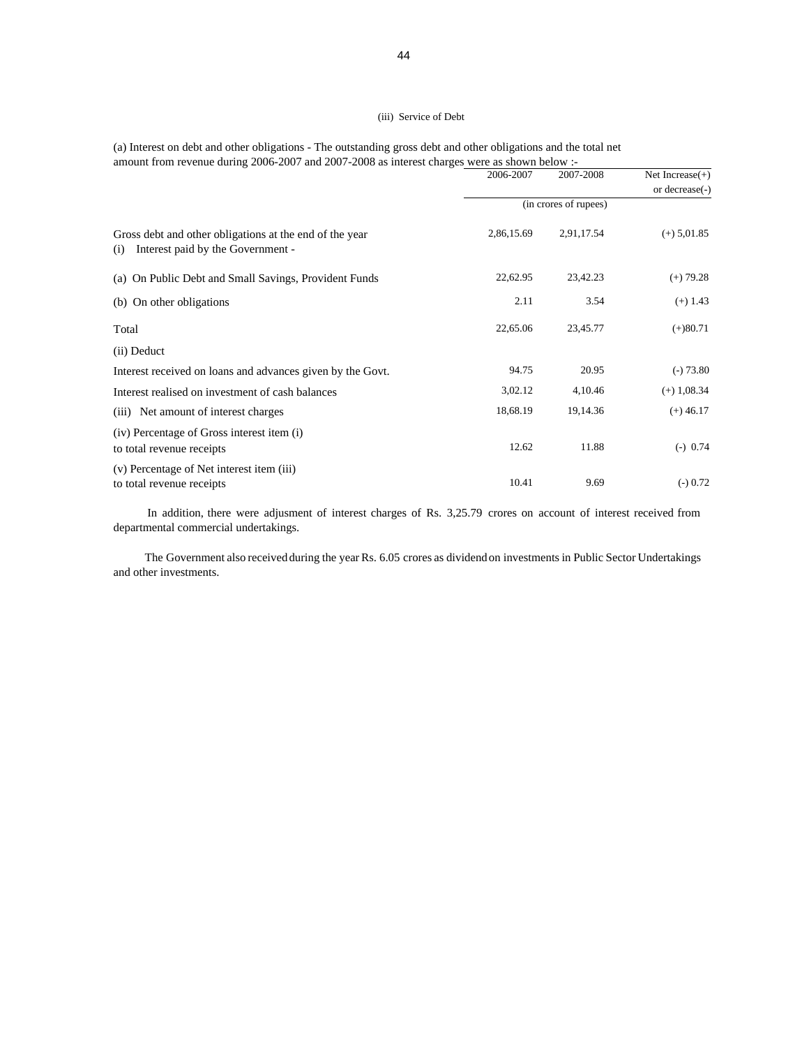### (iii) Service of Debt

(a) Interest on debt and other obligations - The outstanding gross debt and other obligations and the total net amount from revenue during 2006-2007 and 2007-2008 as interest charges were as shown below :-

| | 2006-2007 | 2007-2008 | Net Increase(+) or decrease(-) |
|---|---|---|---|
| | (in crores of rupees) | | |
| Gross debt and other obligations at the end of the year | 2,86,15.69 | 2,91,17.54 | (+) 5,01.85 |
| (i) Interest paid by the Government - | | | |
| (a) On Public Debt and Small Savings, Provident Funds | 22,62.95 | 23,42.23 | (+) 79.28 |
| (b) On other obligations | 2.11 | 3.54 | (+) 1.43 |
| Total | 22,65.06 | 23,45.77 | (+)80.71 |
| (ii) Deduct | | | |
| Interest received on loans and advances given by the Govt. | 94.75 | 20.95 | (-) 73.80 |
| Interest realised on investment of cash balances | 3,02.12 | 4,10.46 | (+) 1,08.34 |
| (iii) Net amount of interest charges | 18,68.19 | 19,14.36 | (+) 46.17 |
| (iv) Percentage of Gross interest item (i) to total revenue receipts | 12.62 | 11.88 | (-) 0.74 |
| (v) Percentage of Net interest item (iii) to total revenue receipts | 10.41 | 9.69 | (-) 0.72 |

In addition, there were adjusment of interest charges of Rs. 3,25.79 crores on account of interest received from departmental commercial undertakings.

The Government also received during the year Rs. 6.05 crores as dividend on investments in Public Sector Undertakings and other investments.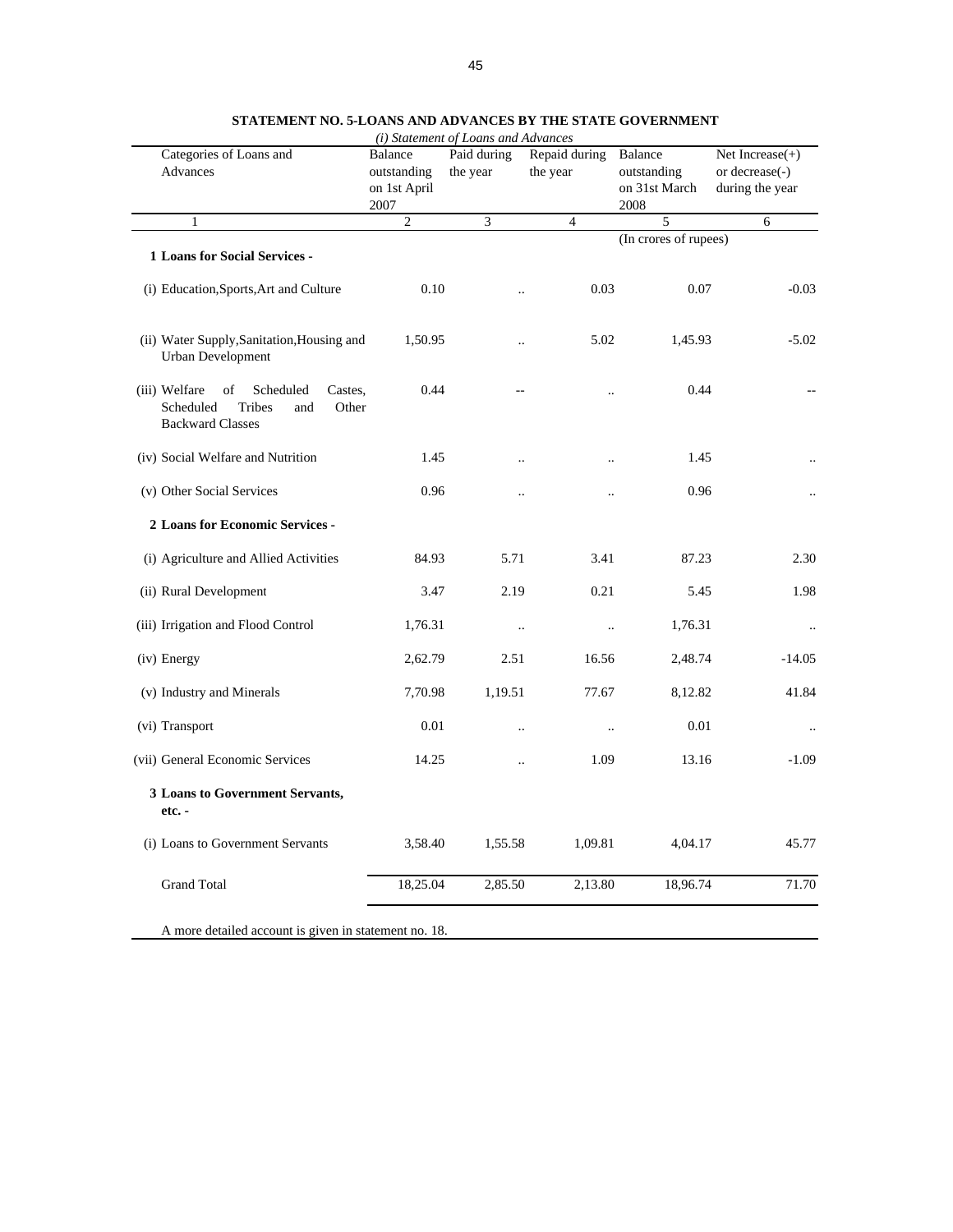**STATEMENT NO. 5-LOANS AND ADVANCES BY THE STATE GOVERNMENT**

*(i) Statement of Loans and Advances*

| Categories of Loans and Advances | Balance outstanding on 1st April 2007 | Paid during the year | Repaid during the year | Balance outstanding on 31st March 2008 | Net Increase(+) or decrease(-) during the year |
|---|---|---|---|---|---|
| 1 | 2 | 3 | 4 | 5 | 6 |
| | | | | (In crores of rupees) | |
| **1 Loans for Social Services -** | | | | | |
| (i) Education,Sports,Art and Culture | 0.10 | .. | 0.03 | 0.07 | -0.03 |
| (ii) Water Supply,Sanitation,Housing and Urban Development | 1,50.95 | .. | 5.02 | 1,45.93 | -5.02 |
| (iii) Welfare of Scheduled Castes, Scheduled Tribes and Other Backward Classes | 0.44 | -- | .. | 0.44 | -- |
| (iv) Social Welfare and Nutrition | 1.45 | .. | .. | 1.45 | .. |
| (v) Other Social Services | 0.96 | .. | .. | 0.96 | .. |
| **2 Loans for Economic Services -** | | | | | |
| (i) Agriculture and Allied Activities | 84.93 | 5.71 | 3.41 | 87.23 | 2.30 |
| (ii) Rural Development | 3.47 | 2.19 | 0.21 | 5.45 | 1.98 |
| (iii) Irrigation and Flood Control | 1,76.31 | .. | .. | 1,76.31 | .. |
| (iv) Energy | 2,62.79 | 2.51 | 16.56 | 2,48.74 | -14.05 |
| (v) Industry and Minerals | 7,70.98 | 1,19.51 | 77.67 | 8,12.82 | 41.84 |
| (vi) Transport | 0.01 | .. | .. | 0.01 | .. |
| (vii) General Economic Services | 14.25 | .. | 1.09 | 13.16 | -1.09 |
| **3 Loans to Government Servants, etc. -** | | | | | |
| (i) Loans to Government Servants | 3,58.40 | 1,55.58 | 1,09.81 | 4,04.17 | 45.77 |
| Grand Total | 18,25.04 | 2,85.50 | 2,13.80 | 18,96.74 | 71.70 |

A more detailed account is given in statement no. 18.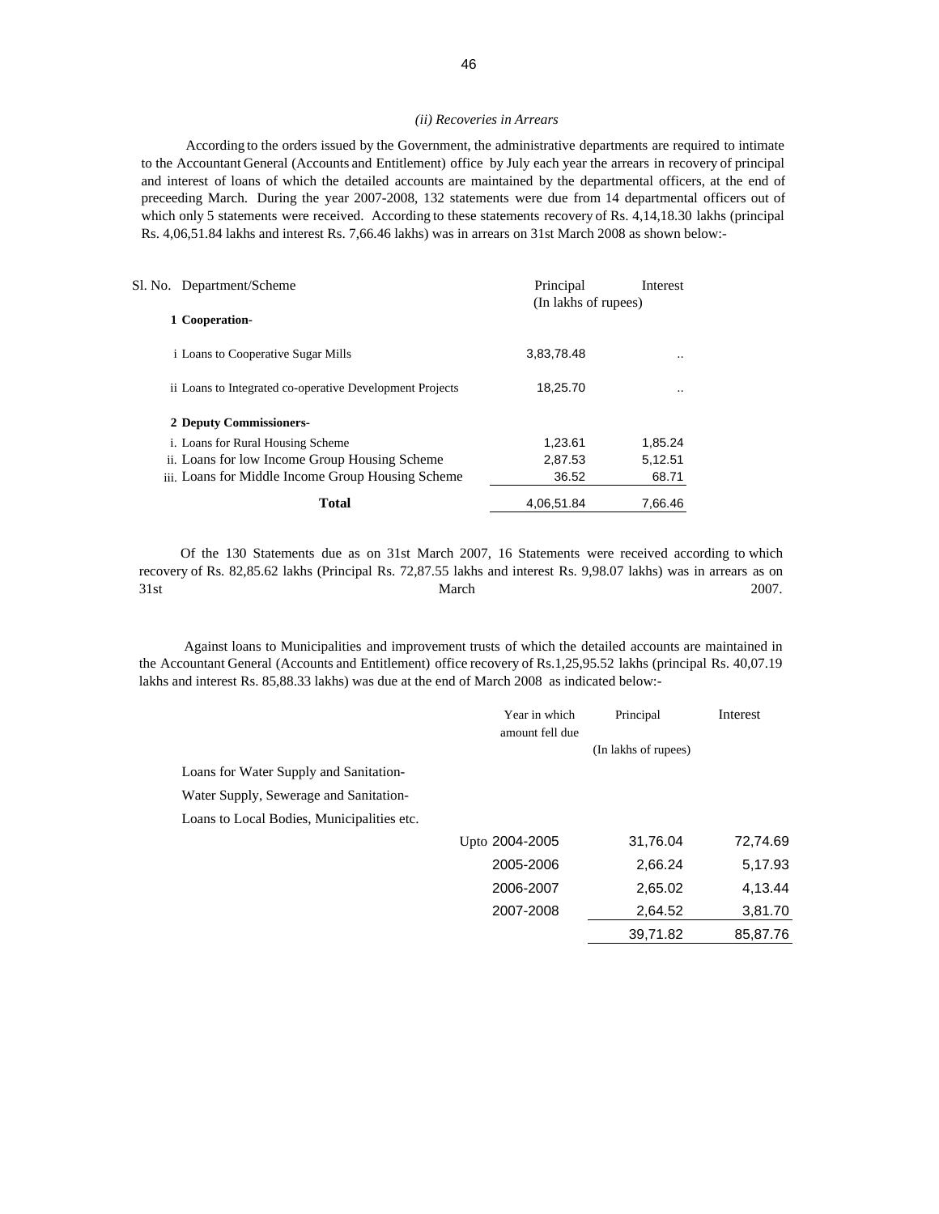*(ii) Recoveries in Arrears*

According to the orders issued by the Government, the administrative departments are required to intimate to the Accountant General (Accounts and Entitlement) office by July each year the arrears in recovery of principal and interest of loans of which the detailed accounts are maintained by the departmental officers, at the end of preceeding March. During the year 2007-2008, 132 statements were due from 14 departmental officers out of which only 5 statements were received. According to these statements recovery of Rs. 4,14,18.30 lakhs (principal Rs. 4,06,51.84 lakhs and interest Rs. 7,66.46 lakhs) was in arrears on 31st March 2008 as shown below:-

| Sl. No. Department/Scheme | Principal | Interest |
|---|---|---|
| | (In lakhs of rupees) | |
| **1 Cooperation-** | | |
| i Loans to Cooperative Sugar Mills | 3,83,78.48 | .. |
| ii Loans to Integrated co-operative Development Projects | 18,25.70 | .. |
| **2 Deputy Commissioners-** | | |
| i. Loans for Rural Housing Scheme | 1,23.61 | 1,85.24 |
| ii. Loans for low Income Group Housing Scheme | 2,87.53 | 5,12.51 |
| iii. Loans for Middle Income Group Housing Scheme | 36.52 | 68.71 |
| **Total** | 4,06,51.84 | 7,66.46 |

Of the 130 Statements due as on 31st March 2007, 16 Statements were received according to which recovery of Rs. 82,85.62 lakhs (Principal Rs. 72,87.55 lakhs and interest Rs. 9,98.07 lakhs) was in arrears as on 31st March 2007.

Against loans to Municipalities and improvement trusts of which the detailed accounts are maintained in the Accountant General (Accounts and Entitlement) office recovery of Rs.1,25,95.52 lakhs (principal Rs. 40,07.19 lakhs and interest Rs. 85,88.33 lakhs) was due at the end of March 2008 as indicated below:-

| | Year in which amount fell due | Principal | Interest |
|---|---|---|---|
| | | (In lakhs of rupees) | |
| Loans for Water Supply and Sanitation- | | | |
| Water Supply, Sewerage and Sanitation- | | | |
| Loans to Local Bodies, Municipalities etc. | | | |
| | Upto 2004-2005 | 31,76.04 | 72,74.69 |
| | 2005-2006 | 2,66.24 | 5,17.93 |
| | 2006-2007 | 2,65.02 | 4,13.44 |
| | 2007-2008 | 2,64.52 | 3,81.70 |
| | | 39,71.82 | 85,87.76 |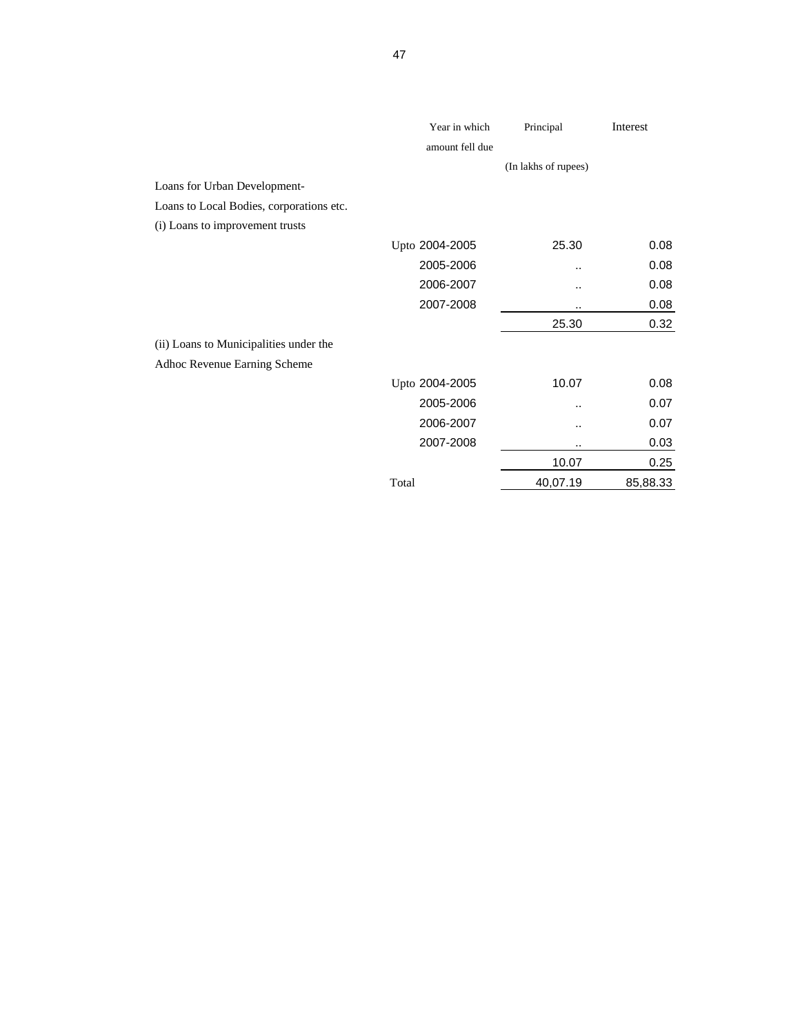| | Year in which amount fell due | Principal | Interest |
|---|---|---|---|
| | | (In lakhs of rupees) | |
| Loans for Urban Development- | | | |
| Loans to Local Bodies, corporations etc. | | | |
| (i) Loans to improvement trusts | | | |
| | Upto 2004-2005 | 25.30 | 0.08 |
| | 2005-2006 | .. | 0.08 |
| | 2006-2007 | .. | 0.08 |
| | 2007-2008 | .. | 0.08 |
| | | 25.30 | 0.32 |
| (ii) Loans to Municipalities under the Adhoc Revenue Earning Scheme | | | |
| | Upto 2004-2005 | 10.07 | 0.08 |
| | 2005-2006 | .. | 0.07 |
| | 2006-2007 | .. | 0.07 |
| | 2007-2008 | .. | 0.03 |
| | | 10.07 | 0.25 |
| | Total | 40,07.19 | 85,88.33 |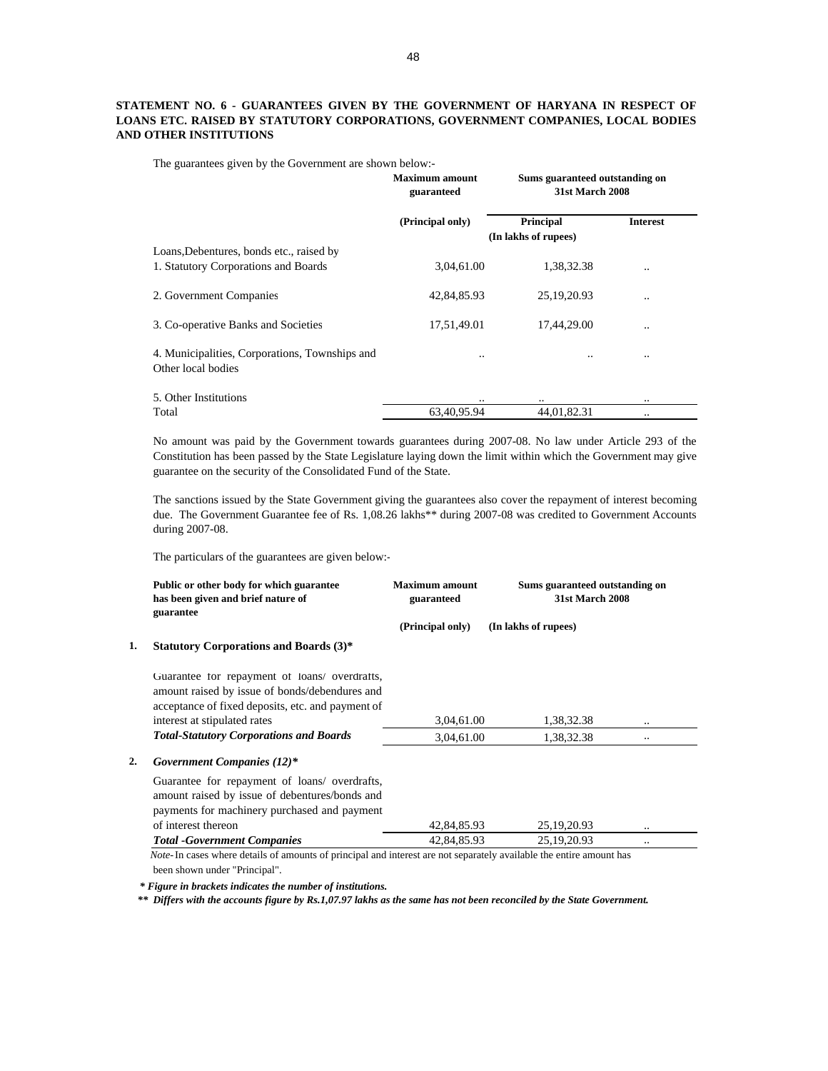**STATEMENT NO. 6 - GUARANTEES GIVEN BY THE GOVERNMENT OF HARYANA IN RESPECT OF LOANS ETC. RAISED BY STATUTORY CORPORATIONS, GOVERNMENT COMPANIES, LOCAL BODIES AND OTHER INSTITUTIONS**

The guarantees given by the Government are shown below:-

| | Maximum amount guaranteed | Sums guaranteed outstanding on 31st March 2008 | |
|---|---|---|---|
| | (Principal only) | Principal | Interest |
| | | (In lakhs of rupees) | |
| Loans,Debentures, bonds etc., raised by | | | |
| 1. Statutory Corporations and Boards | 3,04,61.00 | 1,38,32.38 | .. |
| 2. Government Companies | 42,84,85.93 | 25,19,20.93 | .. |
| 3. Co-operative Banks and Societies | 17,51,49.01 | 17,44,29.00 | .. |
| 4. Municipalities, Corporations, Townships and Other local bodies | .. | .. | .. |
| 5. Other Institutions | .. | .. | .. |
| Total | 63,40,95.94 | 44,01,82.31 | .. |

No amount was paid by the Government towards guarantees during 2007-08. No law under Article 293 of the Constitution has been passed by the State Legislature laying down the limit within which the Government may give guarantee on the security of the Consolidated Fund of the State.

The sanctions issued by the State Government giving the guarantees also cover the repayment of interest becoming due. The Government Guarantee fee of Rs. 1,08.26 lakhs** during 2007-08 was credited to Government Accounts during 2007-08.

The particulars of the guarantees are given below:-

| Public or other body for which guarantee has been given and brief nature of guarantee | Maximum amount guaranteed | Sums guaranteed outstanding on 31st March 2008 | |
|---|---|---|---|
| | (Principal only) | (In lakhs of rupees) | |
| **1. Statutory Corporations and Boards (3)*** | | | |
| Guarantee for repayment of loans/ overdrafts, amount raised by issue of bonds/debendures and acceptance of fixed deposits, etc. and payment of interest at stipulated rates | 3,04,61.00 | 1,38,32.38 | .. |
| ***Total-Statutory Corporations and Boards*** | 3,04,61.00 | 1,38,32.38 | .. |
| ***2. Government Companies (12)**** | | | |
| Guarantee for repayment of loans/ overdrafts, amount raised by issue of debentures/bonds and payments for machinery purchased and payment of interest thereon | 42,84,85.93 | 25,19,20.93 | .. |
| ***Total -Government Companies*** | 42,84,85.93 | 25,19,20.93 | .. |

*Note*-In cases where details of amounts of principal and interest are not separately available the entire amount has been shown under "Principal".

***Figure in brackets indicates the number of institutions.***

***** Differs with the accounts figure by Rs.1,07.97 lakhs as the same has not been reconciled by the State Government.***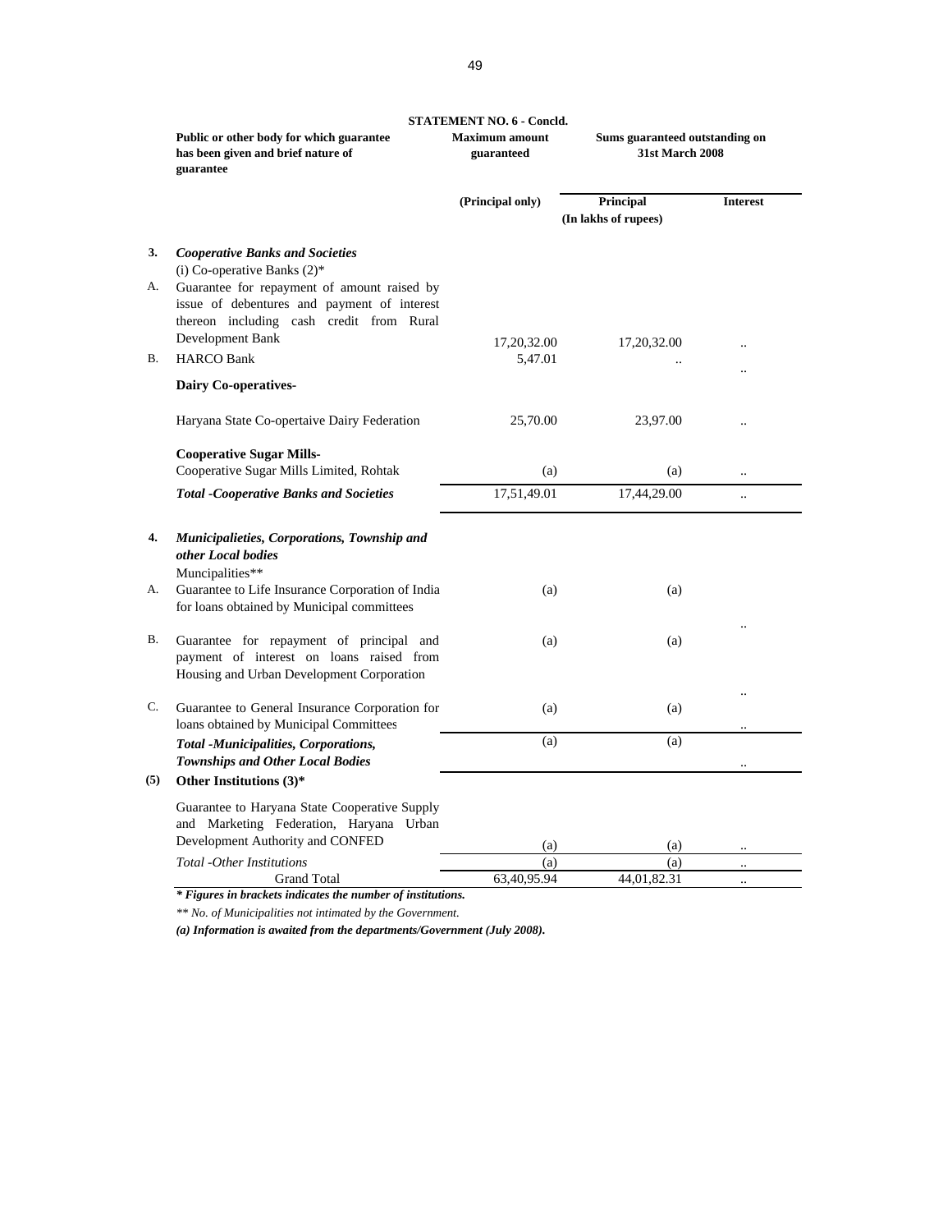**STATEMENT NO. 6 - Concld.**

| | Public or other body for which guarantee has been given and brief nature of guarantee | Maximum amount guaranteed | Sums guaranteed outstanding on 31st March 2008 | |
|---|---|---|---|---|
| | | (Principal only) | Principal | Interest |
| | | | (In lakhs of rupees) | |
| **3.** | ***Cooperative Banks and Societies*** | | | |
| | (i) Co-operative Banks (2)* | | | |
| A. | Guarantee for repayment of amount raised by issue of debentures and payment of interest thereon including cash credit from Rural Development Bank | 17,20,32.00 | 17,20,32.00 | .. |
| B. | HARCO Bank | 5,47.01 | .. | .. |
| | **Dairy Co-operatives-** | | | |
| | Haryana State Co-opertaive Dairy Federation | 25,70.00 | 23,97.00 | .. |
| | **Cooperative Sugar Mills-** | | | |
| | Cooperative Sugar Mills Limited, Rohtak | (a) | (a) | .. |
| | ***Total -Cooperative Banks and Societies*** | 17,51,49.01 | 17,44,29.00 | .. |
| **4.** | ***Municipalieties, Corporations, Township and other Local bodies*** | | | |
| | Muncipalities** | | | |
| A. | Guarantee to Life Insurance Corporation of India for loans obtained by Municipal committees | (a) | (a) | .. |
| B. | Guarantee for repayment of principal and payment of interest on loans raised from Housing and Urban Development Corporation | (a) | (a) | .. |
| C. | Guarantee to General Insurance Corporation for loans obtained by Municipal Committees | (a) | (a) | .. |
| | ***Total -Municipalities, Corporations, Townships and Other Local Bodies*** | (a) | (a) | .. |
| **(5)** | **Other Institutions (3)*** | | | |
| | Guarantee to Haryana State Cooperative Supply and Marketing Federation, Haryana Urban Development Authority and CONFED | (a) | (a) | .. |
| | *Total -Other Institutions* | (a) | (a) | .. |
| | Grand Total | 63,40,95.94 | 44,01,82.31 | .. |

***\* Figures in brackets indicates the number of institutions.***

*\*\* No. of Municipalities not intimated by the Government.*

***(a) Information is awaited from the departments/Government (July 2008).***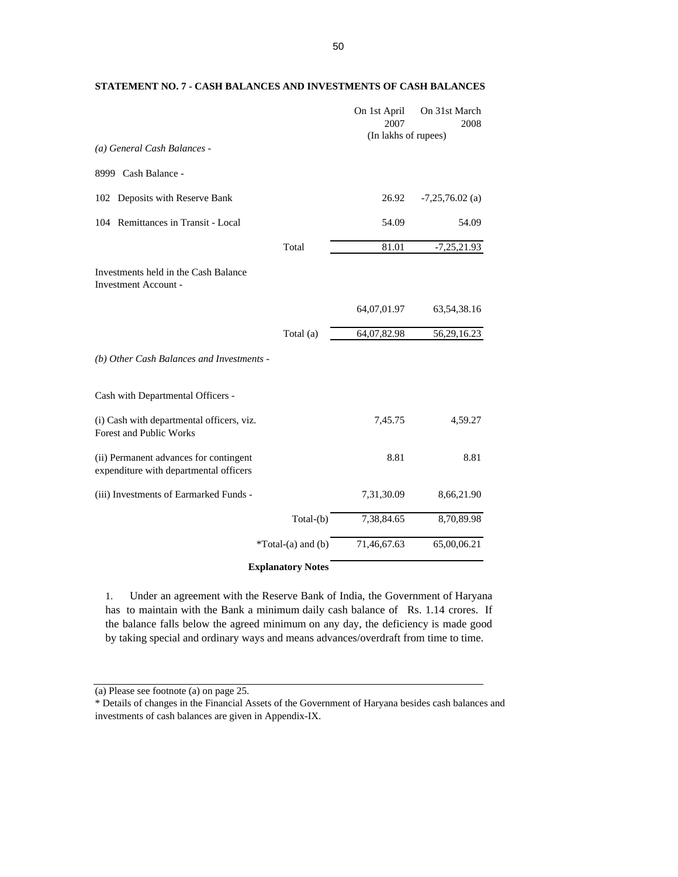## STATEMENT NO. 7 - CASH BALANCES AND INVESTMENTS OF CASH BALANCES

| | On 1st April 2007 | On 31st March 2008 |
|---|---|---|
| | (In lakhs of rupees) | |
| *(a) General Cash Balances -* | | |
| 8999 Cash Balance - | | |
| 102 Deposits with Reserve Bank | 26.92 | -7,25,76.02 (a) |
| 104 Remittances in Transit - Local | 54.09 | 54.09 |
| Total | 81.01 | -7,25,21.93 |
| Investments held in the Cash Balance Investment Account - | | |
| | 64,07,01.97 | 63,54,38.16 |
| Total (a) | 64,07,82.98 | 56,29,16.23 |
| *(b) Other Cash Balances and Investments -* | | |
| Cash with Departmental Officers - | | |
| (i) Cash with departmental officers, viz. Forest and Public Works | 7,45.75 | 4,59.27 |
| (ii) Permanent advances for contingent expenditure with departmental officers | 8.81 | 8.81 |
| (iii) Investments of Earmarked Funds - | 7,31,30.09 | 8,66,21.90 |
| Total-(b) | 7,38,84.65 | 8,70,89.98 |
| *Total-(a) and (b) | 71,46,67.63 | 65,00,06.21 |

**Explanatory Notes**

1. Under an agreement with the Reserve Bank of India, the Government of Haryana has to maintain with the Bank a minimum daily cash balance of Rs. 1.14 crores. If the balance falls below the agreed minimum on any day, the deficiency is made good by taking special and ordinary ways and means advances/overdraft from time to time.

(a) Please see footnote (a) on page 25.

* Details of changes in the Financial Assets of the Government of Haryana besides cash balances and investments of cash balances are given in Appendix-IX.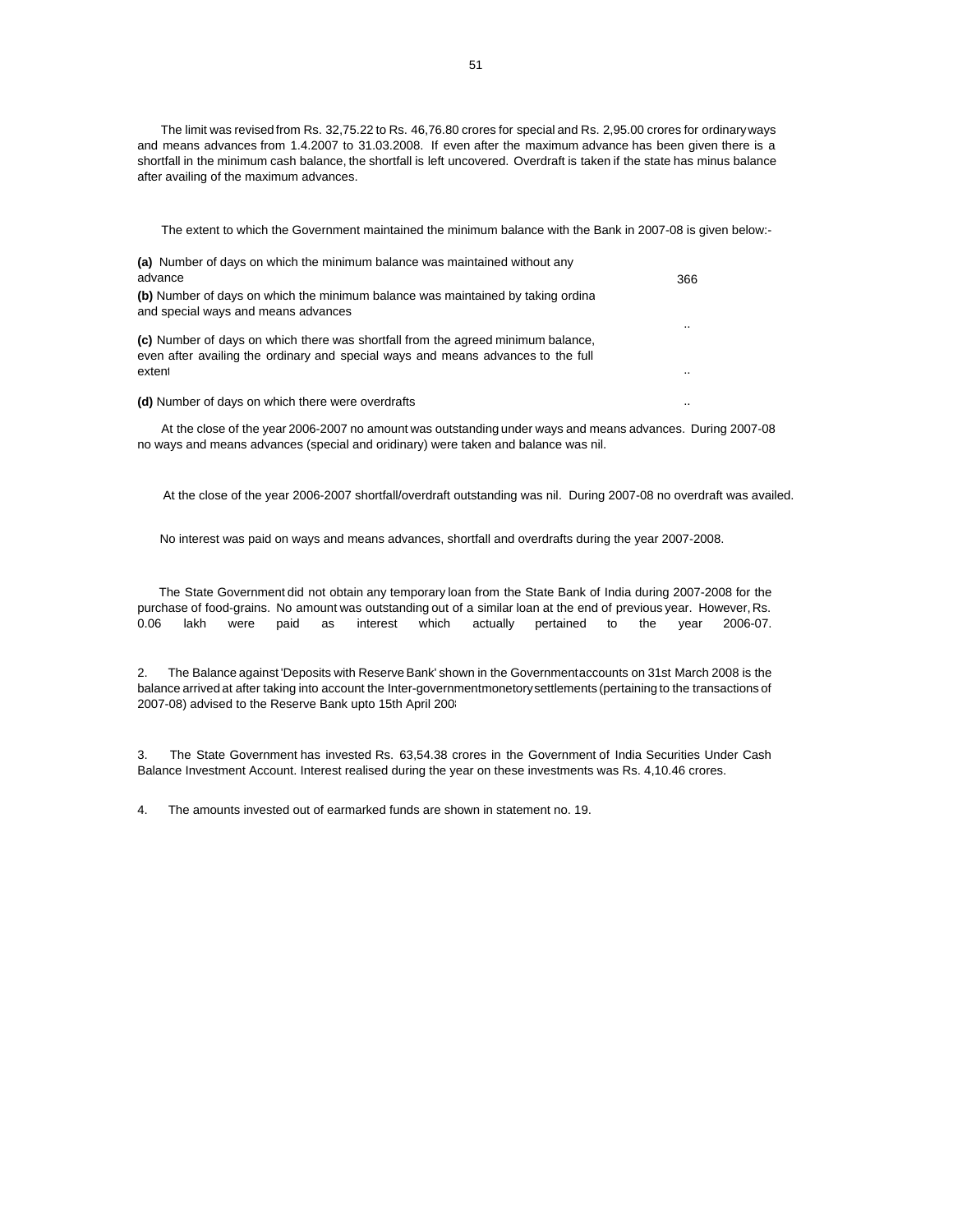The limit was revised from Rs. 32,75.22 to Rs. 46,76.80 crores for special and Rs. 2,95.00 crores for ordinary ways and means advances from 1.4.2007 to 31.03.2008. If even after the maximum advance has been given there is a shortfall in the minimum cash balance, the shortfall is left uncovered. Overdraft is taken if the state has minus balance after availing of the maximum advances.

The extent to which the Government maintained the minimum balance with the Bank in 2007-08 is given below:-

| | |
|---|---|
| **(a)** Number of days on which the minimum balance was maintained without any advance | 366 |
| **(b)** Number of days on which the minimum balance was maintained by taking ordina and special ways and means advances | .. |
| **(c)** Number of days on which there was shortfall from the agreed minimum balance, even after availing the ordinary and special ways and means advances to the full extent | .. |
| **(d)** Number of days on which there were overdrafts | .. |

At the close of the year 2006-2007 no amount was outstanding under ways and means advances. During 2007-08 no ways and means advances (special and oridinary) were taken and balance was nil.

At the close of the year 2006-2007 shortfall/overdraft outstanding was nil. During 2007-08 no overdraft was availed.

No interest was paid on ways and means advances, shortfall and overdrafts during the year 2007-2008.

The State Government did not obtain any temporary loan from the State Bank of India during 2007-2008 for the purchase of food-grains. No amount was outstanding out of a similar loan at the end of previous year. However, Rs. 0.06 lakh were paid as interest which actually pertained to the year 2006-07.

2. The Balance against 'Deposits with Reserve Bank' shown in the Government accounts on 31st March 2008 is the balance arrived at after taking into account the Inter-government monetory settlements (pertaining to the transactions of 2007-08) advised to the Reserve Bank upto 15th April 2008

3. The State Government has invested Rs. 63,54.38 crores in the Government of India Securities Under Cash Balance Investment Account. Interest realised during the year on these investments was Rs. 4,10.46 crores.

4. The amounts invested out of earmarked funds are shown in statement no. 19.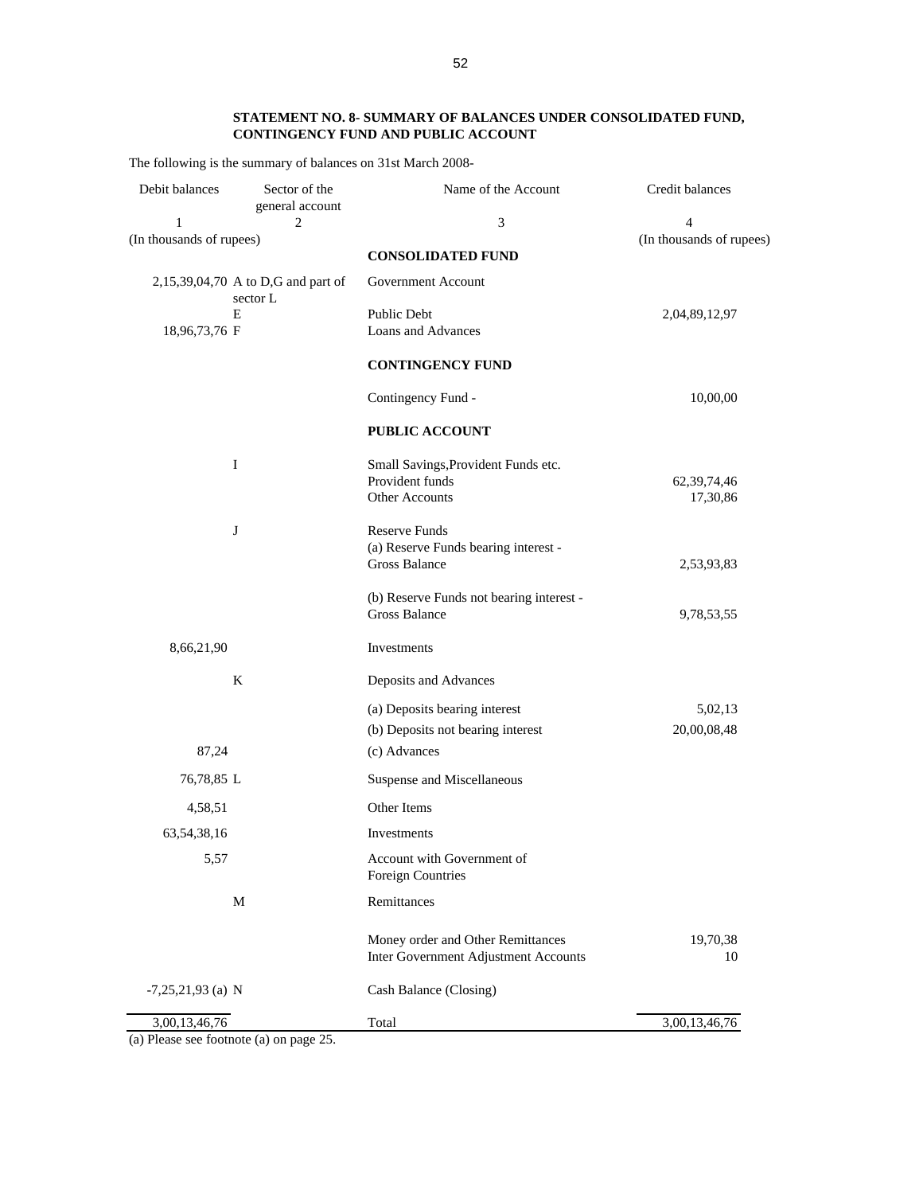**STATEMENT NO. 8- SUMMARY OF BALANCES UNDER CONSOLIDATED FUND, CONTINGENCY FUND AND PUBLIC ACCOUNT**

The following is the summary of balances on 31st March 2008-

| Debit balances | Sector of the general account | Name of the Account | Credit balances |
|---|---|---|---|
| 1 | 2 | 3 | 4 |
| (In thousands of rupees) | | | (In thousands of rupees) |
| | | **CONSOLIDATED FUND** | |
| 2,15,39,04,70 | A to D,G and part of sector L | Government Account | |
| | E | Public Debt | 2,04,89,12,97 |
| 18,96,73,76 | F | Loans and Advances | |
| | | **CONTINGENCY FUND** | |
| | | Contingency Fund - | 10,00,00 |
| | | **PUBLIC ACCOUNT** | |
| | I | Small Savings,Provident Funds etc. | |
| | | Provident funds | 62,39,74,46 |
| | | Other Accounts | 17,30,86 |
| | J | Reserve Funds | |
| | | (a) Reserve Funds bearing interest - Gross Balance | 2,53,93,83 |
| | | (b) Reserve Funds not bearing interest - Gross Balance | 9,78,53,55 |
| 8,66,21,90 | | Investments | |
| | K | Deposits and Advances | |
| | | (a) Deposits bearing interest | 5,02,13 |
| | | (b) Deposits not bearing interest | 20,00,08,48 |
| 87,24 | | (c) Advances | |
| 76,78,85 | L | Suspense and Miscellaneous | |
| 4,58,51 | | Other Items | |
| 63,54,38,16 | | Investments | |
| 5,57 | | Account with Government of Foreign Countries | |
| | M | Remittances | |
| | | Money order and Other Remittances | 19,70,38 |
| | | Inter Government Adjustment Accounts | 10 |
| -7,25,21,93 (a) | N | Cash Balance (Closing) | |
| 3,00,13,46,76 | | Total | 3,00,13,46,76 |

(a) Please see footnote (a) on page 25.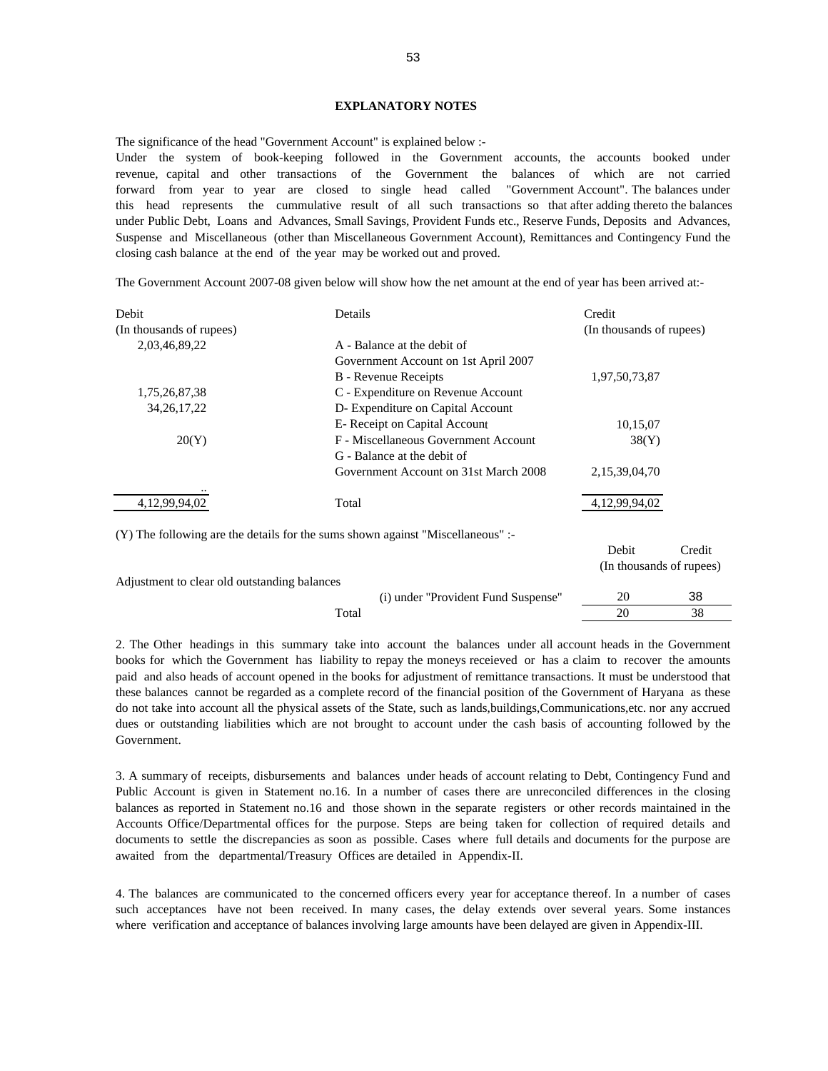## EXPLANATORY NOTES

The significance of the head "Government Account" is explained below :-

Under the system of book-keeping followed in the Government accounts, the accounts booked under revenue, capital and other transactions of the Government the balances of which are not carried forward from year to year are closed to single head called "Government Account". The balances under this head represents the cummulative result of all such transactions so that after adding thereto the balances under Public Debt, Loans and Advances, Small Savings, Provident Funds etc., Reserve Funds, Deposits and Advances, Suspense and Miscellaneous (other than Miscellaneous Government Account), Remittances and Contingency Fund the closing cash balance at the end of the year may be worked out and proved.

The Government Account 2007-08 given below will show how the net amount at the end of year has been arrived at:-

| Debit (In thousands of rupees) | Details | Credit (In thousands of rupees) |
|---|---|---|
| 2,03,46,89,22 | A - Balance at the debit of Government Account on 1st April 2007 | |
| | B - Revenue Receipts | 1,97,50,73,87 |
| 1,75,26,87,38 | C - Expenditure on Revenue Account | |
| 34,26,17,22 | D- Expenditure on Capital Account | |
| | E- Receipt on Capital Account | 10,15,07 |
| 20(Y) | F - Miscellaneous Government Account | 38(Y) |
| | G - Balance at the debit of Government Account on 31st March 2008 | 2,15,39,04,70 |
| .. | | |
| 4,12,99,94,02 | Total | 4,12,99,94,02 |

(Y) The following are the details for the sums shown against "Miscellaneous" :-

| | Debit | Credit |
|---|---|---|
| | (In thousands of rupees) | |
| Adjustment to clear old outstanding balances | | |
| (i) under "Provident Fund Suspense" | 20 | 38 |
| Total | 20 | 38 |

2. The Other headings in this summary take into account the balances under all account heads in the Government books for which the Government has liability to repay the moneys receieved or has a claim to recover the amounts paid and also heads of account opened in the books for adjustment of remittance transactions. It must be understood that these balances cannot be regarded as a complete record of the financial position of the Government of Haryana as these do not take into account all the physical assets of the State, such as lands,buildings,Communications,etc. nor any accrued dues or outstanding liabilities which are not brought to account under the cash basis of accounting followed by the Government.

3. A summary of receipts, disbursements and balances under heads of account relating to Debt, Contingency Fund and Public Account is given in Statement no.16. In a number of cases there are unreconciled differences in the closing balances as reported in Statement no.16 and those shown in the separate registers or other records maintained in the Accounts Office/Departmental offices for the purpose. Steps are being taken for collection of required details and documents to settle the discrepancies as soon as possible. Cases where full details and documents for the purpose are awaited from the departmental/Treasury Offices are detailed in Appendix-II.

4. The balances are communicated to the concerned officers every year for acceptance thereof. In a number of cases such acceptances have not been received. In many cases, the delay extends over several years. Some instances where verification and acceptance of balances involving large amounts have been delayed are given in Appendix-III.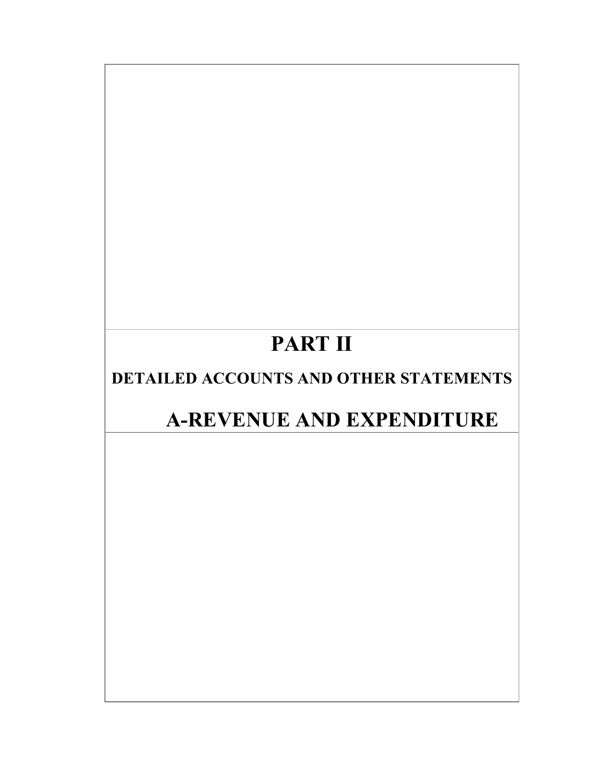# PART II

## DETAILED ACCOUNTS AND OTHER STATEMENTS

# A-REVENUE AND EXPENDITURE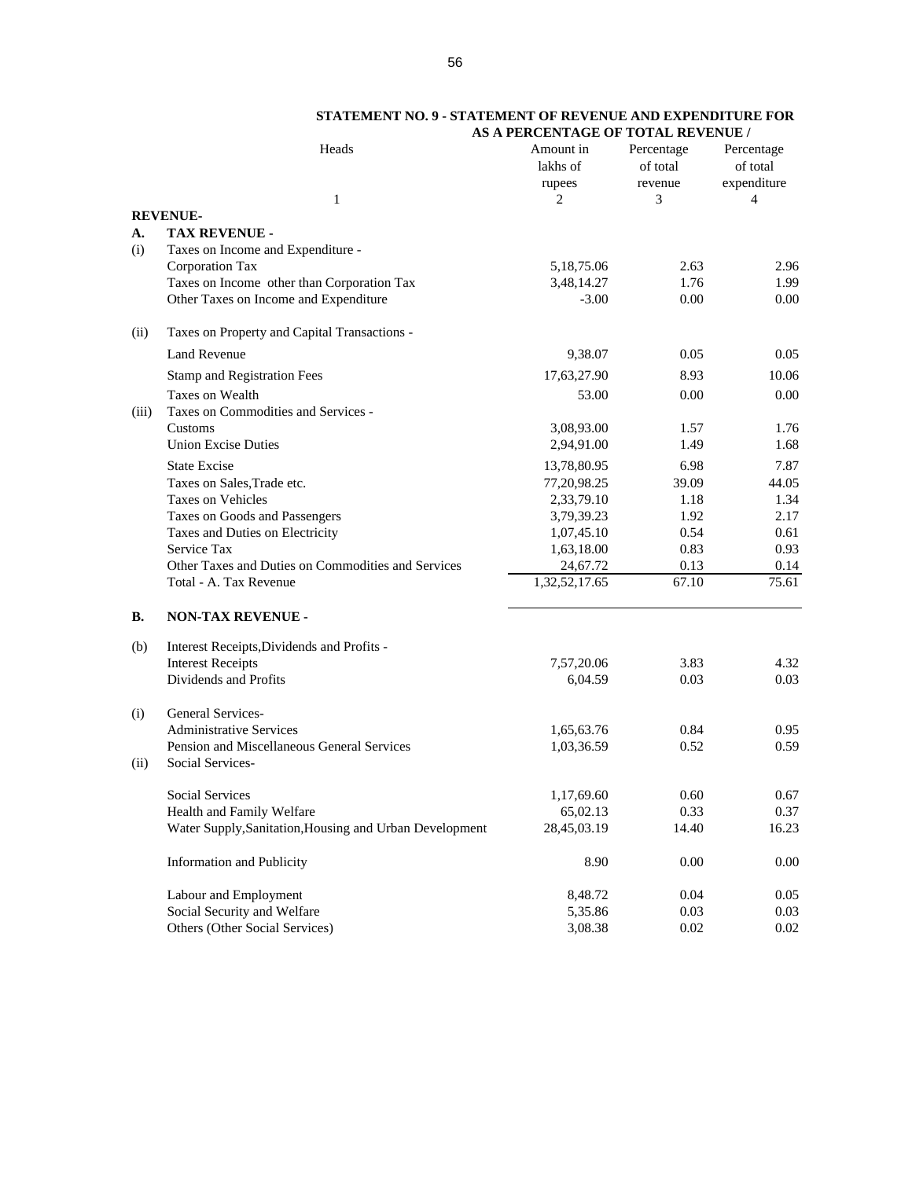**STATEMENT NO. 9 - STATEMENT OF REVENUE AND EXPENDITURE FOR AS A PERCENTAGE OF TOTAL REVENUE /**

| | Heads | Amount in lakhs of rupees | Percentage of total revenue | Percentage of total expenditure |
|---|---|---|---|---|
| | 1 | 2 | 3 | 4 |
| **REVENUE-** | | | | |
| **A.** | **TAX REVENUE -** | | | |
| (i) | Taxes on Income and Expenditure - | | | |
| | Corporation Tax | 5,18,75.06 | 2.63 | 2.96 |
| | Taxes on Income other than Corporation Tax | 3,48,14.27 | 1.76 | 1.99 |
| | Other Taxes on Income and Expenditure | -3.00 | 0.00 | 0.00 |
| (ii) | Taxes on Property and Capital Transactions - | | | |
| | Land Revenue | 9,38.07 | 0.05 | 0.05 |
| | Stamp and Registration Fees | 17,63,27.90 | 8.93 | 10.06 |
| | Taxes on Wealth | 53.00 | 0.00 | 0.00 |
| (iii) | Taxes on Commodities and Services - | | | |
| | Customs | 3,08,93.00 | 1.57 | 1.76 |
| | Union Excise Duties | 2,94,91.00 | 1.49 | 1.68 |
| | State Excise | 13,78,80.95 | 6.98 | 7.87 |
| | Taxes on Sales,Trade etc. | 77,20,98.25 | 39.09 | 44.05 |
| | Taxes on Vehicles | 2,33,79.10 | 1.18 | 1.34 |
| | Taxes on Goods and Passengers | 3,79,39.23 | 1.92 | 2.17 |
| | Taxes and Duties on Electricity | 1,07,45.10 | 0.54 | 0.61 |
| | Service Tax | 1,63,18.00 | 0.83 | 0.93 |
| | Other Taxes and Duties on Commodities and Services | 24,67.72 | 0.13 | 0.14 |
| | Total - A. Tax Revenue | 1,32,52,17.65 | 67.10 | 75.61 |
| **B.** | **NON-TAX REVENUE -** | | | |
| (b) | Interest Receipts,Dividends and Profits - | | | |
| | Interest Receipts | 7,57,20.06 | 3.83 | 4.32 |
| | Dividends and Profits | 6,04.59 | 0.03 | 0.03 |
| (i) | General Services- | | | |
| | Administrative Services | 1,65,63.76 | 0.84 | 0.95 |
| | Pension and Miscellaneous General Services | 1,03,36.59 | 0.52 | 0.59 |
| (ii) | Social Services- | | | |
| | Social Services | 1,17,69.60 | 0.60 | 0.67 |
| | Health and Family Welfare | 65,02.13 | 0.33 | 0.37 |
| | Water Supply,Sanitation,Housing and Urban Development | 28,45,03.19 | 14.40 | 16.23 |
| | Information and Publicity | 8.90 | 0.00 | 0.00 |
| | Labour and Employment | 8,48.72 | 0.04 | 0.05 |
| | Social Security and Welfare | 5,35.86 | 0.03 | 0.03 |
| | Others (Other Social Services) | 3,08.38 | 0.02 | 0.02 |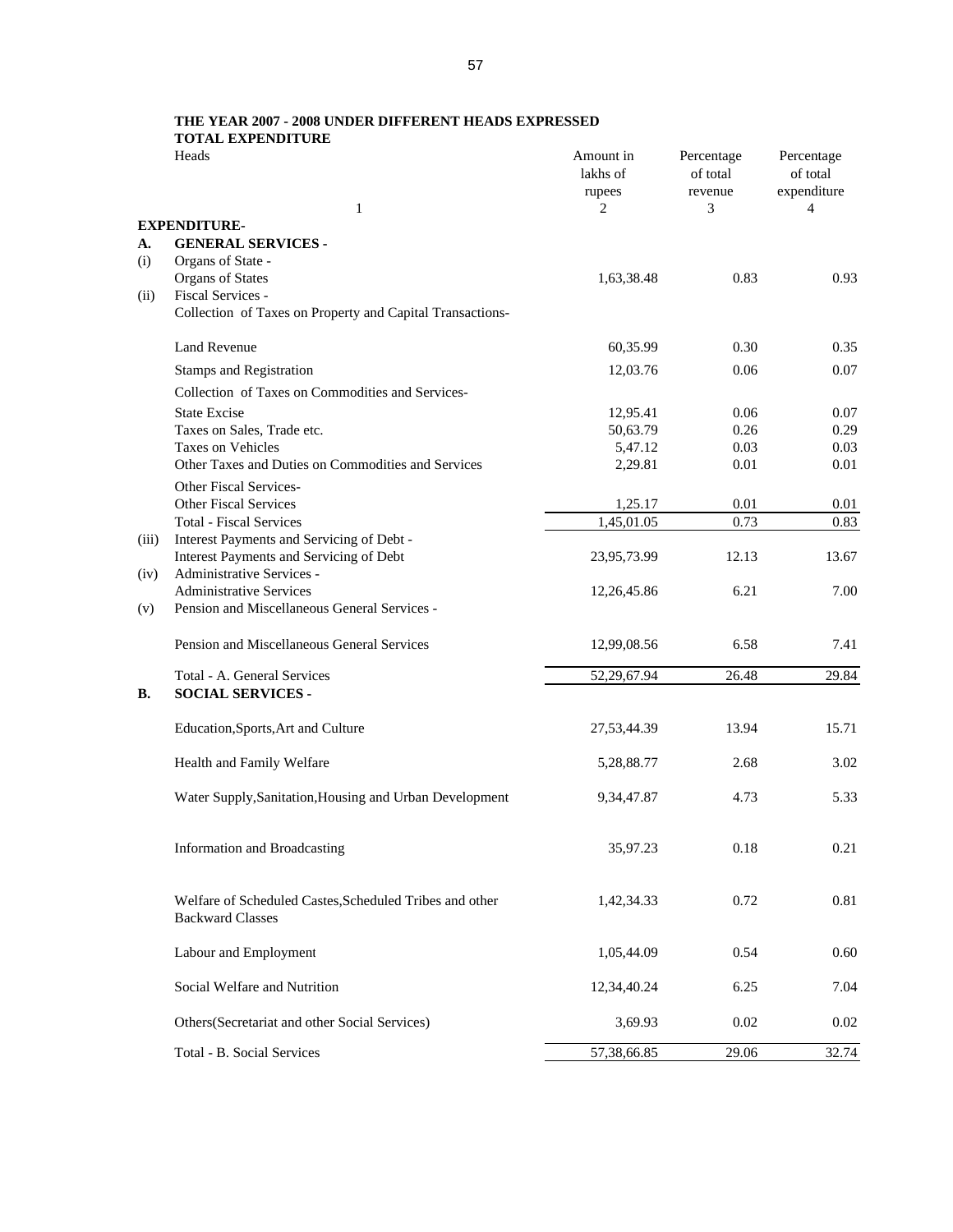**THE YEAR 2007 - 2008 UNDER DIFFERENT HEADS EXPRESSED**
**TOTAL EXPENDITURE**

| | Heads | Amount in lakhs of rupees | Percentage of total revenue | Percentage of total expenditure |
|---|---|---|---|---|
| | 1 | 2 | 3 | 4 |
| | **EXPENDITURE-** | | | |
| **A.** | **GENERAL SERVICES -** | | | |
| (i) | Organs of State - | | | |
| | Organs of States | 1,63,38.48 | 0.83 | 0.93 |
| (ii) | Fiscal Services - | | | |
| | Collection of Taxes on Property and Capital Transactions- | | | |
| | Land Revenue | 60,35.99 | 0.30 | 0.35 |
| | Stamps and Registration | 12,03.76 | 0.06 | 0.07 |
| | Collection of Taxes on Commodities and Services- | | | |
| | State Excise | 12,95.41 | 0.06 | 0.07 |
| | Taxes on Sales, Trade etc. | 50,63.79 | 0.26 | 0.29 |
| | Taxes on Vehicles | 5,47.12 | 0.03 | 0.03 |
| | Other Taxes and Duties on Commodities and Services | 2,29.81 | 0.01 | 0.01 |
| | Other Fiscal Services- | | | |
| | Other Fiscal Services | 1,25.17 | 0.01 | 0.01 |
| | Total - Fiscal Services | 1,45,01.05 | 0.73 | 0.83 |
| (iii) | Interest Payments and Servicing of Debt - | | | |
| | Interest Payments and Servicing of Debt | 23,95,73.99 | 12.13 | 13.67 |
| (iv) | Administrative Services - | | | |
| | Administrative Services | 12,26,45.86 | 6.21 | 7.00 |
| (v) | Pension and Miscellaneous General Services - | | | |
| | Pension and Miscellaneous General Services | 12,99,08.56 | 6.58 | 7.41 |
| | Total - A. General Services | 52,29,67.94 | 26.48 | 29.84 |
| **B.** | **SOCIAL SERVICES -** | | | |
| | Education,Sports,Art and Culture | 27,53,44.39 | 13.94 | 15.71 |
| | Health and Family Welfare | 5,28,88.77 | 2.68 | 3.02 |
| | Water Supply,Sanitation,Housing and Urban Development | 9,34,47.87 | 4.73 | 5.33 |
| | Information and Broadcasting | 35,97.23 | 0.18 | 0.21 |
| | Welfare of Scheduled Castes,Scheduled Tribes and other Backward Classes | 1,42,34.33 | 0.72 | 0.81 |
| | Labour and Employment | 1,05,44.09 | 0.54 | 0.60 |
| | Social Welfare and Nutrition | 12,34,40.24 | 6.25 | 7.04 |
| | Others(Secretariat and other Social Services) | 3,69.93 | 0.02 | 0.02 |
| | Total - B. Social Services | 57,38,66.85 | 29.06 | 32.74 |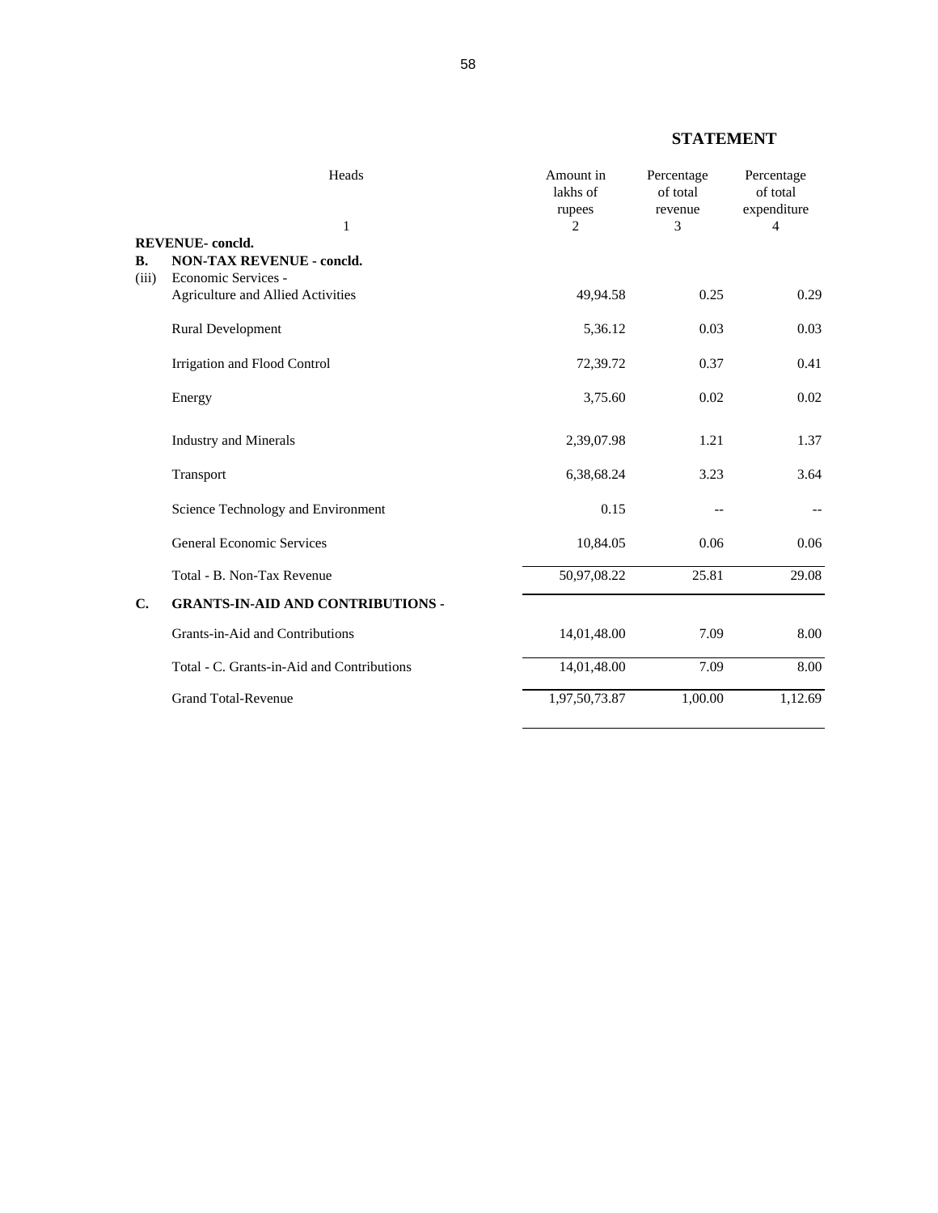## STATEMENT

| Heads | Amount in lakhs of rupees | Percentage of total revenue | Percentage of total expenditure |
|---|---|---|---|
| 1 | 2 | 3 | 4 |
| **REVENUE- concld.** | | | |
| **B. NON-TAX REVENUE - concld.** | | | |
| (iii) Economic Services - | | | |
| Agriculture and Allied Activities | 49,94.58 | 0.25 | 0.29 |
| Rural Development | 5,36.12 | 0.03 | 0.03 |
| Irrigation and Flood Control | 72,39.72 | 0.37 | 0.41 |
| Energy | 3,75.60 | 0.02 | 0.02 |
| Industry and Minerals | 2,39,07.98 | 1.21 | 1.37 |
| Transport | 6,38,68.24 | 3.23 | 3.64 |
| Science Technology and Environment | 0.15 | -- | -- |
| General Economic Services | 10,84.05 | 0.06 | 0.06 |
| Total - B. Non-Tax Revenue | 50,97,08.22 | 25.81 | 29.08 |
| **C. GRANTS-IN-AID AND CONTRIBUTIONS -** | | | |
| Grants-in-Aid and Contributions | 14,01,48.00 | 7.09 | 8.00 |
| Total - C. Grants-in-Aid and Contributions | 14,01,48.00 | 7.09 | 8.00 |
| Grand Total-Revenue | 1,97,50,73.87 | 1,00.00 | 1,12.69 |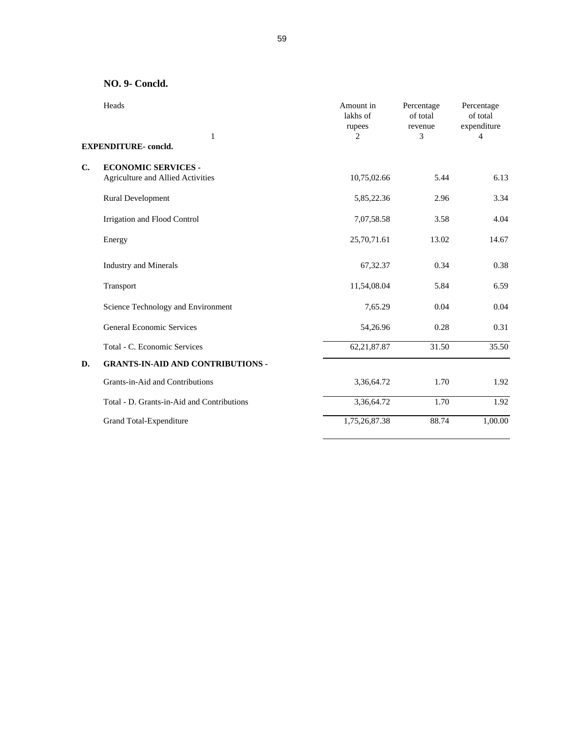**NO. 9- Concld.**

| Heads | Amount in lakhs of rupees | Percentage of total revenue | Percentage of total expenditure |
|---|---|---|---|
| 1 | 2 | 3 | 4 |
| **EXPENDITURE- concld.** | | | |
| **C. ECONOMIC SERVICES -** | | | |
| Agriculture and Allied Activities | 10,75,02.66 | 5.44 | 6.13 |
| Rural Development | 5,85,22.36 | 2.96 | 3.34 |
| Irrigation and Flood Control | 7,07,58.58 | 3.58 | 4.04 |
| Energy | 25,70,71.61 | 13.02 | 14.67 |
| Industry and Minerals | 67,32.37 | 0.34 | 0.38 |
| Transport | 11,54,08.04 | 5.84 | 6.59 |
| Science Technology and Environment | 7,65.29 | 0.04 | 0.04 |
| General Economic Services | 54,26.96 | 0.28 | 0.31 |
| Total - C. Economic Services | 62,21,87.87 | 31.50 | 35.50 |
| **D. GRANTS-IN-AID AND CONTRIBUTIONS -** | | | |
| Grants-in-Aid and Contributions | 3,36,64.72 | 1.70 | 1.92 |
| Total - D. Grants-in-Aid and Contributions | 3,36,64.72 | 1.70 | 1.92 |
| Grand Total-Expenditure | 1,75,26,87.38 | 88.74 | 1,00.00 |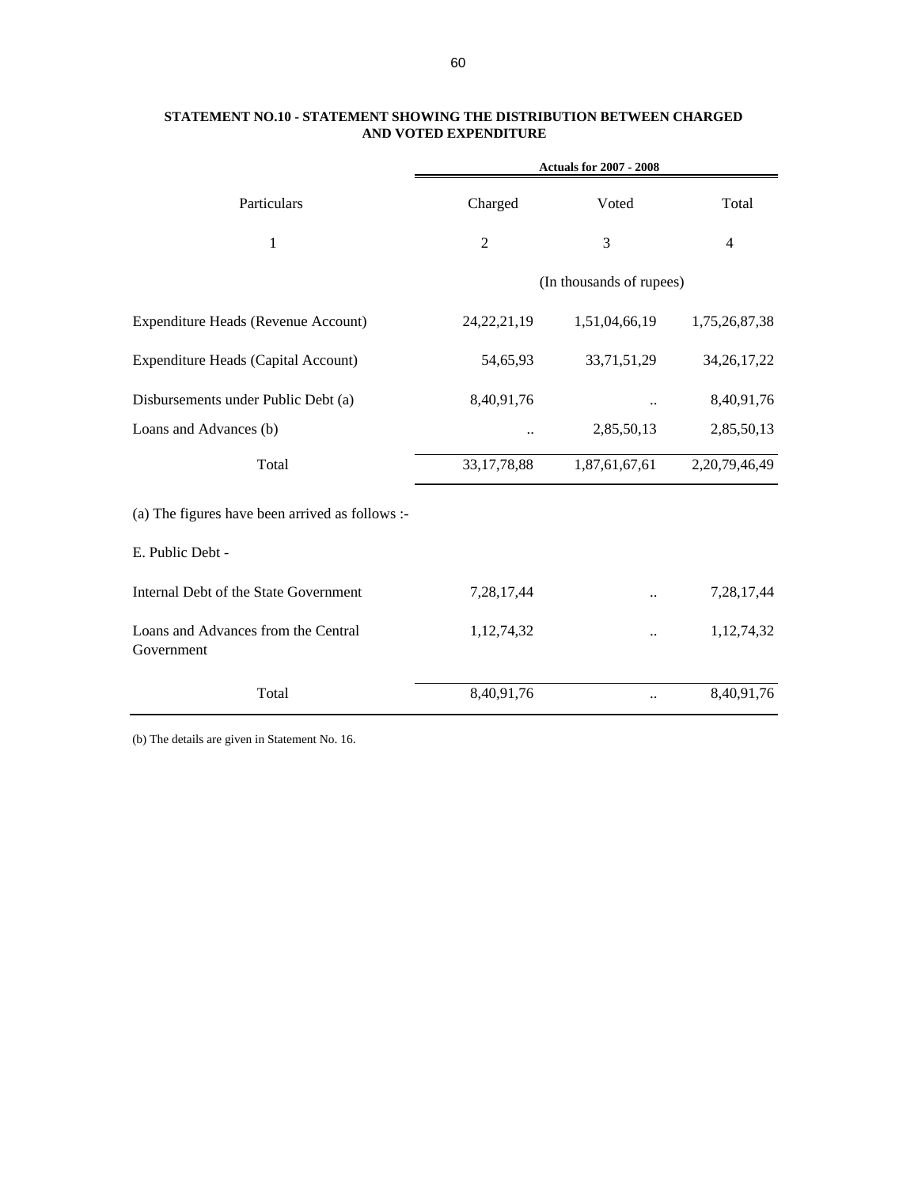**STATEMENT NO.10 - STATEMENT SHOWING THE DISTRIBUTION BETWEEN CHARGED AND VOTED EXPENDITURE**

| | **Actuals for 2007 - 2008** | | |
|---|---|---|---|
| Particulars | Charged | Voted | Total |
| 1 | 2 | 3 | 4 |
| | (In thousands of rupees) | | |
| Expenditure Heads (Revenue Account) | 24,22,21,19 | 1,51,04,66,19 | 1,75,26,87,38 |
| Expenditure Heads (Capital Account) | 54,65,93 | 33,71,51,29 | 34,26,17,22 |
| Disbursements under Public Debt (a) | 8,40,91,76 | .. | 8,40,91,76 |
| Loans and Advances (b) | .. | 2,85,50,13 | 2,85,50,13 |
| Total | 33,17,78,88 | 1,87,61,67,61 | 2,20,79,46,49 |

(a) The figures have been arrived as follows :-

E. Public Debt -

| | Charged | Voted | Total |
|---|---|---|---|
| Internal Debt of the State Government | 7,28,17,44 | .. | 7,28,17,44 |
| Loans and Advances from the Central Government | 1,12,74,32 | .. | 1,12,74,32 |
| Total | 8,40,91,76 | .. | 8,40,91,76 |

(b) The details are given in Statement No. 16.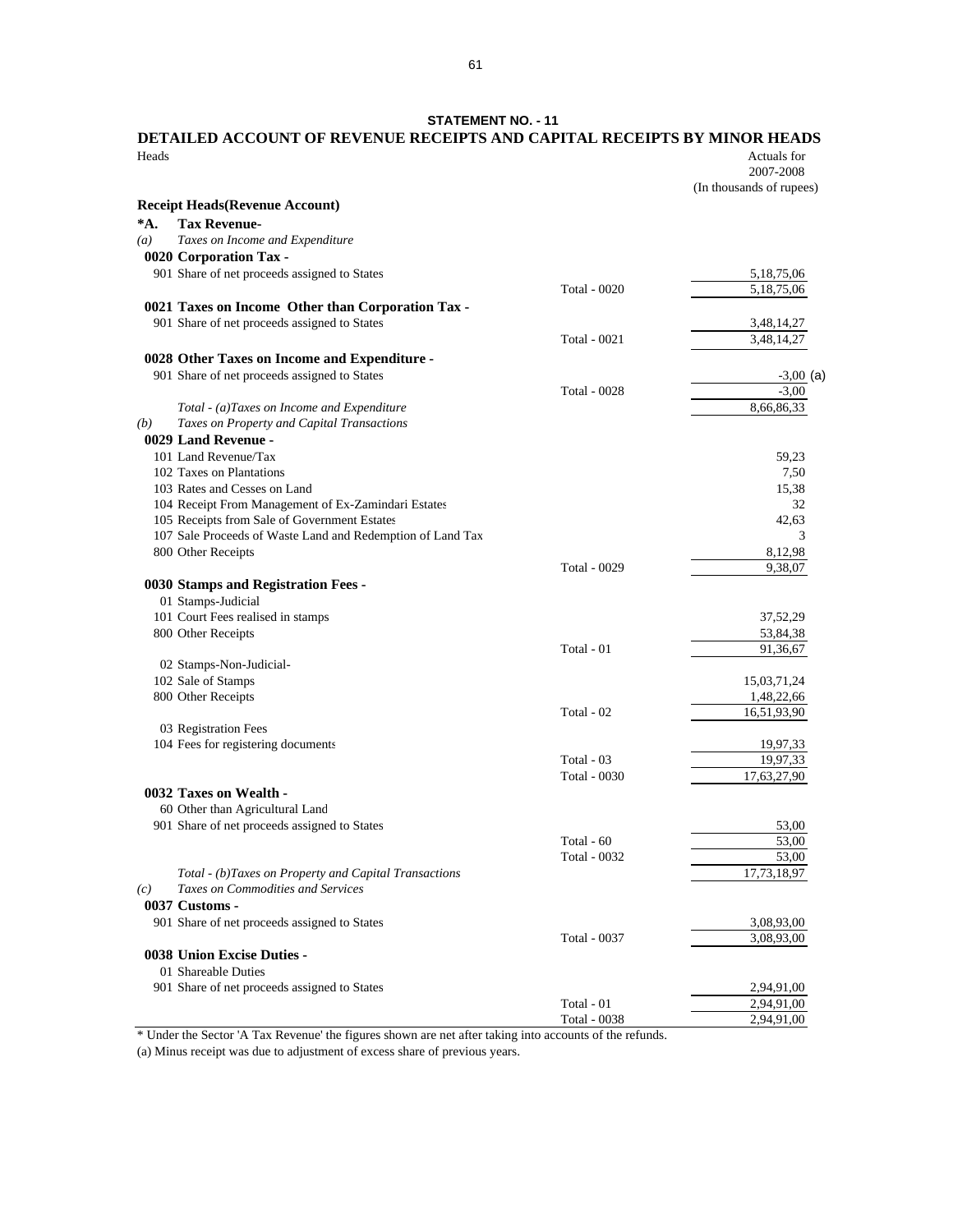**STATEMENT NO. - 11**

# DETAILED ACCOUNT OF REVENUE RECEIPTS AND CAPITAL RECEIPTS BY MINOR HEADS

| Heads | | Actuals for 2007-2008 (In thousands of rupees) |
|---|---|---|
| **Receipt Heads(Revenue Account)** | | |
| ***A. Tax Revenue-** | | |
| *(a) Taxes on Income and Expenditure* | | |
| **0020 Corporation Tax -** | | |
| 901 Share of net proceeds assigned to States | | 5,18,75,06 |
| | Total - 0020 | 5,18,75,06 |
| **0021 Taxes on Income Other than Corporation Tax -** | | |
| 901 Share of net proceeds assigned to States | | 3,48,14,27 |
| | Total - 0021 | 3,48,14,27 |
| **0028 Other Taxes on Income and Expenditure -** | | |
| 901 Share of net proceeds assigned to States | | -3,00 (a) |
| | Total - 0028 | -3,00 |
| *Total - (a)Taxes on Income and Expenditure* | | 8,66,86,33 |
| *(b) Taxes on Property and Capital Transactions* | | |
| **0029 Land Revenue -** | | |
| 101 Land Revenue/Tax | | 59,23 |
| 102 Taxes on Plantations | | 7,50 |
| 103 Rates and Cesses on Land | | 15,38 |
| 104 Receipt From Management of Ex-Zamindari Estates | | 32 |
| 105 Receipts from Sale of Government Estates | | 42,63 |
| 107 Sale Proceeds of Waste Land and Redemption of Land Tax | | 3 |
| 800 Other Receipts | | 8,12,98 |
| | Total - 0029 | 9,38,07 |
| **0030 Stamps and Registration Fees -** | | |
| 01 Stamps-Judicial | | |
| 101 Court Fees realised in stamps | | 37,52,29 |
| 800 Other Receipts | | 53,84,38 |
| | Total - 01 | 91,36,67 |
| 02 Stamps-Non-Judicial- | | |
| 102 Sale of Stamps | | 15,03,71,24 |
| 800 Other Receipts | | 1,48,22,66 |
| | Total - 02 | 16,51,93,90 |
| 03 Registration Fees | | |
| 104 Fees for registering documents | | 19,97,33 |
| | Total - 03 | 19,97,33 |
| | Total - 0030 | 17,63,27,90 |
| **0032 Taxes on Wealth -** | | |
| 60 Other than Agricultural Land | | |
| 901 Share of net proceeds assigned to States | | 53,00 |
| | Total - 60 | 53,00 |
| | Total - 0032 | 53,00 |
| *Total - (b)Taxes on Property and Capital Transactions* | | 17,73,18,97 |
| *(c) Taxes on Commodities and Services* | | |
| **0037 Customs -** | | |
| 901 Share of net proceeds assigned to States | | 3,08,93,00 |
| | Total - 0037 | 3,08,93,00 |
| **0038 Union Excise Duties -** | | |
| 01 Shareable Duties | | |
| 901 Share of net proceeds assigned to States | | 2,94,91,00 |
| | Total - 01 | 2,94,91,00 |
| | Total - 0038 | 2,94,91,00 |

* Under the Sector 'A Tax Revenue' the figures shown are net after taking into accounts of the refunds.

(a) Minus receipt was due to adjustment of excess share of previous years.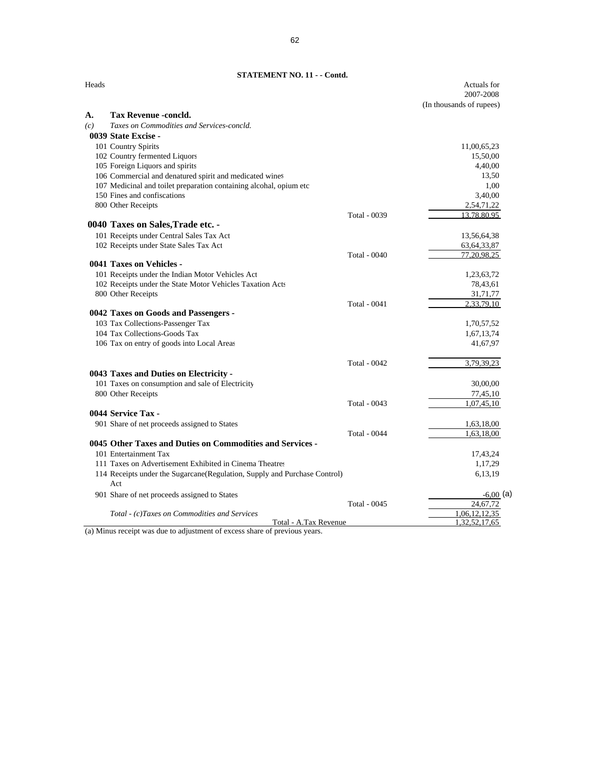**STATEMENT NO. 11 - - Contd.**

| Heads | | Actuals for 2007-2008 (In thousands of rupees) |
|---|---|---|
| **A. Tax Revenue -concld.** | | |
| *(c) Taxes on Commodities and Services-concld.* | | |
| **0039 State Excise -** | | |
| 101 Country Spirits | | 11,00,65,23 |
| 102 Country fermented Liquors | | 15,50,00 |
| 105 Foreign Liquors and spirits | | 4,40,00 |
| 106 Commercial and denatured spirit and medicated wines | | 13,50 |
| 107 Medicinal and toilet preparation containing alcohol, opium etc | | 1,00 |
| 150 Fines and confiscations | | 3,40,00 |
| 800 Other Receipts | | 2,54,71,22 |
| | Total - 0039 | 13,78,80,95 |
| **0040 Taxes on Sales,Trade etc. -** | | |
| 101 Receipts under Central Sales Tax Act | | 13,56,64,38 |
| 102 Receipts under State Sales Tax Act | | 63,64,33,87 |
| | Total - 0040 | 77,20,98,25 |
| **0041 Taxes on Vehicles -** | | |
| 101 Receipts under the Indian Motor Vehicles Act | | 1,23,63,72 |
| 102 Receipts under the State Motor Vehicles Taxation Acts | | 78,43,61 |
| 800 Other Receipts | | 31,71,77 |
| | Total - 0041 | 2,33,79,10 |
| **0042 Taxes on Goods and Passengers -** | | |
| 103 Tax Collections-Passenger Tax | | 1,70,57,52 |
| 104 Tax Collections-Goods Tax | | 1,67,13,74 |
| 106 Tax on entry of goods into Local Areas | | 41,67,97 |
| | Total - 0042 | 3,79,39,23 |
| **0043 Taxes and Duties on Electricity -** | | |
| 101 Taxes on consumption and sale of Electricity | | 30,00,00 |
| 800 Other Receipts | | 77,45,10 |
| | Total - 0043 | 1,07,45,10 |
| **0044 Service Tax -** | | |
| 901 Share of net proceeds assigned to States | | 1,63,18,00 |
| | Total - 0044 | 1,63,18,00 |
| **0045 Other Taxes and Duties on Commodities and Services -** | | |
| 101 Entertainment Tax | | 17,43,24 |
| 111 Taxes on Advertisement Exhibited in Cinema Theatres | | 1,17,29 |
| 114 Receipts under the Sugarcane(Regulation, Supply and Purchase Control) Act | | 6,13,19 |
| 901 Share of net proceeds assigned to States | | -6,00 (a) |
| | Total - 0045 | 24,67,72 |
| *Total - (c)Taxes on Commodities and Services* | | 1,06,12,12,35 |
| | Total - A.Tax Revenue | 1,32,52,17,65 |

(a) Minus receipt was due to adjustment of excess share of previous years.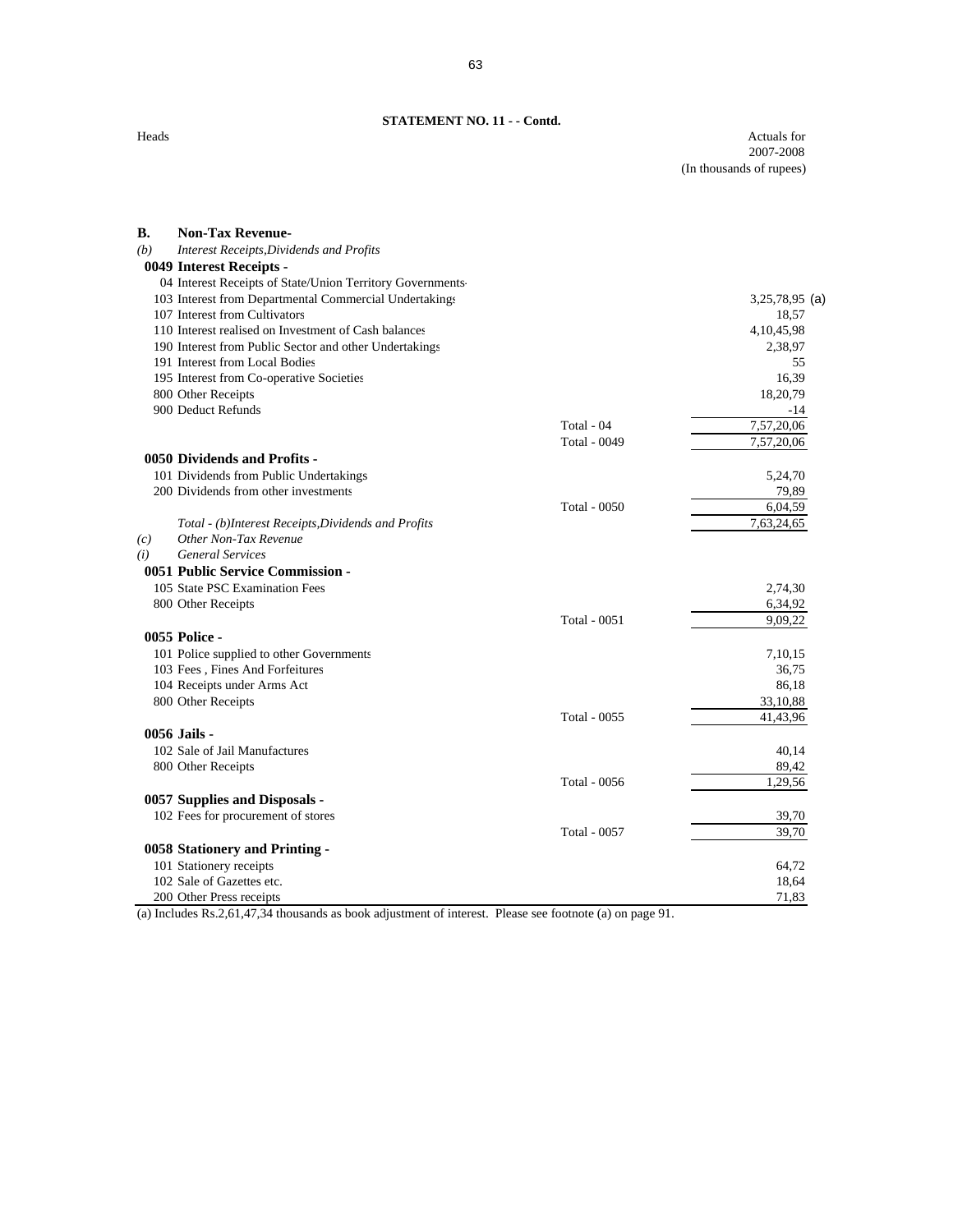**STATEMENT NO. 11 - - Contd.**

| Heads | | Actuals for 2007-2008 (In thousands of rupees) |
|---|---|---|
| **B. Non-Tax Revenue-** | | |
| *(b) Interest Receipts,Dividends and Profits* | | |
| **0049 Interest Receipts -** | | |
| 04 Interest Receipts of State/Union Territory Governments- | | |
| 103 Interest from Departmental Commercial Undertakings | | 3,25,78,95 (a) |
| 107 Interest from Cultivators | | 18,57 |
| 110 Interest realised on Investment of Cash balances | | 4,10,45,98 |
| 190 Interest from Public Sector and other Undertakings | | 2,38,97 |
| 191 Interest from Local Bodies | | 55 |
| 195 Interest from Co-operative Societies | | 16,39 |
| 800 Other Receipts | | 18,20,79 |
| 900 Deduct Refunds | | -14 |
| | Total - 04 | 7,57,20,06 |
| | Total - 0049 | 7,57,20,06 |
| **0050 Dividends and Profits -** | | |
| 101 Dividends from Public Undertakings | | 5,24,70 |
| 200 Dividends from other investments | | 79,89 |
| | Total - 0050 | 6,04,59 |
| *Total - (b)Interest Receipts,Dividends and Profits* | | 7,63,24,65 |
| *(c) Other Non-Tax Revenue* | | |
| *(i) General Services* | | |
| **0051 Public Service Commission -** | | |
| 105 State PSC Examination Fees | | 2,74,30 |
| 800 Other Receipts | | 6,34,92 |
| | Total - 0051 | 9,09,22 |
| **0055 Police -** | | |
| 101 Police supplied to other Governments | | 7,10,15 |
| 103 Fees , Fines And Forfeitures | | 36,75 |
| 104 Receipts under Arms Act | | 86,18 |
| 800 Other Receipts | | 33,10,88 |
| | Total - 0055 | 41,43,96 |
| **0056 Jails -** | | |
| 102 Sale of Jail Manufactures | | 40,14 |
| 800 Other Receipts | | 89,42 |
| | Total - 0056 | 1,29,56 |
| **0057 Supplies and Disposals -** | | |
| 102 Fees for procurement of stores | | 39,70 |
| | Total - 0057 | 39,70 |
| **0058 Stationery and Printing -** | | |
| 101 Stationery receipts | | 64,72 |
| 102 Sale of Gazettes etc. | | 18,64 |
| 200 Other Press receipts | | 71,83 |

(a) Includes Rs.2,61,47,34 thousands as book adjustment of interest. Please see footnote (a) on page 91.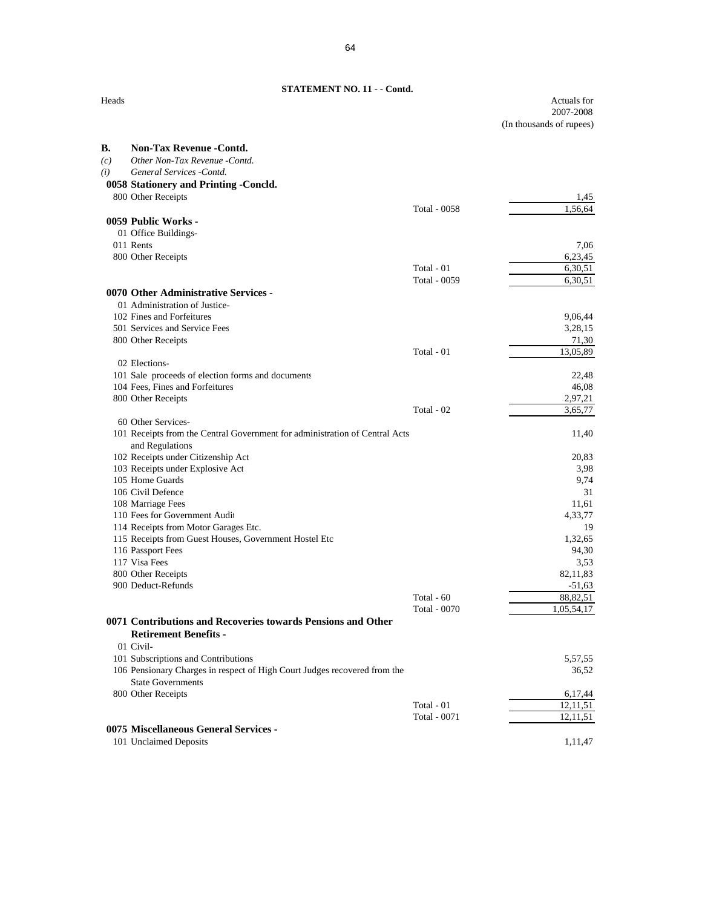**STATEMENT NO. 11 - - Contd.**

| Heads | | Actuals for 2007-2008 (In thousands of rupees) |
|---|---|---|
| **B. Non-Tax Revenue -Contd.** | | |
| *(c) Other Non-Tax Revenue -Contd.* | | |
| *(i) General Services -Contd.* | | |
| **0058 Stationery and Printing -Concld.** | | |
| 800 Other Receipts | | 1,45 |
| | Total - 0058 | 1,56,64 |
| **0059 Public Works -** | | |
| 01 Office Buildings- | | |
| 011 Rents | | 7,06 |
| 800 Other Receipts | | 6,23,45 |
| | Total - 01 | 6,30,51 |
| | Total - 0059 | 6,30,51 |
| **0070 Other Administrative Services -** | | |
| 01 Administration of Justice- | | |
| 102 Fines and Forfeitures | | 9,06,44 |
| 501 Services and Service Fees | | 3,28,15 |
| 800 Other Receipts | | 71,30 |
| | Total - 01 | 13,05,89 |
| 02 Elections- | | |
| 101 Sale proceeds of election forms and documents | | 22,48 |
| 104 Fees, Fines and Forfeitures | | 46,08 |
| 800 Other Receipts | | 2,97,21 |
| | Total - 02 | 3,65,77 |
| 60 Other Services- | | |
| 101 Receipts from the Central Government for administration of Central Acts and Regulations | | 11,40 |
| 102 Receipts under Citizenship Act | | 20,83 |
| 103 Receipts under Explosive Act | | 3,98 |
| 105 Home Guards | | 9,74 |
| 106 Civil Defence | | 31 |
| 108 Marriage Fees | | 11,61 |
| 110 Fees for Government Audit | | 4,33,77 |
| 114 Receipts from Motor Garages Etc. | | 19 |
| 115 Receipts from Guest Houses, Government Hostel Etc | | 1,32,65 |
| 116 Passport Fees | | 94,30 |
| 117 Visa Fees | | 3,53 |
| 800 Other Receipts | | 82,11,83 |
| 900 Deduct-Refunds | | -51,63 |
| | Total - 60 | 88,82,51 |
| | Total - 0070 | 1,05,54,17 |
| **0071 Contributions and Recoveries towards Pensions and Other Retirement Benefits -** | | |
| 01 Civil- | | |
| 101 Subscriptions and Contributions | | 5,57,55 |
| 106 Pensionary Charges in respect of High Court Judges recovered from the State Governments | | 36,52 |
| 800 Other Receipts | | 6,17,44 |
| | Total - 01 | 12,11,51 |
| | Total - 0071 | 12,11,51 |
| **0075 Miscellaneous General Services -** | | |
| 101 Unclaimed Deposits | | 1,11,47 |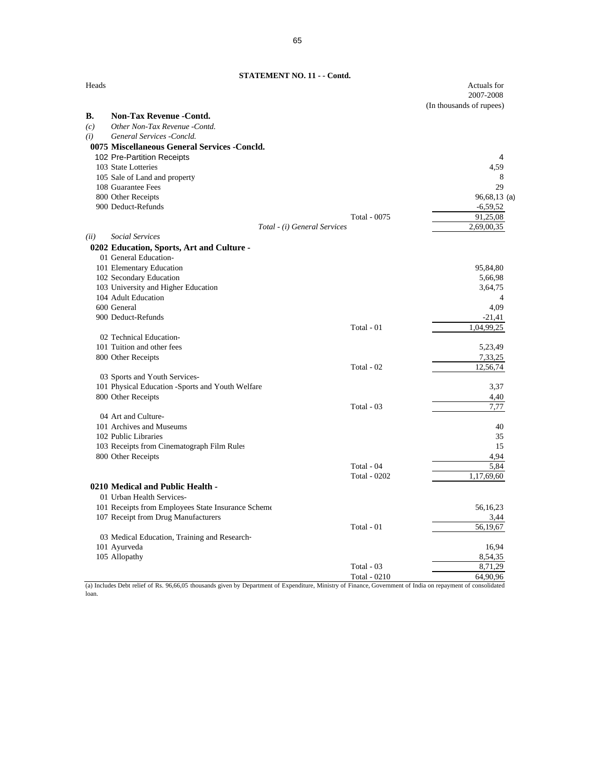**STATEMENT NO. 11 - - Contd.**

| Heads | | Actuals for 2007-2008 (In thousands of rupees) |
|---|---|---|
| **B. Non-Tax Revenue -Contd.** | | |
| *(c) Other Non-Tax Revenue -Contd.* | | |
| *(i) General Services -Concld.* | | |
| **0075 Miscellaneous General Services -Concld.** | | |
| 102 Pre-Partition Receipts | | 4 |
| 103 State Lotteries | | 4,59 |
| 105 Sale of Land and property | | 8 |
| 108 Guarantee Fees | | 29 |
| 800 Other Receipts | | 96,68,13 (a) |
| 900 Deduct-Refunds | | -6,59,52 |
| | Total - 0075 | 91,25,08 |
| | *Total - (i) General Services* | 2,69,00,35 |
| *(ii) Social Services* | | |
| **0202 Education, Sports, Art and Culture -** | | |
| 01 General Education- | | |
| 101 Elementary Education | | 95,84,80 |
| 102 Secondary Education | | 5,66,98 |
| 103 University and Higher Education | | 3,64,75 |
| 104 Adult Education | | 4 |
| 600 General | | 4,09 |
| 900 Deduct-Refunds | | -21,41 |
| | Total - 01 | 1,04,99,25 |
| 02 Technical Education- | | |
| 101 Tuition and other fees | | 5,23,49 |
| 800 Other Receipts | | 7,33,25 |
| | Total - 02 | 12,56,74 |
| 03 Sports and Youth Services- | | |
| 101 Physical Education -Sports and Youth Welfare | | 3,37 |
| 800 Other Receipts | | 4,40 |
| | Total - 03 | 7,77 |
| 04 Art and Culture- | | |
| 101 Archives and Museums | | 40 |
| 102 Public Libraries | | 35 |
| 103 Receipts from Cinematograph Film Rules | | 15 |
| 800 Other Receipts | | 4,94 |
| | Total - 04 | 5,84 |
| | Total - 0202 | 1,17,69,60 |
| **0210 Medical and Public Health -** | | |
| 01 Urban Health Services- | | |
| 101 Receipts from Employees State Insurance Scheme | | 56,16,23 |
| 107 Receipt from Drug Manufacturers | | 3,44 |
| | Total - 01 | 56,19,67 |
| 03 Medical Education, Training and Research- | | |
| 101 Ayurveda | | 16,94 |
| 105 Allopathy | | 8,54,35 |
| | Total - 03 | 8,71,29 |
| | Total - 0210 | 64,90,96 |

(a) Includes Debt relief of Rs. 96,66,05 thousands given by Department of Expenditure, Ministry of Finance, Government of India on repayment of consolidated loan.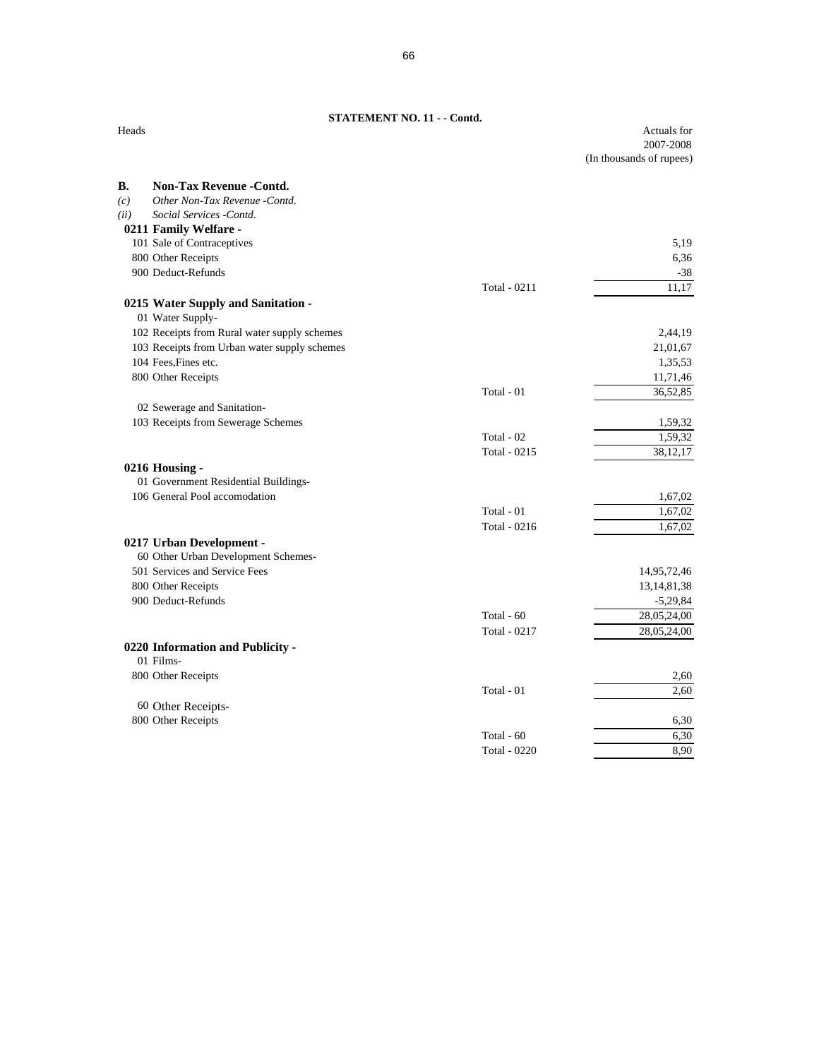**STATEMENT NO. 11 - - Contd.**

| Heads | | Actuals for 2007-2008 (In thousands of rupees) |
|---|---|---|
| **B. Non-Tax Revenue -Contd.** | | |
| *(c) Other Non-Tax Revenue -Contd.* | | |
| *(ii) Social Services -Contd.* | | |
| **0211 Family Welfare -** | | |
| 101 Sale of Contraceptives | | 5,19 |
| 800 Other Receipts | | 6,36 |
| 900 Deduct-Refunds | | -38 |
| | Total - 0211 | 11,17 |
| **0215 Water Supply and Sanitation -** | | |
| 01 Water Supply- | | |
| 102 Receipts from Rural water supply schemes | | 2,44,19 |
| 103 Receipts from Urban water supply schemes | | 21,01,67 |
| 104 Fees,Fines etc. | | 1,35,53 |
| 800 Other Receipts | | 11,71,46 |
| | Total - 01 | 36,52,85 |
| 02 Sewerage and Sanitation- | | |
| 103 Receipts from Sewerage Schemes | | 1,59,32 |
| | Total - 02 | 1,59,32 |
| | Total - 0215 | 38,12,17 |
| **0216 Housing -** | | |
| 01 Government Residential Buildings- | | |
| 106 General Pool accomodation | | 1,67,02 |
| | Total - 01 | 1,67,02 |
| | Total - 0216 | 1,67,02 |
| **0217 Urban Development -** | | |
| 60 Other Urban Development Schemes- | | |
| 501 Services and Service Fees | | 14,95,72,46 |
| 800 Other Receipts | | 13,14,81,38 |
| 900 Deduct-Refunds | | -5,29,84 |
| | Total - 60 | 28,05,24,00 |
| | Total - 0217 | 28,05,24,00 |
| **0220 Information and Publicity -** | | |
| 01 Films- | | |
| 800 Other Receipts | | 2,60 |
| | Total - 01 | 2,60 |
| 60 Other Receipts- | | |
| 800 Other Receipts | | 6,30 |
| | Total - 60 | 6,30 |
| | Total - 0220 | 8,90 |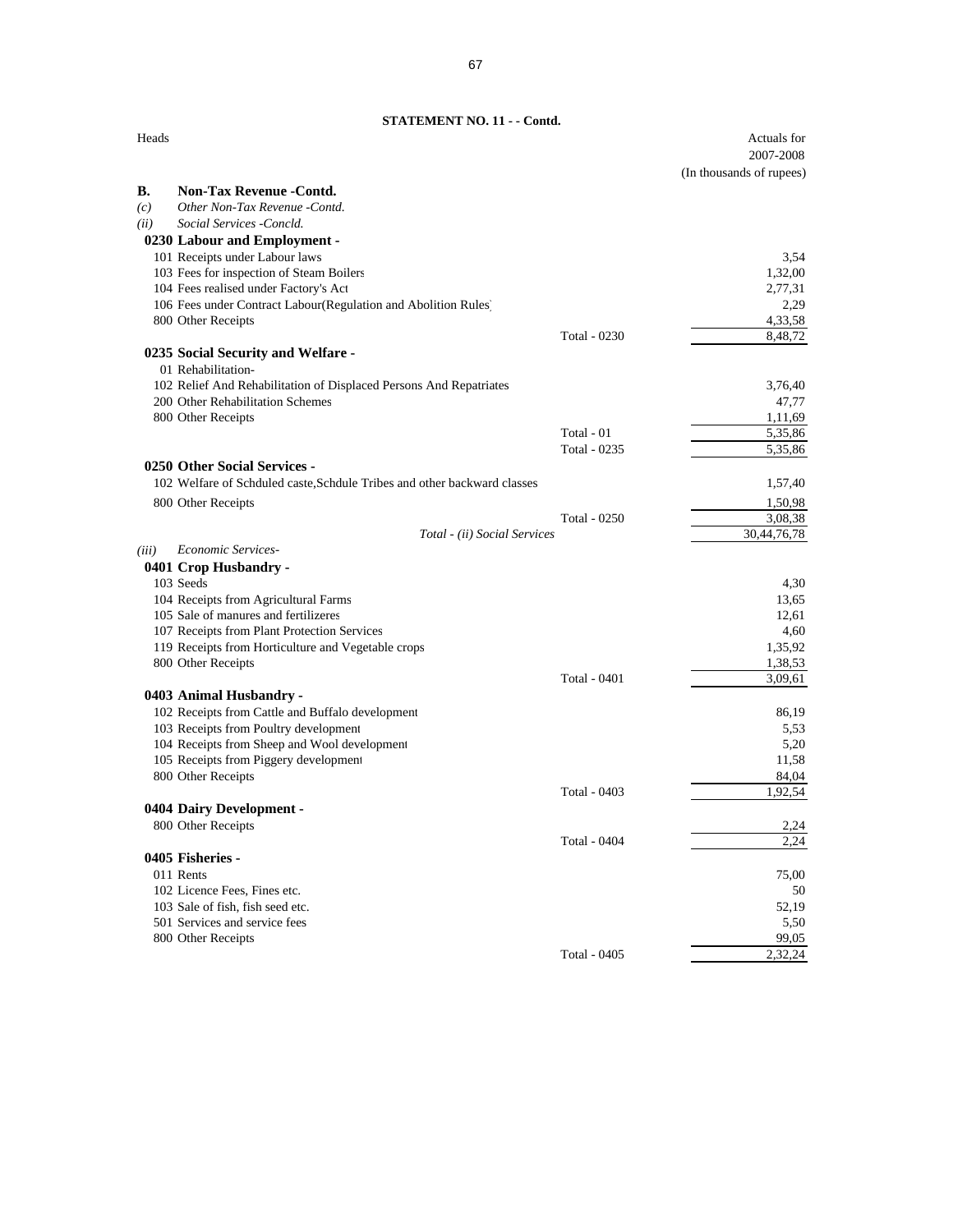**STATEMENT NO. 11 - - Contd.**

| Heads | | Actuals for 2007-2008 (In thousands of rupees) |
|---|---|---|
| **B. Non-Tax Revenue -Contd.** | | |
| *(c) Other Non-Tax Revenue -Contd.* | | |
| *(ii) Social Services -Concld.* | | |
| **0230 Labour and Employment -** | | |
| 101 Receipts under Labour laws | | 3,54 |
| 103 Fees for inspection of Steam Boilers | | 1,32,00 |
| 104 Fees realised under Factory's Act | | 2,77,31 |
| 106 Fees under Contract Labour(Regulation and Abolition Rules) | | 2,29 |
| 800 Other Receipts | | 4,33,58 |
| | Total - 0230 | 8,48,72 |
| **0235 Social Security and Welfare -** | | |
| 01 Rehabilitation- | | |
| 102 Relief And Rehabilitation of Displaced Persons And Repatriates | | 3,76,40 |
| 200 Other Rehabilitation Schemes | | 47,77 |
| 800 Other Receipts | | 1,11,69 |
| | Total - 01 | 5,35,86 |
| | Total - 0235 | 5,35,86 |
| **0250 Other Social Services -** | | |
| 102 Welfare of Schduled caste,Schdule Tribes and other backward classes | | 1,57,40 |
| 800 Other Receipts | | 1,50,98 |
| | Total - 0250 | 3,08,38 |
| | *Total - (ii) Social Services* | 30,44,76,78 |
| *(iii) Economic Services-* | | |
| **0401 Crop Husbandry -** | | |
| 103 Seeds | | 4,30 |
| 104 Receipts from Agricultural Farms | | 13,65 |
| 105 Sale of manures and fertilizeres | | 12,61 |
| 107 Receipts from Plant Protection Services | | 4,60 |
| 119 Receipts from Horticulture and Vegetable crops | | 1,35,92 |
| 800 Other Receipts | | 1,38,53 |
| | Total - 0401 | 3,09,61 |
| **0403 Animal Husbandry -** | | |
| 102 Receipts from Cattle and Buffalo development | | 86,19 |
| 103 Receipts from Poultry development | | 5,53 |
| 104 Receipts from Sheep and Wool development | | 5,20 |
| 105 Receipts from Piggery development | | 11,58 |
| 800 Other Receipts | | 84,04 |
| | Total - 0403 | 1,92,54 |
| **0404 Dairy Development -** | | |
| 800 Other Receipts | | 2,24 |
| | Total - 0404 | 2,24 |
| **0405 Fisheries -** | | |
| 011 Rents | | 75,00 |
| 102 Licence Fees, Fines etc. | | 50 |
| 103 Sale of fish, fish seed etc. | | 52,19 |
| 501 Services and service fees | | 5,50 |
| 800 Other Receipts | | 99,05 |
| | Total - 0405 | 2,32,24 |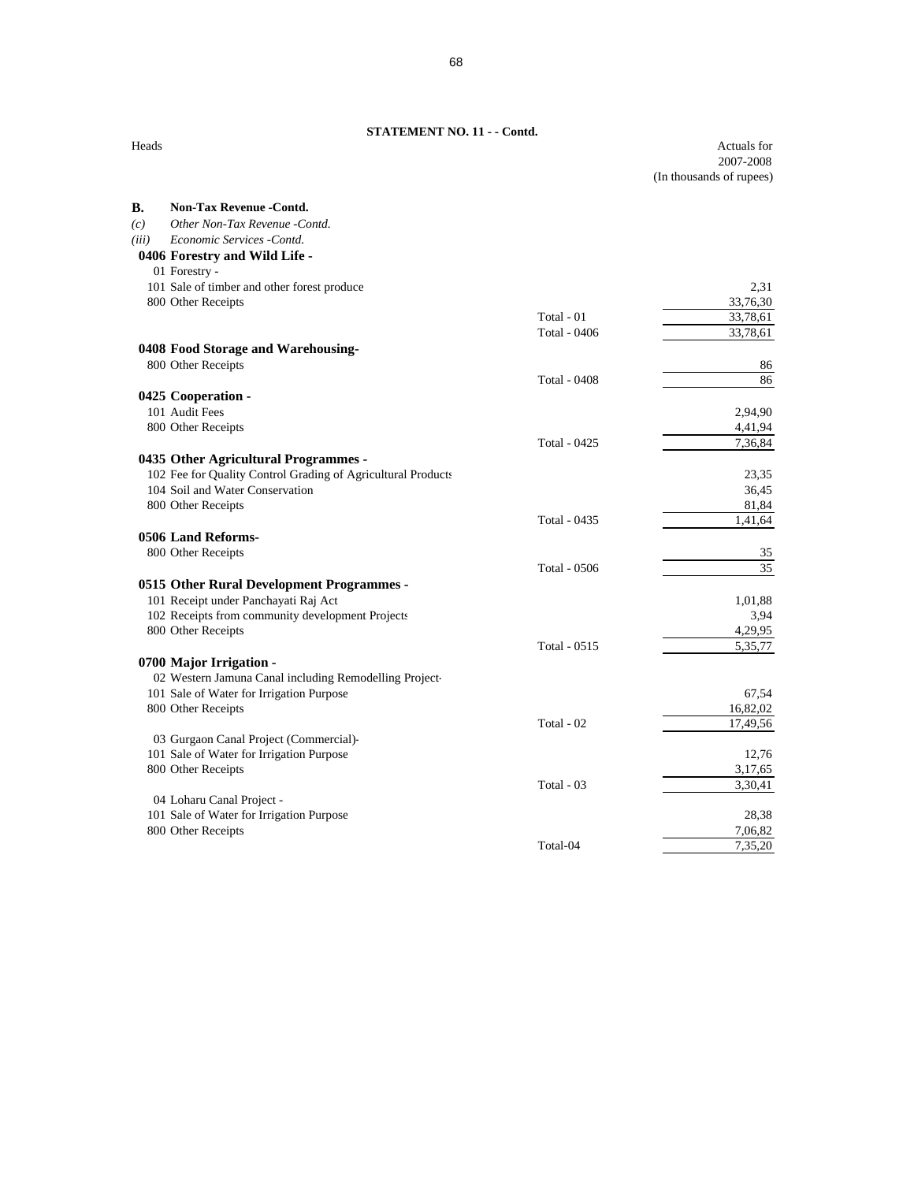**STATEMENT NO. 11 - - Contd.**

| Heads | | Actuals for 2007-2008 (In thousands of rupees) |
|---|---|---|
| **B. Non-Tax Revenue -Contd.** | | |
| *(c) Other Non-Tax Revenue -Contd.* | | |
| *(iii) Economic Services -Contd.* | | |
| **0406 Forestry and Wild Life -** | | |
| 01 Forestry - | | |
| 101 Sale of timber and other forest produce | | 2,31 |
| 800 Other Receipts | | 33,76,30 |
| | Total - 01 | 33,78,61 |
| | Total - 0406 | 33,78,61 |
| **0408 Food Storage and Warehousing-** | | |
| 800 Other Receipts | | 86 |
| | Total - 0408 | 86 |
| **0425 Cooperation -** | | |
| 101 Audit Fees | | 2,94,90 |
| 800 Other Receipts | | 4,41,94 |
| | Total - 0425 | 7,36,84 |
| **0435 Other Agricultural Programmes -** | | |
| 102 Fee for Quality Control Grading of Agricultural Products | | 23,35 |
| 104 Soil and Water Conservation | | 36,45 |
| 800 Other Receipts | | 81,84 |
| | Total - 0435 | 1,41,64 |
| **0506 Land Reforms-** | | |
| 800 Other Receipts | | 35 |
| | Total - 0506 | 35 |
| **0515 Other Rural Development Programmes -** | | |
| 101 Receipt under Panchayati Raj Act | | 1,01,88 |
| 102 Receipts from community development Projects | | 3,94 |
| 800 Other Receipts | | 4,29,95 |
| | Total - 0515 | 5,35,77 |
| **0700 Major Irrigation -** | | |
| 02 Western Jamuna Canal including Remodelling Project- | | |
| 101 Sale of Water for Irrigation Purpose | | 67,54 |
| 800 Other Receipts | | 16,82,02 |
| | Total - 02 | 17,49,56 |
| 03 Gurgaon Canal Project (Commercial)- | | |
| 101 Sale of Water for Irrigation Purpose | | 12,76 |
| 800 Other Receipts | | 3,17,65 |
| | Total - 03 | 3,30,41 |
| 04 Loharu Canal Project - | | |
| 101 Sale of Water for Irrigation Purpose | | 28,38 |
| 800 Other Receipts | | 7,06,82 |
| | Total-04 | 7,35,20 |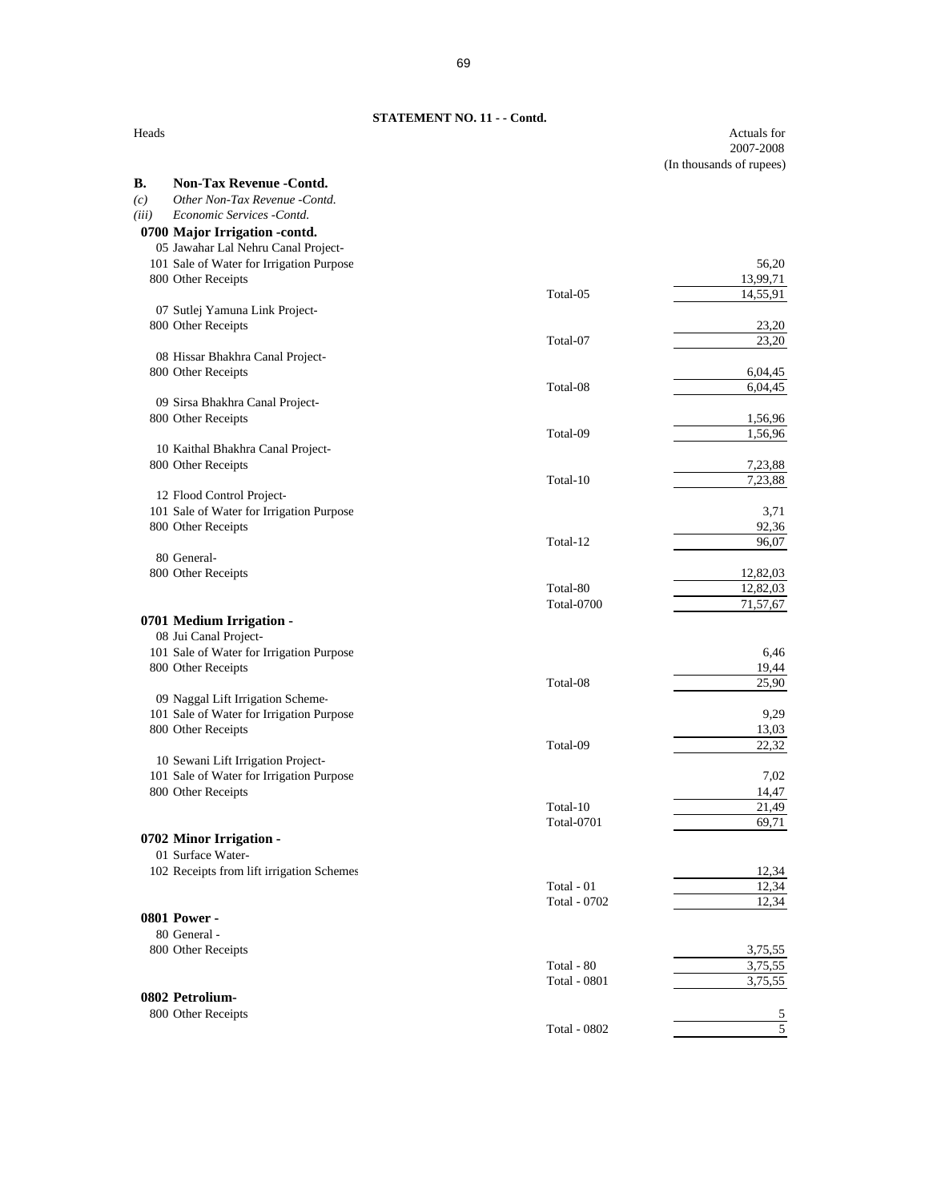**STATEMENT NO. 11 - - Contd.**

| Heads | | Actuals for 2007-2008 (In thousands of rupees) |
|---|---|---|
| **B. Non-Tax Revenue -Contd.** | | |
| *(c) Other Non-Tax Revenue -Contd.* | | |
| *(iii) Economic Services -Contd.* | | |
| **0700 Major Irrigation -contd.** | | |
| 05 Jawahar Lal Nehru Canal Project- | | |
| 101 Sale of Water for Irrigation Purpose | | 56,20 |
| 800 Other Receipts | | 13,99,71 |
| | Total-05 | 14,55,91 |
| 07 Sutlej Yamuna Link Project- | | |
| 800 Other Receipts | | 23,20 |
| | Total-07 | 23,20 |
| 08 Hissar Bhakhra Canal Project- | | |
| 800 Other Receipts | | 6,04,45 |
| | Total-08 | 6,04,45 |
| 09 Sirsa Bhakhra Canal Project- | | |
| 800 Other Receipts | | 1,56,96 |
| | Total-09 | 1,56,96 |
| 10 Kaithal Bhakhra Canal Project- | | |
| 800 Other Receipts | | 7,23,88 |
| | Total-10 | 7,23,88 |
| 12 Flood Control Project- | | |
| 101 Sale of Water for Irrigation Purpose | | 3,71 |
| 800 Other Receipts | | 92,36 |
| | Total-12 | 96,07 |
| 80 General- | | |
| 800 Other Receipts | | 12,82,03 |
| | Total-80 | 12,82,03 |
| | Total-0700 | 71,57,67 |
| **0701 Medium Irrigation -** | | |
| 08 Jui Canal Project- | | |
| 101 Sale of Water for Irrigation Purpose | | 6,46 |
| 800 Other Receipts | | 19,44 |
| | Total-08 | 25,90 |
| 09 Naggal Lift Irrigation Scheme- | | |
| 101 Sale of Water for Irrigation Purpose | | 9,29 |
| 800 Other Receipts | | 13,03 |
| | Total-09 | 22,32 |
| 10 Sewani Lift Irrigation Project- | | |
| 101 Sale of Water for Irrigation Purpose | | 7,02 |
| 800 Other Receipts | | 14,47 |
| | Total-10 | 21,49 |
| | Total-0701 | 69,71 |
| **0702 Minor Irrigation -** | | |
| 01 Surface Water- | | |
| 102 Receipts from lift irrigation Schemes | | 12,34 |
| | Total - 01 | 12,34 |
| | Total - 0702 | 12,34 |
| **0801 Power -** | | |
| 80 General - | | |
| 800 Other Receipts | | 3,75,55 |
| | Total - 80 | 3,75,55 |
| | Total - 0801 | 3,75,55 |
| **0802 Petrolium-** | | |
| 800 Other Receipts | | 5 |
| | Total - 0802 | 5 |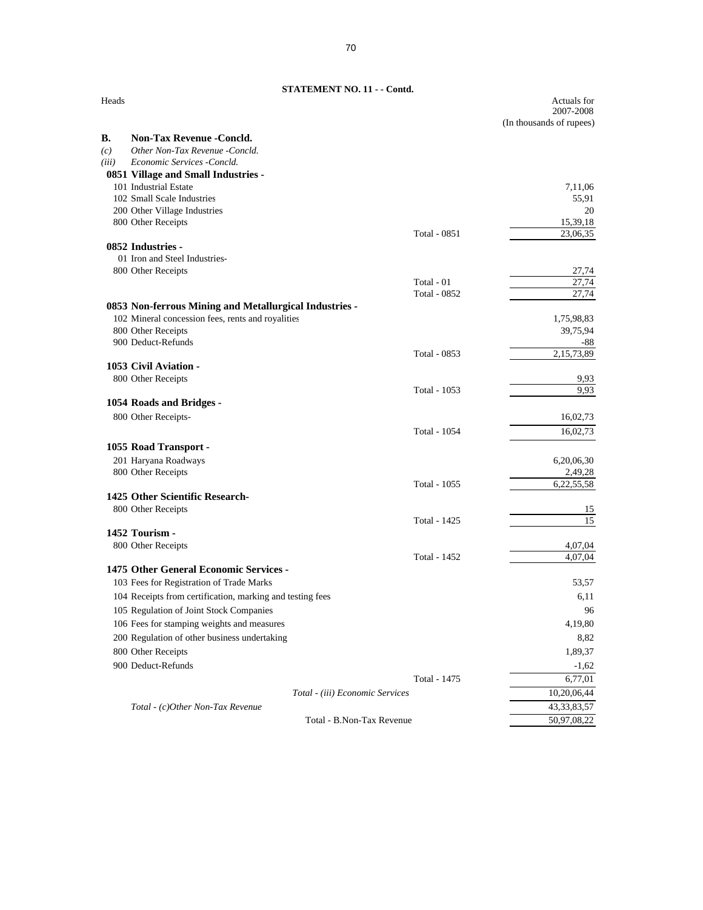**STATEMENT NO. 11 - - Contd.**

| Heads | | Actuals for 2007-2008 (In thousands of rupees) |
|---|---|---|
| **B. Non-Tax Revenue -Concld.** | | |
| *(c) Other Non-Tax Revenue -Concld.* | | |
| *(iii) Economic Services -Concld.* | | |
| **0851 Village and Small Industries -** | | |
| 101 Industrial Estate | | 7,11,06 |
| 102 Small Scale Industries | | 55,91 |
| 200 Other Village Industries | | 20 |
| 800 Other Receipts | | 15,39,18 |
| | Total - 0851 | 23,06,35 |
| **0852 Industries -** | | |
| 01 Iron and Steel Industries- | | |
| 800 Other Receipts | | 27,74 |
| | Total - 01 | 27,74 |
| | Total - 0852 | 27,74 |
| **0853 Non-ferrous Mining and Metallurgical Industries -** | | |
| 102 Mineral concession fees, rents and royalities | | 1,75,98,83 |
| 800 Other Receipts | | 39,75,94 |
| 900 Deduct-Refunds | | -88 |
| | Total - 0853 | 2,15,73,89 |
| **1053 Civil Aviation -** | | |
| 800 Other Receipts | | 9,93 |
| | Total - 1053 | 9,93 |
| **1054 Roads and Bridges -** | | |
| 800 Other Receipts- | | 16,02,73 |
| | Total - 1054 | 16,02,73 |
| **1055 Road Transport -** | | |
| 201 Haryana Roadways | | 6,20,06,30 |
| 800 Other Receipts | | 2,49,28 |
| | Total - 1055 | 6,22,55,58 |
| **1425 Other Scientific Research-** | | |
| 800 Other Receipts | | 15 |
| | Total - 1425 | 15 |
| **1452 Tourism -** | | |
| 800 Other Receipts | | 4,07,04 |
| | Total - 1452 | 4,07,04 |
| **1475 Other General Economic Services -** | | |
| 103 Fees for Registration of Trade Marks | | 53,57 |
| 104 Receipts from certification, marking and testing fees | | 6,11 |
| 105 Regulation of Joint Stock Companies | | 96 |
| 106 Fees for stamping weights and measures | | 4,19,80 |
| 200 Regulation of other business undertaking | | 8,82 |
| 800 Other Receipts | | 1,89,37 |
| 900 Deduct-Refunds | | -1,62 |
| | Total - 1475 | 6,77,01 |
| | *Total - (iii) Economic Services* | 10,20,06,44 |
| *Total - (c)Other Non-Tax Revenue* | | 43,33,83,57 |
| | Total - B.Non-Tax Revenue | 50,97,08,22 |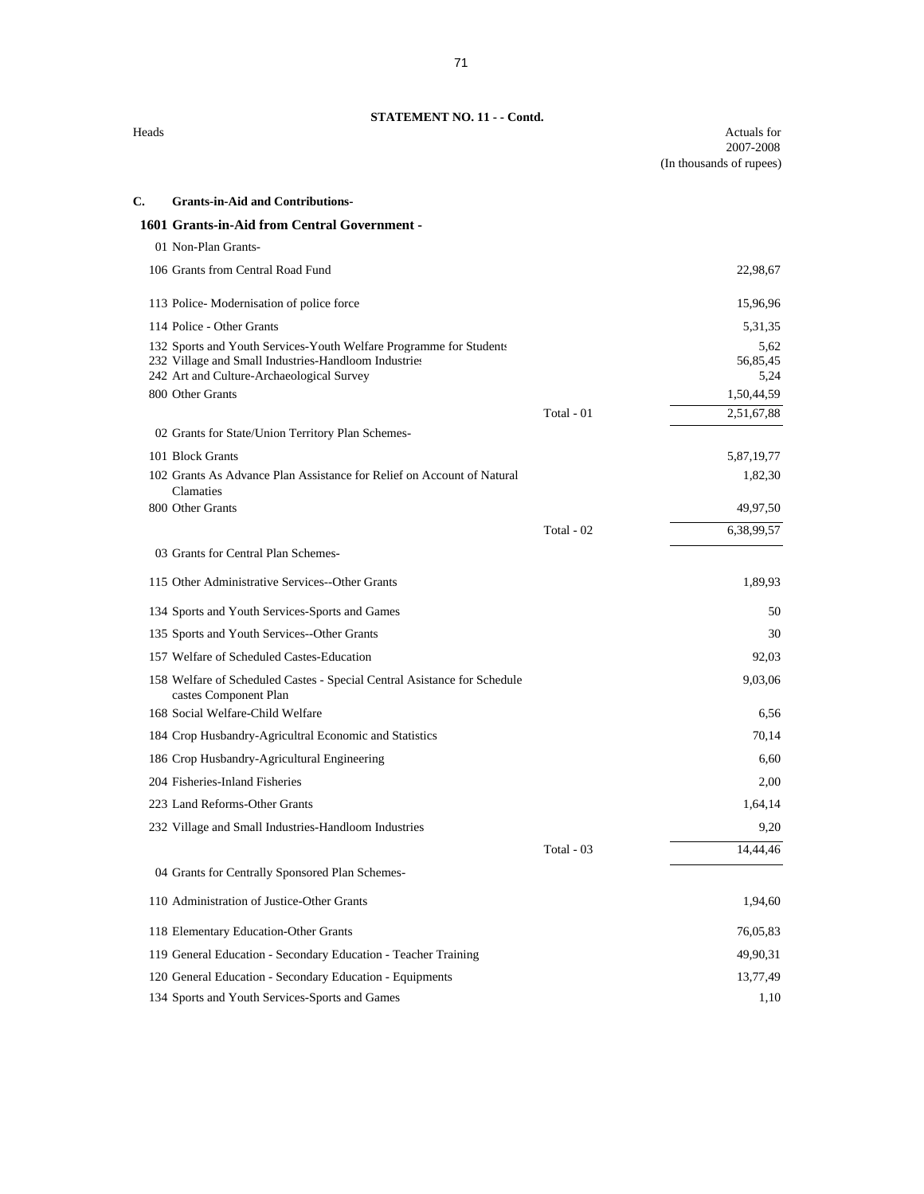**STATEMENT NO. 11 - - Contd.**

| Heads | | Actuals for 2007-2008 (In thousands of rupees) |
|---|---|---|
| **C. Grants-in-Aid and Contributions-** | | |
| **1601 Grants-in-Aid from Central Government -** | | |
| 01 Non-Plan Grants- | | |
| 106 Grants from Central Road Fund | | 22,98,67 |
| 113 Police- Modernisation of police force | | 15,96,96 |
| 114 Police - Other Grants | | 5,31,35 |
| 132 Sports and Youth Services-Youth Welfare Programme for Students | | 5,62 |
| 232 Village and Small Industries-Handloom Industries | | 56,85,45 |
| 242 Art and Culture-Archaeological Survey | | 5,24 |
| 800 Other Grants | | 1,50,44,59 |
| | Total - 01 | 2,51,67,88 |
| 02 Grants for State/Union Territory Plan Schemes- | | |
| 101 Block Grants | | 5,87,19,77 |
| 102 Grants As Advance Plan Assistance for Relief on Account of Natural Clamaties | | 1,82,30 |
| 800 Other Grants | | 49,97,50 |
| | Total - 02 | 6,38,99,57 |
| 03 Grants for Central Plan Schemes- | | |
| 115 Other Administrative Services--Other Grants | | 1,89,93 |
| 134 Sports and Youth Services-Sports and Games | | 50 |
| 135 Sports and Youth Services--Other Grants | | 30 |
| 157 Welfare of Scheduled Castes-Education | | 92,03 |
| 158 Welfare of Scheduled Castes - Special Central Asistance for Schedule castes Component Plan | | 9,03,06 |
| 168 Social Welfare-Child Welfare | | 6,56 |
| 184 Crop Husbandry-Agricultral Economic and Statistics | | 70,14 |
| 186 Crop Husbandry-Agricultural Engineering | | 6,60 |
| 204 Fisheries-Inland Fisheries | | 2,00 |
| 223 Land Reforms-Other Grants | | 1,64,14 |
| 232 Village and Small Industries-Handloom Industries | | 9,20 |
| | Total - 03 | 14,44,46 |
| 04 Grants for Centrally Sponsored Plan Schemes- | | |
| 110 Administration of Justice-Other Grants | | 1,94,60 |
| 118 Elementary Education-Other Grants | | 76,05,83 |
| 119 General Education - Secondary Education - Teacher Training | | 49,90,31 |
| 120 General Education - Secondary Education - Equipments | | 13,77,49 |
| 134 Sports and Youth Services-Sports and Games | | 1,10 |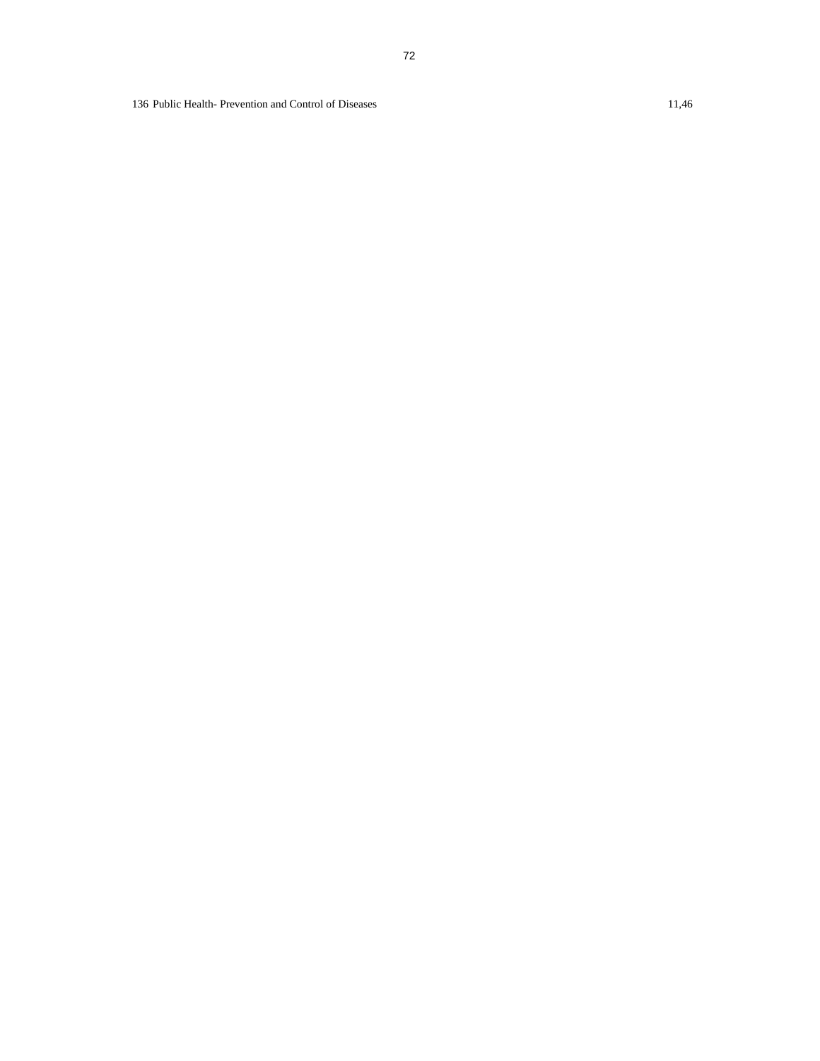| | | |
|---|---|---|
| 136 | Public Health- Prevention and Control of Diseases | 11,46 |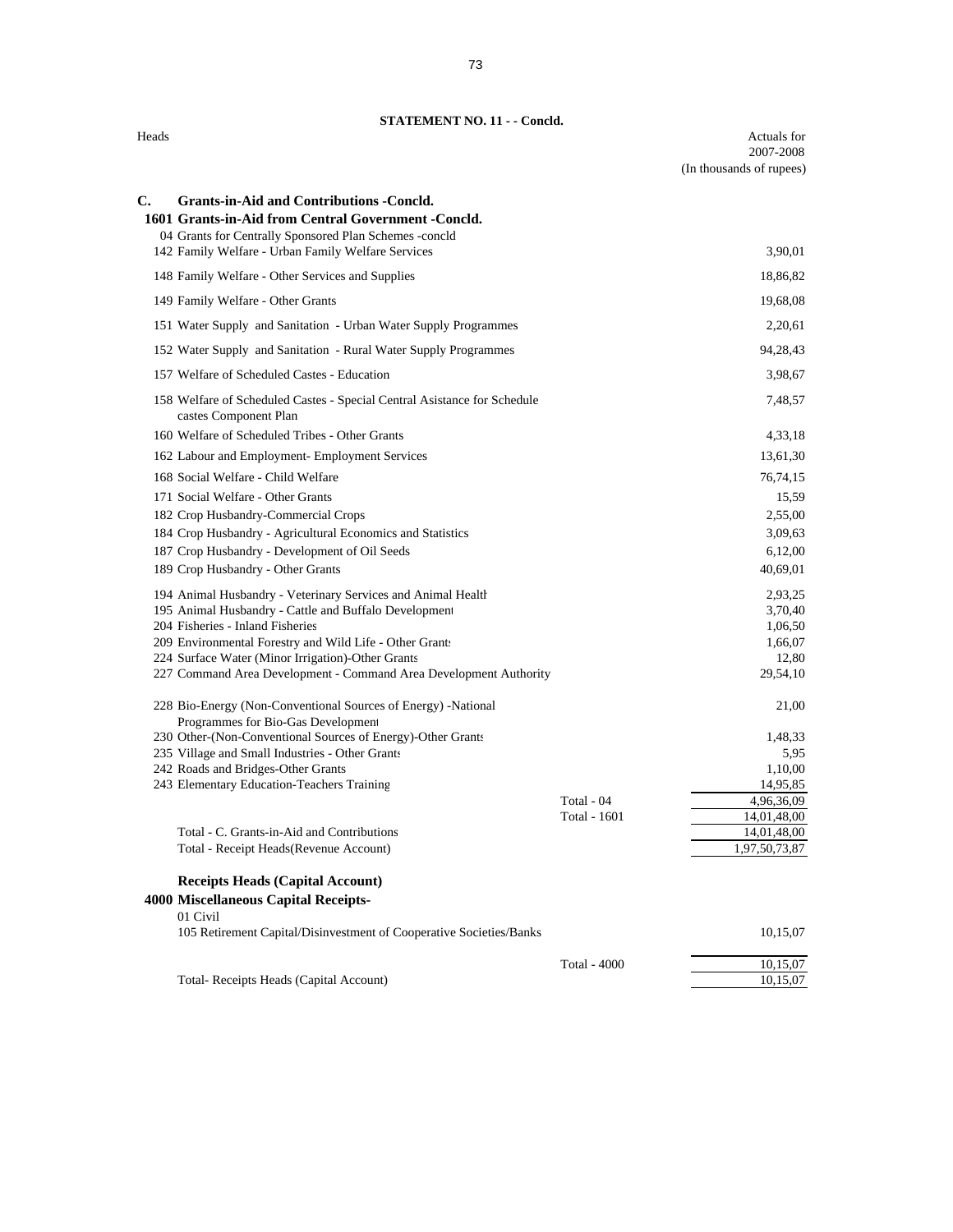**STATEMENT NO. 11 - - Concld.**

| Heads | | Actuals for 2007-2008 (In thousands of rupees) |
|---|---|---|
| **C. Grants-in-Aid and Contributions -Concld.** | | |
| **1601 Grants-in-Aid from Central Government -Concld.** | | |
| 04 Grants for Centrally Sponsored Plan Schemes -concld | | |
| 142 Family Welfare - Urban Family Welfare Services | | 3,90,01 |
| 148 Family Welfare - Other Services and Supplies | | 18,86,82 |
| 149 Family Welfare - Other Grants | | 19,68,08 |
| 151 Water Supply and Sanitation - Urban Water Supply Programmes | | 2,20,61 |
| 152 Water Supply and Sanitation - Rural Water Supply Programmes | | 94,28,43 |
| 157 Welfare of Scheduled Castes - Education | | 3,98,67 |
| 158 Welfare of Scheduled Castes - Special Central Asistance for Schedule castes Component Plan | | 7,48,57 |
| 160 Welfare of Scheduled Tribes - Other Grants | | 4,33,18 |
| 162 Labour and Employment- Employment Services | | 13,61,30 |
| 168 Social Welfare - Child Welfare | | 76,74,15 |
| 171 Social Welfare - Other Grants | | 15,59 |
| 182 Crop Husbandry-Commercial Crops | | 2,55,00 |
| 184 Crop Husbandry - Agricultural Economics and Statistics | | 3,09,63 |
| 187 Crop Husbandry - Development of Oil Seeds | | 6,12,00 |
| 189 Crop Husbandry - Other Grants | | 40,69,01 |
| 194 Animal Husbandry - Veterinary Services and Animal Health | | 2,93,25 |
| 195 Animal Husbandry - Cattle and Buffalo Development | | 3,70,40 |
| 204 Fisheries - Inland Fisheries | | 1,06,50 |
| 209 Environmental Forestry and Wild Life - Other Grants | | 1,66,07 |
| 224 Surface Water (Minor Irrigation)-Other Grants | | 12,80 |
| 227 Command Area Development - Command Area Development Authority | | 29,54,10 |
| 228 Bio-Energy (Non-Conventional Sources of Energy) -National Programmes for Bio-Gas Development | | 21,00 |
| 230 Other-(Non-Conventional Sources of Energy)-Other Grants | | 1,48,33 |
| 235 Village and Small Industries - Other Grants | | 5,95 |
| 242 Roads and Bridges-Other Grants | | 1,10,00 |
| 243 Elementary Education-Teachers Training | | 14,95,85 |
| | Total - 04 | 4,96,36,09 |
| | Total - 1601 | 14,01,48,00 |
| Total - C. Grants-in-Aid and Contributions | | 14,01,48,00 |
| Total - Receipt Heads(Revenue Account) | | 1,97,50,73,87 |
| **Receipts Heads (Capital Account)** | | |
| **4000 Miscellaneous Capital Receipts-** | | |
| 01 Civil | | |
| 105 Retirement Capital/Disinvestment of Cooperative Societies/Banks | | 10,15,07 |
| | Total - 4000 | 10,15,07 |
| Total- Receipts Heads (Capital Account) | | 10,15,07 |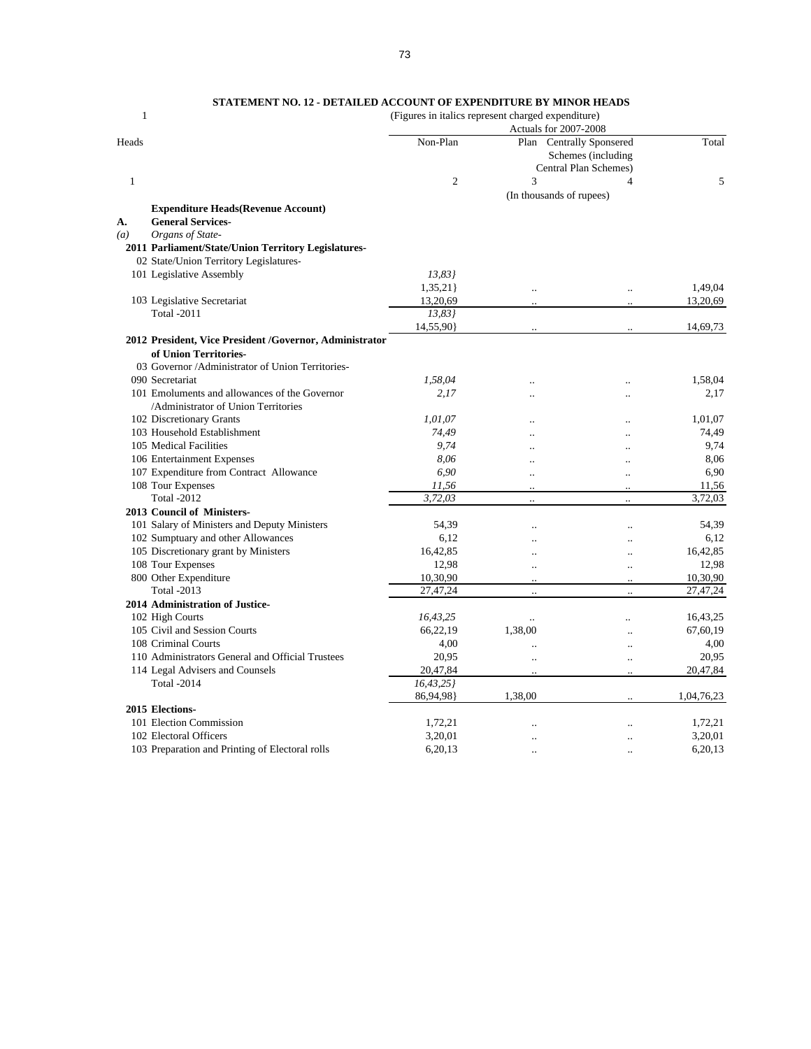## STATEMENT NO. 12 - DETAILED ACCOUNT OF EXPENDITURE BY MINOR HEADS

(Figures in italics represent charged expenditure)

| Heads | | Actuals for 2007-2008 | | | |
|---|---|---|---|---|---|
| | | Non-Plan | Plan | Centrally Sponsered Schemes (including Central Plan Schemes) | Total |
| 1 | | 2 | 3 | 4 | 5 |
| | | (In thousands of rupees) | | | |
| | **Expenditure Heads(Revenue Account)** | | | | |
| **A.** | **General Services-** | | | | |
| *(a)* | *Organs of State-* | | | | |
| | **2011 Parliament/State/Union Territory Legislatures-** | | | | |
| | 02 State/Union Territory Legislatures- | | | | |
| | 101 Legislative Assembly | *13,83}* | | | |
| | | 1,35,21} | .. | .. | 1,49,04 |
| | 103 Legislative Secretariat | 13,20,69 | .. | .. | 13,20,69 |
| | Total -2011 | *13,83}* | | | |
| | | 14,55,90} | .. | .. | 14,69,73 |
| | **2012 President, Vice President /Governor, Administrator of Union Territories-** | | | | |
| | 03 Governor /Administrator of Union Territories- | | | | |
| | 090 Secretariat | *1,58,04* | .. | .. | 1,58,04 |
| | 101 Emoluments and allowances of the Governor /Administrator of Union Territories | *2,17* | .. | .. | 2,17 |
| | 102 Discretionary Grants | *1,01,07* | .. | .. | 1,01,07 |
| | 103 Household Establishment | *74,49* | .. | .. | 74,49 |
| | 105 Medical Facilities | *9,74* | .. | .. | 9,74 |
| | 106 Entertainment Expenses | *8,06* | .. | .. | 8,06 |
| | 107 Expenditure from Contract Allowance | *6,90* | .. | .. | 6,90 |
| | 108 Tour Expenses | *11,56* | .. | .. | 11,56 |
| | Total -2012 | *3,72,03* | .. | .. | 3,72,03 |
| | **2013 Council of Ministers-** | | | | |
| | 101 Salary of Ministers and Deputy Ministers | 54,39 | .. | .. | 54,39 |
| | 102 Sumptuary and other Allowances | 6,12 | .. | .. | 6,12 |
| | 105 Discretionary grant by Ministers | 16,42,85 | .. | .. | 16,42,85 |
| | 108 Tour Expenses | 12,98 | .. | .. | 12,98 |
| | 800 Other Expenditure | 10,30,90 | .. | .. | 10,30,90 |
| | Total -2013 | 27,47,24 | .. | .. | 27,47,24 |
| | **2014 Administration of Justice-** | | | | |
| | 102 High Courts | *16,43,25* | .. | .. | 16,43,25 |
| | 105 Civil and Session Courts | 66,22,19 | 1,38,00 | .. | 67,60,19 |
| | 108 Criminal Courts | 4,00 | .. | .. | 4,00 |
| | 110 Administrators General and Official Trustees | 20,95 | .. | .. | 20,95 |
| | 114 Legal Advisers and Counsels | 20,47,84 | .. | .. | 20,47,84 |
| | Total -2014 | *16,43,25}* | | | |
| | | 86,94,98} | 1,38,00 | .. | 1,04,76,23 |
| | **2015 Elections-** | | | | |
| | 101 Election Commission | 1,72,21 | .. | .. | 1,72,21 |
| | 102 Electoral Officers | 3,20,01 | .. | .. | 3,20,01 |
| | 103 Preparation and Printing of Electoral rolls | 6,20,13 | .. | .. | 6,20,13 |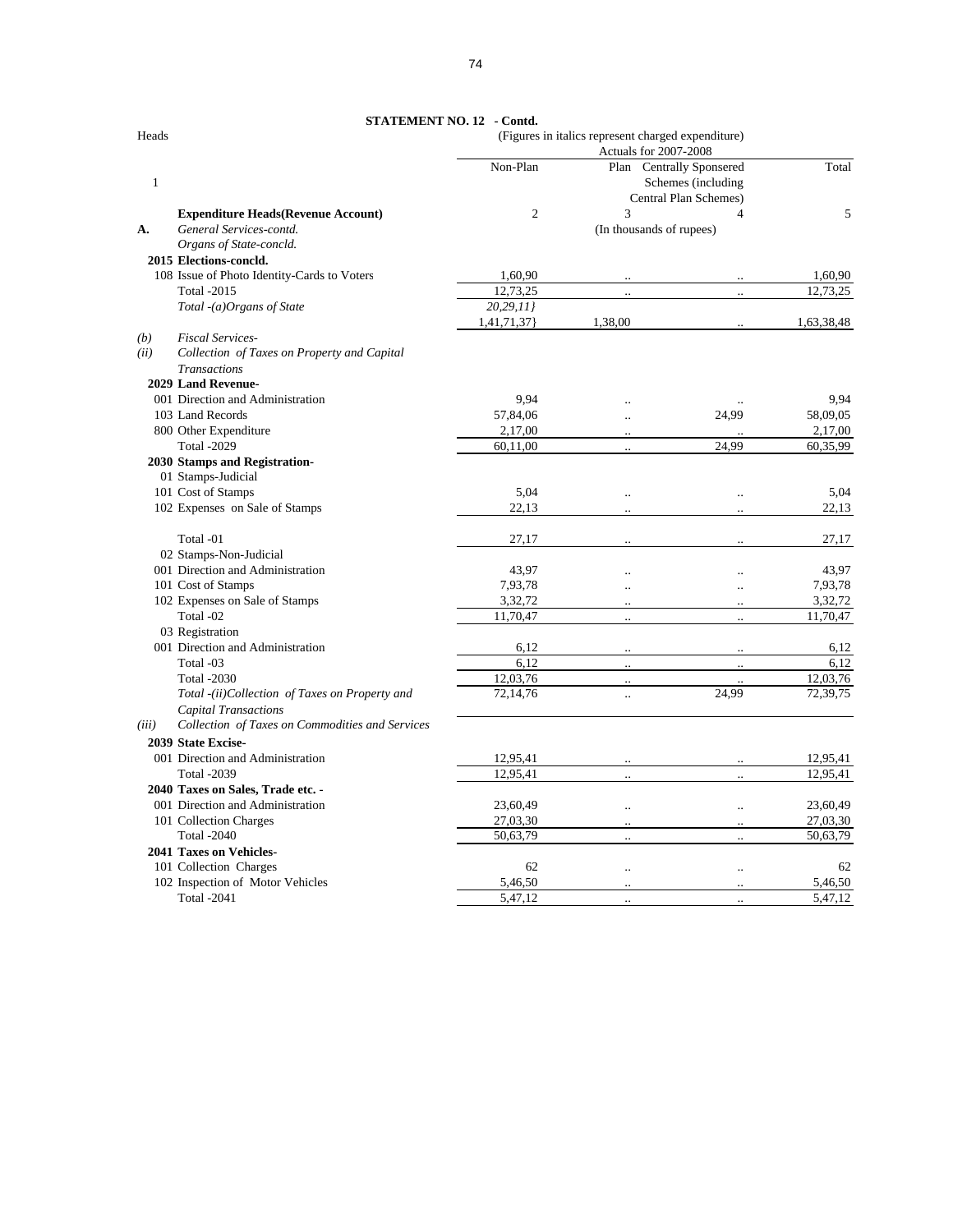**STATEMENT NO. 12 - Contd.**

(Figures in italics represent charged expenditure)

| Heads | Actuals for 2007-2008 | | | |
|---|---|---|---|---|
| | Non-Plan | Plan | Centrally Sponsered Schemes (including Central Plan Schemes) | Total |
| 1 | | | | |
| **Expenditure Heads(Revenue Account)** | 2 | 3 | 4 | 5 |
| **A.** *General Services-contd.* | | (In thousands of rupees) | | |
| *Organs of State-concld.* | | | | |
| **2015 Elections-concld.** | | | | |
| 108 Issue of Photo Identity-Cards to Voters | 1,60,90 | .. | .. | 1,60,90 |
| Total -2015 | 12,73,25 | .. | .. | 12,73,25 |
| *Total -(a)Organs of State* | *20,29,11}* | | | |
| | 1,41,71,37} | 1,38,00 | .. | 1,63,38,48 |
| *(b) Fiscal Services-* | | | | |
| *(ii) Collection of Taxes on Property and Capital Transactions* | | | | |
| **2029 Land Revenue-** | | | | |
| 001 Direction and Administration | 9,94 | .. | .. | 9,94 |
| 103 Land Records | 57,84,06 | .. | 24,99 | 58,09,05 |
| 800 Other Expenditure | 2,17,00 | .. | .. | 2,17,00 |
| Total -2029 | 60,11,00 | .. | 24,99 | 60,35,99 |
| **2030 Stamps and Registration-** | | | | |
| 01 Stamps-Judicial | | | | |
| 101 Cost of Stamps | 5,04 | .. | .. | 5,04 |
| 102 Expenses on Sale of Stamps | 22,13 | .. | .. | 22,13 |
| Total -01 | 27,17 | .. | .. | 27,17 |
| 02 Stamps-Non-Judicial | | | | |
| 001 Direction and Administration | 43,97 | .. | .. | 43,97 |
| 101 Cost of Stamps | 7,93,78 | .. | .. | 7,93,78 |
| 102 Expenses on Sale of Stamps | 3,32,72 | .. | .. | 3,32,72 |
| Total -02 | 11,70,47 | .. | .. | 11,70,47 |
| 03 Registration | | | | |
| 001 Direction and Administration | 6,12 | .. | .. | 6,12 |
| Total -03 | 6,12 | .. | .. | 6,12 |
| Total -2030 | 12,03,76 | .. | .. | 12,03,76 |
| *Total -(ii)Collection of Taxes on Property and Capital Transactions* | 72,14,76 | .. | 24,99 | 72,39,75 |
| *(iii) Collection of Taxes on Commodities and Services* | | | | |
| **2039 State Excise-** | | | | |
| 001 Direction and Administration | 12,95,41 | .. | .. | 12,95,41 |
| Total -2039 | 12,95,41 | .. | .. | 12,95,41 |
| **2040 Taxes on Sales, Trade etc. -** | | | | |
| 001 Direction and Administration | 23,60,49 | .. | .. | 23,60,49 |
| 101 Collection Charges | 27,03,30 | .. | .. | 27,03,30 |
| Total -2040 | 50,63,79 | .. | .. | 50,63,79 |
| **2041 Taxes on Vehicles-** | | | | |
| 101 Collection Charges | 62 | .. | .. | 62 |
| 102 Inspection of Motor Vehicles | 5,46,50 | .. | .. | 5,46,50 |
| Total -2041 | 5,47,12 | .. | .. | 5,47,12 |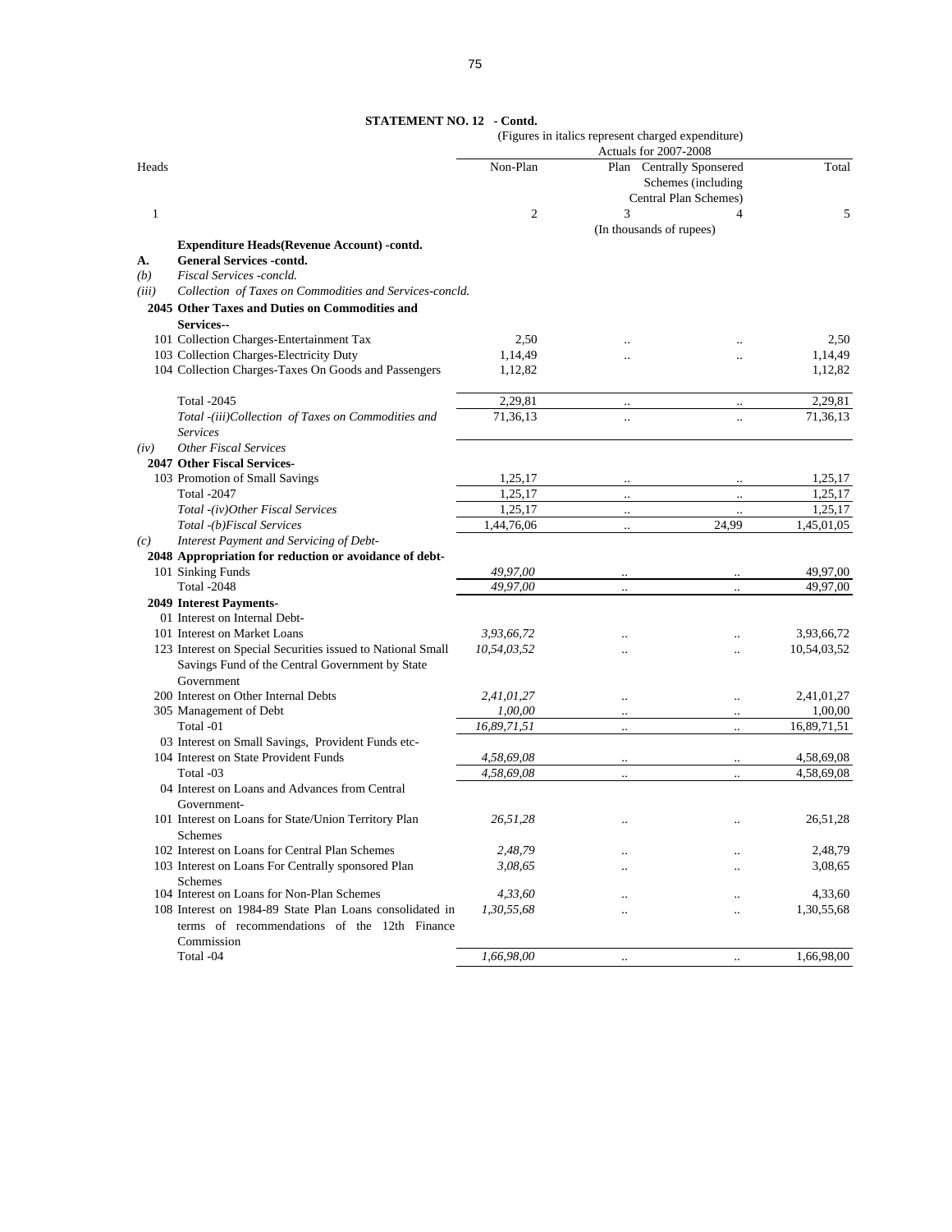## STATEMENT NO. 12 - Contd.

(Figures in italics represent charged expenditure)

| Heads | | Actuals for 2007-2008 | | | |
|---|---|---|---|---|---|
| | | Non-Plan | Plan | Centrally Sponsered Schemes (including Central Plan Schemes) | Total |
| 1 | | 2 | 3 | 4 | 5 |
| | | (In thousands of rupees) | | | |
| | **Expenditure Heads(Revenue Account) -contd.** | | | | |
| **A.** | **General Services -contd.** | | | | |
| *(b)* | *Fiscal Services -concld.* | | | | |
| *(iii)* | *Collection of Taxes on Commodities and Services-concld.* | | | | |
| | **2045 Other Taxes and Duties on Commodities and Services--** | | | | |
| | 101 Collection Charges-Entertainment Tax | 2,50 | .. | .. | 2,50 |
| | 103 Collection Charges-Electricity Duty | 1,14,49 | .. | .. | 1,14,49 |
| | 104 Collection Charges-Taxes On Goods and Passengers | 1,12,82 | | | 1,12,82 |
| | Total -2045 | 2,29,81 | .. | .. | 2,29,81 |
| | *Total -(iii)Collection of Taxes on Commodities and Services* | 71,36,13 | .. | .. | 71,36,13 |
| *(iv)* | *Other Fiscal Services* | | | | |
| | **2047 Other Fiscal Services-** | | | | |
| | 103 Promotion of Small Savings | 1,25,17 | .. | .. | 1,25,17 |
| | Total -2047 | 1,25,17 | .. | .. | 1,25,17 |
| | *Total -(iv)Other Fiscal Services* | 1,25,17 | .. | .. | 1,25,17 |
| | *Total -(b)Fiscal Services* | 1,44,76,06 | .. | 24,99 | 1,45,01,05 |
| *(c)* | *Interest Payment and Servicing of Debt-* | | | | |
| | **2048 Appropriation for reduction or avoidance of debt-** | | | | |
| | 101 Sinking Funds | *49,97,00* | .. | .. | 49,97,00 |
| | Total -2048 | *49,97,00* | .. | .. | 49,97,00 |
| | **2049 Interest Payments-** | | | | |
| | 01 Interest on Internal Debt- | | | | |
| | 101 Interest on Market Loans | *3,93,66,72* | .. | .. | 3,93,66,72 |
| | 123 Interest on Special Securities issued to National Small Savings Fund of the Central Government by State Government | *10,54,03,52* | .. | .. | 10,54,03,52 |
| | 200 Interest on Other Internal Debts | *2,41,01,27* | .. | .. | 2,41,01,27 |
| | 305 Management of Debt | *1,00,00* | .. | .. | 1,00,00 |
| | Total -01 | *16,89,71,51* | .. | .. | 16,89,71,51 |
| | 03 Interest on Small Savings, Provident Funds etc- | | | | |
| | 104 Interest on State Provident Funds | *4,58,69,08* | .. | .. | 4,58,69,08 |
| | Total -03 | *4,58,69,08* | .. | .. | 4,58,69,08 |
| | 04 Interest on Loans and Advances from Central Government- | | | | |
| | 101 Interest on Loans for State/Union Territory Plan Schemes | *26,51,28* | .. | .. | 26,51,28 |
| | 102 Interest on Loans for Central Plan Schemes | *2,48,79* | .. | .. | 2,48,79 |
| | 103 Interest on Loans For Centrally sponsored Plan Schemes | *3,08,65* | .. | .. | 3,08,65 |
| | 104 Interest on Loans for Non-Plan Schemes | *4,33,60* | .. | .. | 4,33,60 |
| | 108 Interest on 1984-89 State Plan Loans consolidated in terms of recommendations of the 12th Finance Commission | *1,30,55,68* | .. | .. | 1,30,55,68 |
| | Total -04 | *1,66,98,00* | .. | .. | 1,66,98,00 |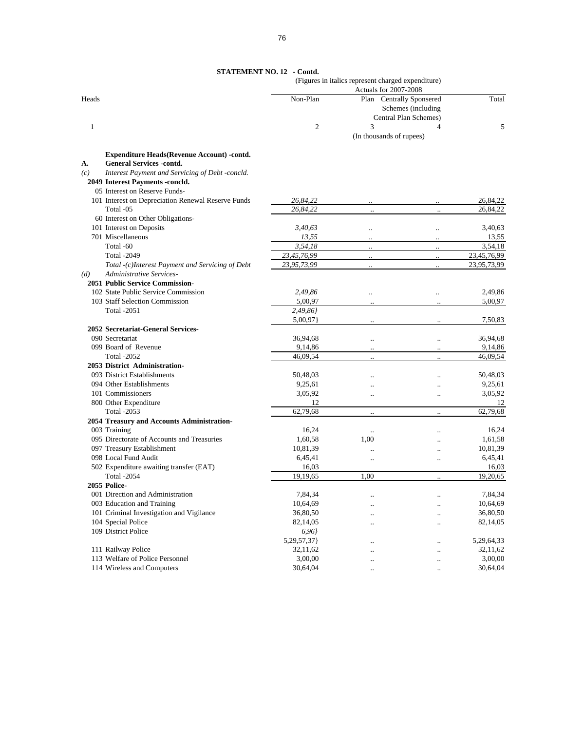**STATEMENT NO. 12 - Contd.**

(Figures in italics represent charged expenditure)

| Heads | Actuals for 2007-2008 Non-Plan | Plan | Centrally Sponsered Schemes (including Central Plan Schemes) | Total |
|---|---|---|---|---|
| 1 | 2 | 3 | 4 | 5 |
| | (In thousands of rupees) | | | |
| **Expenditure Heads(Revenue Account) -contd.** | | | | |
| **A. General Services -contd.** | | | | |
| *(c) Interest Payment and Servicing of Debt -concld.* | | | | |
| **2049 Interest Payments -concld.** | | | | |
| 05 Interest on Reserve Funds- | | | | |
| 101 Interest on Depreciation Renewal Reserve Funds | *26,84,22* | .. | .. | 26,84,22 |
| Total -05 | *26,84,22* | .. | .. | 26,84,22 |
| 60 Interest on Other Obligations- | | | | |
| 101 Interest on Deposits | *3,40,63* | .. | .. | 3,40,63 |
| 701 Miscellaneous | *13,55* | .. | .. | 13,55 |
| Total -60 | *3,54,18* | .. | .. | 3,54,18 |
| Total -2049 | *23,45,76,99* | .. | .. | 23,45,76,99 |
| *Total -(c)Interest Payment and Servicing of Debt* | *23,95,73,99* | .. | .. | 23,95,73,99 |
| *(d) Administrative Services-* | | | | |
| **2051 Public Service Commission-** | | | | |
| 102 State Public Service Commission | *2,49,86* | .. | .. | 2,49,86 |
| 103 Staff Selection Commission | 5,00,97 | .. | .. | 5,00,97 |
| Total -2051 | *2,49,86}* | | | |
| | 5,00,97} | .. | .. | 7,50,83 |
| **2052 Secretariat-General Services-** | | | | |
| 090 Secretariat | 36,94,68 | .. | .. | 36,94,68 |
| 099 Board of Revenue | 9,14,86 | .. | .. | 9,14,86 |
| Total -2052 | 46,09,54 | .. | .. | 46,09,54 |
| **2053 District Administration-** | | | | |
| 093 District Establishments | 50,48,03 | .. | .. | 50,48,03 |
| 094 Other Establishments | 9,25,61 | .. | .. | 9,25,61 |
| 101 Commissioners | 3,05,92 | .. | .. | 3,05,92 |
| 800 Other Expenditure | 12 | | | 12 |
| Total -2053 | 62,79,68 | .. | .. | 62,79,68 |
| **2054 Treasury and Accounts Administration-** | | | | |
| 003 Training | 16,24 | .. | .. | 16,24 |
| 095 Directorate of Accounts and Treasuries | 1,60,58 | 1,00 | .. | 1,61,58 |
| 097 Treasury Establishment | 10,81,39 | .. | .. | 10,81,39 |
| 098 Local Fund Audit | 6,45,41 | .. | .. | 6,45,41 |
| 502 Expenditure awaiting transfer (EAT) | 16,03 | | | 16,03 |
| Total -2054 | 19,19,65 | 1,00 | .. | 19,20,65 |
| **2055 Police-** | | | | |
| 001 Direction and Administration | 7,84,34 | .. | .. | 7,84,34 |
| 003 Education and Training | 10,64,69 | .. | .. | 10,64,69 |
| 101 Criminal Investigation and Vigilance | 36,80,50 | .. | .. | 36,80,50 |
| 104 Special Police | 82,14,05 | .. | .. | 82,14,05 |
| 109 District Police | *6,96}* | | | |
| | 5,29,57,37} | .. | .. | 5,29,64,33 |
| 111 Railway Police | 32,11,62 | .. | .. | 32,11,62 |
| 113 Welfare of Police Personnel | 3,00,00 | .. | .. | 3,00,00 |
| 114 Wireless and Computers | 30,64,04 | .. | .. | 30,64,04 |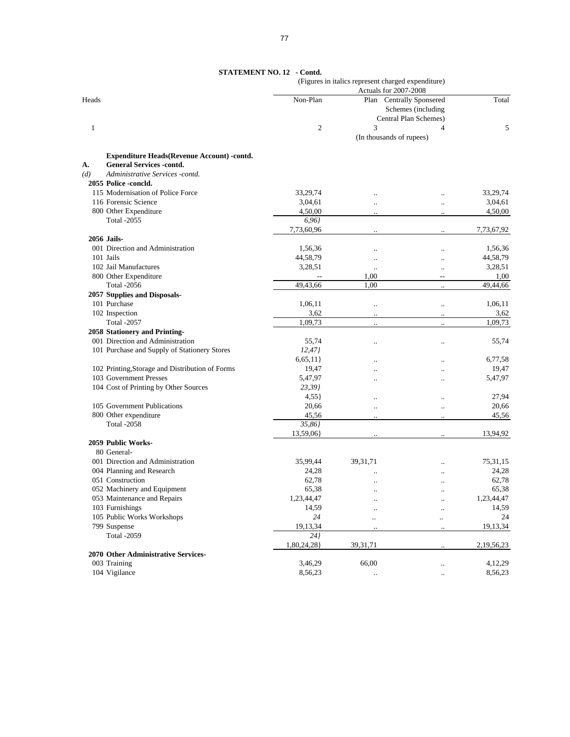**STATEMENT NO. 12 - Contd.**

(Figures in italics represent charged expenditure)

| Heads | Non-Plan | Plan | Centrally Sponsered Schemes (including Central Plan Schemes) | Total |
|---|---|---|---|---|
| | Actuals for 2007-2008 | | | |
| 1 | 2 | 3 | 4 | 5 |
| | (In thousands of rupees) | | | |
| **Expenditure Heads(Revenue Account) -contd.** | | | | |
| **A. General Services -contd.** | | | | |
| *(d) Administrative Services -contd.* | | | | |
| **2055 Police -concld.** | | | | |
| 115 Modernisation of Police Force | 33,29,74 | .. | .. | 33,29,74 |
| 116 Forensic Science | 3,04,61 | .. | .. | 3,04,61 |
| 800 Other Expenditure | 4,50,00 | .. | .. | 4,50,00 |
| Total -2055 | *6,96}* | | | |
| | 7,73,60,96 | .. | .. | 7,73,67,92 |
| **2056 Jails-** | | | | |
| 001 Direction and Administration | 1,56,36 | .. | .. | 1,56,36 |
| 101 Jails | 44,58,79 | .. | .. | 44,58,79 |
| 102 Jail Manufactures | 3,28,51 | .. | .. | 3,28,51 |
| 800 Other Expenditure | -- | 1,00 | -- | 1,00 |
| Total -2056 | 49,43,66 | 1,00 | .. | 49,44,66 |
| **2057 Supplies and Disposals-** | | | | |
| 101 Purchase | 1,06,11 | .. | .. | 1,06,11 |
| 102 Inspection | 3,62 | .. | .. | 3,62 |
| Total -2057 | 1,09,73 | .. | .. | 1,09,73 |
| **2058 Stationery and Printing-** | | | | |
| 001 Direction and Administration | 55,74 | .. | .. | 55,74 |
| 101 Purchase and Supply of Stationery Stores | *12,47}* | | | |
| | 6,65,11} | .. | .. | 6,77,58 |
| 102 Printing,Storage and Distribution of Forms | 19,47 | .. | .. | 19,47 |
| 103 Government Presses | 5,47,97 | .. | .. | 5,47,97 |
| 104 Cost of Printing by Other Sources | *23,39}* | | | |
| | 4,55} | .. | .. | 27,94 |
| 105 Government Publications | 20,66 | .. | .. | 20,66 |
| 800 Other expenditure | 45,56 | .. | .. | 45,56 |
| Total -2058 | *35,86}* | | | |
| | 13,59,06} | .. | .. | 13,94,92 |
| **2059 Public Works-** | | | | |
| 80 General- | | | | |
| 001 Direction and Administration | 35,99,44 | 39,31,71 | .. | 75,31,15 |
| 004 Planning and Research | 24,28 | .. | .. | 24,28 |
| 051 Construction | 62,78 | .. | .. | 62,78 |
| 052 Machinery and Equipment | 65,38 | .. | .. | 65,38 |
| 053 Maintenance and Repairs | 1,23,44,47 | .. | .. | 1,23,44,47 |
| 103 Furnishings | 14,59 | .. | .. | 14,59 |
| 105 Public Works Workshops | *24* | .. | .. | 24 |
| 799 Suspense | 19,13,34 | .. | .. | 19,13,34 |
| Total -2059 | *24}* | | | |
| | 1,80,24,28} | 39,31,71 | .. | 2,19,56,23 |
| **2070 Other Administrative Services-** | | | | |
| 003 Training | 3,46,29 | 66,00 | .. | 4,12,29 |
| 104 Vigilance | 8,56,23 | .. | .. | 8,56,23 |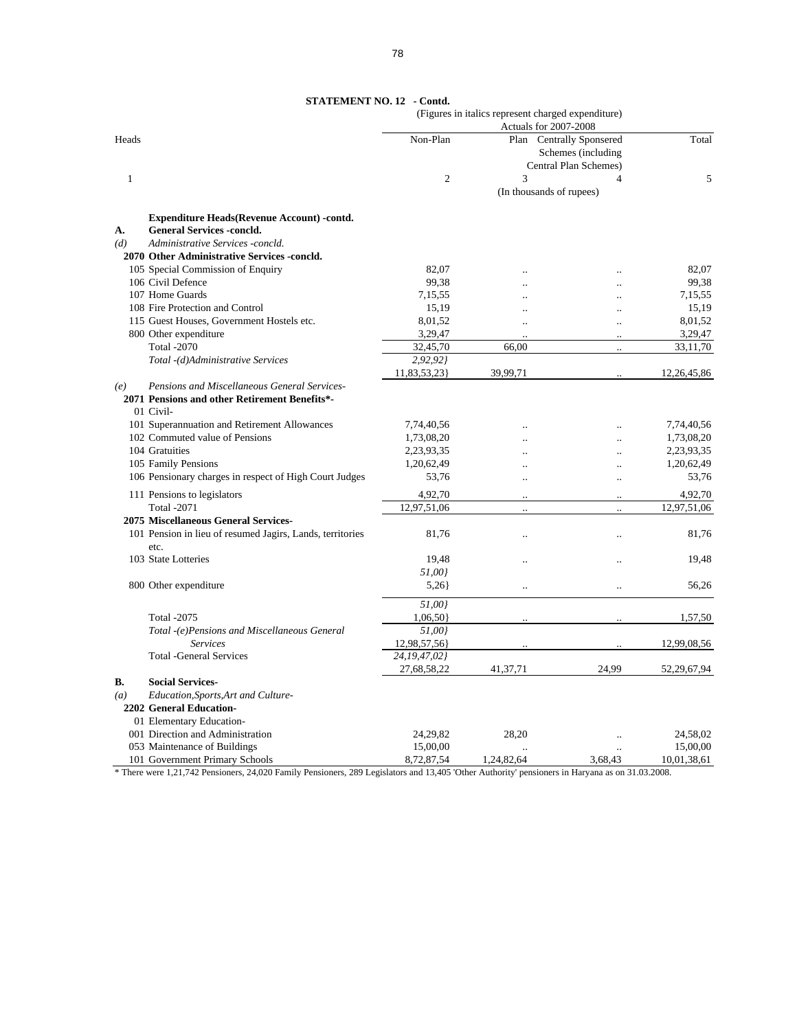**STATEMENT NO. 12 - Contd.**

(Figures in italics represent charged expenditure)

| Heads | Actuals for 2007-2008 Non-Plan | Plan | Centrally Sponsered Schemes (including Central Plan Schemes) | Total |
|---|---|---|---|---|
| 1 | 2 | 3 | 4 | 5 |
| | (In thousands of rupees) | | | |
| **Expenditure Heads(Revenue Account) -contd.** | | | | |
| **A. General Services -concld.** | | | | |
| *(d) Administrative Services -concld.* | | | | |
| **2070 Other Administrative Services -concld.** | | | | |
| 105 Special Commission of Enquiry | 82,07 | .. | .. | 82,07 |
| 106 Civil Defence | 99,38 | .. | .. | 99,38 |
| 107 Home Guards | 7,15,55 | .. | .. | 7,15,55 |
| 108 Fire Protection and Control | 15,19 | .. | .. | 15,19 |
| 115 Guest Houses, Government Hostels etc. | 8,01,52 | .. | .. | 8,01,52 |
| 800 Other expenditure | 3,29,47 | .. | .. | 3,29,47 |
| Total -2070 | 32,45,70 | 66,00 | .. | 33,11,70 |
| *Total -(d)Administrative Services* | *2,92,92}* 11,83,53,23} | 39,99,71 | .. | 12,26,45,86 |
| *(e) Pensions and Miscellaneous General Services-* | | | | |
| **2071 Pensions and other Retirement Benefits*-** | | | | |
| 01 Civil- | | | | |
| 101 Superannuation and Retirement Allowances | 7,74,40,56 | .. | .. | 7,74,40,56 |
| 102 Commuted value of Pensions | 1,73,08,20 | .. | .. | 1,73,08,20 |
| 104 Gratuities | 2,23,93,35 | .. | .. | 2,23,93,35 |
| 105 Family Pensions | 1,20,62,49 | .. | .. | 1,20,62,49 |
| 106 Pensionary charges in respect of High Court Judges | 53,76 | .. | .. | 53,76 |
| 111 Pensions to legislators | 4,92,70 | .. | .. | 4,92,70 |
| Total -2071 | 12,97,51,06 | .. | .. | 12,97,51,06 |
| **2075 Miscellaneous General Services-** | | | | |
| 101 Pension in lieu of resumed Jagirs, Lands, territories etc. | 81,76 | .. | .. | 81,76 |
| 103 State Lotteries | 19,48 | .. | .. | 19,48 |
| 800 Other expenditure | *51,00}* 5,26} | .. | .. | 56,26 |
| Total -2075 | *51,00}* 1,06,50} | .. | .. | 1,57,50 |
| *Total -(e)Pensions and Miscellaneous General Services* | *51,00}* 12,98,57,56} | .. | .. | 12,99,08,56 |
| Total -General Services | *24,19,47,02}* 27,68,58,22 | 41,37,71 | 24,99 | 52,29,67,94 |
| **B. Social Services-** | | | | |
| *(a) Education,Sports,Art and Culture-* | | | | |
| **2202 General Education-** | | | | |
| 01 Elementary Education- | | | | |
| 001 Direction and Administration | 24,29,82 | 28,20 | .. | 24,58,02 |
| 053 Maintenance of Buildings | 15,00,00 | .. | .. | 15,00,00 |
| 101 Government Primary Schools | 8,72,87,54 | 1,24,82,64 | 3,68,43 | 10,01,38,61 |

\* There were 1,21,742 Pensioners, 24,020 Family Pensioners, 289 Legislators and 13,405 'Other Authority' pensioners in Haryana as on 31.03.2008.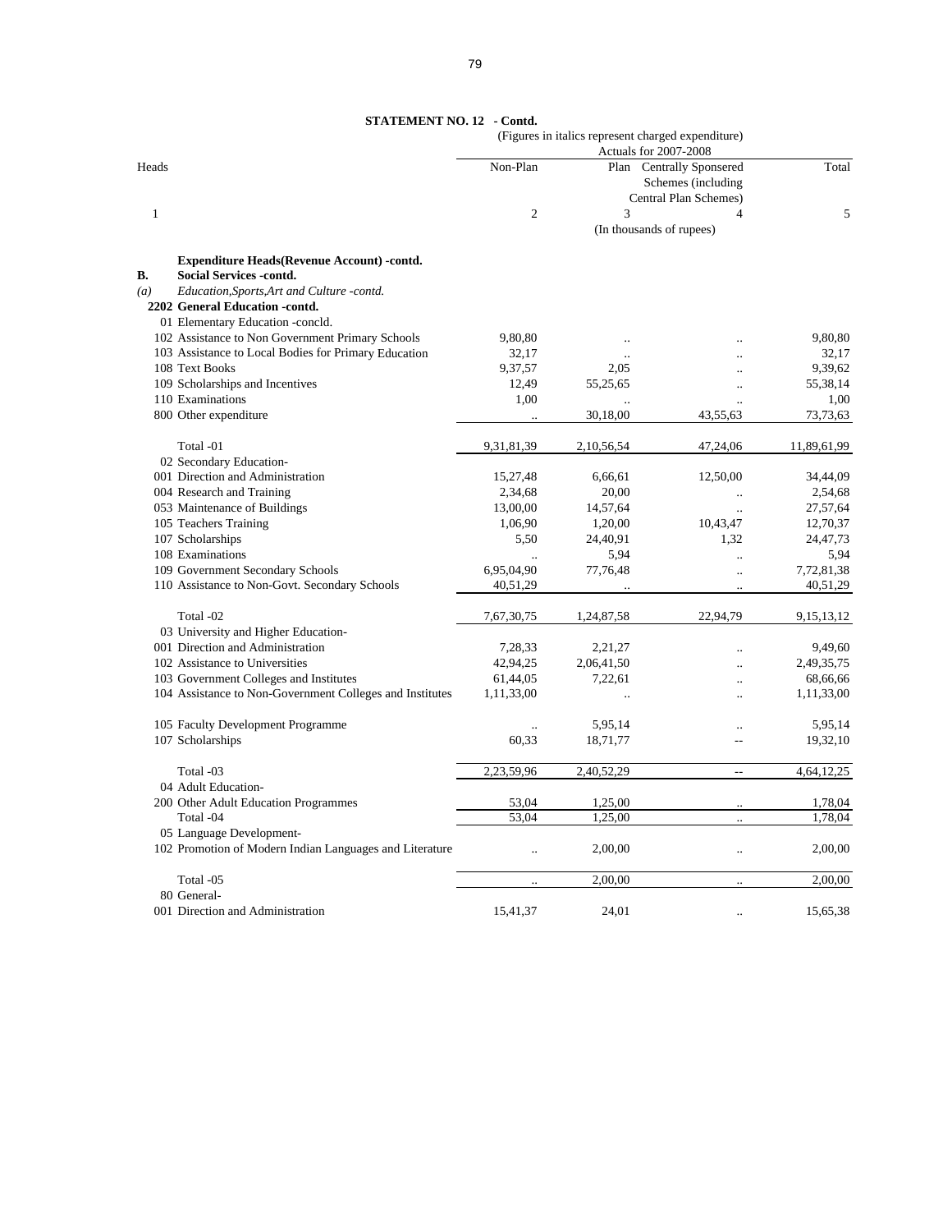**STATEMENT NO. 12 - Contd.**

(Figures in italics represent charged expenditure)

| Heads | Actuals for 2007-2008 | | | |
|---|---|---|---|---|
| | Non-Plan | Plan | Centrally Sponsered Schemes (including Central Plan Schemes) | Total |
| 1 | 2 | 3 | 4 | 5 |
| | (In thousands of rupees) | | | |
| **Expenditure Heads(Revenue Account) -contd.** | | | | |
| **B. Social Services -contd.** | | | | |
| *(a) Education,Sports,Art and Culture -contd.* | | | | |
| **2202 General Education -contd.** | | | | |
| 01 Elementary Education -concld. | | | | |
| 102 Assistance to Non Government Primary Schools | 9,80,80 | .. | .. | 9,80,80 |
| 103 Assistance to Local Bodies for Primary Education | 32,17 | .. | .. | 32,17 |
| 108 Text Books | 9,37,57 | 2,05 | .. | 9,39,62 |
| 109 Scholarships and Incentives | 12,49 | 55,25,65 | .. | 55,38,14 |
| 110 Examinations | 1,00 | .. | .. | 1,00 |
| 800 Other expenditure | .. | 30,18,00 | 43,55,63 | 73,73,63 |
| Total -01 | 9,31,81,39 | 2,10,56,54 | 47,24,06 | 11,89,61,99 |
| 02 Secondary Education- | | | | |
| 001 Direction and Administration | 15,27,48 | 6,66,61 | 12,50,00 | 34,44,09 |
| 004 Research and Training | 2,34,68 | 20,00 | .. | 2,54,68 |
| 053 Maintenance of Buildings | 13,00,00 | 14,57,64 | .. | 27,57,64 |
| 105 Teachers Training | 1,06,90 | 1,20,00 | 10,43,47 | 12,70,37 |
| 107 Scholarships | 5,50 | 24,40,91 | 1,32 | 24,47,73 |
| 108 Examinations | .. | 5,94 | .. | 5,94 |
| 109 Government Secondary Schools | 6,95,04,90 | 77,76,48 | .. | 7,72,81,38 |
| 110 Assistance to Non-Govt. Secondary Schools | 40,51,29 | .. | .. | 40,51,29 |
| Total -02 | 7,67,30,75 | 1,24,87,58 | 22,94,79 | 9,15,13,12 |
| 03 University and Higher Education- | | | | |
| 001 Direction and Administration | 7,28,33 | 2,21,27 | .. | 9,49,60 |
| 102 Assistance to Universities | 42,94,25 | 2,06,41,50 | .. | 2,49,35,75 |
| 103 Government Colleges and Institutes | 61,44,05 | 7,22,61 | .. | 68,66,66 |
| 104 Assistance to Non-Government Colleges and Institutes | 1,11,33,00 | .. | .. | 1,11,33,00 |
| 105 Faculty Development Programme | .. | 5,95,14 | .. | 5,95,14 |
| 107 Scholarships | 60,33 | 18,71,77 | -- | 19,32,10 |
| Total -03 | 2,23,59,96 | 2,40,52,29 | -- | 4,64,12,25 |
| 04 Adult Education- | | | | |
| 200 Other Adult Education Programmes | 53,04 | 1,25,00 | .. | 1,78,04 |
| Total -04 | 53,04 | 1,25,00 | .. | 1,78,04 |
| 05 Language Development- | | | | |
| 102 Promotion of Modern Indian Languages and Literature | .. | 2,00,00 | .. | 2,00,00 |
| Total -05 | .. | 2,00,00 | .. | 2,00,00 |
| 80 General- | | | | |
| 001 Direction and Administration | 15,41,37 | 24,01 | .. | 15,65,38 |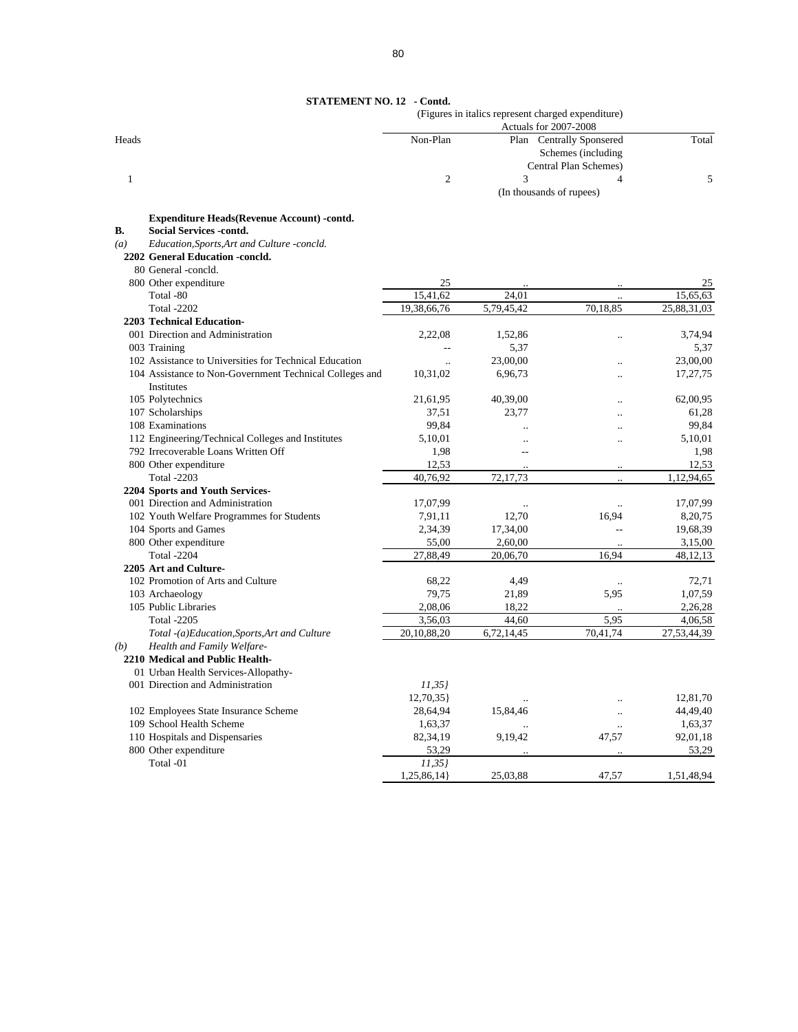**STATEMENT NO. 12 - Contd.**

(Figures in italics represent charged expenditure)

| Heads | | Actuals for 2007-2008 | | | |
|---|---|---|---|---|---|
| | | Non-Plan | Plan | Centrally Sponsered Schemes (including Central Plan Schemes) | Total |
| 1 | | 2 | 3 | 4 | 5 |
| | | (In thousands of rupees) | | | |
| | **Expenditure Heads(Revenue Account) -contd.** | | | | |
| **B.** | **Social Services -contd.** | | | | |
| *(a)* | *Education,Sports,Art and Culture -concld.* | | | | |
| | **2202 General Education -concld.** | | | | |
| | 80 General -concld. | | | | |
| | 800 Other expenditure | 25 | .. | .. | 25 |
| | Total -80 | 15,41,62 | 24,01 | .. | 15,65,63 |
| | Total -2202 | 19,38,66,76 | 5,79,45,42 | 70,18,85 | 25,88,31,03 |
| | **2203 Technical Education-** | | | | |
| | 001 Direction and Administration | 2,22,08 | 1,52,86 | .. | 3,74,94 |
| | 003 Training | -- | 5,37 | | 5,37 |
| | 102 Assistance to Universities for Technical Education | .. | 23,00,00 | .. | 23,00,00 |
| | 104 Assistance to Non-Government Technical Colleges and Institutes | 10,31,02 | 6,96,73 | .. | 17,27,75 |
| | 105 Polytechnics | 21,61,95 | 40,39,00 | .. | 62,00,95 |
| | 107 Scholarships | 37,51 | 23,77 | .. | 61,28 |
| | 108 Examinations | 99,84 | .. | .. | 99,84 |
| | 112 Engineering/Technical Colleges and Institutes | 5,10,01 | .. | .. | 5,10,01 |
| | 792 Irrecoverable Loans Written Off | 1,98 | -- | | 1,98 |
| | 800 Other expenditure | 12,53 | .. | .. | 12,53 |
| | Total -2203 | 40,76,92 | 72,17,73 | .. | 1,12,94,65 |
| | **2204 Sports and Youth Services-** | | | | |
| | 001 Direction and Administration | 17,07,99 | .. | .. | 17,07,99 |
| | 102 Youth Welfare Programmes for Students | 7,91,11 | 12,70 | 16,94 | 8,20,75 |
| | 104 Sports and Games | 2,34,39 | 17,34,00 | -- | 19,68,39 |
| | 800 Other expenditure | 55,00 | 2,60,00 | .. | 3,15,00 |
| | Total -2204 | 27,88,49 | 20,06,70 | 16,94 | 48,12,13 |
| | **2205 Art and Culture-** | | | | |
| | 102 Promotion of Arts and Culture | 68,22 | 4,49 | .. | 72,71 |
| | 103 Archaeology | 79,75 | 21,89 | 5,95 | 1,07,59 |
| | 105 Public Libraries | 2,08,06 | 18,22 | .. | 2,26,28 |
| | Total -2205 | 3,56,03 | 44,60 | 5,95 | 4,06,58 |
| | *Total -(a)Education,Sports,Art and Culture* | 20,10,88,20 | 6,72,14,45 | 70,41,74 | 27,53,44,39 |
| *(b)* | *Health and Family Welfare-* | | | | |
| | **2210 Medical and Public Health-** | | | | |
| | 01 Urban Health Services-Allopathy- | | | | |
| | 001 Direction and Administration | *11,35}* 12,70,35} | .. | .. | 12,81,70 |
| | 102 Employees State Insurance Scheme | 28,64,94 | 15,84,46 | .. | 44,49,40 |
| | 109 School Health Scheme | 1,63,37 | .. | .. | 1,63,37 |
| | 110 Hospitals and Dispensaries | 82,34,19 | 9,19,42 | 47,57 | 92,01,18 |
| | 800 Other expenditure | 53,29 | .. | .. | 53,29 |
| | Total -01 | *11,35}* 1,25,86,14} | 25,03,88 | 47,57 | 1,51,48,94 |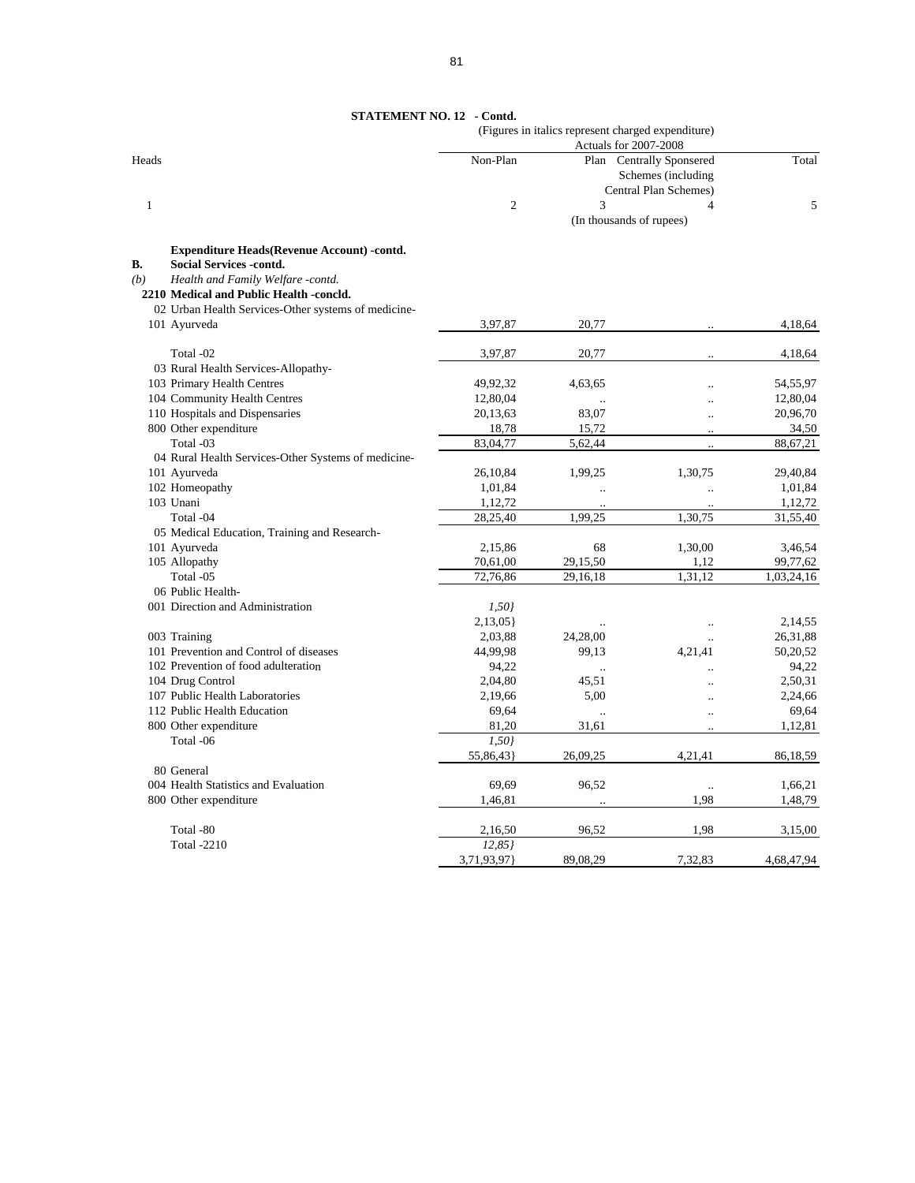**STATEMENT NO. 12 - Contd.**

(Figures in italics represent charged expenditure)

| Heads | Non-Plan | Plan | Centrally Sponsored Schemes (including Central Plan Schemes) | Total |
|---|---|---|---|---|
| | Actuals for 2007-2008 | | | |
| 1 | 2 | 3 | 4 | 5 |
| | (In thousands of rupees) | | | |
| **Expenditure Heads(Revenue Account) -contd.** | | | | |
| **B. Social Services -contd.** | | | | |
| *(b) Health and Family Welfare -contd.* | | | | |
| **2210 Medical and Public Health -concld.** | | | | |
| 02 Urban Health Services-Other systems of medicine- | | | | |
| 101 Ayurveda | 3,97,87 | 20,77 | .. | 4,18,64 |
| Total -02 | 3,97,87 | 20,77 | .. | 4,18,64 |
| 03 Rural Health Services-Allopathy- | | | | |
| 103 Primary Health Centres | 49,92,32 | 4,63,65 | .. | 54,55,97 |
| 104 Community Health Centres | 12,80,04 | .. | .. | 12,80,04 |
| 110 Hospitals and Dispensaries | 20,13,63 | 83,07 | .. | 20,96,70 |
| 800 Other expenditure | 18,78 | 15,72 | .. | 34,50 |
| Total -03 | 83,04,77 | 5,62,44 | .. | 88,67,21 |
| 04 Rural Health Services-Other Systems of medicine- | | | | |
| 101 Ayurveda | 26,10,84 | 1,99,25 | 1,30,75 | 29,40,84 |
| 102 Homeopathy | 1,01,84 | .. | .. | 1,01,84 |
| 103 Unani | 1,12,72 | .. | .. | 1,12,72 |
| Total -04 | 28,25,40 | 1,99,25 | 1,30,75 | 31,55,40 |
| 05 Medical Education, Training and Research- | | | | |
| 101 Ayurveda | 2,15,86 | 68 | 1,30,00 | 3,46,54 |
| 105 Allopathy | 70,61,00 | 29,15,50 | 1,12 | 99,77,62 |
| Total -05 | 72,76,86 | 29,16,18 | 1,31,12 | 1,03,24,16 |
| 06 Public Health- | | | | |
| 001 Direction and Administration | *1,50}* | | | |
| | 2,13,05} | .. | .. | 2,14,55 |
| 003 Training | 2,03,88 | 24,28,00 | .. | 26,31,88 |
| 101 Prevention and Control of diseases | 44,99,98 | 99,13 | 4,21,41 | 50,20,52 |
| 102 Prevention of food adulteration | 94,22 | .. | .. | 94,22 |
| 104 Drug Control | 2,04,80 | 45,51 | .. | 2,50,31 |
| 107 Public Health Laboratories | 2,19,66 | 5,00 | .. | 2,24,66 |
| 112 Public Health Education | 69,64 | .. | .. | 69,64 |
| 800 Other expenditure | 81,20 | 31,61 | .. | 1,12,81 |
| Total -06 | *1,50}* | | | |
| | 55,86,43} | 26,09,25 | 4,21,41 | 86,18,59 |
| 80 General | | | | |
| 004 Health Statistics and Evaluation | 69,69 | 96,52 | .. | 1,66,21 |
| 800 Other expenditure | 1,46,81 | .. | 1,98 | 1,48,79 |
| Total -80 | 2,16,50 | 96,52 | 1,98 | 3,15,00 |
| Total -2210 | *12,85}* | | | |
| | 3,71,93,97} | 89,08,29 | 7,32,83 | 4,68,47,94 |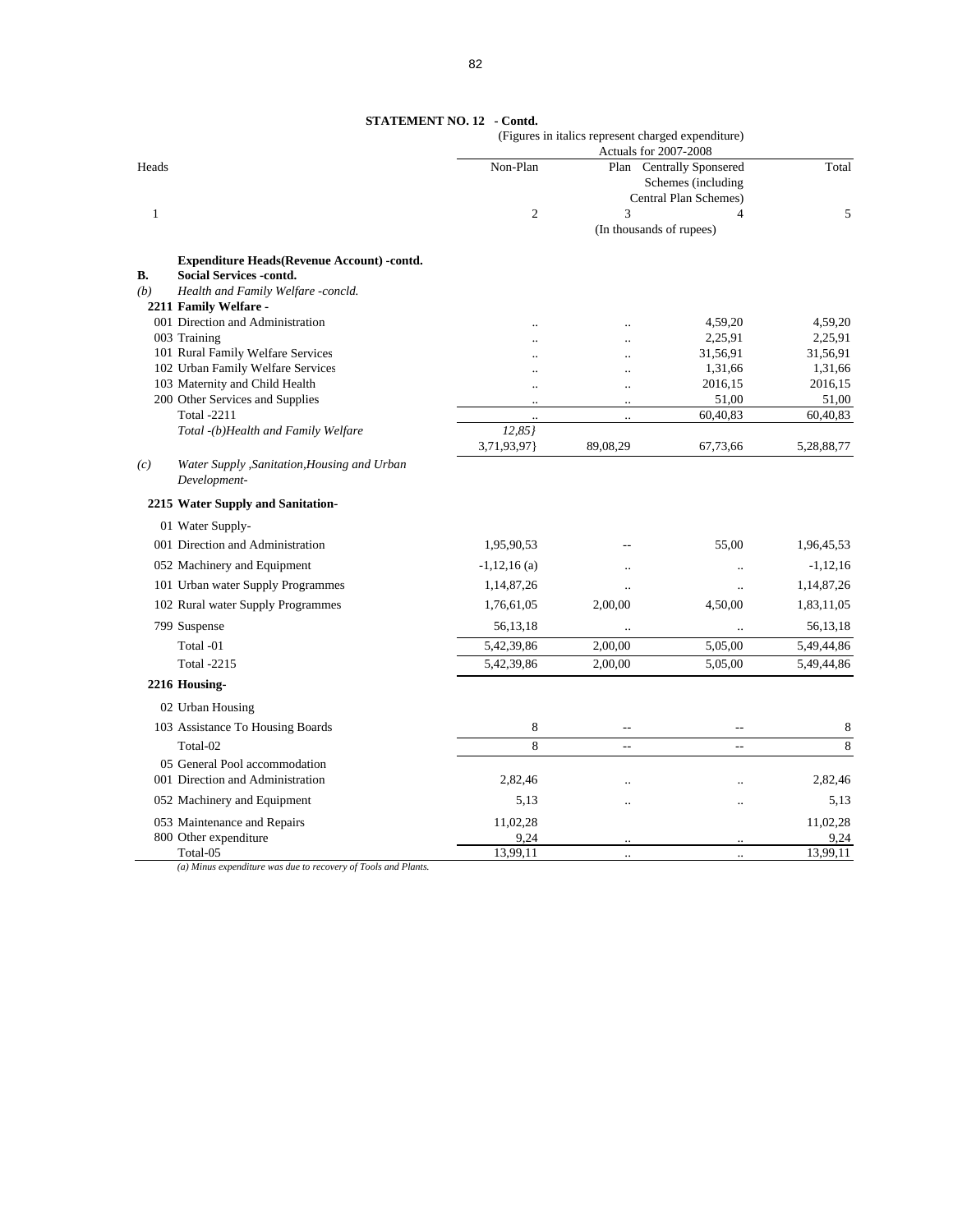**STATEMENT NO. 12 - Contd.**

(Figures in italics represent charged expenditure)

| Heads | Non-Plan | Plan | Centrally Sponsered Schemes (including Central Plan Schemes) | Total |
|---|---|---|---|---|
| | Actuals for 2007-2008 | | | |
| 1 | 2 | 3 | 4 | 5 |
| | (In thousands of rupees) | | | |
| **Expenditure Heads(Revenue Account) -contd.** | | | | |
| **B. Social Services -contd.** | | | | |
| *(b) Health and Family Welfare -concld.* | | | | |
| **2211 Family Welfare -** | | | | |
| 001 Direction and Administration | .. | .. | 4,59,20 | 4,59,20 |
| 003 Training | .. | .. | 2,25,91 | 2,25,91 |
| 101 Rural Family Welfare Services | .. | .. | 31,56,91 | 31,56,91 |
| 102 Urban Family Welfare Services | .. | .. | 1,31,66 | 1,31,66 |
| 103 Maternity and Child Health | .. | .. | 2016,15 | 2016,15 |
| 200 Other Services and Supplies | .. | .. | 51,00 | 51,00 |
| Total -2211 | .. | .. | 60,40,83 | 60,40,83 |
| *Total -(b)Health and Family Welfare* | *12,85}* 3,71,93,97} | 89,08,29 | 67,73,66 | 5,28,88,77 |
| *(c) Water Supply ,Sanitation,Housing and Urban Development-* | | | | |
| **2215 Water Supply and Sanitation-** | | | | |
| 01 Water Supply- | | | | |
| 001 Direction and Administration | 1,95,90,53 | -- | 55,00 | 1,96,45,53 |
| 052 Machinery and Equipment | -1,12,16 (a) | .. | .. | -1,12,16 |
| 101 Urban water Supply Programmes | 1,14,87,26 | .. | .. | 1,14,87,26 |
| 102 Rural water Supply Programmes | 1,76,61,05 | 2,00,00 | 4,50,00 | 1,83,11,05 |
| 799 Suspense | 56,13,18 | .. | .. | 56,13,18 |
| Total -01 | 5,42,39,86 | 2,00,00 | 5,05,00 | 5,49,44,86 |
| Total -2215 | 5,42,39,86 | 2,00,00 | 5,05,00 | 5,49,44,86 |
| **2216 Housing-** | | | | |
| 02 Urban Housing | | | | |
| 103 Assistance To Housing Boards | 8 | -- | -- | 8 |
| Total-02 | 8 | -- | -- | 8 |
| 05 General Pool accommodation | | | | |
| 001 Direction and Administration | 2,82,46 | .. | .. | 2,82,46 |
| 052 Machinery and Equipment | 5,13 | .. | .. | 5,13 |
| 053 Maintenance and Repairs | 11,02,28 | | | 11,02,28 |
| 800 Other expenditure | 9,24 | .. | .. | 9,24 |
| Total-05 | 13,99,11 | .. | .. | 13,99,11 |

*(a) Minus expenditure was due to recovery of Tools and Plants.*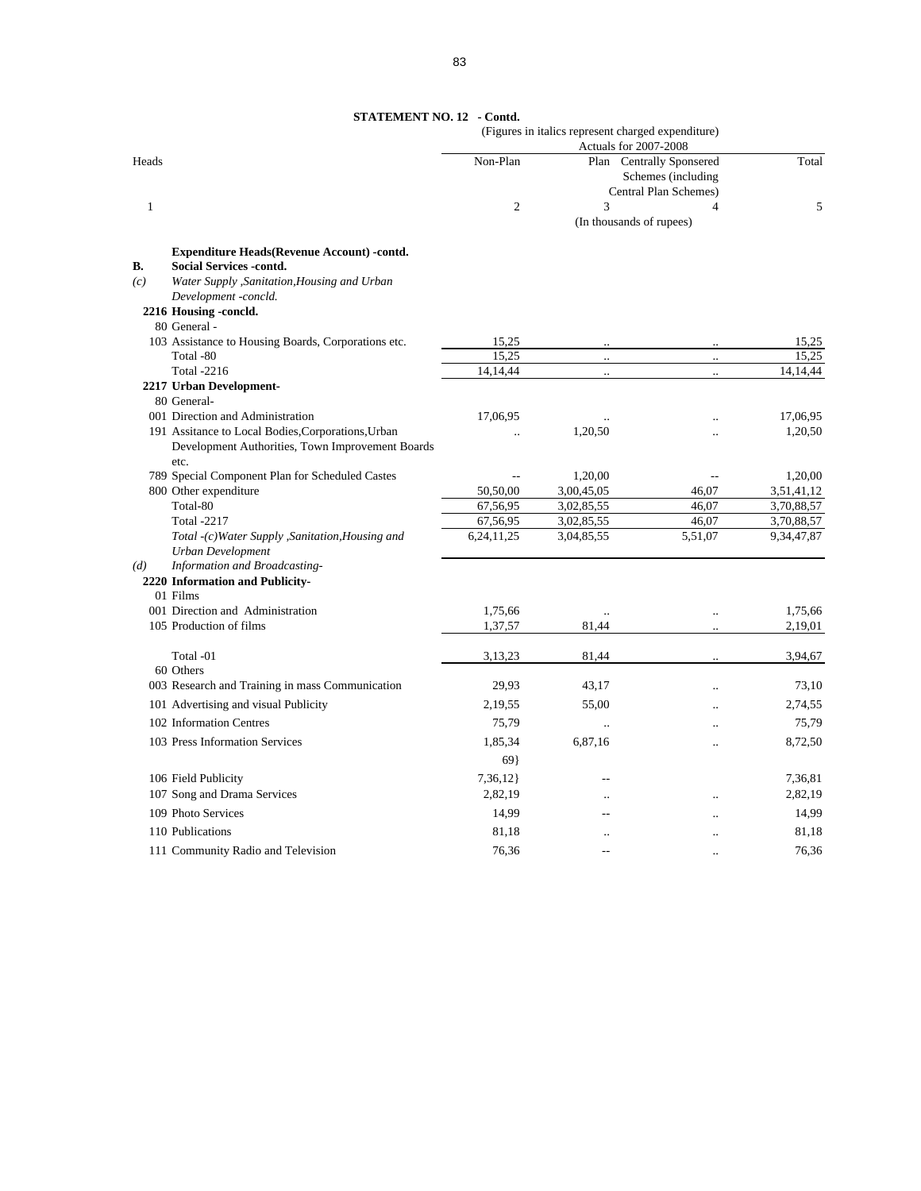**STATEMENT NO. 12 - Contd.**

(Figures in italics represent charged expenditure)

| Heads | Actuals for 2007-2008 | | | |
|---|---|---|---|---|
| | Non-Plan | Plan | Centrally Sponsered Schemes (including Central Plan Schemes) | Total |
| 1 | 2 | 3 | 4 | 5 |
| | (In thousands of rupees) | | | |
| **Expenditure Heads(Revenue Account) -contd.** | | | | |
| **B. Social Services -contd.** | | | | |
| *(c) Water Supply ,Sanitation,Housing and Urban Development -concld.* | | | | |
| **2216 Housing -concld.** | | | | |
| 80 General - | | | | |
| 103 Assistance to Housing Boards, Corporations etc. | 15,25 | .. | .. | 15,25 |
| Total -80 | 15,25 | .. | .. | 15,25 |
| Total -2216 | 14,14,44 | .. | .. | 14,14,44 |
| **2217 Urban Development-** | | | | |
| 80 General- | | | | |
| 001 Direction and Administration | 17,06,95 | .. | .. | 17,06,95 |
| 191 Assitance to Local Bodies,Corporations,Urban Development Authorities, Town Improvement Boards etc. | .. | 1,20,50 | .. | 1,20,50 |
| 789 Special Component Plan for Scheduled Castes | -- | 1,20,00 | -- | 1,20,00 |
| 800 Other expenditure | 50,50,00 | 3,00,45,05 | 46,07 | 3,51,41,12 |
| Total-80 | 67,56,95 | 3,02,85,55 | 46,07 | 3,70,88,57 |
| Total -2217 | 67,56,95 | 3,02,85,55 | 46,07 | 3,70,88,57 |
| *Total -(c)Water Supply ,Sanitation,Housing and Urban Development* | 6,24,11,25 | 3,04,85,55 | 5,51,07 | 9,34,47,87 |
| *(d) Information and Broadcasting-* | | | | |
| **2220 Information and Publicity-** | | | | |
| 01 Films | | | | |
| 001 Direction and Administration | 1,75,66 | .. | .. | 1,75,66 |
| 105 Production of films | 1,37,57 | 81,44 | .. | 2,19,01 |
| Total -01 | 3,13,23 | 81,44 | .. | 3,94,67 |
| 60 Others | | | | |
| 003 Research and Training in mass Communication | 29,93 | 43,17 | .. | 73,10 |
| 101 Advertising and visual Publicity | 2,19,55 | 55,00 | .. | 2,74,55 |
| 102 Information Centres | 75,79 | .. | .. | 75,79 |
| 103 Press Information Services | 1,85,34 | 6,87,16 | .. | 8,72,50 |
| | 69} | | | |
| 106 Field Publicity | 7,36,12} | -- | | 7,36,81 |
| 107 Song and Drama Services | 2,82,19 | .. | .. | 2,82,19 |
| 109 Photo Services | 14,99 | -- | .. | 14,99 |
| 110 Publications | 81,18 | .. | .. | 81,18 |
| 111 Community Radio and Television | 76,36 | -- | .. | 76,36 |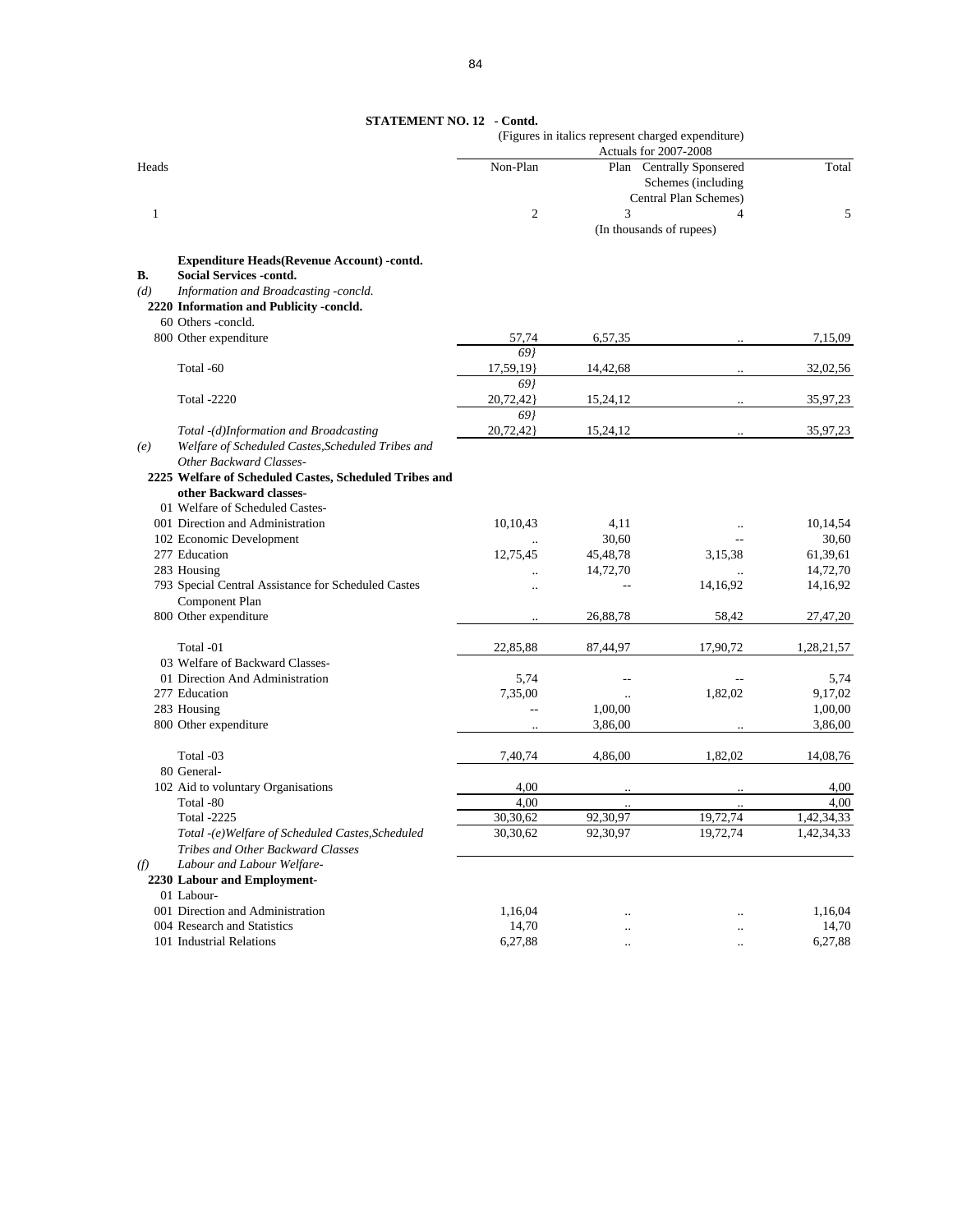**STATEMENT NO. 12 - Contd.**

(Figures in italics represent charged expenditure)

| Heads | Non-Plan | Plan | Centrally Sponsered Schemes (including Central Plan Schemes) | Total |
|---|---|---|---|---|
| | Actuals for 2007-2008 | | | |
| 1 | 2 | 3 | 4 | 5 |
| | (In thousands of rupees) | | | |
| **Expenditure Heads(Revenue Account) -contd.** | | | | |
| **B. Social Services -contd.** | | | | |
| *(d) Information and Broadcasting -concld.* | | | | |
| **2220 Information and Publicity -concld.** | | | | |
| 60 Others -concld. | | | | |
| 800 Other expenditure | 57,74 | 6,57,35 | .. | 7,15,09 |
| | *69}* | | | |
| Total -60 | 17,59,19} | 14,42,68 | .. | 32,02,56 |
| | *69}* | | | |
| Total -2220 | 20,72,42} | 15,24,12 | .. | 35,97,23 |
| | *69}* | | | |
| *Total -(d)Information and Broadcasting* | 20,72,42} | 15,24,12 | .. | 35,97,23 |
| *(e) Welfare of Scheduled Castes,Scheduled Tribes and Other Backward Classes-* | | | | |
| **2225 Welfare of Scheduled Castes, Scheduled Tribes and other Backward classes-** | | | | |
| 01 Welfare of Scheduled Castes- | | | | |
| 001 Direction and Administration | 10,10,43 | 4,11 | .. | 10,14,54 |
| 102 Economic Development | .. | 30,60 | -- | 30,60 |
| 277 Education | 12,75,45 | 45,48,78 | 3,15,38 | 61,39,61 |
| 283 Housing | .. | 14,72,70 | .. | 14,72,70 |
| 793 Special Central Assistance for Scheduled Castes Component Plan | .. | -- | 14,16,92 | 14,16,92 |
| 800 Other expenditure | .. | 26,88,78 | 58,42 | 27,47,20 |
| Total -01 | 22,85,88 | 87,44,97 | 17,90,72 | 1,28,21,57 |
| 03 Welfare of Backward Classes- | | | | |
| 01 Direction And Administration | 5,74 | -- | -- | 5,74 |
| 277 Education | 7,35,00 | .. | 1,82,02 | 9,17,02 |
| 283 Housing | -- | 1,00,00 | | 1,00,00 |
| 800 Other expenditure | .. | 3,86,00 | .. | 3,86,00 |
| Total -03 | 7,40,74 | 4,86,00 | 1,82,02 | 14,08,76 |
| 80 General- | | | | |
| 102 Aid to voluntary Organisations | 4,00 | .. | .. | 4,00 |
| Total -80 | 4,00 | .. | .. | 4,00 |
| Total -2225 | 30,30,62 | 92,30,97 | 19,72,74 | 1,42,34,33 |
| *Total -(e)Welfare of Scheduled Castes,Scheduled Tribes and Other Backward Classes* | 30,30,62 | 92,30,97 | 19,72,74 | 1,42,34,33 |
| *(f) Labour and Labour Welfare-* | | | | |
| **2230 Labour and Employment-** | | | | |
| 01 Labour- | | | | |
| 001 Direction and Administration | 1,16,04 | .. | .. | 1,16,04 |
| 004 Research and Statistics | 14,70 | .. | .. | 14,70 |
| 101 Industrial Relations | 6,27,88 | .. | .. | 6,27,88 |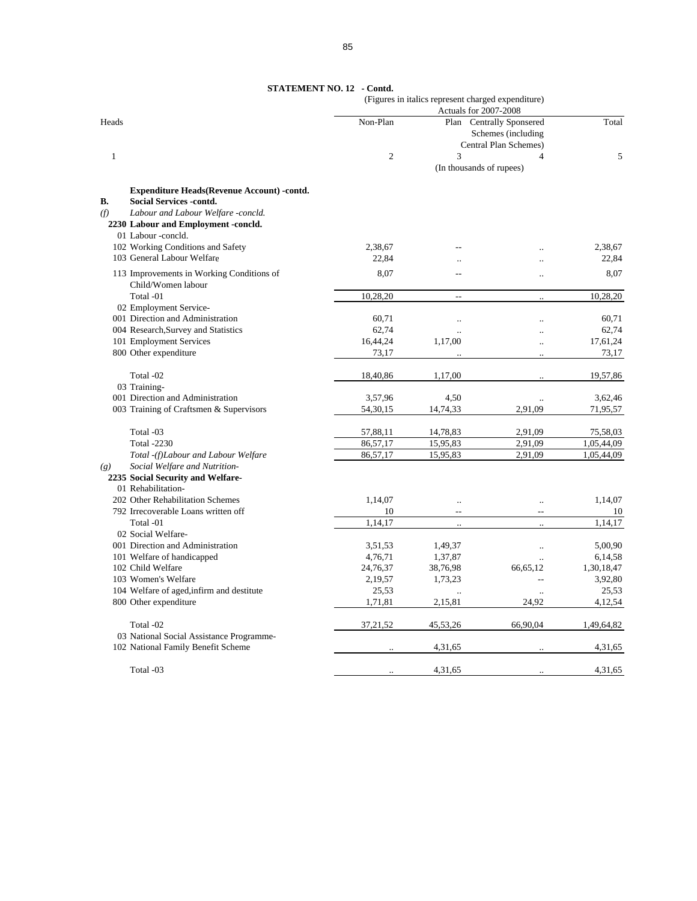**STATEMENT NO. 12 - Contd.**

(Figures in italics represent charged expenditure)

| Heads | Actuals for 2007-2008 | | | |
|---|---|---|---|---|
| | Non-Plan | Plan | Centrally Sponsered Schemes (including Central Plan Schemes) | Total |
| 1 | 2 | 3 | 4 | 5 |
| | (In thousands of rupees) | | | |
| **Expenditure Heads(Revenue Account) -contd.** | | | | |
| **B. Social Services -contd.** | | | | |
| *(f) Labour and Labour Welfare -concld.* | | | | |
| **2230 Labour and Employment -concld.** | | | | |
| 01 Labour -concld. | | | | |
| 102 Working Conditions and Safety | 2,38,67 | -- | .. | 2,38,67 |
| 103 General Labour Welfare | 22,84 | .. | .. | 22,84 |
| 113 Improvements in Working Conditions of Child/Women labour | 8,07 | -- | .. | 8,07 |
| Total -01 | 10,28,20 | -- | .. | 10,28,20 |
| 02 Employment Service- | | | | |
| 001 Direction and Administration | 60,71 | .. | .. | 60,71 |
| 004 Research,Survey and Statistics | 62,74 | .. | .. | 62,74 |
| 101 Employment Services | 16,44,24 | 1,17,00 | .. | 17,61,24 |
| 800 Other expenditure | 73,17 | .. | .. | 73,17 |
| Total -02 | 18,40,86 | 1,17,00 | .. | 19,57,86 |
| 03 Training- | | | | |
| 001 Direction and Administration | 3,57,96 | 4,50 | .. | 3,62,46 |
| 003 Training of Craftsmen & Supervisors | 54,30,15 | 14,74,33 | 2,91,09 | 71,95,57 |
| Total -03 | 57,88,11 | 14,78,83 | 2,91,09 | 75,58,03 |
| Total -2230 | 86,57,17 | 15,95,83 | 2,91,09 | 1,05,44,09 |
| *Total -(f)Labour and Labour Welfare* | 86,57,17 | 15,95,83 | 2,91,09 | 1,05,44,09 |
| *(g) Social Welfare and Nutrition-* | | | | |
| **2235 Social Security and Welfare-** | | | | |
| 01 Rehabilitation- | | | | |
| 202 Other Rehabilitation Schemes | 1,14,07 | .. | .. | 1,14,07 |
| 792 Irrecoverable Loans written off | 10 | -- | -- | 10 |
| Total -01 | 1,14,17 | .. | .. | 1,14,17 |
| 02 Social Welfare- | | | | |
| 001 Direction and Administration | 3,51,53 | 1,49,37 | .. | 5,00,90 |
| 101 Welfare of handicapped | 4,76,71 | 1,37,87 | .. | 6,14,58 |
| 102 Child Welfare | 24,76,37 | 38,76,98 | 66,65,12 | 1,30,18,47 |
| 103 Women's Welfare | 2,19,57 | 1,73,23 | -- | 3,92,80 |
| 104 Welfare of aged,infirm and destitute | 25,53 | .. | .. | 25,53 |
| 800 Other expenditure | 1,71,81 | 2,15,81 | 24,92 | 4,12,54 |
| Total -02 | 37,21,52 | 45,53,26 | 66,90,04 | 1,49,64,82 |
| 03 National Social Assistance Programme- | | | | |
| 102 National Family Benefit Scheme | .. | 4,31,65 | .. | 4,31,65 |
| Total -03 | .. | 4,31,65 | .. | 4,31,65 |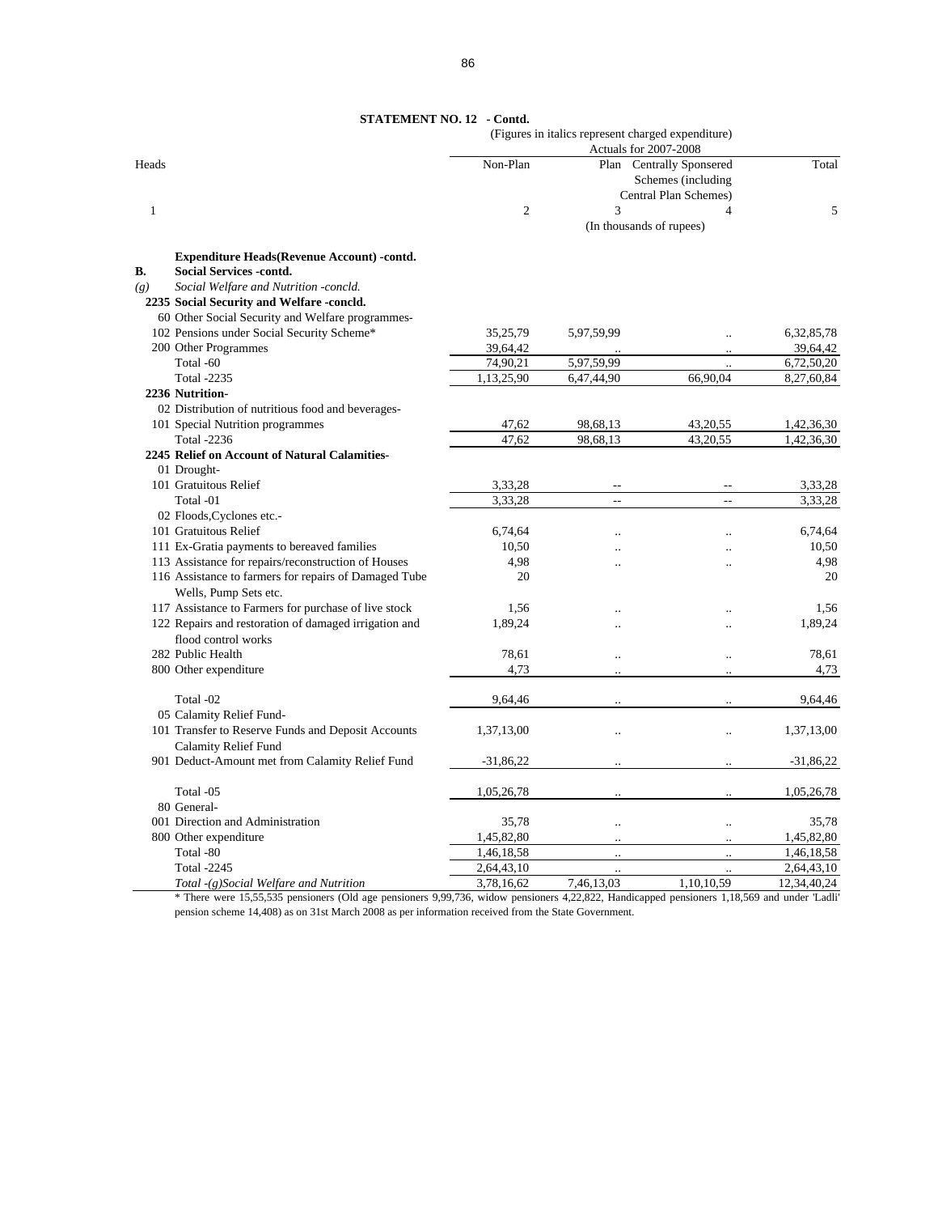## STATEMENT NO. 12 - Contd.

(Figures in italics represent charged expenditure)

| Heads | Non-Plan | Plan | Centrally Sponsered Schemes (including Central Plan Schemes) | Total |
|---|---|---|---|---|
| | Actuals for 2007-2008 | | | |
| 1 | 2 | 3 | 4 | 5 |
| | (In thousands of rupees) | | | |
| **Expenditure Heads(Revenue Account) -contd.** | | | | |
| **B. Social Services -contd.** | | | | |
| *(g) Social Welfare and Nutrition -concld.* | | | | |
| **2235 Social Security and Welfare -concld.** | | | | |
| 60 Other Social Security and Welfare programmes- | | | | |
| 102 Pensions under Social Security Scheme* | 35,25,79 | 5,97,59,99 | .. | 6,32,85,78 |
| 200 Other Programmes | 39,64,42 | .. | .. | 39,64,42 |
| Total -60 | 74,90,21 | 5,97,59,99 | .. | 6,72,50,20 |
| Total -2235 | 1,13,25,90 | 6,47,44,90 | 66,90,04 | 8,27,60,84 |
| **2236 Nutrition-** | | | | |
| 02 Distribution of nutritious food and beverages- | | | | |
| 101 Special Nutrition programmes | 47,62 | 98,68,13 | 43,20,55 | 1,42,36,30 |
| Total -2236 | 47,62 | 98,68,13 | 43,20,55 | 1,42,36,30 |
| **2245 Relief on Account of Natural Calamities-** | | | | |
| 01 Drought- | | | | |
| 101 Gratuitous Relief | 3,33,28 | -- | -- | 3,33,28 |
| Total -01 | 3,33,28 | -- | -- | 3,33,28 |
| 02 Floods,Cyclones etc.- | | | | |
| 101 Gratuitous Relief | 6,74,64 | .. | .. | 6,74,64 |
| 111 Ex-Gratia payments to bereaved families | 10,50 | .. | .. | 10,50 |
| 113 Assistance for repairs/reconstruction of Houses | 4,98 | .. | .. | 4,98 |
| 116 Assistance to farmers for repairs of Damaged Tube Wells, Pump Sets etc. | 20 | | | 20 |
| 117 Assistance to Farmers for purchase of live stock | 1,56 | .. | .. | 1,56 |
| 122 Repairs and restoration of damaged irrigation and flood control works | 1,89,24 | .. | .. | 1,89,24 |
| 282 Public Health | 78,61 | .. | .. | 78,61 |
| 800 Other expenditure | 4,73 | .. | .. | 4,73 |
| Total -02 | 9,64,46 | .. | .. | 9,64,46 |
| 05 Calamity Relief Fund- | | | | |
| 101 Transfer to Reserve Funds and Deposit Accounts Calamity Relief Fund | 1,37,13,00 | .. | .. | 1,37,13,00 |
| 901 Deduct-Amount met from Calamity Relief Fund | -31,86,22 | .. | .. | -31,86,22 |
| Total -05 | 1,05,26,78 | .. | .. | 1,05,26,78 |
| 80 General- | | | | |
| 001 Direction and Administration | 35,78 | .. | .. | 35,78 |
| 800 Other expenditure | 1,45,82,80 | .. | .. | 1,45,82,80 |
| Total -80 | 1,46,18,58 | .. | .. | 1,46,18,58 |
| Total -2245 | 2,64,43,10 | .. | .. | 2,64,43,10 |
| *Total -(g)Social Welfare and Nutrition* | 3,78,16,62 | 7,46,13,03 | 1,10,10,59 | 12,34,40,24 |

\* There were 15,55,535 pensioners (Old age pensioners 9,99,736, widow pensioners 4,22,822, Handicapped pensioners 1,18,569 and under 'Ladli' pension scheme 14,408) as on 31st March 2008 as per information received from the State Government.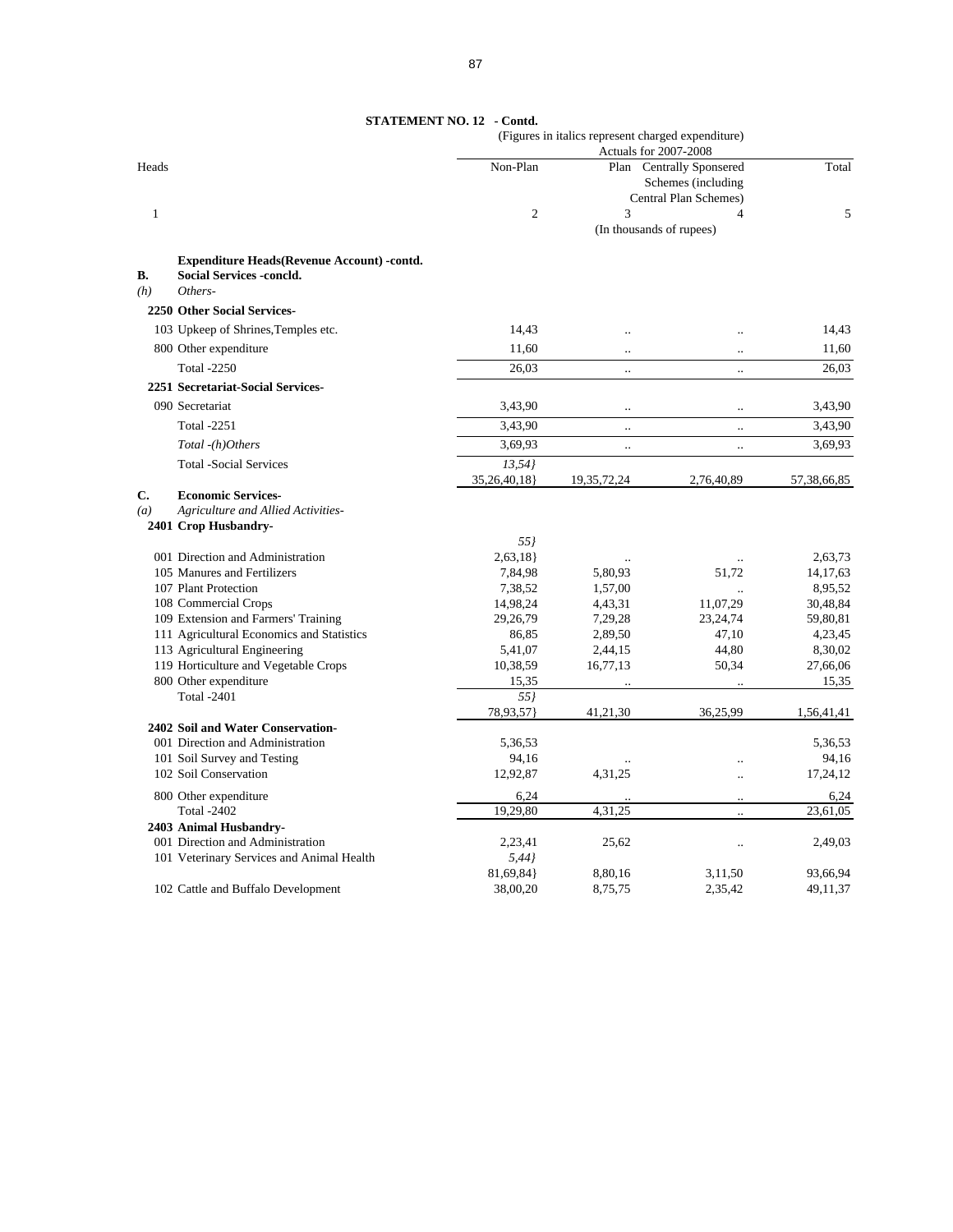**STATEMENT NO. 12 - Contd.**

(Figures in italics represent charged expenditure)

| Heads | Non-Plan | Plan | Centrally Sponsored Schemes (including Central Plan Schemes) | Total |
|---|---|---|---|---|
| | Actuals for 2007-2008 | | | |
| 1 | 2 | 3 | 4 | 5 |
| | | (In thousands of rupees) | | |
| **Expenditure Heads(Revenue Account) -contd.** | | | | |
| **B. Social Services -concld.** | | | | |
| *(h) Others-* | | | | |
| **2250 Other Social Services-** | | | | |
| 103 Upkeep of Shrines,Temples etc. | 14,43 | .. | .. | 14,43 |
| 800 Other expenditure | 11,60 | .. | .. | 11,60 |
| Total -2250 | 26,03 | .. | .. | 26,03 |
| **2251 Secretariat-Social Services-** | | | | |
| 090 Secretariat | 3,43,90 | .. | .. | 3,43,90 |
| Total -2251 | 3,43,90 | .. | .. | 3,43,90 |
| *Total -(h)Others* | 3,69,93 | .. | .. | 3,69,93 |
| Total -Social Services | *13,54}* 35,26,40,18} | 19,35,72,24 | 2,76,40,89 | 57,38,66,85 |
| **C. Economic Services-** | | | | |
| *(a) Agriculture and Allied Activities-* | | | | |
| **2401 Crop Husbandry-** | | | | |
| 001 Direction and Administration | *55}* 2,63,18} | .. | .. | 2,63,73 |
| 105 Manures and Fertilizers | 7,84,98 | 5,80,93 | 51,72 | 14,17,63 |
| 107 Plant Protection | 7,38,52 | 1,57,00 | .. | 8,95,52 |
| 108 Commercial Crops | 14,98,24 | 4,43,31 | 11,07,29 | 30,48,84 |
| 109 Extension and Farmers' Training | 29,26,79 | 7,29,28 | 23,24,74 | 59,80,81 |
| 111 Agricultural Economics and Statistics | 86,85 | 2,89,50 | 47,10 | 4,23,45 |
| 113 Agricultural Engineering | 5,41,07 | 2,44,15 | 44,80 | 8,30,02 |
| 119 Horticulture and Vegetable Crops | 10,38,59 | 16,77,13 | 50,34 | 27,66,06 |
| 800 Other expenditure | 15,35 | .. | .. | 15,35 |
| Total -2401 | *55}* 78,93,57} | 41,21,30 | 36,25,99 | 1,56,41,41 |
| **2402 Soil and Water Conservation-** | | | | |
| 001 Direction and Administration | 5,36,53 | | | 5,36,53 |
| 101 Soil Survey and Testing | 94,16 | .. | .. | 94,16 |
| 102 Soil Conservation | 12,92,87 | 4,31,25 | .. | 17,24,12 |
| 800 Other expenditure | 6,24 | .. | .. | 6,24 |
| Total -2402 | 19,29,80 | 4,31,25 | .. | 23,61,05 |
| **2403 Animal Husbandry-** | | | | |
| 001 Direction and Administration | 2,23,41 | 25,62 | .. | 2,49,03 |
| 101 Veterinary Services and Animal Health | *5,44}* 81,69,84} | 8,80,16 | 3,11,50 | 93,66,94 |
| 102 Cattle and Buffalo Development | 38,00,20 | 8,75,75 | 2,35,42 | 49,11,37 |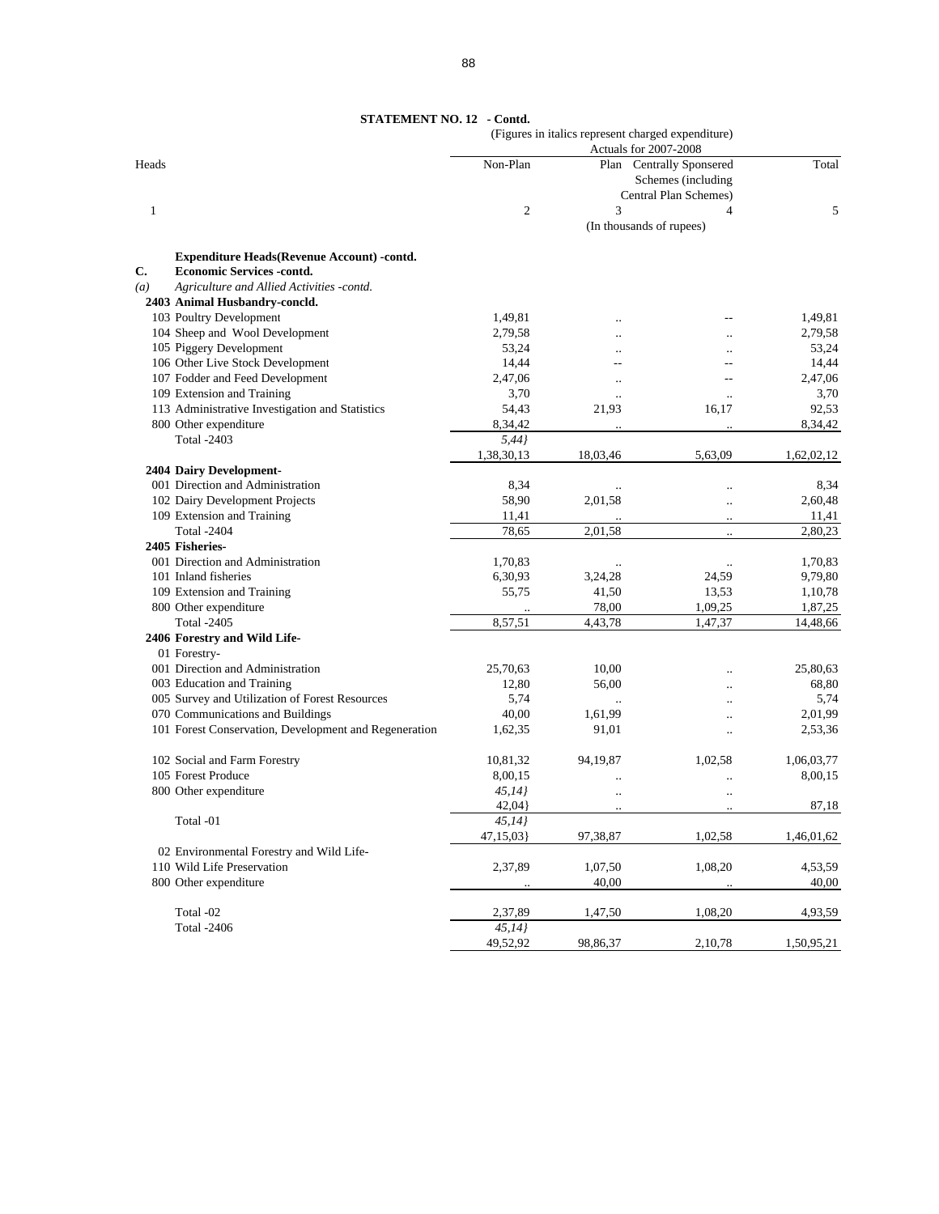**STATEMENT NO. 12 - Contd.**

(Figures in italics represent charged expenditure)

| Heads | Actuals for 2007-2008 | | | |
|---|---|---|---|---|
| | Non-Plan | Plan | Centrally Sponsered Schemes (including Central Plan Schemes) | Total |
| 1 | 2 | 3 | 4 | 5 |
| | (In thousands of rupees) | | | |
| **Expenditure Heads(Revenue Account) -contd.** | | | | |
| **C. Economic Services -contd.** | | | | |
| *(a) Agriculture and Allied Activities -contd.* | | | | |
| **2403 Animal Husbandry-concld.** | | | | |
| 103 Poultry Development | 1,49,81 | .. | -- | 1,49,81 |
| 104 Sheep and Wool Development | 2,79,58 | .. | .. | 2,79,58 |
| 105 Piggery Development | 53,24 | .. | .. | 53,24 |
| 106 Other Live Stock Development | 14,44 | -- | -- | 14,44 |
| 107 Fodder and Feed Development | 2,47,06 | .. | -- | 2,47,06 |
| 109 Extension and Training | 3,70 | .. | .. | 3,70 |
| 113 Administrative Investigation and Statistics | 54,43 | 21,93 | 16,17 | 92,53 |
| 800 Other expenditure | 8,34,42 | .. | .. | 8,34,42 |
| Total -2403 | *5,44}* | | | |
| | 1,38,30,13 | 18,03,46 | 5,63,09 | 1,62,02,12 |
| **2404 Dairy Development-** | | | | |
| 001 Direction and Administration | 8,34 | .. | .. | 8,34 |
| 102 Dairy Development Projects | 58,90 | 2,01,58 | .. | 2,60,48 |
| 109 Extension and Training | 11,41 | .. | .. | 11,41 |
| Total -2404 | 78,65 | 2,01,58 | .. | 2,80,23 |
| **2405 Fisheries-** | | | | |
| 001 Direction and Administration | 1,70,83 | .. | .. | 1,70,83 |
| 101 Inland fisheries | 6,30,93 | 3,24,28 | 24,59 | 9,79,80 |
| 109 Extension and Training | 55,75 | 41,50 | 13,53 | 1,10,78 |
| 800 Other expenditure | .. | 78,00 | 1,09,25 | 1,87,25 |
| Total -2405 | 8,57,51 | 4,43,78 | 1,47,37 | 14,48,66 |
| **2406 Forestry and Wild Life-** | | | | |
| 01 Forestry- | | | | |
| 001 Direction and Administration | 25,70,63 | 10,00 | .. | 25,80,63 |
| 003 Education and Training | 12,80 | 56,00 | .. | 68,80 |
| 005 Survey and Utilization of Forest Resources | 5,74 | .. | .. | 5,74 |
| 070 Communications and Buildings | 40,00 | 1,61,99 | .. | 2,01,99 |
| 101 Forest Conservation, Development and Regeneration | 1,62,35 | 91,01 | .. | 2,53,36 |
| 102 Social and Farm Forestry | 10,81,32 | 94,19,87 | 1,02,58 | 1,06,03,77 |
| 105 Forest Produce | 8,00,15 | .. | .. | 8,00,15 |
| 800 Other expenditure | *45,14}* | .. | .. | |
| | 42,04} | .. | .. | 87,18 |
| Total -01 | *45,14}* | | | |
| | 47,15,03} | 97,38,87 | 1,02,58 | 1,46,01,62 |
| 02 Environmental Forestry and Wild Life- | | | | |
| 110 Wild Life Preservation | 2,37,89 | 1,07,50 | 1,08,20 | 4,53,59 |
| 800 Other expenditure | .. | 40,00 | .. | 40,00 |
| Total -02 | 2,37,89 | 1,47,50 | 1,08,20 | 4,93,59 |
| Total -2406 | *45,14}* | | | |
| | 49,52,92 | 98,86,37 | 2,10,78 | 1,50,95,21 |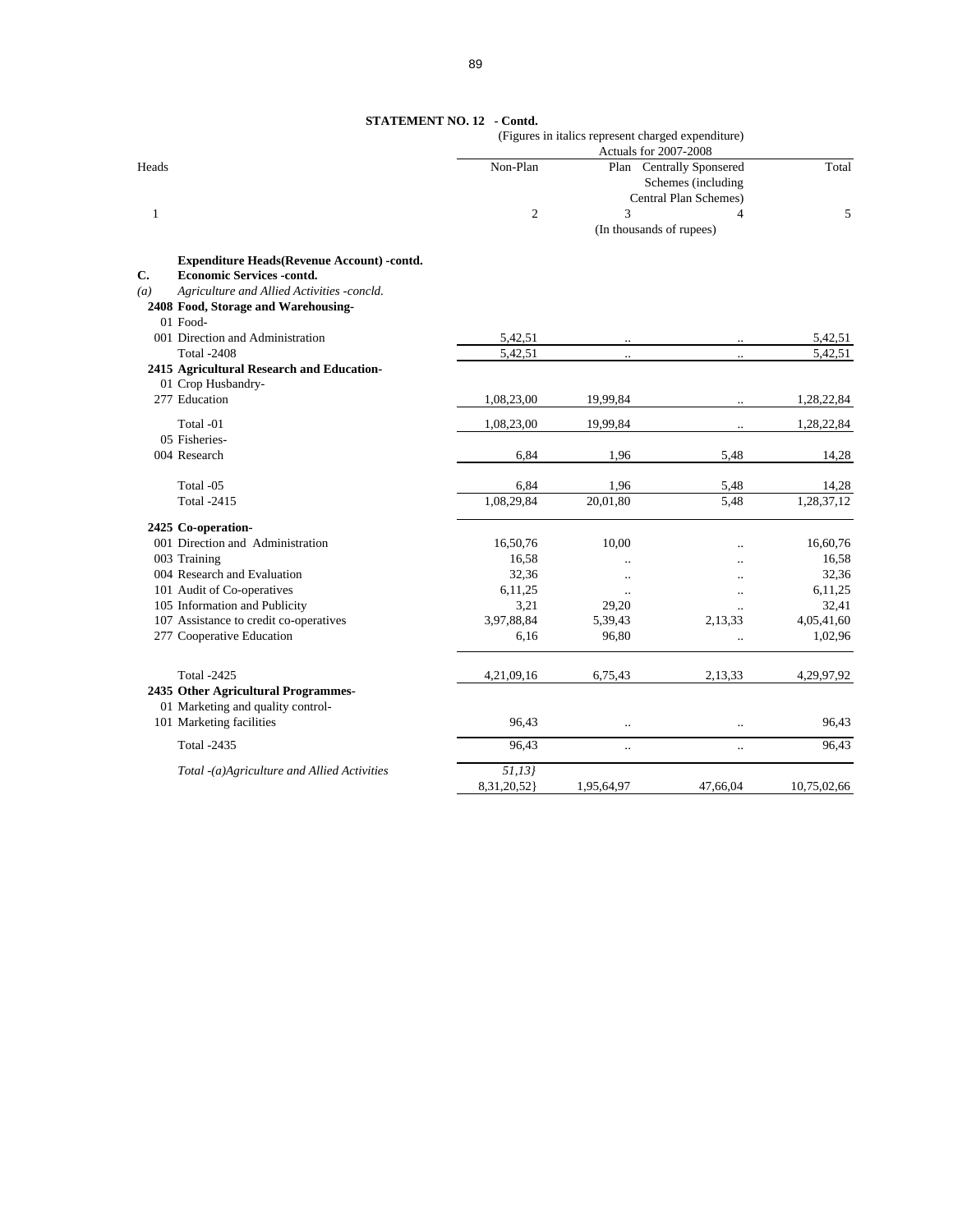## STATEMENT NO. 12 - Contd.

(Figures in italics represent charged expenditure)

| Heads | Actuals for 2007-2008 | | | |
|---|---|---|---|---|
| | Non-Plan | Plan | Centrally Sponsered Schemes (including Central Plan Schemes) | Total |
| 1 | 2 | 3 | 4 | 5 |
| | (In thousands of rupees) | | | |
| **Expenditure Heads(Revenue Account) -contd.** | | | | |
| **C. Economic Services -contd.** | | | | |
| *(a) Agriculture and Allied Activities -concld.* | | | | |
| **2408 Food, Storage and Warehousing-** | | | | |
| 01 Food- | | | | |
| 001 Direction and Administration | 5,42,51 | .. | .. | 5,42,51 |
| Total -2408 | 5,42,51 | .. | .. | 5,42,51 |
| **2415 Agricultural Research and Education-** | | | | |
| 01 Crop Husbandry- | | | | |
| 277 Education | 1,08,23,00 | 19,99,84 | .. | 1,28,22,84 |
| Total -01 | 1,08,23,00 | 19,99,84 | .. | 1,28,22,84 |
| 05 Fisheries- | | | | |
| 004 Research | 6,84 | 1,96 | 5,48 | 14,28 |
| Total -05 | 6,84 | 1,96 | 5,48 | 14,28 |
| Total -2415 | 1,08,29,84 | 20,01,80 | 5,48 | 1,28,37,12 |
| **2425 Co-operation-** | | | | |
| 001 Direction and Administration | 16,50,76 | 10,00 | .. | 16,60,76 |
| 003 Training | 16,58 | .. | .. | 16,58 |
| 004 Research and Evaluation | 32,36 | .. | .. | 32,36 |
| 101 Audit of Co-operatives | 6,11,25 | .. | .. | 6,11,25 |
| 105 Information and Publicity | 3,21 | 29,20 | .. | 32,41 |
| 107 Assistance to credit co-operatives | 3,97,88,84 | 5,39,43 | 2,13,33 | 4,05,41,60 |
| 277 Cooperative Education | 6,16 | 96,80 | .. | 1,02,96 |
| Total -2425 | 4,21,09,16 | 6,75,43 | 2,13,33 | 4,29,97,92 |
| **2435 Other Agricultural Programmes-** | | | | |
| 01 Marketing and quality control- | | | | |
| 101 Marketing facilities | 96,43 | .. | .. | 96,43 |
| Total -2435 | 96,43 | .. | .. | 96,43 |
| *Total -(a)Agriculture and Allied Activities* | *51,13}* 8,31,20,52} | 1,95,64,97 | 47,66,04 | 10,75,02,66 |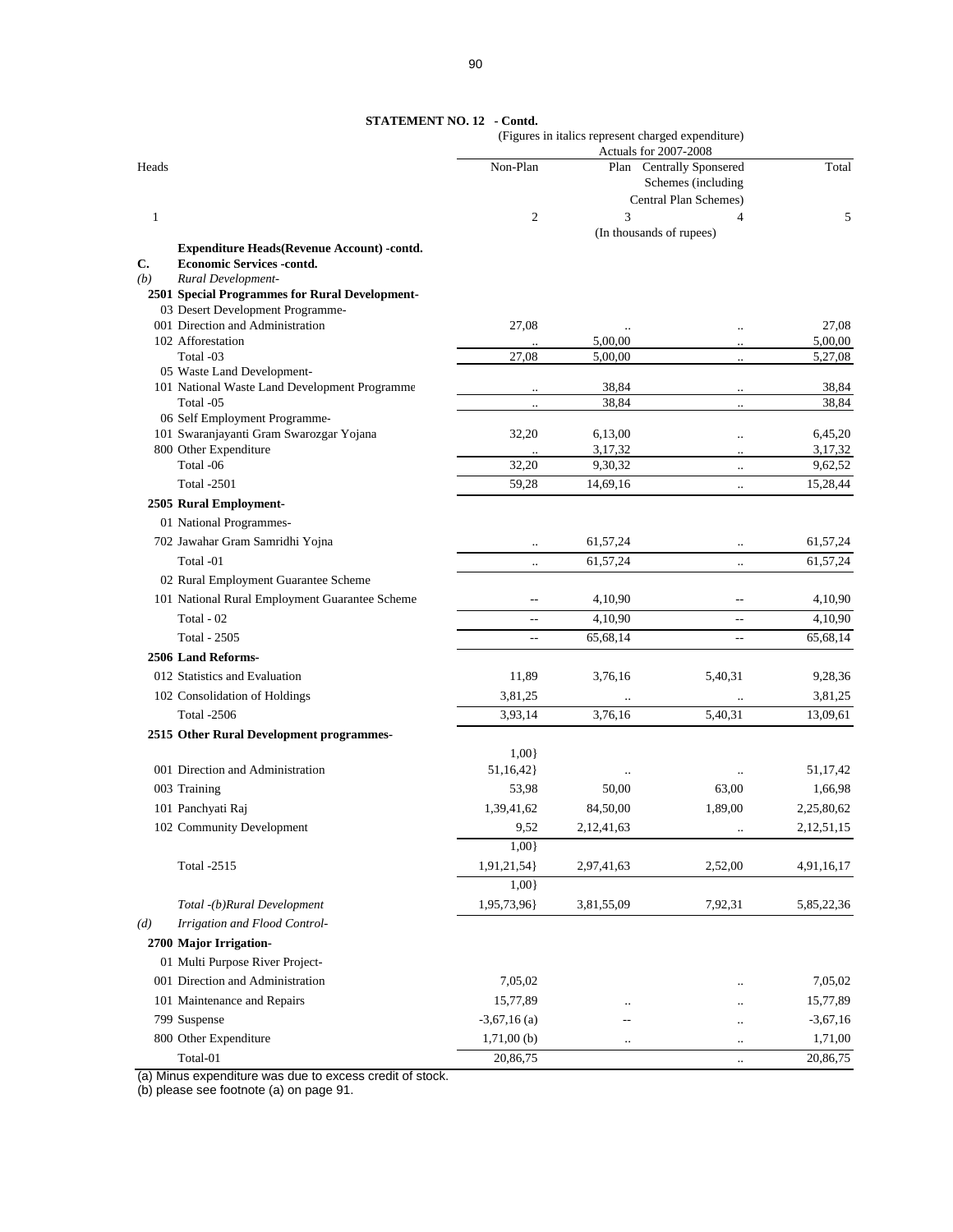**STATEMENT NO. 12 - Contd.**

(Figures in italics represent charged expenditure)

| Heads | Actuals for 2007-2008 | | | |
|---|---|---|---|---|
| | Non-Plan | Plan | Centrally Sponsered Schemes (including Central Plan Schemes) | Total |
| 1 | 2 | 3 | 4 | 5 |
| | (In thousands of rupees) | | | |
| **Expenditure Heads(Revenue Account) -contd.** | | | | |
| **C. Economic Services -contd.** | | | | |
| *(b) Rural Development-* | | | | |
| **2501 Special Programmes for Rural Development-** | | | | |
| 03 Desert Development Programme- | | | | |
| 001 Direction and Administration | 27,08 | .. | .. | 27,08 |
| 102 Afforestation | .. | 5,00,00 | .. | 5,00,00 |
| Total -03 | 27,08 | 5,00,00 | .. | 5,27,08 |
| 05 Waste Land Development- | | | | |
| 101 National Waste Land Development Programme | .. | 38,84 | .. | 38,84 |
| Total -05 | .. | 38,84 | .. | 38,84 |
| 06 Self Employment Programme- | | | | |
| 101 Swaranjayanti Gram Swarozgar Yojana | 32,20 | 6,13,00 | .. | 6,45,20 |
| 800 Other Expenditure | .. | 3,17,32 | .. | 3,17,32 |
| Total -06 | 32,20 | 9,30,32 | .. | 9,62,52 |
| Total -2501 | 59,28 | 14,69,16 | .. | 15,28,44 |
| **2505 Rural Employment-** | | | | |
| 01 National Programmes- | | | | |
| 702 Jawahar Gram Samridhi Yojna | .. | 61,57,24 | .. | 61,57,24 |
| Total -01 | .. | 61,57,24 | .. | 61,57,24 |
| 02 Rural Employment Guarantee Scheme | | | | |
| 101 National Rural Employment Guarantee Scheme | -- | 4,10,90 | -- | 4,10,90 |
| Total - 02 | -- | 4,10,90 | -- | 4,10,90 |
| Total - 2505 | -- | 65,68,14 | -- | 65,68,14 |
| **2506 Land Reforms-** | | | | |
| 012 Statistics and Evaluation | 11,89 | 3,76,16 | 5,40,31 | 9,28,36 |
| 102 Consolidation of Holdings | 3,81,25 | .. | .. | 3,81,25 |
| Total -2506 | 3,93,14 | 3,76,16 | 5,40,31 | 13,09,61 |
| **2515 Other Rural Development programmes-** | | | | |
| 001 Direction and Administration | *1,00*} 51,16,42} | .. | .. | 51,17,42 |
| 003 Training | 53,98 | 50,00 | 63,00 | 1,66,98 |
| 101 Panchyati Raj | 1,39,41,62 | 84,50,00 | 1,89,00 | 2,25,80,62 |
| 102 Community Development | 9,52 | 2,12,41,63 | .. | 2,12,51,15 |
| Total -2515 | *1,00*} 1,91,21,54} | 2,97,41,63 | 2,52,00 | 4,91,16,17 |
| *Total -(b)Rural Development* | *1,00*} 1,95,73,96} | 3,81,55,09 | 7,92,31 | 5,85,22,36 |
| *(d) Irrigation and Flood Control-* | | | | |
| **2700 Major Irrigation-** | | | | |
| 01 Multi Purpose River Project- | | | | |
| 001 Direction and Administration | 7,05,02 | | .. | 7,05,02 |
| 101 Maintenance and Repairs | 15,77,89 | .. | .. | 15,77,89 |
| 799 Suspense | -3,67,16 (a) | -- | .. | -3,67,16 |
| 800 Other Expenditure | 1,71,00 (b) | .. | .. | 1,71,00 |
| Total-01 | 20,86,75 | | .. | 20,86,75 |

(a) Minus expenditure was due to excess credit of stock.
(b) please see footnote (a) on page 91.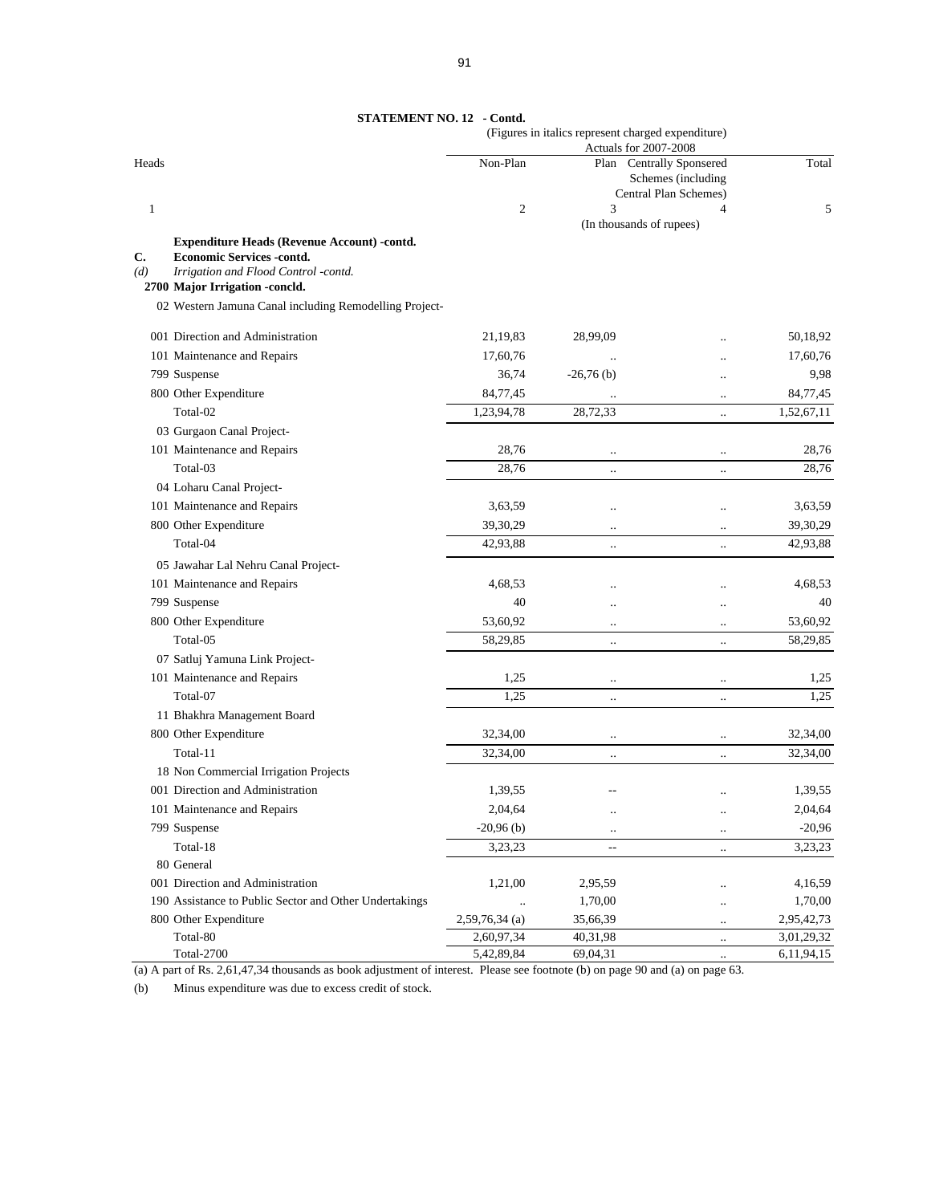**STATEMENT NO. 12 - Contd.**

(Figures in italics represent charged expenditure)

| Heads | Actuals for 2007-2008 | | | |
|---|---|---|---|---|
| | Non-Plan | Plan | Centrally Sponsered Schemes (including Central Plan Schemes) | Total |
| 1 | 2 | 3 | 4 | 5 |
| | (In thousands of rupees) | | | |
| **Expenditure Heads (Revenue Account) -contd.** | | | | |
| **C. Economic Services -contd.** | | | | |
| *(d) Irrigation and Flood Control -contd.* | | | | |
| **2700 Major Irrigation -concld.** | | | | |
| 02 Western Jamuna Canal including Remodelling Project- | | | | |
| 001 Direction and Administration | 21,19,83 | 28,99,09 | .. | 50,18,92 |
| 101 Maintenance and Repairs | 17,60,76 | .. | .. | 17,60,76 |
| 799 Suspense | 36,74 | -26,76 (b) | .. | 9,98 |
| 800 Other Expenditure | 84,77,45 | .. | .. | 84,77,45 |
| Total-02 | 1,23,94,78 | 28,72,33 | .. | 1,52,67,11 |
| 03 Gurgaon Canal Project- | | | | |
| 101 Maintenance and Repairs | 28,76 | .. | .. | 28,76 |
| Total-03 | 28,76 | .. | .. | 28,76 |
| 04 Loharu Canal Project- | | | | |
| 101 Maintenance and Repairs | 3,63,59 | .. | .. | 3,63,59 |
| 800 Other Expenditure | 39,30,29 | .. | .. | 39,30,29 |
| Total-04 | 42,93,88 | .. | .. | 42,93,88 |
| 05 Jawahar Lal Nehru Canal Project- | | | | |
| 101 Maintenance and Repairs | 4,68,53 | .. | .. | 4,68,53 |
| 799 Suspense | 40 | .. | .. | 40 |
| 800 Other Expenditure | 53,60,92 | .. | .. | 53,60,92 |
| Total-05 | 58,29,85 | .. | .. | 58,29,85 |
| 07 Satluj Yamuna Link Project- | | | | |
| 101 Maintenance and Repairs | 1,25 | .. | .. | 1,25 |
| Total-07 | 1,25 | .. | .. | 1,25 |
| 11 Bhakhra Management Board | | | | |
| 800 Other Expenditure | 32,34,00 | .. | .. | 32,34,00 |
| Total-11 | 32,34,00 | .. | .. | 32,34,00 |
| 18 Non Commercial Irrigation Projects | | | | |
| 001 Direction and Administration | 1,39,55 | -- | .. | 1,39,55 |
| 101 Maintenance and Repairs | 2,04,64 | .. | .. | 2,04,64 |
| 799 Suspense | -20,96 (b) | .. | .. | -20,96 |
| Total-18 | 3,23,23 | -- | .. | 3,23,23 |
| 80 General | | | | |
| 001 Direction and Administration | 1,21,00 | 2,95,59 | .. | 4,16,59 |
| 190 Assistance to Public Sector and Other Undertakings | .. | 1,70,00 | .. | 1,70,00 |
| 800 Other Expenditure | 2,59,76,34 (a) | 35,66,39 | .. | 2,95,42,73 |
| Total-80 | 2,60,97,34 | 40,31,98 | .. | 3,01,29,32 |
| Total-2700 | 5,42,89,84 | 69,04,31 | .. | 6,11,94,15 |

(a) A part of Rs. 2,61,47,34 thousands as book adjustment of interest. Please see footnote (b) on page 90 and (a) on page 63.

(b) Minus expenditure was due to excess credit of stock.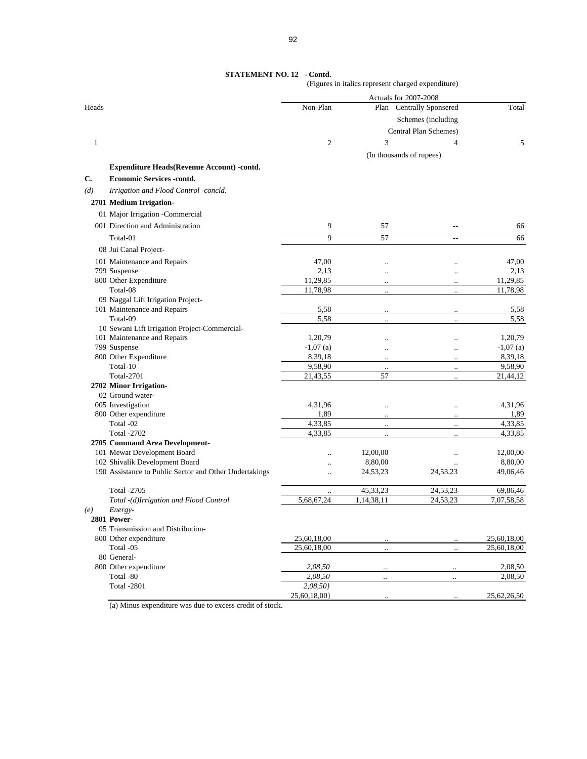**STATEMENT NO. 12 - Contd.**

(Figures in italics represent charged expenditure)

| Heads | Actuals for 2007-2008 Non-Plan | Plan | Centrally Sponsered Schemes (including Central Plan Schemes) | Total |
|---|---|---|---|---|
| 1 | 2 | 3 | 4 | 5 |
| | (In thousands of rupees) | | | |
| **Expenditure Heads(Revenue Account) -contd.** | | | | |
| **C. Economic Services -contd.** | | | | |
| *(d) Irrigation and Flood Control -concld.* | | | | |
| **2701 Medium Irrigation-** | | | | |
| 01 Major Irrigation -Commercial | | | | |
| 001 Direction and Administration | 9 | 57 | -- | 66 |
| Total-01 | 9 | 57 | -- | 66 |
| 08 Jui Canal Project- | | | | |
| 101 Maintenance and Repairs | 47,00 | .. | .. | 47,00 |
| 799 Suspense | 2,13 | .. | .. | 2,13 |
| 800 Other Expenditure | 11,29,85 | .. | .. | 11,29,85 |
| Total-08 | 11,78,98 | .. | .. | 11,78,98 |
| 09 Naggal Lift Irrigation Project- | | | | |
| 101 Maintenance and Repairs | 5,58 | .. | .. | 5,58 |
| Total-09 | 5,58 | .. | .. | 5,58 |
| 10 Sewani Lift Irrigation Project-Commercial- | | | | |
| 101 Maintenance and Repairs | 1,20,79 | .. | .. | 1,20,79 |
| 799 Suspense | -1,07 (a) | .. | .. | -1,07 (a) |
| 800 Other Expenditure | 8,39,18 | .. | .. | 8,39,18 |
| Total-10 | 9,58,90 | .. | .. | 9,58,90 |
| Total-2701 | 21,43,55 | 57 | .. | 21,44,12 |
| **2702 Minor Irrigation-** | | | | |
| 02 Ground water- | | | | |
| 005 Investigation | 4,31,96 | .. | .. | 4,31,96 |
| 800 Other expenditure | 1,89 | .. | .. | 1,89 |
| Total -02 | 4,33,85 | .. | .. | 4,33,85 |
| Total -2702 | 4,33,85 | .. | .. | 4,33,85 |
| **2705 Command Area Development-** | | | | |
| 101 Mewat Development Board | .. | 12,00,00 | .. | 12,00,00 |
| 102 Shivalik Development Board | .. | 8,80,00 | .. | 8,80,00 |
| 190 Assistance to Public Sector and Other Undertakings | .. | 24,53,23 | 24,53,23 | 49,06,46 |
| Total -2705 | .. | 45,33,23 | 24,53,23 | 69,86,46 |
| *Total -(d)Irrigation and Flood Control* | 5,68,67,24 | 1,14,38,11 | 24,53,23 | 7,07,58,58 |
| *(e) Energy-* | | | | |
| **2801 Power-** | | | | |
| 05 Transmission and Distribution- | | | | |
| 800 Other expenditure | 25,60,18,00 | .. | .. | 25,60,18,00 |
| Total -05 | 25,60,18,00 | .. | .. | 25,60,18,00 |
| 80 General- | | | | |
| 800 Other expenditure | *2,08,50* | .. | .. | 2,08,50 |
| Total -80 | *2,08,50* | .. | .. | 2,08,50 |
| Total -2801 | *2,08,50}* 25,60,18,00} | .. | .. | 25,62,26,50 |

(a) Minus expenditure was due to excess credit of stock.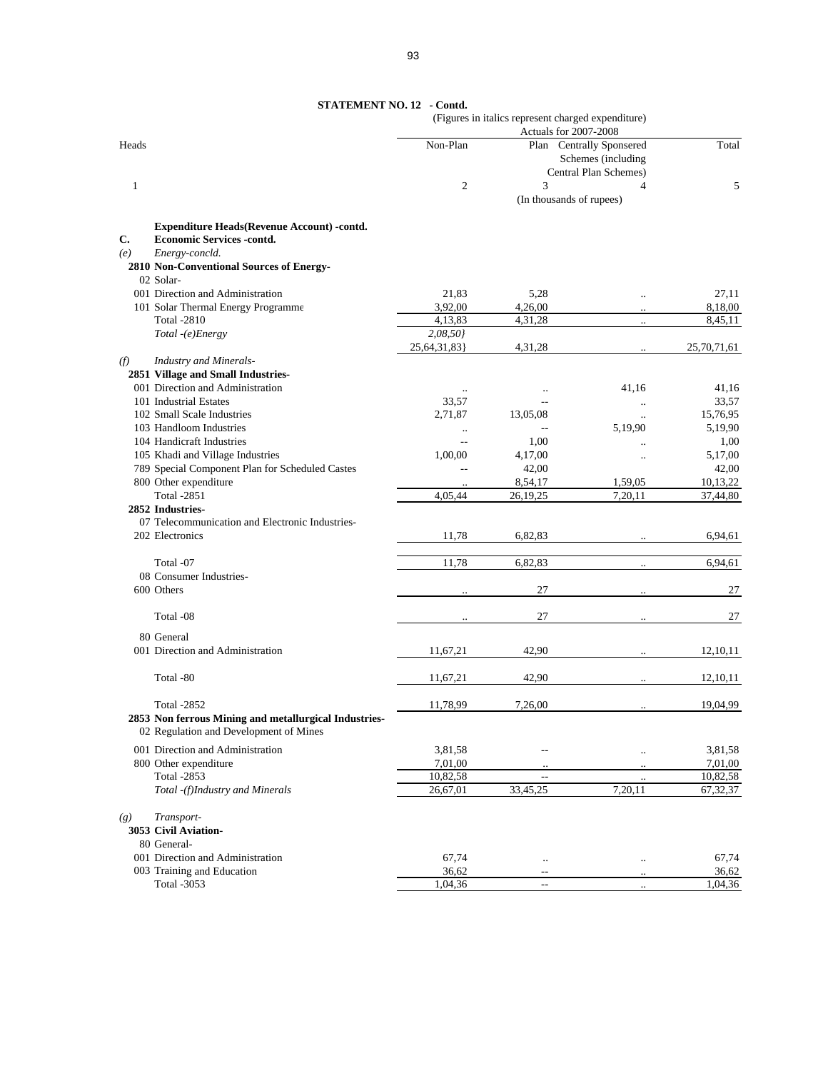**STATEMENT NO. 12 - Contd.**

(Figures in italics represent charged expenditure)

| Heads | Non-Plan | Plan | Centrally Sponsered Schemes (including Central Plan Schemes) | Total |
|---|---|---|---|---|
| | Actuals for 2007-2008 | | | |
| 1 | 2 | 3 | 4 | 5 |
| | (In thousands of rupees) | | | |
| **Expenditure Heads(Revenue Account) -contd.** | | | | |
| **C. Economic Services -contd.** | | | | |
| *(e) Energy-concld.* | | | | |
| **2810 Non-Conventional Sources of Energy-** | | | | |
| 02 Solar- | | | | |
| 001 Direction and Administration | 21,83 | 5,28 | .. | 27,11 |
| 101 Solar Thermal Energy Programme | 3,92,00 | 4,26,00 | .. | 8,18,00 |
| Total -2810 | 4,13,83 | 4,31,28 | .. | 8,45,11 |
| *Total -(e)Energy* | *2,08,50}* 25,64,31,83} | 4,31,28 | .. | 25,70,71,61 |
| *(f) Industry and Minerals-* | | | | |
| **2851 Village and Small Industries-** | | | | |
| 001 Direction and Administration | .. | .. | 41,16 | 41,16 |
| 101 Industrial Estates | 33,57 | -- | .. | 33,57 |
| 102 Small Scale Industries | 2,71,87 | 13,05,08 | .. | 15,76,95 |
| 103 Handloom Industries | .. | -- | 5,19,90 | 5,19,90 |
| 104 Handicraft Industries | -- | 1,00 | .. | 1,00 |
| 105 Khadi and Village Industries | 1,00,00 | 4,17,00 | .. | 5,17,00 |
| 789 Special Component Plan for Scheduled Castes | -- | 42,00 | | 42,00 |
| 800 Other expenditure | .. | 8,54,17 | 1,59,05 | 10,13,22 |
| Total -2851 | 4,05,44 | 26,19,25 | 7,20,11 | 37,44,80 |
| **2852 Industries-** | | | | |
| 07 Telecommunication and Electronic Industries- | | | | |
| 202 Electronics | 11,78 | 6,82,83 | .. | 6,94,61 |
| Total -07 | 11,78 | 6,82,83 | .. | 6,94,61 |
| 08 Consumer Industries- | | | | |
| 600 Others | .. | 27 | .. | 27 |
| Total -08 | .. | 27 | .. | 27 |
| 80 General | | | | |
| 001 Direction and Administration | 11,67,21 | 42,90 | .. | 12,10,11 |
| Total -80 | 11,67,21 | 42,90 | .. | 12,10,11 |
| Total -2852 | 11,78,99 | 7,26,00 | .. | 19,04,99 |
| **2853 Non ferrous Mining and metallurgical Industries-** | | | | |
| 02 Regulation and Development of Mines | | | | |
| 001 Direction and Administration | 3,81,58 | -- | .. | 3,81,58 |
| 800 Other expenditure | 7,01,00 | .. | .. | 7,01,00 |
| Total -2853 | 10,82,58 | -- | .. | 10,82,58 |
| *Total -(f)Industry and Minerals* | 26,67,01 | 33,45,25 | 7,20,11 | 67,32,37 |
| *(g) Transport-* | | | | |
| **3053 Civil Aviation-** | | | | |
| 80 General- | | | | |
| 001 Direction and Administration | 67,74 | .. | .. | 67,74 |
| 003 Training and Education | 36,62 | -- | .. | 36,62 |
| Total -3053 | 1,04,36 | -- | .. | 1,04,36 |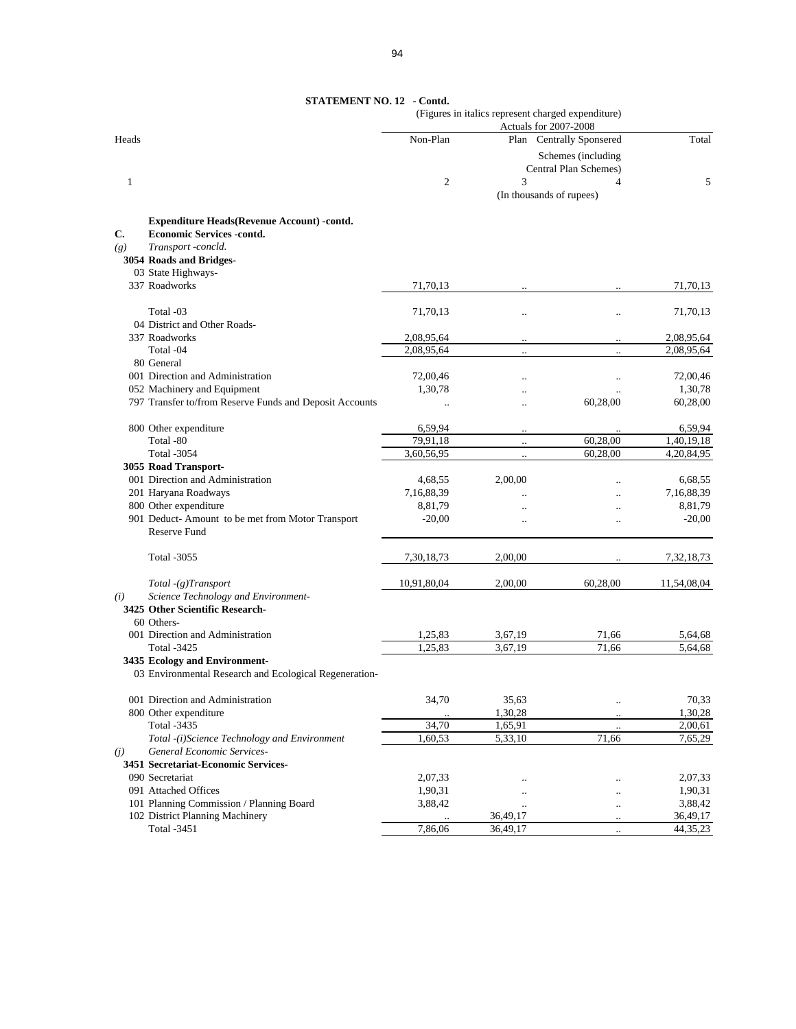**STATEMENT NO. 12 - Contd.**

(Figures in italics represent charged expenditure)

| Heads | | Actuals for 2007-2008 Non-Plan | Plan | Centrally Sponsered Schemes (including Central Plan Schemes) | Total |
|---|---|---|---|---|---|
| 1 | | 2 | 3 | 4 | 5 |
| | | (In thousands of rupees) | | | |
| | **Expenditure Heads(Revenue Account) -contd.** | | | | |
| **C.** | **Economic Services -contd.** | | | | |
| *(g)* | *Transport -concld.* | | | | |
| | **3054 Roads and Bridges-** | | | | |
| | 03 State Highways- | | | | |
| | 337 Roadworks | 71,70,13 | .. | .. | 71,70,13 |
| | Total -03 | 71,70,13 | .. | .. | 71,70,13 |
| | 04 District and Other Roads- | | | | |
| | 337 Roadworks | 2,08,95,64 | .. | .. | 2,08,95,64 |
| | Total -04 | 2,08,95,64 | .. | .. | 2,08,95,64 |
| | 80 General | | | | |
| | 001 Direction and Administration | 72,00,46 | .. | .. | 72,00,46 |
| | 052 Machinery and Equipment | 1,30,78 | .. | .. | 1,30,78 |
| | 797 Transfer to/from Reserve Funds and Deposit Accounts | .. | .. | 60,28,00 | 60,28,00 |
| | 800 Other expenditure | 6,59,94 | .. | .. | 6,59,94 |
| | Total -80 | 79,91,18 | .. | 60,28,00 | 1,40,19,18 |
| | Total -3054 | 3,60,56,95 | .. | 60,28,00 | 4,20,84,95 |
| | **3055 Road Transport-** | | | | |
| | 001 Direction and Administration | 4,68,55 | 2,00,00 | .. | 6,68,55 |
| | 201 Haryana Roadways | 7,16,88,39 | .. | .. | 7,16,88,39 |
| | 800 Other expenditure | 8,81,79 | .. | .. | 8,81,79 |
| | 901 Deduct- Amount to be met from Motor Transport Reserve Fund | -20,00 | .. | .. | -20,00 |
| | Total -3055 | 7,30,18,73 | 2,00,00 | .. | 7,32,18,73 |
| | *Total -(g)Transport* | 10,91,80,04 | 2,00,00 | 60,28,00 | 11,54,08,04 |
| *(i)* | *Science Technology and Environment-* | | | | |
| | **3425 Other Scientific Research-** | | | | |
| | 60 Others- | | | | |
| | 001 Direction and Administration | 1,25,83 | 3,67,19 | 71,66 | 5,64,68 |
| | Total -3425 | 1,25,83 | 3,67,19 | 71,66 | 5,64,68 |
| | **3435 Ecology and Environment-** | | | | |
| | 03 Environmental Research and Ecological Regeneration- | | | | |
| | 001 Direction and Administration | 34,70 | 35,63 | .. | 70,33 |
| | 800 Other expenditure | .. | 1,30,28 | .. | 1,30,28 |
| | Total -3435 | 34,70 | 1,65,91 | .. | 2,00,61 |
| | *Total -(i)Science Technology and Environment* | 1,60,53 | 5,33,10 | 71,66 | 7,65,29 |
| *(j)* | *General Economic Services-* | | | | |
| | **3451 Secretariat-Economic Services-** | | | | |
| | 090 Secretariat | 2,07,33 | .. | .. | 2,07,33 |
| | 091 Attached Offices | 1,90,31 | .. | .. | 1,90,31 |
| | 101 Planning Commission / Planning Board | 3,88,42 | .. | .. | 3,88,42 |
| | 102 District Planning Machinery | .. | 36,49,17 | .. | 36,49,17 |
| | Total -3451 | 7,86,06 | 36,49,17 | .. | 44,35,23 |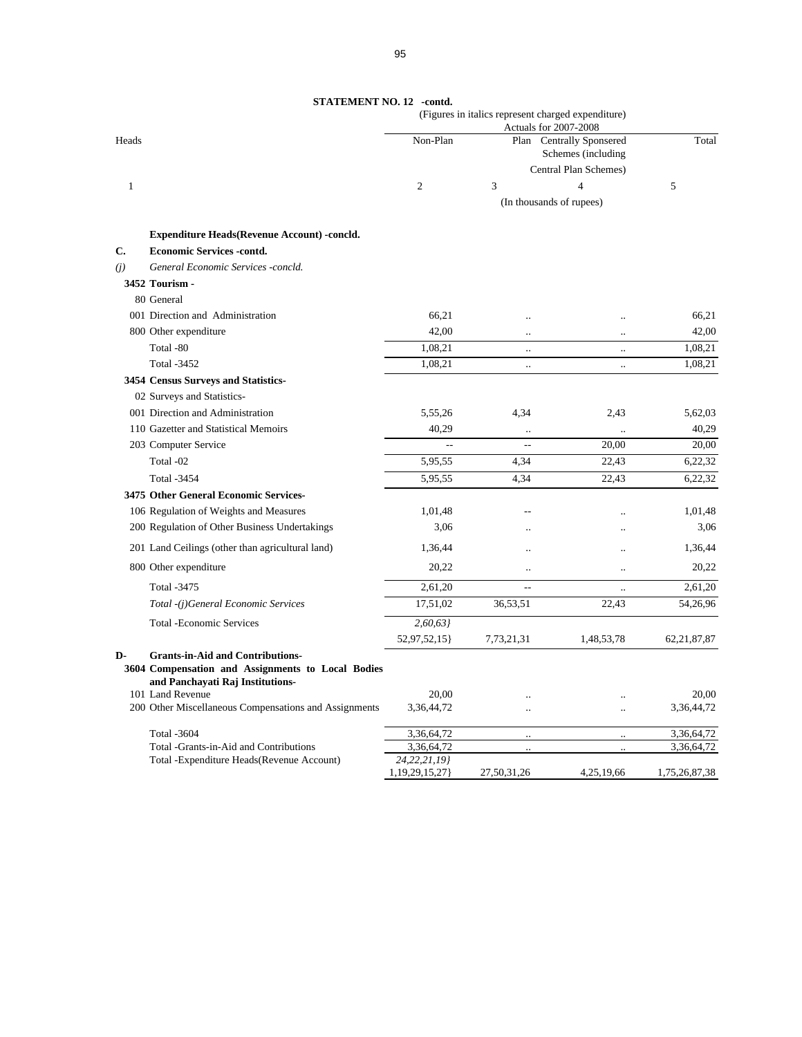**STATEMENT NO. 12 -contd.**

(Figures in italics represent charged expenditure)

| Heads | Actuals for 2007-2008 | | | |
|---|---|---|---|---|
| | Non-Plan | Plan | Centrally Sponsered Schemes (including Central Plan Schemes) | Total |
| 1 | 2 | 3 | 4 | 5 |
| | (In thousands of rupees) | | | |
| **Expenditure Heads(Revenue Account) -concld.** | | | | |
| **C. Economic Services -contd.** | | | | |
| *(j) General Economic Services -concld.* | | | | |
| **3452 Tourism -** | | | | |
| 80 General | | | | |
| 001 Direction and Administration | 66,21 | .. | .. | 66,21 |
| 800 Other expenditure | 42,00 | .. | .. | 42,00 |
| Total -80 | 1,08,21 | .. | .. | 1,08,21 |
| Total -3452 | 1,08,21 | .. | .. | 1,08,21 |
| **3454 Census Surveys and Statistics-** | | | | |
| 02 Surveys and Statistics- | | | | |
| 001 Direction and Administration | 5,55,26 | 4,34 | 2,43 | 5,62,03 |
| 110 Gazetter and Statistical Memoirs | 40,29 | .. | .. | 40,29 |
| 203 Computer Service | -- | -- | 20,00 | 20,00 |
| Total -02 | 5,95,55 | 4,34 | 22,43 | 6,22,32 |
| Total -3454 | 5,95,55 | 4,34 | 22,43 | 6,22,32 |
| **3475 Other General Economic Services-** | | | | |
| 106 Regulation of Weights and Measures | 1,01,48 | -- | .. | 1,01,48 |
| 200 Regulation of Other Business Undertakings | 3,06 | .. | .. | 3,06 |
| 201 Land Ceilings (other than agricultural land) | 1,36,44 | .. | .. | 1,36,44 |
| 800 Other expenditure | 20,22 | .. | .. | 20,22 |
| Total -3475 | 2,61,20 | -- | .. | 2,61,20 |
| *Total -(j)General Economic Services* | 17,51,02 | 36,53,51 | 22,43 | 54,26,96 |
| Total -Economic Services | *2,60,63}* 52,97,52,15} | 7,73,21,31 | 1,48,53,78 | 62,21,87,87 |
| **D- Grants-in-Aid and Contributions-** | | | | |
| **3604 Compensation and Assignments to Local Bodies and Panchayati Raj Institutions-** | | | | |
| 101 Land Revenue | 20,00 | .. | .. | 20,00 |
| 200 Other Miscellaneous Compensations and Assignments | 3,36,44,72 | .. | .. | 3,36,44,72 |
| Total -3604 | 3,36,64,72 | .. | .. | 3,36,64,72 |
| Total -Grants-in-Aid and Contributions | 3,36,64,72 | .. | .. | 3,36,64,72 |
| Total -Expenditure Heads(Revenue Account) | *24,22,21,19}* 1,19,29,15,27} | 27,50,31,26 | 4,25,19,66 | 1,75,26,87,38 |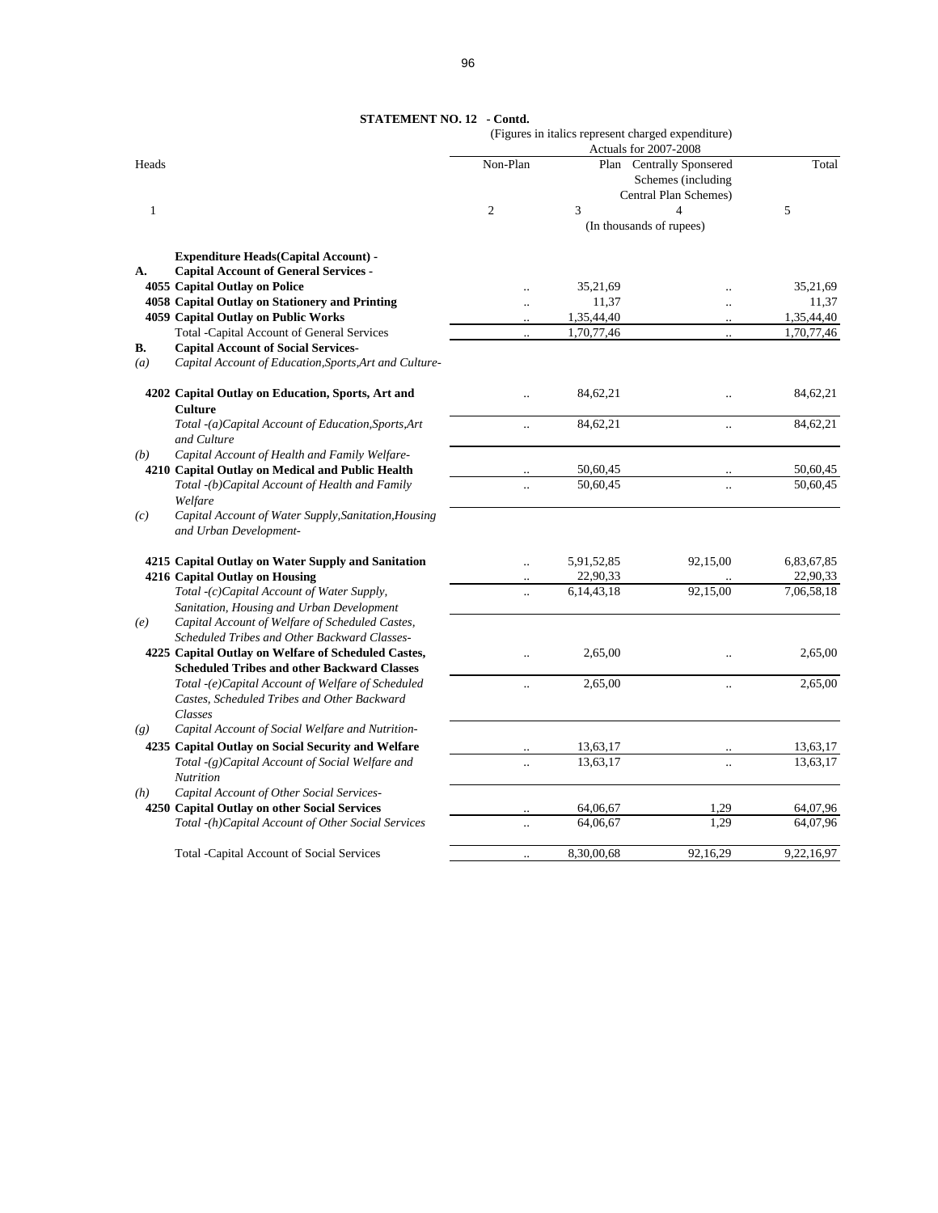## STATEMENT NO. 12 - Contd.

(Figures in italics represent charged expenditure)

| Heads | Actuals for 2007-2008 | | | |
|---|---|---|---|---|
| | Non-Plan | Plan | Centrally Sponsored Schemes (including Central Plan Schemes) | Total |
| 1 | 2 | 3 | 4 | 5 |
| | (In thousands of rupees) | | | |
| **Expenditure Heads(Capital Account) -** | | | | |
| **A. Capital Account of General Services -** | | | | |
| **4055 Capital Outlay on Police** | .. | 35,21,69 | .. | 35,21,69 |
| **4058 Capital Outlay on Stationery and Printing** | .. | 11,37 | .. | 11,37 |
| **4059 Capital Outlay on Public Works** | .. | 1,35,44,40 | .. | 1,35,44,40 |
| Total -Capital Account of General Services | .. | 1,70,77,46 | .. | 1,70,77,46 |
| **B. Capital Account of Social Services-** | | | | |
| *(a) Capital Account of Education,Sports,Art and Culture-* | | | | |
| **4202 Capital Outlay on Education, Sports, Art and Culture** | .. | 84,62,21 | .. | 84,62,21 |
| *Total -(a)Capital Account of Education,Sports,Art and Culture* | .. | 84,62,21 | .. | 84,62,21 |
| *(b) Capital Account of Health and Family Welfare-* | | | | |
| **4210 Capital Outlay on Medical and Public Health** | .. | 50,60,45 | .. | 50,60,45 |
| *Total -(b)Capital Account of Health and Family Welfare* | .. | 50,60,45 | .. | 50,60,45 |
| *(c) Capital Account of Water Supply,Sanitation,Housing and Urban Development-* | | | | |
| **4215 Capital Outlay on Water Supply and Sanitation** | .. | 5,91,52,85 | 92,15,00 | 6,83,67,85 |
| **4216 Capital Outlay on Housing** | .. | 22,90,33 | .. | 22,90,33 |
| *Total -(c)Capital Account of Water Supply, Sanitation, Housing and Urban Development* | .. | 6,14,43,18 | 92,15,00 | 7,06,58,18 |
| *(e) Capital Account of Welfare of Scheduled Castes, Scheduled Tribes and Other Backward Classes-* | | | | |
| **4225 Capital Outlay on Welfare of Scheduled Castes, Scheduled Tribes and other Backward Classes** | .. | 2,65,00 | .. | 2,65,00 |
| *Total -(e)Capital Account of Welfare of Scheduled Castes, Scheduled Tribes and Other Backward Classes* | .. | 2,65,00 | .. | 2,65,00 |
| *(g) Capital Account of Social Welfare and Nutrition-* | | | | |
| **4235 Capital Outlay on Social Security and Welfare** | .. | 13,63,17 | .. | 13,63,17 |
| *Total -(g)Capital Account of Social Welfare and Nutrition* | .. | 13,63,17 | .. | 13,63,17 |
| *(h) Capital Account of Other Social Services-* | | | | |
| **4250 Capital Outlay on other Social Services** | .. | 64,06,67 | 1,29 | 64,07,96 |
| *Total -(h)Capital Account of Other Social Services* | .. | 64,06,67 | 1,29 | 64,07,96 |
| Total -Capital Account of Social Services | .. | 8,30,00,68 | 92,16,29 | 9,22,16,97 |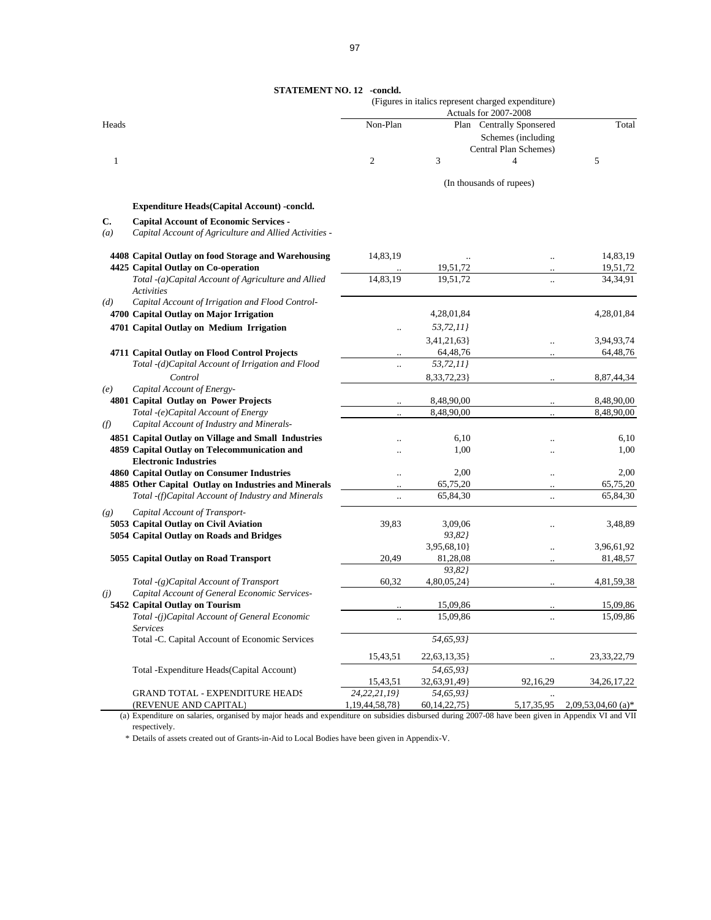**STATEMENT NO. 12 -concld.**

(Figures in italics represent charged expenditure)

| Heads | | Actuals for 2007-2008 | | | |
|---|---|---|---|---|---|
| | | Non-Plan | Plan | Centrally Sponsered Schemes (including Central Plan Schemes) | Total |
| 1 | | 2 | 3 | 4 | 5 |
| | | | | (In thousands of rupees) | |
| | **Expenditure Heads(Capital Account) -concld.** | | | | |
| **C.** | **Capital Account of Economic Services -** | | | | |
| *(a)* | *Capital Account of Agriculture and Allied Activities -* | | | | |
| | **4408 Capital Outlay on food Storage and Warehousing** | 14,83,19 | .. | .. | 14,83,19 |
| | **4425 Capital Outlay on Co-operation** | .. | 19,51,72 | .. | 19,51,72 |
| | *Total -(a)Capital Account of Agriculture and Allied Activities* | 14,83,19 | 19,51,72 | .. | 34,34,91 |
| *(d)* | *Capital Account of Irrigation and Flood Control-* | | | | |
| | **4700 Capital Outlay on Major Irrigation** | | 4,28,01,84 | | 4,28,01,84 |
| | **4701 Capital Outlay on Medium Irrigation** | .. | *53,72,11}* | | |
| | | | 3,41,21,63} | .. | 3,94,93,74 |
| | **4711 Capital Outlay on Flood Control Projects** | .. | 64,48,76 | .. | 64,48,76 |
| | *Total -(d)Capital Account of Irrigation and Flood* | .. | *53,72,11}* | | |
| | *Control* | | 8,33,72,23} | .. | 8,87,44,34 |
| *(e)* | *Capital Account of Energy-* | | | | |
| | **4801 Capital Outlay on Power Projects** | .. | 8,48,90,00 | .. | 8,48,90,00 |
| | *Total -(e)Capital Account of Energy* | .. | 8,48,90,00 | .. | 8,48,90,00 |
| *(f)* | *Capital Account of Industry and Minerals-* | | | | |
| | **4851 Capital Outlay on Village and Small Industries** | .. | 6,10 | .. | 6,10 |
| | **4859 Capital Outlay on Telecommunication and Electronic Industries** | .. | 1,00 | .. | 1,00 |
| | **4860 Capital Outlay on Consumer Industries** | .. | 2,00 | .. | 2,00 |
| | **4885 Other Capital Outlay on Industries and Minerals** | .. | 65,75,20 | .. | 65,75,20 |
| | *Total -(f)Capital Account of Industry and Minerals* | .. | 65,84,30 | .. | 65,84,30 |
| *(g)* | *Capital Account of Transport-* | | | | |
| | **5053 Capital Outlay on Civil Aviation** | 39,83 | 3,09,06 | .. | 3,48,89 |
| | **5054 Capital Outlay on Roads and Bridges** | | *93,82}* | | |
| | | | 3,95,68,10} | .. | 3,96,61,92 |
| | **5055 Capital Outlay on Road Transport** | 20,49 | 81,28,08 | .. | 81,48,57 |
| | | | *93,82}* | | |
| | *Total -(g)Capital Account of Transport* | 60,32 | 4,80,05,24} | .. | 4,81,59,38 |
| *(j)* | *Capital Account of General Economic Services-* | | | | |
| | **5452 Capital Outlay on Tourism** | .. | 15,09,86 | .. | 15,09,86 |
| | *Total -(j)Capital Account of General Economic Services* | .. | 15,09,86 | .. | 15,09,86 |
| | Total -C. Capital Account of Economic Services | | *54,65,93}* | | |
| | | 15,43,51 | 22,63,13,35} | .. | 23,33,22,79 |
| | Total -Expenditure Heads(Capital Account) | | *54,65,93}* | | |
| | | 15,43,51 | 32,63,91,49} | 92,16,29 | 34,26,17,22 |
| | GRAND TOTAL - EXPENDITURE HEADS | *24,22,21,19}* | *54,65,93}* | .. | |
| | (REVENUE AND CAPITAL) | 1,19,44,58,78} | 60,14,22,75} | 5,17,35,95 | 2,09,53,04,60 (a)* |

(a) Expenditure on salaries, organised by major heads and expenditure on subsidies disbursed during 2007-08 have been given in Appendix VI and VII respectively.

\* Details of assets created out of Grants-in-Aid to Local Bodies have been given in Appendix-V.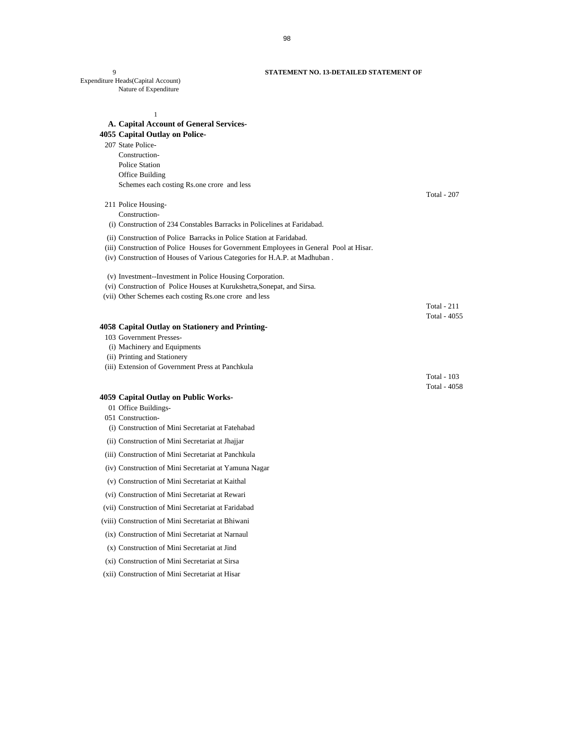9 **STATEMENT NO. 13-DETAILED STATEMENT OF**

Expenditure Heads(Capital Account)
Nature of Expenditure

1

**A. Capital Account of General Services-**

**4055 Capital Outlay on Police-**

207 State Police-
Construction-
Police Station
Office Building
Schemes each costing Rs.one crore and less

Total - 207

211 Police Housing-
Construction-
(i) Construction of 234 Constables Barracks in Policelines at Faridabad.
(ii) Construction of Police Barracks in Police Station at Faridabad.
(iii) Construction of Police Houses for Government Employees in General Pool at Hisar.
(iv) Construction of Houses of Various Categories for H.A.P. at Madhuban .
(v) Investment--Investment in Police Housing Corporation.
(vi) Construction of Police Houses at Kurukshetra,Sonepat, and Sirsa.
(vii) Other Schemes each costing Rs.one crore and less

Total - 211
Total - 4055

**4058 Capital Outlay on Stationery and Printing-**

103 Government Presses-
(i) Machinery and Equipments
(ii) Printing and Stationery
(iii) Extension of Government Press at Panchkula

Total - 103
Total - 4058

**4059 Capital Outlay on Public Works-**

01 Office Buildings-
051 Construction-
(i) Construction of Mini Secretariat at Fatehabad
(ii) Construction of Mini Secretariat at Jhajjar
(iii) Construction of Mini Secretariat at Panchkula
(iv) Construction of Mini Secretariat at Yamuna Nagar
(v) Construction of Mini Secretariat at Kaithal
(vi) Construction of Mini Secretariat at Rewari
(vii) Construction of Mini Secretariat at Faridabad
(viii) Construction of Mini Secretariat at Bhiwani
(ix) Construction of Mini Secretariat at Narnaul
(x) Construction of Mini Secretariat at Jind
(xi) Construction of Mini Secretariat at Sirsa
(xii) Construction of Mini Secretariat at Hisar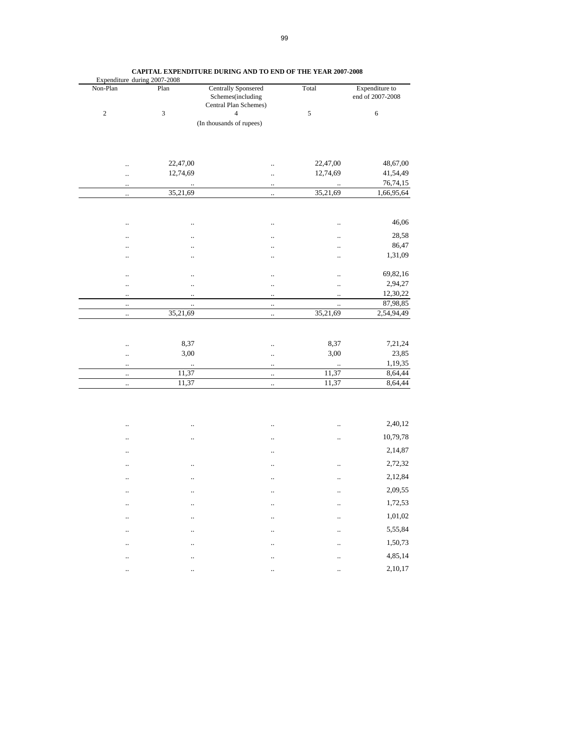**CAPITAL EXPENDITURE DURING AND TO END OF THE YEAR 2007-2008**

| Expenditure during 2007-2008 | | | | |
|---|---|---|---|---|
| Non-Plan | Plan | Centrally Sponsered Schemes(including Central Plan Schemes) | Total | Expenditure to end of 2007-2008 |
| 2 | 3 | 4 | 5 | 6 |
| | | (In thousands of rupees) | | |
| .. | 22,47,00 | .. | 22,47,00 | 48,67,00 |
| .. | 12,74,69 | .. | 12,74,69 | 41,54,49 |
| .. | .. | .. | .. | 76,74,15 |
| .. | 35,21,69 | .. | 35,21,69 | 1,66,95,64 |
| .. | .. | .. | .. | 46,06 |
| .. | .. | .. | .. | 28,58 |
| .. | .. | .. | .. | 86,47 |
| .. | .. | .. | .. | 1,31,09 |
| .. | .. | .. | .. | 69,82,16 |
| .. | .. | .. | .. | 2,94,27 |
| .. | .. | .. | .. | 12,30,22 |
| .. | .. | .. | .. | 87,98,85 |
| .. | 35,21,69 | .. | 35,21,69 | 2,54,94,49 |
| .. | 8,37 | .. | 8,37 | 7,21,24 |
| .. | 3,00 | .. | 3,00 | 23,85 |
| .. | .. | .. | .. | 1,19,35 |
| .. | 11,37 | .. | 11,37 | 8,64,44 |
| .. | 11,37 | .. | 11,37 | 8,64,44 |
| .. | .. | .. | .. | 2,40,12 |
| .. | .. | .. | .. | 10,79,78 |
| .. | | .. | | 2,14,87 |
| .. | .. | .. | .. | 2,72,32 |
| .. | .. | .. | .. | 2,12,84 |
| .. | .. | .. | .. | 2,09,55 |
| .. | .. | .. | .. | 1,72,53 |
| .. | .. | .. | .. | 1,01,02 |
| .. | .. | .. | .. | 5,55,84 |
| .. | .. | .. | .. | 1,50,73 |
| .. | .. | .. | .. | 4,85,14 |
| .. | .. | .. | .. | 2,10,17 |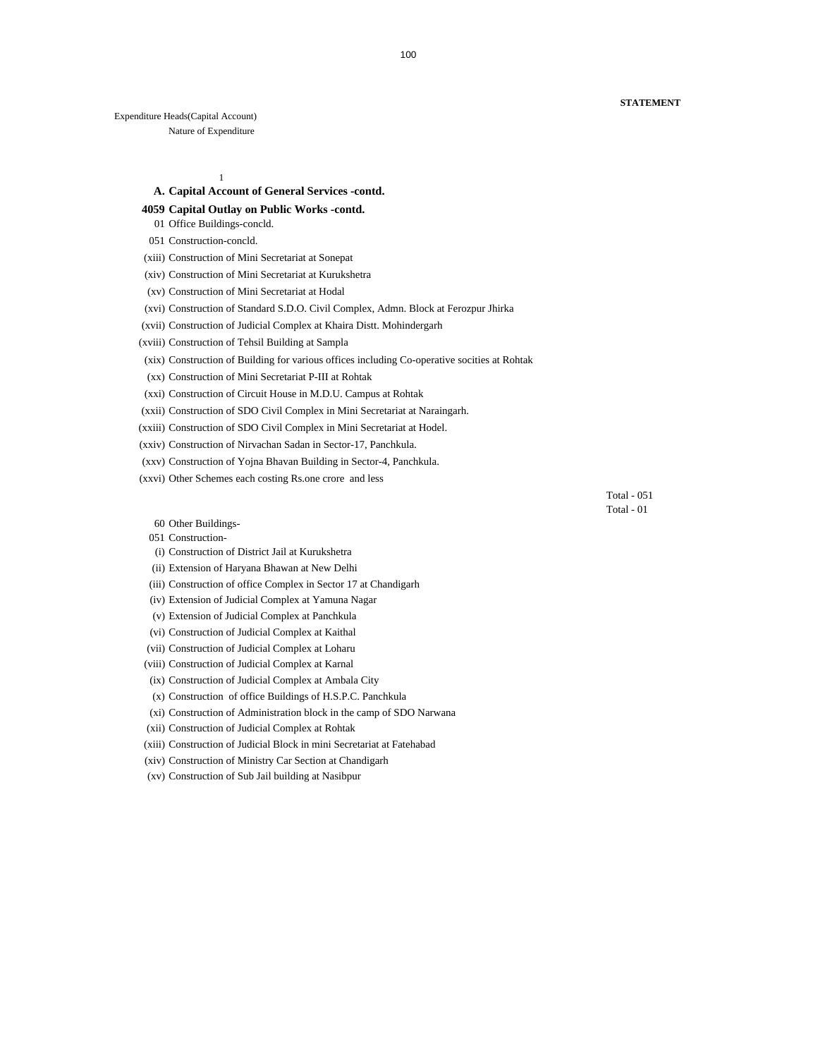**STATEMENT**

Expenditure Heads(Capital Account)

Nature of Expenditure

1

**A. Capital Account of General Services -contd.**

**4059 Capital Outlay on Public Works -contd.**

01 Office Buildings-concld.

051 Construction-concld.

(xiii) Construction of Mini Secretariat at Sonepat

(xiv) Construction of Mini Secretariat at Kurukshetra

(xv) Construction of Mini Secretariat at Hodal

(xvi) Construction of Standard S.D.O. Civil Complex, Admn. Block at Ferozpur Jhirka

(xvii) Construction of Judicial Complex at Khaira Distt. Mohindergarh

(xviii) Construction of Tehsil Building at Sampla

(xix) Construction of Building for various offices including Co-operative socities at Rohtak

(xx) Construction of Mini Secretariat P-III at Rohtak

(xxi) Construction of Circuit House in M.D.U. Campus at Rohtak

(xxii) Construction of SDO Civil Complex in Mini Secretariat at Naraingarh.

(xxiii) Construction of SDO Civil Complex in Mini Secretariat at Hodel.

(xxiv) Construction of Nirvachan Sadan in Sector-17, Panchkula.

(xxv) Construction of Yojna Bhavan Building in Sector-4, Panchkula.

(xxvi) Other Schemes each costing Rs.one crore and less

Total - 051

Total - 01

60 Other Buildings-

051 Construction-

(i) Construction of District Jail at Kurukshetra

(ii) Extension of Haryana Bhawan at New Delhi

(iii) Construction of office Complex in Sector 17 at Chandigarh

(iv) Extension of Judicial Complex at Yamuna Nagar

(v) Extension of Judicial Complex at Panchkula

(vi) Construction of Judicial Complex at Kaithal

(vii) Construction of Judicial Complex at Loharu

(viii) Construction of Judicial Complex at Karnal

(ix) Construction of Judicial Complex at Ambala City

(x) Construction of office Buildings of H.S.P.C. Panchkula

(xi) Construction of Administration block in the camp of SDO Narwana

(xii) Construction of Judicial Complex at Rohtak

(xiii) Construction of Judicial Block in mini Secretariat at Fatehabad

(xiv) Construction of Ministry Car Section at Chandigarh

(xv) Construction of Sub Jail building at Nasibpur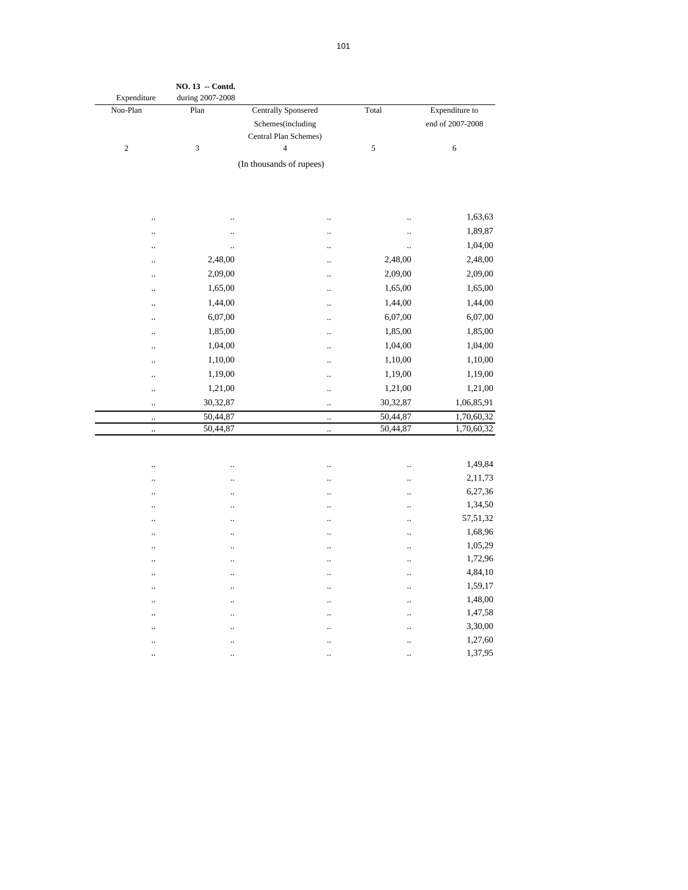NO. 13 -- Contd.

| Expenditure during 2007-2008 | | | | |
|---|---|---|---|---|
| Non-Plan | Plan | Centrally Sponsered Schemes(including Central Plan Schemes) | Total | Expenditure to end of 2007-2008 |
| 2 | 3 | 4 | 5 | 6 |
| | | (In thousands of rupees) | | |
| .. | .. | .. | .. | 1,63,63 |
| .. | .. | .. | .. | 1,89,87 |
| .. | .. | .. | .. | 1,04,00 |
| .. | 2,48,00 | .. | 2,48,00 | 2,48,00 |
| .. | 2,09,00 | .. | 2,09,00 | 2,09,00 |
| .. | 1,65,00 | .. | 1,65,00 | 1,65,00 |
| .. | 1,44,00 | .. | 1,44,00 | 1,44,00 |
| .. | 6,07,00 | .. | 6,07,00 | 6,07,00 |
| .. | 1,85,00 | .. | 1,85,00 | 1,85,00 |
| .. | 1,04,00 | .. | 1,04,00 | 1,04,00 |
| .. | 1,10,00 | .. | 1,10,00 | 1,10,00 |
| .. | 1,19,00 | .. | 1,19,00 | 1,19,00 |
| .. | 1,21,00 | .. | 1,21,00 | 1,21,00 |
| .. | 30,32,87 | .. | 30,32,87 | 1,06,85,91 |
| .. | 50,44,87 | .. | 50,44,87 | 1,70,60,32 |
| .. | 50,44,87 | .. | 50,44,87 | 1,70,60,32 |
| .. | .. | .. | .. | 1,49,84 |
| .. | .. | .. | .. | 2,11,73 |
| .. | .. | .. | .. | 6,27,36 |
| .. | .. | .. | .. | 1,34,50 |
| .. | .. | .. | .. | 57,51,32 |
| .. | .. | .. | .. | 1,68,96 |
| .. | .. | .. | .. | 1,05,29 |
| .. | .. | .. | .. | 1,72,96 |
| .. | .. | .. | .. | 4,84,10 |
| .. | .. | .. | .. | 1,59,17 |
| .. | .. | .. | .. | 1,48,00 |
| .. | .. | .. | .. | 1,47,58 |
| .. | .. | .. | .. | 3,30,00 |
| .. | .. | .. | .. | 1,27,60 |
| .. | .. | .. | .. | 1,37,95 |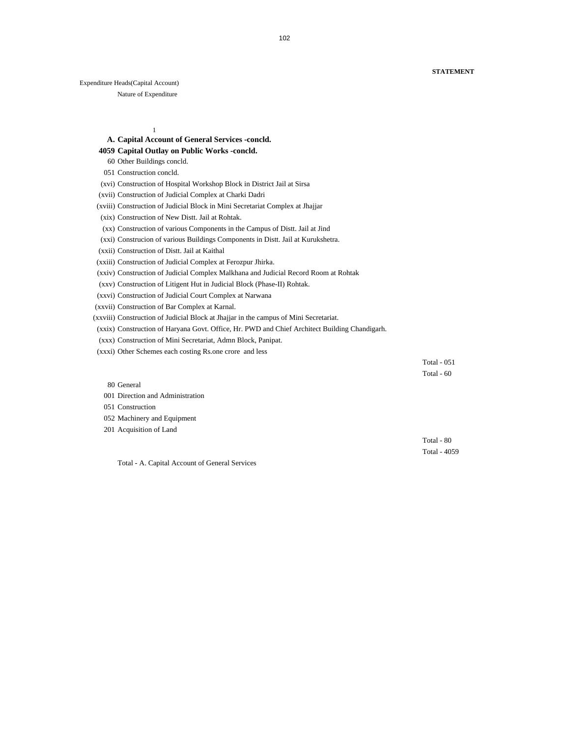**STATEMENT**

Expenditure Heads(Capital Account)

Nature of Expenditure

1

**A. Capital Account of General Services -concld.**

**4059 Capital Outlay on Public Works -concld.**

60 Other Buildings concld.

051 Construction concld.

(xvi) Construction of Hospital Workshop Block in District Jail at Sirsa

(xvii) Construction of Judicial Complex at Charki Dadri

(xviii) Construction of Judicial Block in Mini Secretariat Complex at Jhajjar

(xix) Construction of New Distt. Jail at Rohtak.

(xx) Construction of various Components in the Campus of Distt. Jail at Jind

(xxi) Construcion of various Buildings Components in Distt. Jail at Kurukshetra.

(xxii) Construction of Distt. Jail at Kaithal

(xxiii) Construction of Judicial Complex at Ferozpur Jhirka.

(xxiv) Construction of Judicial Complex Malkhana and Judicial Record Room at Rohtak

(xxv) Construction of Litigent Hut in Judicial Block (Phase-II) Rohtak.

(xxvi) Construction of Judicial Court Complex at Narwana

(xxvii) Construction of Bar Complex at Karnal.

(xxviii) Construction of Judicial Block at Jhajjar in the campus of Mini Secretariat.

(xxix) Construction of Haryana Govt. Office, Hr. PWD and Chief Architect Building Chandigarh.

(xxx) Construction of Mini Secretariat, Admn Block, Panipat.

(xxxi) Other Schemes each costing Rs.one crore and less

Total - 051

Total - 60

80 General

001 Direction and Administration

051 Construction

052 Machinery and Equipment

201 Acquisition of Land

Total - 80

Total - 4059

Total - A. Capital Account of General Services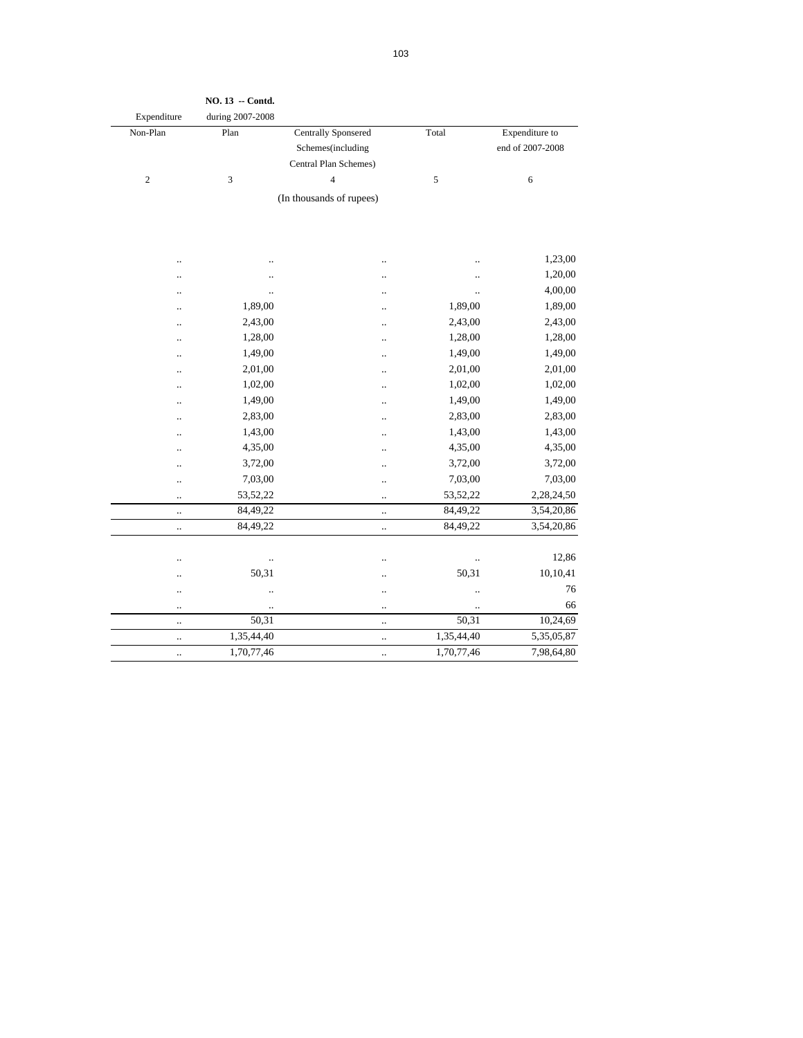**NO. 13 -- Contd.**

| Expenditure during 2007-2008 | | | | |
|---|---|---|---|---|
| Non-Plan | Plan | Centrally Sponsered Schemes(including Central Plan Schemes) | Total | Expenditure to end of 2007-2008 |
| 2 | 3 | 4 | 5 | 6 |
| | | (In thousands of rupees) | | |
| .. | .. | .. | .. | 1,23,00 |
| .. | .. | .. | .. | 1,20,00 |
| .. | .. | .. | .. | 4,00,00 |
| .. | 1,89,00 | .. | 1,89,00 | 1,89,00 |
| .. | 2,43,00 | .. | 2,43,00 | 2,43,00 |
| .. | 1,28,00 | .. | 1,28,00 | 1,28,00 |
| .. | 1,49,00 | .. | 1,49,00 | 1,49,00 |
| .. | 2,01,00 | .. | 2,01,00 | 2,01,00 |
| .. | 1,02,00 | .. | 1,02,00 | 1,02,00 |
| .. | 1,49,00 | .. | 1,49,00 | 1,49,00 |
| .. | 2,83,00 | .. | 2,83,00 | 2,83,00 |
| .. | 1,43,00 | .. | 1,43,00 | 1,43,00 |
| .. | 4,35,00 | .. | 4,35,00 | 4,35,00 |
| .. | 3,72,00 | .. | 3,72,00 | 3,72,00 |
| .. | 7,03,00 | .. | 7,03,00 | 7,03,00 |
| .. | 53,52,22 | .. | 53,52,22 | 2,28,24,50 |
| .. | 84,49,22 | .. | 84,49,22 | 3,54,20,86 |
| .. | 84,49,22 | .. | 84,49,22 | 3,54,20,86 |
| .. | .. | .. | .. | 12,86 |
| .. | 50,31 | .. | 50,31 | 10,10,41 |
| .. | .. | .. | .. | 76 |
| .. | .. | .. | .. | 66 |
| .. | 50,31 | .. | 50,31 | 10,24,69 |
| .. | 1,35,44,40 | .. | 1,35,44,40 | 5,35,05,87 |
| .. | 1,70,77,46 | .. | 1,70,77,46 | 7,98,64,80 |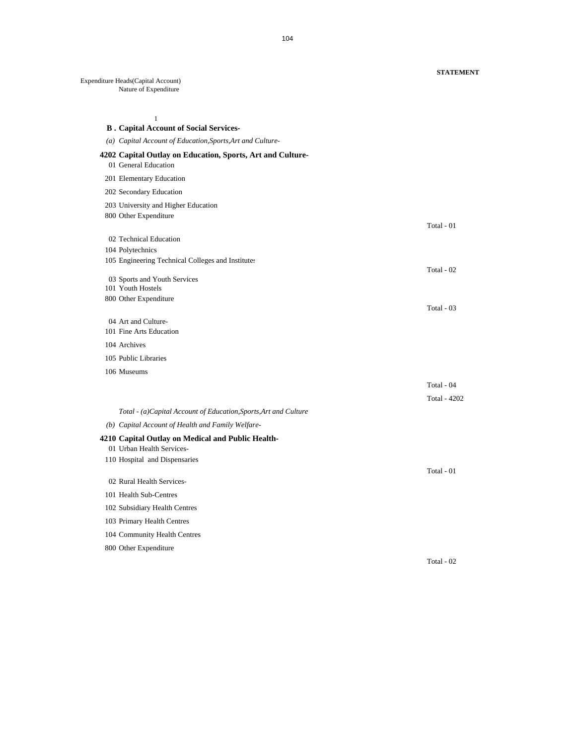**STATEMENT**

Expenditure Heads(Capital Account)
Nature of Expenditure

1

**B . Capital Account of Social Services-**

*(a) Capital Account of Education,Sports,Art and Culture-*

**4202 Capital Outlay on Education, Sports, Art and Culture-**

01 General Education

201 Elementary Education

202 Secondary Education

203 University and Higher Education

800 Other Expenditure

Total - 01

02 Technical Education

104 Polytechnics

105 Engineering Technical Colleges and Institutes

Total - 02

03 Sports and Youth Services

101 Youth Hostels

800 Other Expenditure

Total - 03

04 Art and Culture-

101 Fine Arts Education

104 Archives

105 Public Libraries

106 Museums

Total - 04

Total - 4202

*Total - (a)Capital Account of Education,Sports,Art and Culture*

*(b) Capital Account of Health and Family Welfare-*

**4210 Capital Outlay on Medical and Public Health-**

01 Urban Health Services-

110 Hospital and Dispensaries

Total - 01

02 Rural Health Services-

101 Health Sub-Centres

102 Subsidiary Health Centres

103 Primary Health Centres

104 Community Health Centres

800 Other Expenditure

Total - 02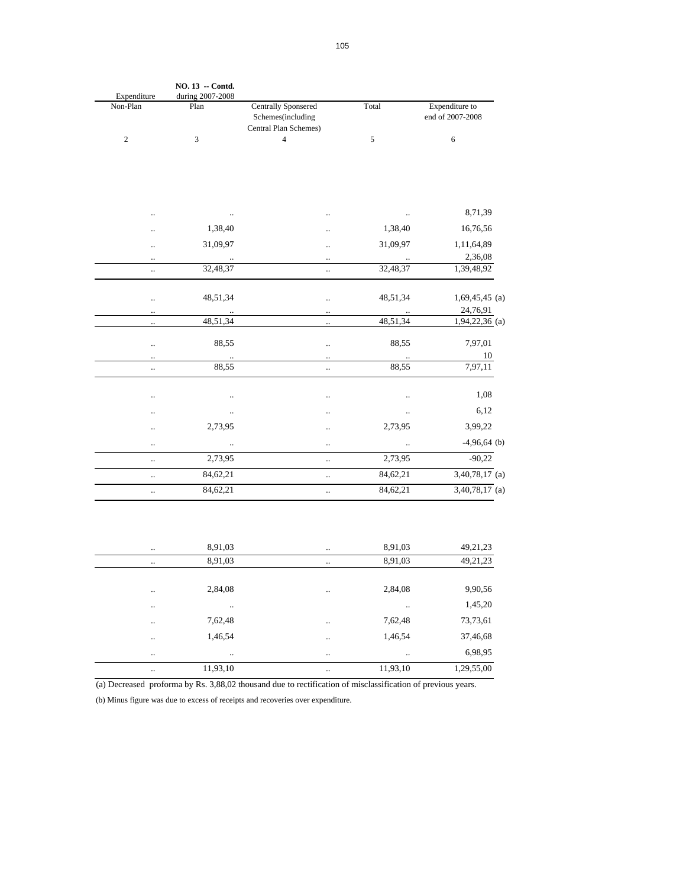NO. 13 -- Contd.

| Expenditure during 2007-2008 Non-Plan | Plan | Centrally Sponsered Schemes(including Central Plan Schemes) | Total | Expenditure to end of 2007-2008 |
|---|---|---|---|---|
| 2 | 3 | 4 | 5 | 6 |
| .. | .. | .. | .. | 8,71,39 |
| .. | 1,38,40 | .. | 1,38,40 | 16,76,56 |
| .. | 31,09,97 | .. | 31,09,97 | 1,11,64,89 |
| .. | .. | .. | .. | 2,36,08 |
| .. | 32,48,37 | .. | 32,48,37 | 1,39,48,92 |
| .. | 48,51,34 | .. | 48,51,34 | 1,69,45,45 (a) |
| .. | .. | .. | .. | 24,76,91 |
| .. | 48,51,34 | .. | 48,51,34 | 1,94,22,36 (a) |
| .. | 88,55 | .. | 88,55 | 7,97,01 |
| .. | .. | .. | .. | 10 |
| .. | 88,55 | .. | 88,55 | 7,97,11 |
| .. | .. | .. | .. | 1,08 |
| .. | .. | .. | .. | 6,12 |
| .. | 2,73,95 | .. | 2,73,95 | 3,99,22 |
| .. | .. | .. | .. | -4,96,64 (b) |
| .. | 2,73,95 | .. | 2,73,95 | -90,22 |
| .. | 84,62,21 | .. | 84,62,21 | 3,40,78,17 (a) |
| .. | 84,62,21 | .. | 84,62,21 | 3,40,78,17 (a) |
| .. | 8,91,03 | .. | 8,91,03 | 49,21,23 |
| .. | 8,91,03 | .. | 8,91,03 | 49,21,23 |
| .. | 2,84,08 | .. | 2,84,08 | 9,90,56 |
| .. | .. | | .. | 1,45,20 |
| .. | 7,62,48 | .. | 7,62,48 | 73,73,61 |
| .. | 1,46,54 | .. | 1,46,54 | 37,46,68 |
| .. | .. | .. | .. | 6,98,95 |
| .. | 11,93,10 | .. | 11,93,10 | 1,29,55,00 |

(a) Decreased proforma by Rs. 3,88,02 thousand due to rectification of misclassification of previous years.

(b) Minus figure was due to excess of receipts and recoveries over expenditure.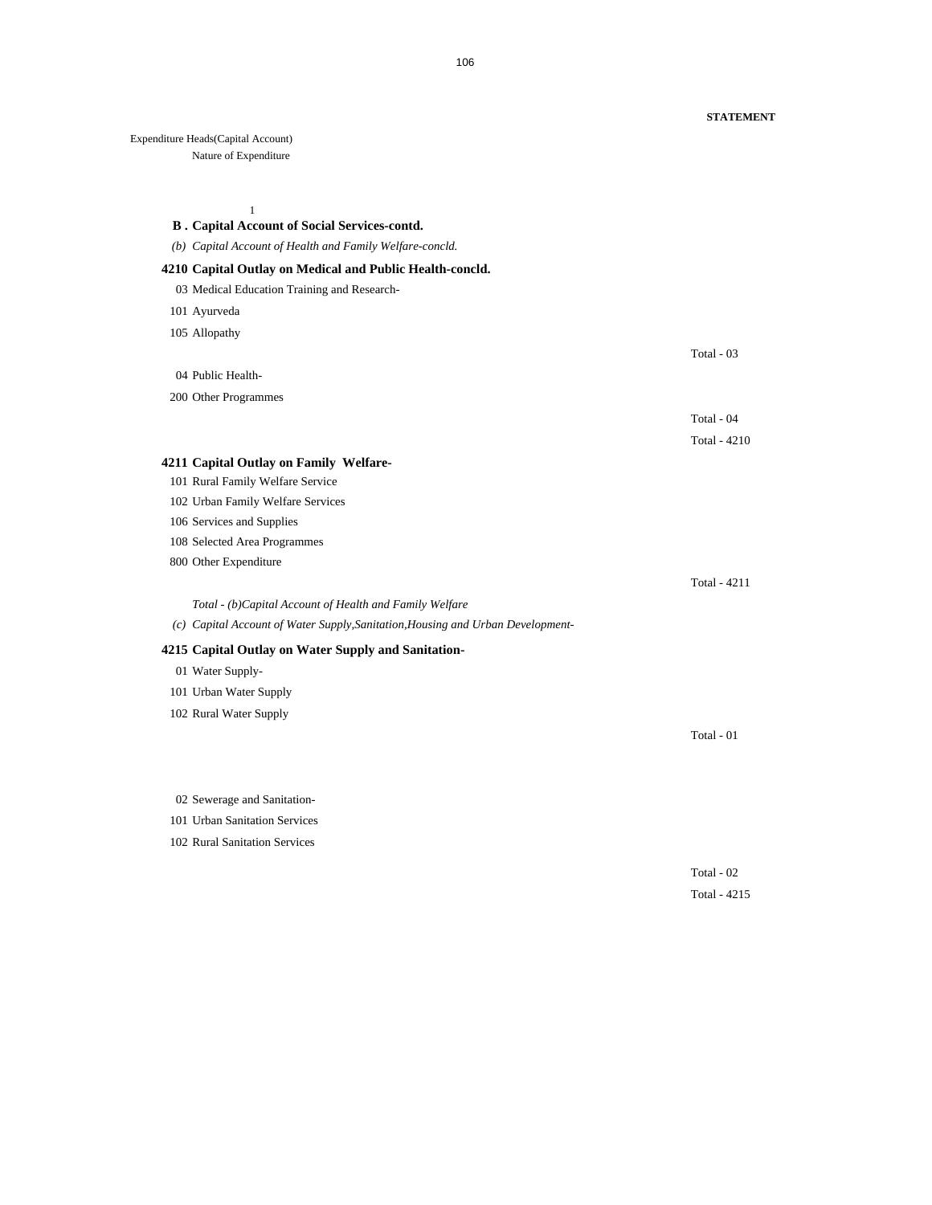**STATEMENT**

Expenditure Heads(Capital Account)

Nature of Expenditure

1

**B . Capital Account of Social Services-contd.**

*(b) Capital Account of Health and Family Welfare-concld.*

**4210 Capital Outlay on Medical and Public Health-concld.**

03 Medical Education Training and Research-

101 Ayurveda

105 Allopathy

Total - 03

04 Public Health-

200 Other Programmes

Total - 04

Total - 4210

**4211 Capital Outlay on Family Welfare-**

101 Rural Family Welfare Service

102 Urban Family Welfare Services

106 Services and Supplies

108 Selected Area Programmes

800 Other Expenditure

Total - 4211

*Total - (b)Capital Account of Health and Family Welfare*

*(c) Capital Account of Water Supply,Sanitation,Housing and Urban Development-*

**4215 Capital Outlay on Water Supply and Sanitation-**

01 Water Supply-

101 Urban Water Supply

102 Rural Water Supply

Total - 01

02 Sewerage and Sanitation-

101 Urban Sanitation Services

102 Rural Sanitation Services

Total - 02

Total - 4215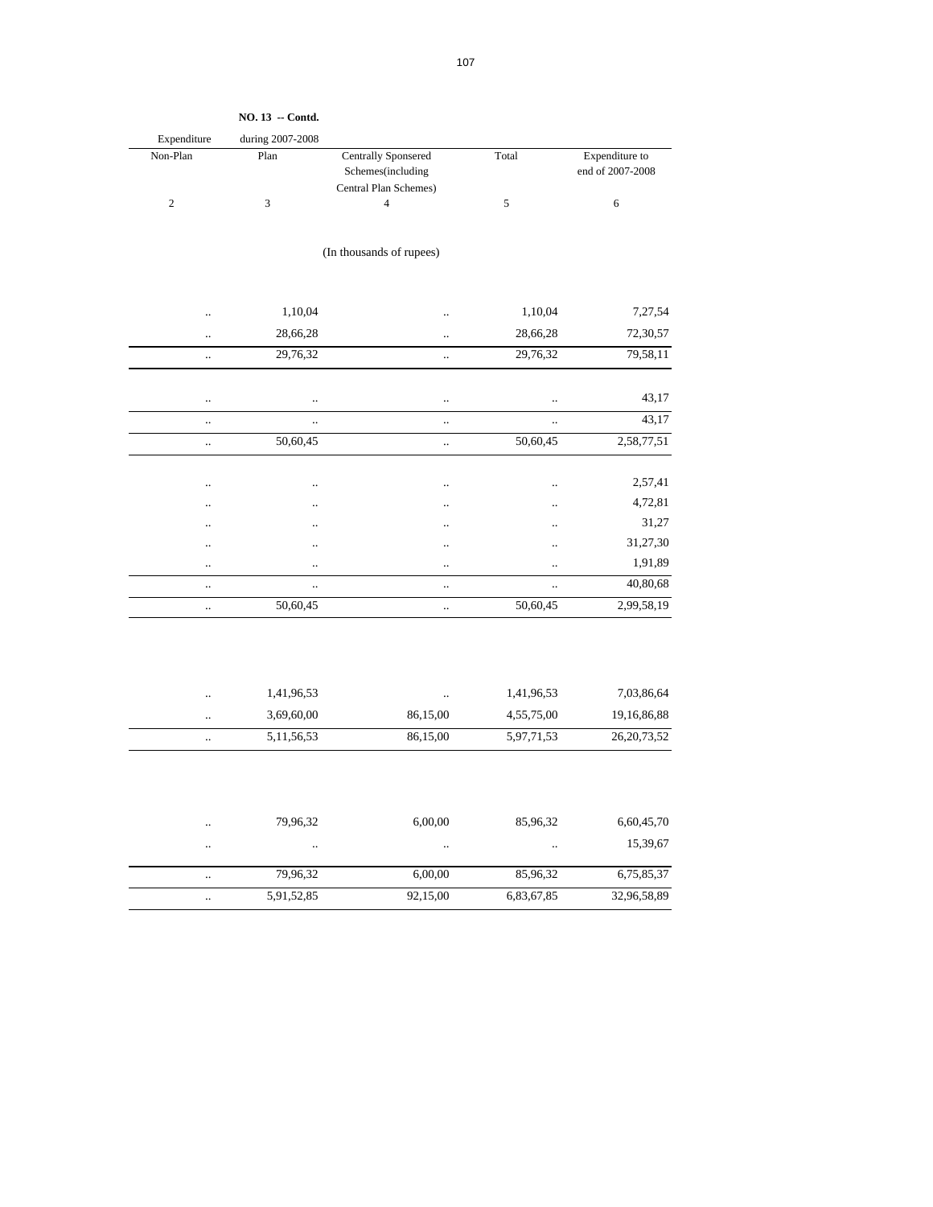**NO. 13 -- Contd.**

| Expenditure during 2007-2008 | | | | |
|---|---|---|---|---|
| Non-Plan | Plan | Centrally Sponsered Schemes(including Central Plan Schemes) | Total | Expenditure to end of 2007-2008 |
| 2 | 3 | 4 | 5 | 6 |
| | | (In thousands of rupees) | | |
| .. | 1,10,04 | .. | 1,10,04 | 7,27,54 |
| .. | 28,66,28 | .. | 28,66,28 | 72,30,57 |
| .. | 29,76,32 | .. | 29,76,32 | 79,58,11 |
| .. | .. | .. | .. | 43,17 |
| .. | .. | .. | .. | 43,17 |
| .. | 50,60,45 | .. | 50,60,45 | 2,58,77,51 |
| .. | .. | .. | .. | 2,57,41 |
| .. | .. | .. | .. | 4,72,81 |
| .. | .. | .. | .. | 31,27 |
| .. | .. | .. | .. | 31,27,30 |
| .. | .. | .. | .. | 1,91,89 |
| .. | .. | .. | .. | 40,80,68 |
| .. | 50,60,45 | .. | 50,60,45 | 2,99,58,19 |
| .. | 1,41,96,53 | .. | 1,41,96,53 | 7,03,86,64 |
| .. | 3,69,60,00 | 86,15,00 | 4,55,75,00 | 19,16,86,88 |
| .. | 5,11,56,53 | 86,15,00 | 5,97,71,53 | 26,20,73,52 |
| .. | 79,96,32 | 6,00,00 | 85,96,32 | 6,60,45,70 |
| .. | .. | .. | .. | 15,39,67 |
| .. | 79,96,32 | 6,00,00 | 85,96,32 | 6,75,85,37 |
| .. | 5,91,52,85 | 92,15,00 | 6,83,67,85 | 32,96,58,89 |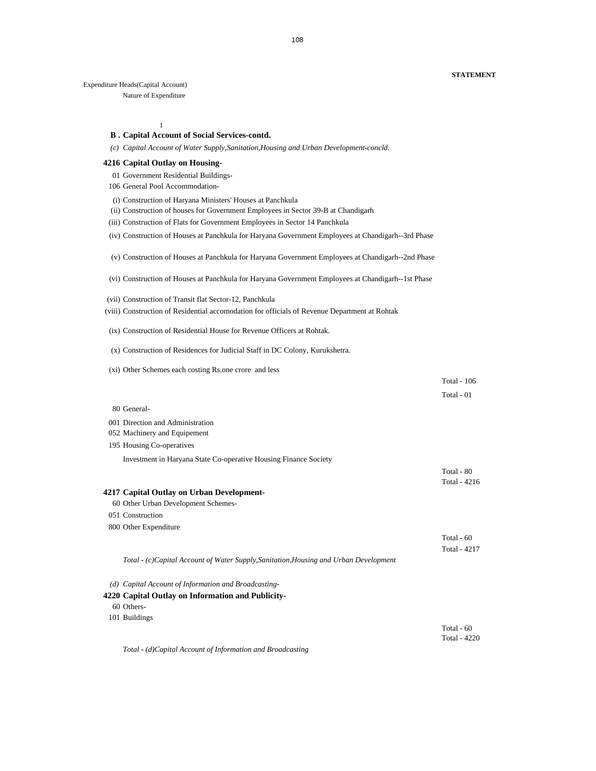**STATEMENT**

Expenditure Heads(Capital Account)

Nature of Expenditure

1

**B . Capital Account of Social Services-contd.**

*(c) Capital Account of Water Supply,Sanitation,Housing and Urban Development-concld.*

**4216 Capital Outlay on Housing-**

01 Government Residential Buildings-

106 General Pool Accommodation-

(i) Construction of Haryana Ministers' Houses at Panchkula

(ii) Construction of houses for Government Employees in Sector 39-B at Chandigarh

(iii) Construction of Flats for Government Employees in Sector 14 Panchkula

(iv) Construction of Houses at Panchkula for Haryana Government Employees at Chandigarh--3rd Phase

(v) Construction of Houses at Panchkula for Haryana Government Employees at Chandigarh--2nd Phase

(vi) Construction of Houses at Panchkula for Haryana Government Employees at Chandigarh--1st Phase

(vii) Construction of Transit flat Sector-12, Panchkula

(viii) Construction of Residential accomodation for officials of Revenue Department at Rohtak

(ix) Construction of Residential House for Revenue Officers at Rohtak.

(x) Construction of Residences for Judicial Staff in DC Colony, Kurukshetra.

(xi) Other Schemes each costing Rs.one crore and less

Total - 106

Total - 01

80 General-

001 Direction and Administration

052 Machinery and Equipement

195 Housing Co-operatives

Investment in Haryana State Co-operative Housing Finance Society

Total - 80

Total - 4216

**4217 Capital Outlay on Urban Development-**

60 Other Urban Development Schemes-

051 Construction

800 Other Expenditure

Total - 60

Total - 4217

*Total - (c)Capital Account of Water Supply,Sanitation,Housing and Urban Development*

*(d) Capital Account of Information and Broadcasting-*

**4220 Capital Outlay on Information and Publicity-**

60 Others-

101 Buildings

Total - 60

Total - 4220

*Total - (d)Capital Account of Information and Broadcasting*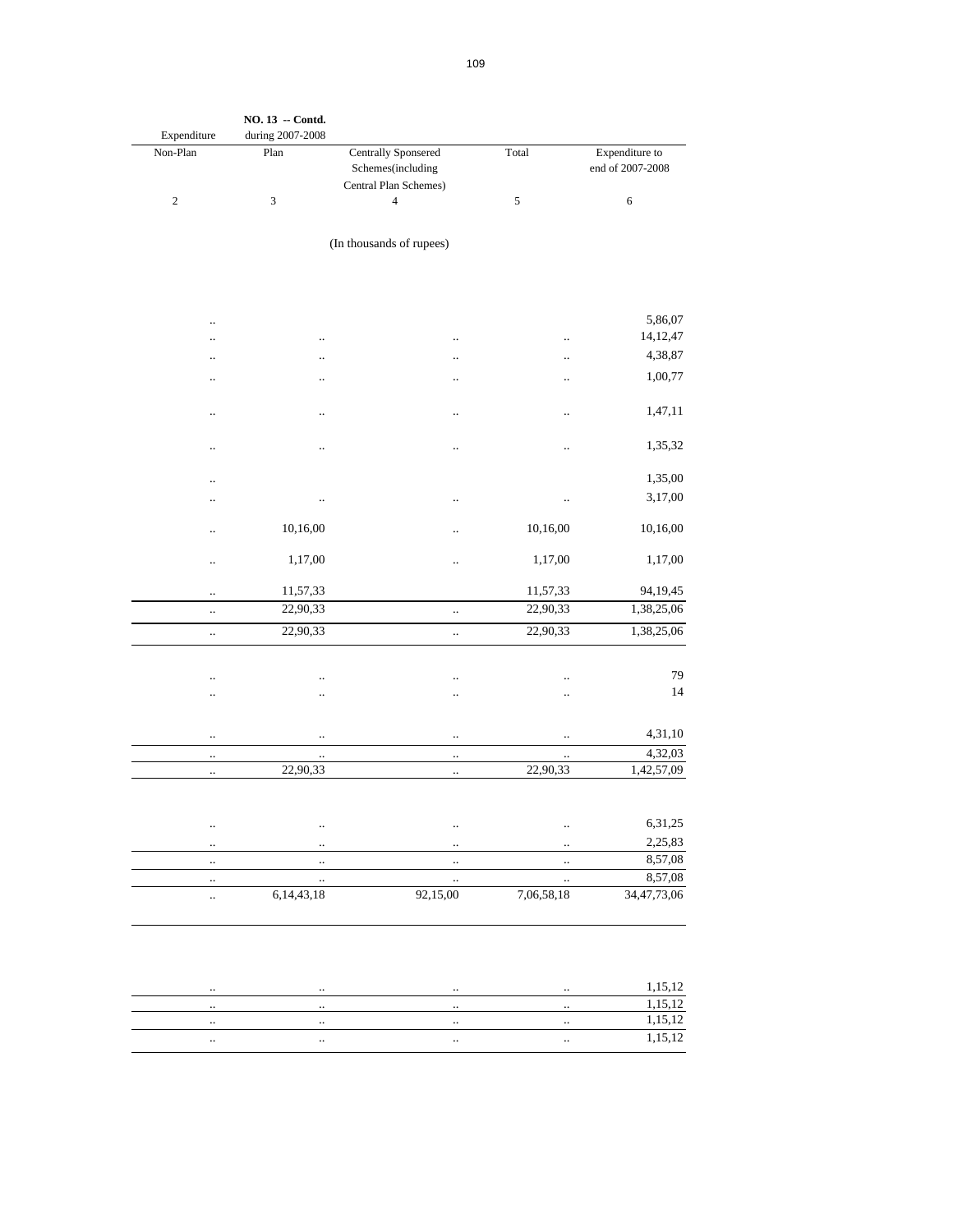**NO. 13 -- Contd.**

| Expenditure during 2007-2008 Non-Plan | Plan | Centrally Sponsered Schemes(including Central Plan Schemes) | Total | Expenditure to end of 2007-2008 |
|---|---|---|---|---|
| 2 | 3 | 4 | 5 | 6 |
| | | (In thousands of rupees) | | |
| .. | | | | 5,86,07 |
| .. | .. | .. | .. | 14,12,47 |
| .. | .. | .. | .. | 4,38,87 |
| .. | .. | .. | .. | 1,00,77 |
| .. | .. | .. | .. | 1,47,11 |
| .. | .. | .. | .. | 1,35,32 |
| .. | | | | 1,35,00 |
| .. | .. | .. | .. | 3,17,00 |
| .. | 10,16,00 | .. | 10,16,00 | 10,16,00 |
| .. | 1,17,00 | .. | 1,17,00 | 1,17,00 |
| .. | 11,57,33 | | 11,57,33 | 94,19,45 |
| .. | 22,90,33 | .. | 22,90,33 | 1,38,25,06 |
| .. | 22,90,33 | .. | 22,90,33 | 1,38,25,06 |
| .. | .. | .. | .. | 79 |
| .. | .. | .. | .. | 14 |
| .. | .. | .. | .. | 4,31,10 |
| .. | .. | .. | .. | 4,32,03 |
| .. | 22,90,33 | .. | 22,90,33 | 1,42,57,09 |
| .. | .. | .. | .. | 6,31,25 |
| .. | .. | .. | .. | 2,25,83 |
| .. | .. | .. | .. | 8,57,08 |
| .. | .. | .. | .. | 8,57,08 |
| .. | 6,14,43,18 | 92,15,00 | 7,06,58,18 | 34,47,73,06 |
| .. | .. | .. | .. | 1,15,12 |
| .. | .. | .. | .. | 1,15,12 |
| .. | .. | .. | .. | 1,15,12 |
| .. | .. | .. | .. | 1,15,12 |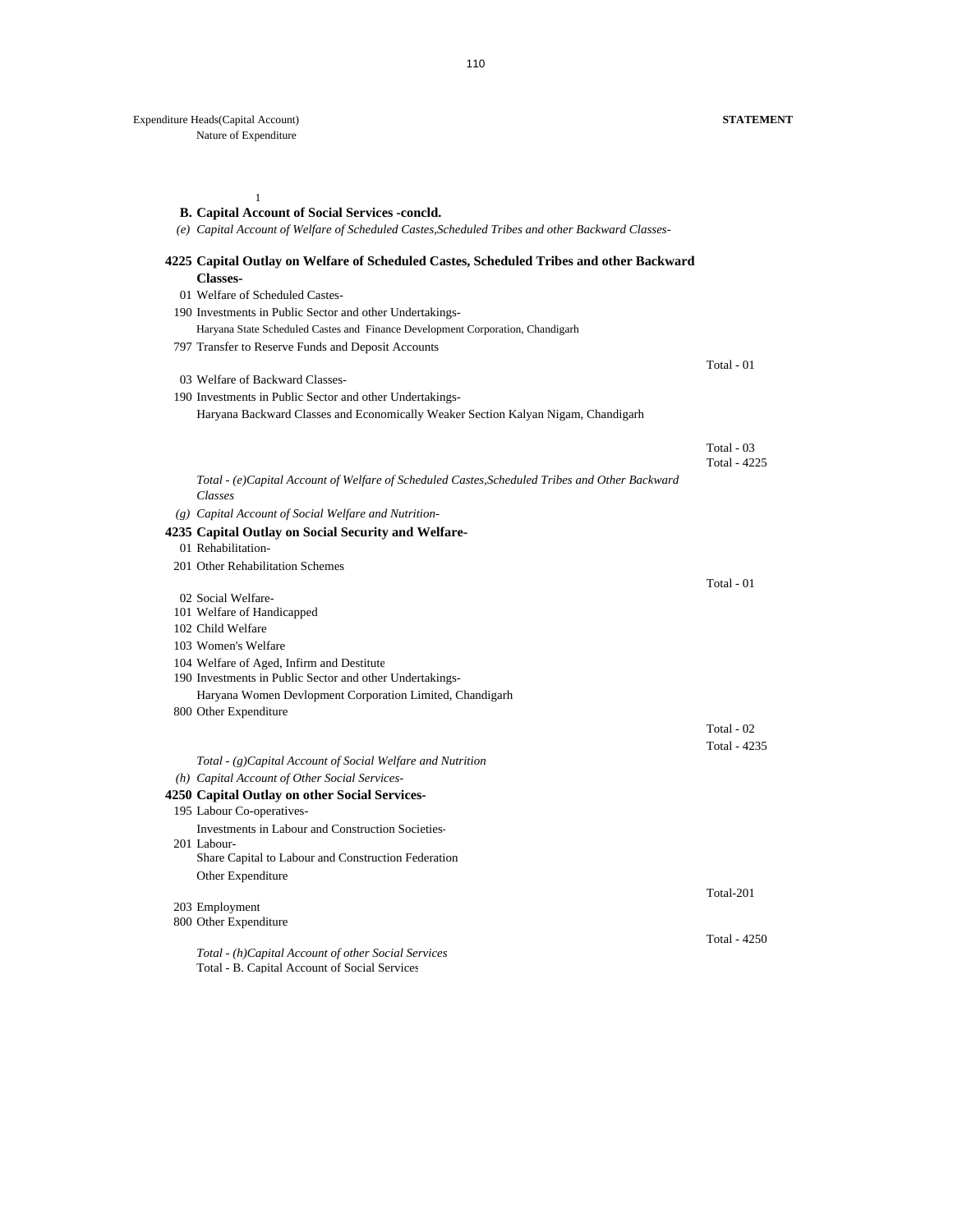Expenditure Heads(Capital Account)

Nature of Expenditure

**STATEMENT**

| 1 | |
|---|---|
| **B. Capital Account of Social Services -concld.** | |
| *(e) Capital Account of Welfare of Scheduled Castes,Scheduled Tribes and other Backward Classes-* | |
| **4225 Capital Outlay on Welfare of Scheduled Castes, Scheduled Tribes and other Backward Classes-** | |
| 01 Welfare of Scheduled Castes- | |
| 190 Investments in Public Sector and other Undertakings- | |
| Haryana State Scheduled Castes and Finance Development Corporation, Chandigarh | |
| 797 Transfer to Reserve Funds and Deposit Accounts | |
| | Total - 01 |
| 03 Welfare of Backward Classes- | |
| 190 Investments in Public Sector and other Undertakings- | |
| Haryana Backward Classes and Economically Weaker Section Kalyan Nigam, Chandigarh | |
| | Total - 03 |
| | Total - 4225 |
| *Total - (e)Capital Account of Welfare of Scheduled Castes,Scheduled Tribes and Other Backward Classes* | |
| *(g) Capital Account of Social Welfare and Nutrition-* | |
| **4235 Capital Outlay on Social Security and Welfare-** | |
| 01 Rehabilitation- | |
| 201 Other Rehabilitation Schemes | |
| | Total - 01 |
| 02 Social Welfare- | |
| 101 Welfare of Handicapped | |
| 102 Child Welfare | |
| 103 Women's Welfare | |
| 104 Welfare of Aged, Infirm and Destitute | |
| 190 Investments in Public Sector and other Undertakings- | |
| Haryana Women Devlopment Corporation Limited, Chandigarh | |
| 800 Other Expenditure | |
| | Total - 02 |
| | Total - 4235 |
| *Total - (g)Capital Account of Social Welfare and Nutrition* | |
| *(h) Capital Account of Other Social Services-* | |
| **4250 Capital Outlay on other Social Services-** | |
| 195 Labour Co-operatives- | |
| Investments in Labour and Construction Societies- | |
| 201 Labour- | |
| Share Capital to Labour and Construction Federation | |
| Other Expenditure | |
| | Total-201 |
| 203 Employment | |
| 800 Other Expenditure | |
| | Total - 4250 |
| *Total - (h)Capital Account of other Social Services* | |
| Total - B. Capital Account of Social Services | |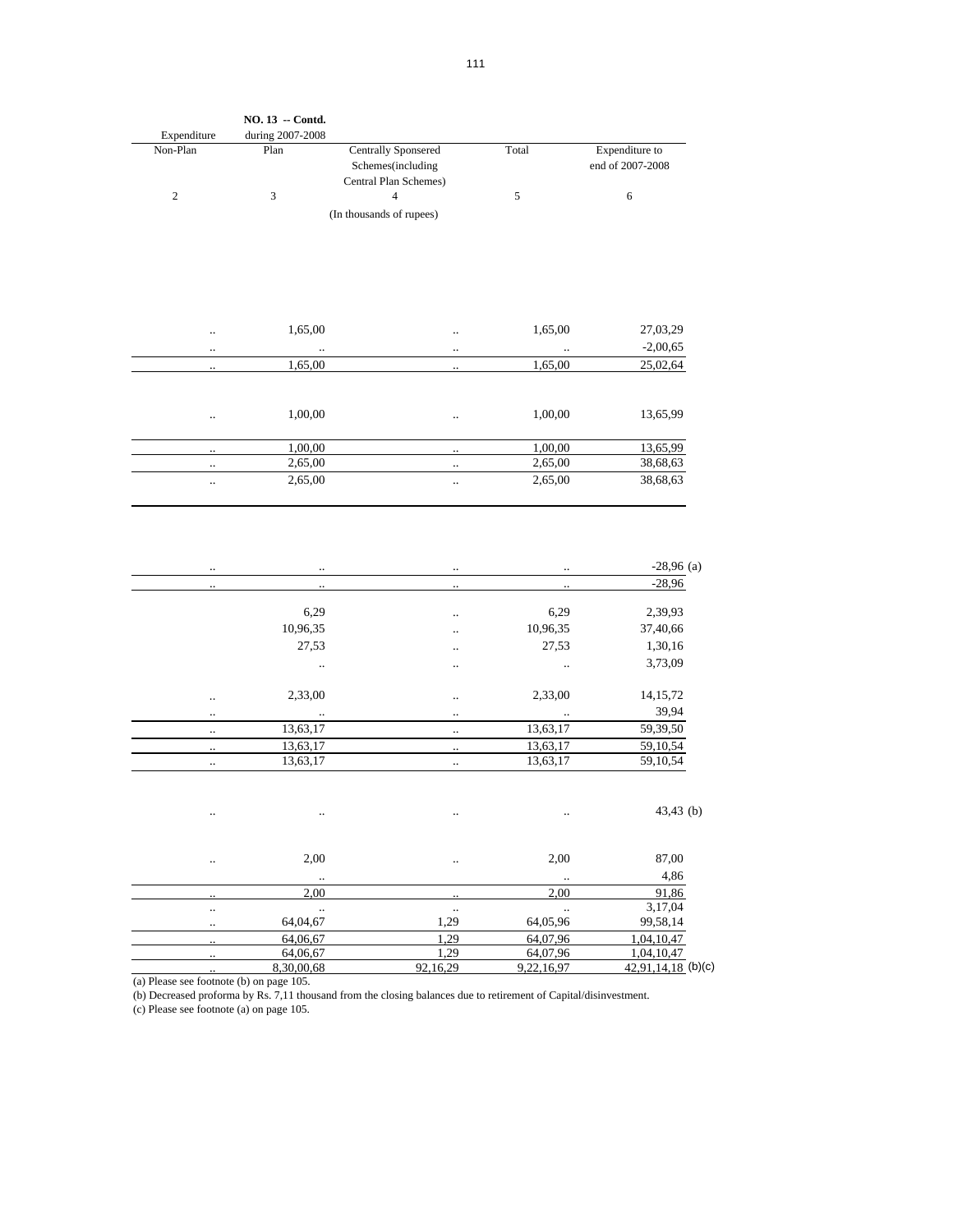**NO. 13 -- Contd.**

| Expenditure during 2007-2008 | | | | |
|---|---|---|---|---|
| Non-Plan | Plan | Centrally Sponsered Schemes(including Central Plan Schemes) | Total | Expenditure to end of 2007-2008 |
| 2 | 3 | 4 | 5 | 6 |
| | | (In thousands of rupees) | | |
| .. | 1,65,00 | .. | 1,65,00 | 27,03,29 |
| .. | .. | .. | .. | -2,00,65 |
| .. | 1,65,00 | .. | 1,65,00 | 25,02,64 |
| .. | 1,00,00 | .. | 1,00,00 | 13,65,99 |
| .. | 1,00,00 | .. | 1,00,00 | 13,65,99 |
| .. | 2,65,00 | .. | 2,65,00 | 38,68,63 |
| .. | 2,65,00 | .. | 2,65,00 | 38,68,63 |
| .. | .. | .. | .. | -28,96 (a) |
| .. | .. | .. | .. | -28,96 |
| | 6,29 | .. | 6,29 | 2,39,93 |
| | 10,96,35 | .. | 10,96,35 | 37,40,66 |
| | 27,53 | .. | 27,53 | 1,30,16 |
| | .. | .. | .. | 3,73,09 |
| .. | 2,33,00 | .. | 2,33,00 | 14,15,72 |
| .. | .. | .. | .. | 39,94 |
| .. | 13,63,17 | .. | 13,63,17 | 59,39,50 |
| .. | 13,63,17 | .. | 13,63,17 | 59,10,54 |
| .. | 13,63,17 | .. | 13,63,17 | 59,10,54 |
| .. | .. | .. | .. | 43,43 (b) |
| .. | 2,00 | .. | 2,00 | 87,00 |
| | .. | | .. | 4,86 |
| .. | 2,00 | .. | 2,00 | 91,86 |
| .. | .. | .. | .. | 3,17,04 |
| .. | 64,04,67 | 1,29 | 64,05,96 | 99,58,14 |
| .. | 64,06,67 | 1,29 | 64,07,96 | 1,04,10,47 |
| .. | 64,06,67 | 1,29 | 64,07,96 | 1,04,10,47 |
| .. | 8,30,00,68 | 92,16,29 | 9,22,16,97 | 42,91,14,18 (b)(c) |

(a) Please see footnote (b) on page 105.

(b) Decreased proforma by Rs. 7,11 thousand from the closing balances due to retirement of Capital/disinvestment.

(c) Please see footnote (a) on page 105.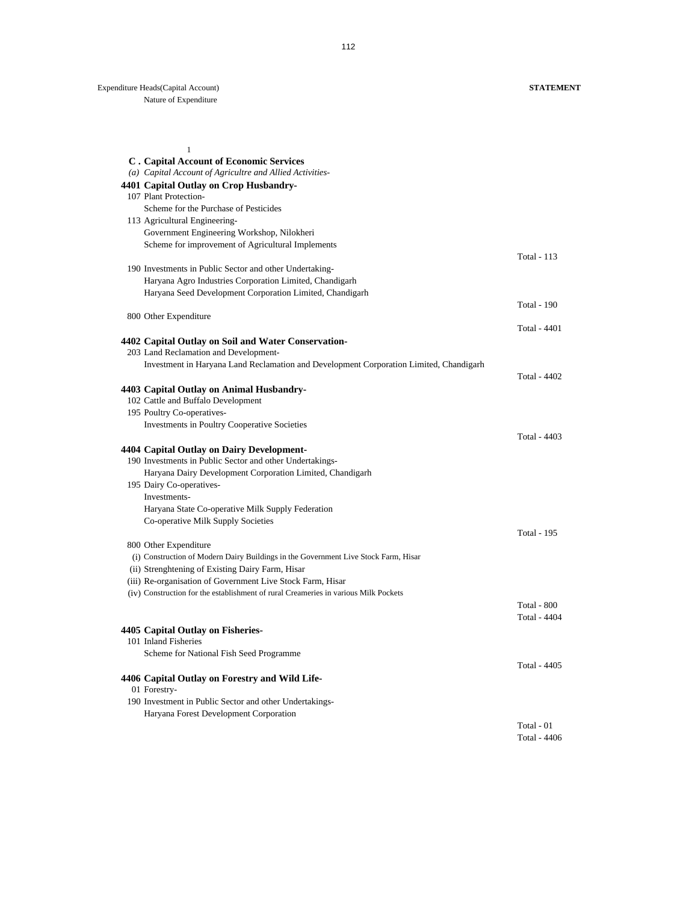Expenditure Heads(Capital Account)

Nature of Expenditure

**STATEMENT**

| 1 | |
|---|---|
| **C . Capital Account of Economic Services** | |
| *(a) Capital Account of Agricultre and Allied Activities-* | |
| **4401 Capital Outlay on Crop Husbandry-** | |
| 107 Plant Protection- | |
| Scheme for the Purchase of Pesticides | |
| 113 Agricultural Engineering- | |
| Government Engineering Workshop, Nilokheri | |
| Scheme for improvement of Agricultural Implements | |
| | Total - 113 |
| 190 Investments in Public Sector and other Undertaking- | |
| Haryana Agro Industries Corporation Limited, Chandigarh | |
| Haryana Seed Development Corporation Limited, Chandigarh | |
| | Total - 190 |
| 800 Other Expenditure | |
| | Total - 4401 |
| **4402 Capital Outlay on Soil and Water Conservation-** | |
| 203 Land Reclamation and Development- | |
| Investment in Haryana Land Reclamation and Development Corporation Limited, Chandigarh | |
| | Total - 4402 |
| **4403 Capital Outlay on Animal Husbandry-** | |
| 102 Cattle and Buffalo Development | |
| 195 Poultry Co-operatives- | |
| Investments in Poultry Cooperative Societies | |
| | Total - 4403 |
| **4404 Capital Outlay on Dairy Development-** | |
| 190 Investments in Public Sector and other Undertakings- | |
| Haryana Dairy Development Corporation Limited, Chandigarh | |
| 195 Dairy Co-operatives- | |
| Investments- | |
| Haryana State Co-operative Milk Supply Federation | |
| Co-operative Milk Supply Societies | |
| | Total - 195 |
| 800 Other Expenditure | |
| (i) Construction of Modern Dairy Buildings in the Government Live Stock Farm, Hisar | |
| (ii) Strenghtening of Existing Dairy Farm, Hisar | |
| (iii) Re-organisation of Government Live Stock Farm, Hisar | |
| (iv) Construction for the establishment of rural Creameries in various Milk Pockets | |
| | Total - 800 |
| | Total - 4404 |
| **4405 Capital Outlay on Fisheries-** | |
| 101 Inland Fisheries | |
| Scheme for National Fish Seed Programme | |
| | Total - 4405 |
| **4406 Capital Outlay on Forestry and Wild Life-** | |
| 01 Forestry- | |
| 190 Investment in Public Sector and other Undertakings- | |
| Haryana Forest Development Corporation | |
| | Total - 01 |
| | Total - 4406 |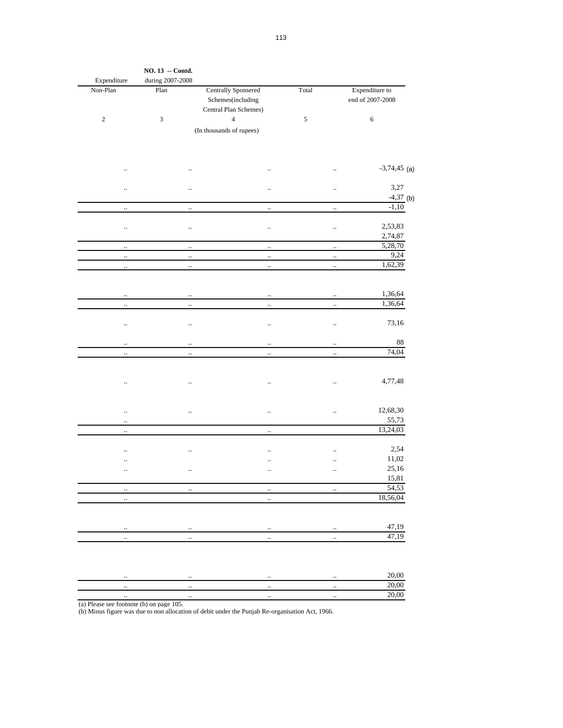**NO. 13 -- Contd.**

| Expenditure Non-Plan | during 2007-2008 Plan | Centrally Sponsered Schemes(including Central Plan Schemes) | Total | Expenditure to end of 2007-2008 |
|---|---|---|---|---|
| 2 | 3 | 4 | 5 | 6 |
| | | (In thousands of rupees) | | |
| .. | .. | .. | .. | -3,74,45 (a) |
| .. | .. | .. | .. | 3,27 |
| | | | | -4,37 (b) |
| .. | .. | .. | .. | -1,10 |
| .. | .. | .. | .. | 2,53,83 |
| | | | | 2,74,87 |
| .. | .. | .. | .. | 5,28,70 |
| .. | .. | .. | .. | 9,24 |
| .. | .. | .. | .. | 1,62,39 |
| .. | .. | .. | .. | 1,36,64 |
| .. | .. | .. | .. | 1,36,64 |
| .. | .. | .. | .. | 73,16 |
| .. | .. | .. | .. | 88 |
| .. | .. | .. | .. | 74,04 |
| .. | .. | .. | .. | 4,77,48 |
| .. | .. | .. | .. | 12,68,30 |
| .. | | | | 55,73 |
| .. | | .. | | 13,24,03 |
| .. | .. | .. | .. | 2,54 |
| .. | | .. | .. | 11,02 |
| .. | .. | .. | .. | 25,16 |
| | | | | 15,81 |
| .. | .. | .. | .. | 54,53 |
| .. | | .. | | 18,56,04 |
| .. | .. | .. | .. | 47,19 |
| .. | .. | .. | .. | 47,19 |
| .. | .. | .. | .. | 20,00 |
| .. | .. | .. | .. | 20,00 |
| .. | .. | .. | .. | 20,00 |

(a) Please see footnote (b) on page 105.

(b) Minus figure was due to non allocation of debit under the Punjab Re-organisation Act, 1966.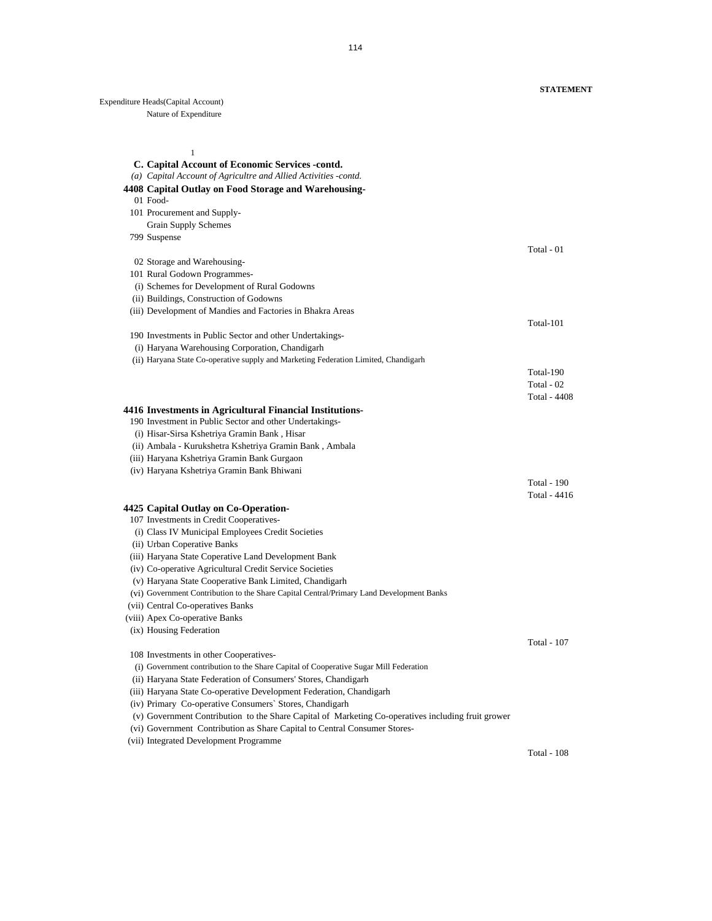**STATEMENT**

Expenditure Heads(Capital Account)
Nature of Expenditure

1

**C. Capital Account of Economic Services -contd.**

*(a) Capital Account of Agricultre and Allied Activities -contd.*

**4408 Capital Outlay on Food Storage and Warehousing-**

01 Food-

101 Procurement and Supply-

Grain Supply Schemes

799 Suspense

Total - 01

02 Storage and Warehousing-

101 Rural Godown Programmes-

(i) Schemes for Development of Rural Godowns

(ii) Buildings, Construction of Godowns

(iii) Development of Mandies and Factories in Bhakra Areas

Total-101

190 Investments in Public Sector and other Undertakings-

(i) Haryana Warehousing Corporation, Chandigarh

(ii) Haryana State Co-operative supply and Marketing Federation Limited, Chandigarh

Total-190

Total - 02

Total - 4408

**4416 Investments in Agricultural Financial Institutions-**

190 Investment in Public Sector and other Undertakings-

(i) Hisar-Sirsa Kshetriya Gramin Bank , Hisar

(ii) Ambala - Kurukshetra Kshetriya Gramin Bank , Ambala

(iii) Haryana Kshetriya Gramin Bank Gurgaon

(iv) Haryana Kshetriya Gramin Bank Bhiwani

Total - 190

Total - 4416

**4425 Capital Outlay on Co-Operation-**

107 Investments in Credit Cooperatives-

(i) Class IV Municipal Employees Credit Societies

(ii) Urban Coperative Banks

(iii) Haryana State Coperative Land Development Bank

(iv) Co-operative Agricultural Credit Service Societies

(v) Haryana State Cooperative Bank Limited, Chandigarh

(vi) Government Contribution to the Share Capital Central/Primary Land Development Banks

(vii) Central Co-operatives Banks

(viii) Apex Co-operative Banks

(ix) Housing Federation

Total - 107

108 Investments in other Cooperatives-

(i) Government contribution to the Share Capital of Cooperative Sugar Mill Federation

(ii) Haryana State Federation of Consumers' Stores, Chandigarh

(iii) Haryana State Co-operative Development Federation, Chandigarh

(iv) Primary Co-operative Consumers` Stores, Chandigarh

(v) Government Contribution to the Share Capital of Marketing Co-operatives including fruit grower

(vi) Government Contribution as Share Capital to Central Consumer Stores-

(vii) Integrated Development Programme

Total - 108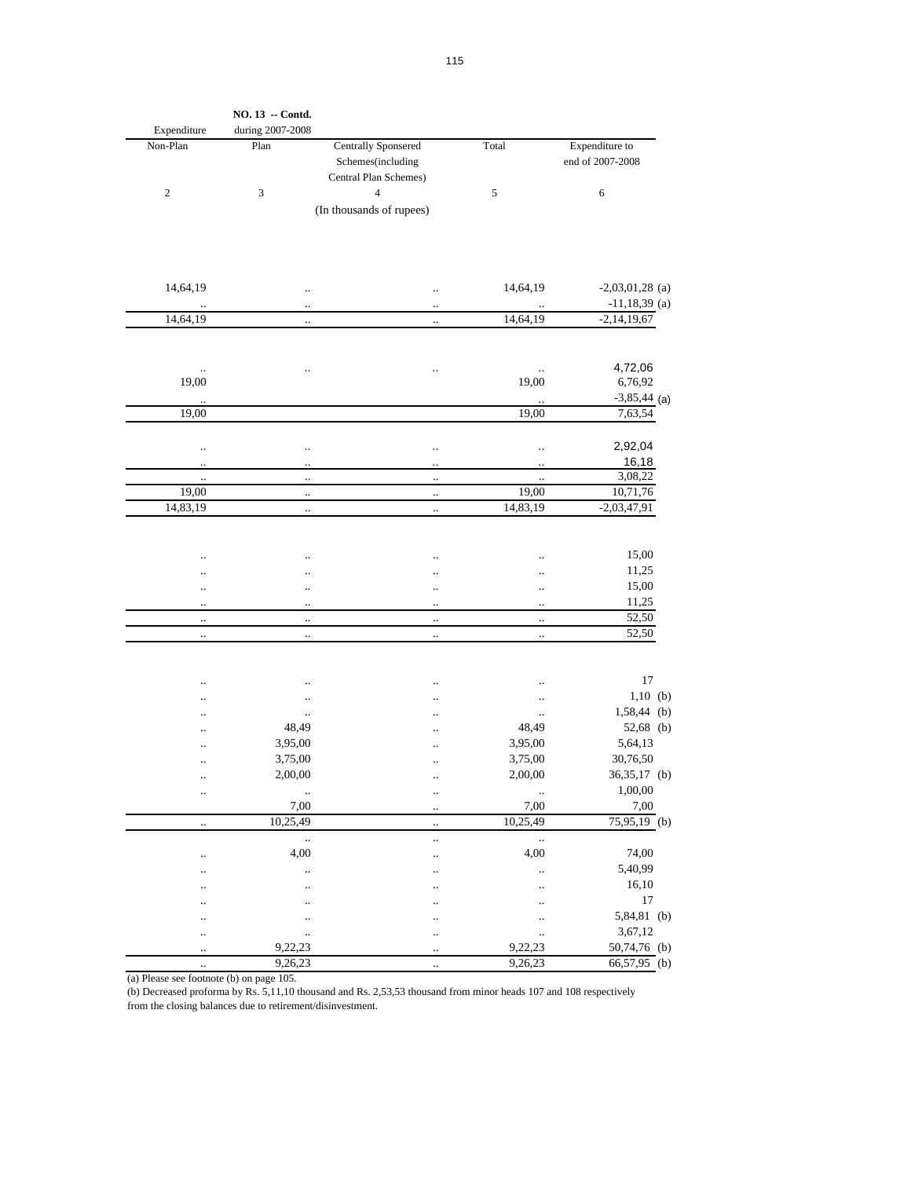NO. 13 -- Contd.

| Expenditure Non-Plan | during 2007-2008 Plan | Centrally Sponsered Schemes(including Central Plan Schemes) | Total | Expenditure to end of 2007-2008 |
|---|---|---|---|---|
| 2 | 3 | 4 | 5 | 6 |
| | | (In thousands of rupees) | | |
| 14,64,19 | .. | .. | 14,64,19 | -2,03,01,28 (a) |
| .. | .. | .. | .. | -11,18,39 (a) |
| 14,64,19 | .. | .. | 14,64,19 | -2,14,19,67 |
| .. | .. | .. | .. | 4,72,06 |
| 19,00 | | | 19,00 | 6,76,92 |
| .. | | | .. | -3,85,44 (a) |
| 19,00 | | | 19,00 | 7,63,54 |
| .. | .. | .. | .. | 2,92,04 |
| .. | .. | .. | .. | 16,18 |
| .. | .. | .. | .. | 3,08,22 |
| 19,00 | .. | .. | 19,00 | 10,71,76 |
| 14,83,19 | .. | .. | 14,83,19 | -2,03,47,91 |
| .. | .. | .. | .. | 15,00 |
| .. | .. | .. | .. | 11,25 |
| .. | .. | .. | .. | 15,00 |
| .. | .. | .. | .. | 11,25 |
| .. | .. | .. | .. | 52,50 |
| .. | .. | .. | .. | 52,50 |
| .. | .. | .. | .. | 17 |
| .. | .. | .. | .. | 1,10 (b) |
| .. | .. | .. | .. | 1,58,44 (b) |
| .. | 48,49 | .. | 48,49 | 52,68 (b) |
| .. | 3,95,00 | .. | 3,95,00 | 5,64,13 |
| .. | 3,75,00 | .. | 3,75,00 | 30,76,50 |
| .. | 2,00,00 | .. | 2,00,00 | 36,35,17 (b) |
| .. | .. | .. | .. | 1,00,00 |
| | 7,00 | .. | 7,00 | 7,00 |
| .. | 10,25,49 | .. | 10,25,49 | 75,95,19 (b) |
| | .. | .. | .. | |
| .. | 4,00 | .. | 4,00 | 74,00 |
| .. | .. | .. | .. | 5,40,99 |
| .. | .. | .. | .. | 16,10 |
| .. | .. | .. | .. | 17 |
| .. | .. | .. | .. | 5,84,81 (b) |
| .. | .. | .. | .. | 3,67,12 |
| .. | 9,22,23 | .. | 9,22,23 | 50,74,76 (b) |
| .. | 9,26,23 | .. | 9,26,23 | 66,57,95 (b) |

(a) Please see footnote (b) on page 105.

(b) Decreased proforma by Rs. 5,11,10 thousand and Rs. 2,53,53 thousand from minor heads 107 and 108 respectively from the closing balances due to retirement/disinvestment.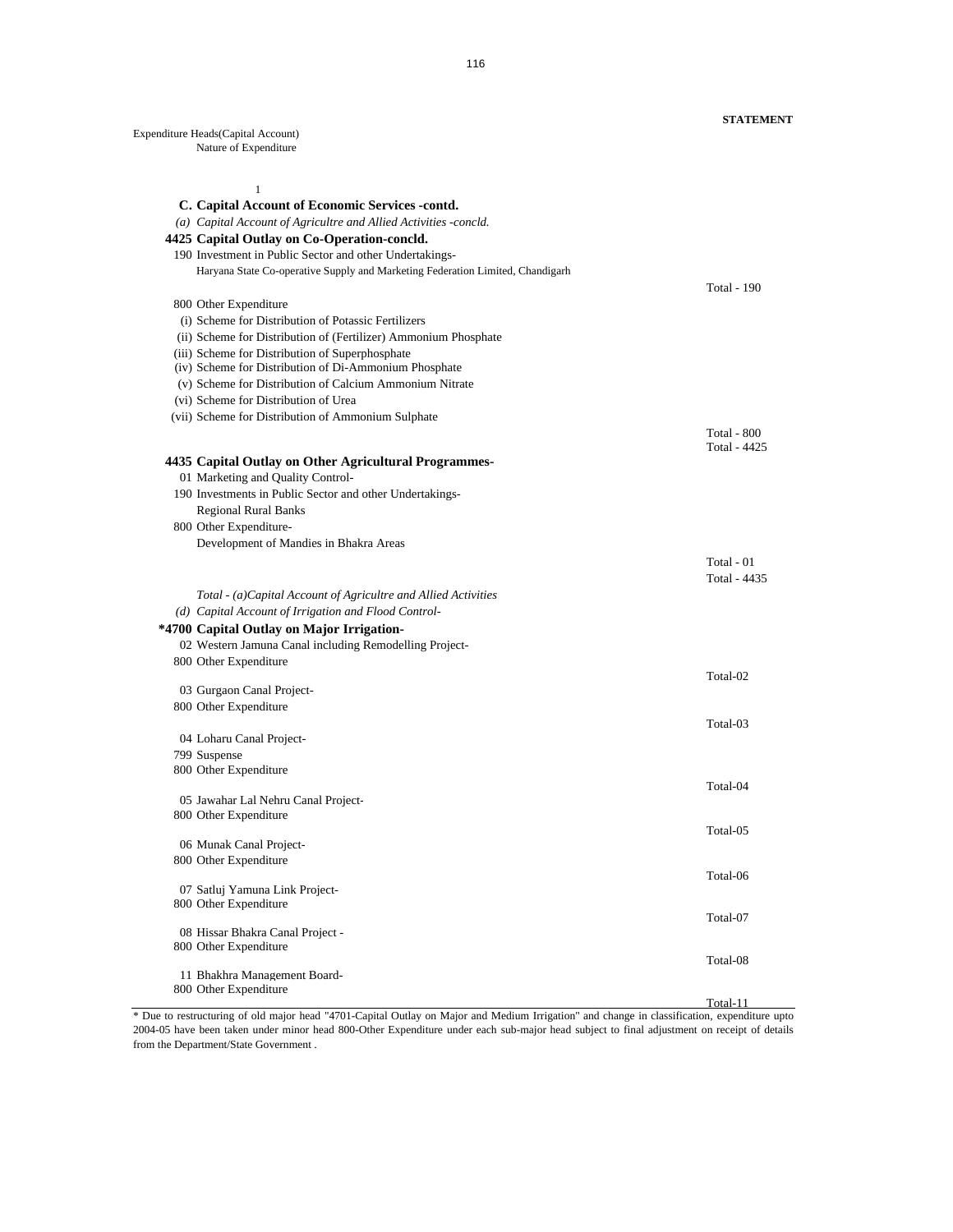**STATEMENT**

Expenditure Heads(Capital Account)
Nature of Expenditure

1

**C. Capital Account of Economic Services -contd.**

*(a) Capital Account of Agricultre and Allied Activities -concld.*

**4425 Capital Outlay on Co-Operation-concld.**

190 Investment in Public Sector and other Undertakings-

Haryana State Co-operative Supply and Marketing Federation Limited, Chandigarh

Total - 190

800 Other Expenditure

(i) Scheme for Distribution of Potassic Fertilizers

(ii) Scheme for Distribution of (Fertilizer) Ammonium Phosphate

(iii) Scheme for Distribution of Superphosphate

(iv) Scheme for Distribution of Di-Ammonium Phosphate

(v) Scheme for Distribution of Calcium Ammonium Nitrate

(vi) Scheme for Distribution of Urea

(vii) Scheme for Distribution of Ammonium Sulphate

Total - 800

Total - 4425

**4435 Capital Outlay on Other Agricultural Programmes-**

01 Marketing and Quality Control-

190 Investments in Public Sector and other Undertakings-

Regional Rural Banks

800 Other Expenditure-

Development of Mandies in Bhakra Areas

Total - 01

Total - 4435

*Total - (a)Capital Account of Agricultre and Allied Activities*

*(d) Capital Account of Irrigation and Flood Control-*

**\*4700 Capital Outlay on Major Irrigation-**

02 Western Jamuna Canal including Remodelling Project-

800 Other Expenditure

Total-02

03 Gurgaon Canal Project-

800 Other Expenditure

Total-03

04 Loharu Canal Project-

799 Suspense

800 Other Expenditure

Total-04

05 Jawahar Lal Nehru Canal Project-

800 Other Expenditure

Total-05

06 Munak Canal Project-

800 Other Expenditure

Total-06

07 Satluj Yamuna Link Project-

800 Other Expenditure

Total-07

08 Hissar Bhakra Canal Project -

800 Other Expenditure

Total-08

11 Bhakhra Management Board-

800 Other Expenditure

Total-11

\* Due to restructuring of old major head "4701-Capital Outlay on Major and Medium Irrigation" and change in classification, expenditure upto 2004-05 have been taken under minor head 800-Other Expenditure under each sub-major head subject to final adjustment on receipt of details from the Department/State Government .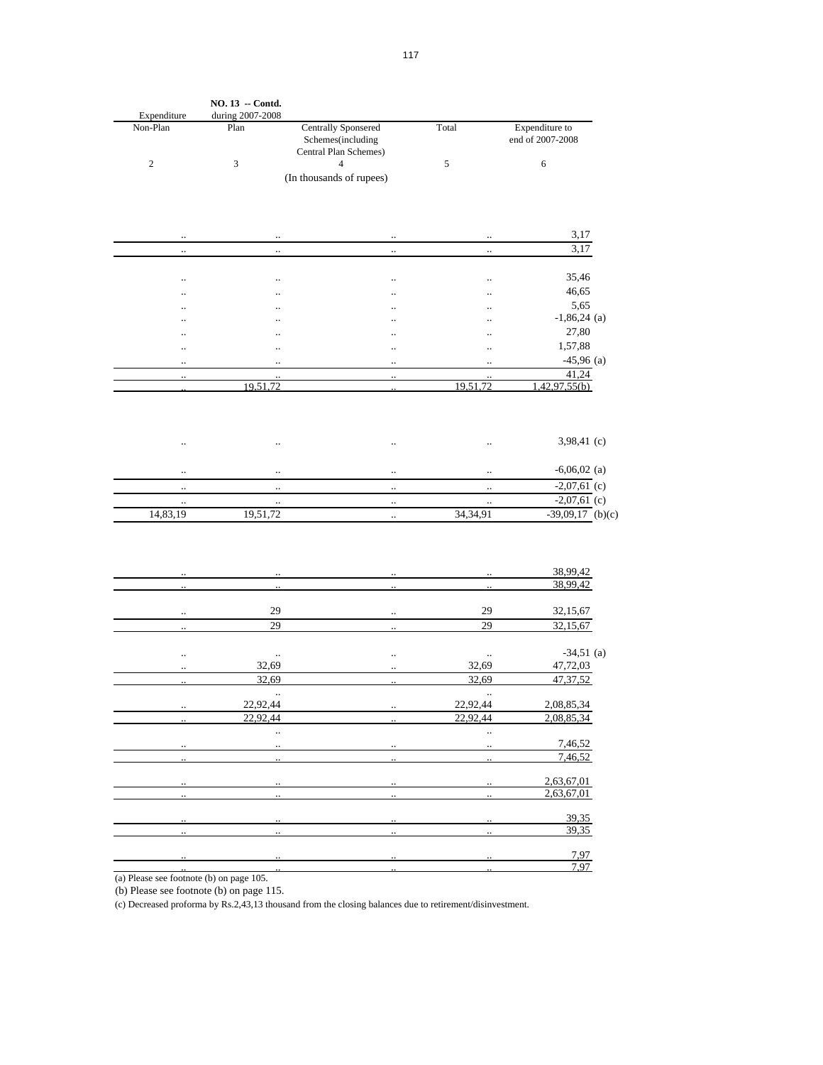**NO. 13 -- Contd.**

| Expenditure during 2007-2008 Non-Plan | Plan | Centrally Sponsered Schemes(including Central Plan Schemes) | Total | Expenditure to end of 2007-2008 |
|---|---|---|---|---|
| 2 | 3 | 4 | 5 | 6 |
| | | (In thousands of rupees) | | |
| .. | .. | .. | .. | 3,17 |
| .. | .. | .. | .. | 3,17 |
| .. | .. | .. | .. | 35,46 |
| .. | .. | .. | .. | 46,65 |
| .. | .. | .. | .. | 5,65 |
| .. | .. | .. | .. | -1,86,24 (a) |
| .. | .. | .. | .. | 27,80 |
| .. | .. | .. | .. | 1,57,88 |
| .. | .. | .. | .. | -45,96 (a) |
| .. | .. | .. | .. | 41,24 |
| .. | 19,51,72 | .. | 19,51,72 | 1,42,97,55(b) |
| .. | .. | .. | .. | 3,98,41 (c) |
| .. | .. | .. | .. | -6,06,02 (a) |
| .. | .. | .. | .. | -2,07,61 (c) |
| .. | .. | .. | .. | -2,07,61 (c) |
| 14,83,19 | 19,51,72 | .. | 34,34,91 | -39,09,17 (b)(c) |
| .. | .. | .. | .. | 38,99,42 |
| .. | .. | .. | .. | 38,99,42 |
| .. | 29 | .. | 29 | 32,15,67 |
| .. | 29 | .. | 29 | 32,15,67 |
| .. | .. | .. | .. | -34,51 (a) |
| .. | 32,69 | .. | 32,69 | 47,72,03 |
| .. | 32,69 | .. | 32,69 | 47,37,52 |
| | .. | | .. | |
| .. | 22,92,44 | .. | 22,92,44 | 2,08,85,34 |
| .. | 22,92,44 | .. | 22,92,44 | 2,08,85,34 |
| | .. | | .. | |
| .. | .. | .. | .. | 7,46,52 |
| .. | .. | .. | .. | 7,46,52 |
| .. | .. | .. | .. | 2,63,67,01 |
| .. | .. | .. | .. | 2,63,67,01 |
| .. | .. | .. | .. | 39,35 |
| .. | .. | .. | .. | 39,35 |
| .. | .. | .. | .. | 7,97 |
| .. | .. | .. | .. | 7,97 |

(a) Please see footnote (b) on page 105.

(b) Please see footnote (b) on page 115.

(c) Decreased proforma by Rs.2,43,13 thousand from the closing balances due to retirement/disinvestment.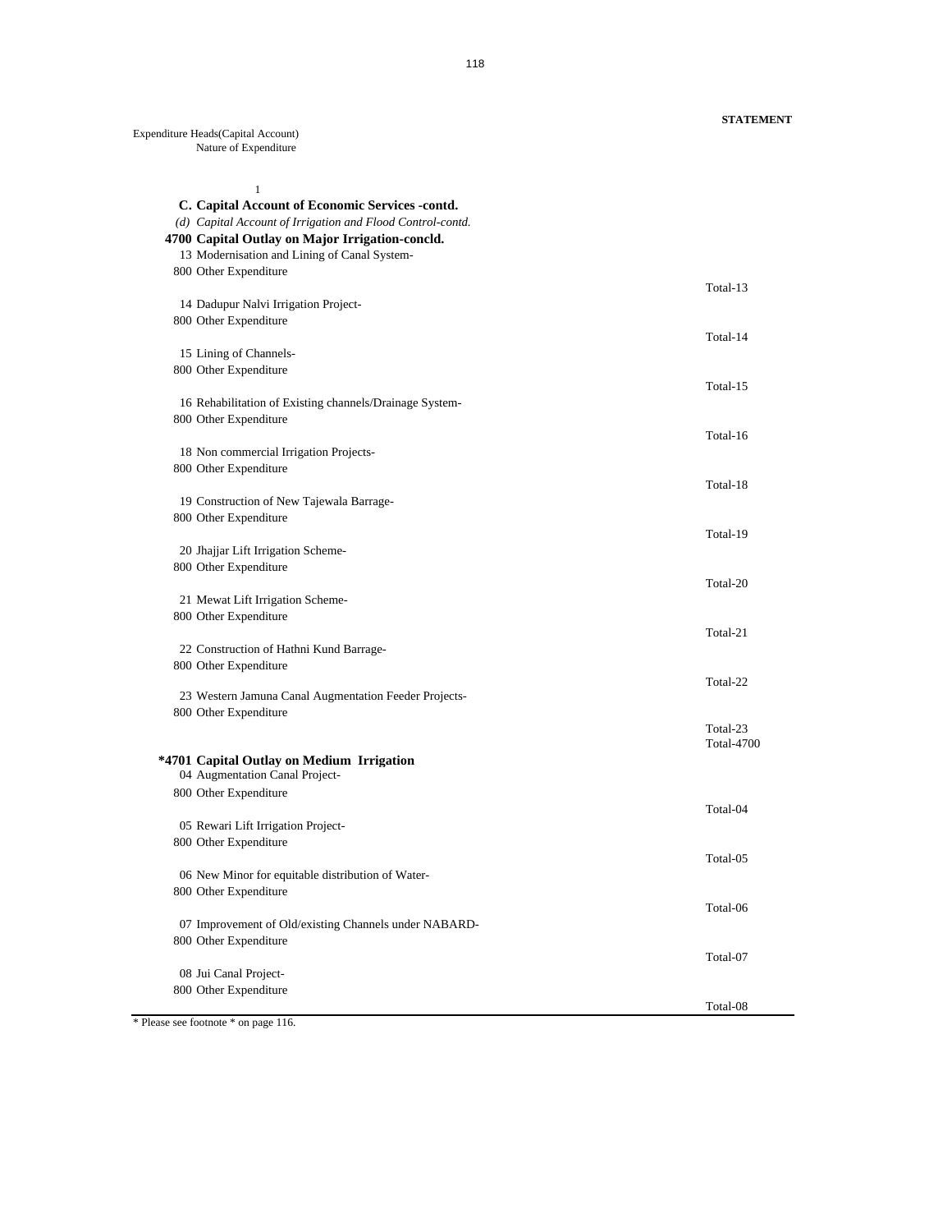**STATEMENT**

Expenditure Heads(Capital Account)
Nature of Expenditure

1

**C. Capital Account of Economic Services -contd.**

*(d) Capital Account of Irrigation and Flood Control-contd.*

**4700 Capital Outlay on Major Irrigation-concld.**

13 Modernisation and Lining of Canal System-
800 Other Expenditure
Total-13

14 Dadupur Nalvi Irrigation Project-
800 Other Expenditure
Total-14

15 Lining of Channels-
800 Other Expenditure
Total-15

16 Rehabilitation of Existing channels/Drainage System-
800 Other Expenditure
Total-16

18 Non commercial Irrigation Projects-
800 Other Expenditure
Total-18

19 Construction of New Tajewala Barrage-
800 Other Expenditure
Total-19

20 Jhajjar Lift Irrigation Scheme-
800 Other Expenditure
Total-20

21 Mewat Lift Irrigation Scheme-
800 Other Expenditure
Total-21

22 Construction of Hathni Kund Barrage-
800 Other Expenditure
Total-22

23 Western Jamuna Canal Augmentation Feeder Projects-
800 Other Expenditure
Total-23
Total-4700

**\*4701 Capital Outlay on Medium Irrigation**

04 Augmentation Canal Project-
800 Other Expenditure
Total-04

05 Rewari Lift Irrigation Project-
800 Other Expenditure
Total-05

06 New Minor for equitable distribution of Water-
800 Other Expenditure
Total-06

07 Improvement of Old/existing Channels under NABARD-
800 Other Expenditure
Total-07

08 Jui Canal Project-
800 Other Expenditure
Total-08

\* Please see footnote \* on page 116.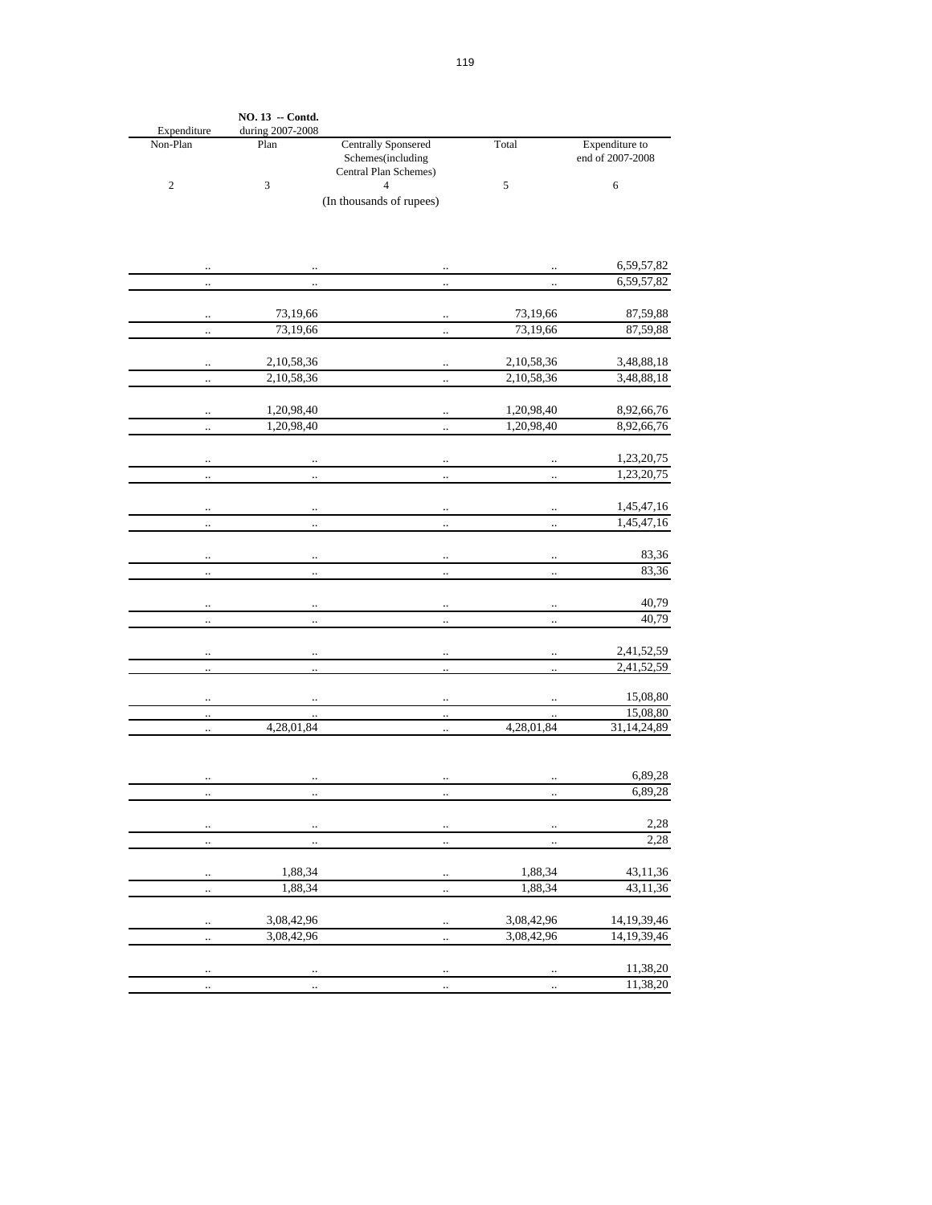**NO. 13 -- Contd.**

| Expenditure Non-Plan | during 2007-2008 Plan | Centrally Sponsered Schemes(including Central Plan Schemes) | Total | Expenditure to end of 2007-2008 |
|---|---|---|---|---|
| 2 | 3 | 4 | 5 | 6 |
| | | (In thousands of rupees) | | |
| .. | .. | .. | .. | 6,59,57,82 |
| .. | .. | .. | .. | 6,59,57,82 |
| .. | 73,19,66 | .. | 73,19,66 | 87,59,88 |
| .. | 73,19,66 | .. | 73,19,66 | 87,59,88 |
| .. | 2,10,58,36 | .. | 2,10,58,36 | 3,48,88,18 |
| .. | 2,10,58,36 | .. | 2,10,58,36 | 3,48,88,18 |
| .. | 1,20,98,40 | .. | 1,20,98,40 | 8,92,66,76 |
| .. | 1,20,98,40 | .. | 1,20,98,40 | 8,92,66,76 |
| .. | .. | .. | .. | 1,23,20,75 |
| .. | .. | .. | .. | 1,23,20,75 |
| .. | .. | .. | .. | 1,45,47,16 |
| .. | .. | .. | .. | 1,45,47,16 |
| .. | .. | .. | .. | 83,36 |
| .. | .. | .. | .. | 83,36 |
| .. | .. | .. | .. | 40,79 |
| .. | .. | .. | .. | 40,79 |
| .. | .. | .. | .. | 2,41,52,59 |
| .. | .. | .. | .. | 2,41,52,59 |
| .. | .. | .. | .. | 15,08,80 |
| .. | .. | .. | .. | 15,08,80 |
| .. | 4,28,01,84 | .. | 4,28,01,84 | 31,14,24,89 |
| .. | .. | .. | .. | 6,89,28 |
| .. | .. | .. | .. | 6,89,28 |
| .. | .. | .. | .. | 2,28 |
| .. | .. | .. | .. | 2,28 |
| .. | 1,88,34 | .. | 1,88,34 | 43,11,36 |
| .. | 1,88,34 | .. | 1,88,34 | 43,11,36 |
| .. | 3,08,42,96 | .. | 3,08,42,96 | 14,19,39,46 |
| .. | 3,08,42,96 | .. | 3,08,42,96 | 14,19,39,46 |
| .. | .. | .. | .. | 11,38,20 |
| .. | .. | .. | .. | 11,38,20 |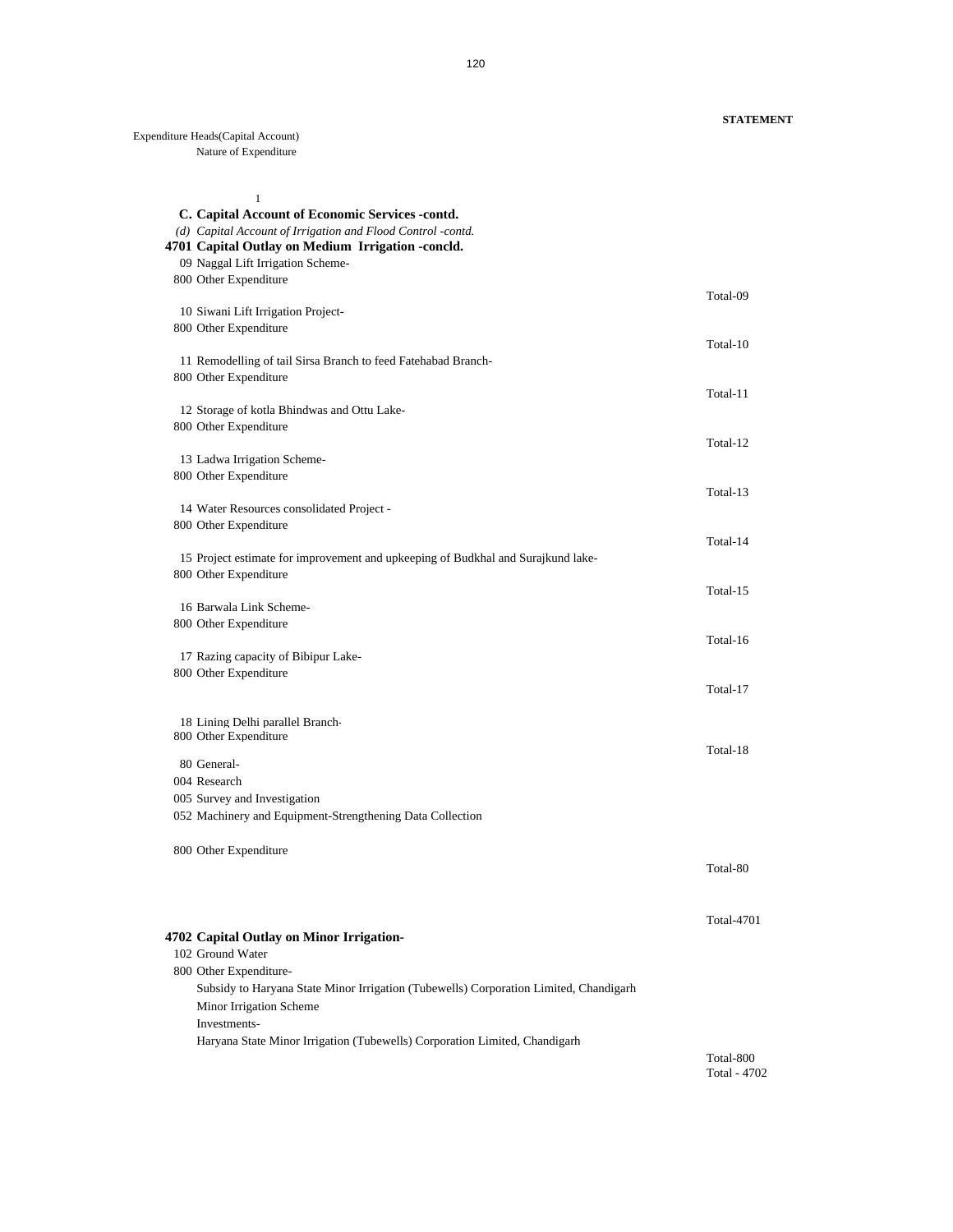**STATEMENT**

Expenditure Heads(Capital Account)
Nature of Expenditure

1

**C. Capital Account of Economic Services -contd.**

*(d) Capital Account of Irrigation and Flood Control -contd.*

**4701 Capital Outlay on Medium Irrigation -concld.**

09 Naggal Lift Irrigation Scheme-
800 Other Expenditure
Total-09

10 Siwani Lift Irrigation Project-
800 Other Expenditure
Total-10

11 Remodelling of tail Sirsa Branch to feed Fatehabad Branch-
800 Other Expenditure
Total-11

12 Storage of kotla Bhindwas and Ottu Lake-
800 Other Expenditure
Total-12

13 Ladwa Irrigation Scheme-
800 Other Expenditure
Total-13

14 Water Resources consolidated Project -
800 Other Expenditure
Total-14

15 Project estimate for improvement and upkeeping of Budkhal and Surajkund lake-
800 Other Expenditure
Total-15

16 Barwala Link Scheme-
800 Other Expenditure
Total-16

17 Razing capacity of Bibipur Lake-
800 Other Expenditure
Total-17

18 Lining Delhi parallel Branch-
800 Other Expenditure
Total-18

80 General-
004 Research
005 Survey and Investigation
052 Machinery and Equipment-Strengthening Data Collection

800 Other Expenditure
Total-80

Total-4701

**4702 Capital Outlay on Minor Irrigation-**

102 Ground Water
800 Other Expenditure-
Subsidy to Haryana State Minor Irrigation (Tubewells) Corporation Limited, Chandigarh
Minor Irrigation Scheme
Investments-
Haryana State Minor Irrigation (Tubewells) Corporation Limited, Chandigarh
Total-800
Total - 4702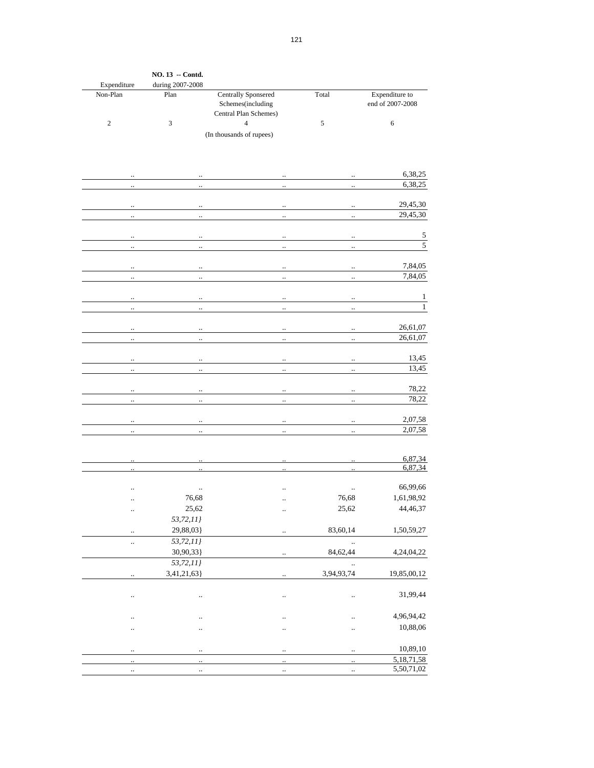**NO. 13 -- Contd.**

| Expenditure | during 2007-2008 | | | |
|---|---|---|---|---|
| Non-Plan | Plan | Centrally Sponsered Schemes(including Central Plan Schemes) | Total | Expenditure to end of 2007-2008 |
| 2 | 3 | 4 | 5 | 6 |
| | | (In thousands of rupees) | | |
| .. | .. | .. | .. | 6,38,25 |
| .. | .. | .. | .. | 6,38,25 |
| .. | .. | .. | .. | 29,45,30 |
| .. | .. | .. | .. | 29,45,30 |
| .. | .. | .. | .. | 5 |
| .. | .. | .. | .. | 5 |
| .. | .. | .. | .. | 7,84,05 |
| .. | .. | .. | .. | 7,84,05 |
| .. | .. | .. | .. | 1 |
| .. | .. | .. | .. | 1 |
| .. | .. | .. | .. | 26,61,07 |
| .. | .. | .. | .. | 26,61,07 |
| .. | .. | .. | .. | 13,45 |
| .. | .. | .. | .. | 13,45 |
| .. | .. | .. | .. | 78,22 |
| .. | .. | .. | .. | 78,22 |
| .. | .. | .. | .. | 2,07,58 |
| .. | .. | .. | .. | 2,07,58 |
| .. | .. | .. | .. | 6,87,34 |
| .. | .. | .. | .. | 6,87,34 |
| .. | .. | .. | .. | 66,99,66 |
| .. | 76,68 | .. | 76,68 | 1,61,98,92 |
| .. | 25,62 | .. | 25,62 | 44,46,37 |
| | *53,72,11}* | | | |
| .. | 29,88,03} | .. | 83,60,14 | 1,50,59,27 |
| .. | *53,72,11}* | | .. | |
| | 30,90,33} | .. | 84,62,44 | 4,24,04,22 |
| | *53,72,11}* | | .. | |
| .. | 3,41,21,63} | .. | 3,94,93,74 | 19,85,00,12 |
| .. | .. | .. | .. | 31,99,44 |
| .. | .. | .. | .. | 4,96,94,42 |
| .. | .. | .. | .. | 10,88,06 |
| .. | .. | .. | .. | 10,89,10 |
| .. | .. | .. | .. | 5,18,71,58 |
| .. | .. | .. | .. | 5,50,71,02 |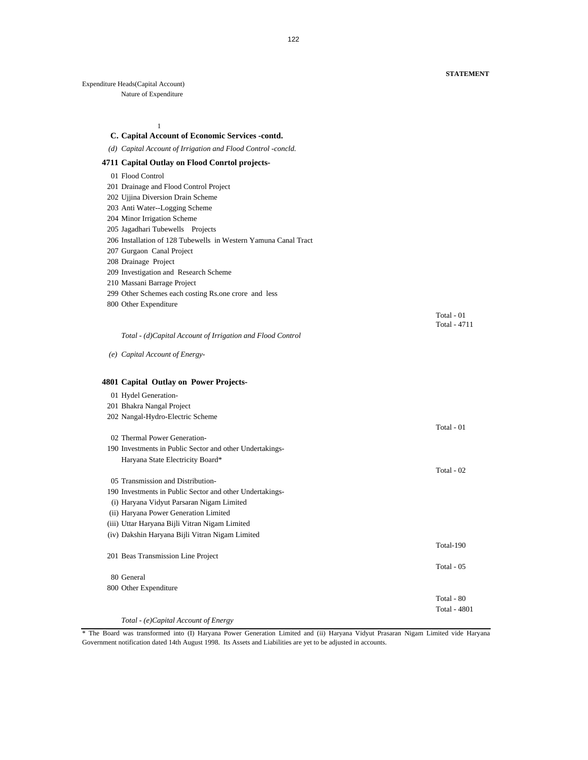**STATEMENT**

Expenditure Heads(Capital Account)

Nature of Expenditure

1

**C. Capital Account of Economic Services -contd.**

*(d) Capital Account of Irrigation and Flood Control -concld.*

**4711 Capital Outlay on Flood Conrtol projects-**

01 Flood Control

201 Drainage and Flood Control Project

202 Ujjina Diversion Drain Scheme

203 Anti Water--Logging Scheme

204 Minor Irrigation Scheme

205 Jagadhari Tubewells Projects

206 Installation of 128 Tubewells in Western Yamuna Canal Tract

207 Gurgaon Canal Project

208 Drainage Project

209 Investigation and Research Scheme

210 Massani Barrage Project

299 Other Schemes each costing Rs.one crore and less

800 Other Expenditure

Total - 01

Total - 4711

*Total - (d)Capital Account of Irrigation and Flood Control*

*(e) Capital Account of Energy-*

**4801 Capital Outlay on Power Projects-**

01 Hydel Generation-

201 Bhakra Nangal Project

202 Nangal-Hydro-Electric Scheme

Total - 01

02 Thermal Power Generation-

190 Investments in Public Sector and other Undertakings-

Haryana State Electricity Board*

Total - 02

05 Transmission and Distribution-

190 Investments in Public Sector and other Undertakings-

(i) Haryana Vidyut Parsaran Nigam Limited

(ii) Haryana Power Generation Limited

(iii) Uttar Haryana Bijli Vitran Nigam Limited

(iv) Dakshin Haryana Bijli Vitran Nigam Limited

Total-190

201 Beas Transmission Line Project

Total - 05

80 General

800 Other Expenditure

Total - 80

Total - 4801

*Total - (e)Capital Account of Energy*

* The Board was transformed into (I) Haryana Power Generation Limited and (ii) Haryana Vidyut Prasaran Nigam Limited vide Haryana Government notification dated 14th August 1998. Its Assets and Liabilities are yet to be adjusted in accounts.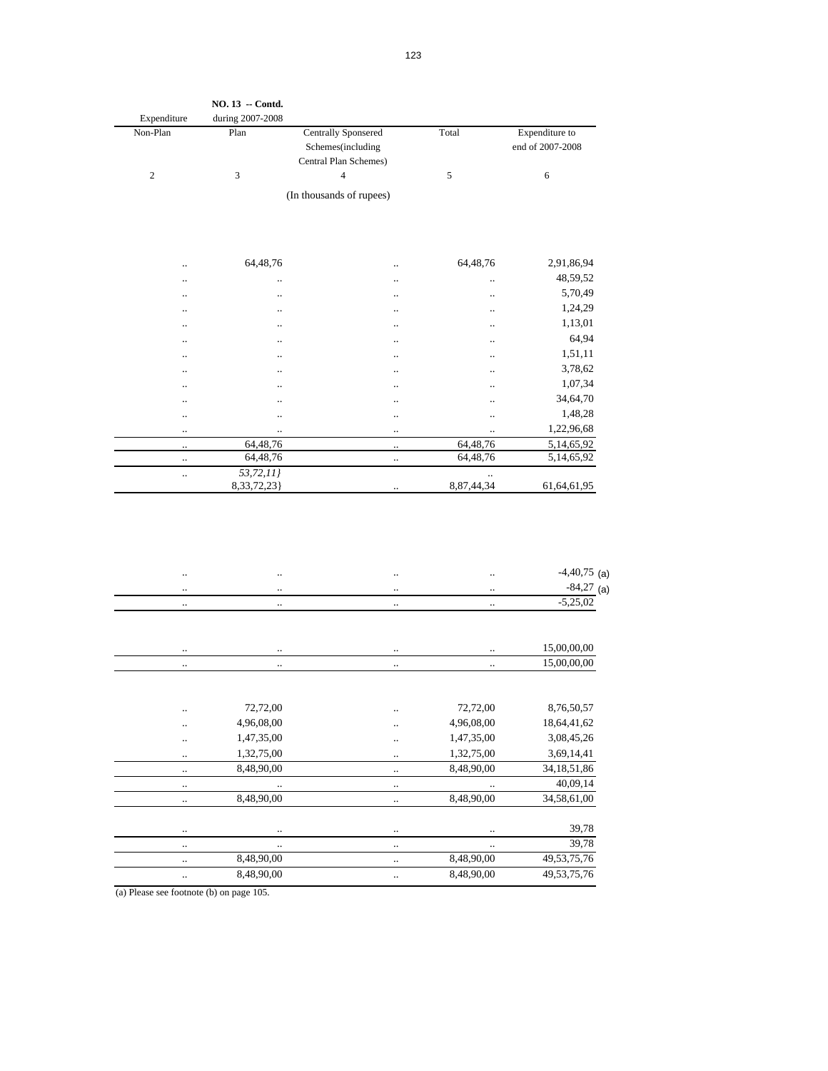NO. 13 -- Contd.

| Expenditure during 2007-2008 | | | | |
|---|---|---|---|---|
| Non-Plan | Plan | Centrally Sponsered Schemes(including Central Plan Schemes) | Total | Expenditure to end of 2007-2008 |
| 2 | 3 | 4 | 5 | 6 |
| | | (In thousands of rupees) | | |
| .. | 64,48,76 | .. | 64,48,76 | 2,91,86,94 |
| .. | .. | .. | .. | 48,59,52 |
| .. | .. | .. | .. | 5,70,49 |
| .. | .. | .. | .. | 1,24,29 |
| .. | .. | .. | .. | 1,13,01 |
| .. | .. | .. | .. | 64,94 |
| .. | .. | .. | .. | 1,51,11 |
| .. | .. | .. | .. | 3,78,62 |
| .. | .. | .. | .. | 1,07,34 |
| .. | .. | .. | .. | 34,64,70 |
| .. | .. | .. | .. | 1,48,28 |
| .. | .. | .. | .. | 1,22,96,68 |
| .. | 64,48,76 | .. | 64,48,76 | 5,14,65,92 |
| .. | 64,48,76 | .. | 64,48,76 | 5,14,65,92 |
| .. | *53,72,11}* 8,33,72,23} | .. | .. 8,87,44,34 | 61,64,61,95 |
| .. | .. | .. | .. | -4,40,75 (a) |
| .. | .. | .. | .. | -84,27 (a) |
| .. | .. | .. | .. | -5,25,02 |
| .. | .. | .. | .. | 15,00,00,00 |
| .. | .. | .. | .. | 15,00,00,00 |
| .. | 72,72,00 | .. | 72,72,00 | 8,76,50,57 |
| .. | 4,96,08,00 | .. | 4,96,08,00 | 18,64,41,62 |
| .. | 1,47,35,00 | .. | 1,47,35,00 | 3,08,45,26 |
| .. | 1,32,75,00 | .. | 1,32,75,00 | 3,69,14,41 |
| .. | 8,48,90,00 | .. | 8,48,90,00 | 34,18,51,86 |
| .. | .. | .. | .. | 40,09,14 |
| .. | 8,48,90,00 | .. | 8,48,90,00 | 34,58,61,00 |
| .. | .. | .. | .. | 39,78 |
| .. | .. | .. | .. | 39,78 |
| .. | 8,48,90,00 | .. | 8,48,90,00 | 49,53,75,76 |
| .. | 8,48,90,00 | .. | 8,48,90,00 | 49,53,75,76 |

(a) Please see footnote (b) on page 105.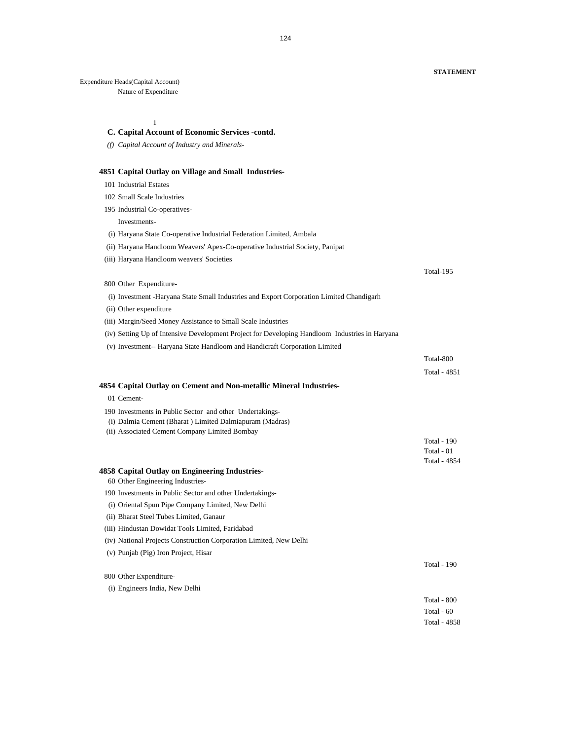**STATEMENT**

Expenditure Heads(Capital Account)
Nature of Expenditure

1

**C. Capital Account of Economic Services -contd.**

*(f) Capital Account of Industry and Minerals-*

**4851 Capital Outlay on Village and Small Industries-**

101 Industrial Estates

102 Small Scale Industries

195 Industrial Co-operatives-

Investments-

(i) Haryana State Co-operative Industrial Federation Limited, Ambala

(ii) Haryana Handloom Weavers' Apex-Co-operative Industrial Society, Panipat

(iii) Haryana Handloom weavers' Societies

Total-195

800 Other Expenditure-

(i) Investment -Haryana State Small Industries and Export Corporation Limited Chandigarh

(ii) Other expenditure

(iii) Margin/Seed Money Assistance to Small Scale Industries

(iv) Setting Up of Intensive Development Project for Developing Handloom Industries in Haryana

(v) Investment-- Haryana State Handloom and Handicraft Corporation Limited

Total-800

Total - 4851

**4854 Capital Outlay on Cement and Non-metallic Mineral Industries-**

01 Cement-

190 Investments in Public Sector and other Undertakings-

(i) Dalmia Cement (Bharat ) Limited Dalmiapuram (Madras)

(ii) Associated Cement Company Limited Bombay

Total - 190

Total - 01

Total - 4854

**4858 Capital Outlay on Engineering Industries-**

60 Other Engineering Industries-

190 Investments in Public Sector and other Undertakings-

(i) Oriental Spun Pipe Company Limited, New Delhi

(ii) Bharat Steel Tubes Limited, Ganaur

(iii) Hindustan Dowidat Tools Limited, Faridabad

(iv) National Projects Construction Corporation Limited, New Delhi

(v) Punjab (Pig) Iron Project, Hisar

Total - 190

800 Other Expenditure-

(i) Engineers India, New Delhi

Total - 800

Total - 60

Total - 4858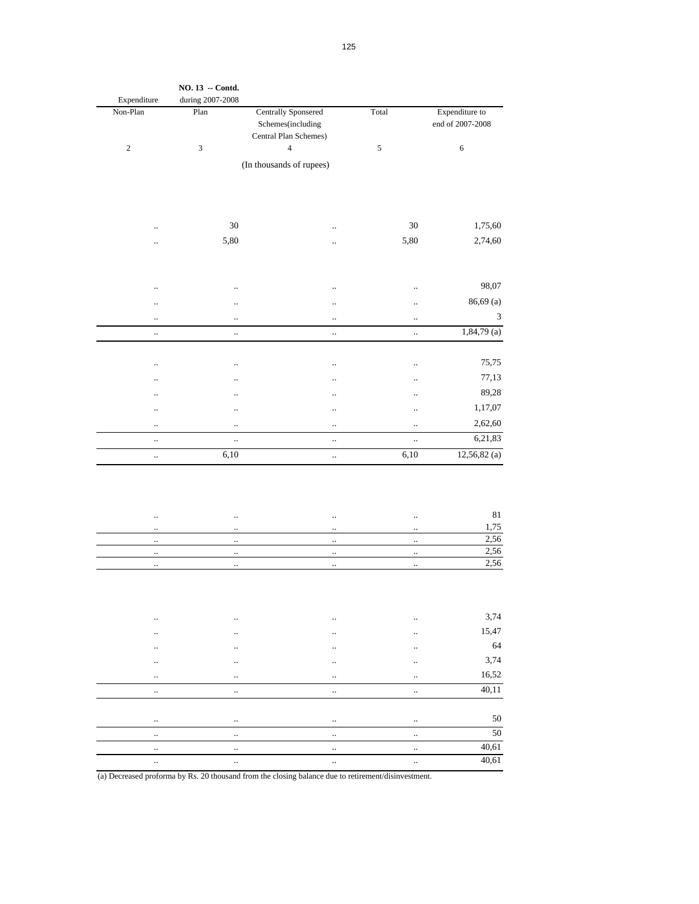**NO. 13 -- Contd.**

| Expenditure during 2007-2008 | | | | |
|---|---|---|---|---|
| Non-Plan | Plan | Centrally Sponsered Schemes(including Central Plan Schemes) | Total | Expenditure to end of 2007-2008 |
| 2 | 3 | 4 | 5 | 6 |
| | | (In thousands of rupees) | | |
| .. | 30 | .. | 30 | 1,75,60 |
| .. | 5,80 | .. | 5,80 | 2,74,60 |
| .. | .. | .. | .. | 98,07 |
| .. | .. | .. | .. | 86,69 (a) |
| .. | .. | .. | .. | 3 |
| .. | .. | .. | .. | 1,84,79 (a) |
| .. | .. | .. | .. | 75,75 |
| .. | .. | .. | .. | 77,13 |
| .. | .. | .. | .. | 89,28 |
| .. | .. | .. | .. | 1,17,07 |
| .. | .. | .. | .. | 2,62,60 |
| .. | .. | .. | .. | 6,21,83 |
| .. | 6,10 | .. | 6,10 | 12,56,82 (a) |
| .. | .. | .. | .. | 81 |
| .. | .. | .. | .. | 1,75 |
| .. | .. | .. | .. | 2,56 |
| .. | .. | .. | .. | 2,56 |
| .. | .. | .. | .. | 2,56 |
| .. | .. | .. | .. | 3,74 |
| .. | .. | .. | .. | 15,47 |
| .. | .. | .. | .. | 64 |
| .. | .. | .. | .. | 3,74 |
| .. | .. | .. | .. | 16,52 |
| .. | .. | .. | .. | 40,11 |
| .. | .. | .. | .. | 50 |
| .. | .. | .. | .. | 50 |
| .. | .. | .. | .. | 40,61 |
| .. | .. | .. | .. | 40,61 |

(a) Decreased proforma by Rs. 20 thousand from the closing balance due to retirement/disinvestment.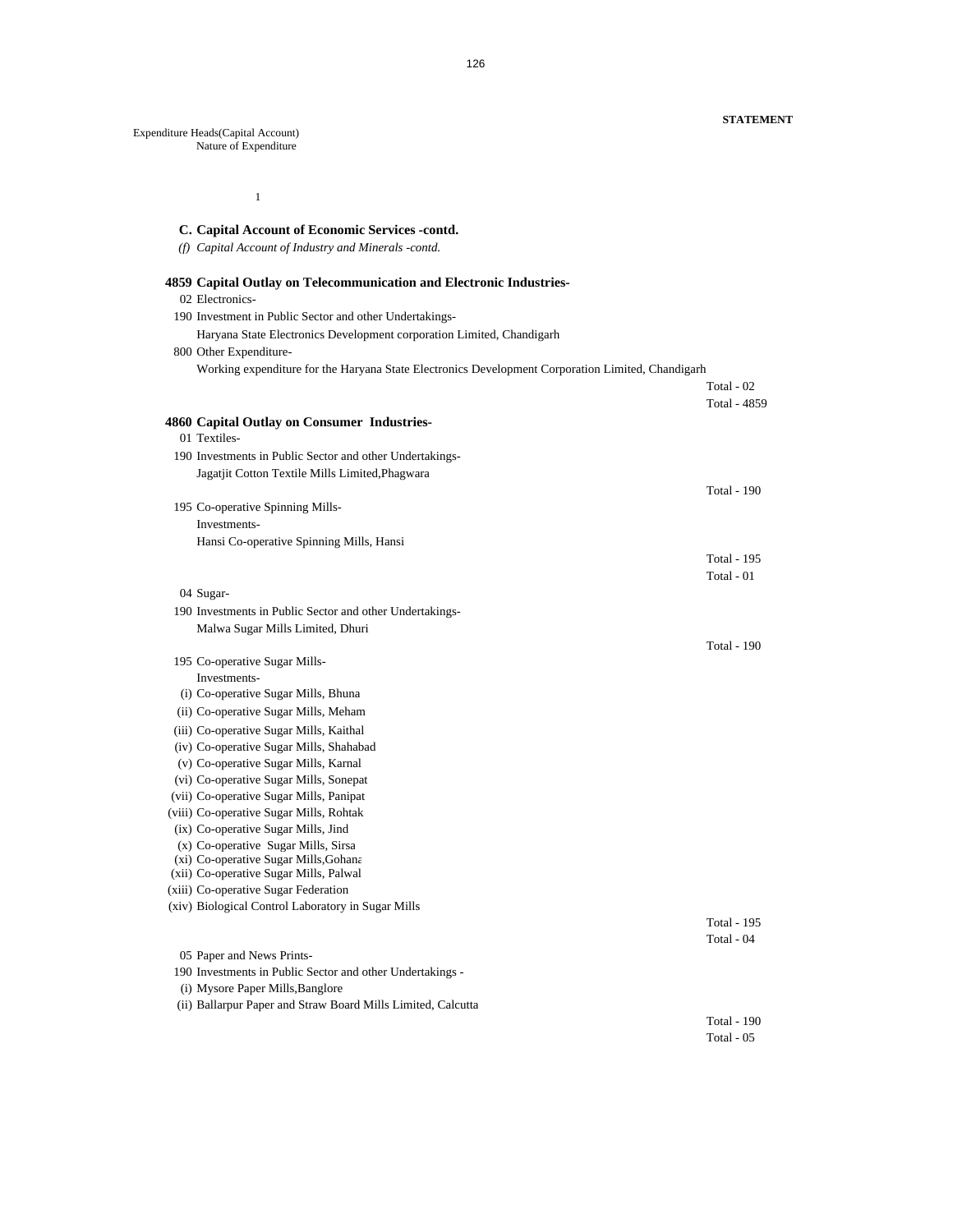**STATEMENT**

Expenditure Heads(Capital Account)
Nature of Expenditure

1

**C. Capital Account of Economic Services -contd.**

*(f) Capital Account of Industry and Minerals -contd.*

**4859 Capital Outlay on Telecommunication and Electronic Industries-**

02 Electronics-

190 Investment in Public Sector and other Undertakings-

Haryana State Electronics Development corporation Limited, Chandigarh

800 Other Expenditure-

Working expenditure for the Haryana State Electronics Development Corporation Limited, Chandigarh

Total - 02

Total - 4859

**4860 Capital Outlay on Consumer Industries-**

01 Textiles-

190 Investments in Public Sector and other Undertakings-

Jagatjit Cotton Textile Mills Limited,Phagwara

Total - 190

195 Co-operative Spinning Mills-

Investments-

Hansi Co-operative Spinning Mills, Hansi

Total - 195

Total - 01

04 Sugar-

190 Investments in Public Sector and other Undertakings-

Malwa Sugar Mills Limited, Dhuri

Total - 190

195 Co-operative Sugar Mills-

Investments-

(i) Co-operative Sugar Mills, Bhuna
(ii) Co-operative Sugar Mills, Meham
(iii) Co-operative Sugar Mills, Kaithal
(iv) Co-operative Sugar Mills, Shahabad
(v) Co-operative Sugar Mills, Karnal
(vi) Co-operative Sugar Mills, Sonepat
(vii) Co-operative Sugar Mills, Panipat
(viii) Co-operative Sugar Mills, Rohtak
(ix) Co-operative Sugar Mills, Jind
(x) Co-operative Sugar Mills, Sirsa
(xi) Co-operative Sugar Mills,Gohana
(xii) Co-operative Sugar Mills, Palwal
(xiii) Co-operative Sugar Federation
(xiv) Biological Control Laboratory in Sugar Mills

Total - 195

Total - 04

05 Paper and News Prints-

190 Investments in Public Sector and other Undertakings -

(i) Mysore Paper Mills,Banglore
(ii) Ballarpur Paper and Straw Board Mills Limited, Calcutta

Total - 190

Total - 05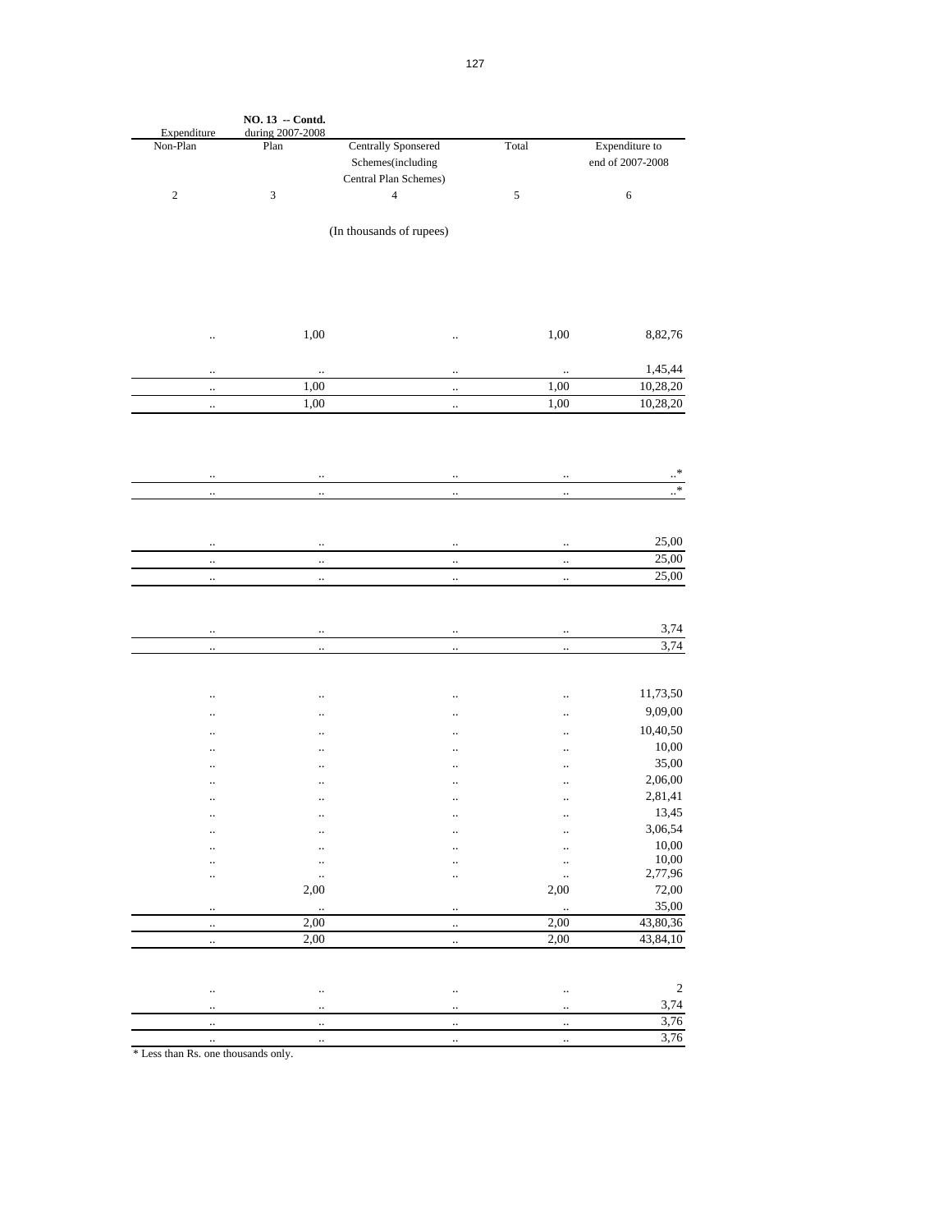**NO. 13 -- Contd.**

| Expenditure during 2007-2008 | | | | |
|---|---|---|---|---|
| Non-Plan | Plan | Centrally Sponsered Schemes(including Central Plan Schemes) | Total | Expenditure to end of 2007-2008 |
| 2 | 3 | 4 | 5 | 6 |
| | | (In thousands of rupees) | | |
| .. | 1,00 | .. | 1,00 | 8,82,76 |
| .. | .. | .. | .. | 1,45,44 |
| .. | 1,00 | .. | 1,00 | 10,28,20 |
| .. | 1,00 | .. | 1,00 | 10,28,20 |
| .. | .. | .. | .. | ..* |
| .. | .. | .. | .. | ..* |
| .. | .. | .. | .. | 25,00 |
| .. | .. | .. | .. | 25,00 |
| .. | .. | .. | .. | 25,00 |
| .. | .. | .. | .. | 3,74 |
| .. | .. | .. | .. | 3,74 |
| .. | .. | .. | .. | 11,73,50 |
| .. | .. | .. | .. | 9,09,00 |
| .. | .. | .. | .. | 10,40,50 |
| .. | .. | .. | .. | 10,00 |
| .. | .. | .. | .. | 35,00 |
| .. | .. | .. | .. | 2,06,00 |
| .. | .. | .. | .. | 2,81,41 |
| .. | .. | .. | .. | 13,45 |
| .. | .. | .. | .. | 3,06,54 |
| .. | .. | .. | .. | 10,00 |
| .. | .. | .. | .. | 10,00 |
| .. | .. | .. | .. | 2,77,96 |
| | 2,00 | | 2,00 | 72,00 |
| .. | .. | .. | .. | 35,00 |
| .. | 2,00 | .. | 2,00 | 43,80,36 |
| .. | 2,00 | .. | 2,00 | 43,84,10 |
| .. | .. | .. | .. | 2 |
| .. | .. | .. | .. | 3,74 |
| .. | .. | .. | .. | 3,76 |
| .. | .. | .. | .. | 3,76 |

\* Less than Rs. one thousands only.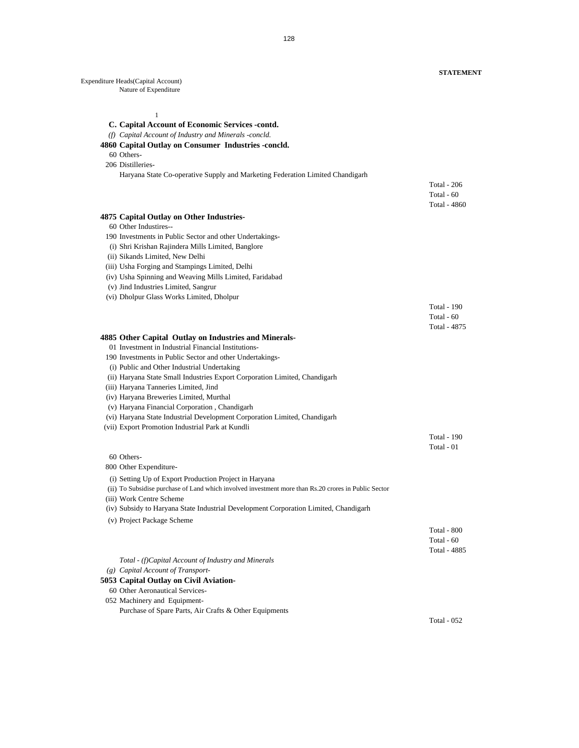**STATEMENT**

Expenditure Heads(Capital Account)
Nature of Expenditure

1

**C. Capital Account of Economic Services -contd.**

*(f) Capital Account of Industry and Minerals -concld.*

**4860 Capital Outlay on Consumer Industries -concld.**

60 Others-

206 Distilleries-

Haryana State Co-operative Supply and Marketing Federation Limited Chandigarh

Total - 206
Total - 60
Total - 4860

**4875 Capital Outlay on Other Industries-**

60 Other Industires--

190 Investments in Public Sector and other Undertakings-

(i) Shri Krishan Rajindera Mills Limited, Banglore
(ii) Sikands Limited, New Delhi
(iii) Usha Forging and Stampings Limited, Delhi
(iv) Usha Spinning and Weaving Mills Limited, Faridabad
(v) Jind Industries Limited, Sangrur
(vi) Dholpur Glass Works Limited, Dholpur

Total - 190
Total - 60
Total - 4875

**4885 Other Capital Outlay on Industries and Minerals-**

01 Investment in Industrial Financial Institutions-

190 Investments in Public Sector and other Undertakings-

(i) Public and Other Industrial Undertaking
(ii) Haryana State Small Industries Export Corporation Limited, Chandigarh
(iii) Haryana Tanneries Limited, Jind
(iv) Haryana Breweries Limited, Murthal
(v) Haryana Financial Corporation , Chandigarh
(vi) Haryana State Industrial Development Corporation Limited, Chandigarh
(vii) Export Promotion Industrial Park at Kundli

Total - 190
Total - 01

60 Others-

800 Other Expenditure-

(i) Setting Up of Export Production Project in Haryana
(ii) To Subsidise purchase of Land which involved investment more than Rs.20 crores in Public Sector
(iii) Work Centre Scheme
(iv) Subsidy to Haryana State Industrial Development Corporation Limited, Chandigarh
(v) Project Package Scheme

Total - 800
Total - 60
Total - 4885

*Total - (f)Capital Account of Industry and Minerals*

*(g) Capital Account of Transport-*

**5053 Capital Outlay on Civil Aviation-**

60 Other Aeronautical Services-

052 Machinery and Equipment-

Purchase of Spare Parts, Air Crafts & Other Equipments

Total - 052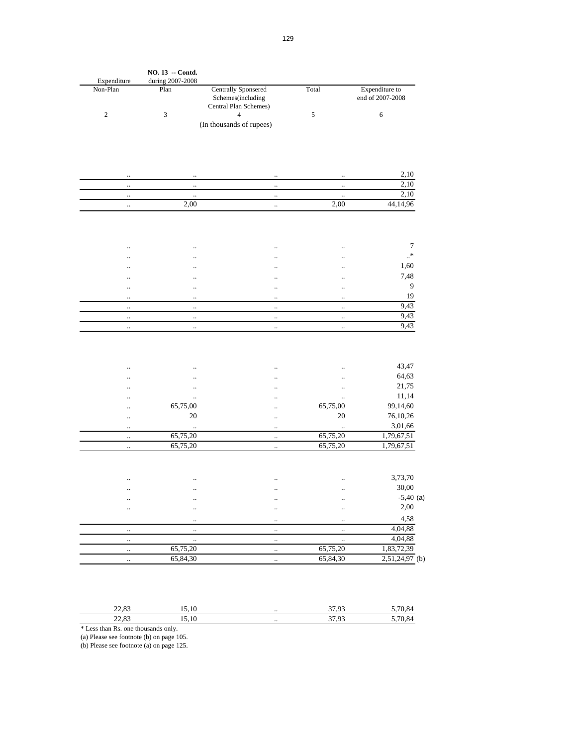**NO. 13 -- Contd.**

| Expenditure Non-Plan | during 2007-2008 Plan | Centrally Sponsered Schemes(including Central Plan Schemes) | Total | Expenditure to end of 2007-2008 |
|---|---|---|---|---|
| 2 | 3 | 4 | 5 | 6 |
| | | (In thousands of rupees) | | |
| .. | .. | .. | .. | 2,10 |
| .. | .. | .. | .. | 2,10 |
| .. | .. | .. | .. | 2,10 |
| .. | 2,00 | .. | 2,00 | 44,14,96 |
| .. | .. | .. | .. | 7 |
| .. | .. | .. | .. | ..* |
| .. | .. | .. | .. | 1,60 |
| .. | .. | .. | .. | 7,48 |
| .. | .. | .. | .. | 9 |
| .. | .. | .. | .. | 19 |
| .. | .. | .. | .. | 9,43 |
| .. | .. | .. | .. | 9,43 |
| .. | .. | .. | .. | 9,43 |
| .. | .. | .. | .. | 43,47 |
| .. | .. | .. | .. | 64,63 |
| .. | .. | .. | .. | 21,75 |
| .. | .. | .. | .. | 11,14 |
| .. | 65,75,00 | .. | 65,75,00 | 99,14,60 |
| .. | 20 | .. | 20 | 76,10,26 |
| .. | .. | .. | .. | 3,01,66 |
| .. | 65,75,20 | .. | 65,75,20 | 1,79,67,51 |
| .. | 65,75,20 | .. | 65,75,20 | 1,79,67,51 |
| .. | .. | .. | .. | 3,73,70 |
| .. | .. | .. | .. | 30,00 |
| .. | .. | .. | .. | -5,40 (a) |
| .. | .. | .. | .. | 2,00 |
| | .. | .. | .. | 4,58 |
| .. | .. | .. | .. | 4,04,88 |
| .. | .. | .. | .. | 4,04,88 |
| .. | 65,75,20 | .. | 65,75,20 | 1,83,72,39 |
| .. | 65,84,30 | .. | 65,84,30 | 2,51,24,97 (b) |
| 22,83 | 15,10 | .. | 37,93 | 5,70,84 |
| 22,83 | 15,10 | .. | 37,93 | 5,70,84 |

* Less than Rs. one thousands only.

(a) Please see footnote (b) on page 105.

(b) Please see footnote (a) on page 125.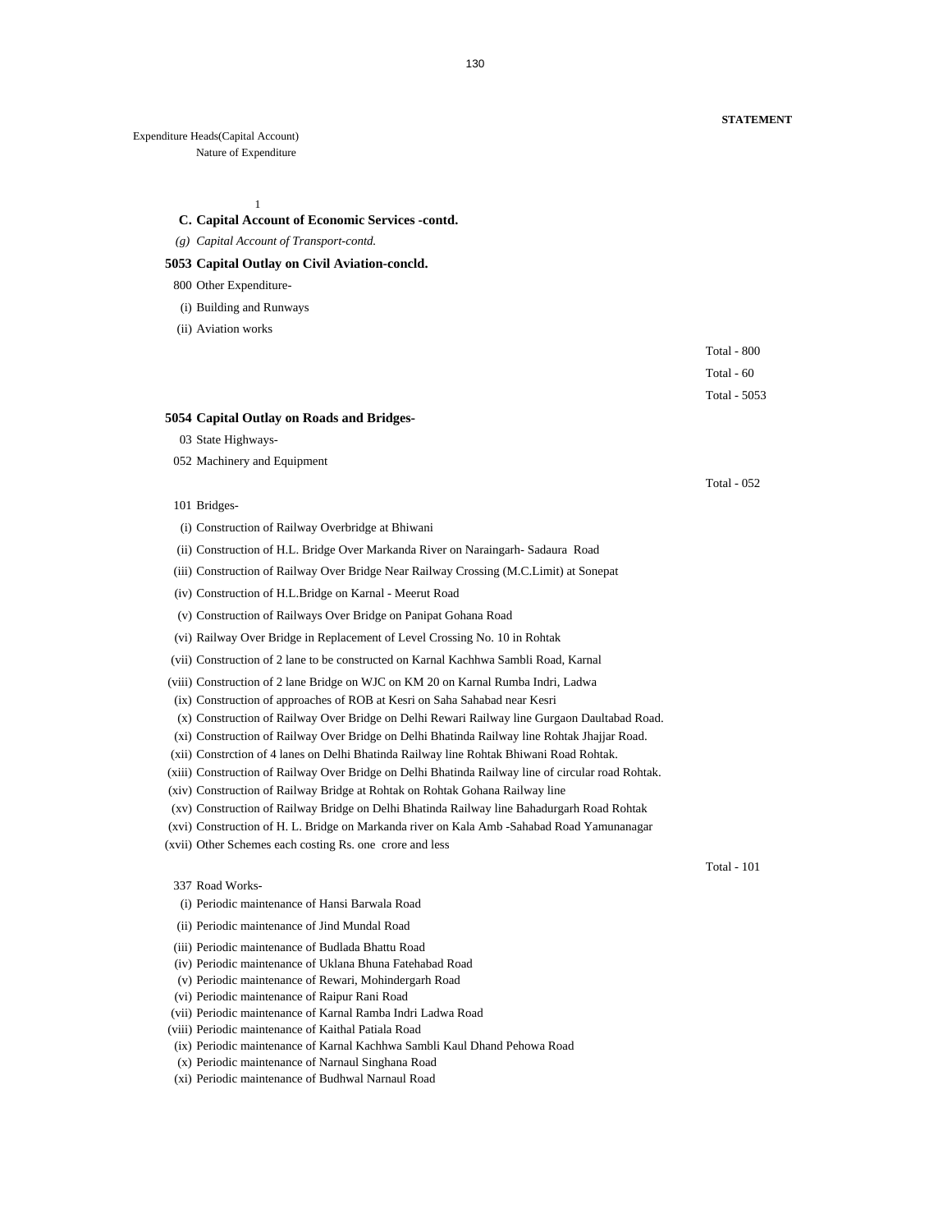**STATEMENT**

Expenditure Heads(Capital Account)
Nature of Expenditure

1

**C. Capital Account of Economic Services -contd.**

*(g) Capital Account of Transport-contd.*

**5053 Capital Outlay on Civil Aviation-concld.**

800 Other Expenditure-

(i) Building and Runways

(ii) Aviation works

Total - 800

Total - 60

Total - 5053

**5054 Capital Outlay on Roads and Bridges-**

03 State Highways-

052 Machinery and Equipment

Total - 052

101 Bridges-

(i) Construction of Railway Overbridge at Bhiwani

(ii) Construction of H.L. Bridge Over Markanda River on Naraingarh- Sadaura Road

(iii) Construction of Railway Over Bridge Near Railway Crossing (M.C.Limit) at Sonepat

(iv) Construction of H.L.Bridge on Karnal - Meerut Road

(v) Construction of Railways Over Bridge on Panipat Gohana Road

(vi) Railway Over Bridge in Replacement of Level Crossing No. 10 in Rohtak

(vii) Construction of 2 lane to be constructed on Karnal Kachhwa Sambli Road, Karnal

(viii) Construction of 2 lane Bridge on WJC on KM 20 on Karnal Rumba Indri, Ladwa

(ix) Construction of approaches of ROB at Kesri on Saha Sahabad near Kesri

(x) Construction of Railway Over Bridge on Delhi Rewari Railway line Gurgaon Daultabad Road.

(xi) Construction of Railway Over Bridge on Delhi Bhatinda Railway line Rohtak Jhajjar Road.

(xii) Constrction of 4 lanes on Delhi Bhatinda Railway line Rohtak Bhiwani Road Rohtak.

(xiii) Construction of Railway Over Bridge on Delhi Bhatinda Railway line of circular road Rohtak.

(xiv) Construction of Railway Bridge at Rohtak on Rohtak Gohana Railway line

(xv) Construction of Railway Bridge on Delhi Bhatinda Railway line Bahadurgarh Road Rohtak

(xvi) Construction of H. L. Bridge on Markanda river on Kala Amb -Sahabad Road Yamunanagar

(xvii) Other Schemes each costing Rs. one crore and less

Total - 101

337 Road Works-

(i) Periodic maintenance of Hansi Barwala Road

(ii) Periodic maintenance of Jind Mundal Road

(iii) Periodic maintenance of Budlada Bhattu Road

(iv) Periodic maintenance of Uklana Bhuna Fatehabad Road

(v) Periodic maintenance of Rewari, Mohindergarh Road

(vi) Periodic maintenance of Raipur Rani Road

(vii) Periodic maintenance of Karnal Ramba Indri Ladwa Road

(viii) Periodic maintenance of Kaithal Patiala Road

(ix) Periodic maintenance of Karnal Kachhwa Sambli Kaul Dhand Pehowa Road

(x) Periodic maintenance of Narnaul Singhana Road

(xi) Periodic maintenance of Budhwal Narnaul Road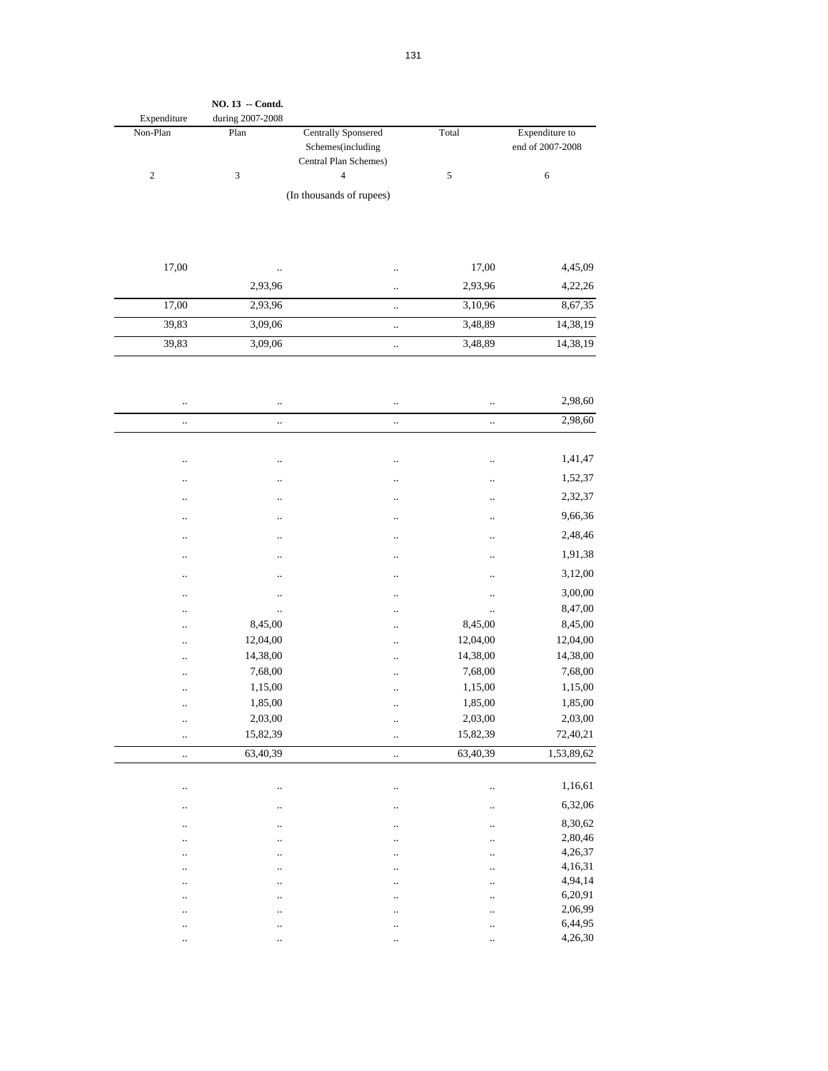**NO. 13 -- Contd.**

| Expenditure during 2007-2008 | | | | |
|---|---|---|---|---|
| Non-Plan | Plan | Centrally Sponsered Schemes(including Central Plan Schemes) | Total | Expenditure to end of 2007-2008 |
| 2 | 3 | 4 | 5 | 6 |
| | | (In thousands of rupees) | | |
| 17,00 | .. | .. | 17,00 | 4,45,09 |
| | 2,93,96 | .. | 2,93,96 | 4,22,26 |
| 17,00 | 2,93,96 | .. | 3,10,96 | 8,67,35 |
| 39,83 | 3,09,06 | .. | 3,48,89 | 14,38,19 |
| 39,83 | 3,09,06 | .. | 3,48,89 | 14,38,19 |
| .. | .. | .. | .. | 2,98,60 |
| .. | .. | .. | .. | 2,98,60 |
| .. | .. | .. | .. | 1,41,47 |
| .. | .. | .. | .. | 1,52,37 |
| .. | .. | .. | .. | 2,32,37 |
| .. | .. | .. | .. | 9,66,36 |
| .. | .. | .. | .. | 2,48,46 |
| .. | .. | .. | .. | 1,91,38 |
| .. | .. | .. | .. | 3,12,00 |
| .. | .. | .. | .. | 3,00,00 |
| .. | .. | .. | .. | 8,47,00 |
| .. | 8,45,00 | .. | 8,45,00 | 8,45,00 |
| .. | 12,04,00 | .. | 12,04,00 | 12,04,00 |
| .. | 14,38,00 | .. | 14,38,00 | 14,38,00 |
| .. | 7,68,00 | .. | 7,68,00 | 7,68,00 |
| .. | 1,15,00 | .. | 1,15,00 | 1,15,00 |
| .. | 1,85,00 | .. | 1,85,00 | 1,85,00 |
| .. | 2,03,00 | .. | 2,03,00 | 2,03,00 |
| .. | 15,82,39 | .. | 15,82,39 | 72,40,21 |
| .. | 63,40,39 | .. | 63,40,39 | 1,53,89,62 |
| .. | .. | .. | .. | 1,16,61 |
| .. | .. | .. | .. | 6,32,06 |
| .. | .. | .. | .. | 8,30,62 |
| .. | .. | .. | .. | 2,80,46 |
| .. | .. | .. | .. | 4,26,37 |
| .. | .. | .. | .. | 4,16,31 |
| .. | .. | .. | .. | 4,94,14 |
| .. | .. | .. | .. | 6,20,91 |
| .. | .. | .. | .. | 2,06,99 |
| .. | .. | .. | .. | 6,44,95 |
| .. | .. | .. | .. | 4,26,30 |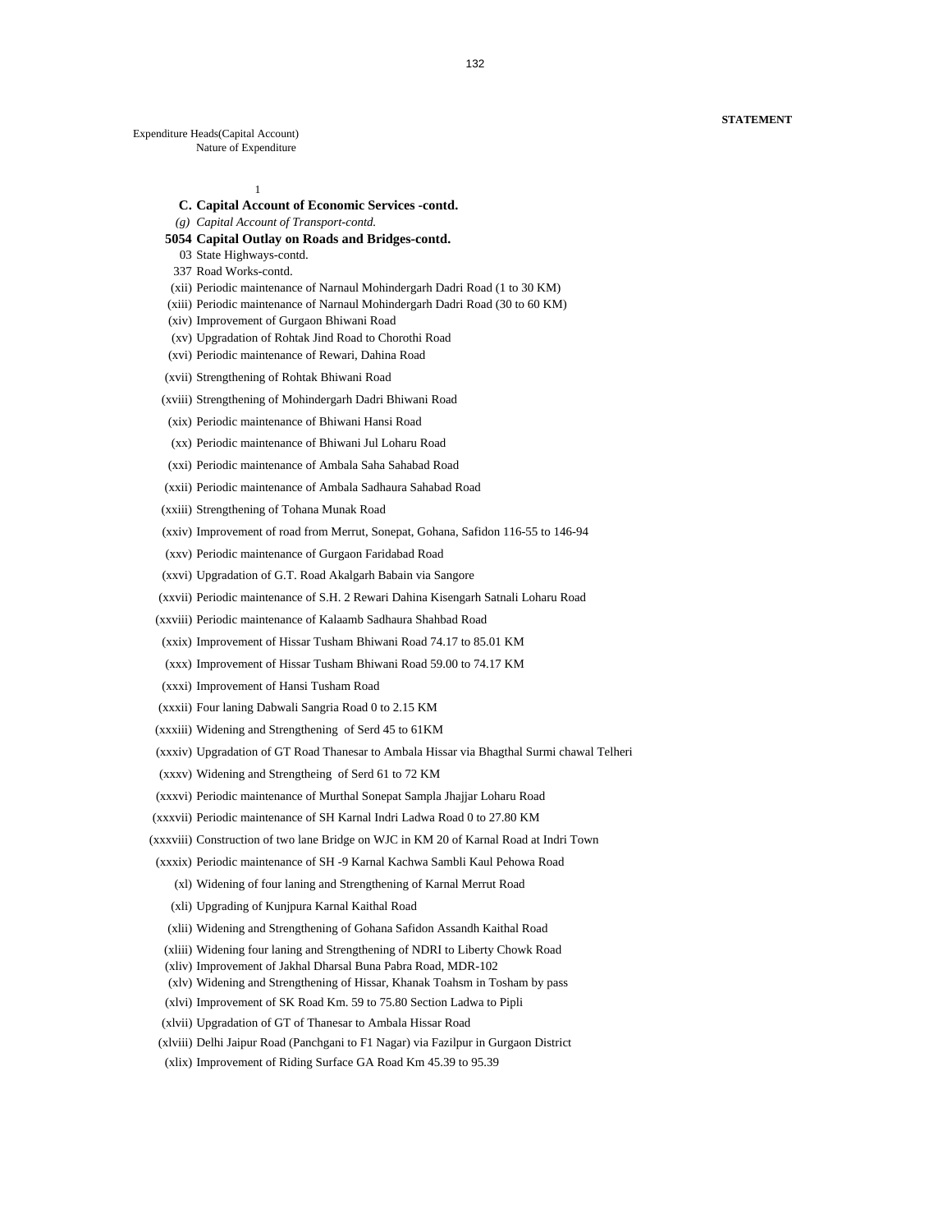**STATEMENT**

Expenditure Heads(Capital Account)
Nature of Expenditure

1

**C. Capital Account of Economic Services -contd.**

*(g) Capital Account of Transport-contd.*

**5054 Capital Outlay on Roads and Bridges-contd.**

03 State Highways-contd.

337 Road Works-contd.

(xii) Periodic maintenance of Narnaul Mohindergarh Dadri Road (1 to 30 KM)

(xiii) Periodic maintenance of Narnaul Mohindergarh Dadri Road (30 to 60 KM)

(xiv) Improvement of Gurgaon Bhiwani Road

(xv) Upgradation of Rohtak Jind Road to Chorothi Road

(xvi) Periodic maintenance of Rewari, Dahina Road

(xvii) Strengthening of Rohtak Bhiwani Road

(xviii) Strengthening of Mohindergarh Dadri Bhiwani Road

(xix) Periodic maintenance of Bhiwani Hansi Road

(xx) Periodic maintenance of Bhiwani Jul Loharu Road

(xxi) Periodic maintenance of Ambala Saha Sahabad Road

(xxii) Periodic maintenance of Ambala Sadhaura Sahabad Road

(xxiii) Strengthening of Tohana Munak Road

(xxiv) Improvement of road from Merrut, Sonepat, Gohana, Safidon 116-55 to 146-94

(xxv) Periodic maintenance of Gurgaon Faridabad Road

(xxvi) Upgradation of G.T. Road Akalgarh Babain via Sangore

(xxvii) Periodic maintenance of S.H. 2 Rewari Dahina Kisengarh Satnali Loharu Road

(xxviii) Periodic maintenance of Kalaamb Sadhaura Shahbad Road

(xxix) Improvement of Hissar Tusham Bhiwani Road 74.17 to 85.01 KM

(xxx) Improvement of Hissar Tusham Bhiwani Road 59.00 to 74.17 KM

(xxxi) Improvement of Hansi Tusham Road

(xxxii) Four laning Dabwali Sangria Road 0 to 2.15 KM

(xxxiii) Widening and Strengthening of Serd 45 to 61KM

(xxxiv) Upgradation of GT Road Thanesar to Ambala Hissar via Bhagthal Surmi chawal Telheri

(xxxv) Widening and Strengtheing of Serd 61 to 72 KM

(xxxvi) Periodic maintenance of Murthal Sonepat Sampla Jhajjar Loharu Road

(xxxvii) Periodic maintenance of SH Karnal Indri Ladwa Road 0 to 27.80 KM

(xxxviii) Construction of two lane Bridge on WJC in KM 20 of Karnal Road at Indri Town

(xxxix) Periodic maintenance of SH -9 Karnal Kachwa Sambli Kaul Pehowa Road

(xl) Widening of four laning and Strengthening of Karnal Merrut Road

(xli) Upgrading of Kunjpura Karnal Kaithal Road

(xlii) Widening and Strengthening of Gohana Safidon Assandh Kaithal Road

(xliii) Widening four laning and Strengthening of NDRI to Liberty Chowk Road

(xliv) Improvement of Jakhal Dharsal Buna Pabra Road, MDR-102

(xlv) Widening and Strengthening of Hissar, Khanak Toahsm in Tosham by pass

(xlvi) Improvement of SK Road Km. 59 to 75.80 Section Ladwa to Pipli

(xlvii) Upgradation of GT of Thanesar to Ambala Hissar Road

(xlviii) Delhi Jaipur Road (Panchgani to F1 Nagar) via Fazilpur in Gurgaon District

(xlix) Improvement of Riding Surface GA Road Km 45.39 to 95.39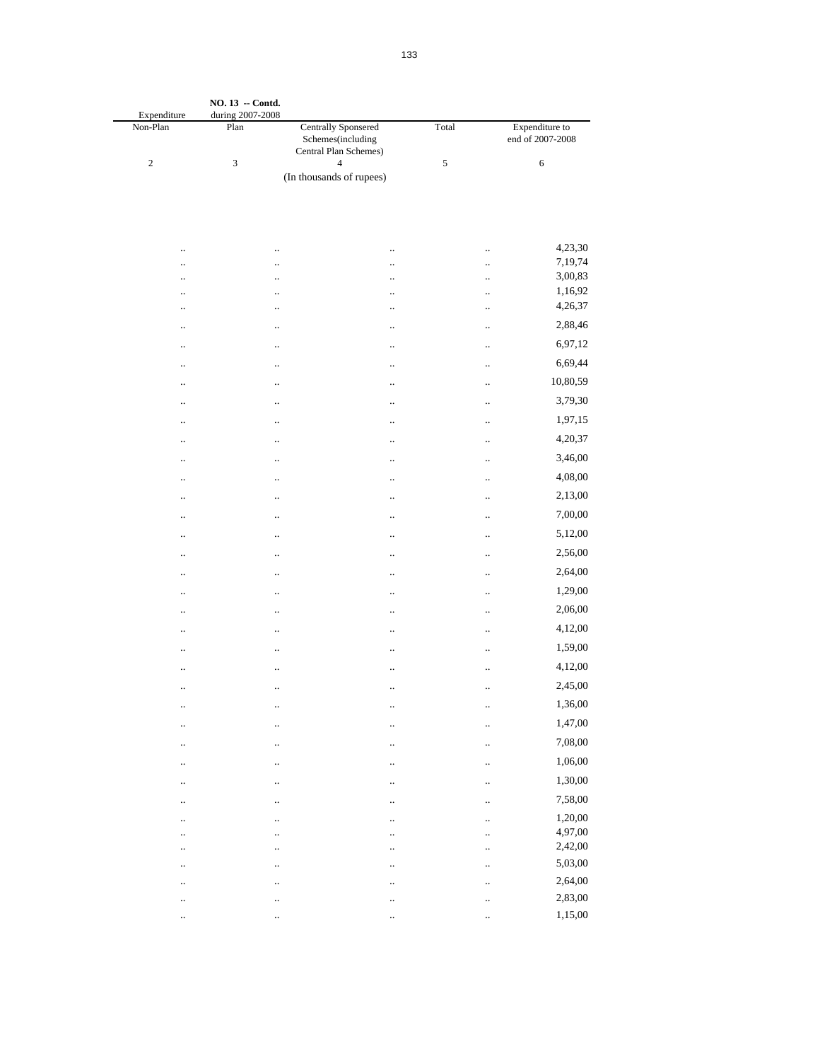**NO. 13 -- Contd.**

| Expenditure during 2007-2008 | | | | |
|---|---|---|---|---|
| Non-Plan | Plan | Centrally Sponsered Schemes(including Central Plan Schemes) | Total | Expenditure to end of 2007-2008 |
| 2 | 3 | 4 | 5 | 6 |
| | | (In thousands of rupees) | | |
| .. | .. | .. | .. | 4,23,30 |
| .. | .. | .. | .. | 7,19,74 |
| .. | .. | .. | .. | 3,00,83 |
| .. | .. | .. | .. | 1,16,92 |
| .. | .. | .. | .. | 4,26,37 |
| .. | .. | .. | .. | 2,88,46 |
| .. | .. | .. | .. | 6,97,12 |
| .. | .. | .. | .. | 6,69,44 |
| .. | .. | .. | .. | 10,80,59 |
| .. | .. | .. | .. | 3,79,30 |
| .. | .. | .. | .. | 1,97,15 |
| .. | .. | .. | .. | 4,20,37 |
| .. | .. | .. | .. | 3,46,00 |
| .. | .. | .. | .. | 4,08,00 |
| .. | .. | .. | .. | 2,13,00 |
| .. | .. | .. | .. | 7,00,00 |
| .. | .. | .. | .. | 5,12,00 |
| .. | .. | .. | .. | 2,56,00 |
| .. | .. | .. | .. | 2,64,00 |
| .. | .. | .. | .. | 1,29,00 |
| .. | .. | .. | .. | 2,06,00 |
| .. | .. | .. | .. | 4,12,00 |
| .. | .. | .. | .. | 1,59,00 |
| .. | .. | .. | .. | 4,12,00 |
| .. | .. | .. | .. | 2,45,00 |
| .. | .. | .. | .. | 1,36,00 |
| .. | .. | .. | .. | 1,47,00 |
| .. | .. | .. | .. | 7,08,00 |
| .. | .. | .. | .. | 1,06,00 |
| .. | .. | .. | .. | 1,30,00 |
| .. | .. | .. | .. | 7,58,00 |
| .. | .. | .. | .. | 1,20,00 |
| .. | .. | .. | .. | 4,97,00 |
| .. | .. | .. | .. | 2,42,00 |
| .. | .. | .. | .. | 5,03,00 |
| .. | .. | .. | .. | 2,64,00 |
| .. | .. | .. | .. | 2,83,00 |
| .. | .. | .. | .. | 1,15,00 |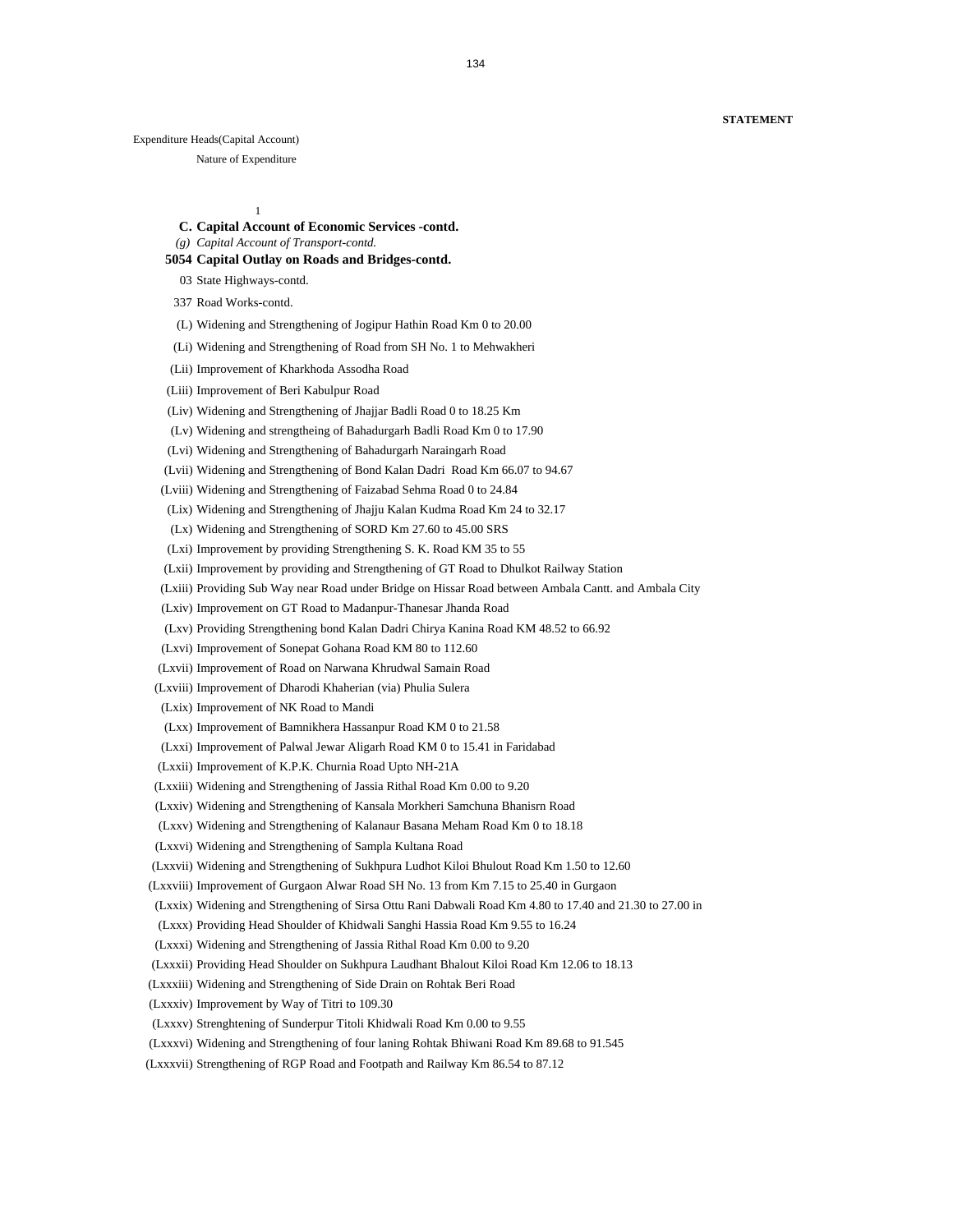**STATEMENT**

Expenditure Heads(Capital Account)

Nature of Expenditure

1

**C. Capital Account of Economic Services -contd.**

*(g) Capital Account of Transport-contd.*

**5054 Capital Outlay on Roads and Bridges-contd.**

03 State Highways-contd.

337 Road Works-contd.

(L) Widening and Strengthening of Jogipur Hathin Road Km 0 to 20.00

(Li) Widening and Strengthening of Road from SH No. 1 to Mehwakheri

(Lii) Improvement of Kharkhoda Assodha Road

(Liii) Improvement of Beri Kabulpur Road

(Liv) Widening and Strengthening of Jhajjar Badli Road 0 to 18.25 Km

(Lv) Widening and strengtheing of Bahadurgarh Badli Road Km 0 to 17.90

(Lvi) Widening and Strengthening of Bahadurgarh Naraingarh Road

(Lvii) Widening and Strengthening of Bond Kalan Dadri Road Km 66.07 to 94.67

(Lviii) Widening and Strengthening of Faizabad Sehma Road 0 to 24.84

(Lix) Widening and Strengthening of Jhajju Kalan Kudma Road Km 24 to 32.17

(Lx) Widening and Strengthening of SORD Km 27.60 to 45.00 SRS

(Lxi) Improvement by providing Strengthening S. K. Road KM 35 to 55

(Lxii) Improvement by providing and Strengthening of GT Road to Dhulkot Railway Station

(Lxiii) Providing Sub Way near Road under Bridge on Hissar Road between Ambala Cantt. and Ambala City

(Lxiv) Improvement on GT Road to Madanpur-Thanesar Jhanda Road

(Lxv) Providing Strengthening bond Kalan Dadri Chirya Kanina Road KM 48.52 to 66.92

(Lxvi) Improvement of Sonepat Gohana Road KM 80 to 112.60

(Lxvii) Improvement of Road on Narwana Khrudwal Samain Road

(Lxviii) Improvement of Dharodi Khaherian (via) Phulia Sulera

(Lxix) Improvement of NK Road to Mandi

(Lxx) Improvement of Bamnikhera Hassanpur Road KM 0 to 21.58

(Lxxi) Improvement of Palwal Jewar Aligarh Road KM 0 to 15.41 in Faridabad

(Lxxii) Improvement of K.P.K. Churnia Road Upto NH-21A

(Lxxiii) Widening and Strengthening of Jassia Rithal Road Km 0.00 to 9.20

(Lxxiv) Widening and Strengthening of Kansala Morkheri Samchuna Bhanisrn Road

(Lxxv) Widening and Strengthening of Kalanaur Basana Meham Road Km 0 to 18.18

(Lxxvi) Widening and Strengthening of Sampla Kultana Road

(Lxxvii) Widening and Strengthening of Sukhpura Ludhot Kiloi Bhulout Road Km 1.50 to 12.60

(Lxxviii) Improvement of Gurgaon Alwar Road SH No. 13 from Km 7.15 to 25.40 in Gurgaon

(Lxxix) Widening and Strengthening of Sirsa Ottu Rani Dabwali Road Km 4.80 to 17.40 and 21.30 to 27.00 in

(Lxxx) Providing Head Shoulder of Khidwali Sanghi Hassia Road Km 9.55 to 16.24

(Lxxxi) Widening and Strengthening of Jassia Rithal Road Km 0.00 to 9.20

(Lxxxii) Providing Head Shoulder on Sukhpura Laudhant Bhalout Kiloi Road Km 12.06 to 18.13

(Lxxxiii) Widening and Strengthening of Side Drain on Rohtak Beri Road

(Lxxxiv) Improvement by Way of Titri to 109.30

(Lxxxv) Strenghtening of Sunderpur Titoli Khidwali Road Km 0.00 to 9.55

(Lxxxvi) Widening and Strengthening of four laning Rohtak Bhiwani Road Km 89.68 to 91.545

(Lxxxvii) Strengthening of RGP Road and Footpath and Railway Km 86.54 to 87.12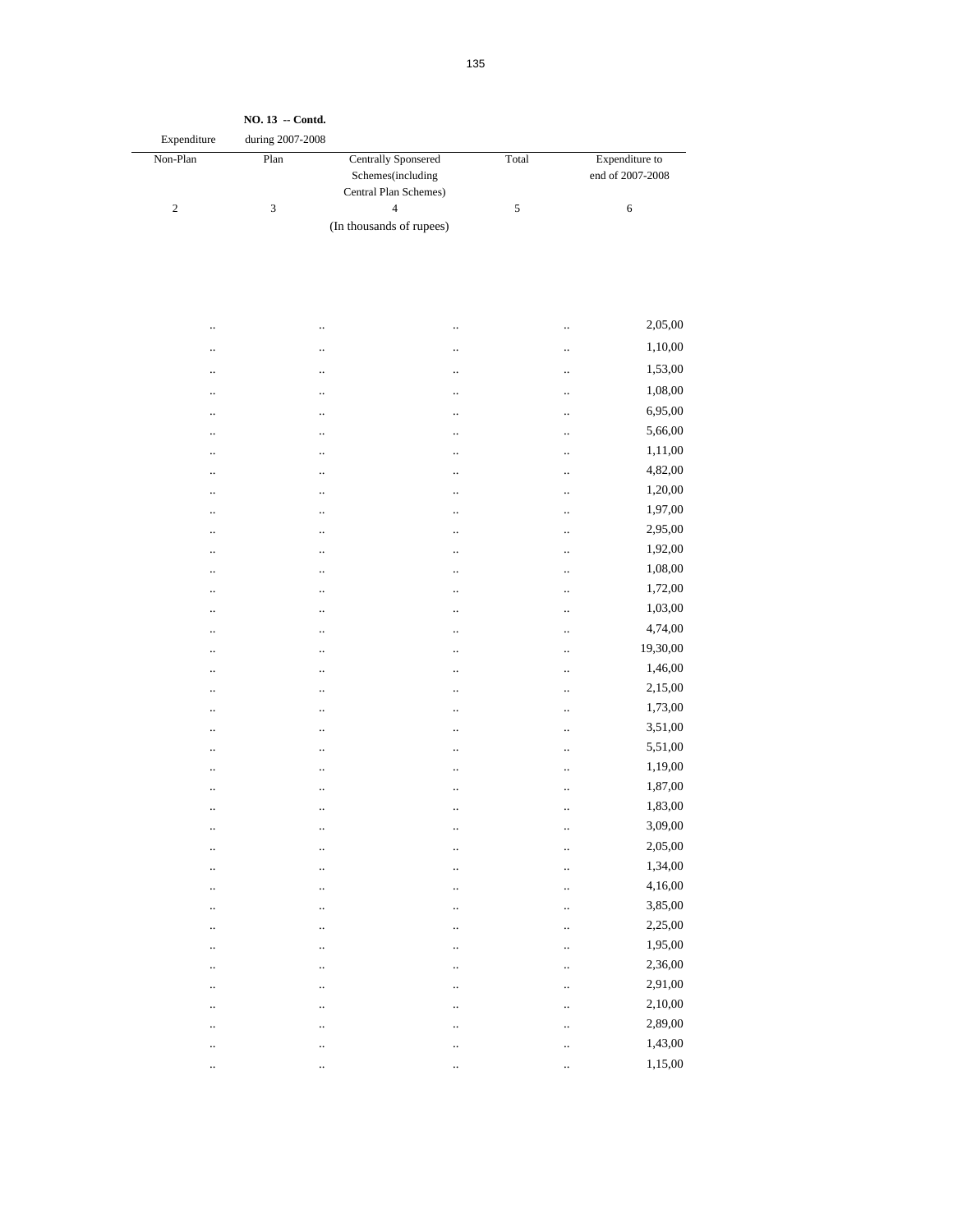**NO. 13 -- Contd.**

| Expenditure during 2007-2008 | | | | |
|---|---|---|---|---|
| Non-Plan | Plan | Centrally Sponsered Schemes(including Central Plan Schemes) | Total | Expenditure to end of 2007-2008 |
| 2 | 3 | 4 | 5 | 6 |
| | | (In thousands of rupees) | | |
| .. | .. | .. | .. | 2,05,00 |
| .. | .. | .. | .. | 1,10,00 |
| .. | .. | .. | .. | 1,53,00 |
| .. | .. | .. | .. | 1,08,00 |
| .. | .. | .. | .. | 6,95,00 |
| .. | .. | .. | .. | 5,66,00 |
| .. | .. | .. | .. | 1,11,00 |
| .. | .. | .. | .. | 4,82,00 |
| .. | .. | .. | .. | 1,20,00 |
| .. | .. | .. | .. | 1,97,00 |
| .. | .. | .. | .. | 2,95,00 |
| .. | .. | .. | .. | 1,92,00 |
| .. | .. | .. | .. | 1,08,00 |
| .. | .. | .. | .. | 1,72,00 |
| .. | .. | .. | .. | 1,03,00 |
| .. | .. | .. | .. | 4,74,00 |
| .. | .. | .. | .. | 19,30,00 |
| .. | .. | .. | .. | 1,46,00 |
| .. | .. | .. | .. | 2,15,00 |
| .. | .. | .. | .. | 1,73,00 |
| .. | .. | .. | .. | 3,51,00 |
| .. | .. | .. | .. | 5,51,00 |
| .. | .. | .. | .. | 1,19,00 |
| .. | .. | .. | .. | 1,87,00 |
| .. | .. | .. | .. | 1,83,00 |
| .. | .. | .. | .. | 3,09,00 |
| .. | .. | .. | .. | 2,05,00 |
| .. | .. | .. | .. | 1,34,00 |
| .. | .. | .. | .. | 4,16,00 |
| .. | .. | .. | .. | 3,85,00 |
| .. | .. | .. | .. | 2,25,00 |
| .. | .. | .. | .. | 1,95,00 |
| .. | .. | .. | .. | 2,36,00 |
| .. | .. | .. | .. | 2,91,00 |
| .. | .. | .. | .. | 2,10,00 |
| .. | .. | .. | .. | 2,89,00 |
| .. | .. | .. | .. | 1,43,00 |
| .. | .. | .. | .. | 1,15,00 |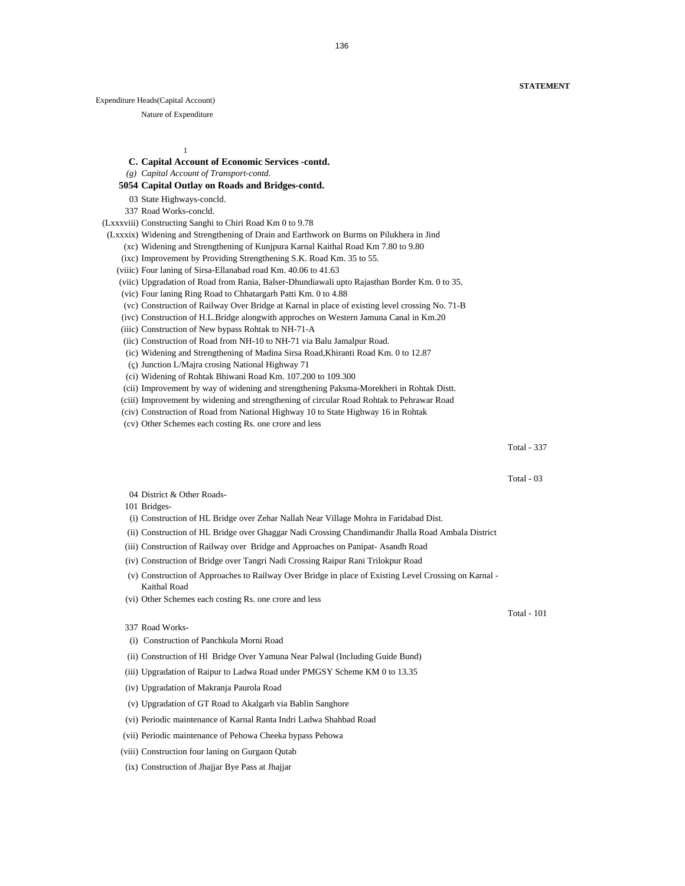**STATEMENT**

Expenditure Heads(Capital Account)

Nature of Expenditure

1

**C. Capital Account of Economic Services -contd.**

*(g) Capital Account of Transport-contd.*

**5054 Capital Outlay on Roads and Bridges-contd.**

03 State Highways-concld.

337 Road Works-concld.

(Lxxxviii) Constructing Sanghi to Chiri Road Km 0 to 9.78

(Lxxxix) Widening and Strengthening of Drain and Earthwork on Burms on Pilukhera in Jind

(xc) Widening and Strengthening of Kunjpura Karnal Kaithal Road Km 7.80 to 9.80

(ixc) Improvement by Providing Strengthening S.K. Road Km. 35 to 55.

(viiic) Four laning of Sirsa-Ellanabad road Km. 40.06 to 41.63

(viic) Upgradation of Road from Rania, Balser-Dhundiawali upto Rajasthan Border Km. 0 to 35.

(vic) Four laning Ring Road to Chhatargarh Patti Km. 0 to 4.88

(vc) Construction of Railway Over Bridge at Karnal in place of existing level crossing No. 71-B

(ivc) Construction of H.L.Bridge alongwith approches on Western Jamuna Canal in Km.20

(iiic) Construction of New bypass Rohtak to NH-71-A

(iic) Construction of Road from NH-10 to NH-71 via Balu Jamalpur Road.

(ic) Widening and Strengthening of Madina Sirsa Road,Khiranti Road Km. 0 to 12.87

(ç) Junction L/Majra crosing National Highway 71

(ci) Widening of Rohtak Bhiwani Road Km. 107.200 to 109.300

(cii) Improvement by way of widening and strengthening Paksma-Morekheri in Rohtak Distt.

(ciii) Improvement by widening and strengthening of circular Road Rohtak to Pehrawar Road

(civ) Construction of Road from National Highway 10 to State Highway 16 in Rohtak

(cv) Other Schemes each costing Rs. one crore and less

Total - 337

Total - 03

04 District & Other Roads-

101 Bridges-

(i) Construction of HL Bridge over Zehar Nallah Near Village Mohra in Faridabad Dist.

(ii) Construction of HL Bridge over Ghaggar Nadi Crossing Chandimandir Jhalla Road Ambala District

(iii) Construction of Railway over Bridge and Approaches on Panipat- Asandh Road

(iv) Construction of Bridge over Tangri Nadi Crossing Raipur Rani Trilokpur Road

(v) Construction of Approaches to Railway Over Bridge in place of Existing Level Crossing on Karnal - Kaithal Road

(vi) Other Schemes each costing Rs. one crore and less

Total - 101

337 Road Works-

(i) Construction of Panchkula Morni Road

(ii) Construction of Hl Bridge Over Yamuna Near Palwal (Including Guide Bund)

(iii) Upgradation of Raipur to Ladwa Road under PMGSY Scheme KM 0 to 13.35

(iv) Upgradation of Makranja Paurola Road

(v) Upgradation of GT Road to Akalgarh via Bablin Sanghore

(vi) Periodic maintenance of Karnal Ranta Indri Ladwa Shahbad Road

(vii) Periodic maintenance of Pehowa Cheeka bypass Pehowa

(viii) Construction four laning on Gurgaon Qutab

(ix) Construction of Jhajjar Bye Pass at Jhajjar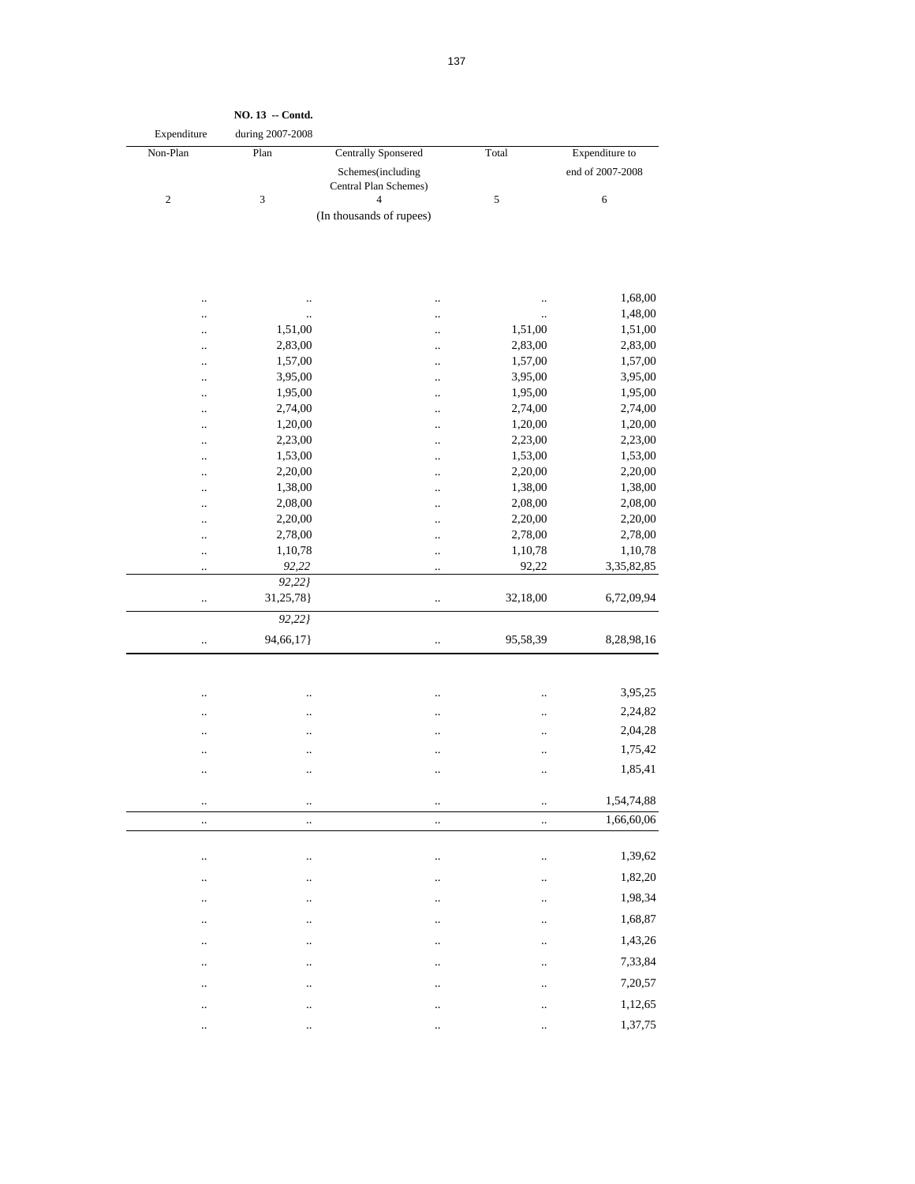**NO. 13 -- Contd.**

| Expenditure during 2007-2008 Non-Plan | Plan | Centrally Sponsered Schemes(including Central Plan Schemes) | Total | Expenditure to end of 2007-2008 |
|---|---|---|---|---|
| 2 | 3 | 4 | 5 | 6 |
| | | (In thousands of rupees) | | |
| .. | .. | .. | .. | 1,68,00 |
| .. | .. | .. | .. | 1,48,00 |
| .. | 1,51,00 | .. | 1,51,00 | 1,51,00 |
| .. | 2,83,00 | .. | 2,83,00 | 2,83,00 |
| .. | 1,57,00 | .. | 1,57,00 | 1,57,00 |
| .. | 3,95,00 | .. | 3,95,00 | 3,95,00 |
| .. | 1,95,00 | .. | 1,95,00 | 1,95,00 |
| .. | 2,74,00 | .. | 2,74,00 | 2,74,00 |
| .. | 1,20,00 | .. | 1,20,00 | 1,20,00 |
| .. | 2,23,00 | .. | 2,23,00 | 2,23,00 |
| .. | 1,53,00 | .. | 1,53,00 | 1,53,00 |
| .. | 2,20,00 | .. | 2,20,00 | 2,20,00 |
| .. | 1,38,00 | .. | 1,38,00 | 1,38,00 |
| .. | 2,08,00 | .. | 2,08,00 | 2,08,00 |
| .. | 2,20,00 | .. | 2,20,00 | 2,20,00 |
| .. | 2,78,00 | .. | 2,78,00 | 2,78,00 |
| .. | 1,10,78 | .. | 1,10,78 | 1,10,78 |
| .. | *92,22* | .. | 92,22 | 3,35,82,85 |
| | *92,22}* | | | |
| .. | 31,25,78} | .. | 32,18,00 | 6,72,09,94 |
| | *92,22}* | | | |
| .. | 94,66,17} | .. | 95,58,39 | 8,28,98,16 |
| .. | .. | .. | .. | 3,95,25 |
| .. | .. | .. | .. | 2,24,82 |
| .. | .. | .. | .. | 2,04,28 |
| .. | .. | .. | .. | 1,75,42 |
| .. | .. | .. | .. | 1,85,41 |
| .. | .. | .. | .. | 1,54,74,88 |
| .. | .. | .. | .. | 1,66,60,06 |
| .. | .. | .. | .. | 1,39,62 |
| .. | .. | .. | .. | 1,82,20 |
| .. | .. | .. | .. | 1,98,34 |
| .. | .. | .. | .. | 1,68,87 |
| .. | .. | .. | .. | 1,43,26 |
| .. | .. | .. | .. | 7,33,84 |
| .. | .. | .. | .. | 7,20,57 |
| .. | .. | .. | .. | 1,12,65 |
| .. | .. | .. | .. | 1,37,75 |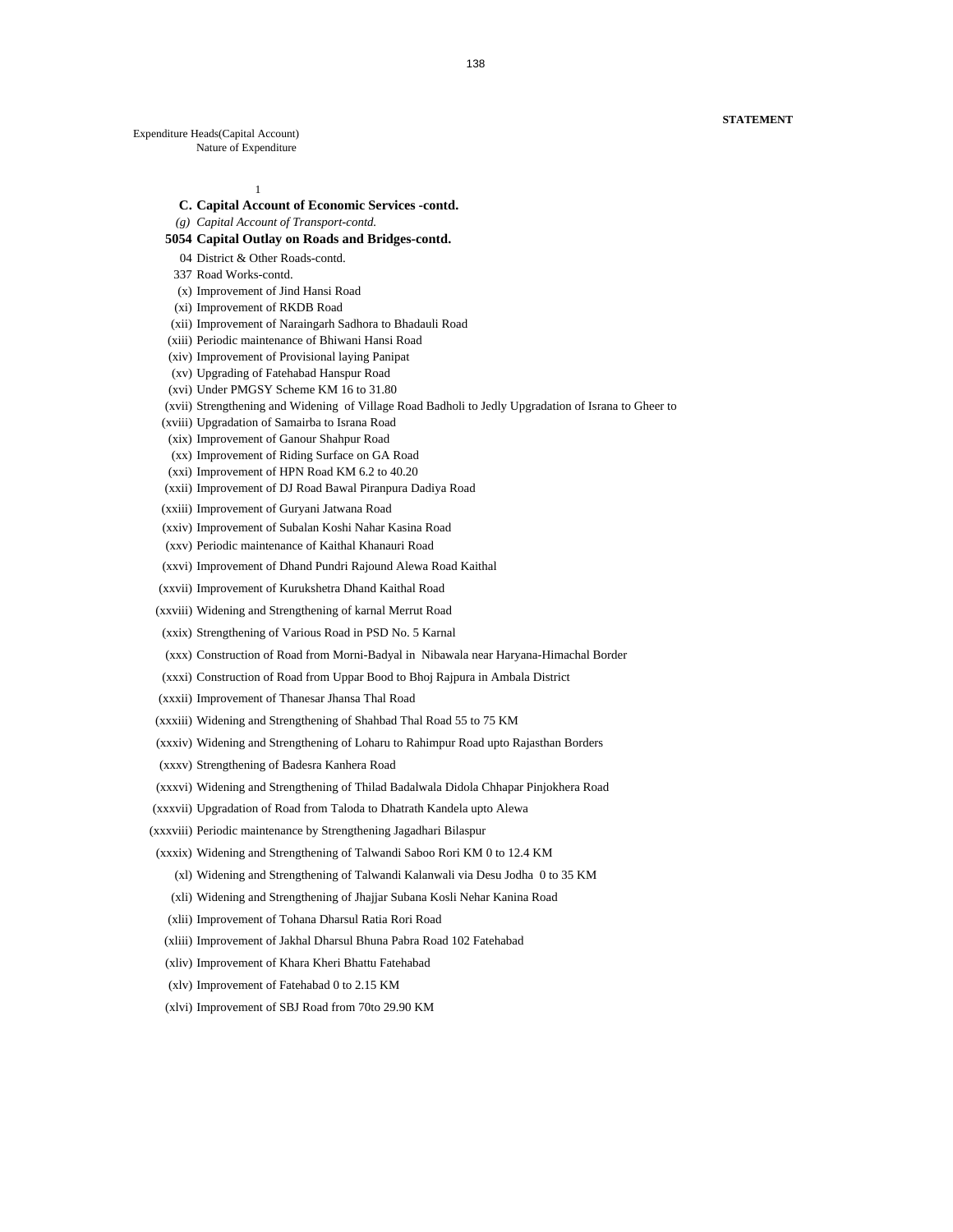**STATEMENT**

Expenditure Heads(Capital Account)
Nature of Expenditure

1

**C. Capital Account of Economic Services -contd.**

*(g) Capital Account of Transport-contd.*

**5054 Capital Outlay on Roads and Bridges-contd.**

04 District & Other Roads-contd.

337 Road Works-contd.

(x) Improvement of Jind Hansi Road

(xi) Improvement of RKDB Road

(xii) Improvement of Naraingarh Sadhora to Bhadauli Road

(xiii) Periodic maintenance of Bhiwani Hansi Road

(xiv) Improvement of Provisional laying Panipat

(xv) Upgrading of Fatehabad Hanspur Road

(xvi) Under PMGSY Scheme KM 16 to 31.80

(xvii) Strengthening and Widening of Village Road Badholi to Jedly Upgradation of Israna to Gheer to

(xviii) Upgradation of Samairba to Israna Road

(xix) Improvement of Ganour Shahpur Road

(xx) Improvement of Riding Surface on GA Road

(xxi) Improvement of HPN Road KM 6.2 to 40.20

(xxii) Improvement of DJ Road Bawal Piranpura Dadiya Road

(xxiii) Improvement of Guryani Jatwana Road

(xxiv) Improvement of Subalan Koshi Nahar Kasina Road

(xxv) Periodic maintenance of Kaithal Khanauri Road

(xxvi) Improvement of Dhand Pundri Rajound Alewa Road Kaithal

(xxvii) Improvement of Kurukshetra Dhand Kaithal Road

(xxviii) Widening and Strengthening of karnal Merrut Road

(xxix) Strengthening of Various Road in PSD No. 5 Karnal

(xxx) Construction of Road from Morni-Badyal in Nibawala near Haryana-Himachal Border

(xxxi) Construction of Road from Uppar Bood to Bhoj Rajpura in Ambala District

(xxxii) Improvement of Thanesar Jhansa Thal Road

(xxxiii) Widening and Strengthening of Shahbad Thal Road 55 to 75 KM

(xxxiv) Widening and Strengthening of Loharu to Rahimpur Road upto Rajasthan Borders

(xxxv) Strengthening of Badesra Kanhera Road

(xxxvi) Widening and Strengthening of Thilad Badalwala Didola Chhapar Pinjokhera Road

(xxxvii) Upgradation of Road from Taloda to Dhatrath Kandela upto Alewa

(xxxviii) Periodic maintenance by Strengthening Jagadhari Bilaspur

(xxxix) Widening and Strengthening of Talwandi Saboo Rori KM 0 to 12.4 KM

(xl) Widening and Strengthening of Talwandi Kalanwali via Desu Jodha 0 to 35 KM

(xli) Widening and Strengthening of Jhajjar Subana Kosli Nehar Kanina Road

(xlii) Improvement of Tohana Dharsul Ratia Rori Road

(xliii) Improvement of Jakhal Dharsul Bhuna Pabra Road 102 Fatehabad

(xliv) Improvement of Khara Kheri Bhattu Fatehabad

(xlv) Improvement of Fatehabad 0 to 2.15 KM

(xlvi) Improvement of SBJ Road from 70to 29.90 KM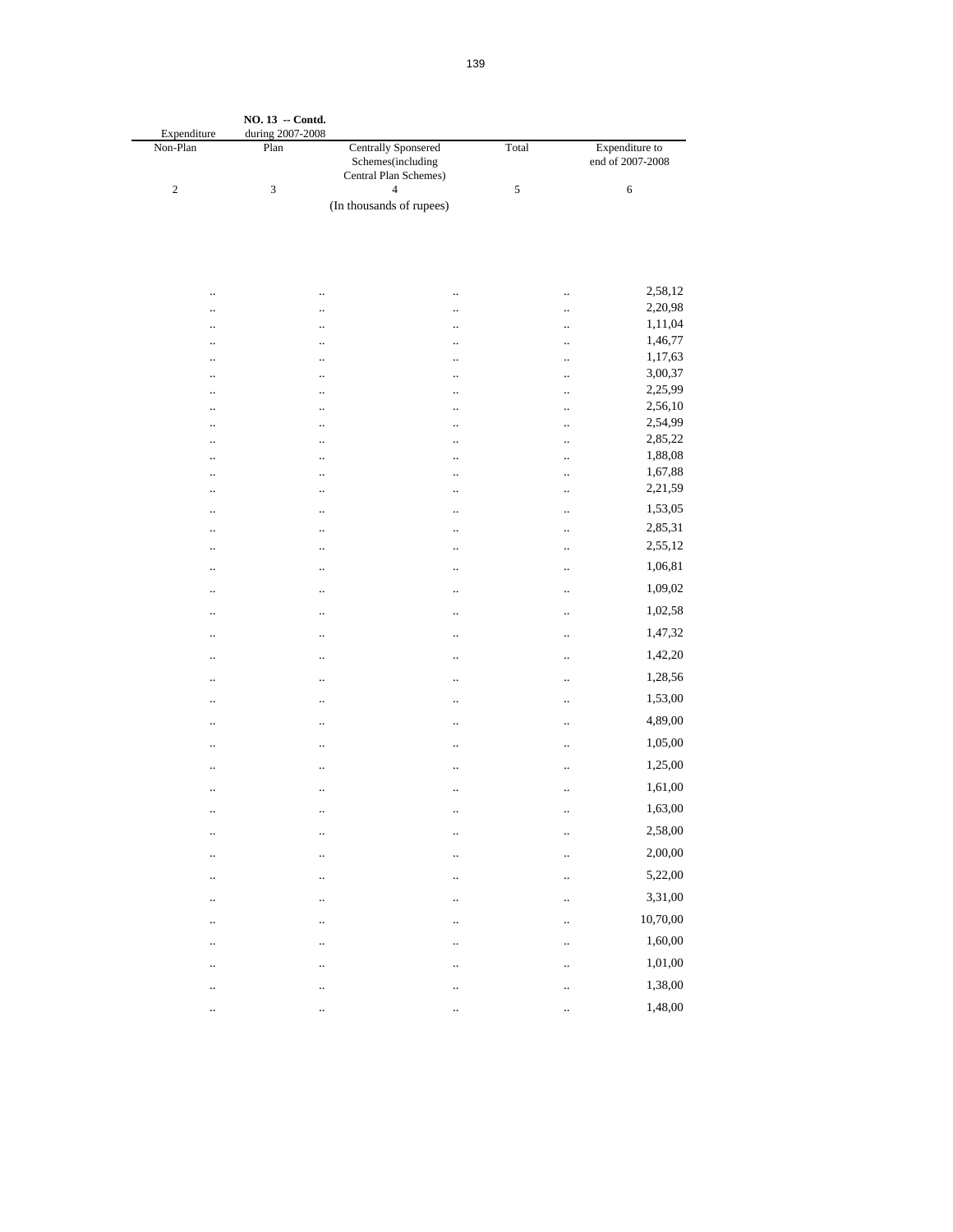NO. 13 -- Contd.

| Expenditure during 2007-2008 | | | | |
|---|---|---|---|---|
| Non-Plan | Plan | Centrally Sponsered Schemes(including Central Plan Schemes) | Total | Expenditure to end of 2007-2008 |
| 2 | 3 | 4 | 5 | 6 |
| | | (In thousands of rupees) | | |
| .. | .. | .. | .. | 2,58,12 |
| .. | .. | .. | .. | 2,20,98 |
| .. | .. | .. | .. | 1,11,04 |
| .. | .. | .. | .. | 1,46,77 |
| .. | .. | .. | .. | 1,17,63 |
| .. | .. | .. | .. | 3,00,37 |
| .. | .. | .. | .. | 2,25,99 |
| .. | .. | .. | .. | 2,56,10 |
| .. | .. | .. | .. | 2,54,99 |
| .. | .. | .. | .. | 2,85,22 |
| .. | .. | .. | .. | 1,88,08 |
| .. | .. | .. | .. | 1,67,88 |
| .. | .. | .. | .. | 2,21,59 |
| .. | .. | .. | .. | 1,53,05 |
| .. | .. | .. | .. | 2,85,31 |
| .. | .. | .. | .. | 2,55,12 |
| .. | .. | .. | .. | 1,06,81 |
| .. | .. | .. | .. | 1,09,02 |
| .. | .. | .. | .. | 1,02,58 |
| .. | .. | .. | .. | 1,47,32 |
| .. | .. | .. | .. | 1,42,20 |
| .. | .. | .. | .. | 1,28,56 |
| .. | .. | .. | .. | 1,53,00 |
| .. | .. | .. | .. | 4,89,00 |
| .. | .. | .. | .. | 1,05,00 |
| .. | .. | .. | .. | 1,25,00 |
| .. | .. | .. | .. | 1,61,00 |
| .. | .. | .. | .. | 1,63,00 |
| .. | .. | .. | .. | 2,58,00 |
| .. | .. | .. | .. | 2,00,00 |
| .. | .. | .. | .. | 5,22,00 |
| .. | .. | .. | .. | 3,31,00 |
| .. | .. | .. | .. | 10,70,00 |
| .. | .. | .. | .. | 1,60,00 |
| .. | .. | .. | .. | 1,01,00 |
| .. | .. | .. | .. | 1,38,00 |
| .. | .. | .. | .. | 1,48,00 |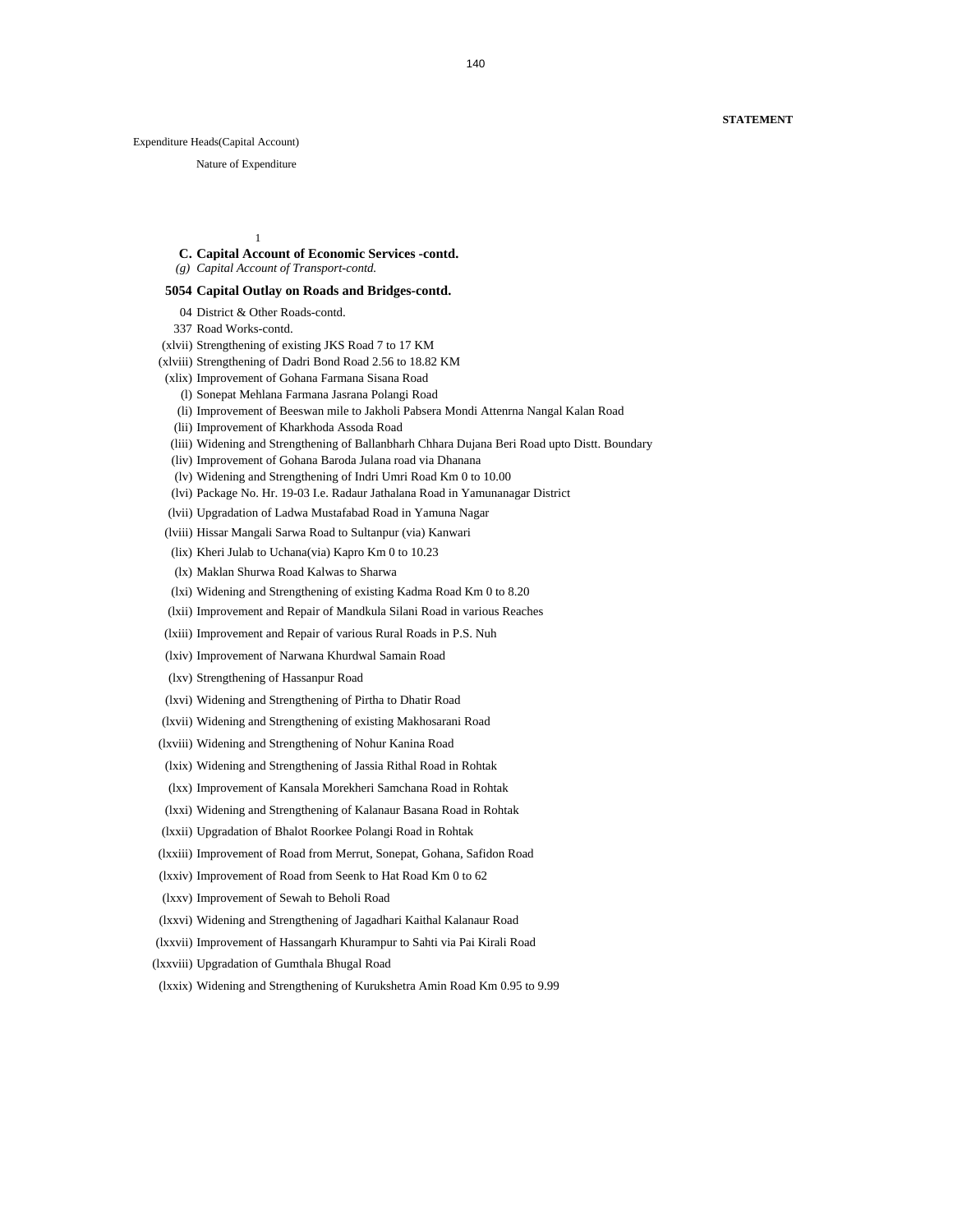**STATEMENT**

Expenditure Heads(Capital Account)

Nature of Expenditure

1

**C. Capital Account of Economic Services -contd.**

*(g) Capital Account of Transport-contd.*

**5054 Capital Outlay on Roads and Bridges-contd.**

04 District & Other Roads-contd.

337 Road Works-contd.

(xlvii) Strengthening of existing JKS Road 7 to 17 KM

(xlviii) Strengthening of Dadri Bond Road 2.56 to 18.82 KM

(xlix) Improvement of Gohana Farmana Sisana Road

(l) Sonepat Mehlana Farmana Jasrana Polangi Road

(li) Improvement of Beeswan mile to Jakholi Pabsera Mondi Attenrna Nangal Kalan Road

(lii) Improvement of Kharkhoda Assoda Road

(liii) Widening and Strengthening of Ballanbharh Chhara Dujana Beri Road upto Distt. Boundary

(liv) Improvement of Gohana Baroda Julana road via Dhanana

(lv) Widening and Strengthening of Indri Umri Road Km 0 to 10.00

(lvi) Package No. Hr. 19-03 I.e. Radaur Jathalana Road in Yamunanagar District

(lvii) Upgradation of Ladwa Mustafabad Road in Yamuna Nagar

(lviii) Hissar Mangali Sarwa Road to Sultanpur (via) Kanwari

(lix) Kheri Julab to Uchana(via) Kapro Km 0 to 10.23

(lx) Maklan Shurwa Road Kalwas to Sharwa

(lxi) Widening and Strengthening of existing Kadma Road Km 0 to 8.20

(lxii) Improvement and Repair of Mandkula Silani Road in various Reaches

(lxiii) Improvement and Repair of various Rural Roads in P.S. Nuh

(lxiv) Improvement of Narwana Khurdwal Samain Road

(lxv) Strengthening of Hassanpur Road

(lxvi) Widening and Strengthening of Pirtha to Dhatir Road

(lxvii) Widening and Strengthening of existing Makhosarani Road

(lxviii) Widening and Strengthening of Nohur Kanina Road

(lxix) Widening and Strengthening of Jassia Rithal Road in Rohtak

(lxx) Improvement of Kansala Morekheri Samchana Road in Rohtak

(lxxi) Widening and Strengthening of Kalanaur Basana Road in Rohtak

(lxxii) Upgradation of Bhalot Roorkee Polangi Road in Rohtak

(lxxiii) Improvement of Road from Merrut, Sonepat, Gohana, Safidon Road

(lxxiv) Improvement of Road from Seenk to Hat Road Km 0 to 62

(lxxv) Improvement of Sewah to Beholi Road

(lxxvi) Widening and Strengthening of Jagadhari Kaithal Kalanaur Road

(lxxvii) Improvement of Hassangarh Khurampur to Sahti via Pai Kirali Road

(lxxviii) Upgradation of Gumthala Bhugal Road

(lxxix) Widening and Strengthening of Kurukshetra Amin Road Km 0.95 to 9.99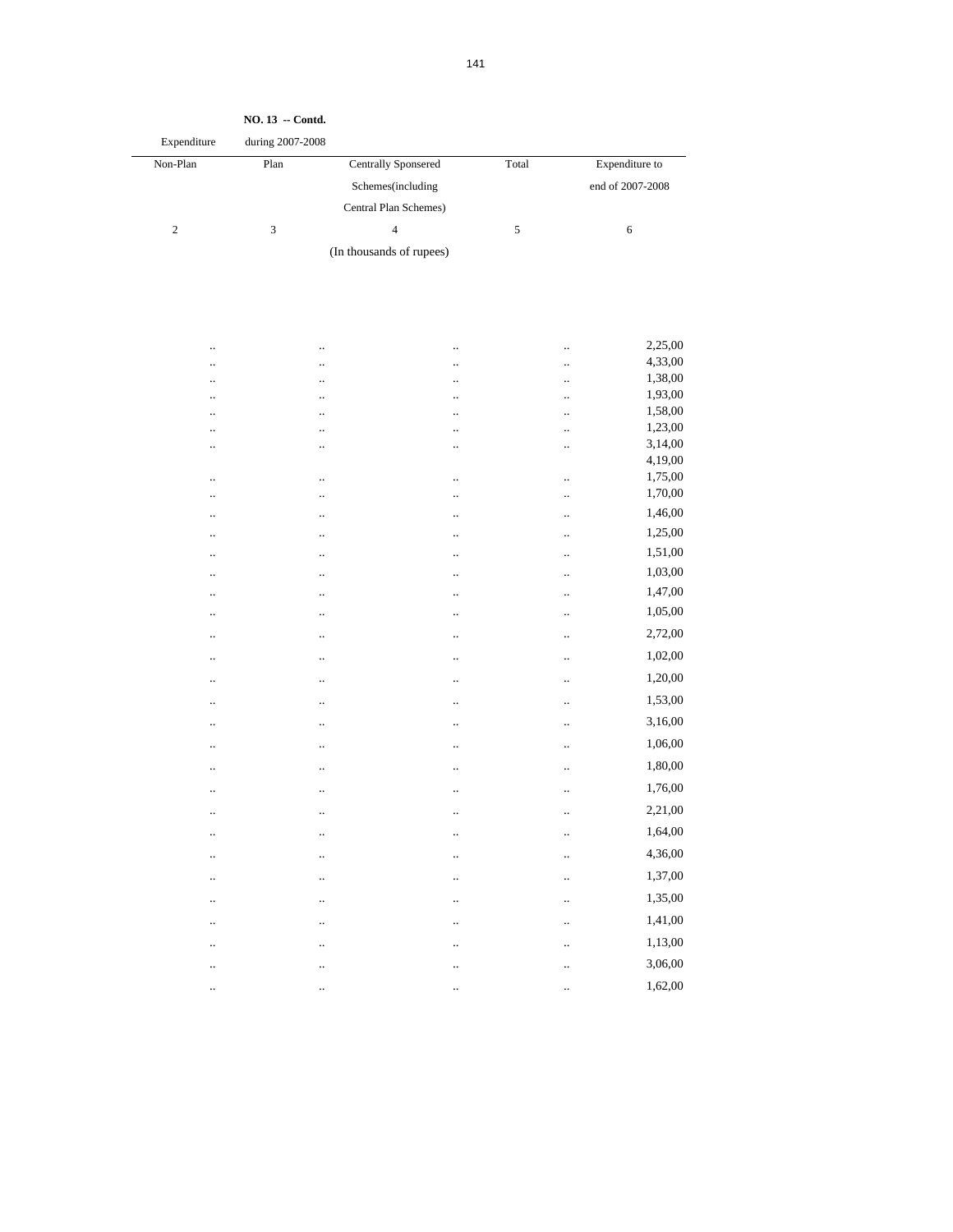**NO. 13 -- Contd.**

| Expenditure during 2007-2008 | | | | |
|---|---|---|---|---|
| Non-Plan | Plan | Centrally Sponsered Schemes(including Central Plan Schemes) | Total | Expenditure to end of 2007-2008 |
| 2 | 3 | 4 | 5 | 6 |
| | | (In thousands of rupees) | | |
| .. | .. | .. | .. | 2,25,00 |
| .. | .. | .. | .. | 4,33,00 |
| .. | .. | .. | .. | 1,38,00 |
| .. | .. | .. | .. | 1,93,00 |
| .. | .. | .. | .. | 1,58,00 |
| .. | .. | .. | .. | 1,23,00 |
| .. | .. | .. | .. | 3,14,00 |
| | | | | 4,19,00 |
| .. | .. | .. | .. | 1,75,00 |
| .. | .. | .. | .. | 1,70,00 |
| .. | .. | .. | .. | 1,46,00 |
| .. | .. | .. | .. | 1,25,00 |
| .. | .. | .. | .. | 1,51,00 |
| .. | .. | .. | .. | 1,03,00 |
| .. | .. | .. | .. | 1,47,00 |
| .. | .. | .. | .. | 1,05,00 |
| .. | .. | .. | .. | 2,72,00 |
| .. | .. | .. | .. | 1,02,00 |
| .. | .. | .. | .. | 1,20,00 |
| .. | .. | .. | .. | 1,53,00 |
| .. | .. | .. | .. | 3,16,00 |
| .. | .. | .. | .. | 1,06,00 |
| .. | .. | .. | .. | 1,80,00 |
| .. | .. | .. | .. | 1,76,00 |
| .. | .. | .. | .. | 2,21,00 |
| .. | .. | .. | .. | 1,64,00 |
| .. | .. | .. | .. | 4,36,00 |
| .. | .. | .. | .. | 1,37,00 |
| .. | .. | .. | .. | 1,35,00 |
| .. | .. | .. | .. | 1,41,00 |
| .. | .. | .. | .. | 1,13,00 |
| .. | .. | .. | .. | 3,06,00 |
| .. | .. | .. | .. | 1,62,00 |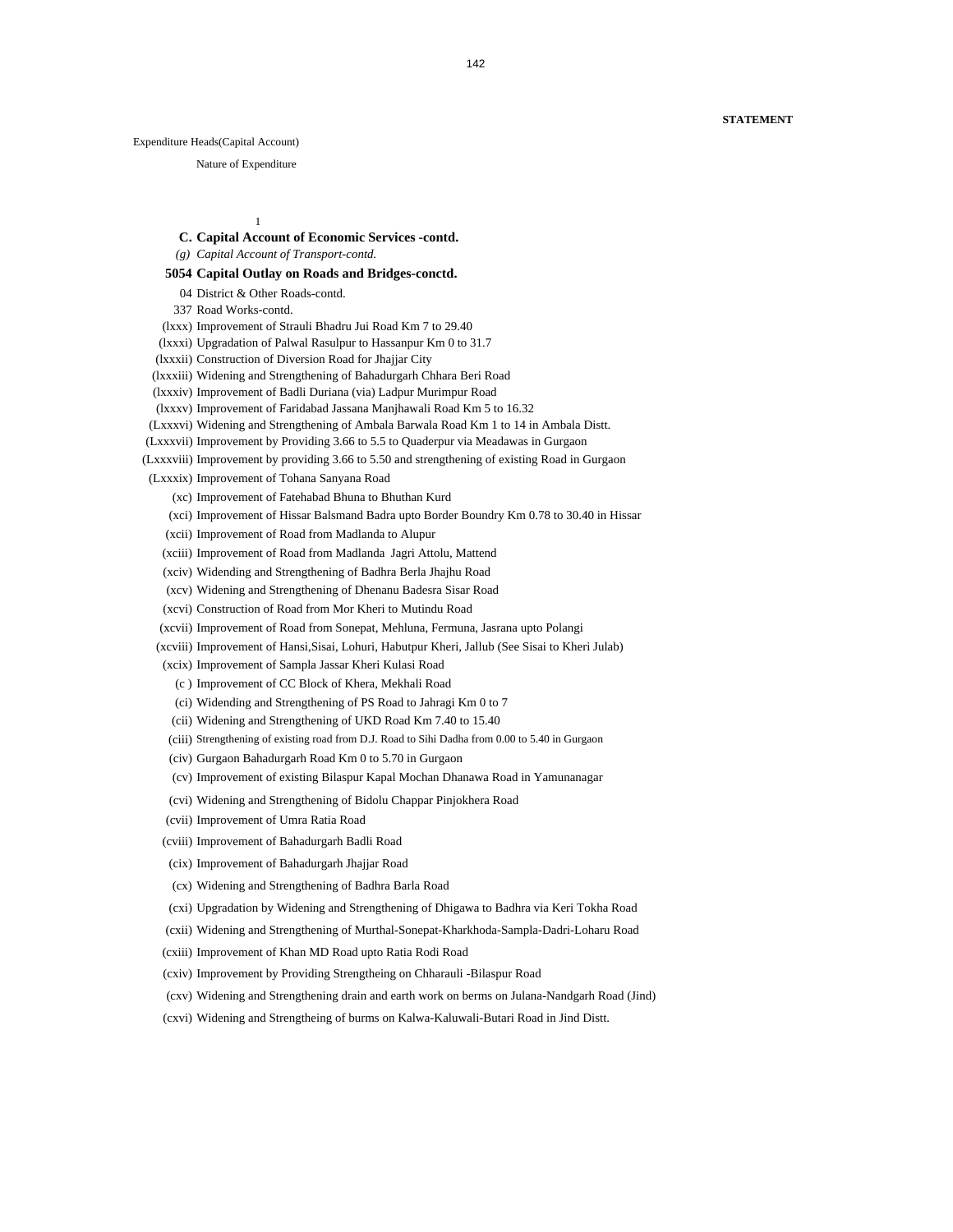**STATEMENT**

Expenditure Heads(Capital Account)

Nature of Expenditure

1

**C. Capital Account of Economic Services -contd.**

*(g) Capital Account of Transport-contd.*

**5054 Capital Outlay on Roads and Bridges-conctd.**

04 District & Other Roads-contd.

337 Road Works-contd.

(lxxx) Improvement of Strauli Bhadru Jui Road Km 7 to 29.40

(lxxxi) Upgradation of Palwal Rasulpur to Hassanpur Km 0 to 31.7

(lxxxii) Construction of Diversion Road for Jhajjar City

(lxxxiii) Widening and Strengthening of Bahadurgarh Chhara Beri Road

(lxxxiv) Improvement of Badli Duriana (via) Ladpur Murimpur Road

(lxxxv) Improvement of Faridabad Jassana Manjhawali Road Km 5 to 16.32

(Lxxxvi) Widening and Strengthening of Ambala Barwala Road Km 1 to 14 in Ambala Distt.

(Lxxxvii) Improvement by Providing 3.66 to 5.5 to Quaderpur via Meadawas in Gurgaon

(Lxxxviii) Improvement by providing 3.66 to 5.50 and strengthening of existing Road in Gurgaon

(Lxxxix) Improvement of Tohana Sanyana Road

(xc) Improvement of Fatehabad Bhuna to Bhuthan Kurd

(xci) Improvement of Hissar Balsmand Badra upto Border Boundry Km 0.78 to 30.40 in Hissar

(xcii) Improvement of Road from Madlanda to Alupur

(xciii) Improvement of Road from Madlanda Jagri Attolu, Mattend

(xciv) Widending and Strengthening of Badhra Berla Jhajhu Road

(xcv) Widening and Strengthening of Dhenanu Badesra Sisar Road

(xcvi) Construction of Road from Mor Kheri to Mutindu Road

(xcvii) Improvement of Road from Sonepat, Mehluna, Fermuna, Jasrana upto Polangi

(xcviii) Improvement of Hansi,Sisai, Lohuri, Habutpur Kheri, Jallub (See Sisai to Kheri Julab)

(xcix) Improvement of Sampla Jassar Kheri Kulasi Road

(c ) Improvement of CC Block of Khera, Mekhali Road

(ci) Widending and Strengthening of PS Road to Jahragi Km 0 to 7

(cii) Widening and Strengthening of UKD Road Km 7.40 to 15.40

(ciii) Strengthening of existing road from D.J. Road to Sihi Dadha from 0.00 to 5.40 in Gurgaon

(civ) Gurgaon Bahadurgarh Road Km 0 to 5.70 in Gurgaon

(cv) Improvement of existing Bilaspur Kapal Mochan Dhanawa Road in Yamunanagar

(cvi) Widening and Strengthening of Bidolu Chappar Pinjokhera Road

(cvii) Improvement of Umra Ratia Road

(cviii) Improvement of Bahadurgarh Badli Road

(cix) Improvement of Bahadurgarh Jhajjar Road

(cx) Widening and Strengthening of Badhra Barla Road

(cxi) Upgradation by Widening and Strengthening of Dhigawa to Badhra via Keri Tokha Road

(cxii) Widening and Strengthening of Murthal-Sonepat-Kharkhoda-Sampla-Dadri-Loharu Road

(cxiii) Improvement of Khan MD Road upto Ratia Rodi Road

(cxiv) Improvement by Providing Strengtheing on Chharauli -Bilaspur Road

(cxv) Widening and Strengthening drain and earth work on berms on Julana-Nandgarh Road (Jind)

(cxvi) Widening and Strengtheing of burms on Kalwa-Kaluwali-Butari Road in Jind Distt.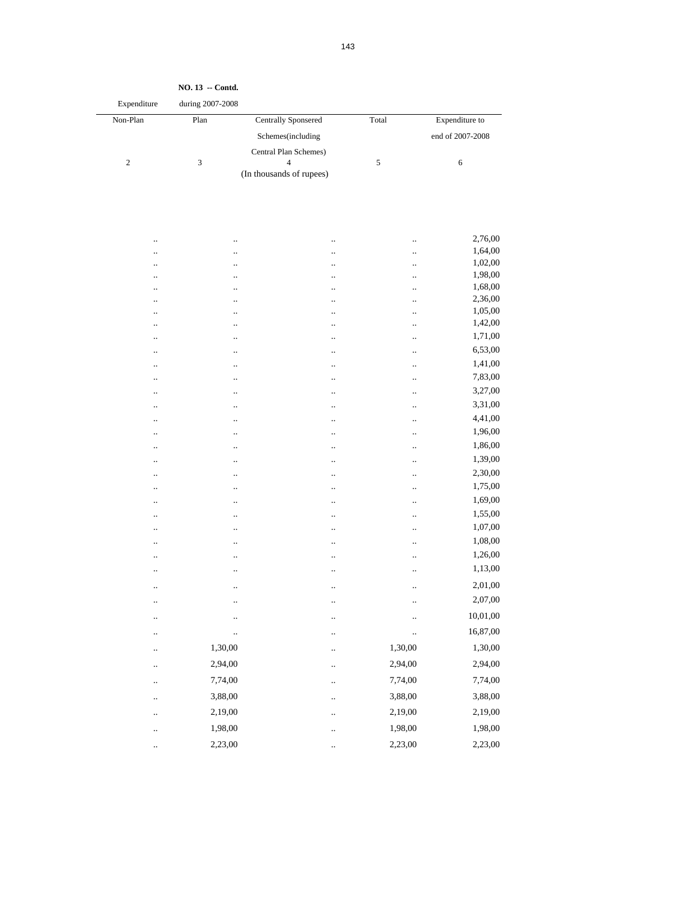**NO. 13 -- Contd.**

| Expenditure during 2007-2008 | | | | |
|---|---|---|---|---|
| Non-Plan | Plan | Centrally Sponsered Schemes(including Central Plan Schemes) | Total | Expenditure to end of 2007-2008 |
| 2 | 3 | 4 | 5 | 6 |
| | | (In thousands of rupees) | | |
| .. | .. | .. | .. | 2,76,00 |
| .. | .. | .. | .. | 1,64,00 |
| .. | .. | .. | .. | 1,02,00 |
| .. | .. | .. | .. | 1,98,00 |
| .. | .. | .. | .. | 1,68,00 |
| .. | .. | .. | .. | 2,36,00 |
| .. | .. | .. | .. | 1,05,00 |
| .. | .. | .. | .. | 1,42,00 |
| .. | .. | .. | .. | 1,71,00 |
| .. | .. | .. | .. | 6,53,00 |
| .. | .. | .. | .. | 1,41,00 |
| .. | .. | .. | .. | 7,83,00 |
| .. | .. | .. | .. | 3,27,00 |
| .. | .. | .. | .. | 3,31,00 |
| .. | .. | .. | .. | 4,41,00 |
| .. | .. | .. | .. | 1,96,00 |
| .. | .. | .. | .. | 1,86,00 |
| .. | .. | .. | .. | 1,39,00 |
| .. | .. | .. | .. | 2,30,00 |
| .. | .. | .. | .. | 1,75,00 |
| .. | .. | .. | .. | 1,69,00 |
| .. | .. | .. | .. | 1,55,00 |
| .. | .. | .. | .. | 1,07,00 |
| .. | .. | .. | .. | 1,08,00 |
| .. | .. | .. | .. | 1,26,00 |
| .. | .. | .. | .. | 1,13,00 |
| .. | .. | .. | .. | 2,01,00 |
| .. | .. | .. | .. | 2,07,00 |
| .. | .. | .. | .. | 10,01,00 |
| .. | .. | .. | .. | 16,87,00 |
| .. | 1,30,00 | .. | 1,30,00 | 1,30,00 |
| .. | 2,94,00 | .. | 2,94,00 | 2,94,00 |
| .. | 7,74,00 | .. | 7,74,00 | 7,74,00 |
| .. | 3,88,00 | .. | 3,88,00 | 3,88,00 |
| .. | 2,19,00 | .. | 2,19,00 | 2,19,00 |
| .. | 1,98,00 | .. | 1,98,00 | 1,98,00 |
| .. | 2,23,00 | .. | 2,23,00 | 2,23,00 |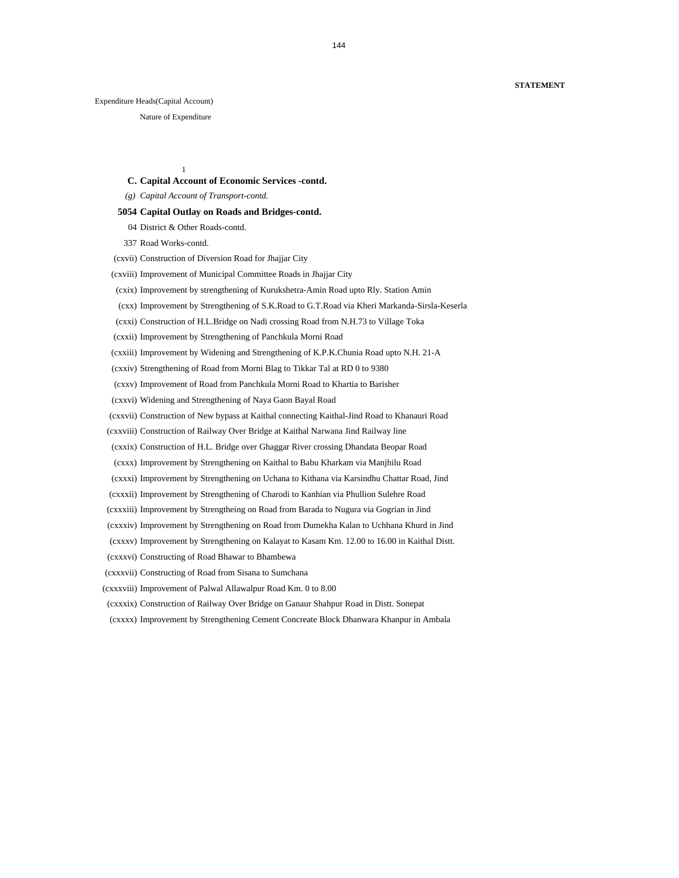**STATEMENT**

Expenditure Heads(Capital Account)

Nature of Expenditure

1

**C. Capital Account of Economic Services -contd.**

*(g) Capital Account of Transport-contd.*

**5054 Capital Outlay on Roads and Bridges-contd.**

04 District & Other Roads-contd.

337 Road Works-contd.

(cxvii) Construction of Diversion Road for Jhajjar City

(cxviii) Improvement of Municipal Committee Roads in Jhajjar City

(cxix) Improvement by strengthening of Kurukshetra-Amin Road upto Rly. Station Amin

(cxx) Improvement by Strengthening of S.K.Road to G.T.Road via Kheri Markanda-Sirsla-Keserla

(cxxi) Construction of H.L.Bridge on Nadi crossing Road from N.H.73 to Village Toka

(cxxii) Improvement by Strengthening of Panchkula Morni Road

(cxxiii) Improvement by Widening and Strengthening of K.P.K.Chunia Road upto N.H. 21-A

(cxxiv) Strengthening of Road from Morni Blag to Tikkar Tal at RD 0 to 9380

(cxxv) Improvement of Road from Panchkula Morni Road to Khartia to Barisher

(cxxvi) Widening and Strengthening of Naya Gaon Bayal Road

(cxxvii) Construction of New bypass at Kaithal connecting Kaithal-Jind Road to Khanauri Road

(cxxviii) Construction of Railway Over Bridge at Kaithal Narwana Jind Railway line

(cxxix) Construction of H.L. Bridge over Ghaggar River crossing Dhandata Beopar Road

(cxxx) Improvement by Strengthening on Kaithal to Babu Kharkam via Manjhilu Road

(cxxxi) Improvement by Strengthening on Uchana to Kithana via Karsindhu Chattar Road, Jind

(cxxxii) Improvement by Strengthening of Charodi to Kanhian via Phullion Sulehre Road

(cxxxiii) Improvement by Strengtheing on Road from Barada to Nugura via Gogrian in Jind

(cxxxiv) Improvement by Strengthening on Road from Dumekha Kalan to Uchhana Khurd in Jind

(cxxxv) Improvement by Strengthening on Kalayat to Kasam Km. 12.00 to 16.00 in Kaithal Distt.

(cxxxvi) Constructing of Road Bhawar to Bhambewa

(cxxxvii) Constructing of Road from Sisana to Sumchana

(cxxxviii) Improvement of Palwal Allawalpur Road Km. 0 to 8.00

(cxxxix) Construction of Railway Over Bridge on Ganaur Shahpur Road in Distt. Sonepat

(cxxxx) Improvement by Strengthening Cement Concreate Block Dhanwara Khanpur in Ambala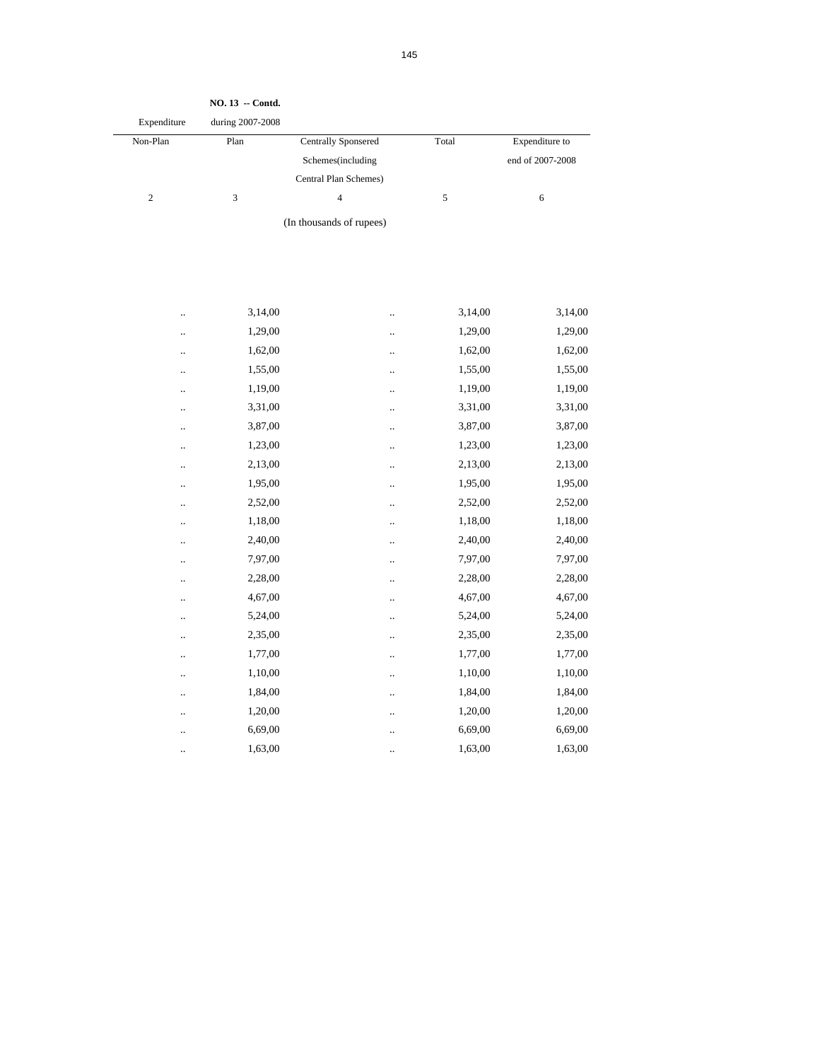**NO. 13 -- Contd.**

| Expenditure during 2007-2008 | | | | |
|---|---|---|---|---|
| Non-Plan | Plan | Centrally Sponsered Schemes(including Central Plan Schemes) | Total | Expenditure to end of 2007-2008 |
| 2 | 3 | 4 | 5 | 6 |
| | | (In thousands of rupees) | | |
| .. | 3,14,00 | .. | 3,14,00 | 3,14,00 |
| .. | 1,29,00 | .. | 1,29,00 | 1,29,00 |
| .. | 1,62,00 | .. | 1,62,00 | 1,62,00 |
| .. | 1,55,00 | .. | 1,55,00 | 1,55,00 |
| .. | 1,19,00 | .. | 1,19,00 | 1,19,00 |
| .. | 3,31,00 | .. | 3,31,00 | 3,31,00 |
| .. | 3,87,00 | .. | 3,87,00 | 3,87,00 |
| .. | 1,23,00 | .. | 1,23,00 | 1,23,00 |
| .. | 2,13,00 | .. | 2,13,00 | 2,13,00 |
| .. | 1,95,00 | .. | 1,95,00 | 1,95,00 |
| .. | 2,52,00 | .. | 2,52,00 | 2,52,00 |
| .. | 1,18,00 | .. | 1,18,00 | 1,18,00 |
| .. | 2,40,00 | .. | 2,40,00 | 2,40,00 |
| .. | 7,97,00 | .. | 7,97,00 | 7,97,00 |
| .. | 2,28,00 | .. | 2,28,00 | 2,28,00 |
| .. | 4,67,00 | .. | 4,67,00 | 4,67,00 |
| .. | 5,24,00 | .. | 5,24,00 | 5,24,00 |
| .. | 2,35,00 | .. | 2,35,00 | 2,35,00 |
| .. | 1,77,00 | .. | 1,77,00 | 1,77,00 |
| .. | 1,10,00 | .. | 1,10,00 | 1,10,00 |
| .. | 1,84,00 | .. | 1,84,00 | 1,84,00 |
| .. | 1,20,00 | .. | 1,20,00 | 1,20,00 |
| .. | 6,69,00 | .. | 6,69,00 | 6,69,00 |
| .. | 1,63,00 | .. | 1,63,00 | 1,63,00 |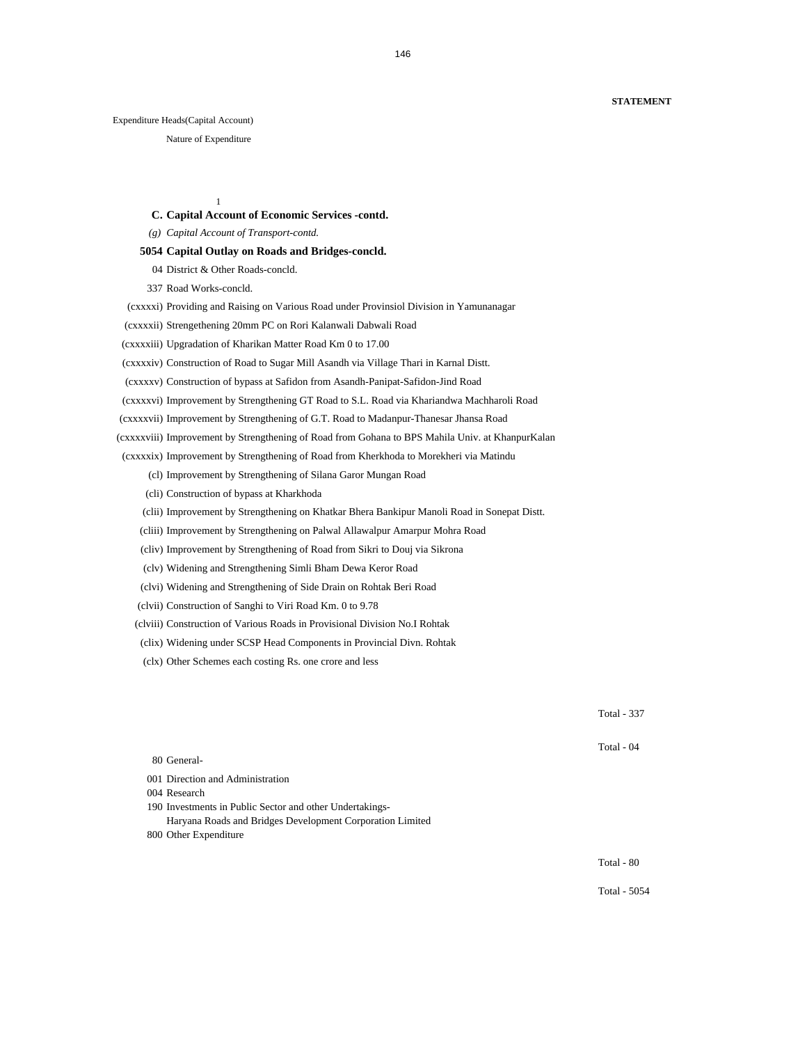**STATEMENT**

Expenditure Heads(Capital Account)

Nature of Expenditure

1

**C. Capital Account of Economic Services -contd.**

*(g) Capital Account of Transport-contd.*

**5054 Capital Outlay on Roads and Bridges-concld.**

04 District & Other Roads-concld.

337 Road Works-concld.

(cxxxxi) Providing and Raising on Various Road under Provinsiol Division in Yamunanagar

(cxxxxii) Strengethening 20mm PC on Rori Kalanwali Dabwali Road

(cxxxxiii) Upgradation of Kharikan Matter Road Km 0 to 17.00

(cxxxxiv) Construction of Road to Sugar Mill Asandh via Village Thari in Karnal Distt.

(cxxxxv) Construction of bypass at Safidon from Asandh-Panipat-Safidon-Jind Road

(cxxxxvi) Improvement by Strengthening GT Road to S.L. Road via Khariandwa Machharoli Road

(cxxxxvii) Improvement by Strengthening of G.T. Road to Madanpur-Thanesar Jhansa Road

(cxxxxviii) Improvement by Strengthening of Road from Gohana to BPS Mahila Univ. at KhanpurKalan

(cxxxxix) Improvement by Strengthening of Road from Kherkhoda to Morekheri via Matindu

(cl) Improvement by Strengthening of Silana Garor Mungan Road

(cli) Construction of bypass at Kharkhoda

(clii) Improvement by Strengthening on Khatkar Bhera Bankipur Manoli Road in Sonepat Distt.

(cliii) Improvement by Strengthening on Palwal Allawalpur Amarpur Mohra Road

(cliv) Improvement by Strengthening of Road from Sikri to Douj via Sikrona

(clv) Widening and Strengthening Simli Bham Dewa Keror Road

(clvi) Widening and Strengthening of Side Drain on Rohtak Beri Road

(clvii) Construction of Sanghi to Viri Road Km. 0 to 9.78

(clviii) Construction of Various Roads in Provisional Division No.I Rohtak

(clix) Widening under SCSP Head Components in Provincial Divn. Rohtak

(clx) Other Schemes each costing Rs. one crore and less

Total - 337

Total - 04

80 General-

001 Direction and Administration

004 Research

190 Investments in Public Sector and other Undertakings-
Haryana Roads and Bridges Development Corporation Limited

800 Other Expenditure

Total - 80

Total - 5054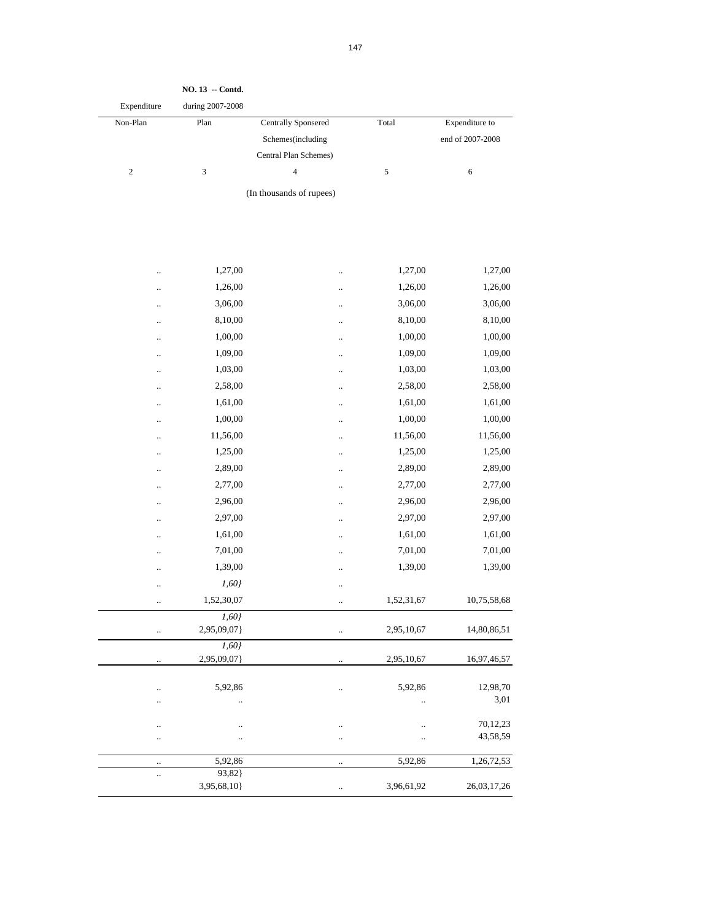**NO. 13 -- Contd.**

| Expenditure during 2007-2008 | | | | |
|---|---|---|---|---|
| Non-Plan | Plan | Centrally Sponsered Schemes(including Central Plan Schemes) | Total | Expenditure to end of 2007-2008 |
| 2 | 3 | 4 | 5 | 6 |
| | | (In thousands of rupees) | | |
| .. | 1,27,00 | .. | 1,27,00 | 1,27,00 |
| .. | 1,26,00 | .. | 1,26,00 | 1,26,00 |
| .. | 3,06,00 | .. | 3,06,00 | 3,06,00 |
| .. | 8,10,00 | .. | 8,10,00 | 8,10,00 |
| .. | 1,00,00 | .. | 1,00,00 | 1,00,00 |
| .. | 1,09,00 | .. | 1,09,00 | 1,09,00 |
| .. | 1,03,00 | .. | 1,03,00 | 1,03,00 |
| .. | 2,58,00 | .. | 2,58,00 | 2,58,00 |
| .. | 1,61,00 | .. | 1,61,00 | 1,61,00 |
| .. | 1,00,00 | .. | 1,00,00 | 1,00,00 |
| .. | 11,56,00 | .. | 11,56,00 | 11,56,00 |
| .. | 1,25,00 | .. | 1,25,00 | 1,25,00 |
| .. | 2,89,00 | .. | 2,89,00 | 2,89,00 |
| .. | 2,77,00 | .. | 2,77,00 | 2,77,00 |
| .. | 2,96,00 | .. | 2,96,00 | 2,96,00 |
| .. | 2,97,00 | .. | 2,97,00 | 2,97,00 |
| .. | 1,61,00 | .. | 1,61,00 | 1,61,00 |
| .. | 7,01,00 | .. | 7,01,00 | 7,01,00 |
| .. | 1,39,00 | .. | 1,39,00 | 1,39,00 |
| .. | *1,60}* | .. | | |
| .. | 1,52,30,07 | .. | 1,52,31,67 | 10,75,58,68 |
| | *1,60}* | | | |
| .. | 2,95,09,07} | .. | 2,95,10,67 | 14,80,86,51 |
| | *1,60}* | | | |
| .. | 2,95,09,07} | .. | 2,95,10,67 | 16,97,46,57 |
| .. | 5,92,86 | .. | 5,92,86 | 12,98,70 |
| .. | .. | | .. | 3,01 |
| .. | .. | .. | .. | 70,12,23 |
| .. | .. | .. | .. | 43,58,59 |
| .. | 5,92,86 | .. | 5,92,86 | 1,26,72,53 |
| .. | 93,82} | | | |
| | 3,95,68,10} | .. | 3,96,61,92 | 26,03,17,26 |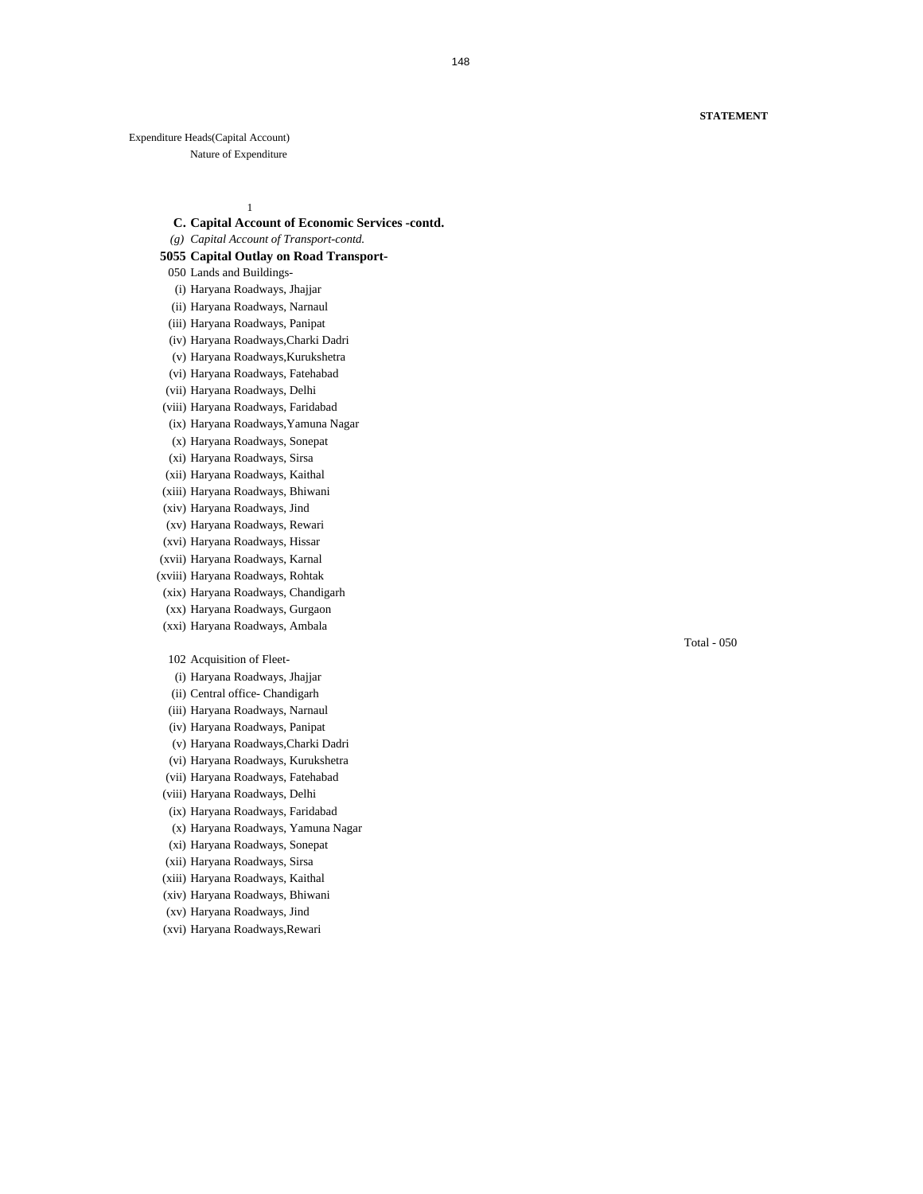**STATEMENT**

Expenditure Heads(Capital Account)

Nature of Expenditure

1

**C. Capital Account of Economic Services -contd.**

*(g) Capital Account of Transport-contd.*

**5055 Capital Outlay on Road Transport-**

050 Lands and Buildings-

(i) Haryana Roadways, Jhajjar

(ii) Haryana Roadways, Narnaul

(iii) Haryana Roadways, Panipat

(iv) Haryana Roadways,Charki Dadri

(v) Haryana Roadways,Kurukshetra

(vi) Haryana Roadways, Fatehabad

(vii) Haryana Roadways, Delhi

(viii) Haryana Roadways, Faridabad

(ix) Haryana Roadways,Yamuna Nagar

(x) Haryana Roadways, Sonepat

(xi) Haryana Roadways, Sirsa

(xii) Haryana Roadways, Kaithal

(xiii) Haryana Roadways, Bhiwani

(xiv) Haryana Roadways, Jind

(xv) Haryana Roadways, Rewari

(xvi) Haryana Roadways, Hissar

(xvii) Haryana Roadways, Karnal

(xviii) Haryana Roadways, Rohtak

(xix) Haryana Roadways, Chandigarh

(xx) Haryana Roadways, Gurgaon

(xxi) Haryana Roadways, Ambala

Total - 050

102 Acquisition of Fleet-

(i) Haryana Roadways, Jhajjar

(ii) Central office- Chandigarh

(iii) Haryana Roadways, Narnaul

(iv) Haryana Roadways, Panipat

(v) Haryana Roadways,Charki Dadri

(vi) Haryana Roadways, Kurukshetra

(vii) Haryana Roadways, Fatehabad

(viii) Haryana Roadways, Delhi

(ix) Haryana Roadways, Faridabad

(x) Haryana Roadways, Yamuna Nagar

(xi) Haryana Roadways, Sonepat

(xii) Haryana Roadways, Sirsa

(xiii) Haryana Roadways, Kaithal

(xiv) Haryana Roadways, Bhiwani

(xv) Haryana Roadways, Jind

(xvi) Haryana Roadways,Rewari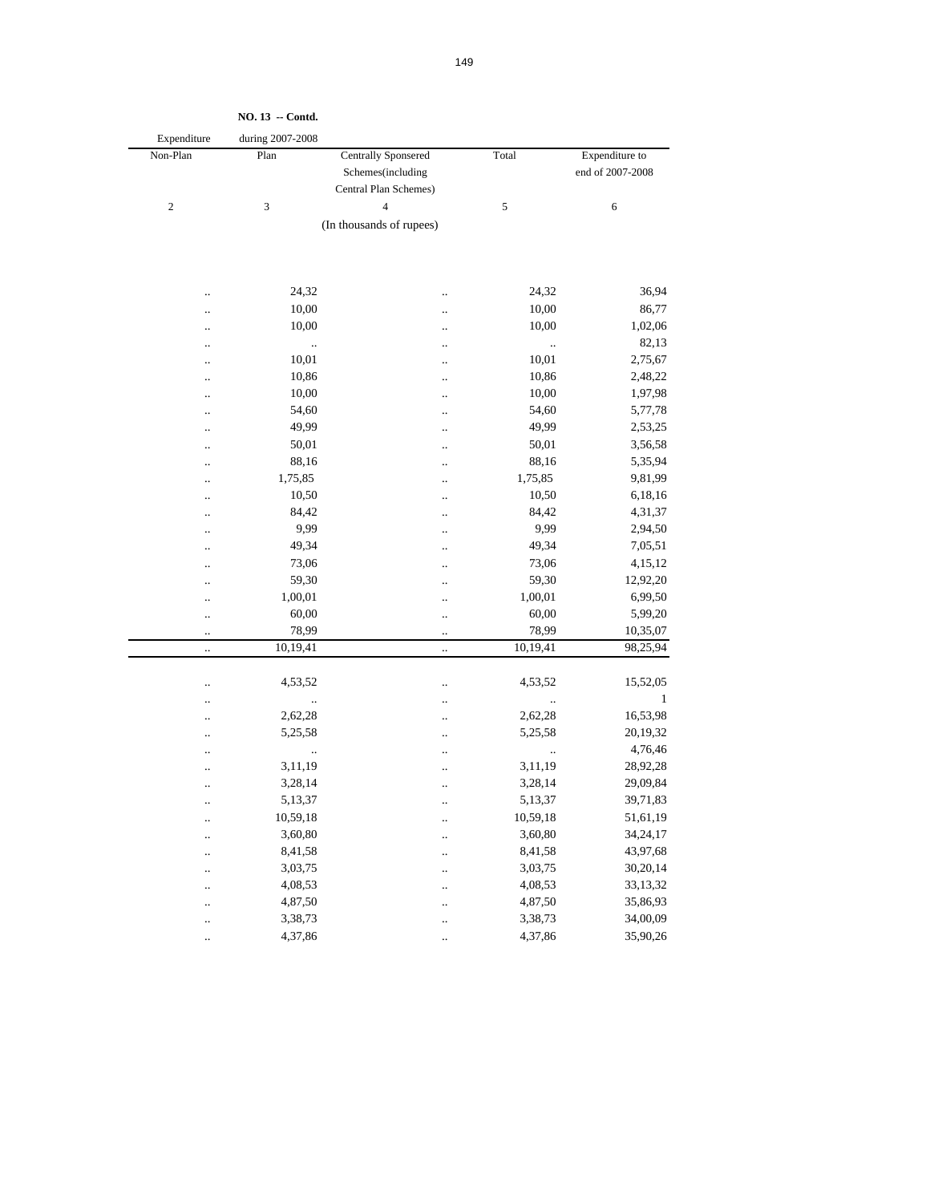**NO. 13 -- Contd.**

| Expenditure during 2007-2008 | | | | |
|---|---|---|---|---|
| Non-Plan | Plan | Centrally Sponsered Schemes(including Central Plan Schemes) | Total | Expenditure to end of 2007-2008 |
| 2 | 3 | 4 | 5 | 6 |
| | | (In thousands of rupees) | | |
| .. | 24,32 | .. | 24,32 | 36,94 |
| .. | 10,00 | .. | 10,00 | 86,77 |
| .. | 10,00 | .. | 10,00 | 1,02,06 |
| .. | .. | .. | .. | 82,13 |
| .. | 10,01 | .. | 10,01 | 2,75,67 |
| .. | 10,86 | .. | 10,86 | 2,48,22 |
| .. | 10,00 | .. | 10,00 | 1,97,98 |
| .. | 54,60 | .. | 54,60 | 5,77,78 |
| .. | 49,99 | .. | 49,99 | 2,53,25 |
| .. | 50,01 | .. | 50,01 | 3,56,58 |
| .. | 88,16 | .. | 88,16 | 5,35,94 |
| .. | 1,75,85 | .. | 1,75,85 | 9,81,99 |
| .. | 10,50 | .. | 10,50 | 6,18,16 |
| .. | 84,42 | .. | 84,42 | 4,31,37 |
| .. | 9,99 | .. | 9,99 | 2,94,50 |
| .. | 49,34 | .. | 49,34 | 7,05,51 |
| .. | 73,06 | .. | 73,06 | 4,15,12 |
| .. | 59,30 | .. | 59,30 | 12,92,20 |
| .. | 1,00,01 | .. | 1,00,01 | 6,99,50 |
| .. | 60,00 | .. | 60,00 | 5,99,20 |
| .. | 78,99 | .. | 78,99 | 10,35,07 |
| .. | 10,19,41 | .. | 10,19,41 | 98,25,94 |
| .. | 4,53,52 | .. | 4,53,52 | 15,52,05 |
| .. | .. | .. | .. | 1 |
| .. | 2,62,28 | .. | 2,62,28 | 16,53,98 |
| .. | 5,25,58 | .. | 5,25,58 | 20,19,32 |
| .. | .. | .. | .. | 4,76,46 |
| .. | 3,11,19 | .. | 3,11,19 | 28,92,28 |
| .. | 3,28,14 | .. | 3,28,14 | 29,09,84 |
| .. | 5,13,37 | .. | 5,13,37 | 39,71,83 |
| .. | 10,59,18 | .. | 10,59,18 | 51,61,19 |
| .. | 3,60,80 | .. | 3,60,80 | 34,24,17 |
| .. | 8,41,58 | .. | 8,41,58 | 43,97,68 |
| .. | 3,03,75 | .. | 3,03,75 | 30,20,14 |
| .. | 4,08,53 | .. | 4,08,53 | 33,13,32 |
| .. | 4,87,50 | .. | 4,87,50 | 35,86,93 |
| .. | 3,38,73 | .. | 3,38,73 | 34,00,09 |
| .. | 4,37,86 | .. | 4,37,86 | 35,90,26 |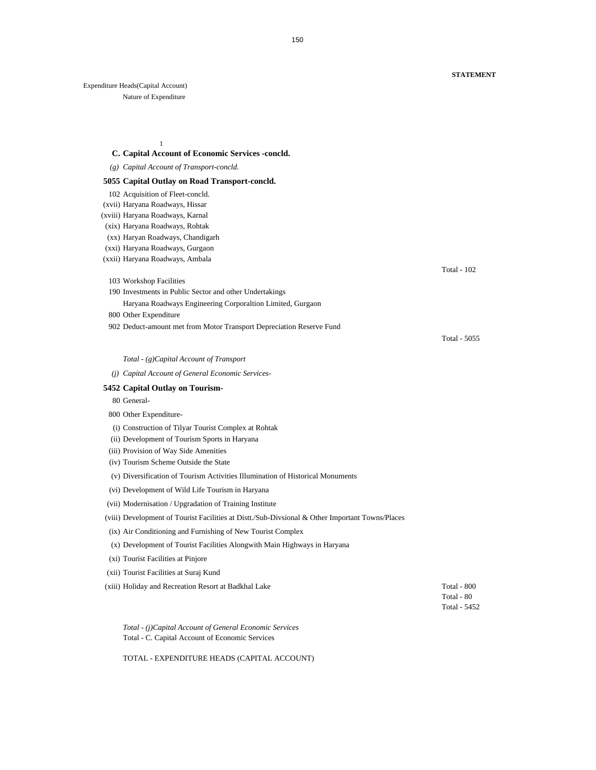**STATEMENT**

Expenditure Heads(Capital Account)

Nature of Expenditure

1

**C. Capital Account of Economic Services -concld.**

*(g) Capital Account of Transport-concld.*

**5055 Capital Outlay on Road Transport-concld.**

102 Acquisition of Fleet-concld.

(xvii) Haryana Roadways, Hissar

(xviii) Haryana Roadways, Karnal

(xix) Haryana Roadways, Rohtak

(xx) Haryan Roadways, Chandigarh

(xxi) Haryana Roadways, Gurgaon

(xxii) Haryana Roadways, Ambala

Total - 102

103 Workshop Facilities

190 Investments in Public Sector and other Undertakings

Haryana Roadways Engineering Corporaltion Limited, Gurgaon

800 Other Expenditure

902 Deduct-amount met from Motor Transport Depreciation Reserve Fund

Total - 5055

*Total - (g)Capital Account of Transport*

*(j) Capital Account of General Economic Services-*

**5452 Capital Outlay on Tourism-**

80 General-

800 Other Expenditure-

(i) Construction of Tilyar Tourist Complex at Rohtak

(ii) Development of Tourism Sports in Haryana

(iii) Provision of Way Side Amenities

(iv) Tourism Scheme Outside the State

(v) Diversification of Tourism Activities Illumination of Historical Monuments

(vi) Development of Wild Life Tourism in Haryana

(vii) Modernisation / Upgradation of Training Institute

(viii) Development of Tourist Facilities at Distt./Sub-Divsional & Other Important Towns/Places

(ix) Air Conditioning and Furnishing of New Tourist Complex

(x) Development of Tourist Facilities Alongwith Main Highways in Haryana

(xi) Tourist Facilities at Pinjore

(xii) Tourist Facilities at Suraj Kund

(xiii) Holiday and Recreation Resort at Badkhal Lake

Total - 800

Total - 80

Total - 5452

*Total - (j)Capital Account of General Economic Services*

Total - C. Capital Account of Economic Services

TOTAL - EXPENDITURE HEADS (CAPITAL ACCOUNT)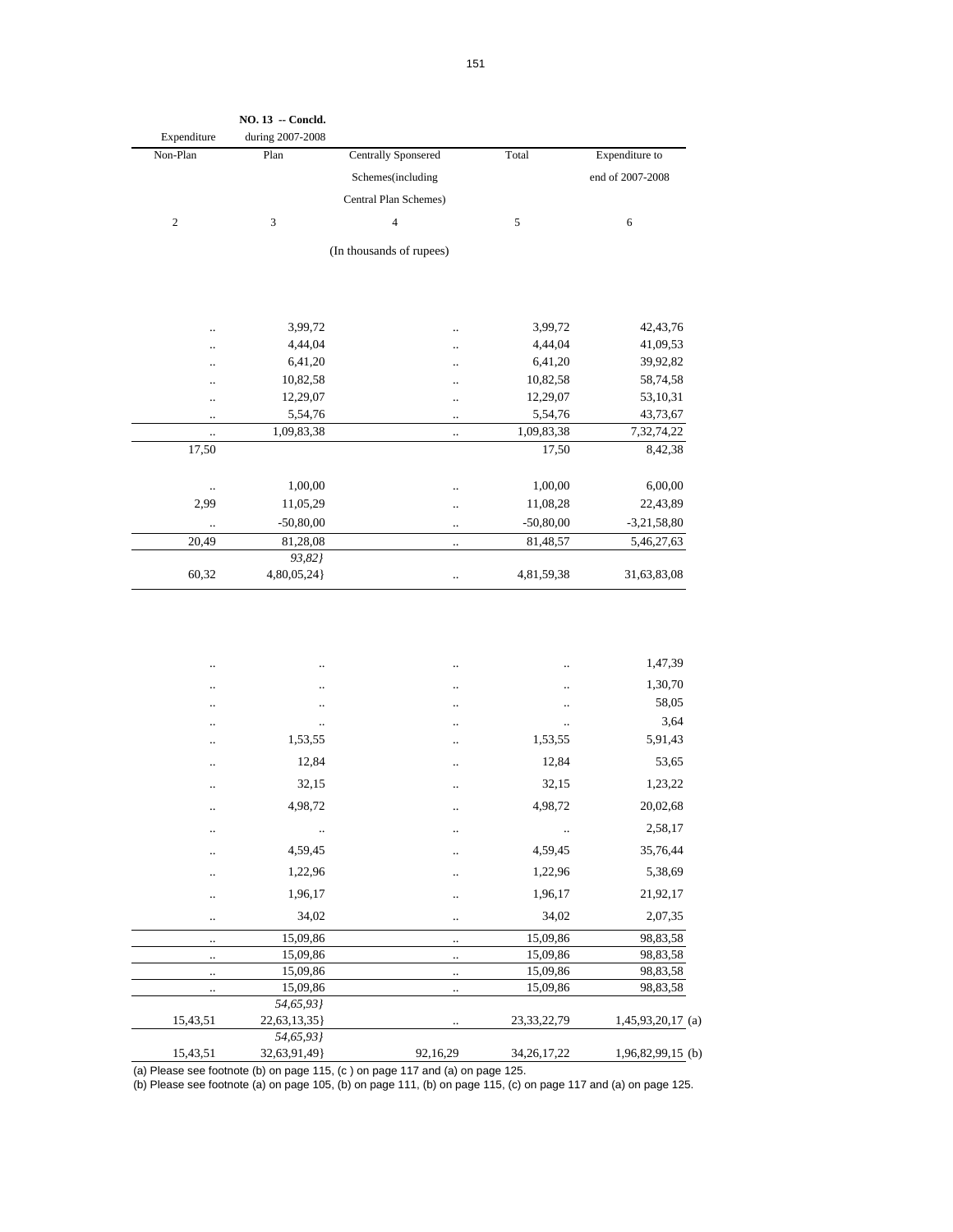NO. 13 -- Concld.

| Expenditure | during 2007-2008 | | | |
|---|---|---|---|---|
| Non-Plan | Plan | Centrally Sponsered Schemes(including Central Plan Schemes) | Total | Expenditure to end of 2007-2008 |
| 2 | 3 | 4 | 5 | 6 |
| | | (In thousands of rupees) | | |
| .. | 3,99,72 | .. | 3,99,72 | 42,43,76 |
| .. | 4,44,04 | .. | 4,44,04 | 41,09,53 |
| .. | 6,41,20 | .. | 6,41,20 | 39,92,82 |
| .. | 10,82,58 | .. | 10,82,58 | 58,74,58 |
| .. | 12,29,07 | .. | 12,29,07 | 53,10,31 |
| .. | 5,54,76 | .. | 5,54,76 | 43,73,67 |
| .. | 1,09,83,38 | .. | 1,09,83,38 | 7,32,74,22 |
| 17,50 | | | 17,50 | 8,42,38 |
| .. | 1,00,00 | .. | 1,00,00 | 6,00,00 |
| 2,99 | 11,05,29 | .. | 11,08,28 | 22,43,89 |
| .. | -50,80,00 | .. | -50,80,00 | -3,21,58,80 |
| 20,49 | 81,28,08 | .. | 81,48,57 | 5,46,27,63 |
| | *93,82}* | | | |
| 60,32 | 4,80,05,24} | .. | 4,81,59,38 | 31,63,83,08 |
| .. | .. | .. | .. | 1,47,39 |
| .. | .. | .. | .. | 1,30,70 |
| .. | .. | .. | .. | 58,05 |
| .. | .. | .. | .. | 3,64 |
| .. | 1,53,55 | .. | 1,53,55 | 5,91,43 |
| .. | 12,84 | .. | 12,84 | 53,65 |
| .. | 32,15 | .. | 32,15 | 1,23,22 |
| .. | 4,98,72 | .. | 4,98,72 | 20,02,68 |
| .. | .. | .. | .. | 2,58,17 |
| .. | 4,59,45 | .. | 4,59,45 | 35,76,44 |
| .. | 1,22,96 | .. | 1,22,96 | 5,38,69 |
| .. | 1,96,17 | .. | 1,96,17 | 21,92,17 |
| .. | 34,02 | .. | 34,02 | 2,07,35 |
| .. | 15,09,86 | .. | 15,09,86 | 98,83,58 |
| .. | 15,09,86 | .. | 15,09,86 | 98,83,58 |
| .. | 15,09,86 | .. | 15,09,86 | 98,83,58 |
| .. | 15,09,86 | .. | 15,09,86 | 98,83,58 |
| | *54,65,93}* | | | |
| 15,43,51 | 22,63,13,35} | .. | 23,33,22,79 | 1,45,93,20,17 (a) |
| | *54,65,93}* | | | |
| 15,43,51 | 32,63,91,49} | 92,16,29 | 34,26,17,22 | 1,96,82,99,15 (b) |

(a) Please see footnote (b) on page 115, (c ) on page 117 and (a) on page 125.

(b) Please see footnote (a) on page 105, (b) on page 111, (b) on page 115, (c) on page 117 and (a) on page 125.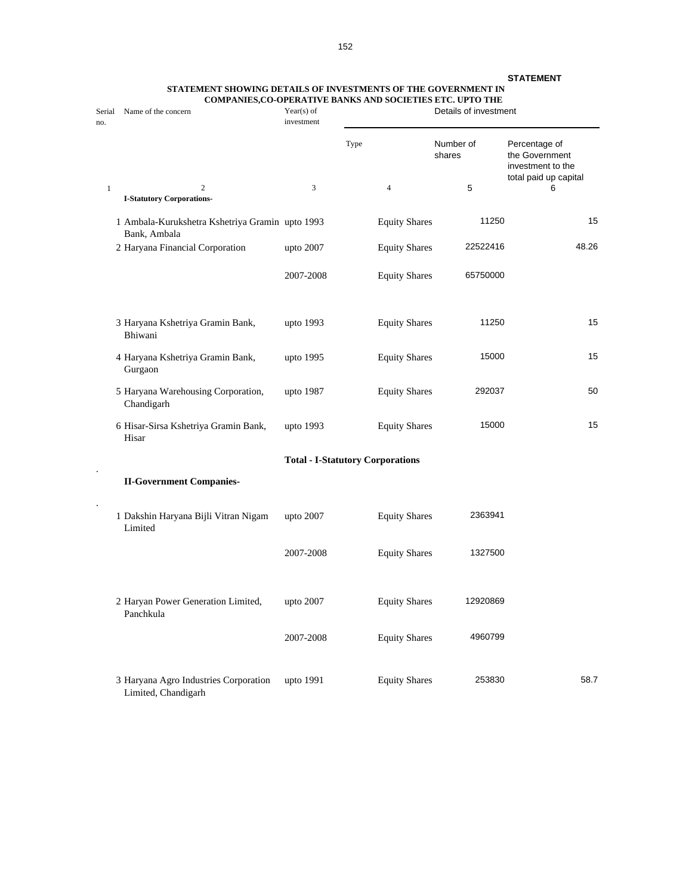**STATEMENT**

**STATEMENT SHOWING DETAILS OF INVESTMENTS OF THE GOVERNMENT IN COMPANIES,CO-OPERATIVE BANKS AND SOCIETIES ETC. UPTO THE**

| Serial no. | Name of the concern | Year(s) of investment | Details of investment | | |
|---|---|---|---|---|---|
| | | | Type | Number of shares | Percentage of the Government investment to the total paid up capital |
| 1 | 2 | 3 | 4 | 5 | 6 |
| | **I-Statutory Corporations-** | | | | |
| 1 | Ambala-Kurukshetra Kshetriya Gramin Bank, Ambala | upto 1993 | Equity Shares | 11250 | 15 |
| 2 | Haryana Financial Corporation | upto 2007 | Equity Shares | 22522416 | 48.26 |
| | | 2007-2008 | Equity Shares | 65750000 | |
| 3 | Haryana Kshetriya Gramin Bank, Bhiwani | upto 1993 | Equity Shares | 11250 | 15 |
| 4 | Haryana Kshetriya Gramin Bank, Gurgaon | upto 1995 | Equity Shares | 15000 | 15 |
| 5 | Haryana Warehousing Corporation, Chandigarh | upto 1987 | Equity Shares | 292037 | 50 |
| 6 | Hisar-Sirsa Kshetriya Gramin Bank, Hisar | upto 1993 | Equity Shares | 15000 | 15 |
| | | **Total - I-Statutory Corporations** | | | |
| | **II-Government Companies-** | | | | |
| 1 | Dakshin Haryana Bijli Vitran Nigam Limited | upto 2007 | Equity Shares | 2363941 | |
| | | 2007-2008 | Equity Shares | 1327500 | |
| 2 | Haryan Power Generation Limited, Panchkula | upto 2007 | Equity Shares | 12920869 | |
| | | 2007-2008 | Equity Shares | 4960799 | |
| 3 | Haryana Agro Industries Corporation Limited, Chandigarh | upto 1991 | Equity Shares | 253830 | 58.7 |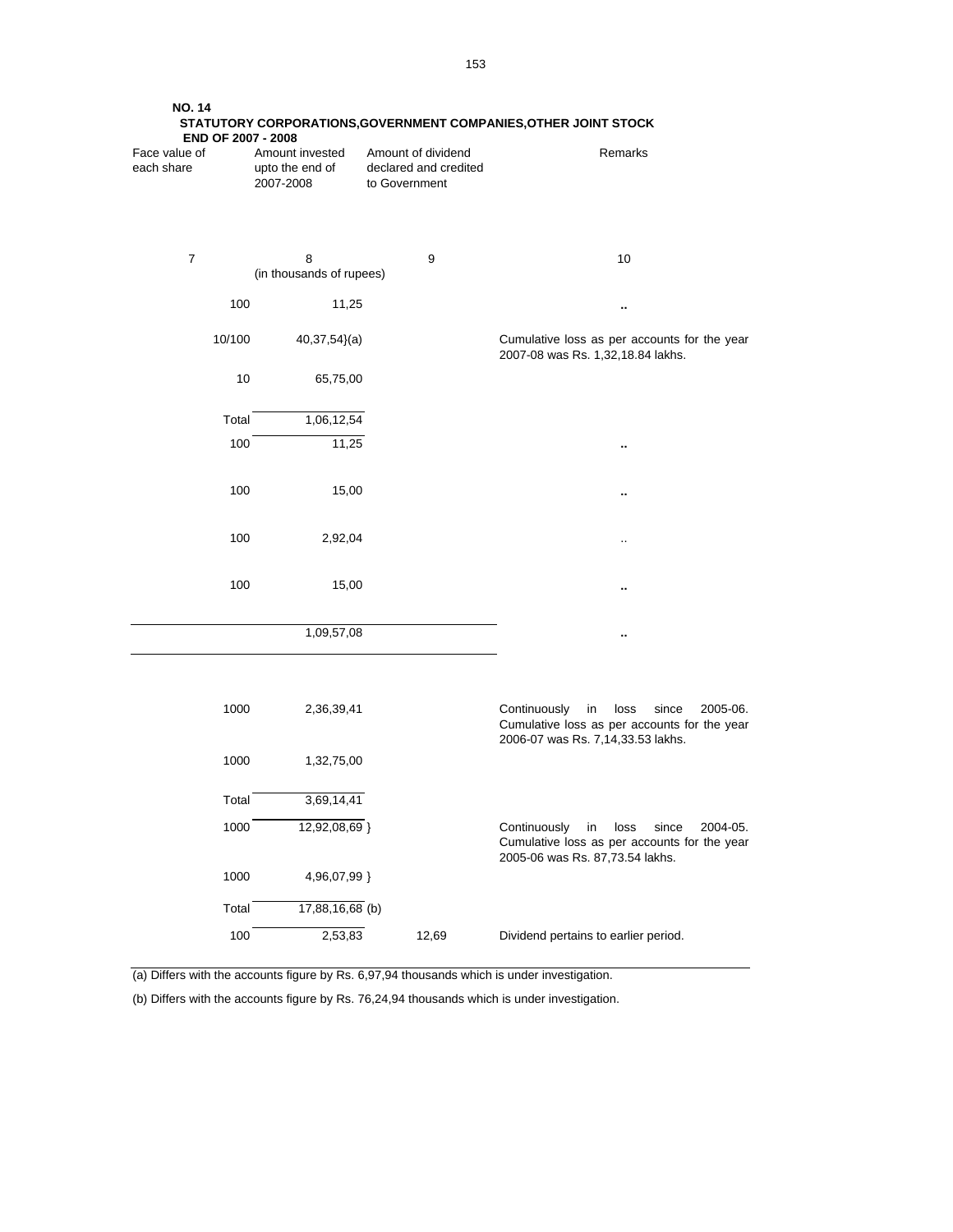**NO. 14**

**STATUTORY CORPORATIONS,GOVERNMENT COMPANIES,OTHER JOINT STOCK**

**END OF 2007 - 2008**

| Face value of each share | Amount invested upto the end of 2007-2008 | Amount of dividend declared and credited to Government | Remarks |
|---|---|---|---|
| 7 | 8 | 9 | 10 |
| | (in thousands of rupees) | | |
| 100 | 11,25 | | .. |
| 10/100 | 40,37,54}(a) | | Cumulative loss as per accounts for the year 2007-08 was Rs. 1,32,18.84 lakhs. |
| 10 | 65,75,00 | | |
| Total | 1,06,12,54 | | |
| 100 | 11,25 | | .. |
| 100 | 15,00 | | .. |
| 100 | 2,92,04 | | .. |
| 100 | 15,00 | | .. |
| | 1,09,57,08 | | .. |
| 1000 | 2,36,39,41 | | Continuously in loss since 2005-06. Cumulative loss as per accounts for the year 2006-07 was Rs. 7,14,33.53 lakhs. |
| 1000 | 1,32,75,00 | | |
| Total | 3,69,14,41 | | |
| 1000 | 12,92,08,69 } | | Continuously in loss since 2004-05. Cumulative loss as per accounts for the year 2005-06 was Rs. 87,73.54 lakhs. |
| 1000 | 4,96,07,99 } | | |
| Total | 17,88,16,68 (b) | | |
| 100 | 2,53,83 | 12,69 | Dividend pertains to earlier period. |

(a) Differs with the accounts figure by Rs. 6,97,94 thousands which is under investigation.

(b) Differs with the accounts figure by Rs. 76,24,94 thousands which is under investigation.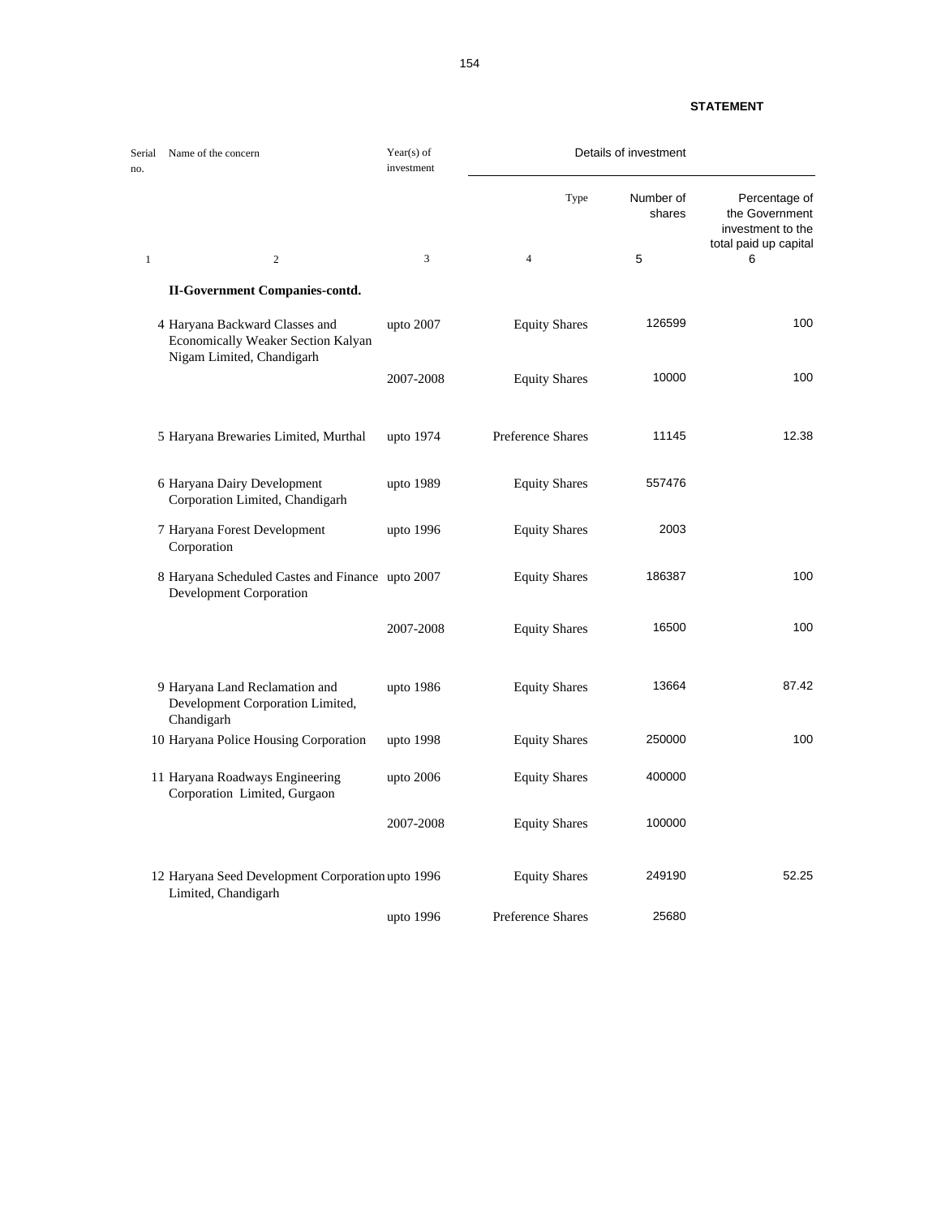**STATEMENT**

| Serial no. | Name of the concern | Year(s) of investment | Details of investment | | |
|---|---|---|---|---|---|
| | | | Type | Number of shares | Percentage of the Government investment to the total paid up capital |
| 1 | 2 | 3 | 4 | 5 | 6 |
| | **II-Government Companies-contd.** | | | | |
| 4 | Haryana Backward Classes and Economically Weaker Section Kalyan Nigam Limited, Chandigarh | upto 2007 | Equity Shares | 126599 | 100 |
| | | 2007-2008 | Equity Shares | 10000 | 100 |
| 5 | Haryana Brewaries Limited, Murthal | upto 1974 | Preference Shares | 11145 | 12.38 |
| 6 | Haryana Dairy Development Corporation Limited, Chandigarh | upto 1989 | Equity Shares | 557476 | |
| 7 | Haryana Forest Development Corporation | upto 1996 | Equity Shares | 2003 | |
| 8 | Haryana Scheduled Castes and Finance Development Corporation | upto 2007 | Equity Shares | 186387 | 100 |
| | | 2007-2008 | Equity Shares | 16500 | 100 |
| 9 | Haryana Land Reclamation and Development Corporation Limited, Chandigarh | upto 1986 | Equity Shares | 13664 | 87.42 |
| 10 | Haryana Police Housing Corporation | upto 1998 | Equity Shares | 250000 | 100 |
| 11 | Haryana Roadways Engineering Corporation Limited, Gurgaon | upto 2006 | Equity Shares | 400000 | |
| | | 2007-2008 | Equity Shares | 100000 | |
| 12 | Haryana Seed Development Corporation Limited, Chandigarh | upto 1996 | Equity Shares | 249190 | 52.25 |
| | | upto 1996 | Preference Shares | 25680 | |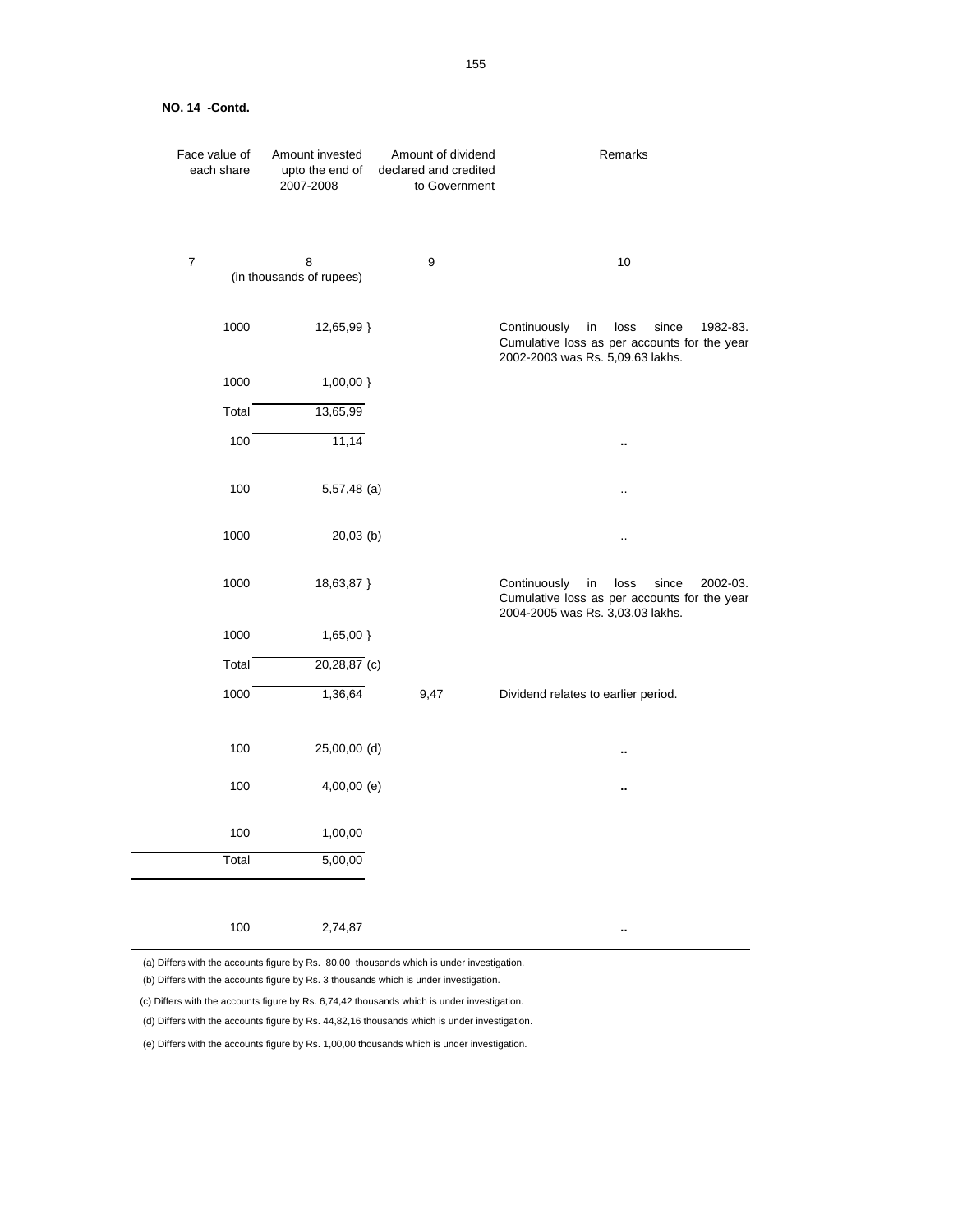**NO. 14 -Contd.**

| Face value of each share | Amount invested upto the end of 2007-2008 | Amount of dividend declared and credited to Government | Remarks |
|---|---|---|---|
| 7 | 8 | 9 | 10 |
| | (in thousands of rupees) | | |
| 1000 | 12,65,99 } | | Continuously in loss since 1982-83. Cumulative loss as per accounts for the year 2002-2003 was Rs. 5,09.63 lakhs. |
| 1000 | 1,00,00 } | | |
| Total | 13,65,99 | | |
| 100 | 11,14 | | .. |
| 100 | 5,57,48 (a) | | .. |
| 1000 | 20,03 (b) | | .. |
| 1000 | 18,63,87 } | | Continuously in loss since 2002-03. Cumulative loss as per accounts for the year 2004-2005 was Rs. 3,03.03 lakhs. |
| 1000 | 1,65,00 } | | |
| Total | 20,28,87 (c) | | |
| 1000 | 1,36,64 | 9,47 | Dividend relates to earlier period. |
| 100 | 25,00,00 (d) | | .. |
| 100 | 4,00,00 (e) | | .. |
| 100 | 1,00,00 | | |
| Total | 5,00,00 | | |
| 100 | 2,74,87 | | .. |

(a) Differs with the accounts figure by Rs. 80,00 thousands which is under investigation.

(b) Differs with the accounts figure by Rs. 3 thousands which is under investigation.

(c) Differs with the accounts figure by Rs. 6,74,42 thousands which is under investigation.

(d) Differs with the accounts figure by Rs. 44,82,16 thousands which is under investigation.

(e) Differs with the accounts figure by Rs. 1,00,00 thousands which is under investigation.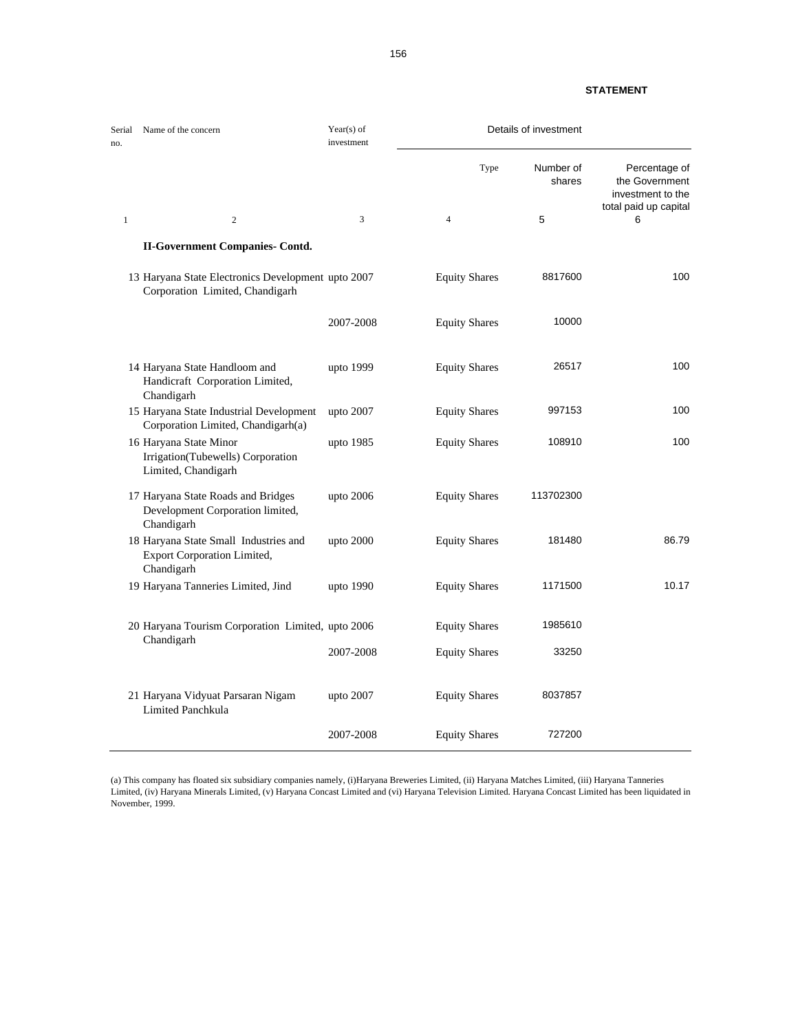**STATEMENT**

| Serial no. | Name of the concern | Year(s) of investment | Details of investment | | |
|---|---|---|---|---|---|
| | | | Type | Number of shares | Percentage of the Government investment to the total paid up capital |
| 1 | 2 | 3 | 4 | 5 | 6 |
| | **II-Government Companies- Contd.** | | | | |
| 13 | Haryana State Electronics Development Corporation Limited, Chandigarh | upto 2007 | Equity Shares | 8817600 | 100 |
| | | 2007-2008 | Equity Shares | 10000 | |
| 14 | Haryana State Handloom and Handicraft Corporation Limited, Chandigarh | upto 1999 | Equity Shares | 26517 | 100 |
| 15 | Haryana State Industrial Development Corporation Limited, Chandigarh(a) | upto 2007 | Equity Shares | 997153 | 100 |
| 16 | Haryana State Minor Irrigation(Tubewells) Corporation Limited, Chandigarh | upto 1985 | Equity Shares | 108910 | 100 |
| 17 | Haryana State Roads and Bridges Development Corporation limited, Chandigarh | upto 2006 | Equity Shares | 113702300 | |
| 18 | Haryana State Small Industries and Export Corporation Limited, Chandigarh | upto 2000 | Equity Shares | 181480 | 86.79 |
| 19 | Haryana Tanneries Limited, Jind | upto 1990 | Equity Shares | 1171500 | 10.17 |
| 20 | Haryana Tourism Corporation Limited, Chandigarh | upto 2006 | Equity Shares | 1985610 | |
| | | 2007-2008 | Equity Shares | 33250 | |
| 21 | Haryana Vidyuat Parsaran Nigam Limited Panchkula | upto 2007 | Equity Shares | 8037857 | |
| | | 2007-2008 | Equity Shares | 727200 | |

(a) This company has floated six subsidiary companies namely, (i)Haryana Breweries Limited, (ii) Haryana Matches Limited, (iii) Haryana Tanneries Limited, (iv) Haryana Minerals Limited, (v) Haryana Concast Limited and (vi) Haryana Television Limited. Haryana Concast Limited has been liquidated in November, 1999.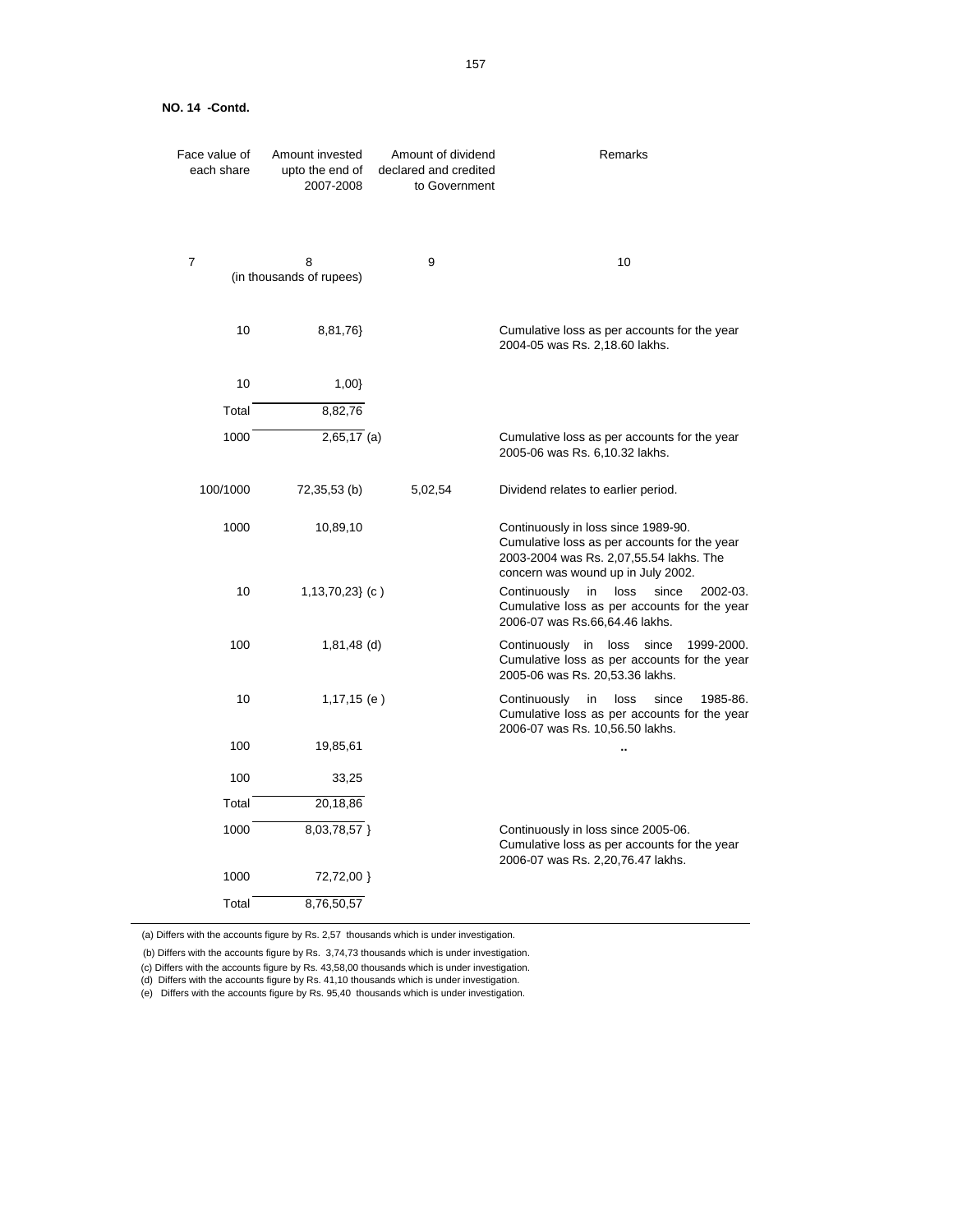**NO. 14 -Contd.**

| Face value of each share | Amount invested upto the end of 2007-2008 | Amount of dividend declared and credited to Government | Remarks |
|---|---|---|---|
| 7 | 8 | 9 | 10 |
| | (in thousands of rupees) | | |
| 10 | 8,81,76} | | Cumulative loss as per accounts for the year 2004-05 was Rs. 2,18.60 lakhs. |
| 10 | 1,00} | | |
| Total | 8,82,76 | | |
| 1000 | 2,65,17 (a) | | Cumulative loss as per accounts for the year 2005-06 was Rs. 6,10.32 lakhs. |
| 100/1000 | 72,35,53 (b) | 5,02,54 | Dividend relates to earlier period. |
| 1000 | 10,89,10 | | Continuously in loss since 1989-90. Cumulative loss as per accounts for the year 2003-2004 was Rs. 2,07,55.54 lakhs. The concern was wound up in July 2002. |
| 10 | 1,13,70,23} (c ) | | Continuously in loss since 2002-03. Cumulative loss as per accounts for the year 2006-07 was Rs.66,64.46 lakhs. |
| 100 | 1,81,48 (d) | | Continuously in loss since 1999-2000. Cumulative loss as per accounts for the year 2005-06 was Rs. 20,53.36 lakhs. |
| 10 | 1,17,15 (e ) | | Continuously in loss since 1985-86. Cumulative loss as per accounts for the year 2006-07 was Rs. 10,56.50 lakhs. |
| 100 | 19,85,61 | | .. |
| 100 | 33,25 | | |
| Total | 20,18,86 | | |
| 1000 | 8,03,78,57 } | | Continuously in loss since 2005-06. Cumulative loss as per accounts for the year 2006-07 was Rs. 2,20,76.47 lakhs. |
| 1000 | 72,72,00 } | | |
| Total | 8,76,50,57 | | |

(a) Differs with the accounts figure by Rs. 2,57 thousands which is under investigation.

(b) Differs with the accounts figure by Rs. 3,74,73 thousands which is under investigation.

(c) Differs with the accounts figure by Rs. 43,58,00 thousands which is under investigation.

(d) Differs with the accounts figure by Rs. 41,10 thousands which is under investigation.

(e) Differs with the accounts figure by Rs. 95,40 thousands which is under investigation.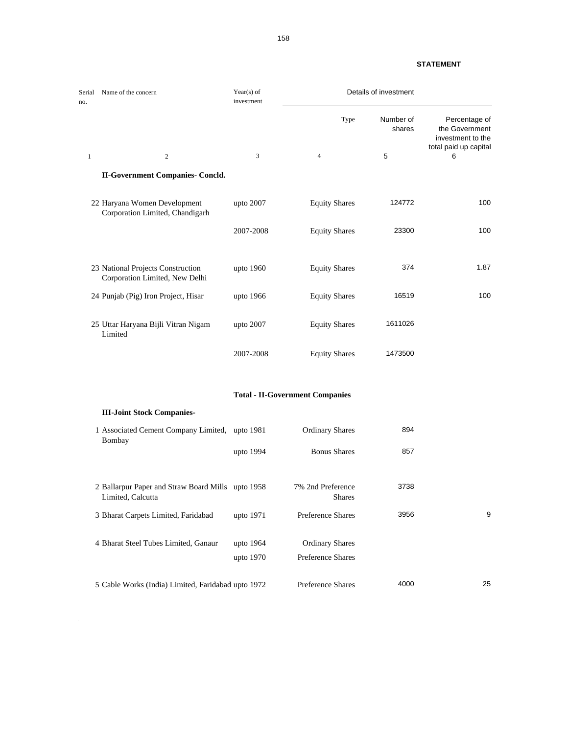**STATEMENT**

| Serial no. | Name of the concern | Year(s) of investment | Details of investment | | |
|---|---|---|---|---|---|
| | | | Type | Number of shares | Percentage of the Government investment to the total paid up capital |
| 1 | 2 | 3 | 4 | 5 | 6 |
| | **II-Government Companies- Concld.** | | | | |
| 22 | Haryana Women Development Corporation Limited, Chandigarh | upto 2007 | Equity Shares | 124772 | 100 |
| | | 2007-2008 | Equity Shares | 23300 | 100 |
| 23 | National Projects Construction Corporation Limited, New Delhi | upto 1960 | Equity Shares | 374 | 1.87 |
| 24 | Punjab (Pig) Iron Project, Hisar | upto 1966 | Equity Shares | 16519 | 100 |
| 25 | Uttar Haryana Bijli Vitran Nigam Limited | upto 2007 | Equity Shares | 1611026 | |
| | | 2007-2008 | Equity Shares | 1473500 | |
| | | **Total - II-Government Companies** | | | |
| | **III-Joint Stock Companies-** | | | | |
| 1 | Associated Cement Company Limited, Bombay | upto 1981 | Ordinary Shares | 894 | |
| | | upto 1994 | Bonus Shares | 857 | |
| 2 | Ballarpur Paper and Straw Board Mills Limited, Calcutta | upto 1958 | 7% 2nd Preference Shares | 3738 | |
| 3 | Bharat Carpets Limited, Faridabad | upto 1971 | Preference Shares | 3956 | 9 |
| 4 | Bharat Steel Tubes Limited, Ganaur | upto 1964 | Ordinary Shares | | |
| | | upto 1970 | Preference Shares | | |
| 5 | Cable Works (India) Limited, Faridabad | upto 1972 | Preference Shares | 4000 | 25 |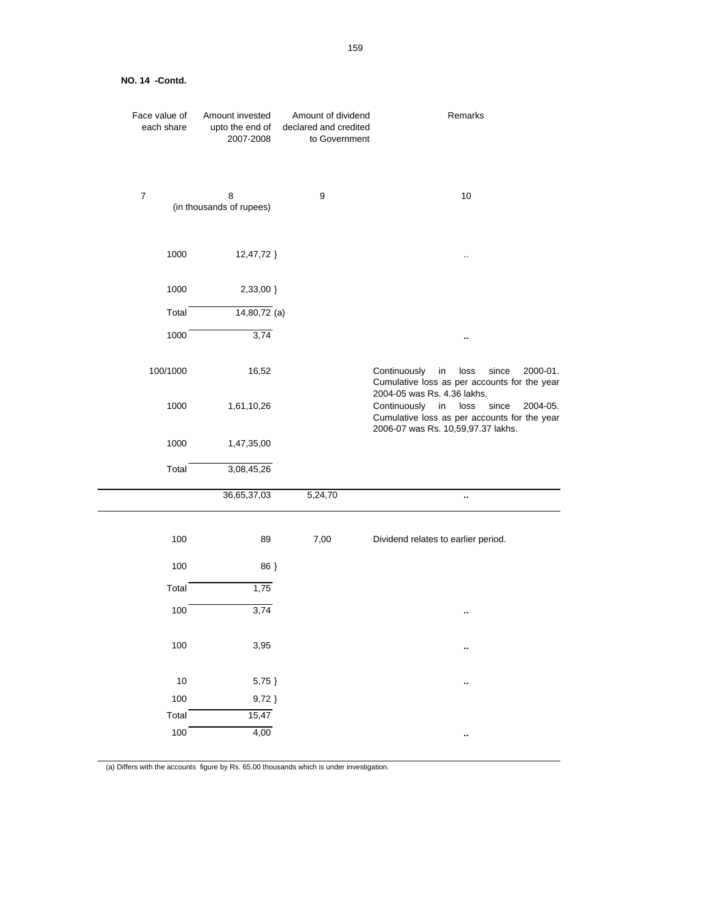**NO. 14 -Contd.**

| Face value of each share | Amount invested upto the end of 2007-2008 | Amount of dividend declared and credited to Government | Remarks |
|---|---|---|---|
| 7 | 8 | 9 | 10 |
| | (in thousands of rupees) | | |
| 1000 | 12,47,72 } | | .. |
| 1000 | 2,33,00 } | | |
| Total | 14,80,72 (a) | | |
| 1000 | 3,74 | | .. |
| 100/1000 | 16,52 | | Continuously in loss since 2000-01. Cumulative loss as per accounts for the year 2004-05 was Rs. 4.36 lakhs. |
| 1000 | 1,61,10,26 | | Continuously in loss since 2004-05. Cumulative loss as per accounts for the year 2006-07 was Rs. 10,59,97.37 lakhs. |
| 1000 | 1,47,35,00 | | |
| Total | 3,08,45,26 | | |
| | 36,65,37,03 | 5,24,70 | .. |
| 100 | 89 | 7,00 | Dividend relates to earlier period. |
| 100 | 86 } | | |
| Total | 1,75 | | |
| 100 | 3,74 | | .. |
| 100 | 3,95 | | .. |
| 10 | 5,75 } | | .. |
| 100 | 9,72 } | | |
| Total | 15,47 | | |
| 100 | 4,00 | | .. |

(a) Differs with the accounts figure by Rs. 65,00 thousands which is under investigation.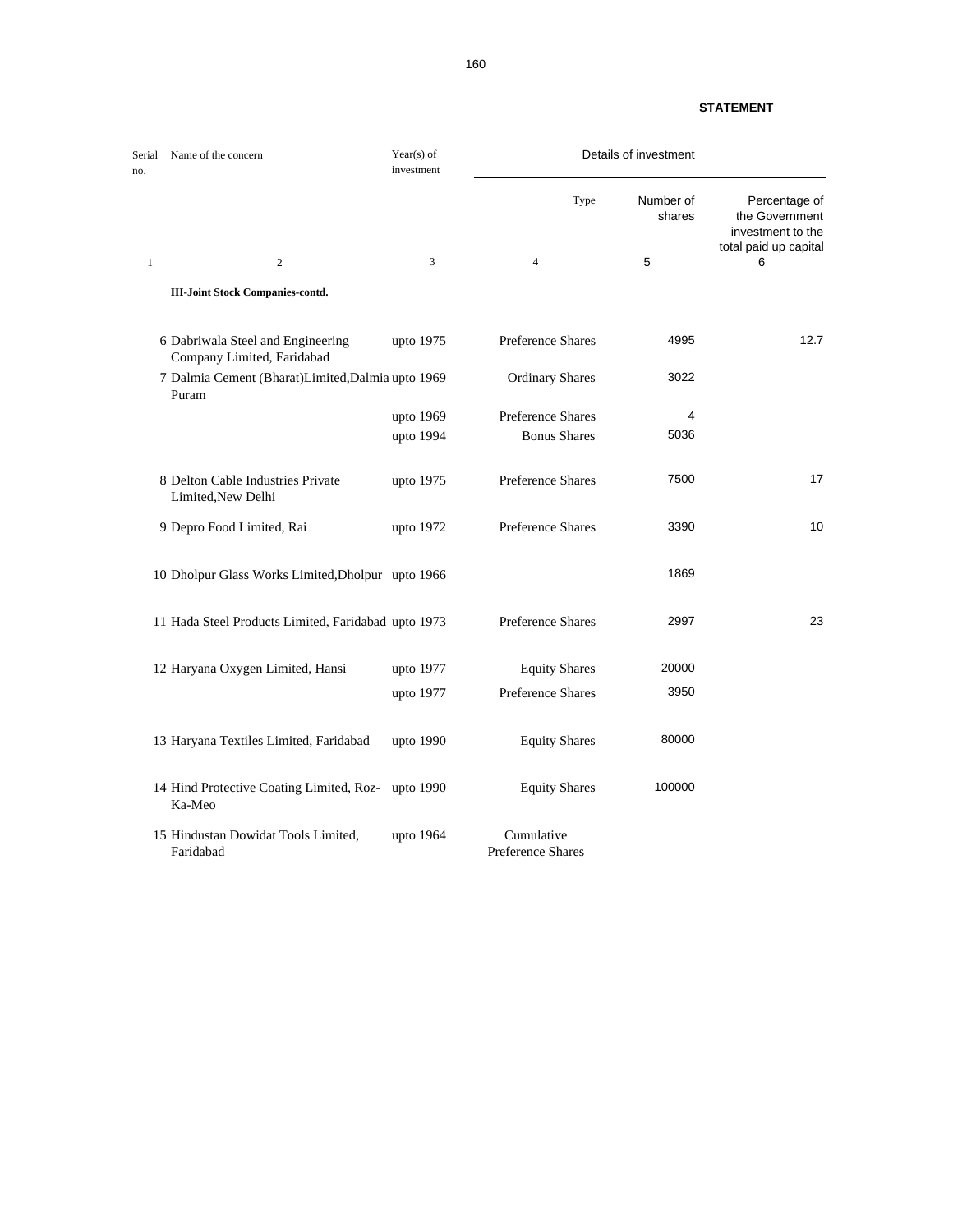**STATEMENT**

| Serial no. | Name of the concern | Year(s) of investment | Details of investment | | |
|---|---|---|---|---|---|
| | | | Type | Number of shares | Percentage of the Government investment to the total paid up capital |
| 1 | 2 | 3 | 4 | 5 | 6 |
| | **III-Joint Stock Companies-contd.** | | | | |
| 6 | Dabriwala Steel and Engineering Company Limited, Faridabad | upto 1975 | Preference Shares | 4995 | 12.7 |
| 7 | Dalmia Cement (Bharat)Limited,Dalmia Puram | upto 1969 | Ordinary Shares | 3022 | |
| | | upto 1969 | Preference Shares | 4 | |
| | | upto 1994 | Bonus Shares | 5036 | |
| 8 | Delton Cable Industries Private Limited,New Delhi | upto 1975 | Preference Shares | 7500 | 17 |
| 9 | Depro Food Limited, Rai | upto 1972 | Preference Shares | 3390 | 10 |
| 10 | Dholpur Glass Works Limited,Dholpur | upto 1966 | | 1869 | |
| 11 | Hada Steel Products Limited, Faridabad | upto 1973 | Preference Shares | 2997 | 23 |
| 12 | Haryana Oxygen Limited, Hansi | upto 1977 | Equity Shares | 20000 | |
| | | upto 1977 | Preference Shares | 3950 | |
| 13 | Haryana Textiles Limited, Faridabad | upto 1990 | Equity Shares | 80000 | |
| 14 | Hind Protective Coating Limited, Roz-Ka-Meo | upto 1990 | Equity Shares | 100000 | |
| 15 | Hindustan Dowidat Tools Limited, Faridabad | upto 1964 | Cumulative Preference Shares | | |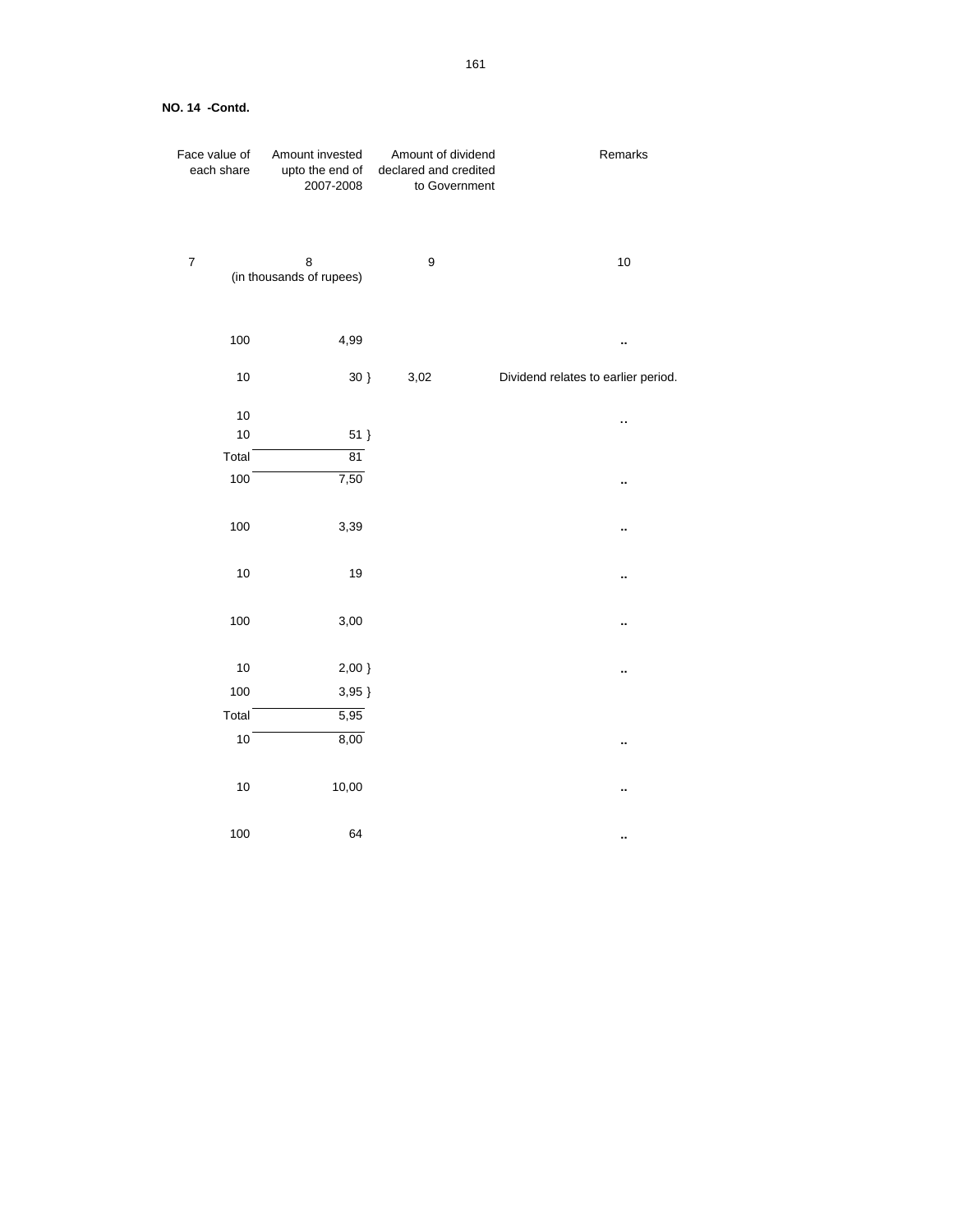**NO. 14 -Contd.**

| Face value of each share | Amount invested upto the end of 2007-2008 | Amount of dividend declared and credited to Government | Remarks |
|---|---|---|---|
| 7 | 8 | 9 | 10 |
| | (in thousands of rupees) | | |
| 100 | 4,99 | | .. |
| 10 | 30 } | 3,02 | Dividend relates to earlier period. |
| 10 | | | .. |
| 10 | 51 } | | |
| Total | 81 | | |
| 100 | 7,50 | | .. |
| 100 | 3,39 | | .. |
| 10 | 19 | | .. |
| 100 | 3,00 | | .. |
| 10 | 2,00 } | | .. |
| 100 | 3,95 } | | |
| Total | 5,95 | | |
| 10 | 8,00 | | .. |
| 10 | 10,00 | | .. |
| 100 | 64 | | .. |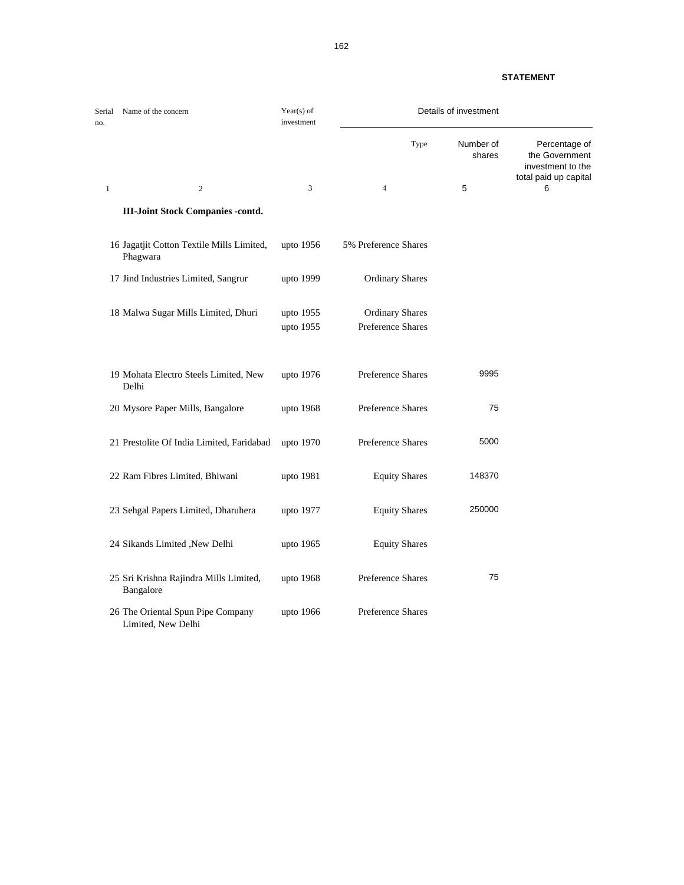**STATEMENT**

| Serial no. | Name of the concern | Year(s) of investment | Details of investment | | |
|---|---|---|---|---|---|
| | | | Type | Number of shares | Percentage of the Government investment to the total paid up capital |
| 1 | 2 | 3 | 4 | 5 | 6 |
| | **III-Joint Stock Companies -contd.** | | | | |
| 16 | Jagatjit Cotton Textile Mills Limited, Phagwara | upto 1956 | 5% Preference Shares | | |
| 17 | Jind Industries Limited, Sangrur | upto 1999 | Ordinary Shares | | |
| 18 | Malwa Sugar Mills Limited, Dhuri | upto 1955 | Ordinary Shares | | |
| | | upto 1955 | Preference Shares | | |
| 19 | Mohata Electro Steels Limited, New Delhi | upto 1976 | Preference Shares | 9995 | |
| 20 | Mysore Paper Mills, Bangalore | upto 1968 | Preference Shares | 75 | |
| 21 | Prestolite Of India Limited, Faridabad | upto 1970 | Preference Shares | 5000 | |
| 22 | Ram Fibres Limited, Bhiwani | upto 1981 | Equity Shares | 148370 | |
| 23 | Sehgal Papers Limited, Dharuhera | upto 1977 | Equity Shares | 250000 | |
| 24 | Sikands Limited ,New Delhi | upto 1965 | Equity Shares | | |
| 25 | Sri Krishna Rajindra Mills Limited, Bangalore | upto 1968 | Preference Shares | 75 | |
| 26 | The Oriental Spun Pipe Company Limited, New Delhi | upto 1966 | Preference Shares | | |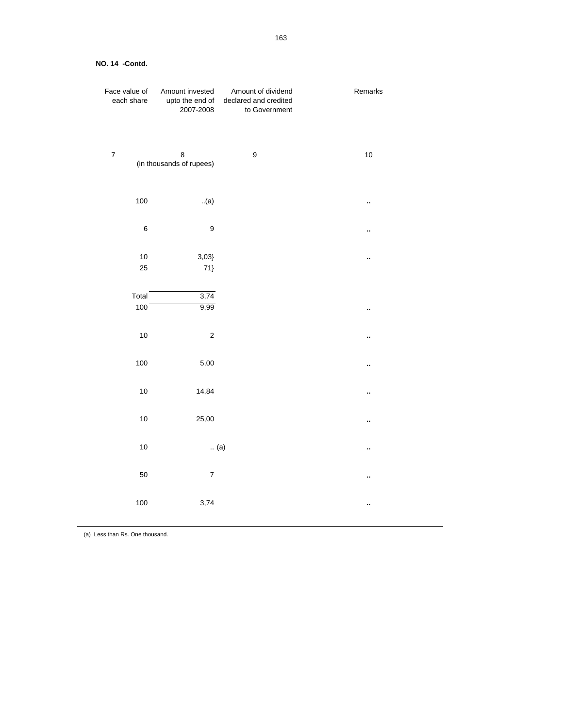**NO. 14 -Contd.**

| Face value of each share | Amount invested upto the end of 2007-2008 | Amount of dividend declared and credited to Government | Remarks |
|---|---|---|---|
| 7 | 8 | 9 | 10 |
| | (in thousands of rupees) | | |
| 100 | ..(a) | | .. |
| 6 | 9 | | .. |
| 10 | 3,03} | | .. |
| 25 | 71} | | |
| Total | 3,74 | | |
| 100 | 9,99 | | .. |
| 10 | 2 | | .. |
| 100 | 5,00 | | .. |
| 10 | 14,84 | | .. |
| 10 | 25,00 | | .. |
| 10 | .. (a) | | .. |
| 50 | 7 | | .. |
| 100 | 3,74 | | .. |

(a) Less than Rs. One thousand.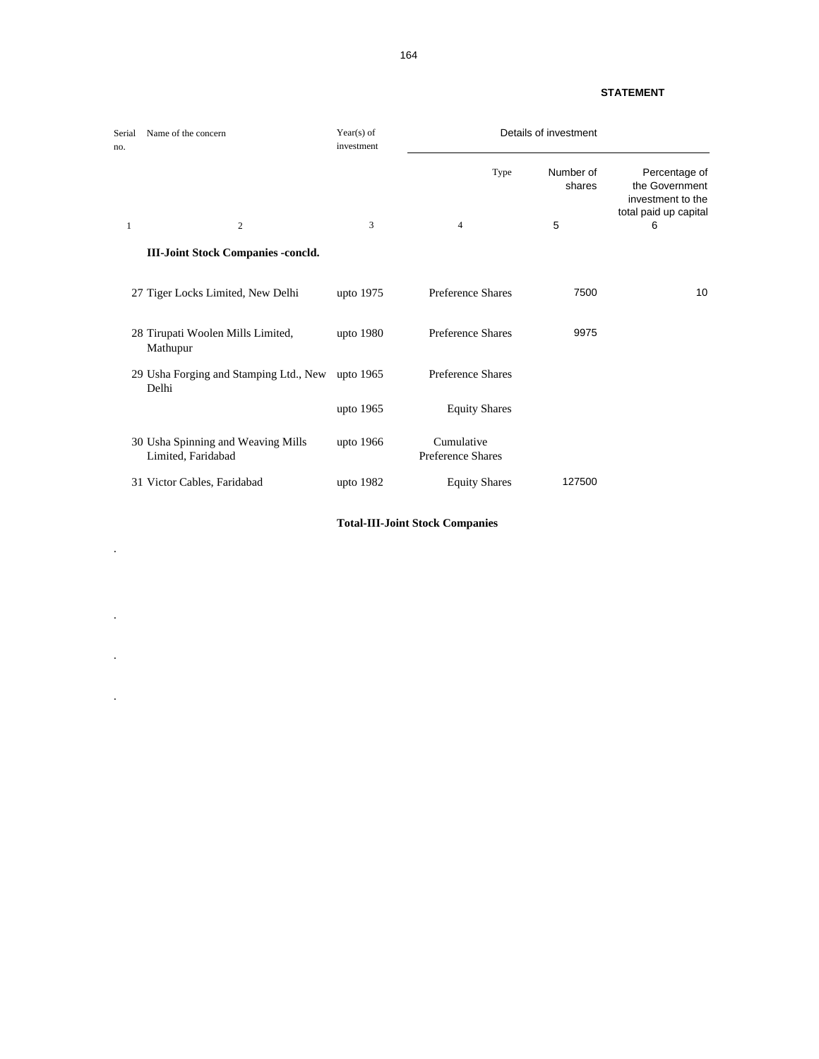**STATEMENT**

| Serial no. | Name of the concern | Year(s) of investment | Details of investment | | |
|---|---|---|---|---|---|
| | | | Type | Number of shares | Percentage of the Government investment to the total paid up capital |
| 1 | 2 | 3 | 4 | 5 | 6 |
| | **III-Joint Stock Companies -concld.** | | | | |
| 27 | Tiger Locks Limited, New Delhi | upto 1975 | Preference Shares | 7500 | 10 |
| 28 | Tirupati Woolen Mills Limited, Mathupur | upto 1980 | Preference Shares | 9975 | |
| 29 | Usha Forging and Stamping Ltd., New Delhi | upto 1965 | Preference Shares | | |
| | | upto 1965 | Equity Shares | | |
| 30 | Usha Spinning and Weaving Mills Limited, Faridabad | upto 1966 | Cumulative Preference Shares | | |
| 31 | Victor Cables, Faridabad | upto 1982 | Equity Shares | 127500 | |
| | | **Total-III-Joint Stock Companies** | | | |

.

.

.

.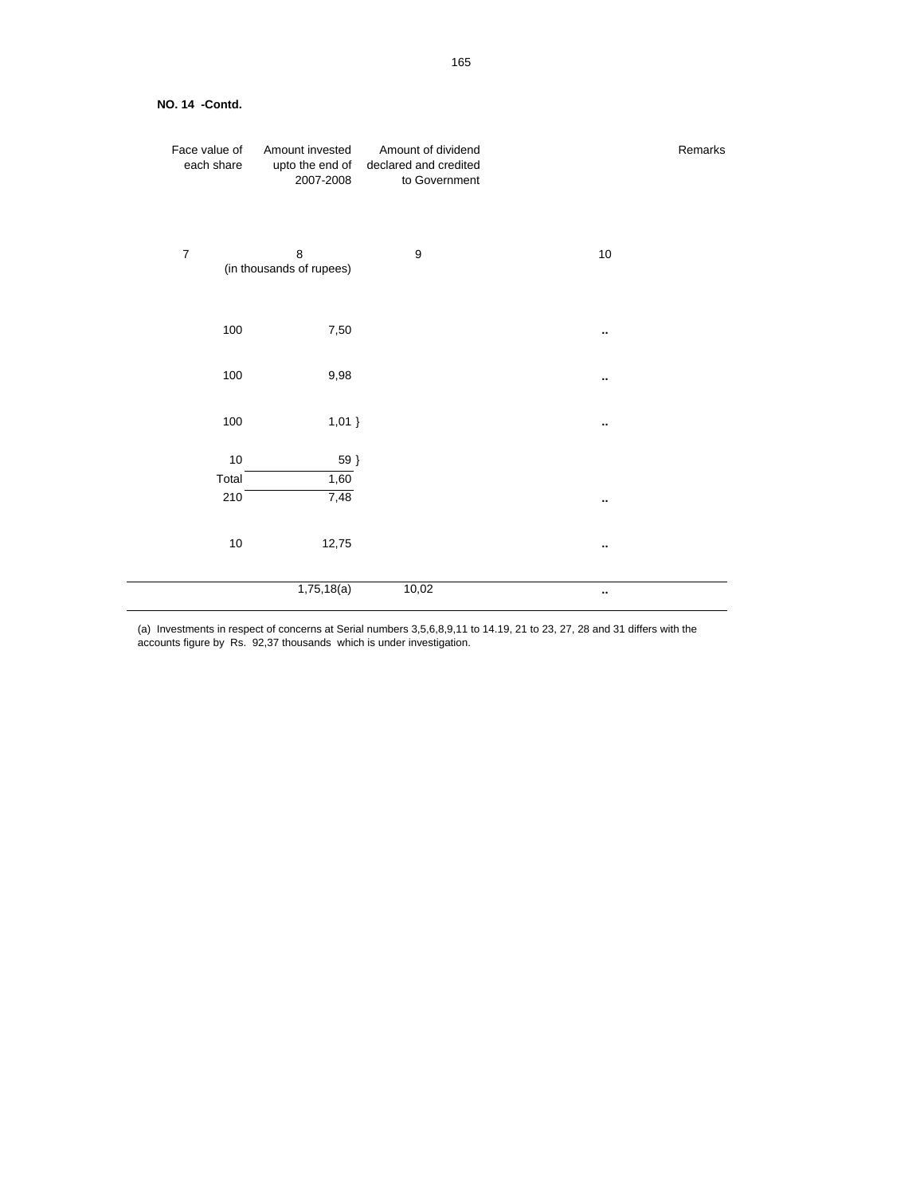**NO. 14 -Contd.**

| Face value of each share | Amount invested upto the end of 2007-2008 | Amount of dividend declared and credited to Government | | Remarks |
|---|---|---|---|---|
| 7 | 8 | 9 | 10 | |
| | (in thousands of rupees) | | | |
| 100 | 7,50 | | .. | |
| 100 | 9,98 | | .. | |
| 100 | 1,01 } | | .. | |
| 10 | 59 } | | | |
| Total | 1,60 | | | |
| 210 | 7,48 | | .. | |
| 10 | 12,75 | | .. | |
| | 1,75,18(a) | 10,02 | .. | |

(a) Investments in respect of concerns at Serial numbers 3,5,6,8,9,11 to 14.19, 21 to 23, 27, 28 and 31 differs with the accounts figure by Rs. 92,37 thousands which is under investigation.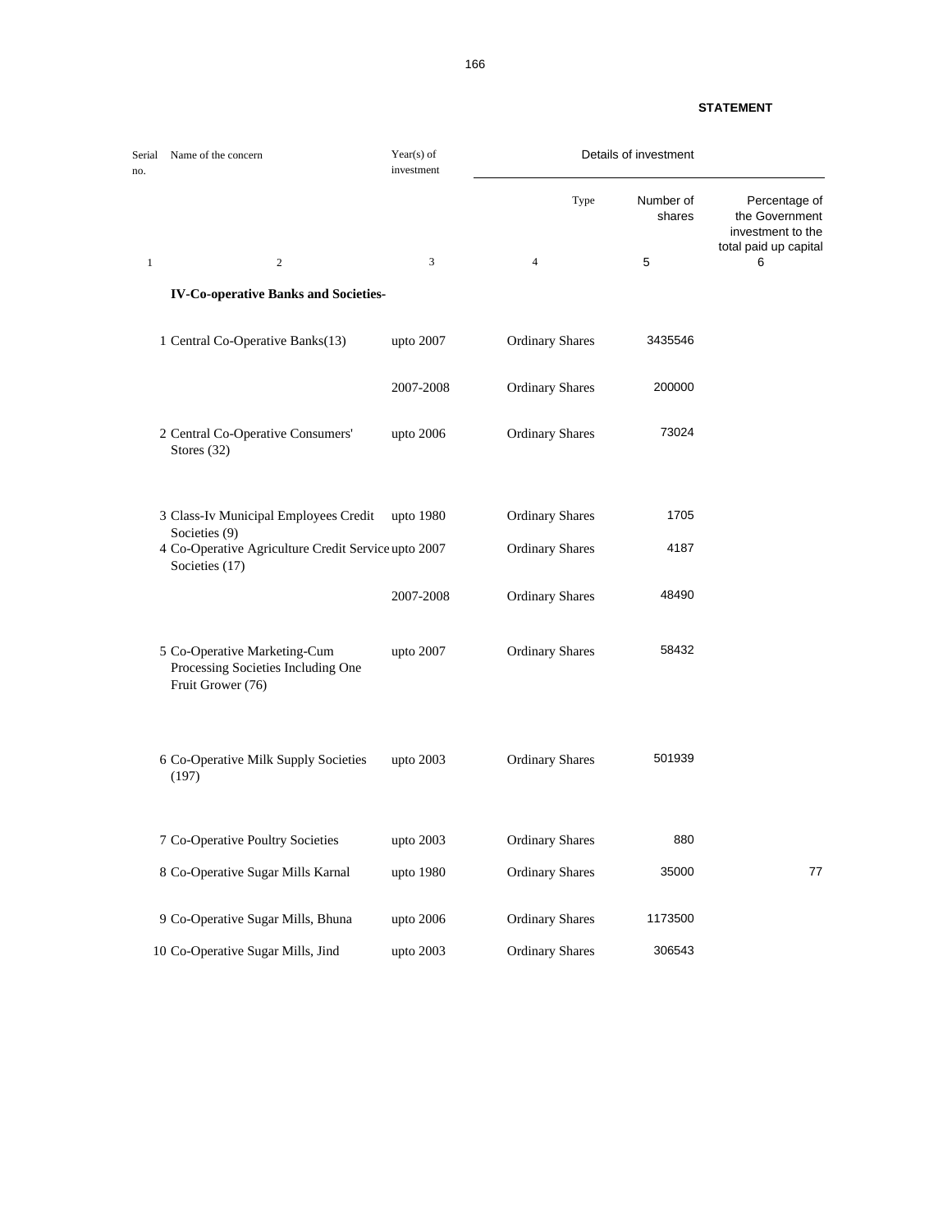**STATEMENT**

| Serial no. | Name of the concern | Year(s) of investment | Details of investment | | |
|---|---|---|---|---|---|
| | | | Type | Number of shares | Percentage of the Government investment to the total paid up capital |
| 1 | 2 | 3 | 4 | 5 | 6 |
| | **IV-Co-operative Banks and Societies-** | | | | |
| 1 | Central Co-Operative Banks(13) | upto 2007 | Ordinary Shares | 3435546 | |
| | | 2007-2008 | Ordinary Shares | 200000 | |
| 2 | Central Co-Operative Consumers' Stores (32) | upto 2006 | Ordinary Shares | 73024 | |
| 3 | Class-Iv Municipal Employees Credit Societies (9) | upto 1980 | Ordinary Shares | 1705 | |
| 4 | Co-Operative Agriculture Credit Service Societies (17) | upto 2007 | Ordinary Shares | 4187 | |
| | | 2007-2008 | Ordinary Shares | 48490 | |
| 5 | Co-Operative Marketing-Cum Processing Societies Including One Fruit Grower (76) | upto 2007 | Ordinary Shares | 58432 | |
| 6 | Co-Operative Milk Supply Societies (197) | upto 2003 | Ordinary Shares | 501939 | |
| 7 | Co-Operative Poultry Societies | upto 2003 | Ordinary Shares | 880 | |
| 8 | Co-Operative Sugar Mills Karnal | upto 1980 | Ordinary Shares | 35000 | 77 |
| 9 | Co-Operative Sugar Mills, Bhuna | upto 2006 | Ordinary Shares | 1173500 | |
| 10 | Co-Operative Sugar Mills, Jind | upto 2003 | Ordinary Shares | 306543 | |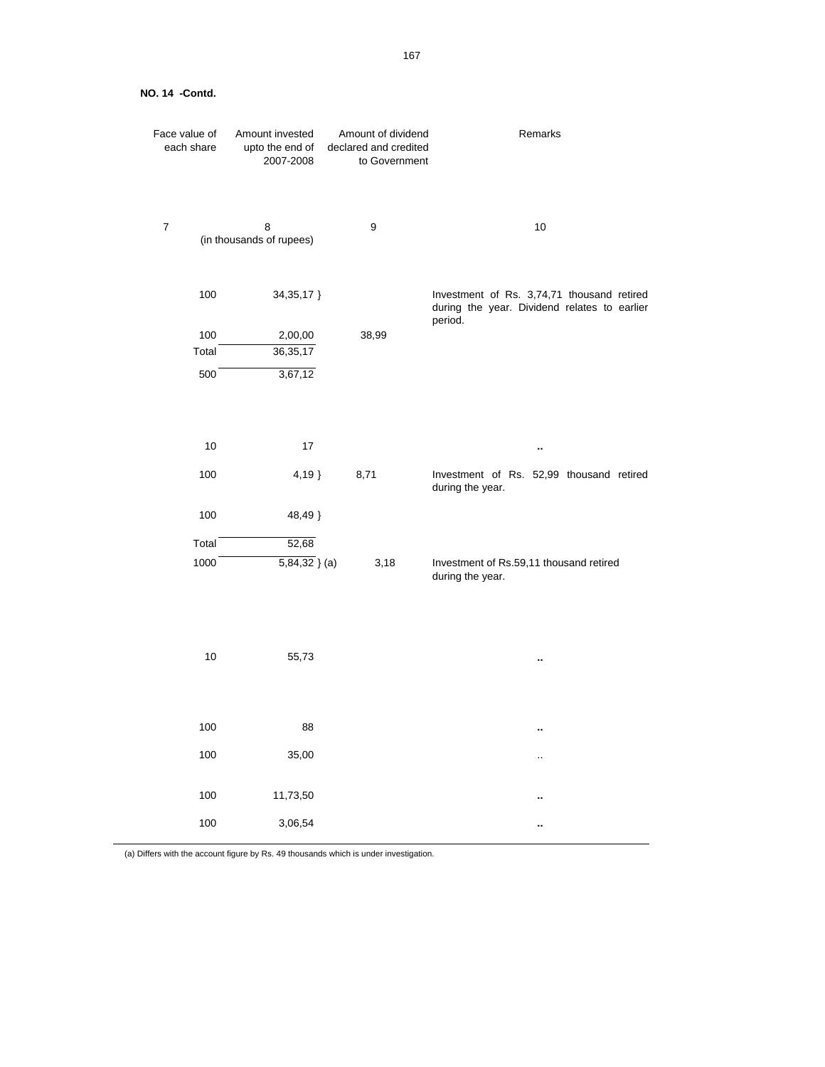**NO. 14 -Contd.**

| Face value of each share | Amount invested upto the end of 2007-2008 | Amount of dividend declared and credited to Government | Remarks |
|---|---|---|---|
| 7 | 8 | 9 | 10 |
| | (in thousands of rupees) | | |
| 100 | 34,35,17 } | | Investment of Rs. 3,74,71 thousand retired during the year. Dividend relates to earlier period. |
| 100 | 2,00,00 | 38,99 | |
| Total | 36,35,17 | | |
| 500 | 3,67,12 | | |
| 10 | 17 | | .. |
| 100 | 4,19 } | 8,71 | Investment of Rs. 52,99 thousand retired during the year. |
| 100 | 48,49 } | | |
| Total | 52,68 | | |
| 1000 | 5,84,32 } (a) | 3,18 | Investment of Rs.59,11 thousand retired during the year. |
| 10 | 55,73 | | .. |
| 100 | 88 | | .. |
| 100 | 35,00 | | .. |
| 100 | 11,73,50 | | .. |
| 100 | 3,06,54 | | .. |

(a) Differs with the account figure by Rs. 49 thousands which is under investigation.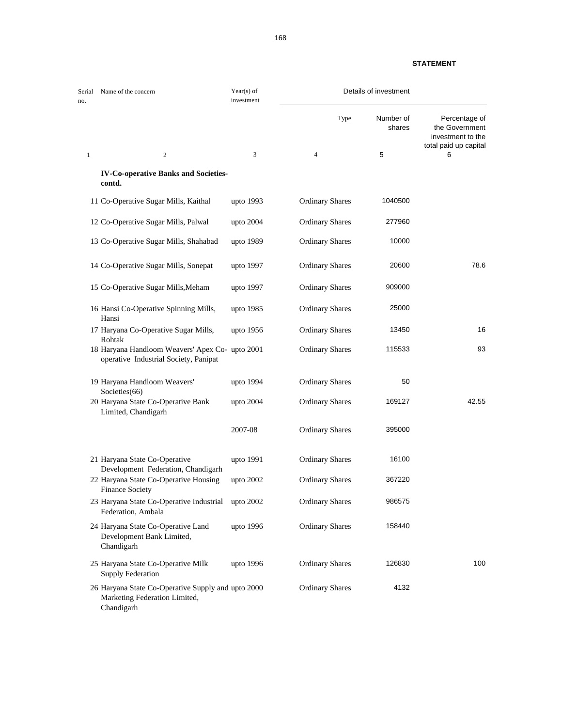**STATEMENT**

| Serial no. | Name of the concern | Year(s) of investment | Details of investment | | |
|---|---|---|---|---|---|
| | | | Type | Number of shares | Percentage of the Government investment to the total paid up capital |
| 1 | 2 | 3 | 4 | 5 | 6 |
| | **IV-Co-operative Banks and Societies-contd.** | | | | |
| 11 | Co-Operative Sugar Mills, Kaithal | upto 1993 | Ordinary Shares | 1040500 | |
| 12 | Co-Operative Sugar Mills, Palwal | upto 2004 | Ordinary Shares | 277960 | |
| 13 | Co-Operative Sugar Mills, Shahabad | upto 1989 | Ordinary Shares | 10000 | |
| 14 | Co-Operative Sugar Mills, Sonepat | upto 1997 | Ordinary Shares | 20600 | 78.6 |
| 15 | Co-Operative Sugar Mills,Meham | upto 1997 | Ordinary Shares | 909000 | |
| 16 | Hansi Co-Operative Spinning Mills, Hansi | upto 1985 | Ordinary Shares | 25000 | |
| 17 | Haryana Co-Operative Sugar Mills, Rohtak | upto 1956 | Ordinary Shares | 13450 | 16 |
| 18 | Haryana Handloom Weavers' Apex Co-operative Industrial Society, Panipat | upto 2001 | Ordinary Shares | 115533 | 93 |
| 19 | Haryana Handloom Weavers' Societies(66) | upto 1994 | Ordinary Shares | 50 | |
| 20 | Haryana State Co-Operative Bank Limited, Chandigarh | upto 2004 | Ordinary Shares | 169127 | 42.55 |
| | | 2007-08 | Ordinary Shares | 395000 | |
| 21 | Haryana State Co-Operative Development Federation, Chandigarh | upto 1991 | Ordinary Shares | 16100 | |
| 22 | Haryana State Co-Operative Housing Finance Society | upto 2002 | Ordinary Shares | 367220 | |
| 23 | Haryana State Co-Operative Industrial Federation, Ambala | upto 2002 | Ordinary Shares | 986575 | |
| 24 | Haryana State Co-Operative Land Development Bank Limited, Chandigarh | upto 1996 | Ordinary Shares | 158440 | |
| 25 | Haryana State Co-Operative Milk Supply Federation | upto 1996 | Ordinary Shares | 126830 | 100 |
| 26 | Haryana State Co-Operative Supply and Marketing Federation Limited, Chandigarh | upto 2000 | Ordinary Shares | 4132 | |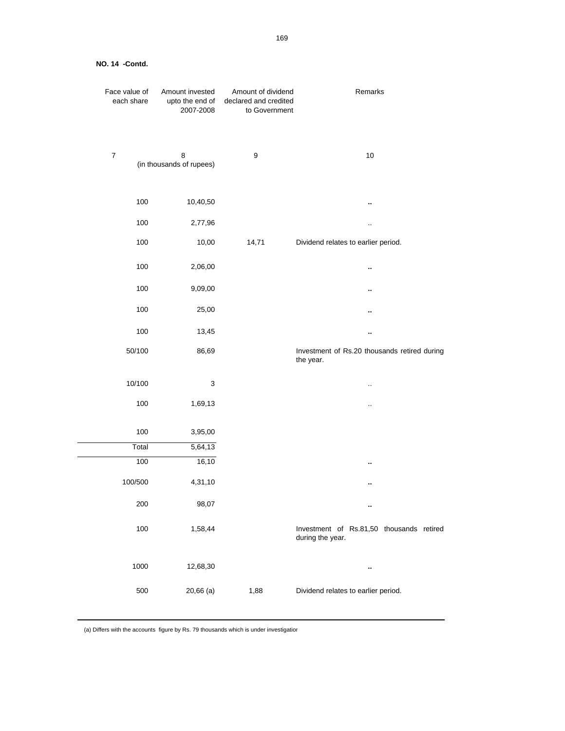**NO. 14 -Contd.**

| Face value of each share | Amount invested upto the end of 2007-2008 | Amount of dividend declared and credited to Government | Remarks |
|---|---|---|---|
| 7 | 8 (in thousands of rupees) | 9 | 10 |
| 100 | 10,40,50 | | .. |
| 100 | 2,77,96 | | .. |
| 100 | 10,00 | 14,71 | Dividend relates to earlier period. |
| 100 | 2,06,00 | | .. |
| 100 | 9,09,00 | | .. |
| 100 | 25,00 | | .. |
| 100 | 13,45 | | .. |
| 50/100 | 86,69 | | Investment of Rs.20 thousands retired during the year. |
| 10/100 | 3 | | .. |
| 100 | 1,69,13 | | .. |
| 100 | 3,95,00 | | |
| Total | 5,64,13 | | |
| 100 | 16,10 | | .. |
| 100/500 | 4,31,10 | | .. |
| 200 | 98,07 | | .. |
| 100 | 1,58,44 | | Investment of Rs.81,50 thousands retired during the year. |
| 1000 | 12,68,30 | | .. |
| 500 | 20,66 (a) | 1,88 | Dividend relates to earlier period. |

(a) Differs with the accounts figure by Rs. 79 thousands which is under investigation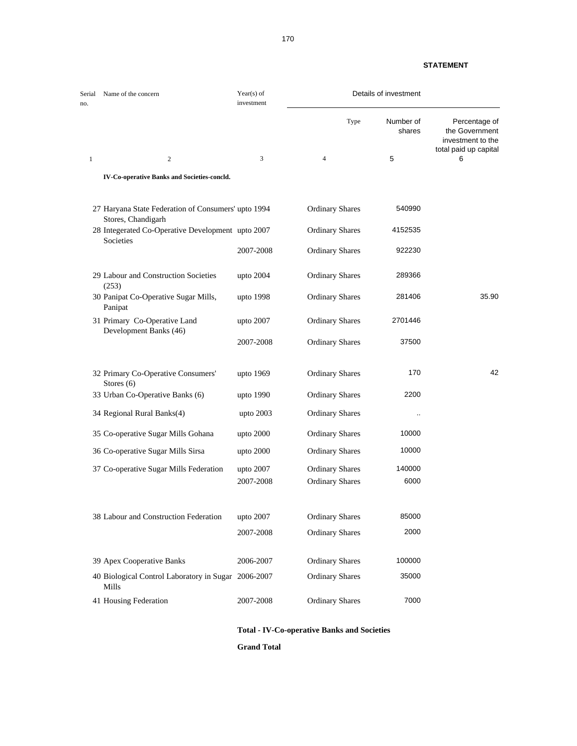**STATEMENT**

| Serial no. | Name of the concern | Year(s) of investment | Details of investment | | |
|---|---|---|---|---|---|
| | | | Type | Number of shares | Percentage of the Government investment to the total paid up capital |
| 1 | 2 | 3 | 4 | 5 | 6 |
| | **IV-Co-operative Banks and Societies-concld.** | | | | |
| 27 | Haryana State Federation of Consumers' Stores, Chandigarh | upto 1994 | Ordinary Shares | 540990 | |
| 28 | Integerated Co-Operative Development Societies | upto 2007 | Ordinary Shares | 4152535 | |
| | | 2007-2008 | Ordinary Shares | 922230 | |
| 29 | Labour and Construction Societies (253) | upto 2004 | Ordinary Shares | 289366 | |
| 30 | Panipat Co-Operative Sugar Mills, Panipat | upto 1998 | Ordinary Shares | 281406 | 35.90 |
| 31 | Primary Co-Operative Land Development Banks (46) | upto 2007 | Ordinary Shares | 2701446 | |
| | | 2007-2008 | Ordinary Shares | 37500 | |
| 32 | Primary Co-Operative Consumers' Stores (6) | upto 1969 | Ordinary Shares | 170 | 42 |
| 33 | Urban Co-Operative Banks (6) | upto 1990 | Ordinary Shares | 2200 | |
| 34 | Regional Rural Banks(4) | upto 2003 | Ordinary Shares | .. | |
| 35 | Co-operative Sugar Mills Gohana | upto 2000 | Ordinary Shares | 10000 | |
| 36 | Co-operative Sugar Mills Sirsa | upto 2000 | Ordinary Shares | 10000 | |
| 37 | Co-operative Sugar Mills Federation | upto 2007 | Ordinary Shares | 140000 | |
| | | 2007-2008 | Ordinary Shares | 6000 | |
| 38 | Labour and Construction Federation | upto 2007 | Ordinary Shares | 85000 | |
| | | 2007-2008 | Ordinary Shares | 2000 | |
| 39 | Apex Cooperative Banks | 2006-2007 | Ordinary Shares | 100000 | |
| 40 | Biological Control Laboratory in Sugar Mills | 2006-2007 | Ordinary Shares | 35000 | |
| 41 | Housing Federation | 2007-2008 | Ordinary Shares | 7000 | |
| | | | **Total - IV-Co-operative Banks and Societies** | | |
| | | | **Grand Total** | | |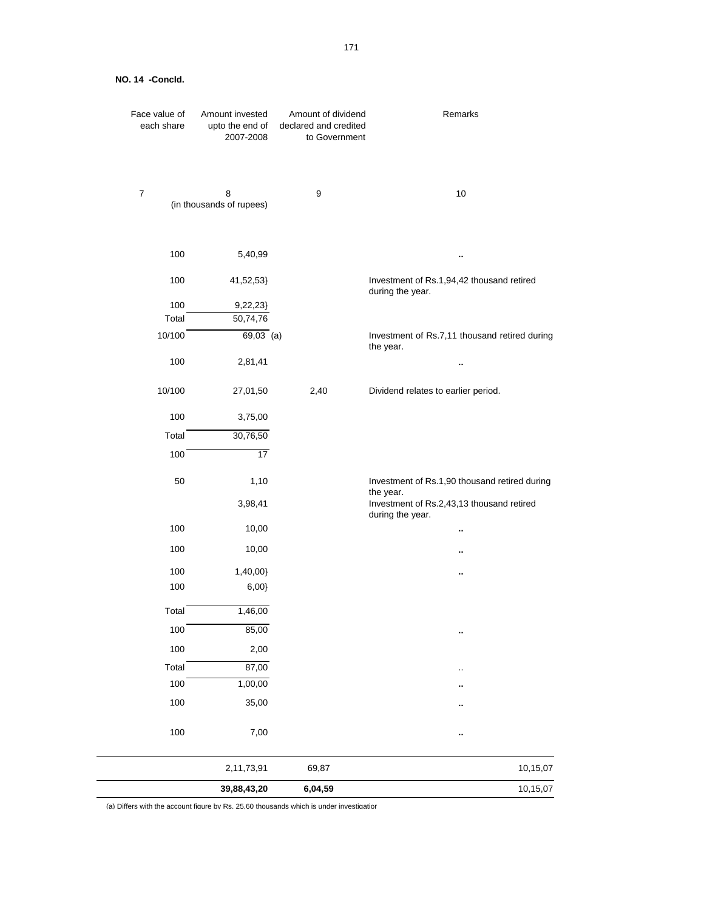**NO. 14 -Concld.**

| Face value of each share | Amount invested upto the end of 2007-2008 | Amount of dividend declared and credited to Government | Remarks |
|---|---|---|---|
| 7 | 8 | 9 | 10 |
| | (in thousands of rupees) | | |
| 100 | 5,40,99 | | .. |
| 100 | 41,52,53} | | Investment of Rs.1,94,42 thousand retired during the year. |
| 100 | 9,22,23} | | |
| Total | 50,74,76 | | |
| 10/100 | 69,03 (a) | | Investment of Rs.7,11 thousand retired during the year. |
| 100 | 2,81,41 | | .. |
| 10/100 | 27,01,50 | 2,40 | Dividend relates to earlier period. |
| 100 | 3,75,00 | | |
| Total | 30,76,50 | | |
| 100 | 17 | | |
| 50 | 1,10 | | Investment of Rs.1,90 thousand retired during the year. |
| | 3,98,41 | | Investment of Rs.2,43,13 thousand retired during the year. |
| 100 | 10,00 | | .. |
| 100 | 10,00 | | .. |
| 100 | 1,40,00} | | .. |
| 100 | 6,00} | | |
| Total | 1,46,00 | | |
| 100 | 85,00 | | .. |
| 100 | 2,00 | | |
| Total | 87,00 | | .. |
| 100 | 1,00,00 | | .. |
| 100 | 35,00 | | .. |
| 100 | 7,00 | | .. |
| | 2,11,73,91 | 69,87 | 10,15,07 |
| | **39,88,43,20** | **6,04,59** | 10,15,07 |

(a) Differs with the account figure by Rs. 25,60 thousands which is under investigation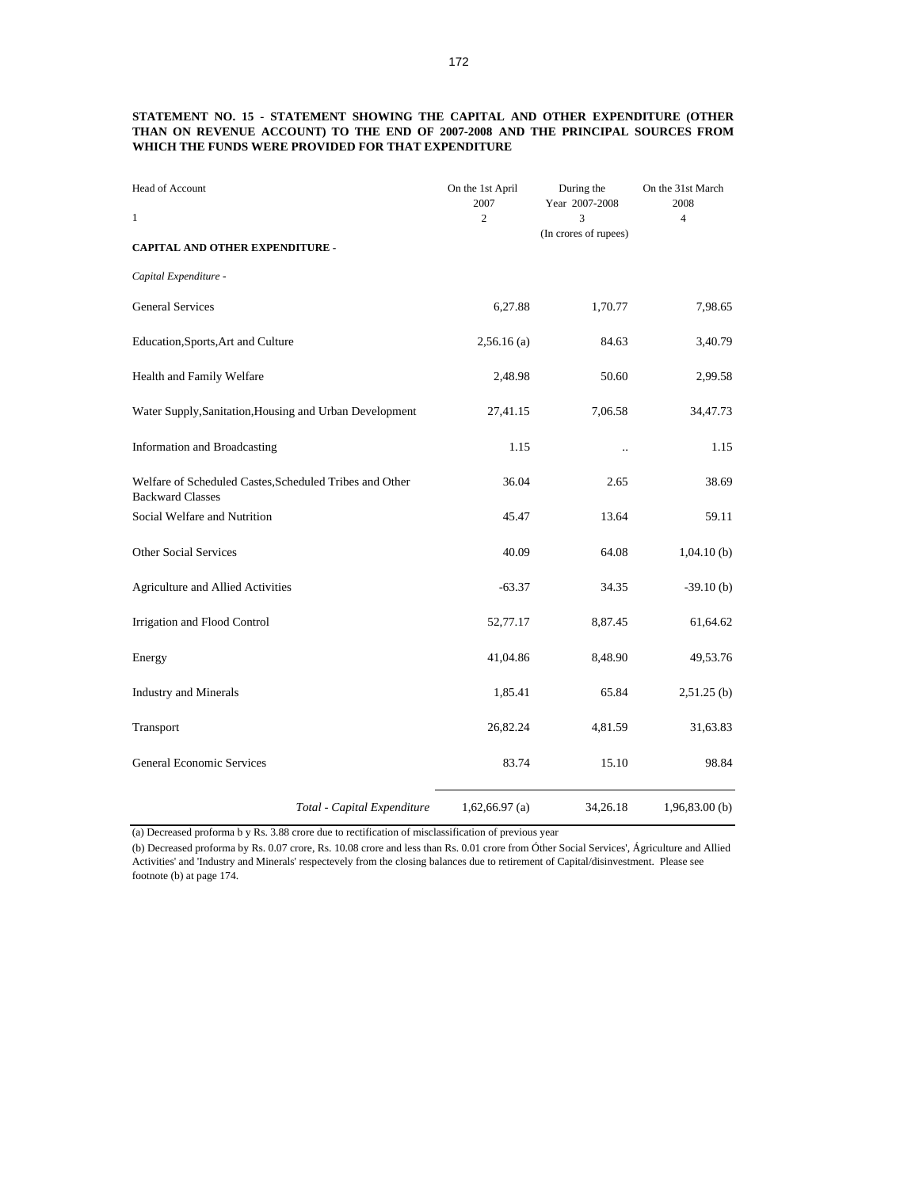**STATEMENT NO. 15 - STATEMENT SHOWING THE CAPITAL AND OTHER EXPENDITURE (OTHER THAN ON REVENUE ACCOUNT) TO THE END OF 2007-2008 AND THE PRINCIPAL SOURCES FROM WHICH THE FUNDS WERE PROVIDED FOR THAT EXPENDITURE**

| Head of Account | On the 1st April 2007 | During the Year 2007-2008 | On the 31st March 2008 |
|---|---|---|---|
| 1 | 2 | 3 | 4 |
| | | (In crores of rupees) | |
| **CAPITAL AND OTHER EXPENDITURE -** | | | |
| *Capital Expenditure -* | | | |
| General Services | 6,27.88 | 1,70.77 | 7,98.65 |
| Education,Sports,Art and Culture | 2,56.16 (a) | 84.63 | 3,40.79 |
| Health and Family Welfare | 2,48.98 | 50.60 | 2,99.58 |
| Water Supply,Sanitation,Housing and Urban Development | 27,41.15 | 7,06.58 | 34,47.73 |
| Information and Broadcasting | 1.15 | .. | 1.15 |
| Welfare of Scheduled Castes,Scheduled Tribes and Other Backward Classes | 36.04 | 2.65 | 38.69 |
| Social Welfare and Nutrition | 45.47 | 13.64 | 59.11 |
| Other Social Services | 40.09 | 64.08 | 1,04.10 (b) |
| Agriculture and Allied Activities | -63.37 | 34.35 | -39.10 (b) |
| Irrigation and Flood Control | 52,77.17 | 8,87.45 | 61,64.62 |
| Energy | 41,04.86 | 8,48.90 | 49,53.76 |
| Industry and Minerals | 1,85.41 | 65.84 | 2,51.25 (b) |
| Transport | 26,82.24 | 4,81.59 | 31,63.83 |
| General Economic Services | 83.74 | 15.10 | 98.84 |
| *Total - Capital Expenditure* | 1,62,66.97 (a) | 34,26.18 | 1,96,83.00 (b) |

(a) Decreased proforma b y Rs. 3.88 crore due to rectification of misclassification of previous year

(b) Decreased proforma by Rs. 0.07 crore, Rs. 10.08 crore and less than Rs. 0.01 crore from Óther Social Services', Ágriculture and Allied Activities' and 'Industry and Minerals' respectevely from the closing balances due to retirement of Capital/disinvestment. Please see footnote (b) at page 174.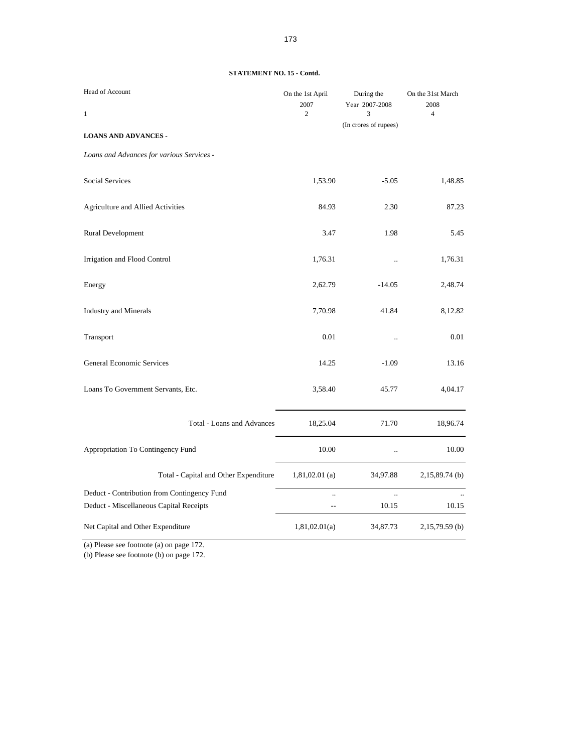**STATEMENT NO. 15 - Contd.**

| Head of Account | On the 1st April 2007 | During the Year 2007-2008 | On the 31st March 2008 |
|---|---|---|---|
| 1 | 2 | 3 | 4 |
| | | (In crores of rupees) | |
| **LOANS AND ADVANCES -** | | | |
| *Loans and Advances for various Services -* | | | |
| Social Services | 1,53.90 | -5.05 | 1,48.85 |
| Agriculture and Allied Activities | 84.93 | 2.30 | 87.23 |
| Rural Development | 3.47 | 1.98 | 5.45 |
| Irrigation and Flood Control | 1,76.31 | .. | 1,76.31 |
| Energy | 2,62.79 | -14.05 | 2,48.74 |
| Industry and Minerals | 7,70.98 | 41.84 | 8,12.82 |
| Transport | 0.01 | .. | 0.01 |
| General Economic Services | 14.25 | -1.09 | 13.16 |
| Loans To Government Servants, Etc. | 3,58.40 | 45.77 | 4,04.17 |
| Total - Loans and Advances | 18,25.04 | 71.70 | 18,96.74 |
| Appropriation To Contingency Fund | 10.00 | .. | 10.00 |
| Total - Capital and Other Expenditure | 1,81,02.01 (a) | 34,97.88 | 2,15,89.74 (b) |
| Deduct - Contribution from Contingency Fund | .. | .. | .. |
| Deduct - Miscellaneous Capital Receipts | -- | 10.15 | 10.15 |
| Net Capital and Other Expenditure | 1,81,02.01(a) | 34,87.73 | 2,15,79.59 (b) |

(a) Please see footnote (a) on page 172.
(b) Please see footnote (b) on page 172.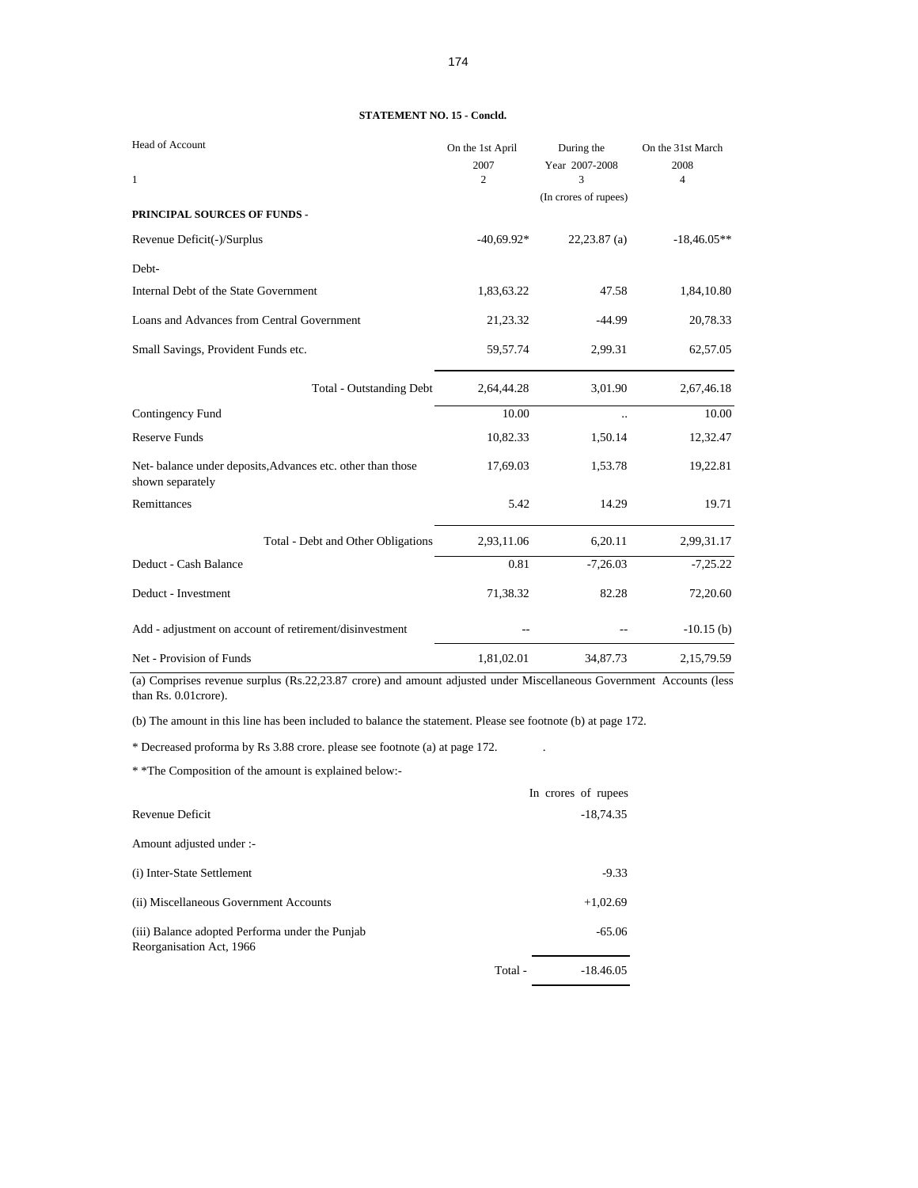**STATEMENT NO. 15 - Concld.**

| Head of Account | On the 1st April 2007 | During the Year 2007-2008 | On the 31st March 2008 |
|---|---|---|---|
| 1 | 2 | 3 | 4 |
| | | (In crores of rupees) | |
| **PRINCIPAL SOURCES OF FUNDS -** | | | |
| Revenue Deficit(-)/Surplus | -40,69.92* | 22,23.87 (a) | -18,46.05** |
| Debt- | | | |
| Internal Debt of the State Government | 1,83,63.22 | 47.58 | 1,84,10.80 |
| Loans and Advances from Central Government | 21,23.32 | -44.99 | 20,78.33 |
| Small Savings, Provident Funds etc. | 59,57.74 | 2,99.31 | 62,57.05 |
| Total - Outstanding Debt | 2,64,44.28 | 3,01.90 | 2,67,46.18 |
| Contingency Fund | 10.00 | .. | 10.00 |
| Reserve Funds | 10,82.33 | 1,50.14 | 12,32.47 |
| Net- balance under deposits,Advances etc. other than those shown separately | 17,69.03 | 1,53.78 | 19,22.81 |
| Remittances | 5.42 | 14.29 | 19.71 |
| Total - Debt and Other Obligations | 2,93,11.06 | 6,20.11 | 2,99,31.17 |
| Deduct - Cash Balance | 0.81 | -7,26.03 | -7,25.22 |
| Deduct - Investment | 71,38.32 | 82.28 | 72,20.60 |
| Add - adjustment on account of retirement/disinvestment | -- | -- | -10.15 (b) |
| Net - Provision of Funds | 1,81,02.01 | 34,87.73 | 2,15,79.59 |

(a) Comprises revenue surplus (Rs.22,23.87 crore) and amount adjusted under Miscellaneous Government Accounts (less than Rs. 0.01crore).

(b) The amount in this line has been included to balance the statement. Please see footnote (b) at page 172.

* Decreased proforma by Rs 3.88 crore. please see footnote (a) at page 172.

* *The Composition of the amount is explained below:-

| | In crores of rupees |
|---|---|
| Revenue Deficit | -18,74.35 |
| Amount adjusted under :- | |
| (i) Inter-State Settlement | -9.33 |
| (ii) Miscellaneous Government Accounts | +1,02.69 |
| (iii) Balance adopted Performa under the Punjab Reorganisation Act, 1966 | -65.06 |
| Total - | -18.46.05 |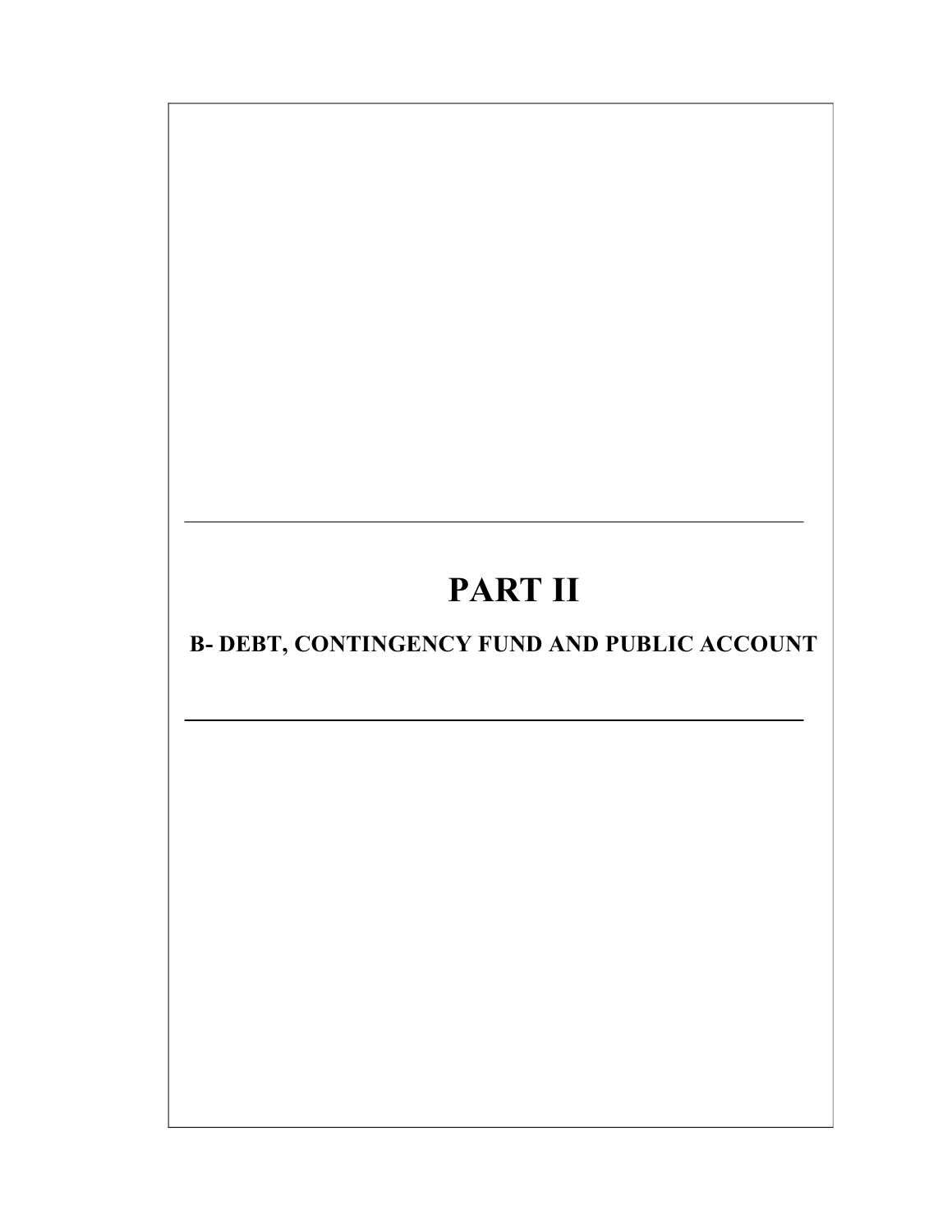# PART II

## B- DEBT, CONTINGENCY FUND AND PUBLIC ACCOUNT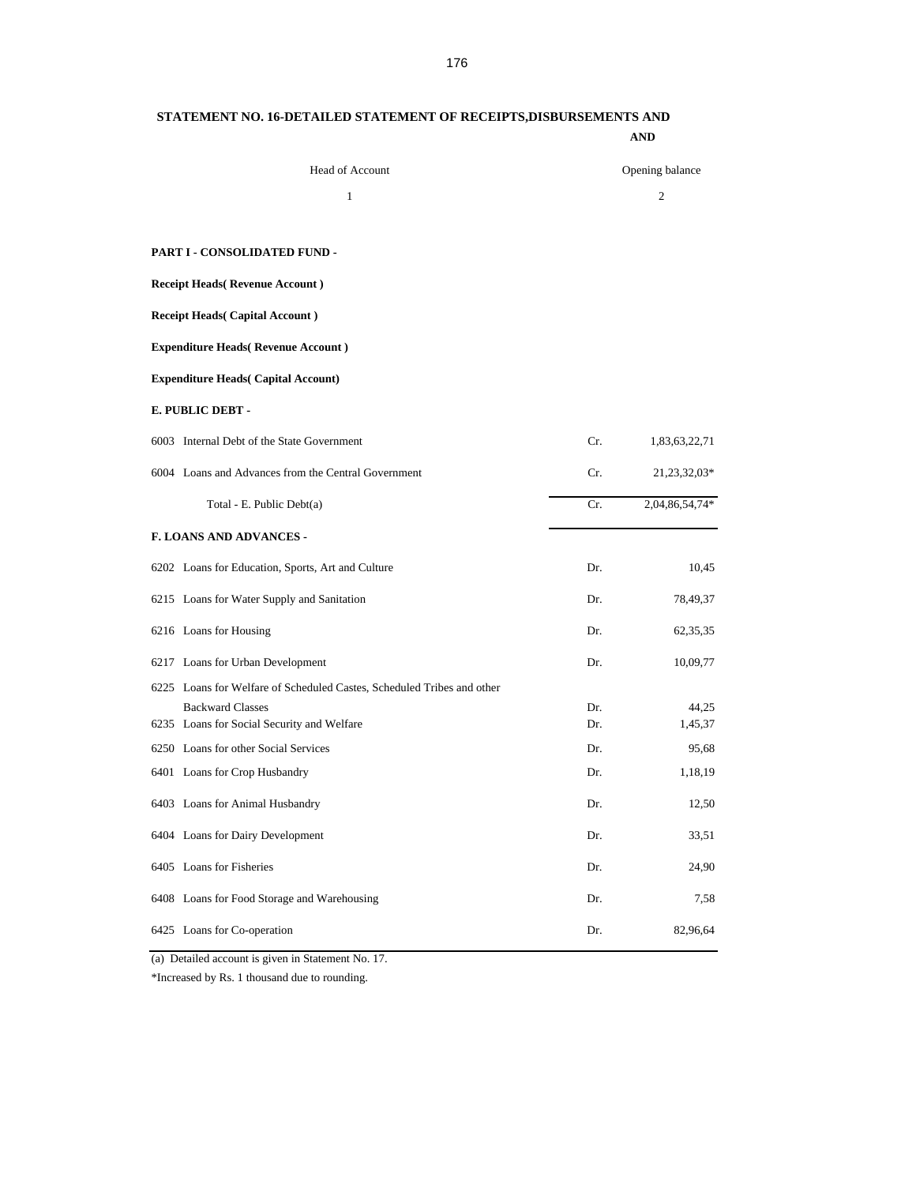## STATEMENT NO. 16-DETAILED STATEMENT OF RECEIPTS,DISBURSEMENTS AND

**AND**

| Head of Account | | Opening balance |
|---|---|---|
| 1 | | 2 |
| **PART I - CONSOLIDATED FUND -** | | |
| **Receipt Heads( Revenue Account )** | | |
| **Receipt Heads( Capital Account )** | | |
| **Expenditure Heads( Revenue Account )** | | |
| **Expenditure Heads( Capital Account)** | | |
| **E. PUBLIC DEBT -** | | |
| 6003 Internal Debt of the State Government | Cr. | 1,83,63,22,71 |
| 6004 Loans and Advances from the Central Government | Cr. | 21,23,32,03* |
| Total - E. Public Debt(a) | Cr. | 2,04,86,54,74* |
| **F. LOANS AND ADVANCES -** | | |
| 6202 Loans for Education, Sports, Art and Culture | Dr. | 10,45 |
| 6215 Loans for Water Supply and Sanitation | Dr. | 78,49,37 |
| 6216 Loans for Housing | Dr. | 62,35,35 |
| 6217 Loans for Urban Development | Dr. | 10,09,77 |
| 6225 Loans for Welfare of Scheduled Castes, Scheduled Tribes and other Backward Classes | Dr. | 44,25 |
| 6235 Loans for Social Security and Welfare | Dr. | 1,45,37 |
| 6250 Loans for other Social Services | Dr. | 95,68 |
| 6401 Loans for Crop Husbandry | Dr. | 1,18,19 |
| 6403 Loans for Animal Husbandry | Dr. | 12,50 |
| 6404 Loans for Dairy Development | Dr. | 33,51 |
| 6405 Loans for Fisheries | Dr. | 24,90 |
| 6408 Loans for Food Storage and Warehousing | Dr. | 7,58 |
| 6425 Loans for Co-operation | Dr. | 82,96,64 |

(a) Detailed account is given in Statement No. 17.

*Increased by Rs. 1 thousand due to rounding.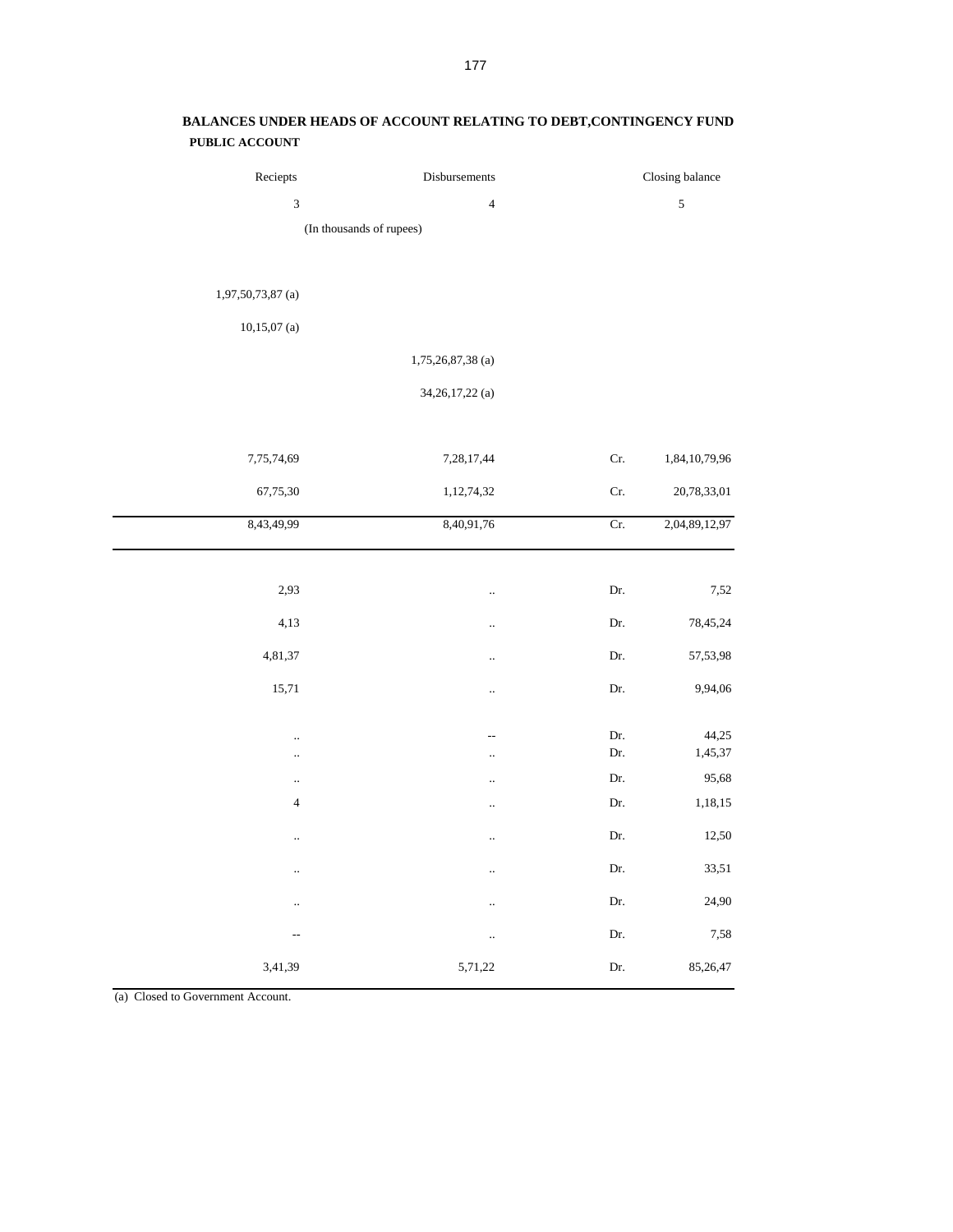**BALANCES UNDER HEADS OF ACCOUNT RELATING TO DEBT,CONTINGENCY FUND**

**PUBLIC ACCOUNT**

| Reciepts | Disbursements | | Closing balance |
|---|---|---|---|
| 3 | 4 | | 5 |
| (In thousands of rupees) | | | |
| 1,97,50,73,87 (a) | | | |
| 10,15,07 (a) | | | |
| | 1,75,26,87,38 (a) | | |
| | 34,26,17,22 (a) | | |
| 7,75,74,69 | 7,28,17,44 | Cr. | 1,84,10,79,96 |
| 67,75,30 | 1,12,74,32 | Cr. | 20,78,33,01 |
| 8,43,49,99 | 8,40,91,76 | Cr. | 2,04,89,12,97 |
| 2,93 | .. | Dr. | 7,52 |
| 4,13 | .. | Dr. | 78,45,24 |
| 4,81,37 | .. | Dr. | 57,53,98 |
| 15,71 | .. | Dr. | 9,94,06 |
| .. | -- | Dr. | 44,25 |
| .. | .. | Dr. | 1,45,37 |
| .. | .. | Dr. | 95,68 |
| 4 | .. | Dr. | 1,18,15 |
| .. | .. | Dr. | 12,50 |
| .. | .. | Dr. | 33,51 |
| .. | .. | Dr. | 24,90 |
| -- | .. | Dr. | 7,58 |
| 3,41,39 | 5,71,22 | Dr. | 85,26,47 |

(a) Closed to Government Account.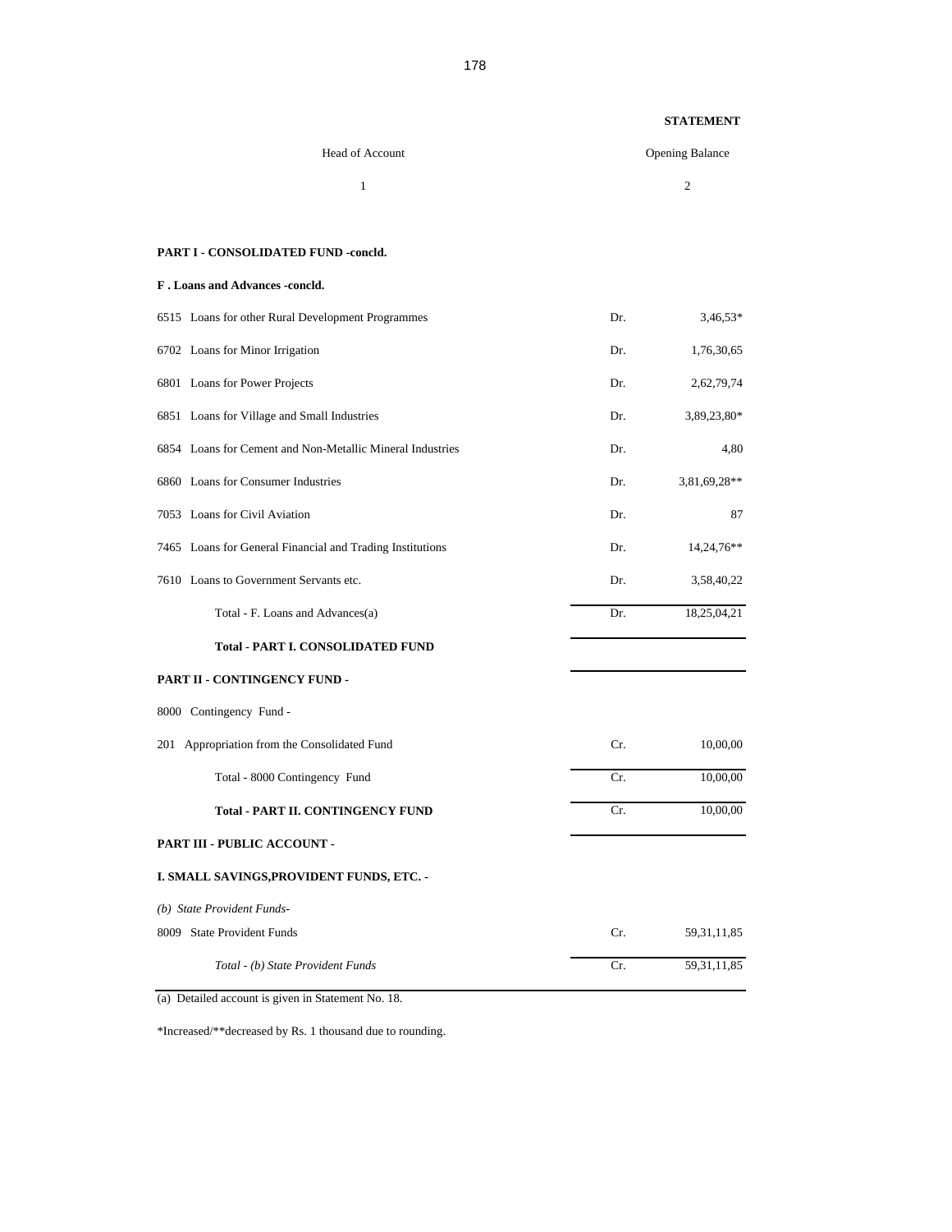**STATEMENT**

| Head of Account | | Opening Balance |
|---|---|---|
| 1 | | 2 |
| **PART I - CONSOLIDATED FUND -concld.** | | |
| **F . Loans and Advances -concld.** | | |
| 6515 Loans for other Rural Development Programmes | Dr. | 3,46,53* |
| 6702 Loans for Minor Irrigation | Dr. | 1,76,30,65 |
| 6801 Loans for Power Projects | Dr. | 2,62,79,74 |
| 6851 Loans for Village and Small Industries | Dr. | 3,89,23,80* |
| 6854 Loans for Cement and Non-Metallic Mineral Industries | Dr. | 4,80 |
| 6860 Loans for Consumer Industries | Dr. | 3,81,69,28** |
| 7053 Loans for Civil Aviation | Dr. | 87 |
| 7465 Loans for General Financial and Trading Institutions | Dr. | 14,24,76** |
| 7610 Loans to Government Servants etc. | Dr. | 3,58,40,22 |
| Total - F. Loans and Advances(a) | Dr. | 18,25,04,21 |
| **Total - PART I. CONSOLIDATED FUND** | | |
| **PART II - CONTINGENCY FUND -** | | |
| 8000 Contingency Fund - | | |
| 201 Appropriation from the Consolidated Fund | Cr. | 10,00,00 |
| Total - 8000 Contingency Fund | Cr. | 10,00,00 |
| **Total - PART II. CONTINGENCY FUND** | Cr. | 10,00,00 |
| **PART III - PUBLIC ACCOUNT -** | | |
| **I. SMALL SAVINGS,PROVIDENT FUNDS, ETC. -** | | |
| *(b) State Provident Funds-* | | |
| 8009 State Provident Funds | Cr. | 59,31,11,85 |
| *Total - (b) State Provident Funds* | Cr. | 59,31,11,85 |

(a) Detailed account is given in Statement No. 18.

*Increased/**decreased by Rs. 1 thousand due to rounding.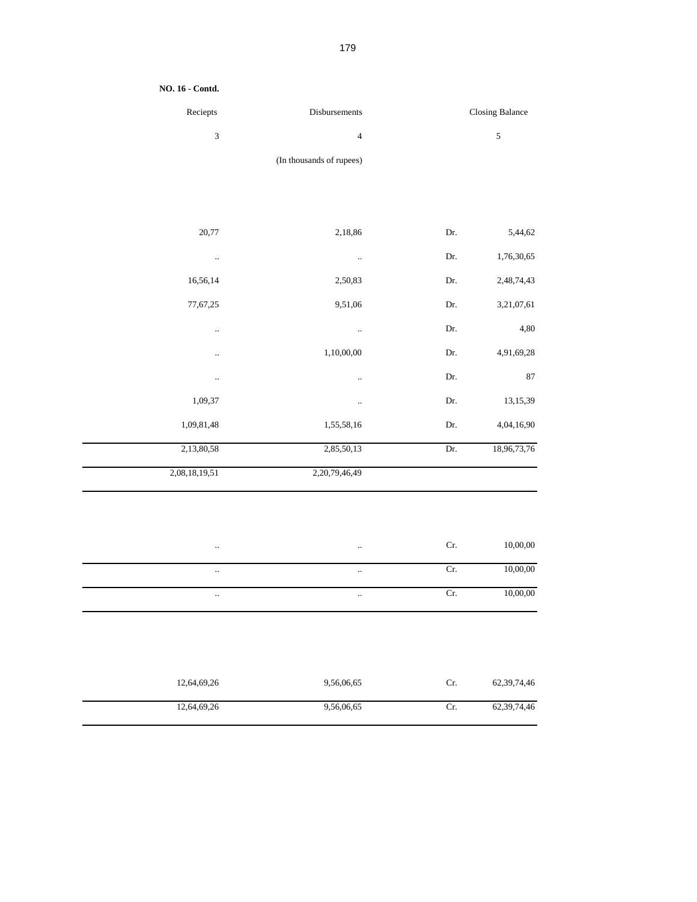**NO. 16 - Contd.**

| Reciepts | Disbursements | | Closing Balance |
|---|---|---|---|
| 3 | 4 | | 5 |
| | (In thousands of rupees) | | |
| 20,77 | 2,18,86 | Dr. | 5,44,62 |
| .. | .. | Dr. | 1,76,30,65 |
| 16,56,14 | 2,50,83 | Dr. | 2,48,74,43 |
| 77,67,25 | 9,51,06 | Dr. | 3,21,07,61 |
| .. | .. | Dr. | 4,80 |
| .. | 1,10,00,00 | Dr. | 4,91,69,28 |
| .. | .. | Dr. | 87 |
| 1,09,37 | .. | Dr. | 13,15,39 |
| 1,09,81,48 | 1,55,58,16 | Dr. | 4,04,16,90 |
| 2,13,80,58 | 2,85,50,13 | Dr. | 18,96,73,76 |
| 2,08,18,19,51 | 2,20,79,46,49 | | |
| .. | .. | Cr. | 10,00,00 |
| .. | .. | Cr. | 10,00,00 |
| .. | .. | Cr. | 10,00,00 |
| 12,64,69,26 | 9,56,06,65 | Cr. | 62,39,74,46 |
| 12,64,69,26 | 9,56,06,65 | Cr. | 62,39,74,46 |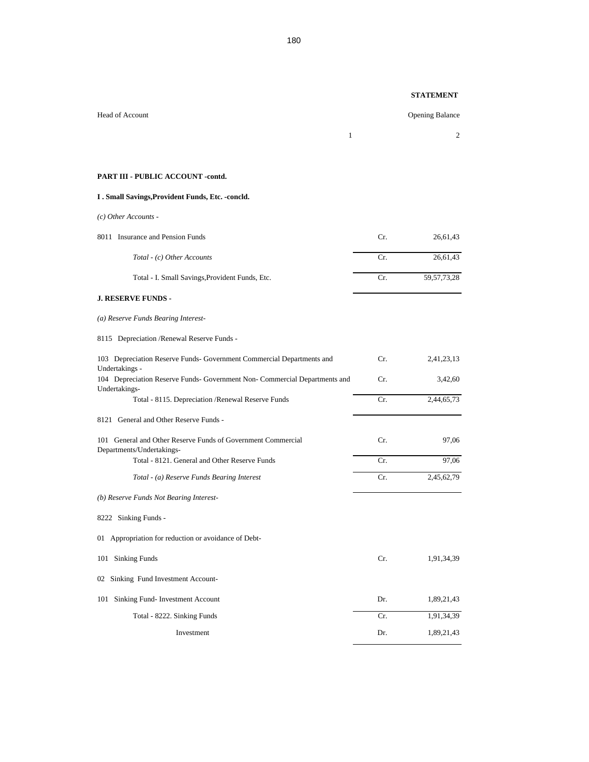**STATEMENT**

| Head of Account | | Opening Balance |
|---|---|---|
| 1 | | 2 |
| **PART III - PUBLIC ACCOUNT -contd.** | | |
| **I . Small Savings,Provident Funds, Etc. -concld.** | | |
| *(c) Other Accounts -* | | |
| 8011 Insurance and Pension Funds | Cr. | 26,61,43 |
| *Total - (c) Other Accounts* | Cr. | 26,61,43 |
| Total - I. Small Savings,Provident Funds, Etc. | Cr. | 59,57,73,28 |
| **J. RESERVE FUNDS -** | | |
| *(a) Reserve Funds Bearing Interest-* | | |
| 8115 Depreciation /Renewal Reserve Funds - | | |
| 103 Depreciation Reserve Funds- Government Commercial Departments and Undertakings - | Cr. | 2,41,23,13 |
| 104 Depreciation Reserve Funds- Government Non- Commercial Departments and Undertakings- | Cr. | 3,42,60 |
| Total - 8115. Depreciation /Renewal Reserve Funds | Cr. | 2,44,65,73 |
| 8121 General and Other Reserve Funds - | | |
| 101 General and Other Reserve Funds of Government Commercial Departments/Undertakings- | Cr. | 97,06 |
| Total - 8121. General and Other Reserve Funds | Cr. | 97,06 |
| *Total - (a) Reserve Funds Bearing Interest* | Cr. | 2,45,62,79 |
| *(b) Reserve Funds Not Bearing Interest-* | | |
| 8222 Sinking Funds - | | |
| 01 Appropriation for reduction or avoidance of Debt- | | |
| 101 Sinking Funds | Cr. | 1,91,34,39 |
| 02 Sinking Fund Investment Account- | | |
| 101 Sinking Fund- Investment Account | Dr. | 1,89,21,43 |
| Total - 8222. Sinking Funds | Cr. | 1,91,34,39 |
| Investment | Dr. | 1,89,21,43 |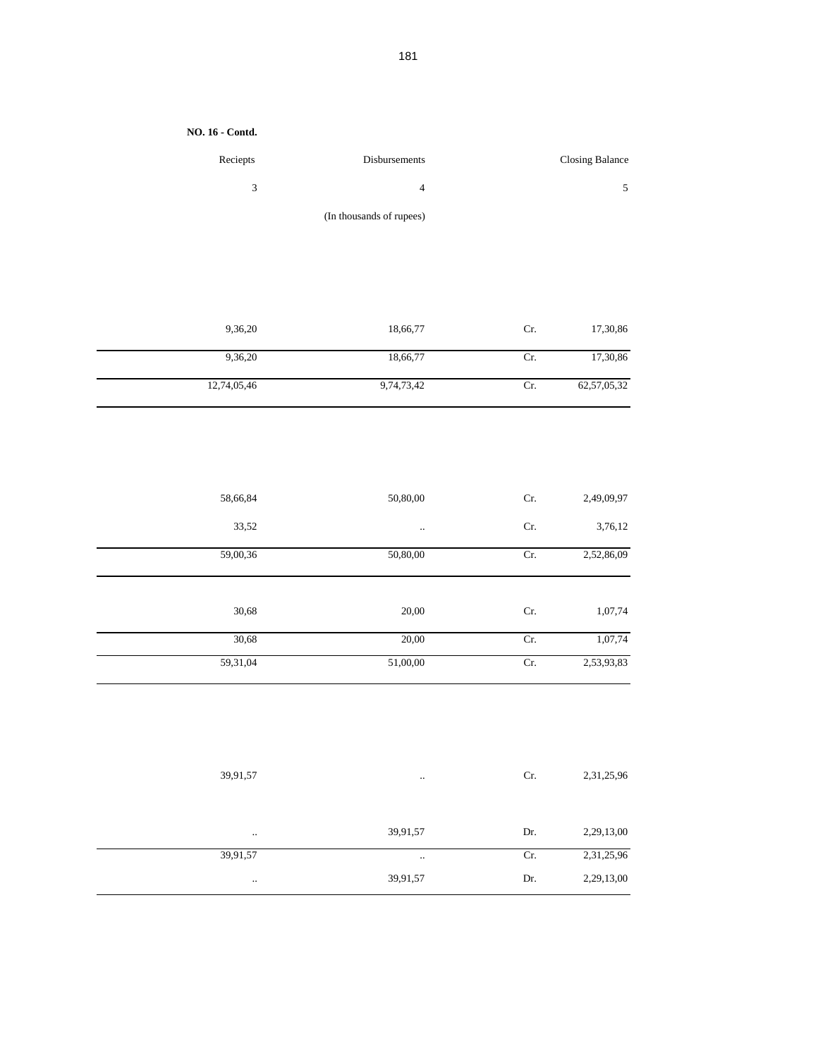**NO. 16 - Contd.**

| Reciepts | Disbursements | | Closing Balance |
|---|---|---|---|
| 3 | 4 | | 5 |
| | (In thousands of rupees) | | |
| 9,36,20 | 18,66,77 | Cr. | 17,30,86 |
| 9,36,20 | 18,66,77 | Cr. | 17,30,86 |
| 12,74,05,46 | 9,74,73,42 | Cr. | 62,57,05,32 |
| 58,66,84 | 50,80,00 | Cr. | 2,49,09,97 |
| 33,52 | .. | Cr. | 3,76,12 |
| 59,00,36 | 50,80,00 | Cr. | 2,52,86,09 |
| 30,68 | 20,00 | Cr. | 1,07,74 |
| 30,68 | 20,00 | Cr. | 1,07,74 |
| 59,31,04 | 51,00,00 | Cr. | 2,53,93,83 |
| 39,91,57 | .. | Cr. | 2,31,25,96 |
| .. | 39,91,57 | Dr. | 2,29,13,00 |
| 39,91,57 | .. | Cr. | 2,31,25,96 |
| .. | 39,91,57 | Dr. | 2,29,13,00 |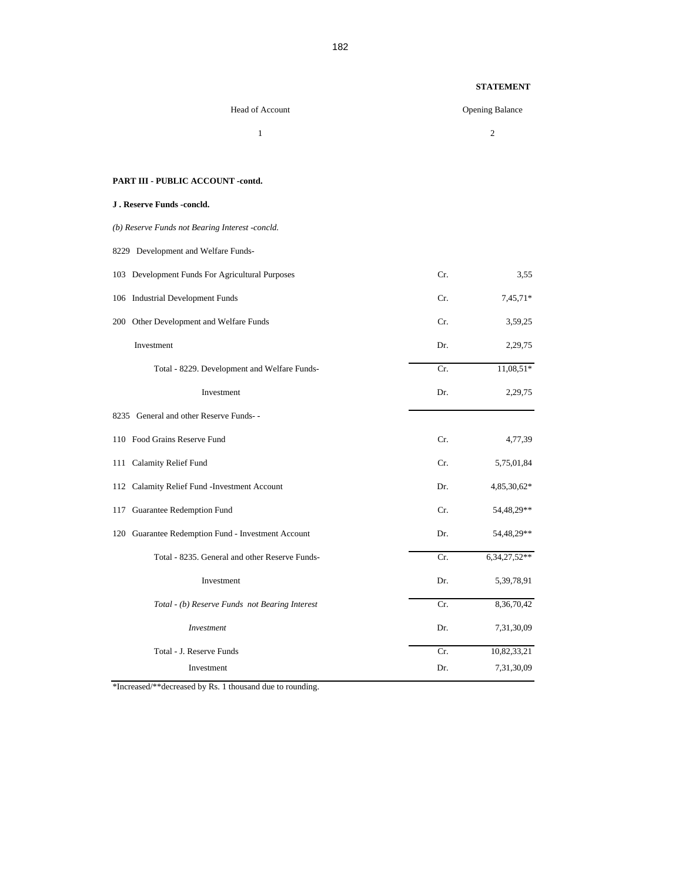**STATEMENT**

| Head of Account | | Opening Balance |
|---|---|---|
| 1 | | 2 |
| **PART III - PUBLIC ACCOUNT -contd.** | | |
| **J . Reserve Funds -concld.** | | |
| *(b) Reserve Funds not Bearing Interest -concld.* | | |
| 8229 Development and Welfare Funds- | | |
| 103 Development Funds For Agricultural Purposes | Cr. | 3,55 |
| 106 Industrial Development Funds | Cr. | 7,45,71* |
| 200 Other Development and Welfare Funds | Cr. | 3,59,25 |
| Investment | Dr. | 2,29,75 |
| Total - 8229. Development and Welfare Funds- | Cr. | 11,08,51* |
| Investment | Dr. | 2,29,75 |
| 8235 General and other Reserve Funds- - | | |
| 110 Food Grains Reserve Fund | Cr. | 4,77,39 |
| 111 Calamity Relief Fund | Cr. | 5,75,01,84 |
| 112 Calamity Relief Fund -Investment Account | Dr. | 4,85,30,62* |
| 117 Guarantee Redemption Fund | Cr. | 54,48,29** |
| 120 Guarantee Redemption Fund - Investment Account | Dr. | 54,48,29** |
| Total - 8235. General and other Reserve Funds- | Cr. | 6,34,27,52** |
| Investment | Dr. | 5,39,78,91 |
| *Total - (b) Reserve Funds not Bearing Interest* | Cr. | 8,36,70,42 |
| *Investment* | Dr. | 7,31,30,09 |
| Total - J. Reserve Funds | Cr. | 10,82,33,21 |
| Investment | Dr. | 7,31,30,09 |

*Increased/**decreased by Rs. 1 thousand due to rounding.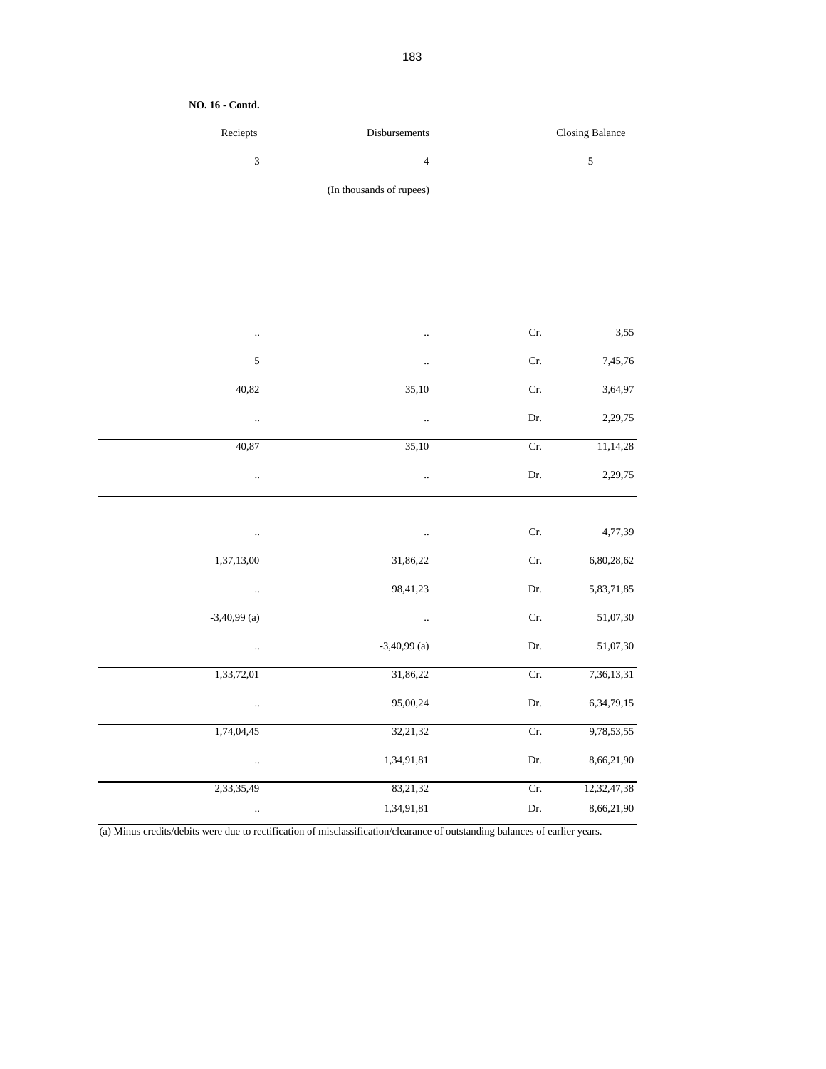**NO. 16 - Contd.**

| Reciepts | Disbursements | Closing Balance | |
|---|---|---|---|
| 3 | 4 | 5 | |
| | (In thousands of rupees) | | |
| .. | .. | Cr. | 3,55 |
| 5 | .. | Cr. | 7,45,76 |
| 40,82 | 35,10 | Cr. | 3,64,97 |
| .. | .. | Dr. | 2,29,75 |
| 40,87 | 35,10 | Cr. | 11,14,28 |
| .. | .. | Dr. | 2,29,75 |
| .. | .. | Cr. | 4,77,39 |
| 1,37,13,00 | 31,86,22 | Cr. | 6,80,28,62 |
| .. | 98,41,23 | Dr. | 5,83,71,85 |
| -3,40,99 (a) | .. | Cr. | 51,07,30 |
| .. | -3,40,99 (a) | Dr. | 51,07,30 |
| 1,33,72,01 | 31,86,22 | Cr. | 7,36,13,31 |
| .. | 95,00,24 | Dr. | 6,34,79,15 |
| 1,74,04,45 | 32,21,32 | Cr. | 9,78,53,55 |
| .. | 1,34,91,81 | Dr. | 8,66,21,90 |
| 2,33,35,49 | 83,21,32 | Cr. | 12,32,47,38 |
| .. | 1,34,91,81 | Dr. | 8,66,21,90 |

(a) Minus credits/debits were due to rectification of misclassification/clearance of outstanding balances of earlier years.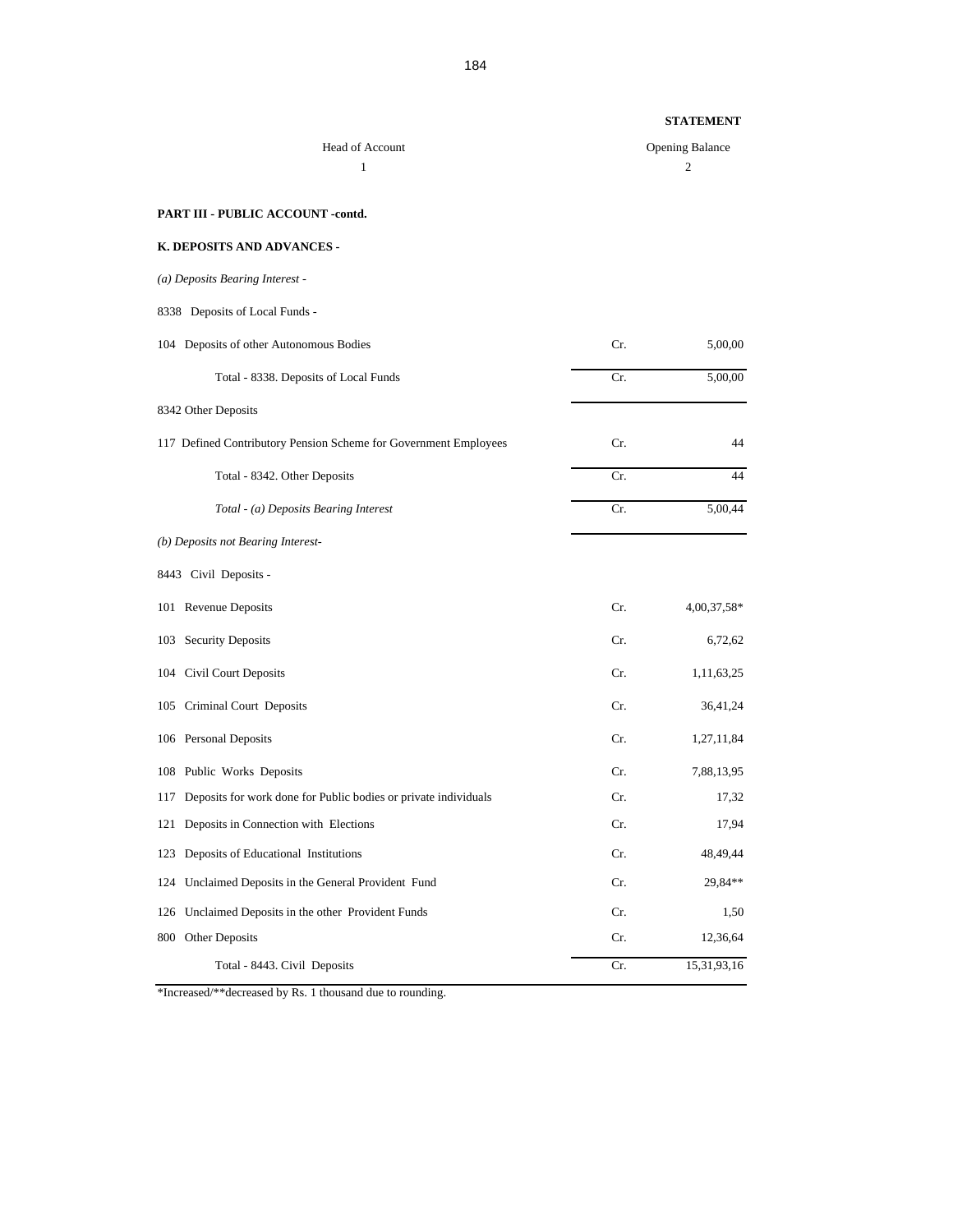**STATEMENT**

| Head of Account | | Opening Balance |
|---|---|---|
| 1 | | 2 |
| **PART III - PUBLIC ACCOUNT -contd.** | | |
| **K. DEPOSITS AND ADVANCES -** | | |
| *(a) Deposits Bearing Interest -* | | |
| 8338 Deposits of Local Funds - | | |
| 104 Deposits of other Autonomous Bodies | Cr. | 5,00,00 |
| Total - 8338. Deposits of Local Funds | Cr. | 5,00,00 |
| 8342 Other Deposits | | |
| 117 Defined Contributory Pension Scheme for Government Employees | Cr. | 44 |
| Total - 8342. Other Deposits | Cr. | 44 |
| *Total - (a) Deposits Bearing Interest* | Cr. | 5,00,44 |
| *(b) Deposits not Bearing Interest-* | | |
| 8443 Civil Deposits - | | |
| 101 Revenue Deposits | Cr. | 4,00,37,58* |
| 103 Security Deposits | Cr. | 6,72,62 |
| 104 Civil Court Deposits | Cr. | 1,11,63,25 |
| 105 Criminal Court Deposits | Cr. | 36,41,24 |
| 106 Personal Deposits | Cr. | 1,27,11,84 |
| 108 Public Works Deposits | Cr. | 7,88,13,95 |
| 117 Deposits for work done for Public bodies or private individuals | Cr. | 17,32 |
| 121 Deposits in Connection with Elections | Cr. | 17,94 |
| 123 Deposits of Educational Institutions | Cr. | 48,49,44 |
| 124 Unclaimed Deposits in the General Provident Fund | Cr. | 29,84** |
| 126 Unclaimed Deposits in the other Provident Funds | Cr. | 1,50 |
| 800 Other Deposits | Cr. | 12,36,64 |
| Total - 8443. Civil Deposits | Cr. | 15,31,93,16 |

*Increased/**decreased by Rs. 1 thousand due to rounding.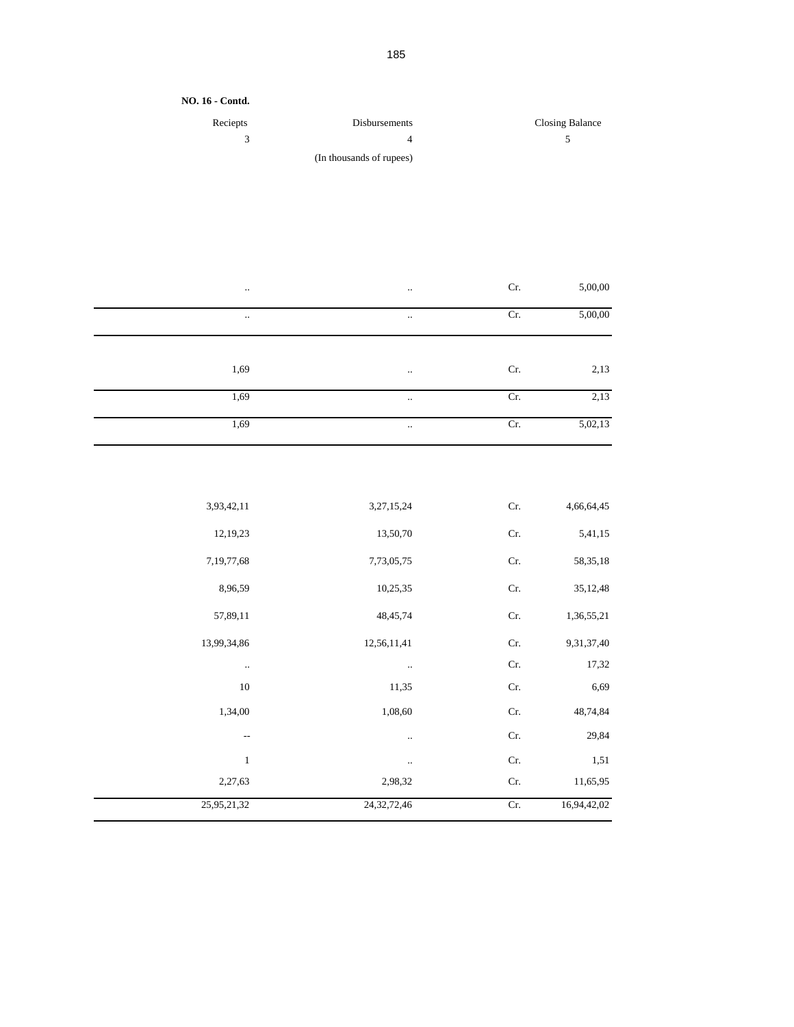**NO. 16 - Contd.**

| Reciepts | Disbursements | | Closing Balance |
|---|---|---|---|
| 3 | 4 | | 5 |
| | (In thousands of rupees) | | |
| .. | .. | Cr. | 5,00,00 |
| .. | .. | Cr. | 5,00,00 |
| 1,69 | .. | Cr. | 2,13 |
| 1,69 | .. | Cr. | 2,13 |
| 1,69 | .. | Cr. | 5,02,13 |
| 3,93,42,11 | 3,27,15,24 | Cr. | 4,66,64,45 |
| 12,19,23 | 13,50,70 | Cr. | 5,41,15 |
| 7,19,77,68 | 7,73,05,75 | Cr. | 58,35,18 |
| 8,96,59 | 10,25,35 | Cr. | 35,12,48 |
| 57,89,11 | 48,45,74 | Cr. | 1,36,55,21 |
| 13,99,34,86 | 12,56,11,41 | Cr. | 9,31,37,40 |
| .. | .. | Cr. | 17,32 |
| 10 | 11,35 | Cr. | 6,69 |
| 1,34,00 | 1,08,60 | Cr. | 48,74,84 |
| -- | .. | Cr. | 29,84 |
| 1 | .. | Cr. | 1,51 |
| 2,27,63 | 2,98,32 | Cr. | 11,65,95 |
| 25,95,21,32 | 24,32,72,46 | Cr. | 16,94,42,02 |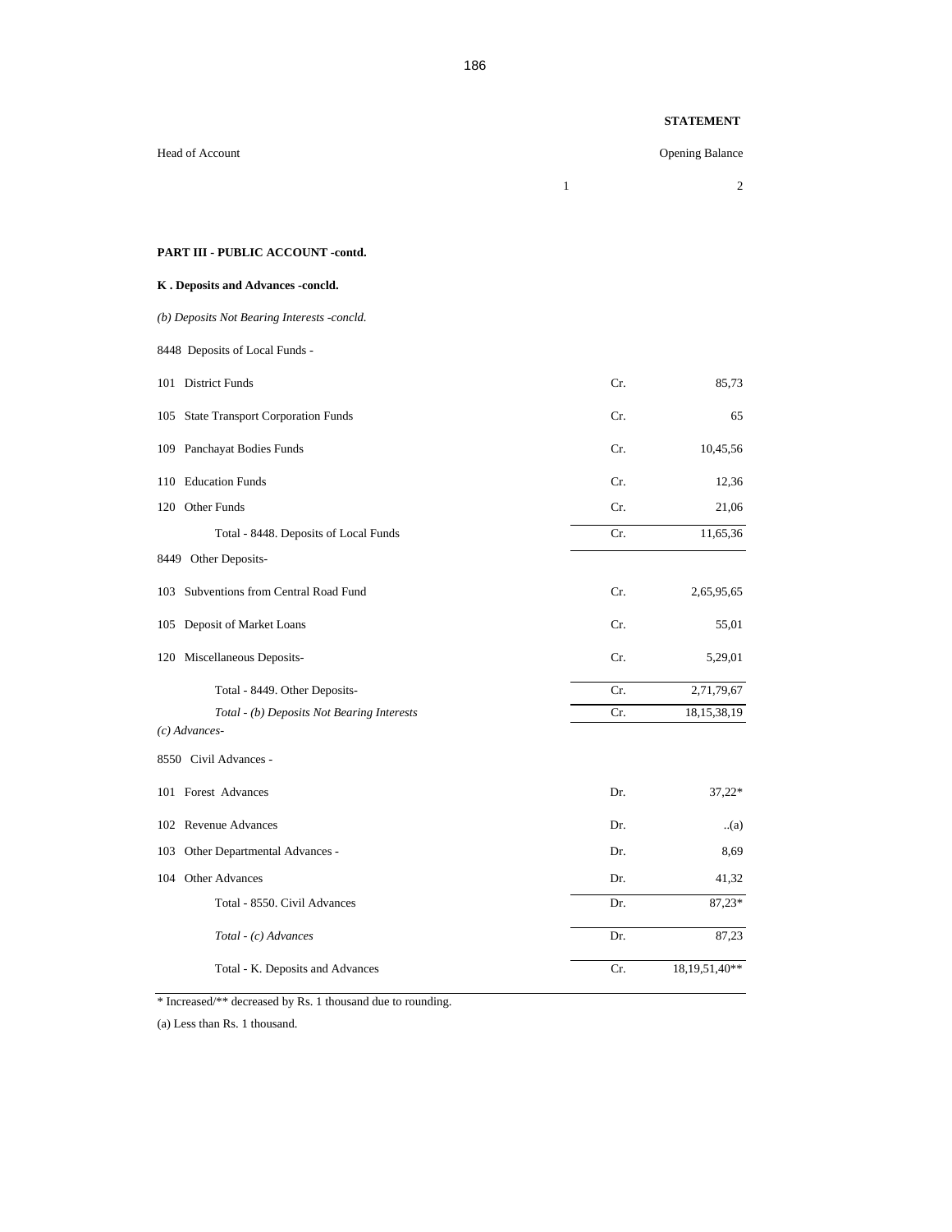**STATEMENT**

| Head of Account | | Opening Balance |
|---|---|---|
| | 1 | 2 |
| **PART III - PUBLIC ACCOUNT -contd.** | | |
| **K . Deposits and Advances -concld.** | | |
| *(b) Deposits Not Bearing Interests -concld.* | | |
| 8448 Deposits of Local Funds - | | |
| 101 District Funds | Cr. | 85,73 |
| 105 State Transport Corporation Funds | Cr. | 65 |
| 109 Panchayat Bodies Funds | Cr. | 10,45,56 |
| 110 Education Funds | Cr. | 12,36 |
| 120 Other Funds | Cr. | 21,06 |
| Total - 8448. Deposits of Local Funds | Cr. | 11,65,36 |
| 8449 Other Deposits- | | |
| 103 Subventions from Central Road Fund | Cr. | 2,65,95,65 |
| 105 Deposit of Market Loans | Cr. | 55,01 |
| 120 Miscellaneous Deposits- | Cr. | 5,29,01 |
| Total - 8449. Other Deposits- | Cr. | 2,71,79,67 |
| *Total - (b) Deposits Not Bearing Interests* | Cr. | 18,15,38,19 |
| *(c) Advances-* | | |
| 8550 Civil Advances - | | |
| 101 Forest Advances | Dr. | 37,22* |
| 102 Revenue Advances | Dr. | ..(a) |
| 103 Other Departmental Advances - | Dr. | 8,69 |
| 104 Other Advances | Dr. | 41,32 |
| Total - 8550. Civil Advances | Dr. | 87,23* |
| *Total - (c) Advances* | Dr. | 87,23 |
| Total - K. Deposits and Advances | Cr. | 18,19,51,40** |

* Increased/** decreased by Rs. 1 thousand due to rounding.

(a) Less than Rs. 1 thousand.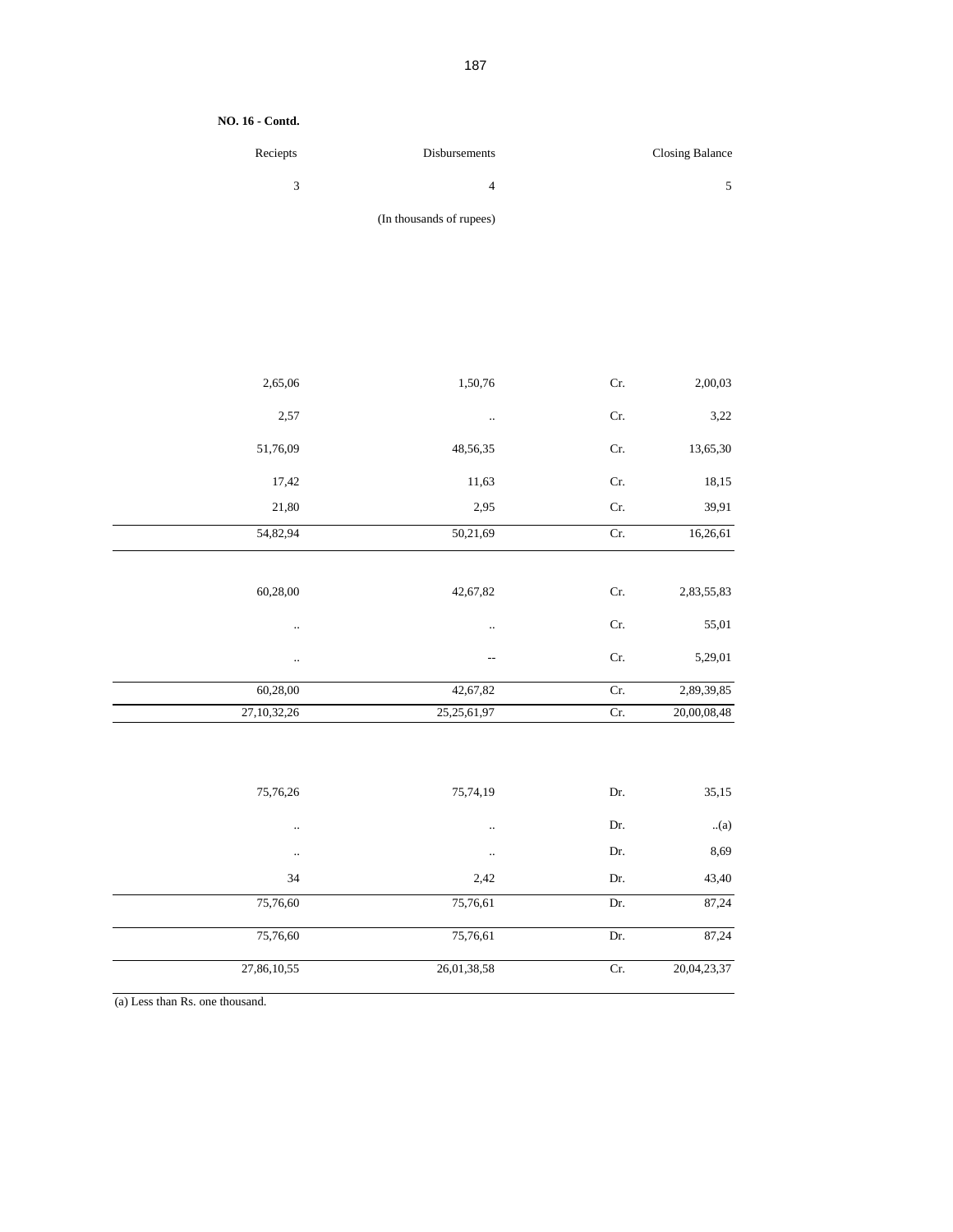**NO. 16 - Contd.**

| Reciepts | Disbursements | | Closing Balance |
|---|---|---|---|
| 3 | 4 | | 5 |
| | (In thousands of rupees) | | |
| 2,65,06 | 1,50,76 | Cr. | 2,00,03 |
| 2,57 | .. | Cr. | 3,22 |
| 51,76,09 | 48,56,35 | Cr. | 13,65,30 |
| 17,42 | 11,63 | Cr. | 18,15 |
| 21,80 | 2,95 | Cr. | 39,91 |
| 54,82,94 | 50,21,69 | Cr. | 16,26,61 |
| 60,28,00 | 42,67,82 | Cr. | 2,83,55,83 |
| .. | .. | Cr. | 55,01 |
| .. | -- | Cr. | 5,29,01 |
| 60,28,00 | 42,67,82 | Cr. | 2,89,39,85 |
| 27,10,32,26 | 25,25,61,97 | Cr. | 20,00,08,48 |
| 75,76,26 | 75,74,19 | Dr. | 35,15 |
| .. | .. | Dr. | ..(a) |
| .. | .. | Dr. | 8,69 |
| 34 | 2,42 | Dr. | 43,40 |
| 75,76,60 | 75,76,61 | Dr. | 87,24 |
| 75,76,60 | 75,76,61 | Dr. | 87,24 |
| 27,86,10,55 | 26,01,38,58 | Cr. | 20,04,23,37 |

(a) Less than Rs. one thousand.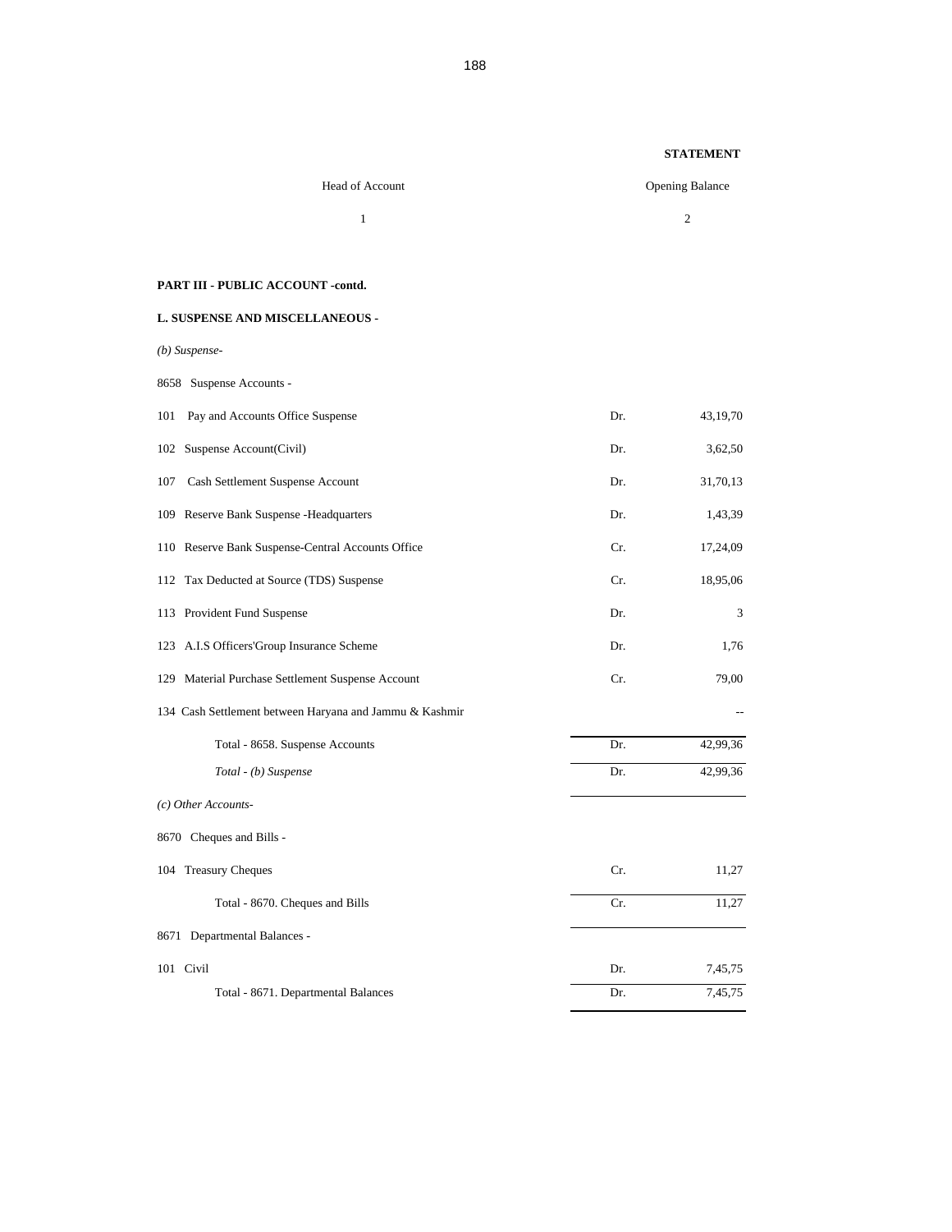**STATEMENT**

| Head of Account | | Opening Balance |
|---|---|---|
| 1 | | 2 |
| **PART III - PUBLIC ACCOUNT -contd.** | | |
| **L. SUSPENSE AND MISCELLANEOUS -** | | |
| *(b) Suspense-* | | |
| 8658 Suspense Accounts - | | |
| 101 Pay and Accounts Office Suspense | Dr. | 43,19,70 |
| 102 Suspense Account(Civil) | Dr. | 3,62,50 |
| 107 Cash Settlement Suspense Account | Dr. | 31,70,13 |
| 109 Reserve Bank Suspense -Headquarters | Dr. | 1,43,39 |
| 110 Reserve Bank Suspense-Central Accounts Office | Cr. | 17,24,09 |
| 112 Tax Deducted at Source (TDS) Suspense | Cr. | 18,95,06 |
| 113 Provident Fund Suspense | Dr. | 3 |
| 123 A.I.S Officers'Group Insurance Scheme | Dr. | 1,76 |
| 129 Material Purchase Settlement Suspense Account | Cr. | 79,00 |
| 134 Cash Settlement between Haryana and Jammu & Kashmir | | -- |
| Total - 8658. Suspense Accounts | Dr. | 42,99,36 |
| *Total - (b) Suspense* | Dr. | 42,99,36 |
| *(c) Other Accounts-* | | |
| 8670 Cheques and Bills - | | |
| 104 Treasury Cheques | Cr. | 11,27 |
| Total - 8670. Cheques and Bills | Cr. | 11,27 |
| 8671 Departmental Balances - | | |
| 101 Civil | Dr. | 7,45,75 |
| Total - 8671. Departmental Balances | Dr. | 7,45,75 |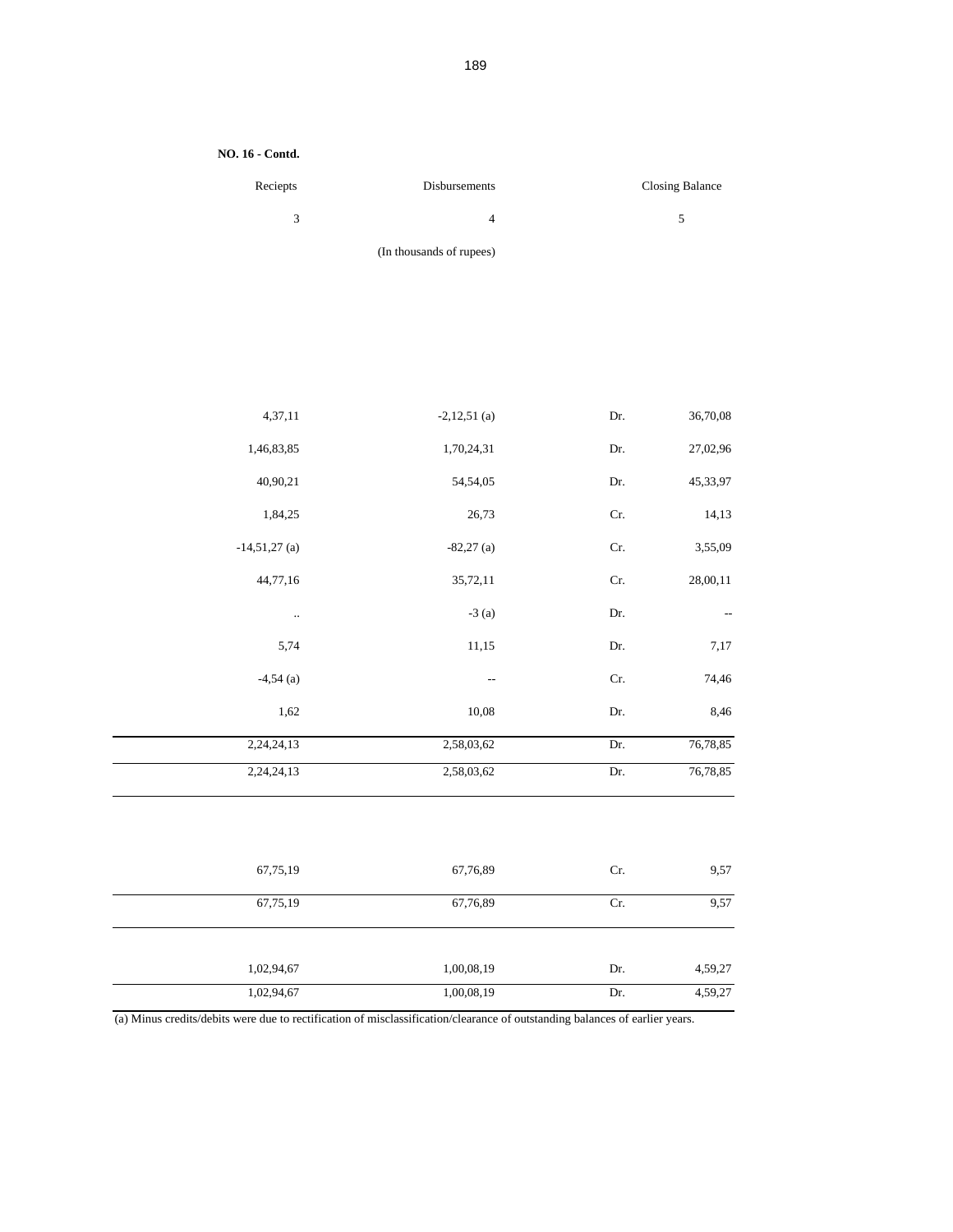**NO. 16 - Contd.**

| Reciepts | Disbursements | | Closing Balance |
|---|---|---|---|
| 3 | 4 | | 5 |
| | (In thousands of rupees) | | |
| 4,37,11 | -2,12,51 (a) | Dr. | 36,70,08 |
| 1,46,83,85 | 1,70,24,31 | Dr. | 27,02,96 |
| 40,90,21 | 54,54,05 | Dr. | 45,33,97 |
| 1,84,25 | 26,73 | Cr. | 14,13 |
| -14,51,27 (a) | -82,27 (a) | Cr. | 3,55,09 |
| 44,77,16 | 35,72,11 | Cr. | 28,00,11 |
| .. | -3 (a) | Dr. | -- |
| 5,74 | 11,15 | Dr. | 7,17 |
| -4,54 (a) | -- | Cr. | 74,46 |
| 1,62 | 10,08 | Dr. | 8,46 |
| 2,24,24,13 | 2,58,03,62 | Dr. | 76,78,85 |
| 2,24,24,13 | 2,58,03,62 | Dr. | 76,78,85 |
| 67,75,19 | 67,76,89 | Cr. | 9,57 |
| 67,75,19 | 67,76,89 | Cr. | 9,57 |
| 1,02,94,67 | 1,00,08,19 | Dr. | 4,59,27 |
| 1,02,94,67 | 1,00,08,19 | Dr. | 4,59,27 |

(a) Minus credits/debits were due to rectification of misclassification/clearance of outstanding balances of earlier years.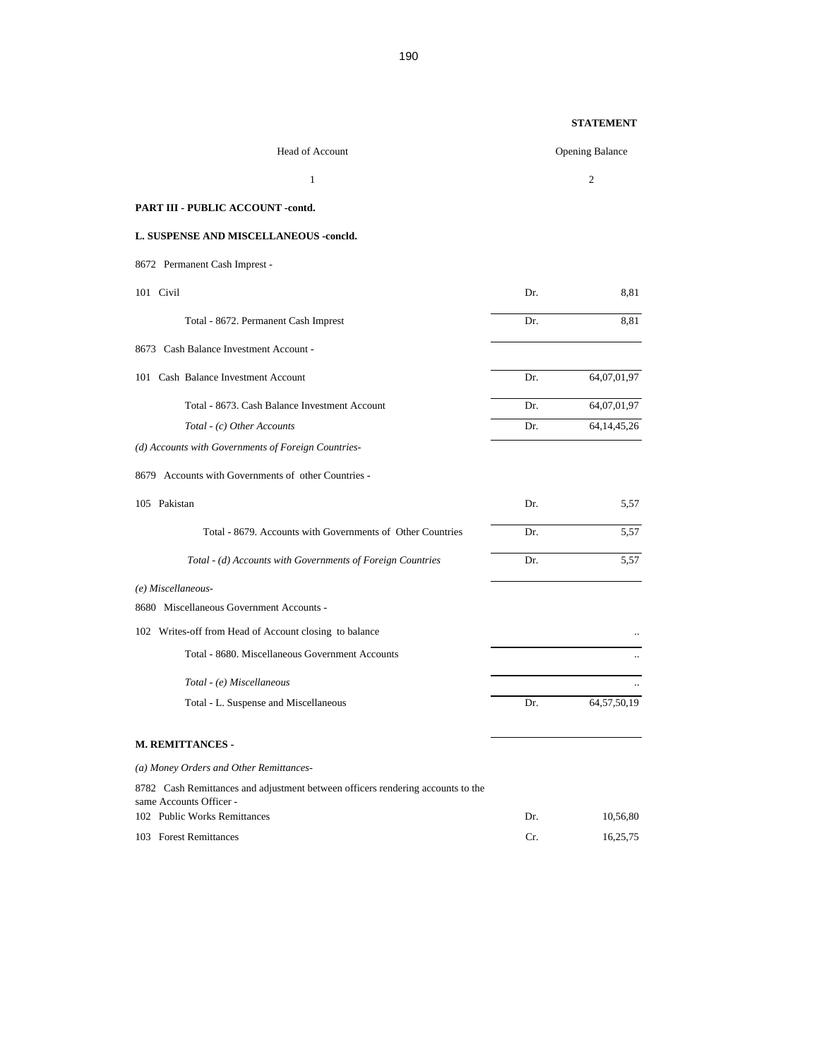**STATEMENT**

| Head of Account | | Opening Balance |
|---|---|---|
| 1 | | 2 |
| **PART III - PUBLIC ACCOUNT -contd.** | | |
| **L. SUSPENSE AND MISCELLANEOUS -concld.** | | |
| 8672 Permanent Cash Imprest - | | |
| 101 Civil | Dr. | 8,81 |
| Total - 8672. Permanent Cash Imprest | Dr. | 8,81 |
| 8673 Cash Balance Investment Account - | | |
| 101 Cash Balance Investment Account | Dr. | 64,07,01,97 |
| Total - 8673. Cash Balance Investment Account | Dr. | 64,07,01,97 |
| *Total - (c) Other Accounts* | Dr. | 64,14,45,26 |
| *(d) Accounts with Governments of Foreign Countries-* | | |
| 8679 Accounts with Governments of other Countries - | | |
| 105 Pakistan | Dr. | 5,57 |
| Total - 8679. Accounts with Governments of Other Countries | Dr. | 5,57 |
| *Total - (d) Accounts with Governments of Foreign Countries* | Dr. | 5,57 |
| *(e) Miscellaneous-* | | |
| 8680 Miscellaneous Government Accounts - | | |
| 102 Writes-off from Head of Account closing to balance | | .. |
| Total - 8680. Miscellaneous Government Accounts | | .. |
| *Total - (e) Miscellaneous* | | .. |
| Total - L. Suspense and Miscellaneous | Dr. | 64,57,50,19 |
| **M. REMITTANCES -** | | |
| *(a) Money Orders and Other Remittances-* | | |
| 8782 Cash Remittances and adjustment between officers rendering accounts to the same Accounts Officer - | | |
| 102 Public Works Remittances | Dr. | 10,56,80 |
| 103 Forest Remittances | Cr. | 16,25,75 |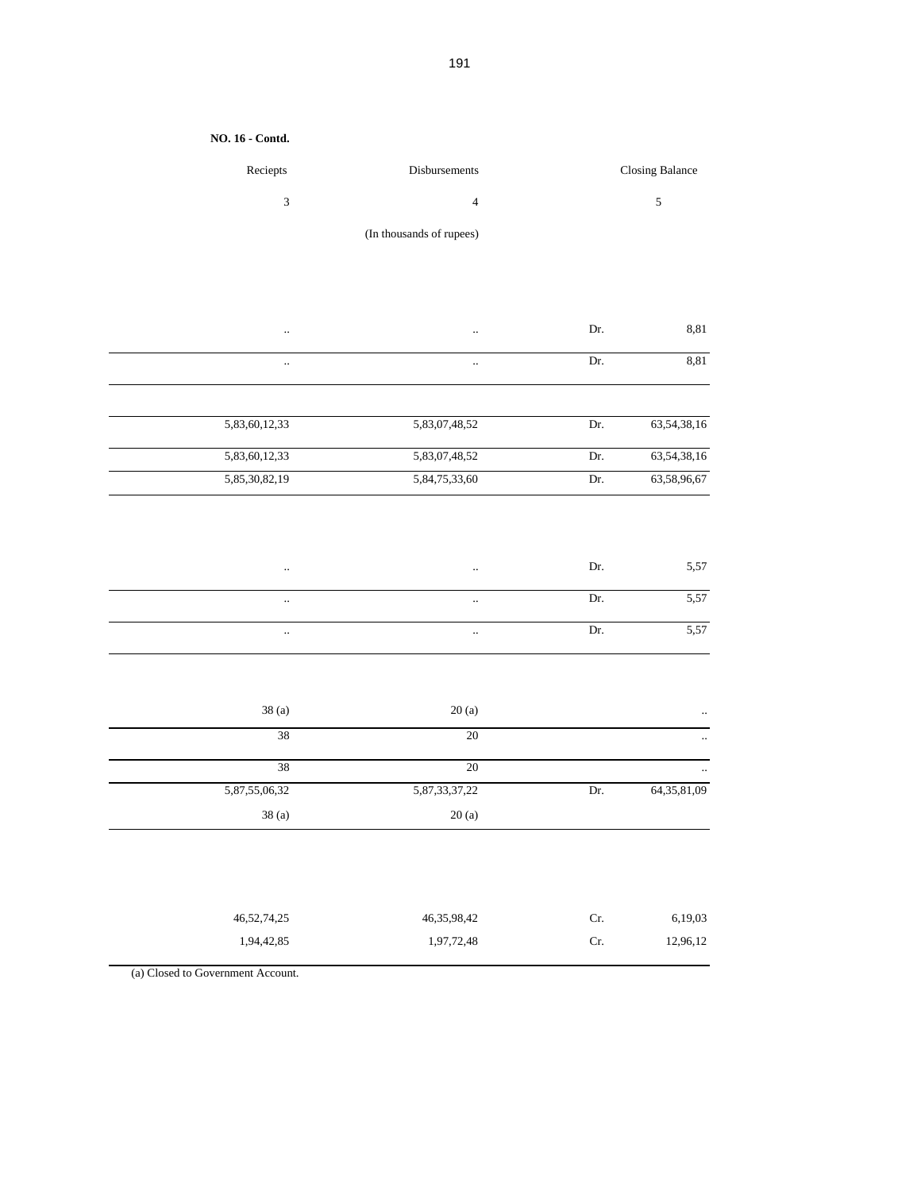**NO. 16 - Contd.**

| Reciepts | Disbursements | Closing Balance | |
|---|---|---|---|
| 3 | 4 | 5 | |
| | (In thousands of rupees) | | |
| .. | .. | Dr. | 8,81 |
| .. | .. | Dr. | 8,81 |
| | | | |
| 5,83,60,12,33 | 5,83,07,48,52 | Dr. | 63,54,38,16 |
| 5,83,60,12,33 | 5,83,07,48,52 | Dr. | 63,54,38,16 |
| 5,85,30,82,19 | 5,84,75,33,60 | Dr. | 63,58,96,67 |
| .. | .. | Dr. | 5,57 |
| .. | .. | Dr. | 5,57 |
| .. | .. | Dr. | 5,57 |
| 38 (a) | 20 (a) | | .. |
| 38 | 20 | | .. |
| 38 | 20 | | .. |
| 5,87,55,06,32 | 5,87,33,37,22 | Dr. | 64,35,81,09 |
| 38 (a) | 20 (a) | | |
| 46,52,74,25 | 46,35,98,42 | Cr. | 6,19,03 |
| 1,94,42,85 | 1,97,72,48 | Cr. | 12,96,12 |

(a) Closed to Government Account.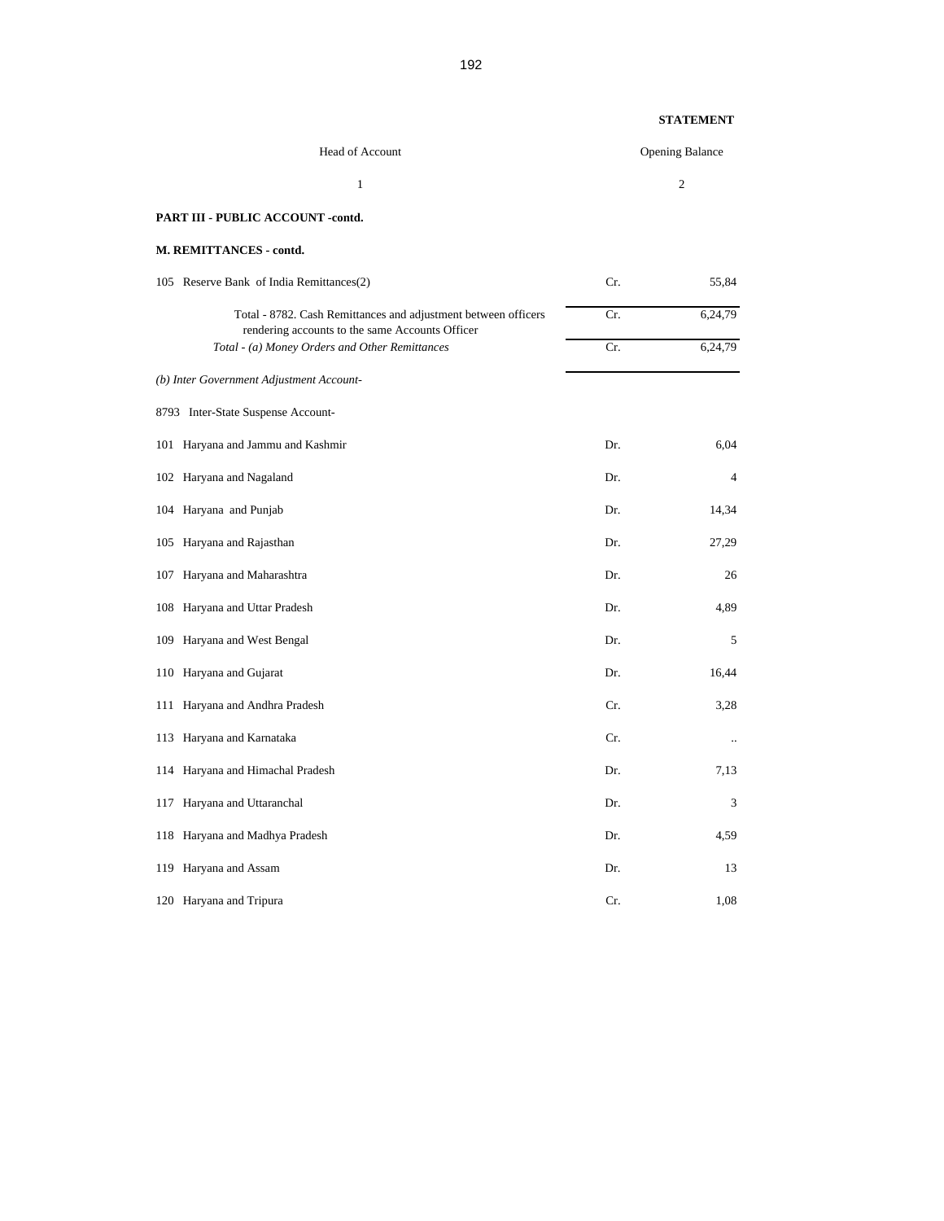**STATEMENT**

| Head of Account | | Opening Balance |
|---|---|---|
| 1 | | 2 |
| **PART III - PUBLIC ACCOUNT -contd.** | | |
| **M. REMITTANCES - contd.** | | |
| 105 Reserve Bank of India Remittances(2) | Cr. | 55,84 |
| Total - 8782. Cash Remittances and adjustment between officers rendering accounts to the same Accounts Officer | Cr. | 6,24,79 |
| *Total - (a) Money Orders and Other Remittances* | Cr. | 6,24,79 |
| *(b) Inter Government Adjustment Account-* | | |
| 8793 Inter-State Suspense Account- | | |
| 101 Haryana and Jammu and Kashmir | Dr. | 6,04 |
| 102 Haryana and Nagaland | Dr. | 4 |
| 104 Haryana and Punjab | Dr. | 14,34 |
| 105 Haryana and Rajasthan | Dr. | 27,29 |
| 107 Haryana and Maharashtra | Dr. | 26 |
| 108 Haryana and Uttar Pradesh | Dr. | 4,89 |
| 109 Haryana and West Bengal | Dr. | 5 |
| 110 Haryana and Gujarat | Dr. | 16,44 |
| 111 Haryana and Andhra Pradesh | Cr. | 3,28 |
| 113 Haryana and Karnataka | Cr. | .. |
| 114 Haryana and Himachal Pradesh | Dr. | 7,13 |
| 117 Haryana and Uttaranchal | Dr. | 3 |
| 118 Haryana and Madhya Pradesh | Dr. | 4,59 |
| 119 Haryana and Assam | Dr. | 13 |
| 120 Haryana and Tripura | Cr. | 1,08 |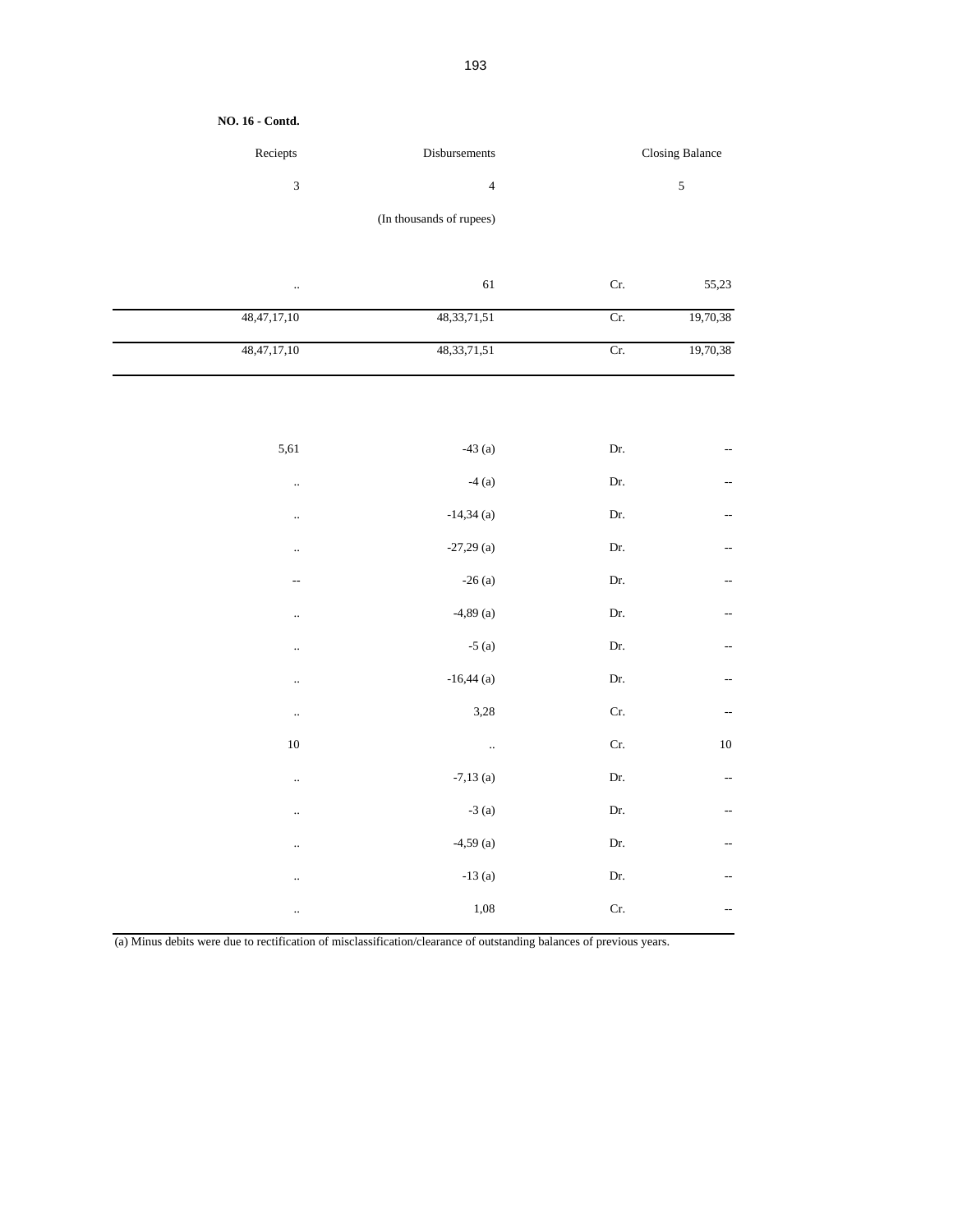**NO. 16 - Contd.**

| Reciepts | Disbursements | | Closing Balance |
|---|---|---|---|
| 3 | 4 | | 5 |
| | (In thousands of rupees) | | |
| .. | 61 | Cr. | 55,23 |
| 48,47,17,10 | 48,33,71,51 | Cr. | 19,70,38 |
| 48,47,17,10 | 48,33,71,51 | Cr. | 19,70,38 |
| 5,61 | -43 (a) | Dr. | -- |
| .. | -4 (a) | Dr. | -- |
| .. | -14,34 (a) | Dr. | -- |
| .. | -27,29 (a) | Dr. | -- |
| -- | -26 (a) | Dr. | -- |
| .. | -4,89 (a) | Dr. | -- |
| .. | -5 (a) | Dr. | -- |
| .. | -16,44 (a) | Dr. | -- |
| .. | 3,28 | Cr. | -- |
| 10 | .. | Cr. | 10 |
| .. | -7,13 (a) | Dr. | -- |
| .. | -3 (a) | Dr. | -- |
| .. | -4,59 (a) | Dr. | -- |
| .. | -13 (a) | Dr. | -- |
| .. | 1,08 | Cr. | -- |

(a) Minus debits were due to rectification of misclassification/clearance of outstanding balances of previous years.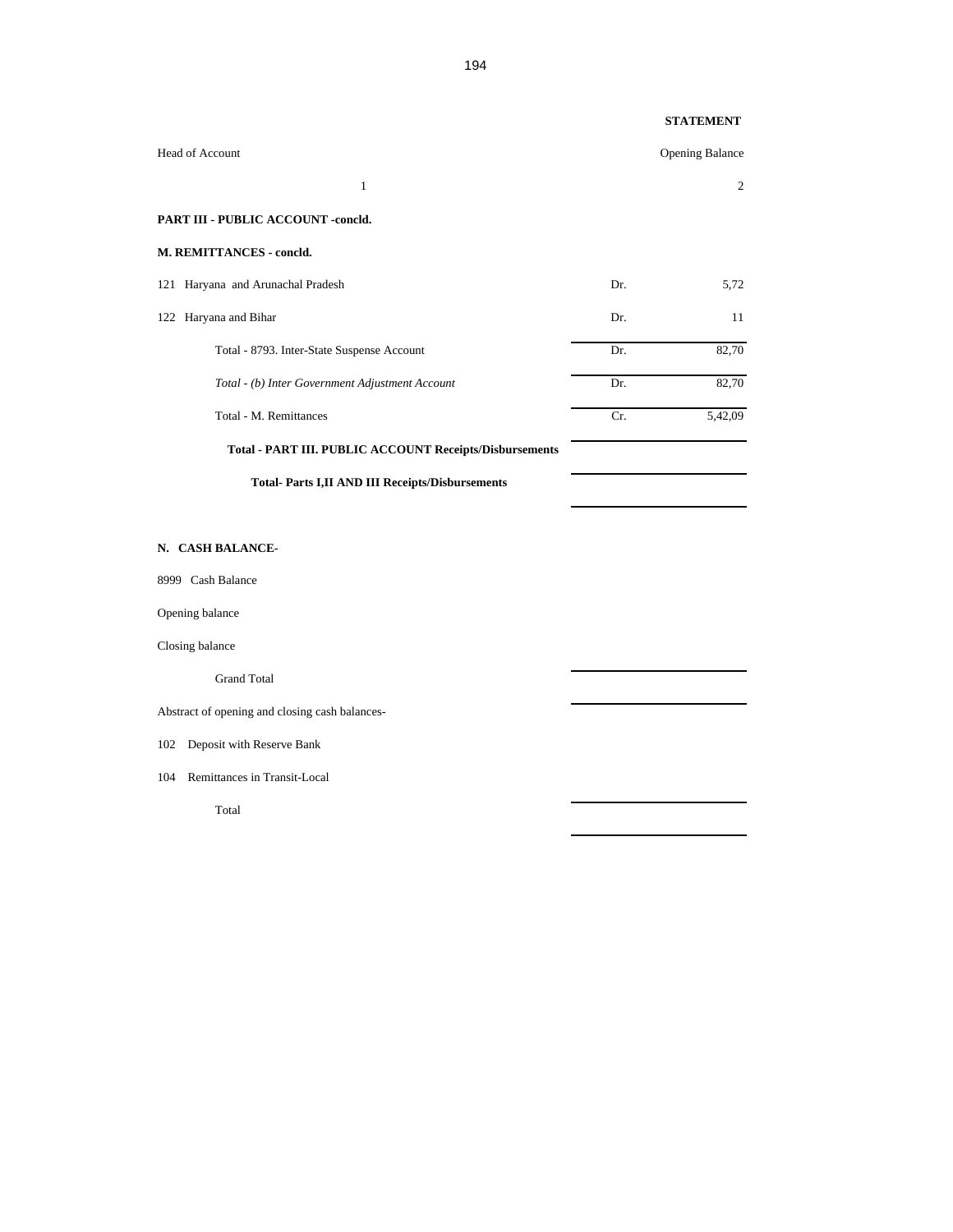**STATEMENT**

| Head of Account | | Opening Balance |
|---|---|---|
| 1 | | 2 |
| **PART III - PUBLIC ACCOUNT -concld.** | | |
| **M. REMITTANCES - concld.** | | |
| 121 Haryana and Arunachal Pradesh | Dr. | 5,72 |
| 122 Haryana and Bihar | Dr. | 11 |
| Total - 8793. Inter-State Suspense Account | Dr. | 82,70 |
| *Total - (b) Inter Government Adjustment Account* | Dr. | 82,70 |
| Total - M. Remittances | Cr. | 5,42,09 |
| **Total - PART III. PUBLIC ACCOUNT Receipts/Disbursements** | | |
| **Total- Parts I,II AND III Receipts/Disbursements** | | |
| **N. CASH BALANCE-** | | |
| 8999 Cash Balance | | |
| Opening balance | | |
| Closing balance | | |
| Grand Total | | |
| Abstract of opening and closing cash balances- | | |
| 102 Deposit with Reserve Bank | | |
| 104 Remittances in Transit-Local | | |
| Total | | |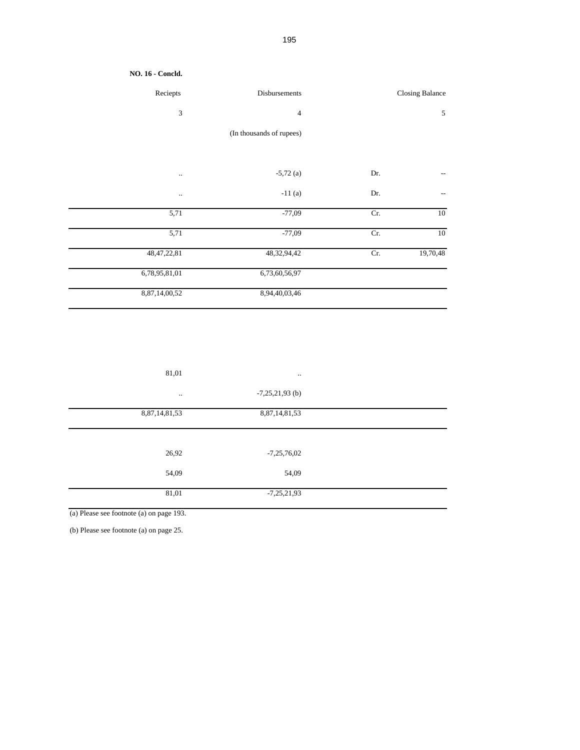**NO. 16 - Concld.**

| Reciepts | Disbursements | | Closing Balance |
|---|---|---|---|
| 3 | 4 | | 5 |
| | (In thousands of rupees) | | |
| .. | -5,72 (a) | Dr. | -- |
| .. | -11 (a) | Dr. | -- |
| 5,71 | -77,09 | Cr. | 10 |
| 5,71 | -77,09 | Cr. | 10 |
| 48,47,22,81 | 48,32,94,42 | Cr. | 19,70,48 |
| 6,78,95,81,01 | 6,73,60,56,97 | | |
| 8,87,14,00,52 | 8,94,40,03,46 | | |
| 81,01 | .. | | |
| .. | -7,25,21,93 (b) | | |
| 8,87,14,81,53 | 8,87,14,81,53 | | |
| 26,92 | -7,25,76,02 | | |
| 54,09 | 54,09 | | |
| 81,01 | -7,25,21,93 | | |

(a) Please see footnote (a) on page 193.

(b) Please see footnote (a) on page 25.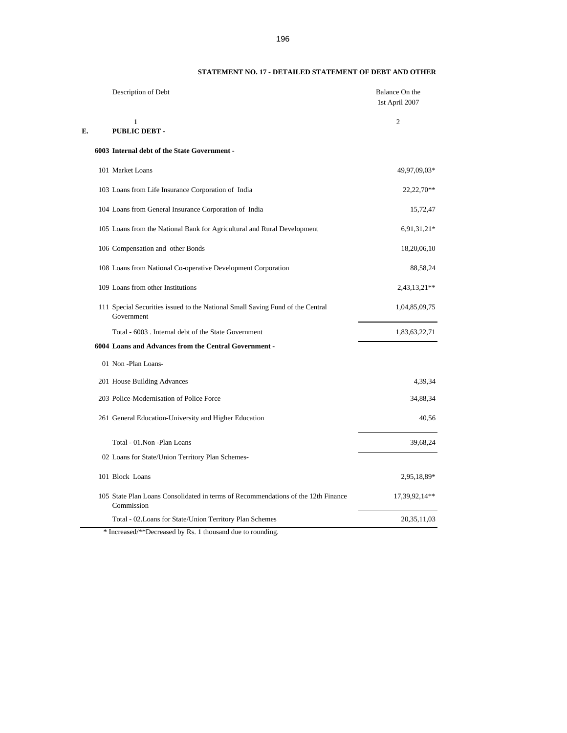**STATEMENT NO. 17 - DETAILED STATEMENT OF DEBT AND OTHER**

| | Description of Debt | Balance On the 1st April 2007 |
|---|---|---|
| | 1 | 2 |
| **E.** | **PUBLIC DEBT -** | |
| | **6003 Internal debt of the State Government -** | |
| | 101 Market Loans | 49,97,09,03* |
| | 103 Loans from Life Insurance Corporation of India | 22,22,70** |
| | 104 Loans from General Insurance Corporation of India | 15,72,47 |
| | 105 Loans from the National Bank for Agricultural and Rural Development | 6,91,31,21* |
| | 106 Compensation and other Bonds | 18,20,06,10 |
| | 108 Loans from National Co-operative Development Corporation | 88,58,24 |
| | 109 Loans from other Institutions | 2,43,13,21** |
| | 111 Special Securities issued to the National Small Saving Fund of the Central Government | 1,04,85,09,75 |
| | Total - 6003 . Internal debt of the State Government | 1,83,63,22,71 |
| | **6004 Loans and Advances from the Central Government -** | |
| | 01 Non -Plan Loans- | |
| | 201 House Building Advances | 4,39,34 |
| | 203 Police-Modernisation of Police Force | 34,88,34 |
| | 261 General Education-University and Higher Education | 40,56 |
| | Total - 01.Non -Plan Loans | 39,68,24 |
| | 02 Loans for State/Union Territory Plan Schemes- | |
| | 101 Block Loans | 2,95,18,89* |
| | 105 State Plan Loans Consolidated in terms of Recommendations of the 12th Finance Commission | 17,39,92,14** |
| | Total - 02.Loans for State/Union Territory Plan Schemes | 20,35,11,03 |

* Increased/**Decreased by Rs. 1 thousand due to rounding.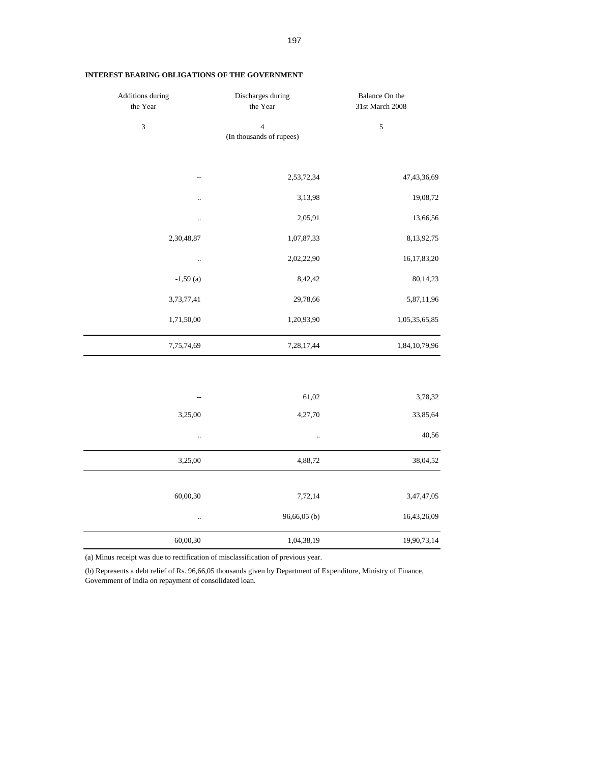**INTEREST BEARING OBLIGATIONS OF THE GOVERNMENT**

| Additions during the Year | Discharges during the Year | Balance On the 31st March 2008 |
|---|---|---|
| 3 | 4 | 5 |
| | (In thousands of rupees) | |
| -- | 2,53,72,34 | 47,43,36,69 |
| .. | 3,13,98 | 19,08,72 |
| .. | 2,05,91 | 13,66,56 |
| 2,30,48,87 | 1,07,87,33 | 8,13,92,75 |
| .. | 2,02,22,90 | 16,17,83,20 |
| -1,59 (a) | 8,42,42 | 80,14,23 |
| 3,73,77,41 | 29,78,66 | 5,87,11,96 |
| 1,71,50,00 | 1,20,93,90 | 1,05,35,65,85 |
| 7,75,74,69 | 7,28,17,44 | 1,84,10,79,96 |
| -- | 61,02 | 3,78,32 |
| 3,25,00 | 4,27,70 | 33,85,64 |
| .. | .. | 40,56 |
| 3,25,00 | 4,88,72 | 38,04,52 |
| 60,00,30 | 7,72,14 | 3,47,47,05 |
| .. | 96,66,05 (b) | 16,43,26,09 |
| 60,00,30 | 1,04,38,19 | 19,90,73,14 |

(a) Minus receipt was due to rectification of misclassification of previous year.

(b) Represents a debt relief of Rs. 96,66,05 thousands given by Department of Expenditure, Ministry of Finance, Government of India on repayment of consolidated loan.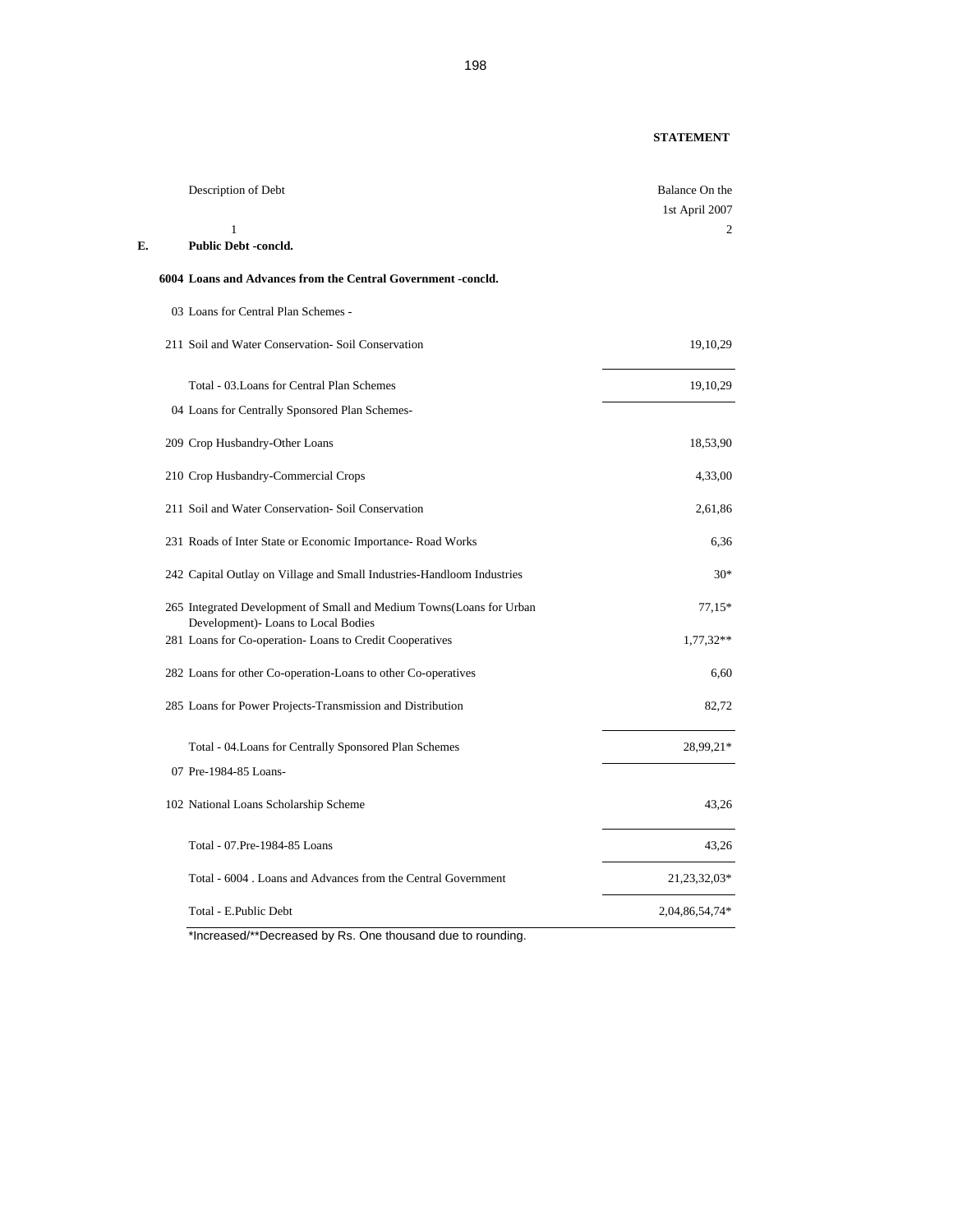**STATEMENT**

| Description of Debt | Balance On the 1st April 2007 |
|---|---|
| 1 | 2 |
| **E. Public Debt -concld.** | |
| **6004 Loans and Advances from the Central Government -concld.** | |
| 03 Loans for Central Plan Schemes - | |
| 211 Soil and Water Conservation- Soil Conservation | 19,10,29 |
| Total - 03.Loans for Central Plan Schemes | 19,10,29 |
| 04 Loans for Centrally Sponsored Plan Schemes- | |
| 209 Crop Husbandry-Other Loans | 18,53,90 |
| 210 Crop Husbandry-Commercial Crops | 4,33,00 |
| 211 Soil and Water Conservation- Soil Conservation | 2,61,86 |
| 231 Roads of Inter State or Economic Importance- Road Works | 6,36 |
| 242 Capital Outlay on Village and Small Industries-Handloom Industries | 30* |
| 265 Integrated Development of Small and Medium Towns(Loans for Urban Development)- Loans to Local Bodies | 77,15* |
| 281 Loans for Co-operation- Loans to Credit Cooperatives | 1,77,32** |
| 282 Loans for other Co-operation-Loans to other Co-operatives | 6,60 |
| 285 Loans for Power Projects-Transmission and Distribution | 82,72 |
| Total - 04.Loans for Centrally Sponsored Plan Schemes | 28,99,21* |
| 07 Pre-1984-85 Loans- | |
| 102 National Loans Scholarship Scheme | 43,26 |
| Total - 07.Pre-1984-85 Loans | 43,26 |
| Total - 6004 . Loans and Advances from the Central Government | 21,23,32,03* |
| Total - E.Public Debt | 2,04,86,54,74* |

*Increased/**Decreased by Rs. One thousand due to rounding.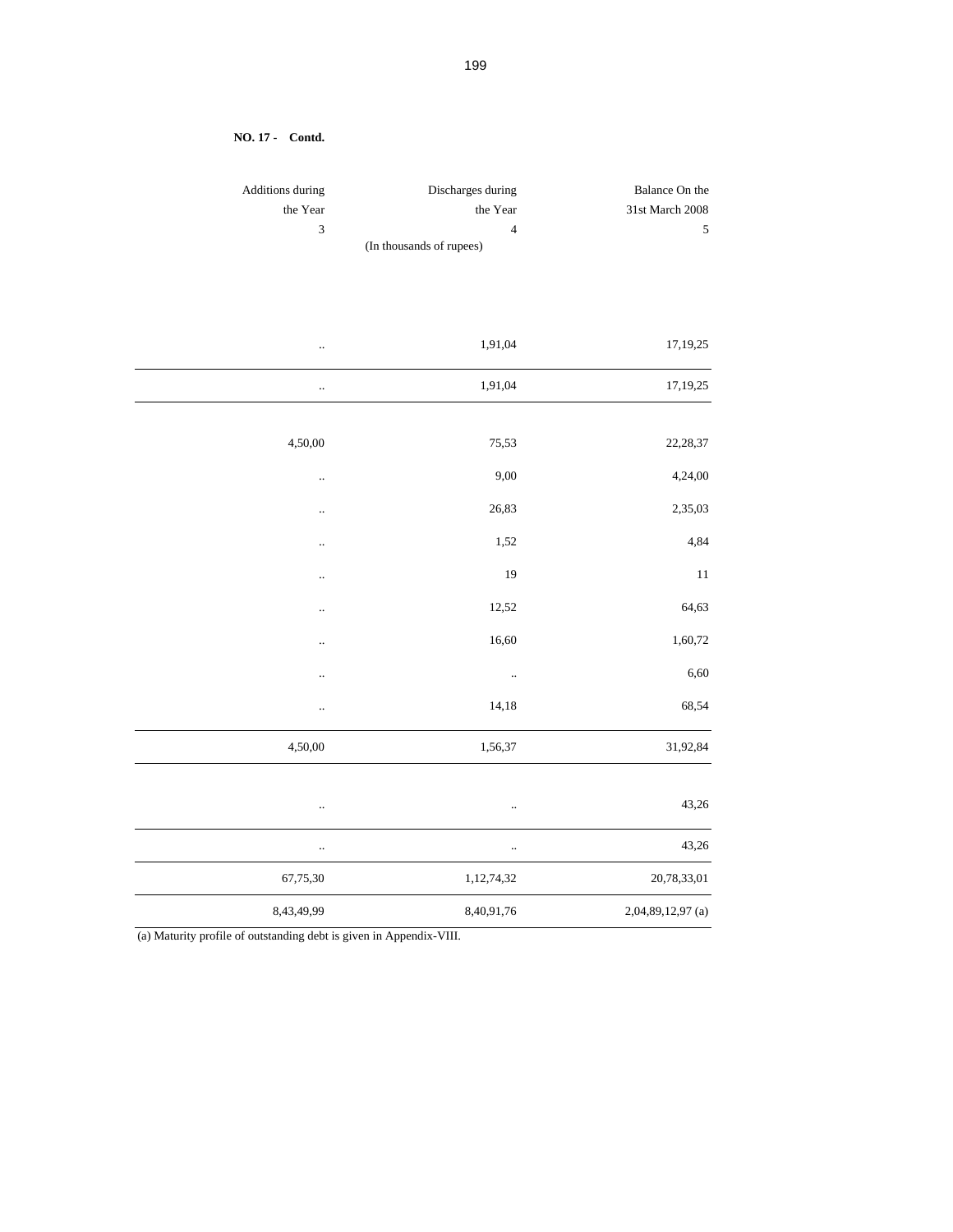**NO. 17 - Contd.**

| Additions during the Year | Discharges during the Year | Balance On the 31st March 2008 |
|---|---|---|
| 3 | 4 | 5 |
| | (In thousands of rupees) | |
| .. | 1,91,04 | 17,19,25 |
| .. | 1,91,04 | 17,19,25 |
| 4,50,00 | 75,53 | 22,28,37 |
| .. | 9,00 | 4,24,00 |
| .. | 26,83 | 2,35,03 |
| .. | 1,52 | 4,84 |
| .. | 19 | 11 |
| .. | 12,52 | 64,63 |
| .. | 16,60 | 1,60,72 |
| .. | .. | 6,60 |
| .. | 14,18 | 68,54 |
| 4,50,00 | 1,56,37 | 31,92,84 |
| .. | .. | 43,26 |
| .. | .. | 43,26 |
| 67,75,30 | 1,12,74,32 | 20,78,33,01 |
| 8,43,49,99 | 8,40,91,76 | 2,04,89,12,97 (a) |

(a) Maturity profile of outstanding debt is given in Appendix-VIII.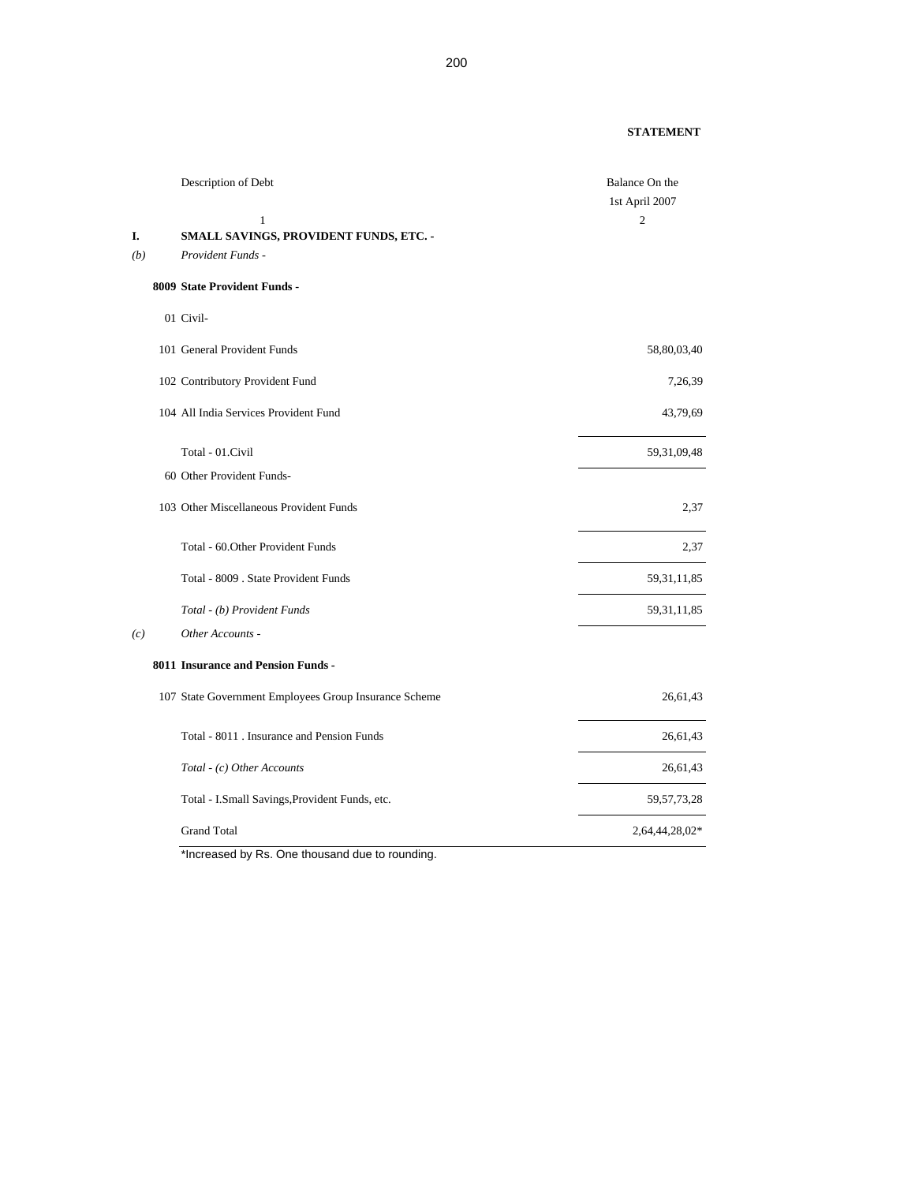**STATEMENT**

| | Description of Debt | Balance On the 1st April 2007 |
|---|---|---|
| | 1 | 2 |
| **I.** | **SMALL SAVINGS, PROVIDENT FUNDS, ETC. -** | |
| *(b)* | *Provident Funds -* | |
| | **8009 State Provident Funds -** | |
| | 01 Civil- | |
| | 101 General Provident Funds | 58,80,03,40 |
| | 102 Contributory Provident Fund | 7,26,39 |
| | 104 All India Services Provident Fund | 43,79,69 |
| | Total - 01.Civil | 59,31,09,48 |
| | 60 Other Provident Funds- | |
| | 103 Other Miscellaneous Provident Funds | 2,37 |
| | Total - 60.Other Provident Funds | 2,37 |
| | Total - 8009 . State Provident Funds | 59,31,11,85 |
| | *Total - (b) Provident Funds* | 59,31,11,85 |
| *(c)* | *Other Accounts -* | |
| | **8011 Insurance and Pension Funds -** | |
| | 107 State Government Employees Group Insurance Scheme | 26,61,43 |
| | Total - 8011 . Insurance and Pension Funds | 26,61,43 |
| | *Total - (c) Other Accounts* | 26,61,43 |
| | Total - I.Small Savings,Provident Funds, etc. | 59,57,73,28 |
| | Grand Total | 2,64,44,28,02* |

*Increased by Rs. One thousand due to rounding.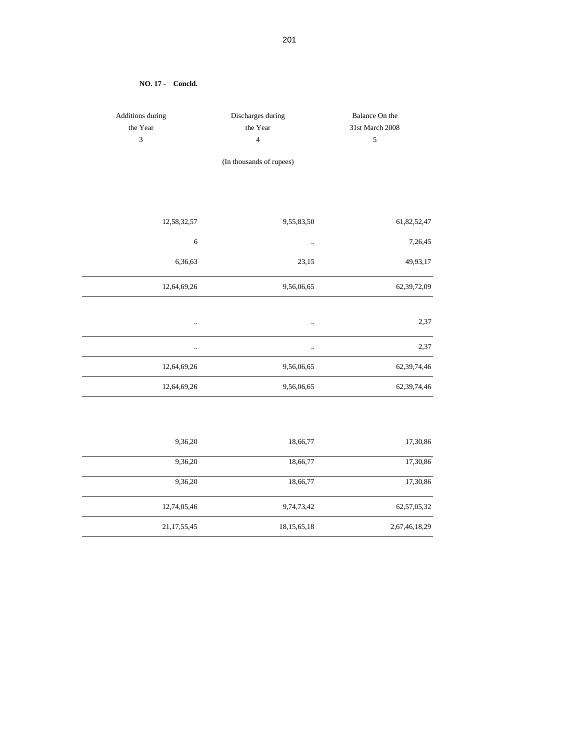**NO. 17 - Concld.**

| Additions during the Year | Discharges during the Year | Balance On the 31st March 2008 |
|---|---|---|
| 3 | 4 | 5 |
| | (In thousands of rupees) | |
| 12,58,32,57 | 9,55,83,50 | 61,82,52,47 |
| 6 | .. | 7,26,45 |
| 6,36,63 | 23,15 | 49,93,17 |
| 12,64,69,26 | 9,56,06,65 | 62,39,72,09 |
| .. | .. | 2,37 |
| .. | .. | 2,37 |
| 12,64,69,26 | 9,56,06,65 | 62,39,74,46 |
| 12,64,69,26 | 9,56,06,65 | 62,39,74,46 |
| 9,36,20 | 18,66,77 | 17,30,86 |
| 9,36,20 | 18,66,77 | 17,30,86 |
| 9,36,20 | 18,66,77 | 17,30,86 |
| 12,74,05,46 | 9,74,73,42 | 62,57,05,32 |
| 21,17,55,45 | 18,15,65,18 | 2,67,46,18,29 |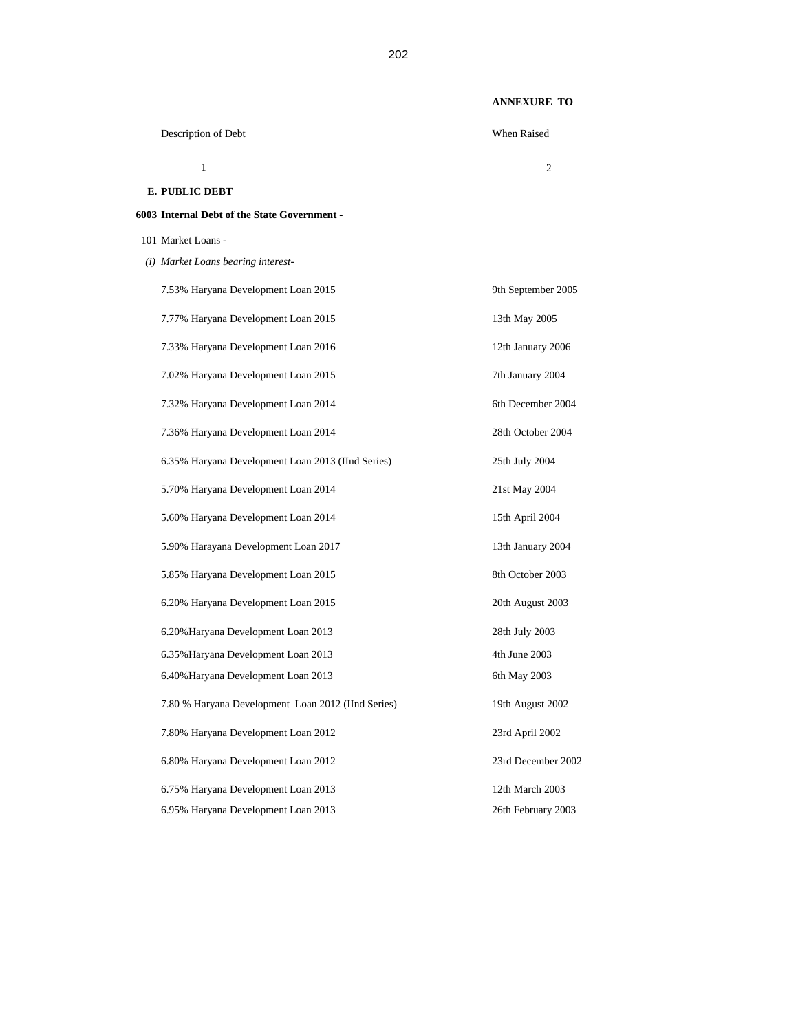**ANNEXURE TO**

| Description of Debt | When Raised |
|---|---|
| 1 | 2 |
| **E. PUBLIC DEBT** | |
| **6003 Internal Debt of the State Government -** | |
| 101 Market Loans - | |
| *(i) Market Loans bearing interest-* | |
| 7.53% Haryana Development Loan 2015 | 9th September 2005 |
| 7.77% Haryana Development Loan 2015 | 13th May 2005 |
| 7.33% Haryana Development Loan 2016 | 12th January 2006 |
| 7.02% Haryana Development Loan 2015 | 7th January 2004 |
| 7.32% Haryana Development Loan 2014 | 6th December 2004 |
| 7.36% Haryana Development Loan 2014 | 28th October 2004 |
| 6.35% Haryana Development Loan 2013 (IInd Series) | 25th July 2004 |
| 5.70% Haryana Development Loan 2014 | 21st May 2004 |
| 5.60% Haryana Development Loan 2014 | 15th April 2004 |
| 5.90% Harayana Development Loan 2017 | 13th January 2004 |
| 5.85% Haryana Development Loan 2015 | 8th October 2003 |
| 6.20% Haryana Development Loan 2015 | 20th August 2003 |
| 6.20%Haryana Development Loan 2013 | 28th July 2003 |
| 6.35%Haryana Development Loan 2013 | 4th June 2003 |
| 6.40%Haryana Development Loan 2013 | 6th May 2003 |
| 7.80 % Haryana Development Loan 2012 (IInd Series) | 19th August 2002 |
| 7.80% Haryana Development Loan 2012 | 23rd April 2002 |
| 6.80% Haryana Development Loan 2012 | 23rd December 2002 |
| 6.75% Haryana Development Loan 2013 | 12th March 2003 |
| 6.95% Haryana Development Loan 2013 | 26th February 2003 |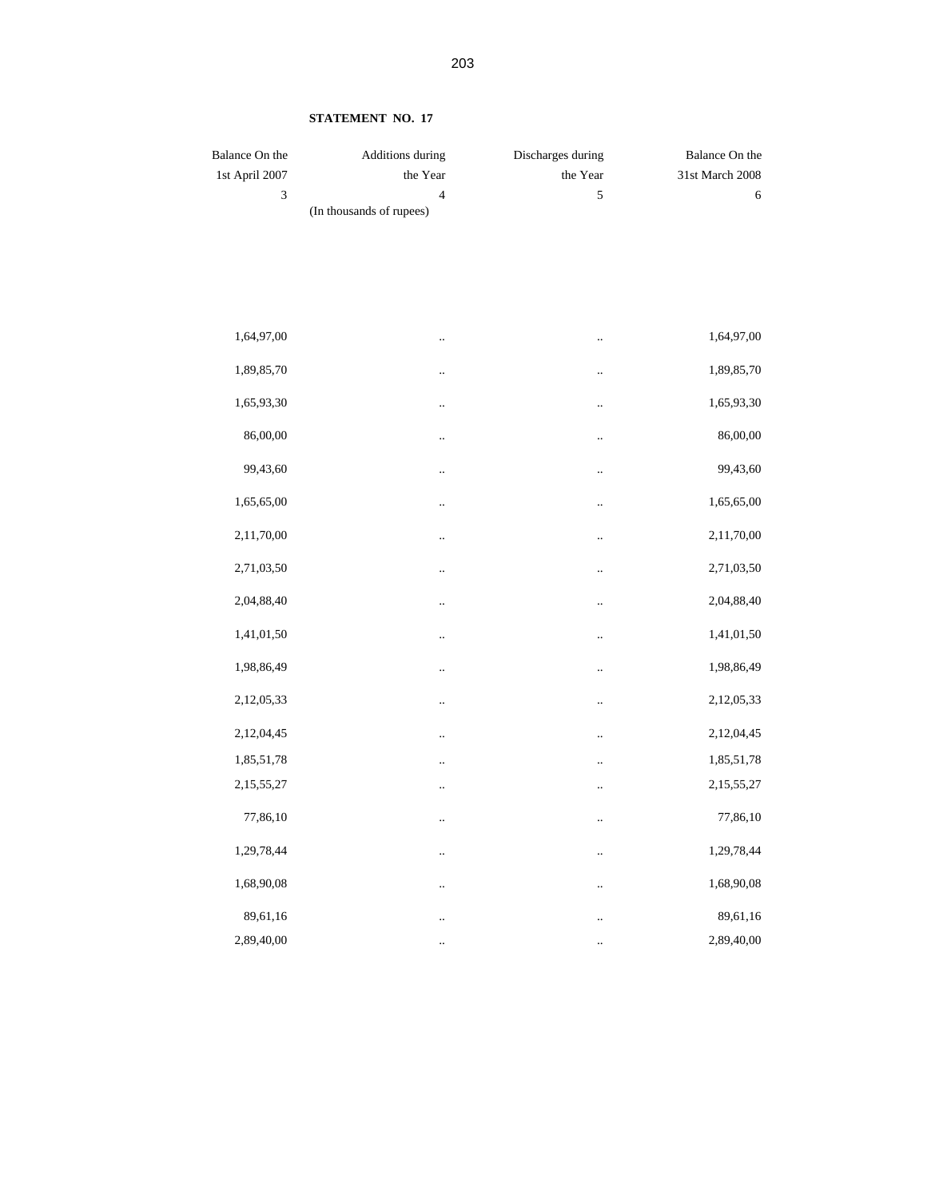**STATEMENT NO. 17**

| Balance On the 1st April 2007 | Additions during the Year | Discharges during the Year | Balance On the 31st March 2008 |
|---|---|---|---|
| 3 | 4 | 5 | 6 |
| | (In thousands of rupees) | | |
| 1,64,97,00 | .. | .. | 1,64,97,00 |
| 1,89,85,70 | .. | .. | 1,89,85,70 |
| 1,65,93,30 | .. | .. | 1,65,93,30 |
| 86,00,00 | .. | .. | 86,00,00 |
| 99,43,60 | .. | .. | 99,43,60 |
| 1,65,65,00 | .. | .. | 1,65,65,00 |
| 2,11,70,00 | .. | .. | 2,11,70,00 |
| 2,71,03,50 | .. | .. | 2,71,03,50 |
| 2,04,88,40 | .. | .. | 2,04,88,40 |
| 1,41,01,50 | .. | .. | 1,41,01,50 |
| 1,98,86,49 | .. | .. | 1,98,86,49 |
| 2,12,05,33 | .. | .. | 2,12,05,33 |
| 2,12,04,45 | .. | .. | 2,12,04,45 |
| 1,85,51,78 | .. | .. | 1,85,51,78 |
| 2,15,55,27 | .. | .. | 2,15,55,27 |
| 77,86,10 | .. | .. | 77,86,10 |
| 1,29,78,44 | .. | .. | 1,29,78,44 |
| 1,68,90,08 | .. | .. | 1,68,90,08 |
| 89,61,16 | .. | .. | 89,61,16 |
| 2,89,40,00 | .. | .. | 2,89,40,00 |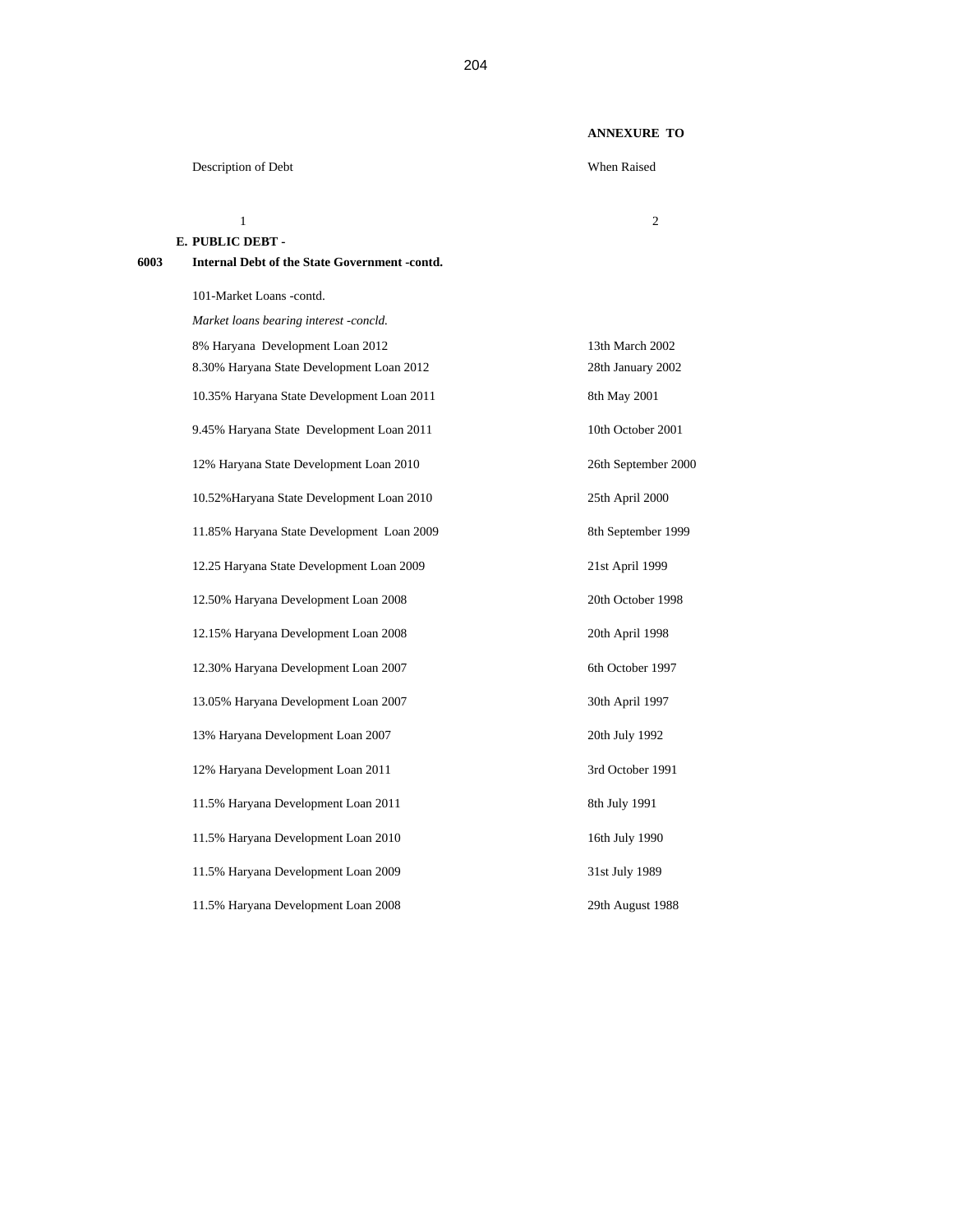**ANNEXURE TO**

| | Description of Debt | When Raised |
|---|---|---|
| | 1 | 2 |
| | **E. PUBLIC DEBT -** | |
| **6003** | **Internal Debt of the State Government -contd.** | |
| | 101-Market Loans -contd. | |
| | *Market loans bearing interest -concld.* | |
| | 8% Haryana Development Loan 2012 | 13th March 2002 |
| | 8.30% Haryana State Development Loan 2012 | 28th January 2002 |
| | 10.35% Haryana State Development Loan 2011 | 8th May 2001 |
| | 9.45% Haryana State Development Loan 2011 | 10th October 2001 |
| | 12% Haryana State Development Loan 2010 | 26th September 2000 |
| | 10.52%Haryana State Development Loan 2010 | 25th April 2000 |
| | 11.85% Haryana State Development Loan 2009 | 8th September 1999 |
| | 12.25 Haryana State Development Loan 2009 | 21st April 1999 |
| | 12.50% Haryana Development Loan 2008 | 20th October 1998 |
| | 12.15% Haryana Development Loan 2008 | 20th April 1998 |
| | 12.30% Haryana Development Loan 2007 | 6th October 1997 |
| | 13.05% Haryana Development Loan 2007 | 30th April 1997 |
| | 13% Haryana Development Loan 2007 | 20th July 1992 |
| | 12% Haryana Development Loan 2011 | 3rd October 1991 |
| | 11.5% Haryana Development Loan 2011 | 8th July 1991 |
| | 11.5% Haryana Development Loan 2010 | 16th July 1990 |
| | 11.5% Haryana Development Loan 2009 | 31st July 1989 |
| | 11.5% Haryana Development Loan 2008 | 29th August 1988 |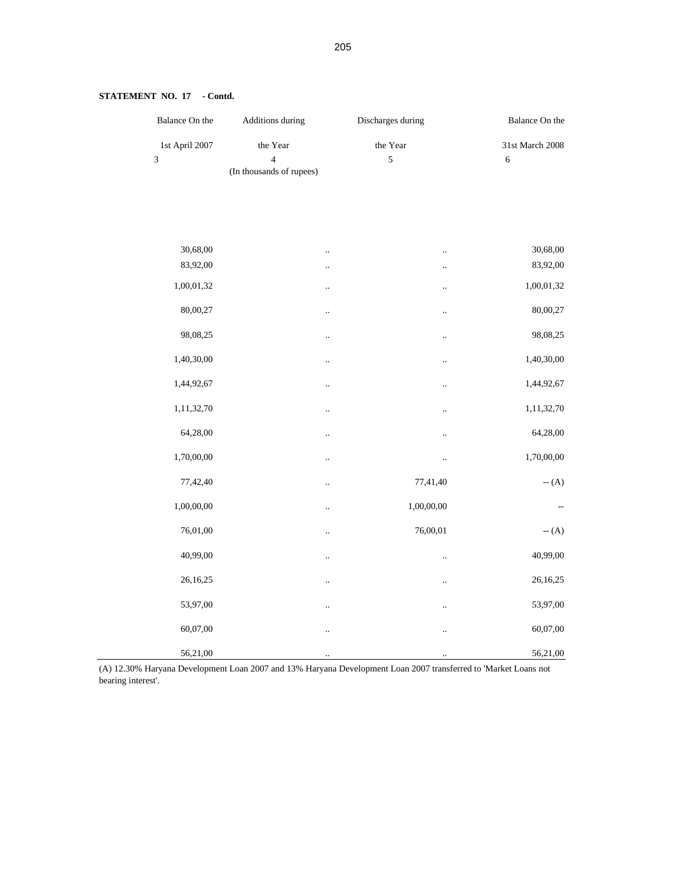**STATEMENT NO. 17 - Contd.**

| Balance On the 1st April 2007 | Additions during the Year | Discharges during the Year | Balance On the 31st March 2008 |
|---|---|---|---|
| 3 | 4 | 5 | 6 |
| | (In thousands of rupees) | | |
| 30,68,00 | .. | .. | 30,68,00 |
| 83,92,00 | .. | .. | 83,92,00 |
| 1,00,01,32 | .. | .. | 1,00,01,32 |
| 80,00,27 | .. | .. | 80,00,27 |
| 98,08,25 | .. | .. | 98,08,25 |
| 1,40,30,00 | .. | .. | 1,40,30,00 |
| 1,44,92,67 | .. | .. | 1,44,92,67 |
| 1,11,32,70 | .. | .. | 1,11,32,70 |
| 64,28,00 | .. | .. | 64,28,00 |
| 1,70,00,00 | .. | .. | 1,70,00,00 |
| 77,42,40 | .. | 77,41,40 | -- (A) |
| 1,00,00,00 | .. | 1,00,00,00 | -- |
| 76,01,00 | .. | 76,00,01 | -- (A) |
| 40,99,00 | .. | .. | 40,99,00 |
| 26,16,25 | .. | .. | 26,16,25 |
| 53,97,00 | .. | .. | 53,97,00 |
| 60,07,00 | .. | .. | 60,07,00 |
| 56,21,00 | .. | .. | 56,21,00 |

(A) 12.30% Haryana Development Loan 2007 and 13% Haryana Development Loan 2007 transferred to 'Market Loans not bearing interest'.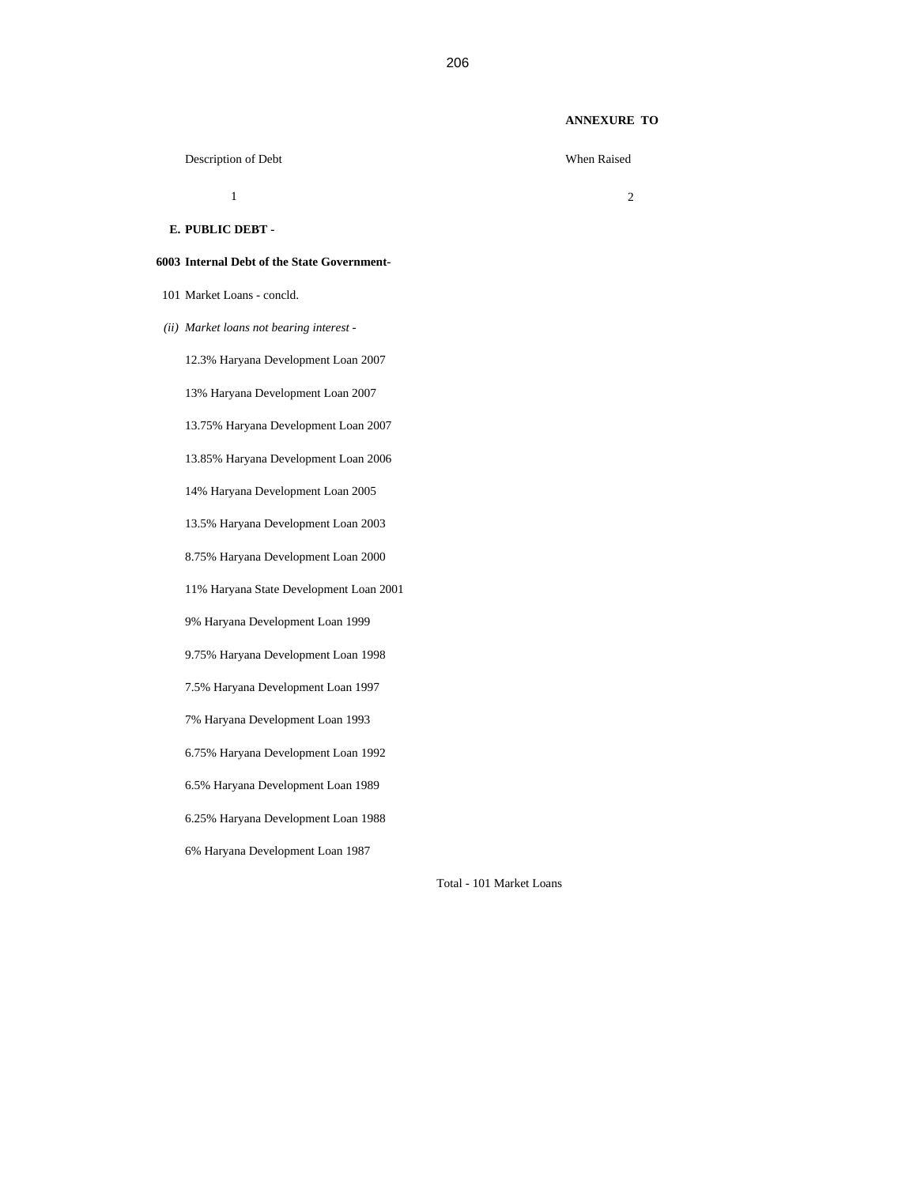**ANNEXURE TO**

| Description of Debt | When Raised |
|---|---|
| 1 | 2 |
| **E. PUBLIC DEBT -** | |
| **6003 Internal Debt of the State Government-** | |
| 101 Market Loans - concld. | |
| *(ii) Market loans not bearing interest -* | |
| 12.3% Haryana Development Loan 2007 | |
| 13% Haryana Development Loan 2007 | |
| 13.75% Haryana Development Loan 2007 | |
| 13.85% Haryana Development Loan 2006 | |
| 14% Haryana Development Loan 2005 | |
| 13.5% Haryana Development Loan 2003 | |
| 8.75% Haryana Development Loan 2000 | |
| 11% Haryana State Development Loan 2001 | |
| 9% Haryana Development Loan 1999 | |
| 9.75% Haryana Development Loan 1998 | |
| 7.5% Haryana Development Loan 1997 | |
| 7% Haryana Development Loan 1993 | |
| 6.75% Haryana Development Loan 1992 | |
| 6.5% Haryana Development Loan 1989 | |
| 6.25% Haryana Development Loan 1988 | |
| 6% Haryana Development Loan 1987 | |
| Total - 101 Market Loans | |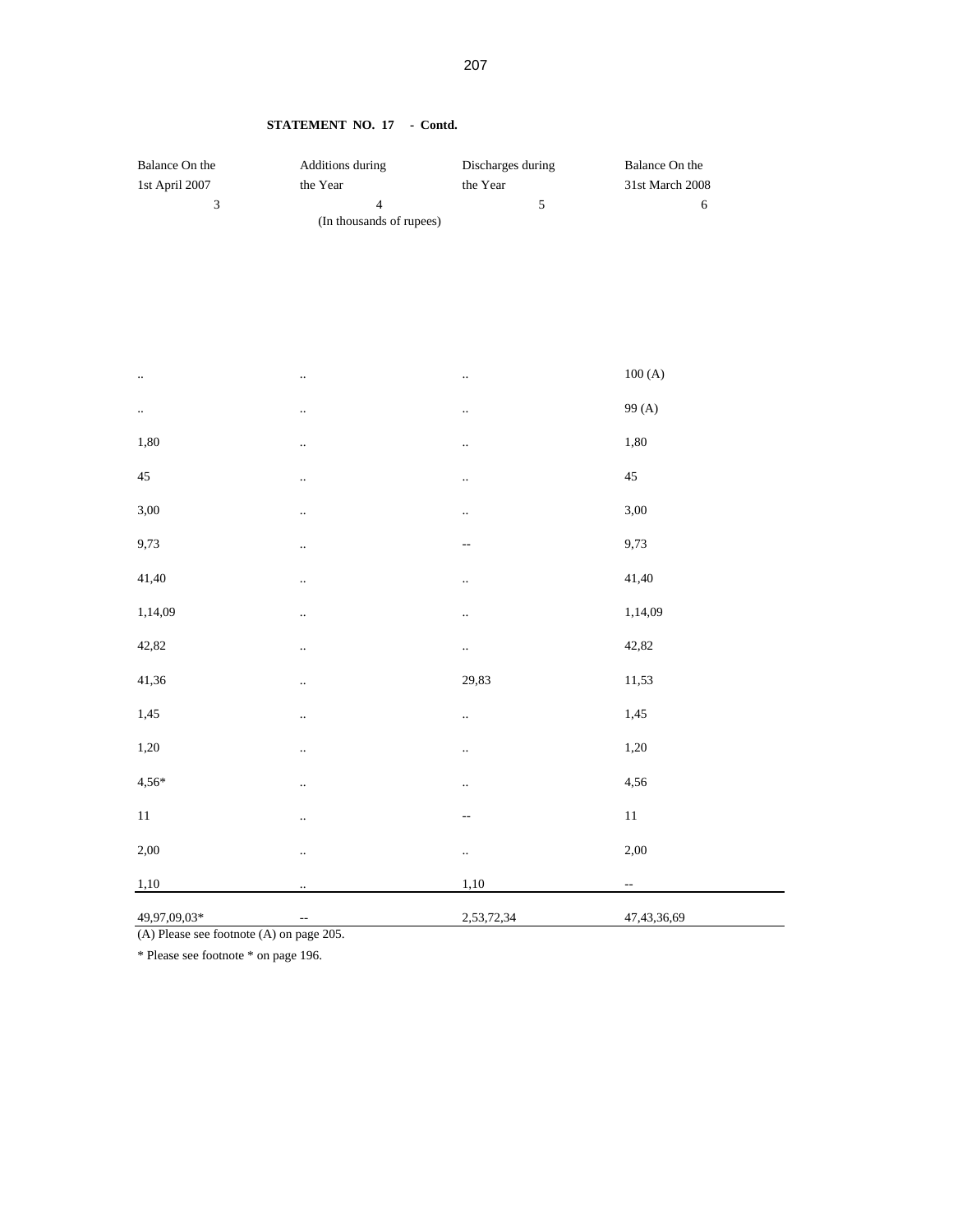**STATEMENT NO. 17 - Contd.**

| Balance On the 1st April 2007 | Additions during the Year | Discharges during the Year | Balance On the 31st March 2008 |
|---|---|---|---|
| 3 | 4 | 5 | 6 |
| | (In thousands of rupees) | | |
| .. | .. | .. | 100 (A) |
| .. | .. | .. | 99 (A) |
| 1,80 | .. | .. | 1,80 |
| 45 | .. | .. | 45 |
| 3,00 | .. | .. | 3,00 |
| 9,73 | .. | -- | 9,73 |
| 41,40 | .. | .. | 41,40 |
| 1,14,09 | .. | .. | 1,14,09 |
| 42,82 | .. | .. | 42,82 |
| 41,36 | .. | 29,83 | 11,53 |
| 1,45 | .. | .. | 1,45 |
| 1,20 | .. | .. | 1,20 |
| 4,56* | .. | .. | 4,56 |
| 11 | .. | -- | 11 |
| 2,00 | .. | .. | 2,00 |
| 1,10 | .. | 1,10 | -- |
| 49,97,09,03* | -- | 2,53,72,34 | 47,43,36,69 |

(A) Please see footnote (A) on page 205.

* Please see footnote * on page 196.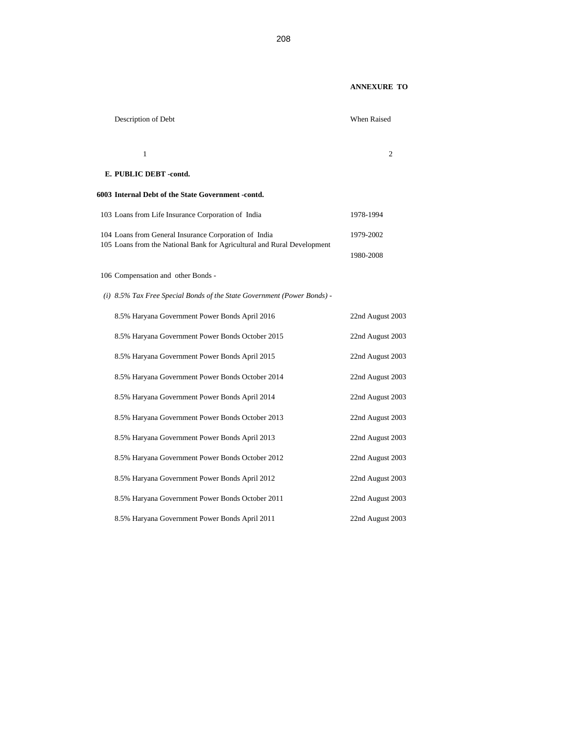**ANNEXURE TO**

| Description of Debt | When Raised |
|---|---|
| 1 | 2 |
| **E. PUBLIC DEBT -contd.** | |
| **6003 Internal Debt of the State Government -contd.** | |
| 103 Loans from Life Insurance Corporation of India | 1978-1994 |
| 104 Loans from General Insurance Corporation of India | 1979-2002 |
| 105 Loans from the National Bank for Agricultural and Rural Development | 1980-2008 |
| 106 Compensation and other Bonds - | |
| *(i) 8.5% Tax Free Special Bonds of the State Government (Power Bonds) -* | |
| 8.5% Haryana Government Power Bonds April 2016 | 22nd August 2003 |
| 8.5% Haryana Government Power Bonds October 2015 | 22nd August 2003 |
| 8.5% Haryana Government Power Bonds April 2015 | 22nd August 2003 |
| 8.5% Haryana Government Power Bonds October 2014 | 22nd August 2003 |
| 8.5% Haryana Government Power Bonds April 2014 | 22nd August 2003 |
| 8.5% Haryana Government Power Bonds October 2013 | 22nd August 2003 |
| 8.5% Haryana Government Power Bonds April 2013 | 22nd August 2003 |
| 8.5% Haryana Government Power Bonds October 2012 | 22nd August 2003 |
| 8.5% Haryana Government Power Bonds April 2012 | 22nd August 2003 |
| 8.5% Haryana Government Power Bonds October 2011 | 22nd August 2003 |
| 8.5% Haryana Government Power Bonds April 2011 | 22nd August 2003 |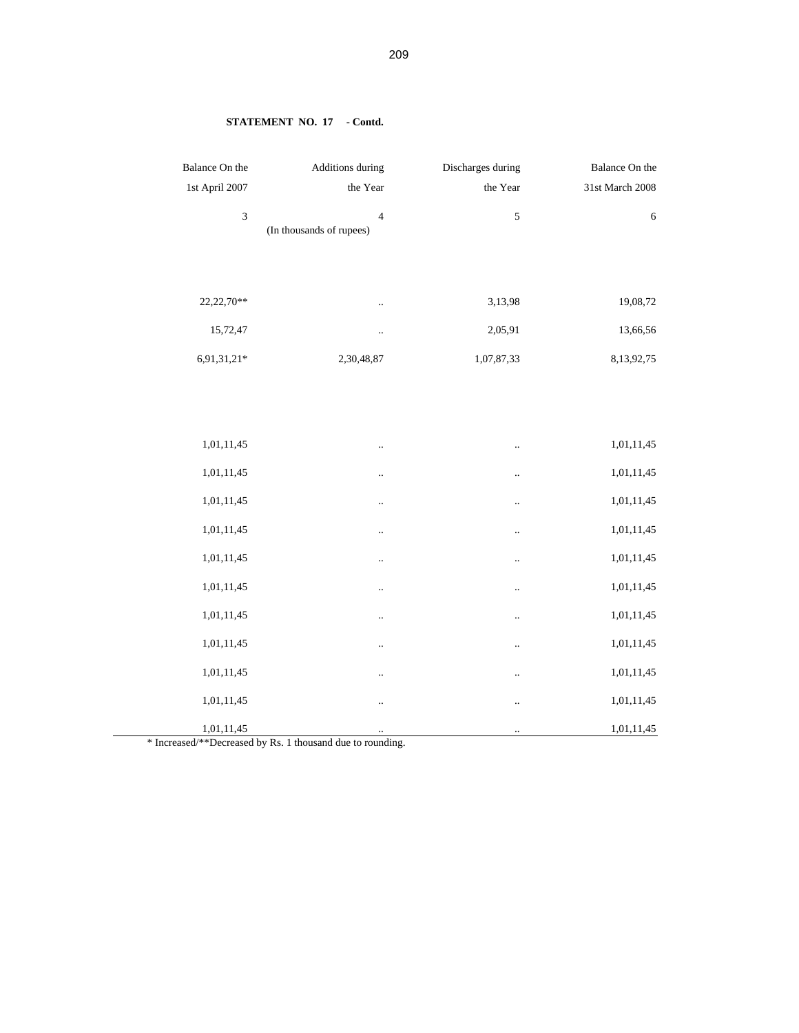**STATEMENT NO. 17 - Contd.**

| Balance On the 1st April 2007 | Additions during the Year | Discharges during the Year | Balance On the 31st March 2008 |
|---|---|---|---|
| 3 | 4 | 5 | 6 |
| | (In thousands of rupees) | | |
| 22,22,70** | .. | 3,13,98 | 19,08,72 |
| 15,72,47 | .. | 2,05,91 | 13,66,56 |
| 6,91,31,21* | 2,30,48,87 | 1,07,87,33 | 8,13,92,75 |
| 1,01,11,45 | .. | .. | 1,01,11,45 |
| 1,01,11,45 | .. | .. | 1,01,11,45 |
| 1,01,11,45 | .. | .. | 1,01,11,45 |
| 1,01,11,45 | .. | .. | 1,01,11,45 |
| 1,01,11,45 | .. | .. | 1,01,11,45 |
| 1,01,11,45 | .. | .. | 1,01,11,45 |
| 1,01,11,45 | .. | .. | 1,01,11,45 |
| 1,01,11,45 | .. | .. | 1,01,11,45 |
| 1,01,11,45 | .. | .. | 1,01,11,45 |
| 1,01,11,45 | .. | .. | 1,01,11,45 |
| 1,01,11,45 | .. | .. | 1,01,11,45 |

* Increased/**Decreased by Rs. 1 thousand due to rounding.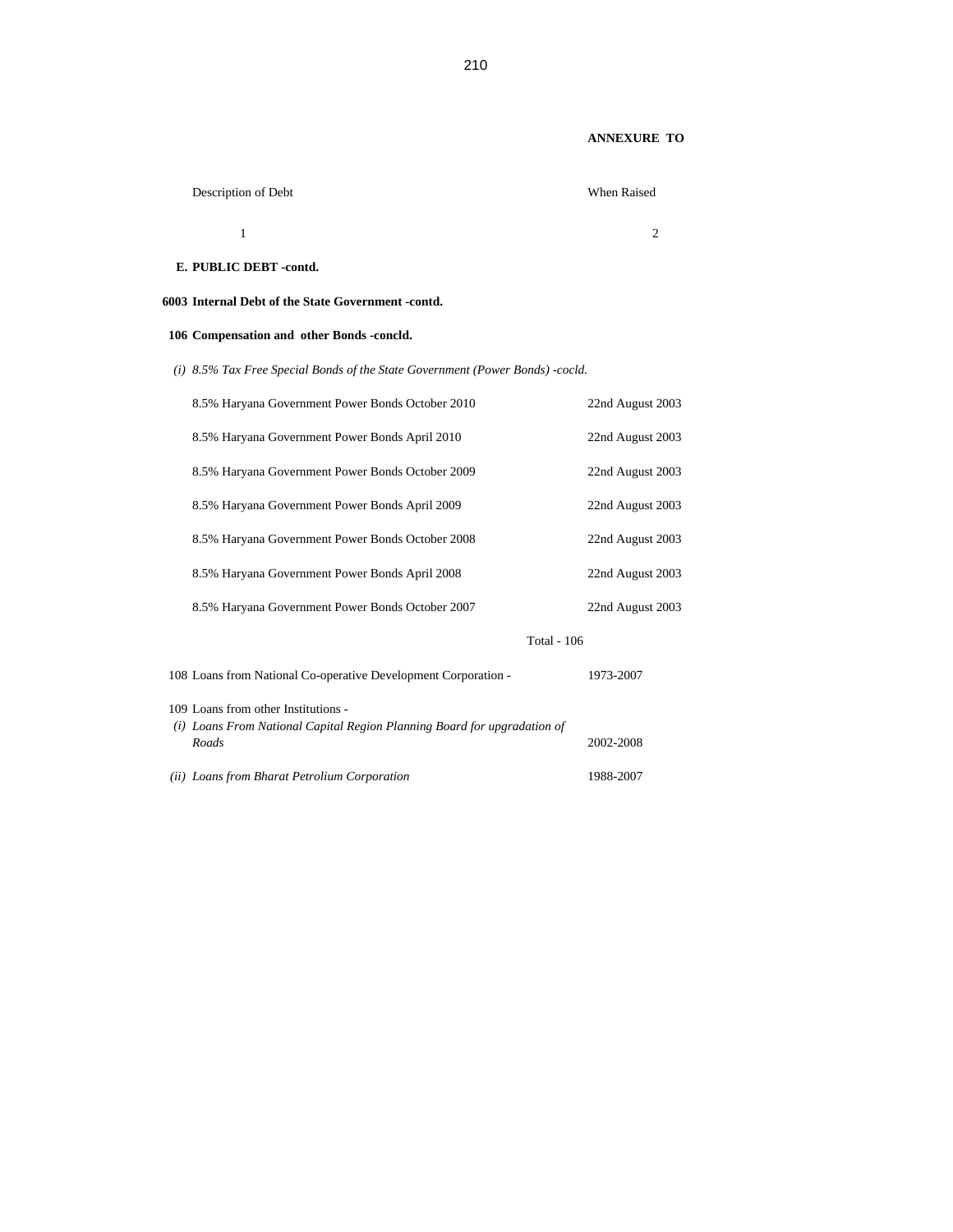**ANNEXURE TO**

| Description of Debt | When Raised |
|---|---|
| 1 | 2 |
| **E. PUBLIC DEBT -contd.** | |
| **6003 Internal Debt of the State Government -contd.** | |
| **106 Compensation and other Bonds -concld.** | |
| *(i) 8.5% Tax Free Special Bonds of the State Government (Power Bonds) -cocld.* | |
| 8.5% Haryana Government Power Bonds October 2010 | 22nd August 2003 |
| 8.5% Haryana Government Power Bonds April 2010 | 22nd August 2003 |
| 8.5% Haryana Government Power Bonds October 2009 | 22nd August 2003 |
| 8.5% Haryana Government Power Bonds April 2009 | 22nd August 2003 |
| 8.5% Haryana Government Power Bonds October 2008 | 22nd August 2003 |
| 8.5% Haryana Government Power Bonds April 2008 | 22nd August 2003 |
| 8.5% Haryana Government Power Bonds October 2007 | 22nd August 2003 |
| Total - 106 | |
| 108 Loans from National Co-operative Development Corporation - | 1973-2007 |
| 109 Loans from other Institutions - | |
| *(i) Loans From National Capital Region Planning Board for upgradation of Roads* | 2002-2008 |
| *(ii) Loans from Bharat Petrolium Corporation* | 1988-2007 |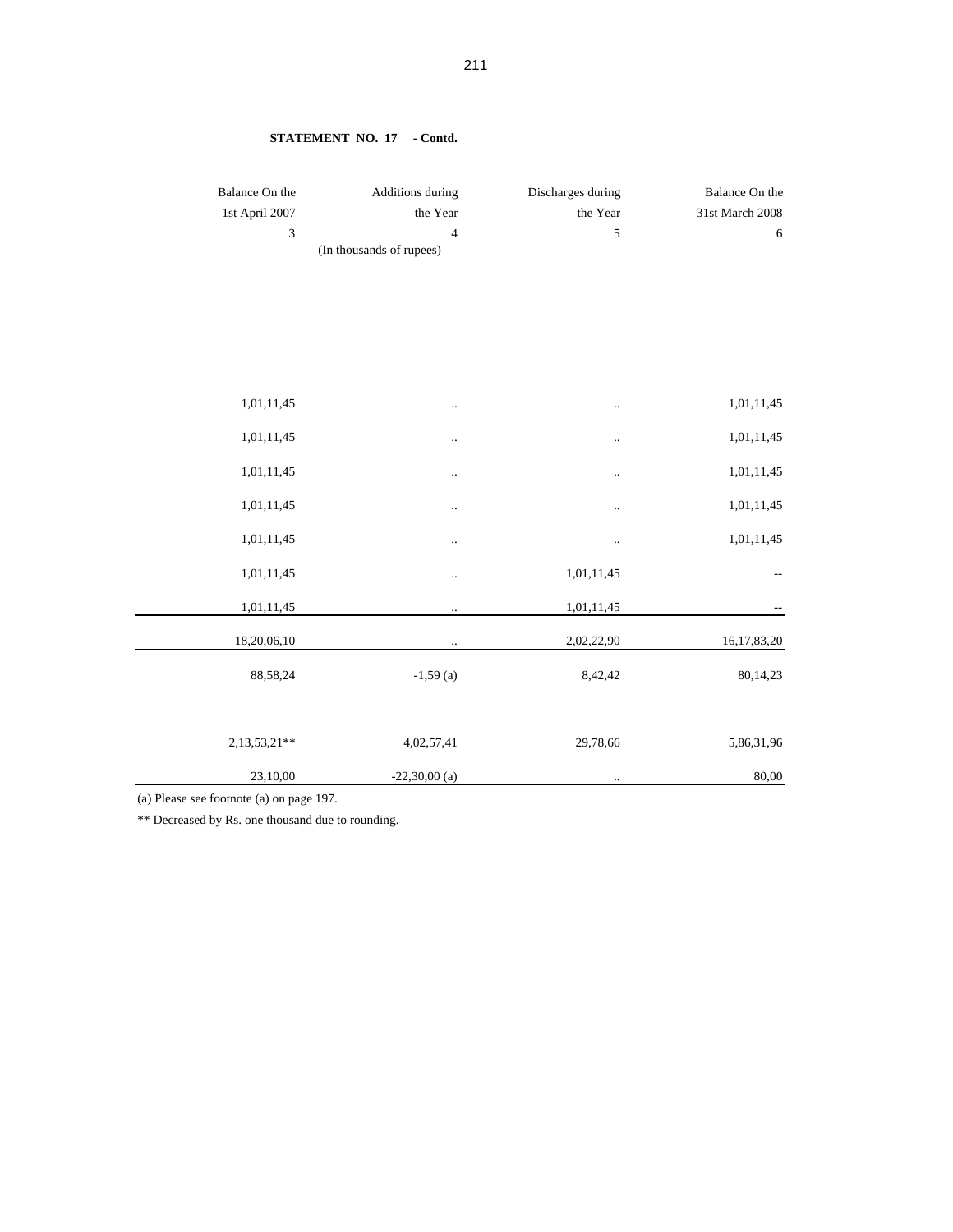**STATEMENT NO. 17 - Contd.**

| Balance On the 1st April 2007 | Additions during the Year | Discharges during the Year | Balance On the 31st March 2008 |
|---|---|---|---|
| 3 | 4 | 5 | 6 |
| | (In thousands of rupees) | | |
| 1,01,11,45 | .. | .. | 1,01,11,45 |
| 1,01,11,45 | .. | .. | 1,01,11,45 |
| 1,01,11,45 | .. | .. | 1,01,11,45 |
| 1,01,11,45 | .. | .. | 1,01,11,45 |
| 1,01,11,45 | .. | .. | 1,01,11,45 |
| 1,01,11,45 | .. | 1,01,11,45 | -- |
| 1,01,11,45 | .. | 1,01,11,45 | -- |
| 18,20,06,10 | .. | 2,02,22,90 | 16,17,83,20 |
| 88,58,24 | -1,59 (a) | 8,42,42 | 80,14,23 |
| 2,13,53,21** | 4,02,57,41 | 29,78,66 | 5,86,31,96 |
| 23,10,00 | -22,30,00 (a) | .. | 80,00 |

(a) Please see footnote (a) on page 197.

** Decreased by Rs. one thousand due to rounding.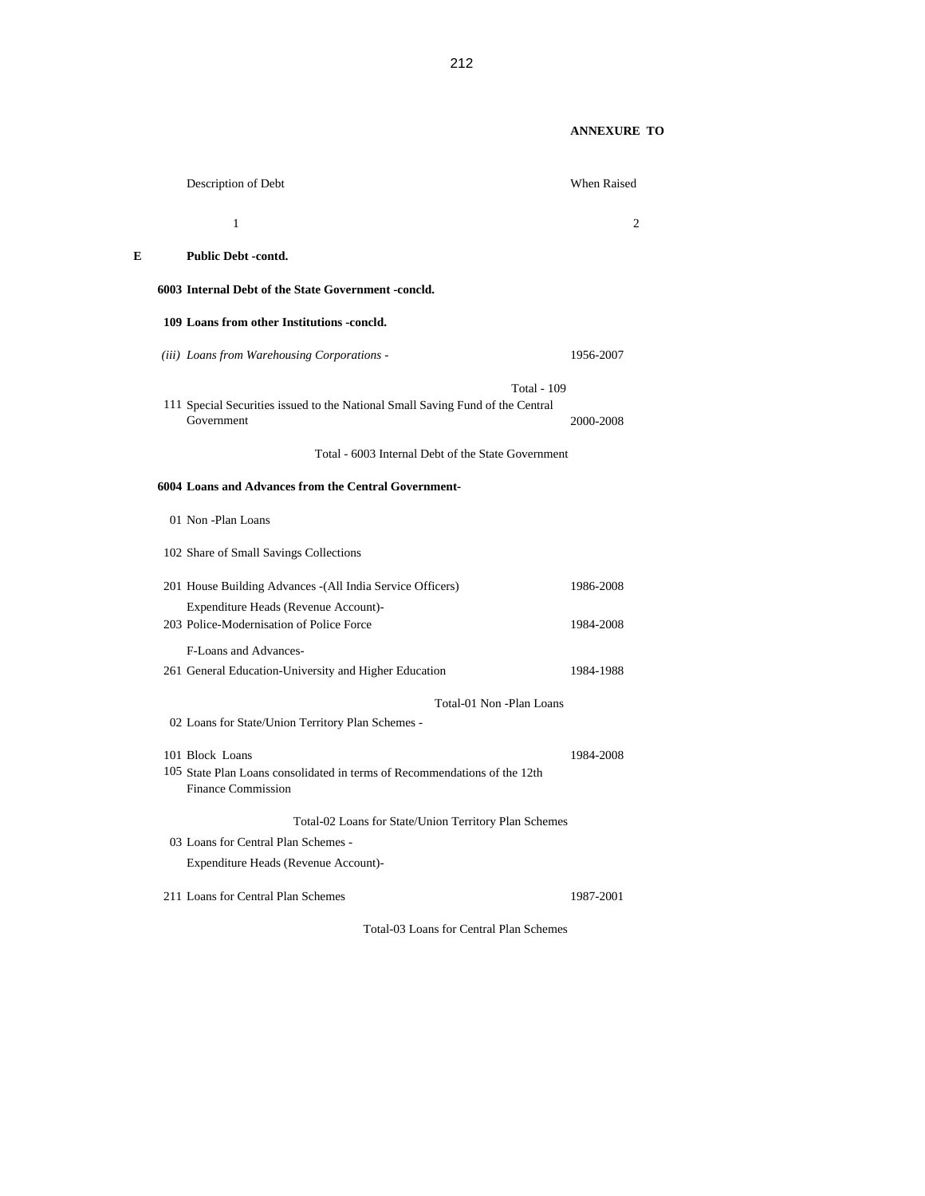**ANNEXURE TO**

| | Description of Debt | When Raised |
|---|---|---|
| | 1 | 2 |
| **E** | **Public Debt -contd.** | |
| | **6003 Internal Debt of the State Government -concld.** | |
| | **109 Loans from other Institutions -concld.** | |
| | *(iii) Loans from Warehousing Corporations -* | 1956-2007 |
| | Total - 109 | |
| | 111 Special Securities issued to the National Small Saving Fund of the Central Government | 2000-2008 |
| | Total - 6003 Internal Debt of the State Government | |
| | **6004 Loans and Advances from the Central Government-** | |
| | 01 Non -Plan Loans | |
| | 102 Share of Small Savings Collections | |
| | 201 House Building Advances -(All India Service Officers) | 1986-2008 |
| | Expenditure Heads (Revenue Account)- | |
| | 203 Police-Modernisation of Police Force | 1984-2008 |
| | F-Loans and Advances- | |
| | 261 General Education-University and Higher Education | 1984-1988 |
| | Total-01 Non -Plan Loans | |
| | 02 Loans for State/Union Territory Plan Schemes - | |
| | 101 Block Loans | 1984-2008 |
| | 105 State Plan Loans consolidated in terms of Recommendations of the 12th Finance Commission | |
| | Total-02 Loans for State/Union Territory Plan Schemes | |
| | 03 Loans for Central Plan Schemes - | |
| | Expenditure Heads (Revenue Account)- | |
| | 211 Loans for Central Plan Schemes | 1987-2001 |
| | Total-03 Loans for Central Plan Schemes | |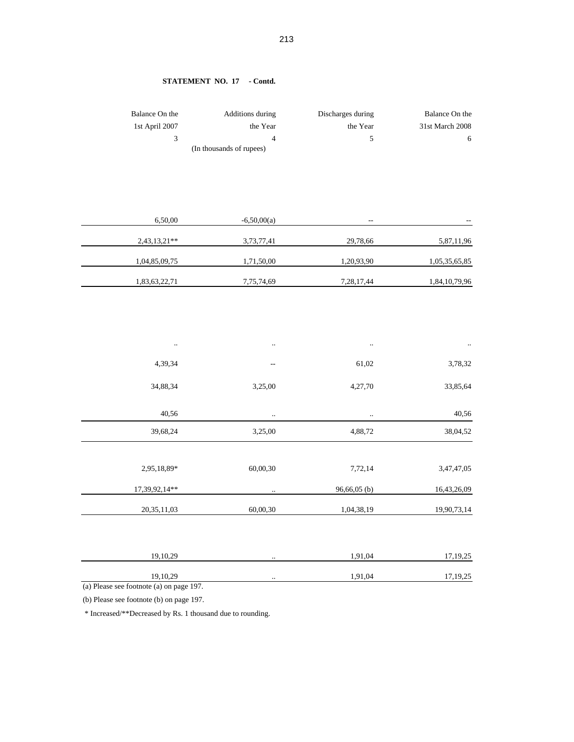**STATEMENT NO. 17 - Contd.**

| Balance On the 1st April 2007 | Additions during the Year | Discharges during the Year | Balance On the 31st March 2008 |
|---|---|---|---|
| 3 | 4 | 5 | 6 |
| | (In thousands of rupees) | | |
| 6,50,00 | -6,50,00(a) | -- | -- |
| 2,43,13,21** | 3,73,77,41 | 29,78,66 | 5,87,11,96 |
| 1,04,85,09,75 | 1,71,50,00 | 1,20,93,90 | 1,05,35,65,85 |
| 1,83,63,22,71 | 7,75,74,69 | 7,28,17,44 | 1,84,10,79,96 |
| .. | .. | .. | .. |
| 4,39,34 | -- | 61,02 | 3,78,32 |
| 34,88,34 | 3,25,00 | 4,27,70 | 33,85,64 |
| 40,56 | .. | .. | 40,56 |
| 39,68,24 | 3,25,00 | 4,88,72 | 38,04,52 |
| 2,95,18,89* | 60,00,30 | 7,72,14 | 3,47,47,05 |
| 17,39,92,14** | .. | 96,66,05 (b) | 16,43,26,09 |
| 20,35,11,03 | 60,00,30 | 1,04,38,19 | 19,90,73,14 |
| 19,10,29 | .. | 1,91,04 | 17,19,25 |
| 19,10,29 | .. | 1,91,04 | 17,19,25 |

(a) Please see footnote (a) on page 197.

(b) Please see footnote (b) on page 197.

\* Increased/**Decreased by Rs. 1 thousand due to rounding.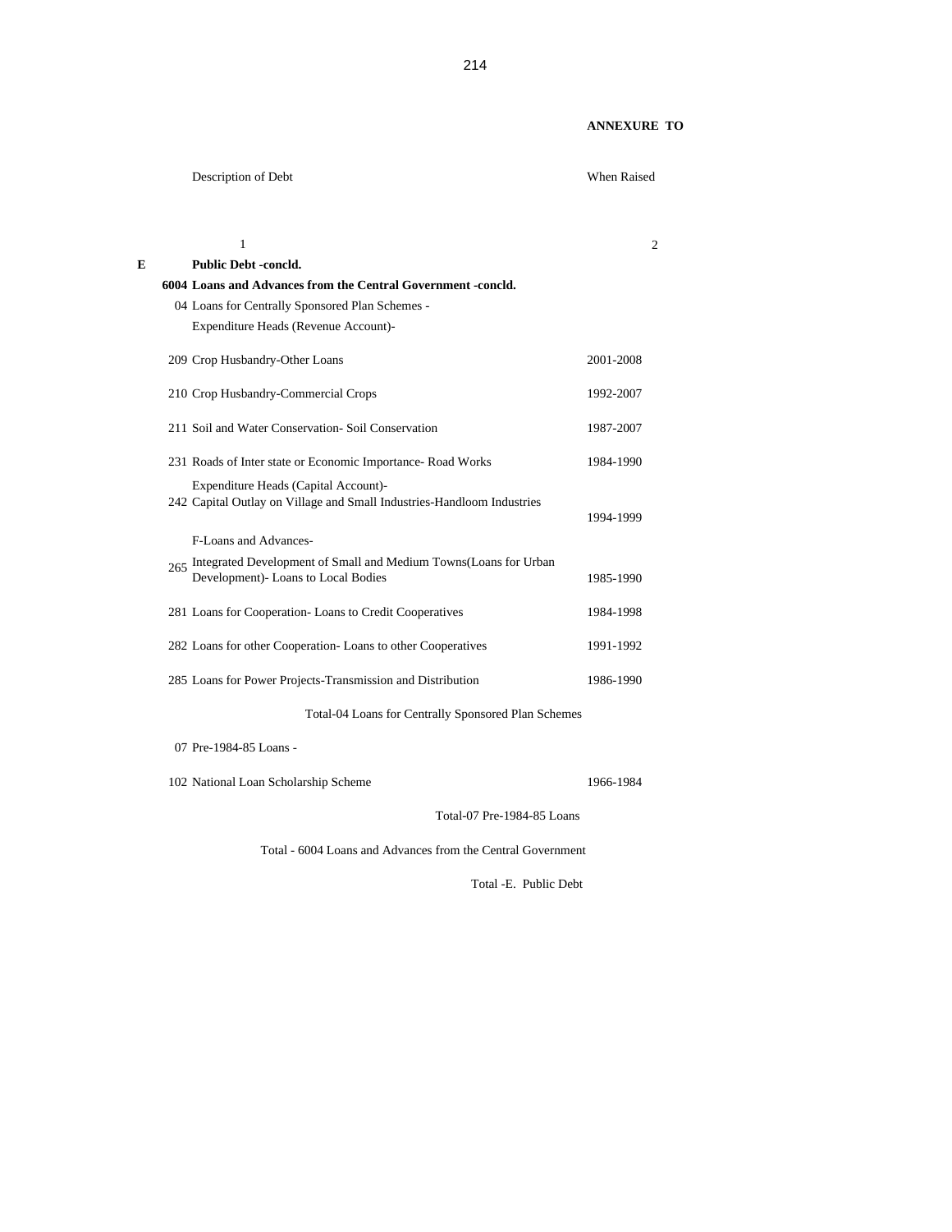**ANNEXURE TO**

| | Description of Debt | When Raised |
|---|---|---|
| | 1 | 2 |
| **E** | **Public Debt -concld.** | |
| | **6004 Loans and Advances from the Central Government -concld.** | |
| | 04 Loans for Centrally Sponsored Plan Schemes - | |
| | Expenditure Heads (Revenue Account)- | |
| | 209 Crop Husbandry-Other Loans | 2001-2008 |
| | 210 Crop Husbandry-Commercial Crops | 1992-2007 |
| | 211 Soil and Water Conservation- Soil Conservation | 1987-2007 |
| | 231 Roads of Inter state or Economic Importance- Road Works | 1984-1990 |
| | Expenditure Heads (Capital Account)- | |
| | 242 Capital Outlay on Village and Small Industries-Handloom Industries | 1994-1999 |
| | F-Loans and Advances- | |
| | 265 Integrated Development of Small and Medium Towns(Loans for Urban Development)- Loans to Local Bodies | 1985-1990 |
| | 281 Loans for Cooperation- Loans to Credit Cooperatives | 1984-1998 |
| | 282 Loans for other Cooperation- Loans to other Cooperatives | 1991-1992 |
| | 285 Loans for Power Projects-Transmission and Distribution | 1986-1990 |
| | Total-04 Loans for Centrally Sponsored Plan Schemes | |
| | 07 Pre-1984-85 Loans - | |
| | 102 National Loan Scholarship Scheme | 1966-1984 |
| | Total-07 Pre-1984-85 Loans | |
| | Total - 6004 Loans and Advances from the Central Government | |
| | Total -E. Public Debt | |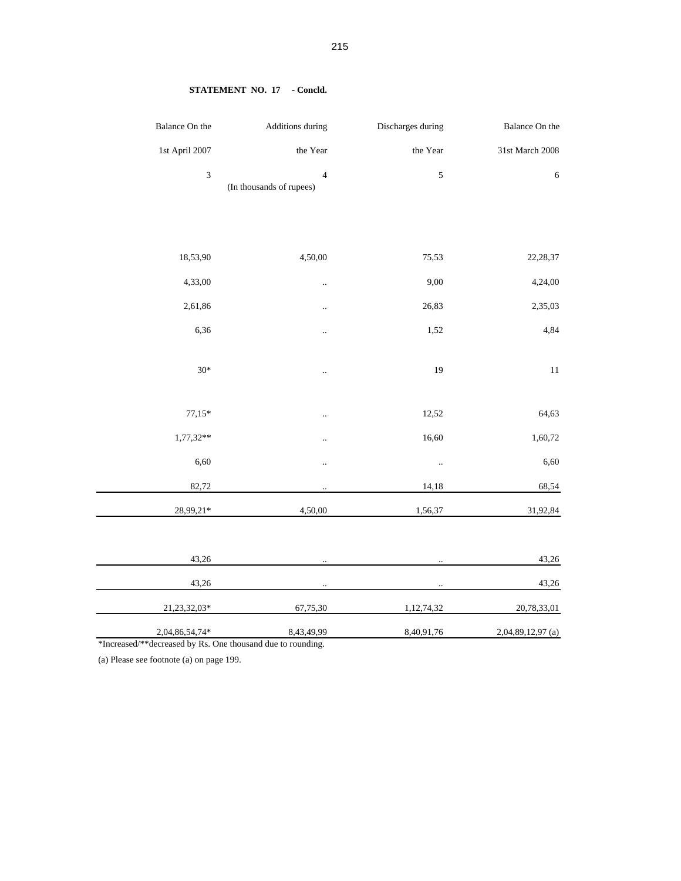**STATEMENT NO. 17 - Concld.**

| Balance On the 1st April 2007 | Additions during the Year | Discharges during the Year | Balance On the 31st March 2008 |
|---|---|---|---|
| 3 | 4 | 5 | 6 |
| | (In thousands of rupees) | | |
| 18,53,90 | 4,50,00 | 75,53 | 22,28,37 |
| 4,33,00 | .. | 9,00 | 4,24,00 |
| 2,61,86 | .. | 26,83 | 2,35,03 |
| 6,36 | .. | 1,52 | 4,84 |
| 30* | .. | 19 | 11 |
| 77,15* | .. | 12,52 | 64,63 |
| 1,77,32** | .. | 16,60 | 1,60,72 |
| 6,60 | .. | .. | 6,60 |
| 82,72 | .. | 14,18 | 68,54 |
| 28,99,21* | 4,50,00 | 1,56,37 | 31,92,84 |
| 43,26 | .. | .. | 43,26 |
| 43,26 | .. | .. | 43,26 |
| 21,23,32,03* | 67,75,30 | 1,12,74,32 | 20,78,33,01 |
| 2,04,86,54,74* | 8,43,49,99 | 8,40,91,76 | 2,04,89,12,97 (a) |

*Increased/**decreased by Rs. One thousand due to rounding.

(a) Please see footnote (a) on page 199.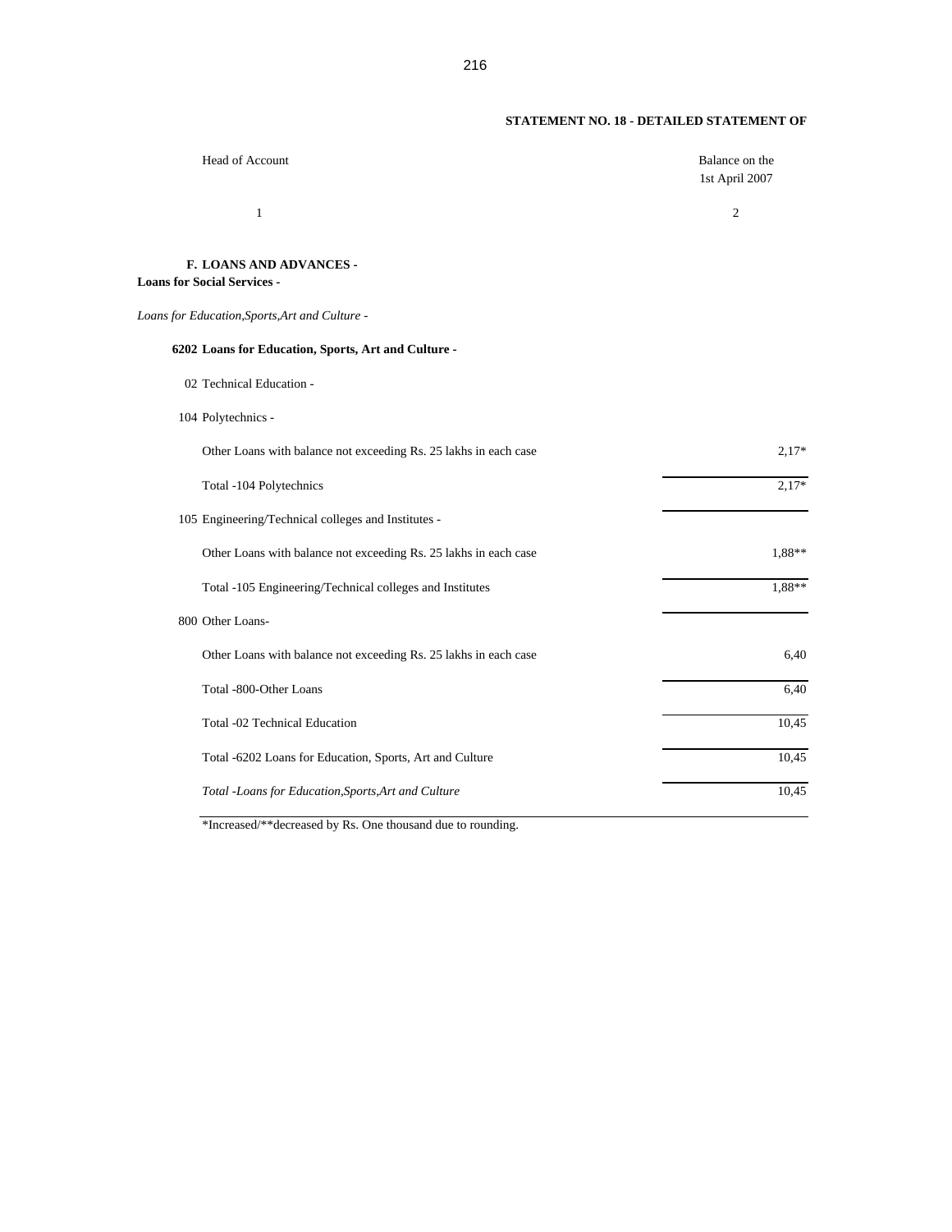## STATEMENT NO. 18 - DETAILED STATEMENT OF

| Head of Account | Balance on the 1st April 2007 |
|---|---|
| 1 | 2 |
| **F. LOANS AND ADVANCES -** | |
| **Loans for Social Services -** | |
| *Loans for Education,Sports,Art and Culture -* | |
| **6202 Loans for Education, Sports, Art and Culture -** | |
| 02 Technical Education - | |
| 104 Polytechnics - | |
| Other Loans with balance not exceeding Rs. 25 lakhs in each case | 2,17* |
| Total -104 Polytechnics | 2,17* |
| 105 Engineering/Technical colleges and Institutes - | |
| Other Loans with balance not exceeding Rs. 25 lakhs in each case | 1,88** |
| Total -105 Engineering/Technical colleges and Institutes | 1,88** |
| 800 Other Loans- | |
| Other Loans with balance not exceeding Rs. 25 lakhs in each case | 6,40 |
| Total -800-Other Loans | 6,40 |
| Total -02 Technical Education | 10,45 |
| Total -6202 Loans for Education, Sports, Art and Culture | 10,45 |
| *Total -Loans for Education,Sports,Art and Culture* | 10,45 |

*Increased/**decreased by Rs. One thousand due to rounding.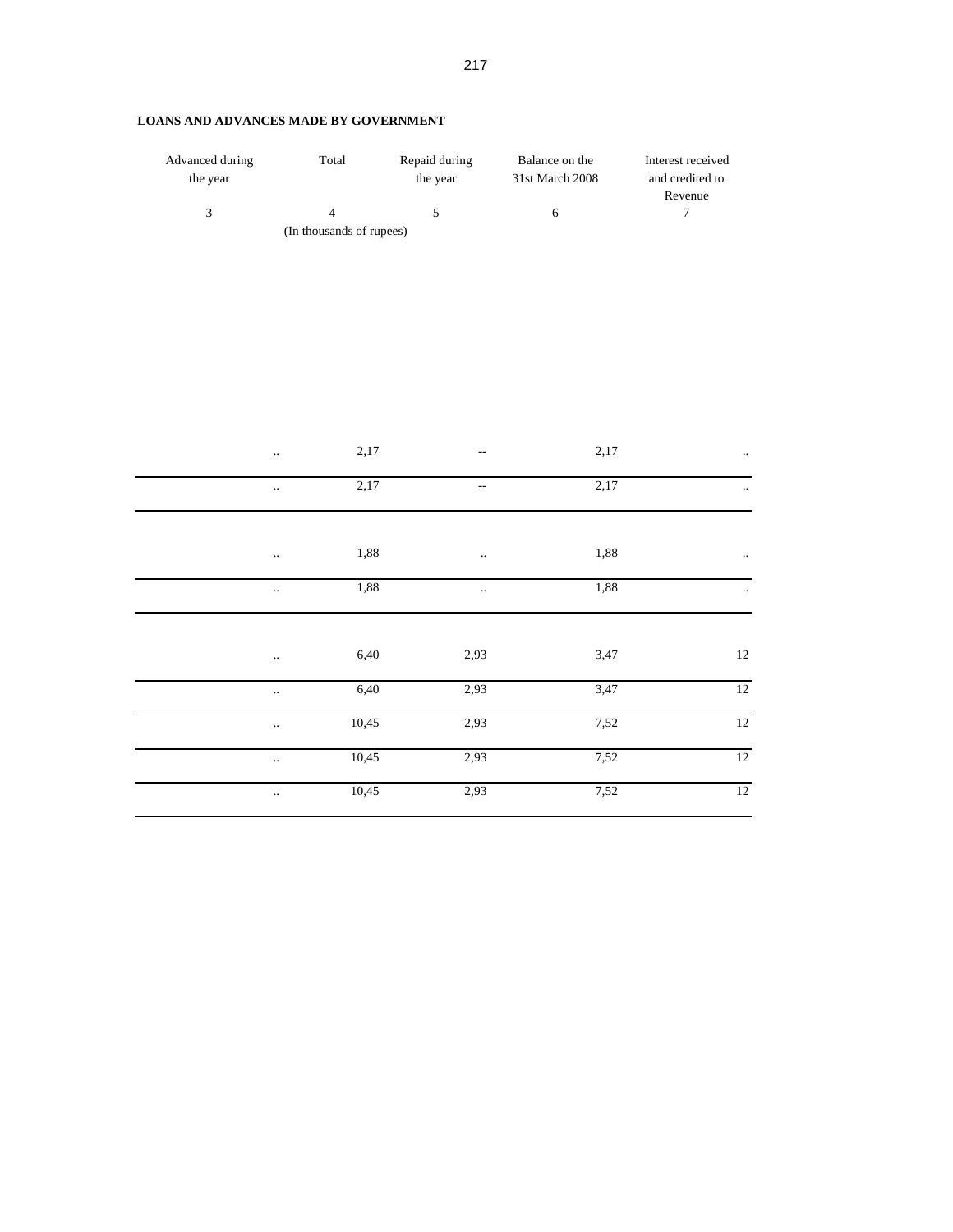**LOANS AND ADVANCES MADE BY GOVERNMENT**

| Advanced during the year | Total | Repaid during the year | Balance on the 31st March 2008 | Interest received and credited to Revenue |
|---|---|---|---|---|
| 3 | 4 | 5 | 6 | 7 |
| | (In thousands of rupees) | | | |
| .. | 2,17 | -- | 2,17 | .. |
| .. | 2,17 | -- | 2,17 | .. |
| .. | 1,88 | .. | 1,88 | .. |
| .. | 1,88 | .. | 1,88 | .. |
| .. | 6,40 | 2,93 | 3,47 | 12 |
| .. | 6,40 | 2,93 | 3,47 | 12 |
| .. | 10,45 | 2,93 | 7,52 | 12 |
| .. | 10,45 | 2,93 | 7,52 | 12 |
| .. | 10,45 | 2,93 | 7,52 | 12 |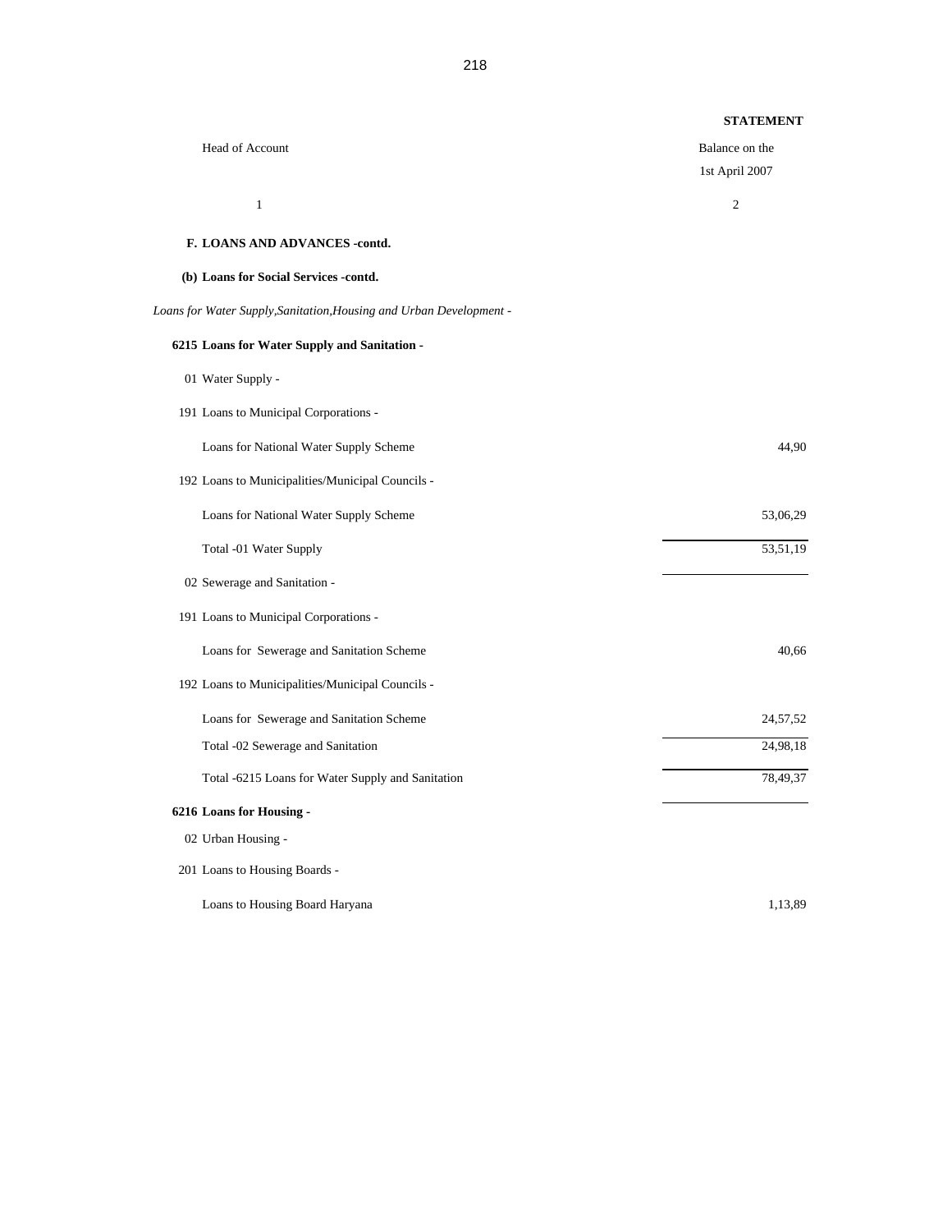**STATEMENT**

| Head of Account | Balance on the 1st April 2007 |
|---|---|
| 1 | 2 |
| **F. LOANS AND ADVANCES -contd.** | |
| **(b) Loans for Social Services -contd.** | |
| *Loans for Water Supply,Sanitation,Housing and Urban Development -* | |
| **6215 Loans for Water Supply and Sanitation -** | |
| 01 Water Supply - | |
| 191 Loans to Municipal Corporations - | |
| Loans for National Water Supply Scheme | 44,90 |
| 192 Loans to Municipalities/Municipal Councils - | |
| Loans for National Water Supply Scheme | 53,06,29 |
| Total -01 Water Supply | 53,51,19 |
| 02 Sewerage and Sanitation - | |
| 191 Loans to Municipal Corporations - | |
| Loans for Sewerage and Sanitation Scheme | 40,66 |
| 192 Loans to Municipalities/Municipal Councils - | |
| Loans for Sewerage and Sanitation Scheme | 24,57,52 |
| Total -02 Sewerage and Sanitation | 24,98,18 |
| Total -6215 Loans for Water Supply and Sanitation | 78,49,37 |
| **6216 Loans for Housing -** | |
| 02 Urban Housing - | |
| 201 Loans to Housing Boards - | |
| Loans to Housing Board Haryana | 1,13,89 |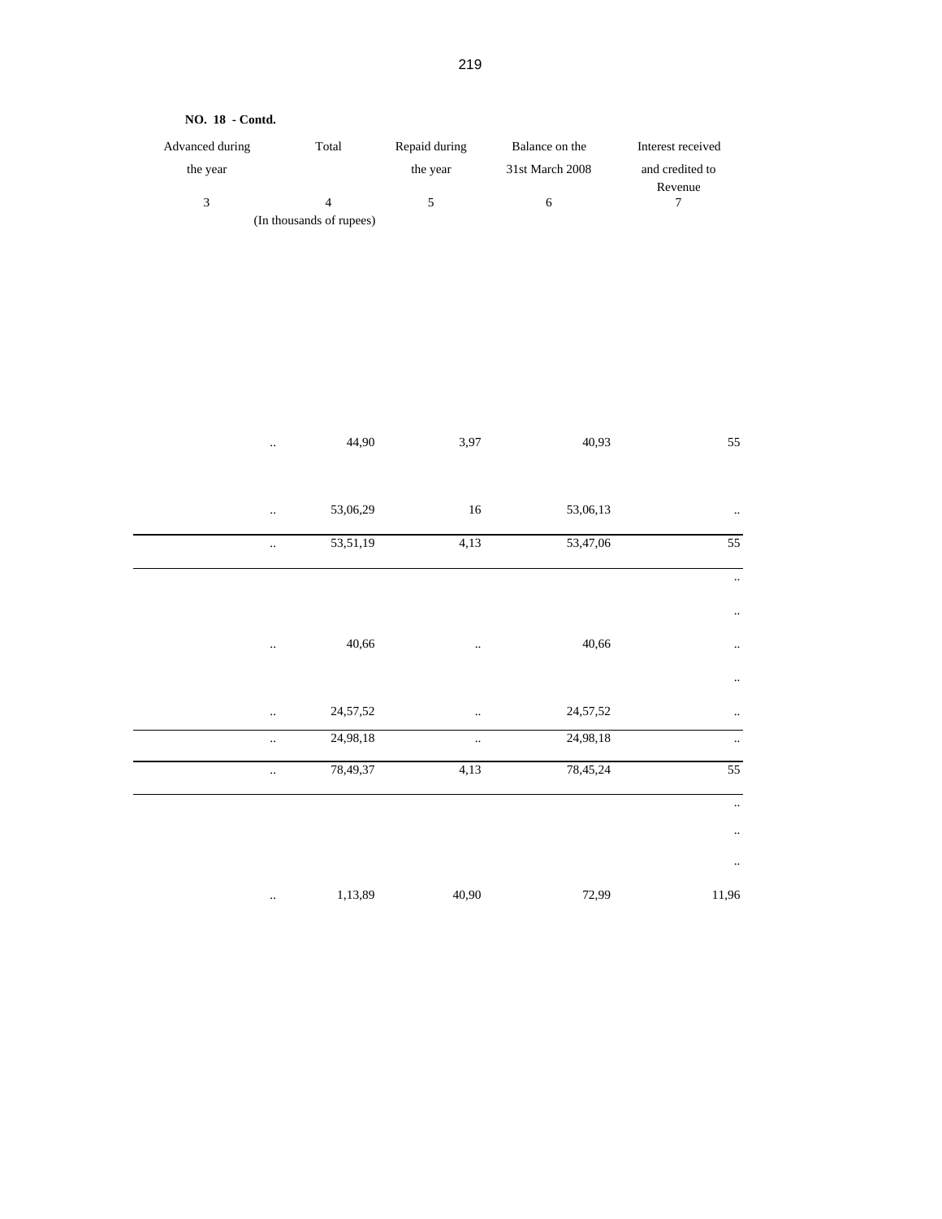**NO. 18 - Contd.**

| Advanced during the year | Total | Repaid during the year | Balance on the 31st March 2008 | Interest received and credited to Revenue |
|---|---|---|---|---|
| 3 | 4 | 5 | 6 | 7 |
| | (In thousands of rupees) | | | |
| .. | 44,90 | 3,97 | 40,93 | 55 |
| .. | 53,06,29 | 16 | 53,06,13 | .. |
| .. | 53,51,19 | 4,13 | 53,47,06 | 55 |
| | | | | .. |
| | | | | .. |
| .. | 40,66 | .. | 40,66 | .. |
| | | | | .. |
| .. | 24,57,52 | .. | 24,57,52 | .. |
| .. | 24,98,18 | .. | 24,98,18 | .. |
| .. | 78,49,37 | 4,13 | 78,45,24 | 55 |
| | | | | .. |
| | | | | .. |
| | | | | .. |
| .. | 1,13,89 | 40,90 | 72,99 | 11,96 |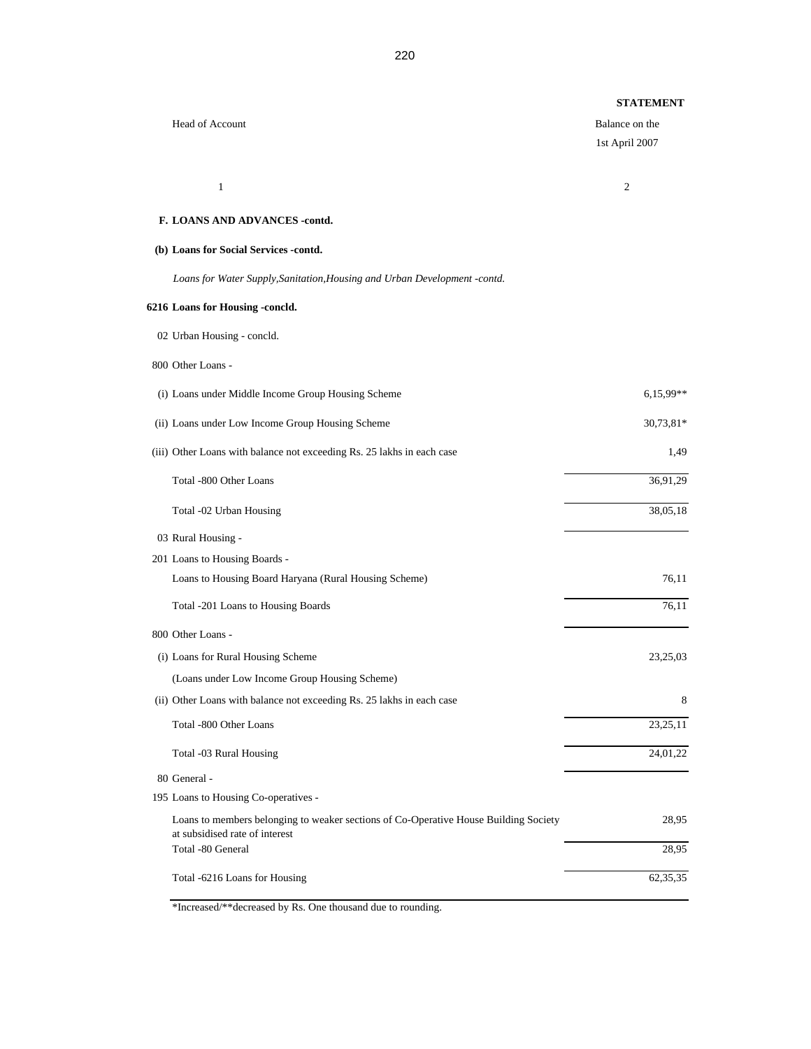**STATEMENT**

| Head of Account | Balance on the 1st April 2007 |
|---|---|
| 1 | 2 |
| **F. LOANS AND ADVANCES -contd.** | |
| **(b) Loans for Social Services -contd.** | |
| *Loans for Water Supply,Sanitation,Housing and Urban Development -contd.* | |
| **6216 Loans for Housing -concld.** | |
| 02 Urban Housing - concld. | |
| 800 Other Loans - | |
| (i) Loans under Middle Income Group Housing Scheme | 6,15,99** |
| (ii) Loans under Low Income Group Housing Scheme | 30,73,81* |
| (iii) Other Loans with balance not exceeding Rs. 25 lakhs in each case | 1,49 |
| Total -800 Other Loans | 36,91,29 |
| Total -02 Urban Housing | 38,05,18 |
| 03 Rural Housing - | |
| 201 Loans to Housing Boards - | |
| Loans to Housing Board Haryana (Rural Housing Scheme) | 76,11 |
| Total -201 Loans to Housing Boards | 76,11 |
| 800 Other Loans - | |
| (i) Loans for Rural Housing Scheme (Loans under Low Income Group Housing Scheme) | 23,25,03 |
| (ii) Other Loans with balance not exceeding Rs. 25 lakhs in each case | 8 |
| Total -800 Other Loans | 23,25,11 |
| Total -03 Rural Housing | 24,01,22 |
| 80 General - | |
| 195 Loans to Housing Co-operatives - | |
| Loans to members belonging to weaker sections of Co-Operative House Building Society at subsidised rate of interest | 28,95 |
| Total -80 General | 28,95 |
| Total -6216 Loans for Housing | 62,35,35 |

*Increased/**decreased by Rs. One thousand due to rounding.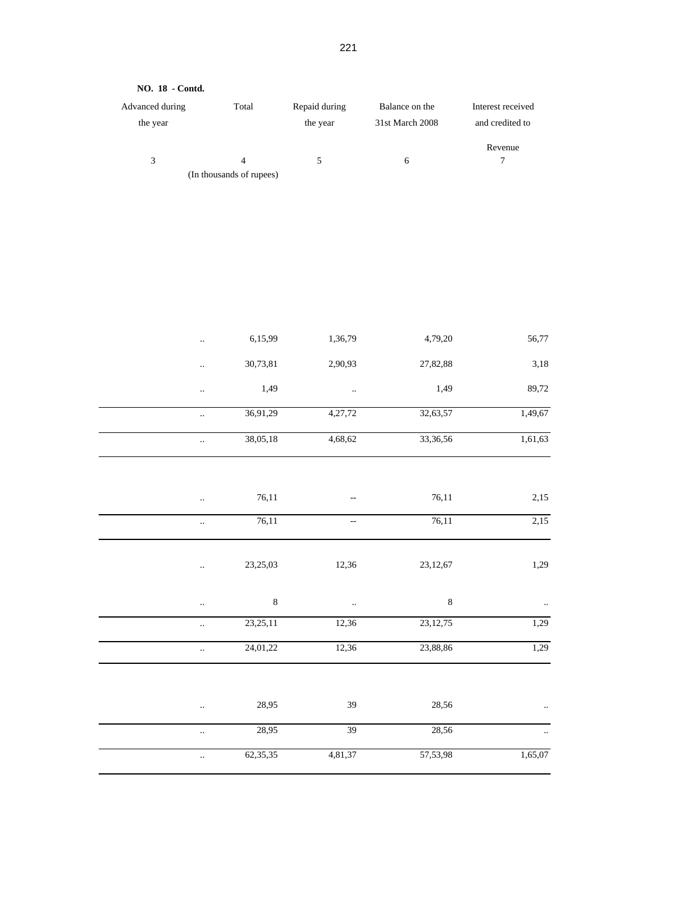**NO. 18 - Contd.**

| Advanced during the year | Total | Repaid during the year | Balance on the 31st March 2008 | Interest received and credited to Revenue |
|---|---|---|---|---|
| 3 | 4 | 5 | 6 | 7 |
| | (In thousands of rupees) | | | |
| .. | 6,15,99 | 1,36,79 | 4,79,20 | 56,77 |
| .. | 30,73,81 | 2,90,93 | 27,82,88 | 3,18 |
| .. | 1,49 | .. | 1,49 | 89,72 |
| .. | 36,91,29 | 4,27,72 | 32,63,57 | 1,49,67 |
| .. | 38,05,18 | 4,68,62 | 33,36,56 | 1,61,63 |
| .. | 76,11 | -- | 76,11 | 2,15 |
| .. | 76,11 | -- | 76,11 | 2,15 |
| .. | 23,25,03 | 12,36 | 23,12,67 | 1,29 |
| .. | 8 | .. | 8 | .. |
| .. | 23,25,11 | 12,36 | 23,12,75 | 1,29 |
| .. | 24,01,22 | 12,36 | 23,88,86 | 1,29 |
| .. | 28,95 | 39 | 28,56 | .. |
| .. | 28,95 | 39 | 28,56 | .. |
| .. | 62,35,35 | 4,81,37 | 57,53,98 | 1,65,07 |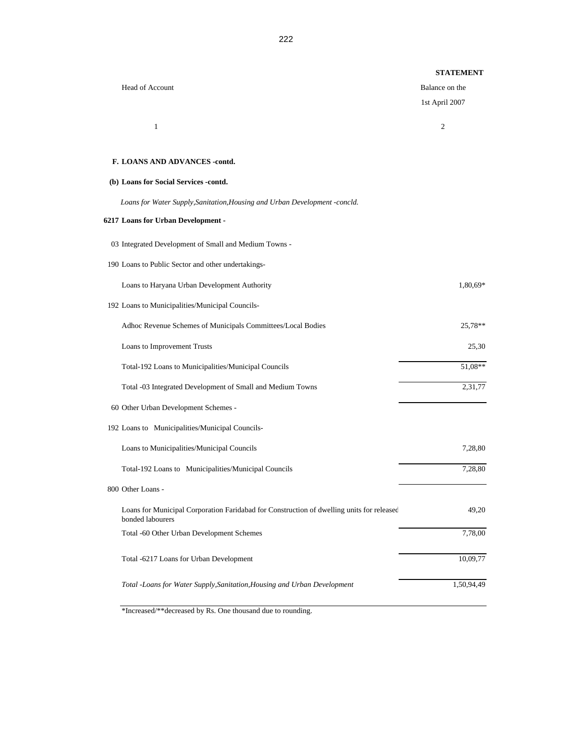**STATEMENT**

| Head of Account | Balance on the 1st April 2007 |
|---|---|
| 1 | 2 |
| **F. LOANS AND ADVANCES -contd.** | |
| **(b) Loans for Social Services -contd.** | |
| *Loans for Water Supply,Sanitation,Housing and Urban Development -concld.* | |
| **6217 Loans for Urban Development -** | |
| 03 Integrated Development of Small and Medium Towns - | |
| 190 Loans to Public Sector and other undertakings- | |
| Loans to Haryana Urban Development Authority | 1,80,69* |
| 192 Loans to Municipalities/Municipal Councils- | |
| Adhoc Revenue Schemes of Municipals Committees/Local Bodies | 25,78** |
| Loans to Improvement Trusts | 25,30 |
| Total-192 Loans to Municipalities/Municipal Councils | 51,08** |
| Total -03 Integrated Development of Small and Medium Towns | 2,31,77 |
| 60 Other Urban Development Schemes - | |
| 192 Loans to Municipalities/Municipal Councils- | |
| Loans to Municipalities/Municipal Councils | 7,28,80 |
| Total-192 Loans to Municipalities/Municipal Councils | 7,28,80 |
| 800 Other Loans - | |
| Loans for Municipal Corporation Faridabad for Construction of dwelling units for released bonded labourers | 49,20 |
| Total -60 Other Urban Development Schemes | 7,78,00 |
| Total -6217 Loans for Urban Development | 10,09,77 |
| *Total -Loans for Water Supply,Sanitation,Housing and Urban Development* | 1,50,94,49 |

*Increased/**decreased by Rs. One thousand due to rounding.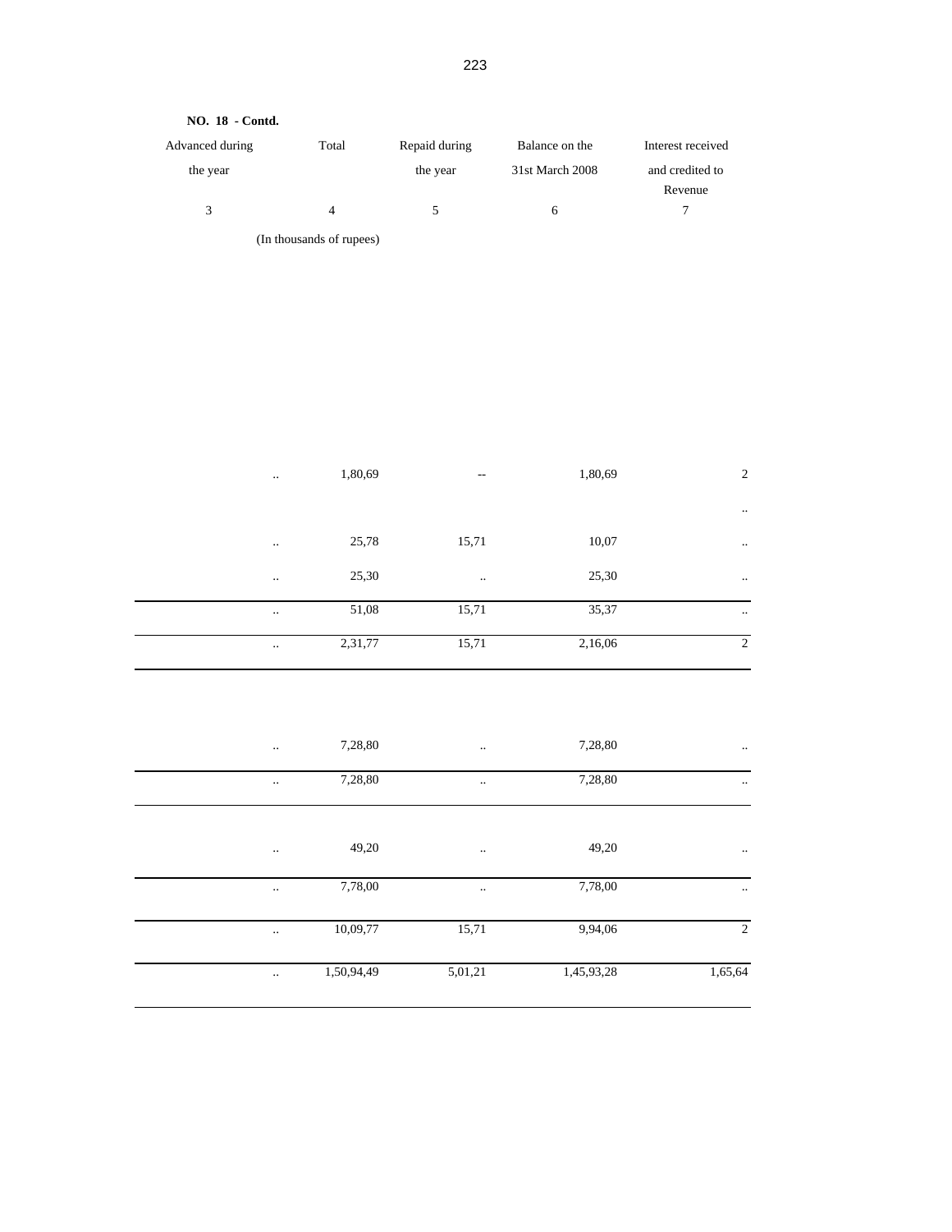**NO. 18 - Contd.**

| Advanced during the year | Total | Repaid during the year | Balance on the 31st March 2008 | Interest received and credited to Revenue |
|---|---|---|---|---|
| 3 | 4 | 5 | 6 | 7 |
| | (In thousands of rupees) | | | |
| .. | 1,80,69 | -- | 1,80,69 | 2 |
| | | | | .. |
| .. | 25,78 | 15,71 | 10,07 | .. |
| .. | 25,30 | .. | 25,30 | .. |
| .. | 51,08 | 15,71 | 35,37 | .. |
| .. | 2,31,77 | 15,71 | 2,16,06 | 2 |
| .. | 7,28,80 | .. | 7,28,80 | .. |
| .. | 7,28,80 | .. | 7,28,80 | .. |
| .. | 49,20 | .. | 49,20 | .. |
| .. | 7,78,00 | .. | 7,78,00 | .. |
| .. | 10,09,77 | 15,71 | 9,94,06 | 2 |
| .. | 1,50,94,49 | 5,01,21 | 1,45,93,28 | 1,65,64 |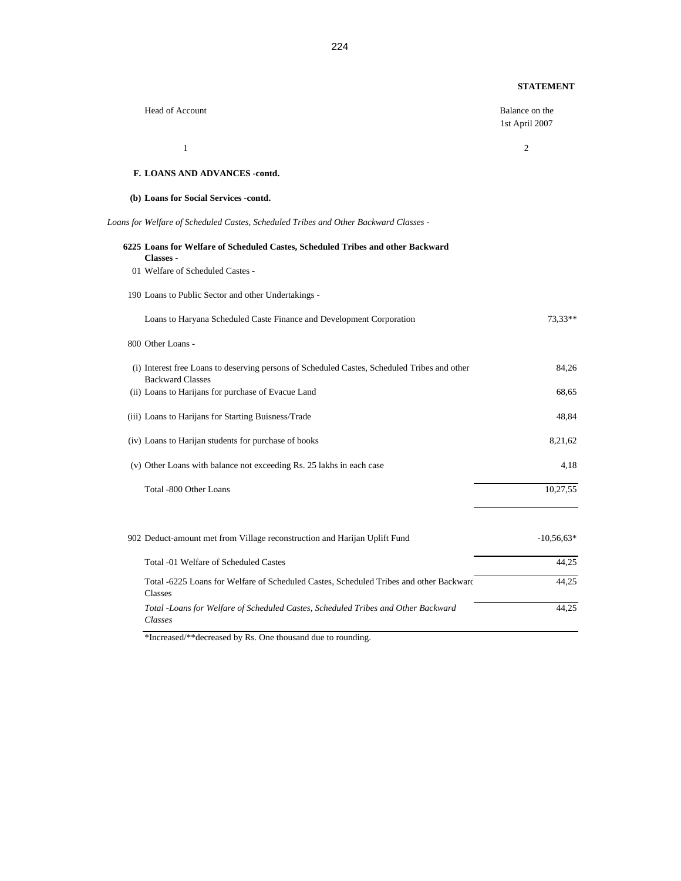**STATEMENT**

| Head of Account | Balance on the 1st April 2007 |
|---|---|
| 1 | 2 |
| **F. LOANS AND ADVANCES -contd.** | |
| **(b) Loans for Social Services -contd.** | |
| *Loans for Welfare of Scheduled Castes, Scheduled Tribes and Other Backward Classes -* | |
| **6225 Loans for Welfare of Scheduled Castes, Scheduled Tribes and other Backward Classes -** | |
| 01 Welfare of Scheduled Castes - | |
| 190 Loans to Public Sector and other Undertakings - | |
| Loans to Haryana Scheduled Caste Finance and Development Corporation | 73,33** |
| 800 Other Loans - | |
| (i) Interest free Loans to deserving persons of Scheduled Castes, Scheduled Tribes and other Backward Classes | 84,26 |
| (ii) Loans to Harijans for purchase of Evacue Land | 68,65 |
| (iii) Loans to Harijans for Starting Buisness/Trade | 48,84 |
| (iv) Loans to Harijan students for purchase of books | 8,21,62 |
| (v) Other Loans with balance not exceeding Rs. 25 lakhs in each case | 4,18 |
| Total -800 Other Loans | 10,27,55 |
| 902 Deduct-amount met from Village reconstruction and Harijan Uplift Fund | -10,56,63* |
| Total -01 Welfare of Scheduled Castes | 44,25 |
| Total -6225 Loans for Welfare of Scheduled Castes, Scheduled Tribes and other Backward Classes | 44,25 |
| *Total -Loans for Welfare of Scheduled Castes, Scheduled Tribes and Other Backward Classes* | 44,25 |

*Increased/**decreased by Rs. One thousand due to rounding.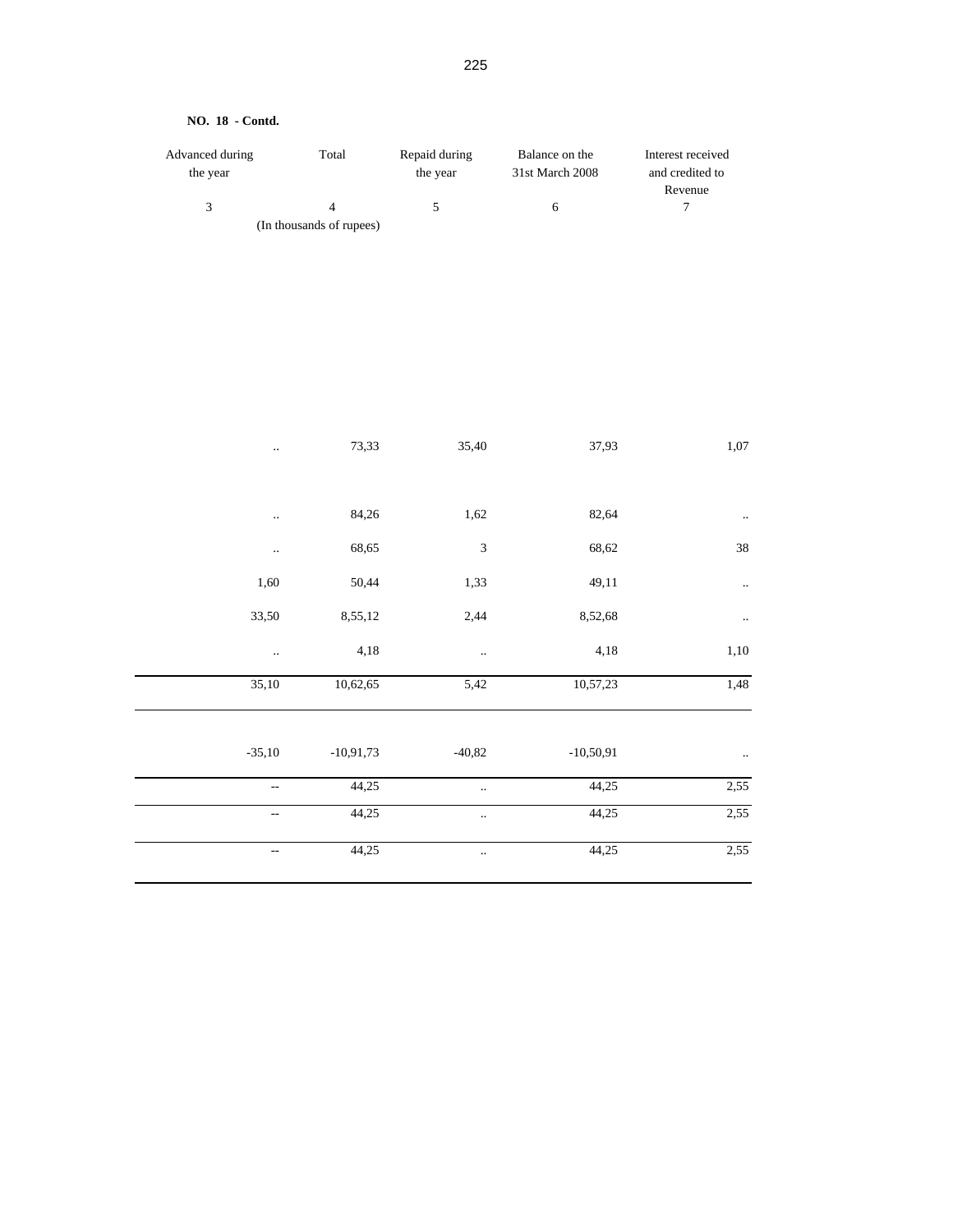**NO. 18 - Contd.**

| Advanced during the year | Total | Repaid during the year | Balance on the 31st March 2008 | Interest received and credited to Revenue |
|---|---|---|---|---|
| 3 | 4 | 5 | 6 | 7 |
| | (In thousands of rupees) | | | |
| .. | 73,33 | 35,40 | 37,93 | 1,07 |
| .. | 84,26 | 1,62 | 82,64 | .. |
| .. | 68,65 | 3 | 68,62 | 38 |
| 1,60 | 50,44 | 1,33 | 49,11 | .. |
| 33,50 | 8,55,12 | 2,44 | 8,52,68 | .. |
| .. | 4,18 | .. | 4,18 | 1,10 |
| 35,10 | 10,62,65 | 5,42 | 10,57,23 | 1,48 |
| -35,10 | -10,91,73 | -40,82 | -10,50,91 | .. |
| -- | 44,25 | .. | 44,25 | 2,55 |
| -- | 44,25 | .. | 44,25 | 2,55 |
| -- | 44,25 | .. | 44,25 | 2,55 |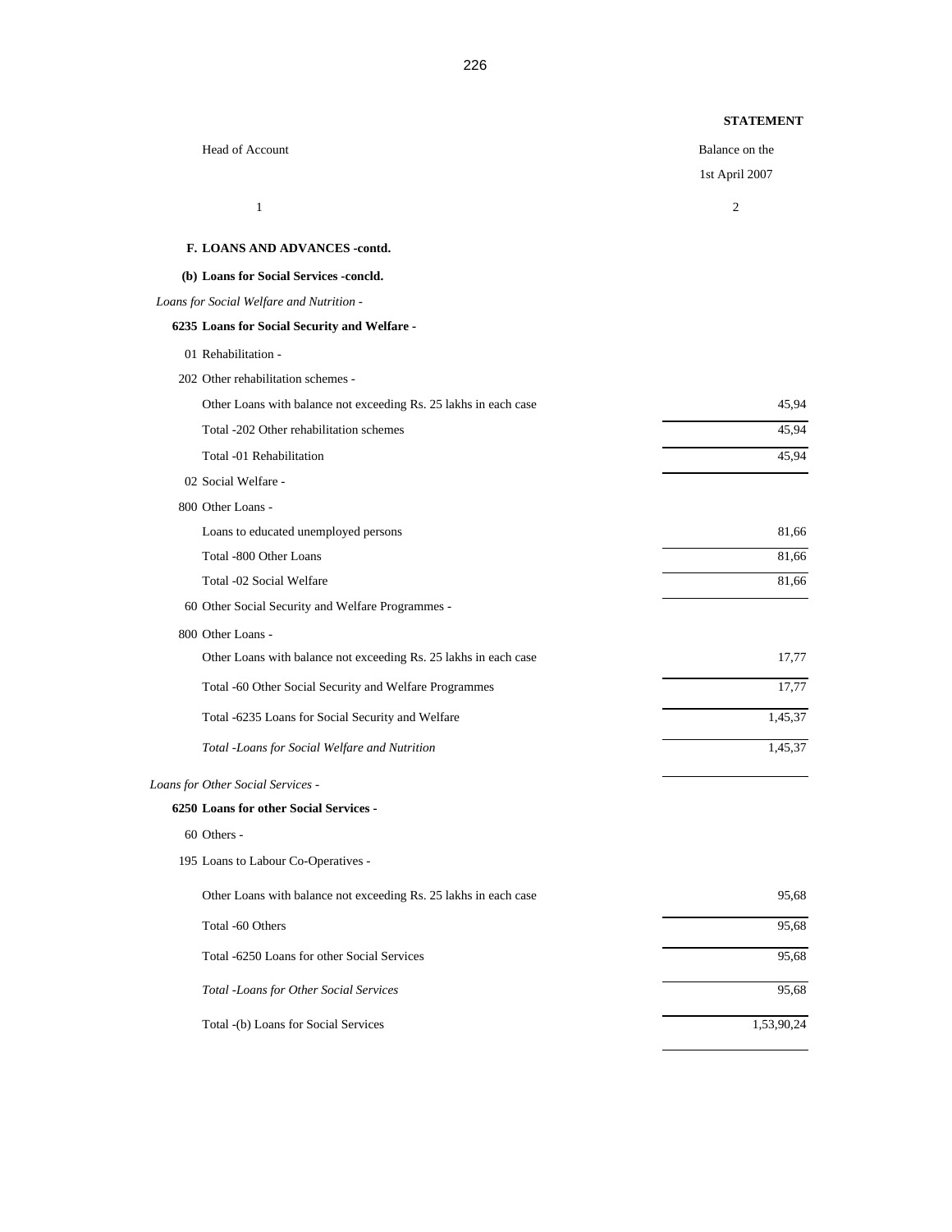**STATEMENT**

| Head of Account | Balance on the 1st April 2007 |
|---|---|
| 1 | 2 |
| **F. LOANS AND ADVANCES -contd.** | |
| **(b) Loans for Social Services -concld.** | |
| *Loans for Social Welfare and Nutrition -* | |
| **6235 Loans for Social Security and Welfare -** | |
| 01 Rehabilitation - | |
| 202 Other rehabilitation schemes - | |
| Other Loans with balance not exceeding Rs. 25 lakhs in each case | 45,94 |
| Total -202 Other rehabilitation schemes | 45,94 |
| Total -01 Rehabilitation | 45,94 |
| 02 Social Welfare - | |
| 800 Other Loans - | |
| Loans to educated unemployed persons | 81,66 |
| Total -800 Other Loans | 81,66 |
| Total -02 Social Welfare | 81,66 |
| 60 Other Social Security and Welfare Programmes - | |
| 800 Other Loans - | |
| Other Loans with balance not exceeding Rs. 25 lakhs in each case | 17,77 |
| Total -60 Other Social Security and Welfare Programmes | 17,77 |
| Total -6235 Loans for Social Security and Welfare | 1,45,37 |
| *Total -Loans for Social Welfare and Nutrition* | 1,45,37 |
| *Loans for Other Social Services -* | |
| **6250 Loans for other Social Services -** | |
| 60 Others - | |
| 195 Loans to Labour Co-Operatives - | |
| Other Loans with balance not exceeding Rs. 25 lakhs in each case | 95,68 |
| Total -60 Others | 95,68 |
| Total -6250 Loans for other Social Services | 95,68 |
| *Total -Loans for Other Social Services* | 95,68 |
| Total -(b) Loans for Social Services | 1,53,90,24 |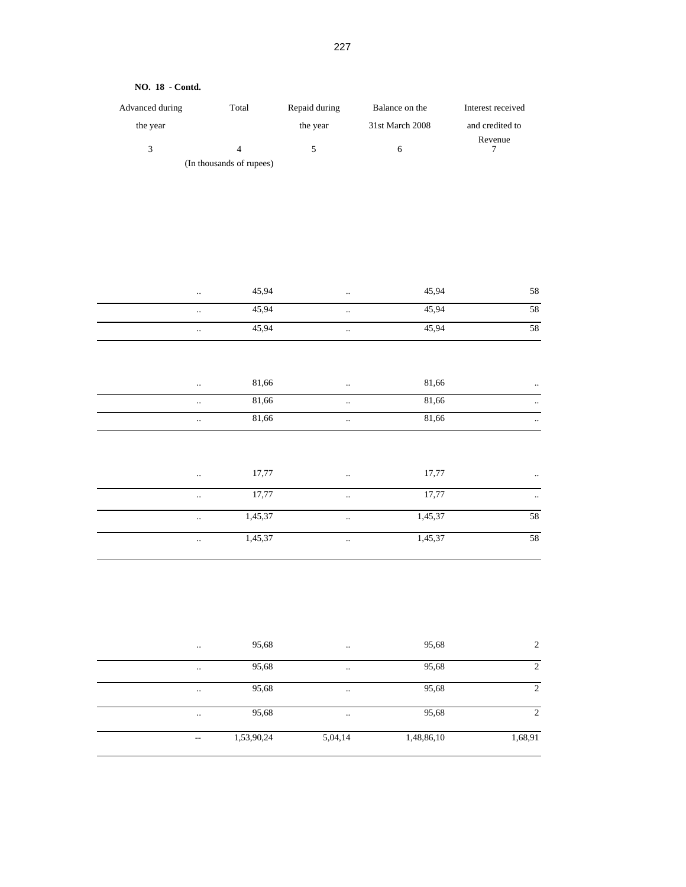**NO. 18 - Contd.**

| Advanced during the year | Total | Repaid during the year | Balance on the 31st March 2008 | Interest received and credited to Revenue |
|---|---|---|---|---|
| 3 | 4 | 5 | 6 | 7 |
| | (In thousands of rupees) | | | |
| .. | 45,94 | .. | 45,94 | 58 |
| .. | 45,94 | .. | 45,94 | 58 |
| .. | 45,94 | .. | 45,94 | 58 |
| .. | 81,66 | .. | 81,66 | .. |
| .. | 81,66 | .. | 81,66 | .. |
| .. | 81,66 | .. | 81,66 | .. |
| .. | 17,77 | .. | 17,77 | .. |
| .. | 17,77 | .. | 17,77 | .. |
| .. | 1,45,37 | .. | 1,45,37 | 58 |
| .. | 1,45,37 | .. | 1,45,37 | 58 |
| .. | 95,68 | .. | 95,68 | 2 |
| .. | 95,68 | .. | 95,68 | 2 |
| .. | 95,68 | .. | 95,68 | 2 |
| .. | 95,68 | .. | 95,68 | 2 |
| -- | 1,53,90,24 | 5,04,14 | 1,48,86,10 | 1,68,91 |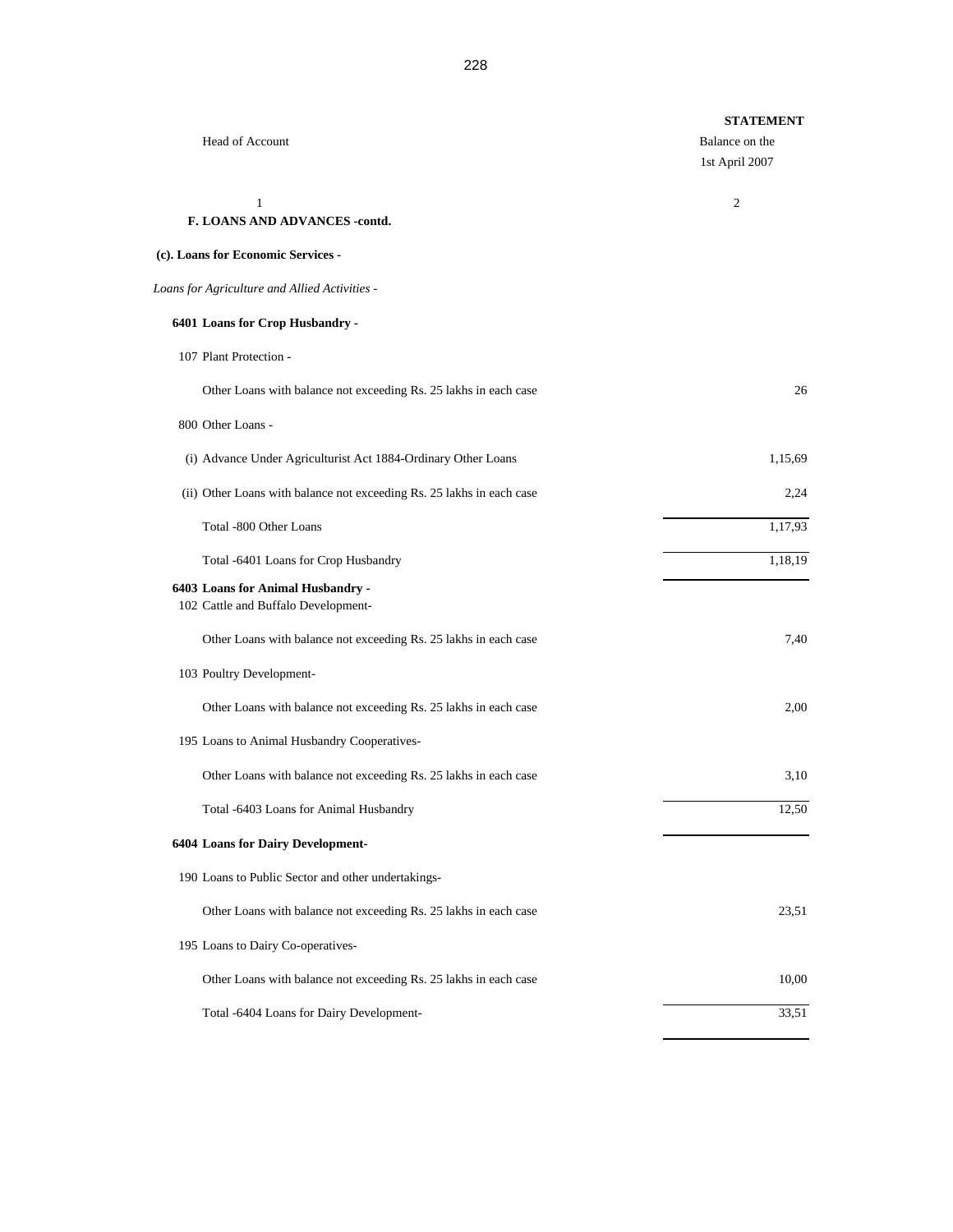**STATEMENT**

| Head of Account | Balance on the 1st April 2007 |
|---|---|
| 1 | 2 |
| **F. LOANS AND ADVANCES -contd.** | |
| **(c). Loans for Economic Services -** | |
| *Loans for Agriculture and Allied Activities -* | |
| **6401 Loans for Crop Husbandry -** | |
| 107 Plant Protection - | |
| Other Loans with balance not exceeding Rs. 25 lakhs in each case | 26 |
| 800 Other Loans - | |
| (i) Advance Under Agriculturist Act 1884-Ordinary Other Loans | 1,15,69 |
| (ii) Other Loans with balance not exceeding Rs. 25 lakhs in each case | 2,24 |
| Total -800 Other Loans | 1,17,93 |
| Total -6401 Loans for Crop Husbandry | 1,18,19 |
| **6403 Loans for Animal Husbandry -** | |
| 102 Cattle and Buffalo Development- | |
| Other Loans with balance not exceeding Rs. 25 lakhs in each case | 7,40 |
| 103 Poultry Development- | |
| Other Loans with balance not exceeding Rs. 25 lakhs in each case | 2,00 |
| 195 Loans to Animal Husbandry Cooperatives- | |
| Other Loans with balance not exceeding Rs. 25 lakhs in each case | 3,10 |
| Total -6403 Loans for Animal Husbandry | 12,50 |
| **6404 Loans for Dairy Development-** | |
| 190 Loans to Public Sector and other undertakings- | |
| Other Loans with balance not exceeding Rs. 25 lakhs in each case | 23,51 |
| 195 Loans to Dairy Co-operatives- | |
| Other Loans with balance not exceeding Rs. 25 lakhs in each case | 10,00 |
| Total -6404 Loans for Dairy Development- | 33,51 |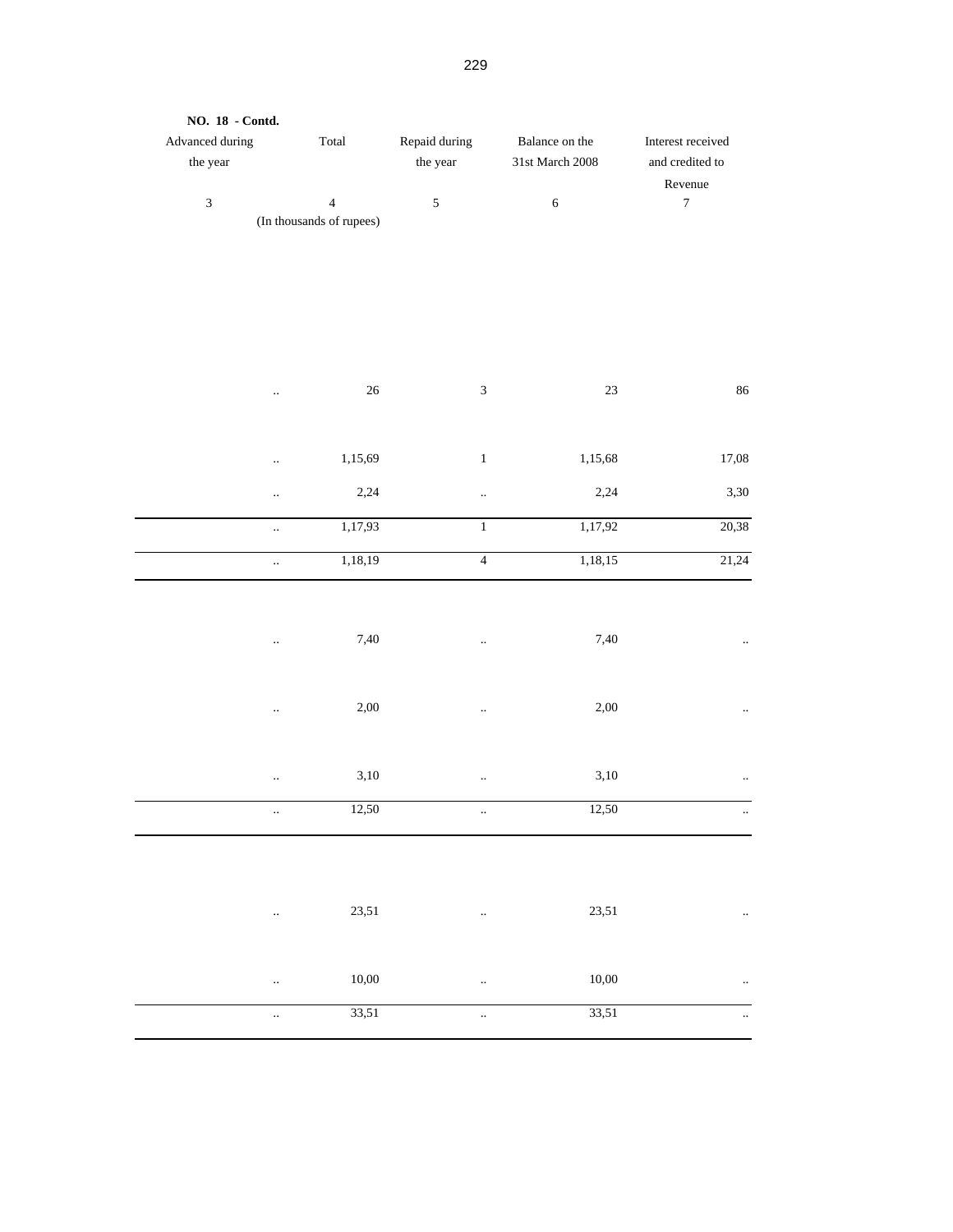**NO. 18 - Contd.**

| Advanced during the year | Total | Repaid during the year | Balance on the 31st March 2008 | Interest received and credited to Revenue |
|---|---|---|---|---|
| 3 | 4 | 5 | 6 | 7 |
| | (In thousands of rupees) | | | |
| .. | 26 | 3 | 23 | 86 |
| .. | 1,15,69 | 1 | 1,15,68 | 17,08 |
| .. | 2,24 | .. | 2,24 | 3,30 |
| .. | 1,17,93 | 1 | 1,17,92 | 20,38 |
| .. | 1,18,19 | 4 | 1,18,15 | 21,24 |
| .. | 7,40 | .. | 7,40 | .. |
| .. | 2,00 | .. | 2,00 | .. |
| .. | 3,10 | .. | 3,10 | .. |
| .. | 12,50 | .. | 12,50 | .. |
| .. | 23,51 | .. | 23,51 | .. |
| .. | 10,00 | .. | 10,00 | .. |
| .. | 33,51 | .. | 33,51 | .. |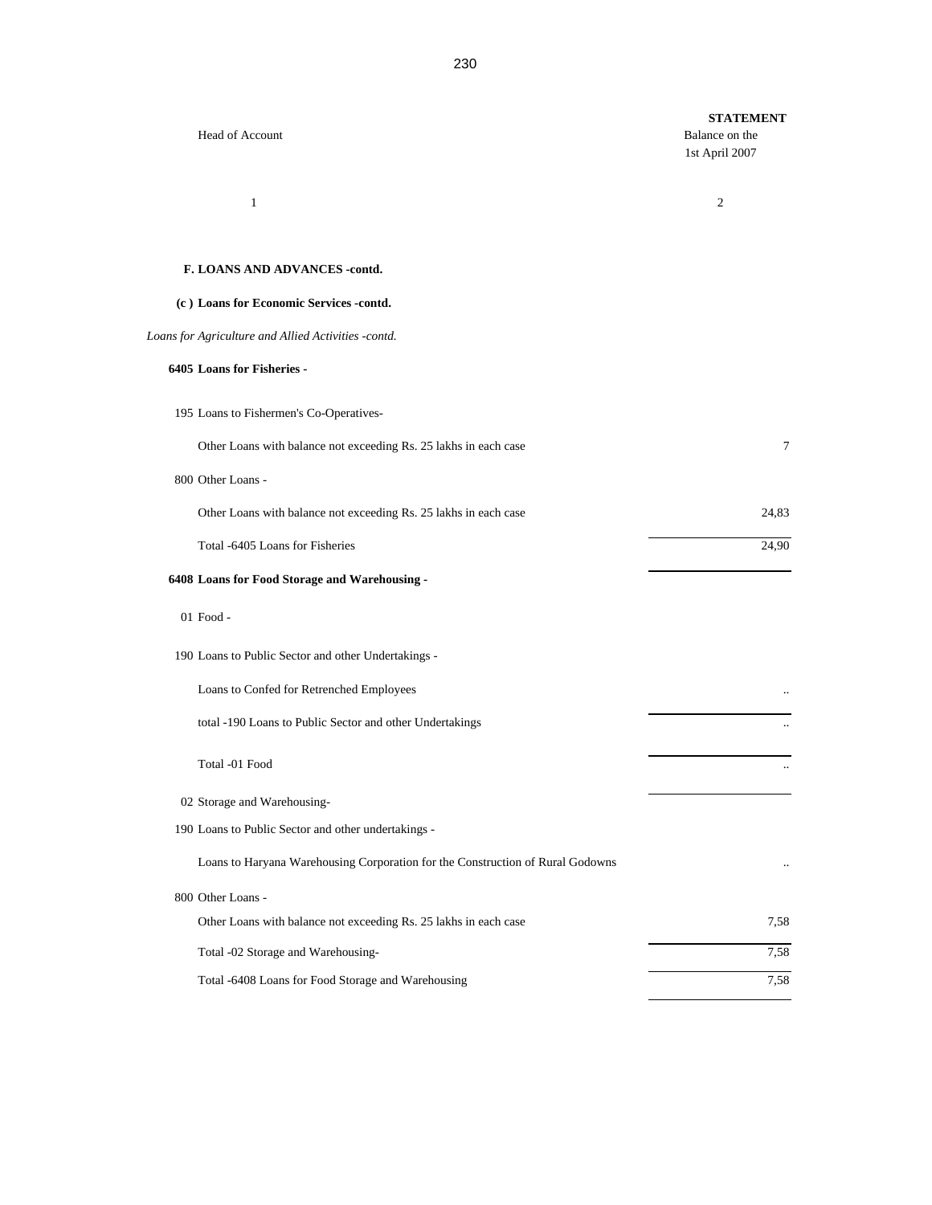**STATEMENT**

| Head of Account | Balance on the 1st April 2007 |
|---|---|
| 1 | 2 |
| **F. LOANS AND ADVANCES -contd.** | |
| **(c ) Loans for Economic Services -contd.** | |
| *Loans for Agriculture and Allied Activities -contd.* | |
| **6405 Loans for Fisheries -** | |
| 195 Loans to Fishermen's Co-Operatives- | |
| Other Loans with balance not exceeding Rs. 25 lakhs in each case | 7 |
| 800 Other Loans - | |
| Other Loans with balance not exceeding Rs. 25 lakhs in each case | 24,83 |
| Total -6405 Loans for Fisheries | 24,90 |
| **6408 Loans for Food Storage and Warehousing -** | |
| 01 Food - | |
| 190 Loans to Public Sector and other Undertakings - | |
| Loans to Confed for Retrenched Employees | .. |
| total -190 Loans to Public Sector and other Undertakings | .. |
| Total -01 Food | .. |
| 02 Storage and Warehousing- | |
| 190 Loans to Public Sector and other undertakings - | |
| Loans to Haryana Warehousing Corporation for the Construction of Rural Godowns | .. |
| 800 Other Loans - | |
| Other Loans with balance not exceeding Rs. 25 lakhs in each case | 7,58 |
| Total -02 Storage and Warehousing- | 7,58 |
| Total -6408 Loans for Food Storage and Warehousing | 7,58 |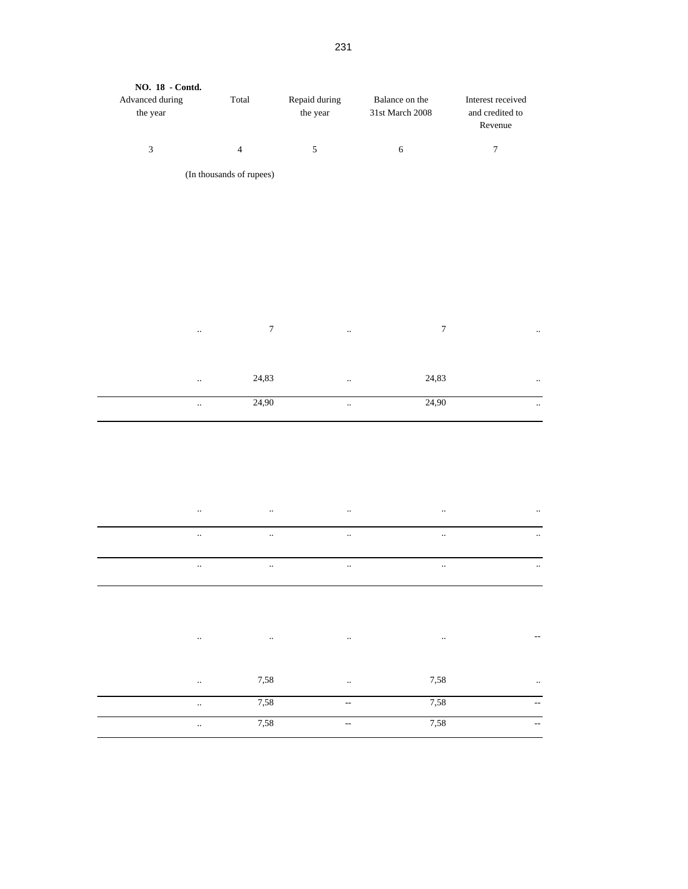**NO. 18 - Contd.**

| Advanced during the year | Total | Repaid during the year | Balance on the 31st March 2008 | Interest received and credited to Revenue |
|---|---|---|---|---|
| 3 | 4 | 5 | 6 | 7 |
| | (In thousands of rupees) | | | |
| .. | 7 | .. | 7 | .. |
| .. | 24,83 | .. | 24,83 | .. |
| .. | 24,90 | .. | 24,90 | .. |
| .. | .. | .. | .. | .. |
| .. | .. | .. | .. | .. |
| .. | .. | .. | .. | .. |
| .. | .. | .. | .. | -- |
| .. | 7,58 | .. | 7,58 | .. |
| .. | 7,58 | -- | 7,58 | -- |
| .. | 7,58 | -- | 7,58 | -- |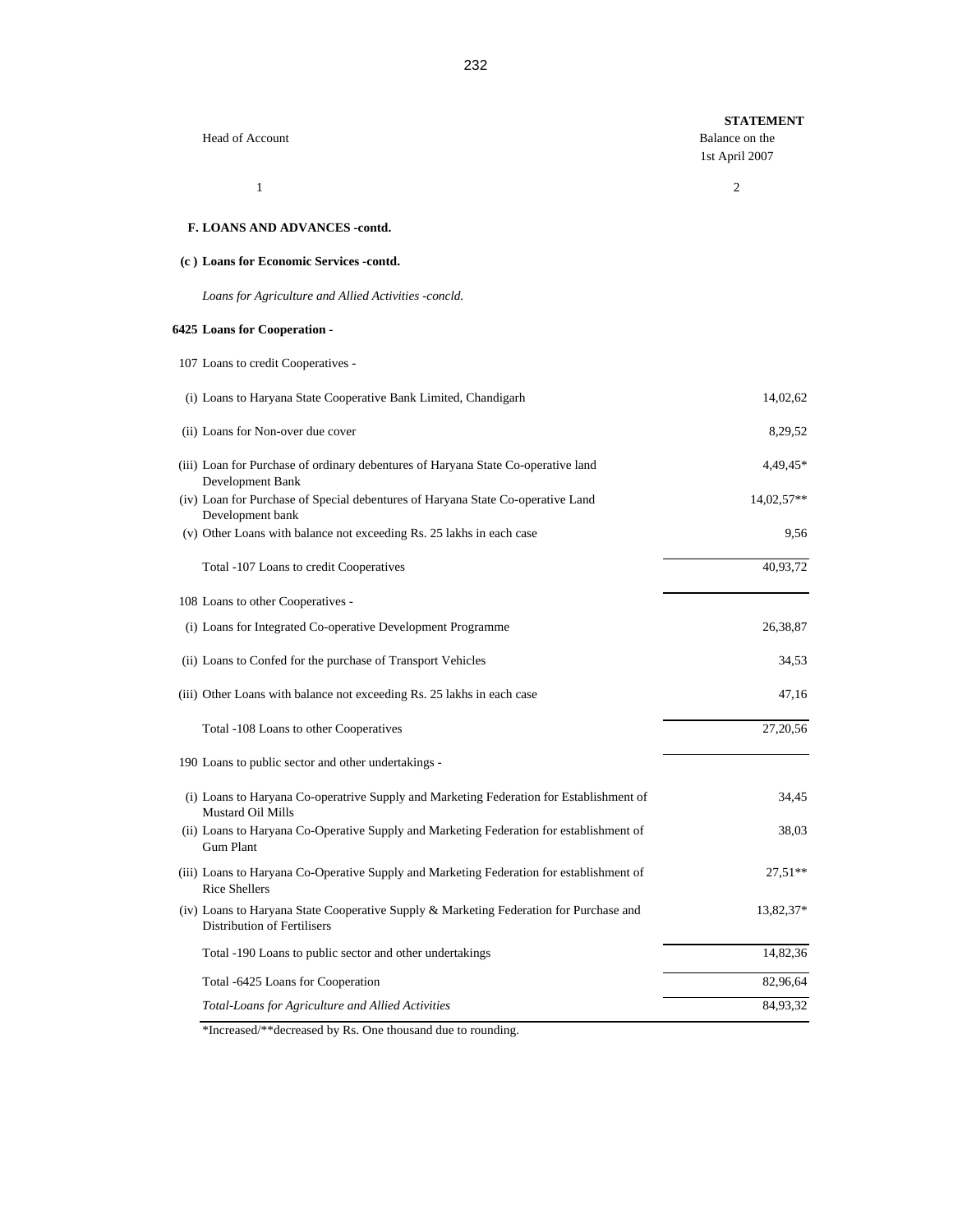**STATEMENT**

| Head of Account | Balance on the 1st April 2007 |
|---|---|
| 1 | 2 |
| **F. LOANS AND ADVANCES -contd.** | |
| **(c ) Loans for Economic Services -contd.** | |
| *Loans for Agriculture and Allied Activities -concld.* | |
| **6425 Loans for Cooperation -** | |
| 107 Loans to credit Cooperatives - | |
| (i) Loans to Haryana State Cooperative Bank Limited, Chandigarh | 14,02,62 |
| (ii) Loans for Non-over due cover | 8,29,52 |
| (iii) Loan for Purchase of ordinary debentures of Haryana State Co-operative land Development Bank | 4,49,45* |
| (iv) Loan for Purchase of Special debentures of Haryana State Co-operative Land Development bank | 14,02,57** |
| (v) Other Loans with balance not exceeding Rs. 25 lakhs in each case | 9,56 |
| Total -107 Loans to credit Cooperatives | 40,93,72 |
| 108 Loans to other Cooperatives - | |
| (i) Loans for Integrated Co-operative Development Programme | 26,38,87 |
| (ii) Loans to Confed for the purchase of Transport Vehicles | 34,53 |
| (iii) Other Loans with balance not exceeding Rs. 25 lakhs in each case | 47,16 |
| Total -108 Loans to other Cooperatives | 27,20,56 |
| 190 Loans to public sector and other undertakings - | |
| (i) Loans to Haryana Co-operatrive Supply and Marketing Federation for Establishment of Mustard Oil Mills | 34,45 |
| (ii) Loans to Haryana Co-Operative Supply and Marketing Federation for establishment of Gum Plant | 38,03 |
| (iii) Loans to Haryana Co-Operative Supply and Marketing Federation for establishment of Rice Shellers | 27,51** |
| (iv) Loans to Haryana State Cooperative Supply & Marketing Federation for Purchase and Distribution of Fertilisers | 13,82,37* |
| Total -190 Loans to public sector and other undertakings | 14,82,36 |
| Total -6425 Loans for Cooperation | 82,96,64 |
| *Total-Loans for Agriculture and Allied Activities* | 84,93,32 |

*Increased/**decreased by Rs. One thousand due to rounding.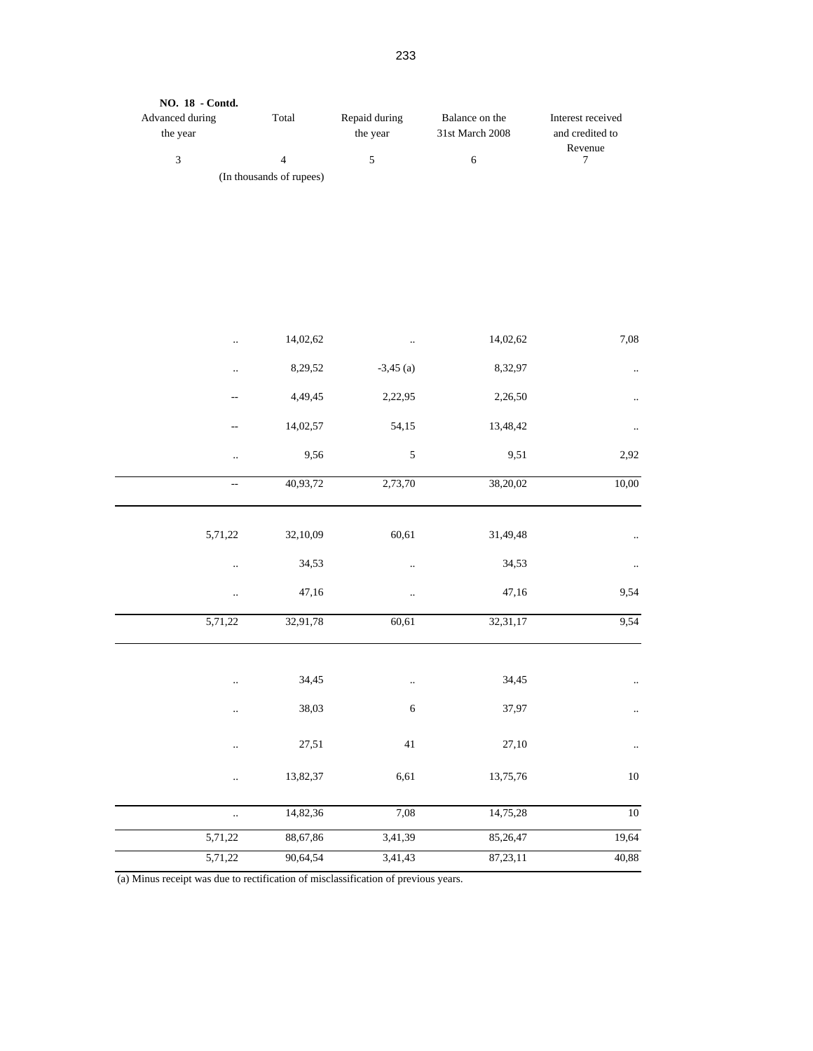**NO. 18 - Contd.**

| Advanced during the year | Total | Repaid during the year | Balance on the 31st March 2008 | Interest received and credited to Revenue |
|---|---|---|---|---|
| 3 | 4 | 5 | 6 | 7 |
| | (In thousands of rupees) | | | |
| .. | 14,02,62 | .. | 14,02,62 | 7,08 |
| .. | 8,29,52 | -3,45 (a) | 8,32,97 | .. |
| -- | 4,49,45 | 2,22,95 | 2,26,50 | .. |
| -- | 14,02,57 | 54,15 | 13,48,42 | .. |
| .. | 9,56 | 5 | 9,51 | 2,92 |
| -- | 40,93,72 | 2,73,70 | 38,20,02 | 10,00 |
| 5,71,22 | 32,10,09 | 60,61 | 31,49,48 | .. |
| .. | 34,53 | .. | 34,53 | .. |
| .. | 47,16 | .. | 47,16 | 9,54 |
| 5,71,22 | 32,91,78 | 60,61 | 32,31,17 | 9,54 |
| .. | 34,45 | .. | 34,45 | .. |
| .. | 38,03 | 6 | 37,97 | .. |
| .. | 27,51 | 41 | 27,10 | .. |
| .. | 13,82,37 | 6,61 | 13,75,76 | 10 |
| .. | 14,82,36 | 7,08 | 14,75,28 | 10 |
| 5,71,22 | 88,67,86 | 3,41,39 | 85,26,47 | 19,64 |
| 5,71,22 | 90,64,54 | 3,41,43 | 87,23,11 | 40,88 |

(a) Minus receipt was due to rectification of misclassification of previous years.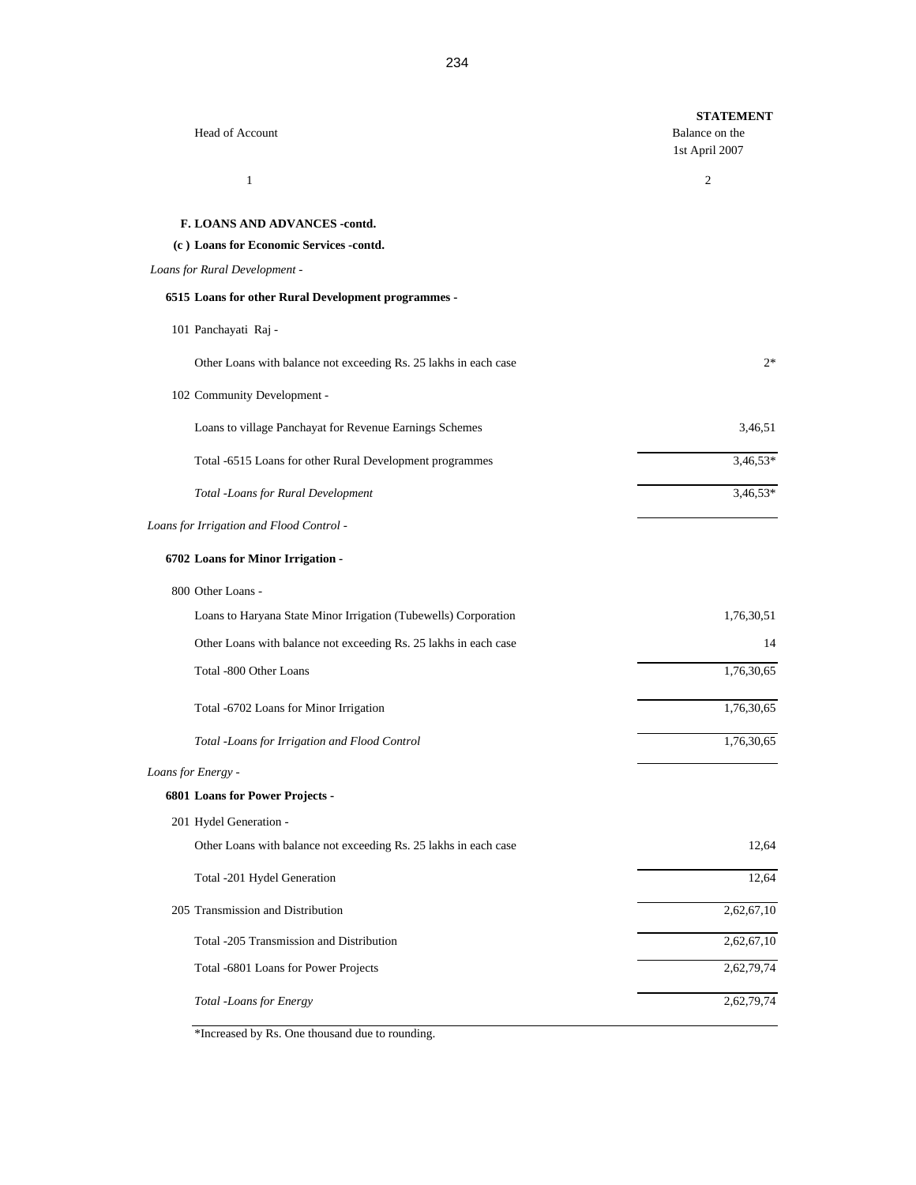**STATEMENT**

| Head of Account | Balance on the 1st April 2007 |
|---|---|
| 1 | 2 |
| **F. LOANS AND ADVANCES -contd.** | |
| **(c ) Loans for Economic Services -contd.** | |
| *Loans for Rural Development -* | |
| **6515 Loans for other Rural Development programmes -** | |
| 101 Panchayati Raj - | |
| Other Loans with balance not exceeding Rs. 25 lakhs in each case | 2* |
| 102 Community Development - | |
| Loans to village Panchayat for Revenue Earnings Schemes | 3,46,51 |
| Total -6515 Loans for other Rural Development programmes | 3,46,53* |
| *Total -Loans for Rural Development* | 3,46,53* |
| *Loans for Irrigation and Flood Control -* | |
| **6702 Loans for Minor Irrigation -** | |
| 800 Other Loans - | |
| Loans to Haryana State Minor Irrigation (Tubewells) Corporation | 1,76,30,51 |
| Other Loans with balance not exceeding Rs. 25 lakhs in each case | 14 |
| Total -800 Other Loans | 1,76,30,65 |
| Total -6702 Loans for Minor Irrigation | 1,76,30,65 |
| *Total -Loans for Irrigation and Flood Control* | 1,76,30,65 |
| *Loans for Energy -* | |
| **6801 Loans for Power Projects -** | |
| 201 Hydel Generation - | |
| Other Loans with balance not exceeding Rs. 25 lakhs in each case | 12,64 |
| Total -201 Hydel Generation | 12,64 |
| 205 Transmission and Distribution | 2,62,67,10 |
| Total -205 Transmission and Distribution | 2,62,67,10 |
| Total -6801 Loans for Power Projects | 2,62,79,74 |
| *Total -Loans for Energy* | 2,62,79,74 |

*Increased by Rs. One thousand due to rounding.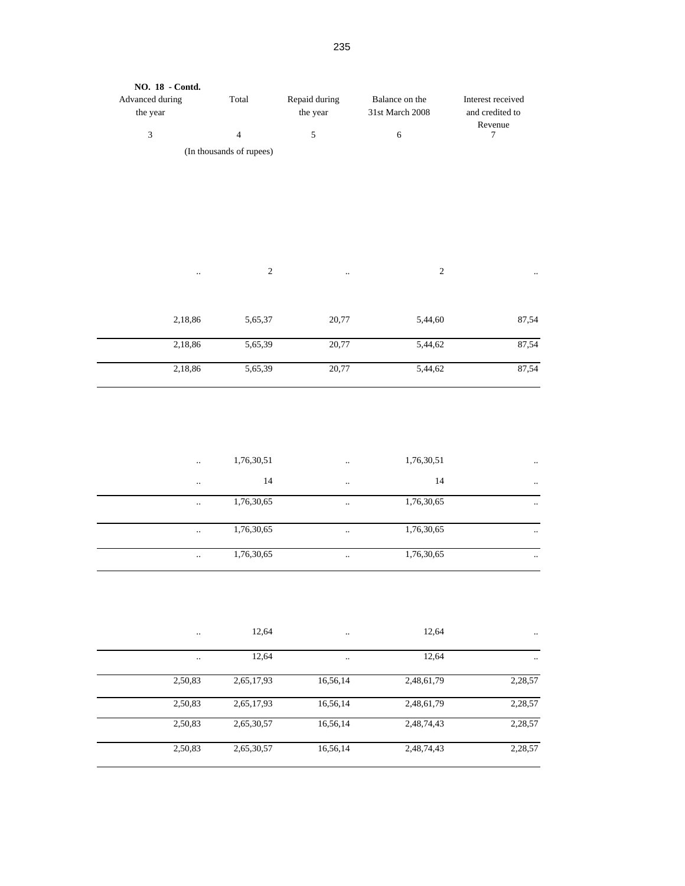**NO. 18 - Contd.**

| Advanced during the year | Total | Repaid during the year | Balance on the 31st March 2008 | Interest received and credited to Revenue |
|---|---|---|---|---|
| 3 | 4 | 5 | 6 | 7 |
| | (In thousands of rupees) | | | |
| .. | 2 | .. | 2 | .. |
| 2,18,86 | 5,65,37 | 20,77 | 5,44,60 | 87,54 |
| 2,18,86 | 5,65,39 | 20,77 | 5,44,62 | 87,54 |
| 2,18,86 | 5,65,39 | 20,77 | 5,44,62 | 87,54 |
| .. | 1,76,30,51 | .. | 1,76,30,51 | .. |
| .. | 14 | .. | 14 | .. |
| .. | 1,76,30,65 | .. | 1,76,30,65 | .. |
| .. | 1,76,30,65 | .. | 1,76,30,65 | .. |
| .. | 1,76,30,65 | .. | 1,76,30,65 | .. |
| .. | 12,64 | .. | 12,64 | .. |
| .. | 12,64 | .. | 12,64 | .. |
| 2,50,83 | 2,65,17,93 | 16,56,14 | 2,48,61,79 | 2,28,57 |
| 2,50,83 | 2,65,17,93 | 16,56,14 | 2,48,61,79 | 2,28,57 |
| 2,50,83 | 2,65,30,57 | 16,56,14 | 2,48,74,43 | 2,28,57 |
| 2,50,83 | 2,65,30,57 | 16,56,14 | 2,48,74,43 | 2,28,57 |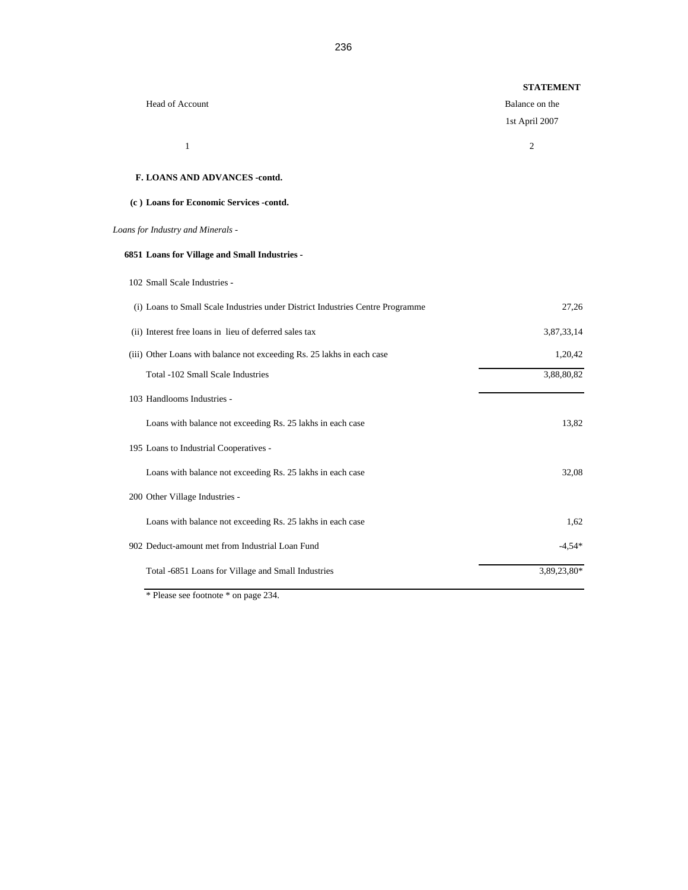**STATEMENT**

| Head of Account | Balance on the 1st April 2007 |
|---|---|
| 1 | 2 |
| **F. LOANS AND ADVANCES -contd.** | |
| **(c ) Loans for Economic Services -contd.** | |
| *Loans for Industry and Minerals -* | |
| **6851 Loans for Village and Small Industries -** | |
| 102 Small Scale Industries - | |
| (i) Loans to Small Scale Industries under District Industries Centre Programme | 27,26 |
| (ii) Interest free loans in lieu of deferred sales tax | 3,87,33,14 |
| (iii) Other Loans with balance not exceeding Rs. 25 lakhs in each case | 1,20,42 |
| Total -102 Small Scale Industries | 3,88,80,82 |
| 103 Handlooms Industries - | |
| Loans with balance not exceeding Rs. 25 lakhs in each case | 13,82 |
| 195 Loans to Industrial Cooperatives - | |
| Loans with balance not exceeding Rs. 25 lakhs in each case | 32,08 |
| 200 Other Village Industries - | |
| Loans with balance not exceeding Rs. 25 lakhs in each case | 1,62 |
| 902 Deduct-amount met from Industrial Loan Fund | -4,54* |
| Total -6851 Loans for Village and Small Industries | 3,89,23,80* |

* Please see footnote * on page 234.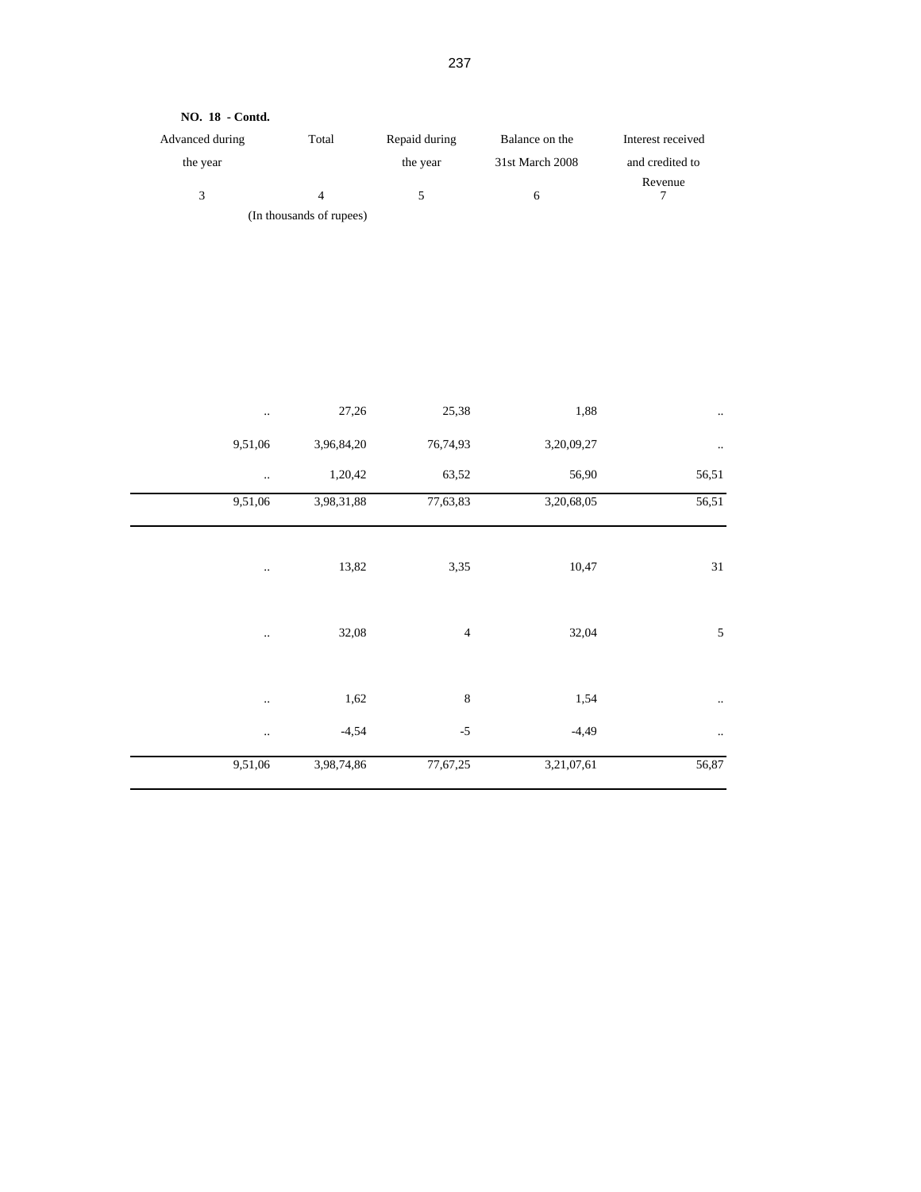**NO. 18 - Contd.**

| Advanced during the year | Total | Repaid during the year | Balance on the 31st March 2008 | Interest received and credited to Revenue |
|---|---|---|---|---|
| 3 | 4 | 5 | 6 | 7 |
| | (In thousands of rupees) | | | |
| .. | 27,26 | 25,38 | 1,88 | .. |
| 9,51,06 | 3,96,84,20 | 76,74,93 | 3,20,09,27 | .. |
| .. | 1,20,42 | 63,52 | 56,90 | 56,51 |
| 9,51,06 | 3,98,31,88 | 77,63,83 | 3,20,68,05 | 56,51 |
| .. | 13,82 | 3,35 | 10,47 | 31 |
| .. | 32,08 | 4 | 32,04 | 5 |
| .. | 1,62 | 8 | 1,54 | .. |
| .. | -4,54 | -5 | -4,49 | .. |
| 9,51,06 | 3,98,74,86 | 77,67,25 | 3,21,07,61 | 56,87 |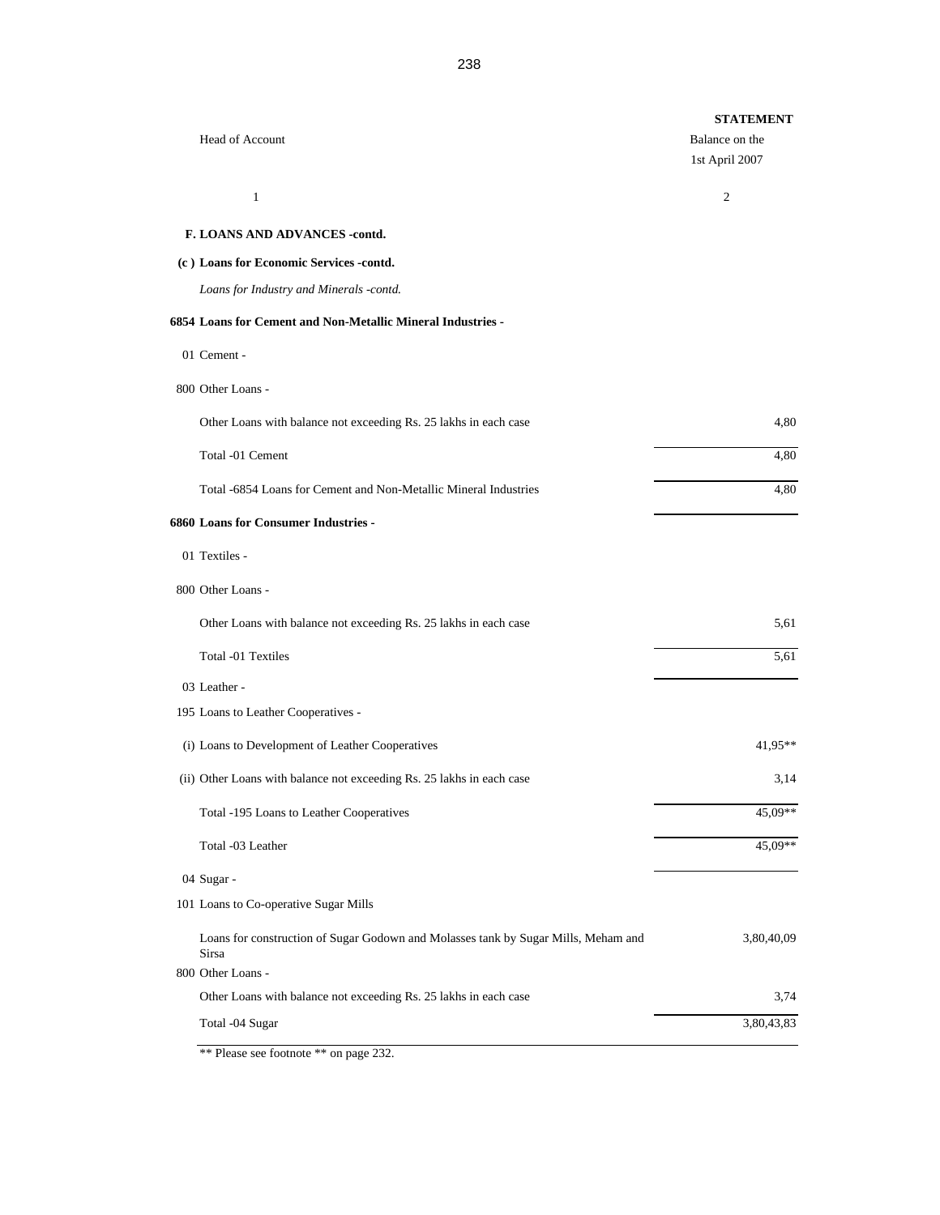**STATEMENT**

| Head of Account | Balance on the 1st April 2007 |
|---|---|
| 1 | 2 |
| **F. LOANS AND ADVANCES -contd.** | |
| **(c ) Loans for Economic Services -contd.** | |
| *Loans for Industry and Minerals -contd.* | |
| **6854 Loans for Cement and Non-Metallic Mineral Industries -** | |
| 01 Cement - | |
| 800 Other Loans - | |
| Other Loans with balance not exceeding Rs. 25 lakhs in each case | 4,80 |
| Total -01 Cement | 4,80 |
| Total -6854 Loans for Cement and Non-Metallic Mineral Industries | 4,80 |
| **6860 Loans for Consumer Industries -** | |
| 01 Textiles - | |
| 800 Other Loans - | |
| Other Loans with balance not exceeding Rs. 25 lakhs in each case | 5,61 |
| Total -01 Textiles | 5,61 |
| 03 Leather - | |
| 195 Loans to Leather Cooperatives - | |
| (i) Loans to Development of Leather Cooperatives | 41,95** |
| (ii) Other Loans with balance not exceeding Rs. 25 lakhs in each case | 3,14 |
| Total -195 Loans to Leather Cooperatives | 45,09** |
| Total -03 Leather | 45,09** |
| 04 Sugar - | |
| 101 Loans to Co-operative Sugar Mills | |
| Loans for construction of Sugar Godown and Molasses tank by Sugar Mills, Meham and Sirsa | 3,80,40,09 |
| 800 Other Loans - | |
| Other Loans with balance not exceeding Rs. 25 lakhs in each case | 3,74 |
| Total -04 Sugar | 3,80,43,83 |

** Please see footnote ** on page 232.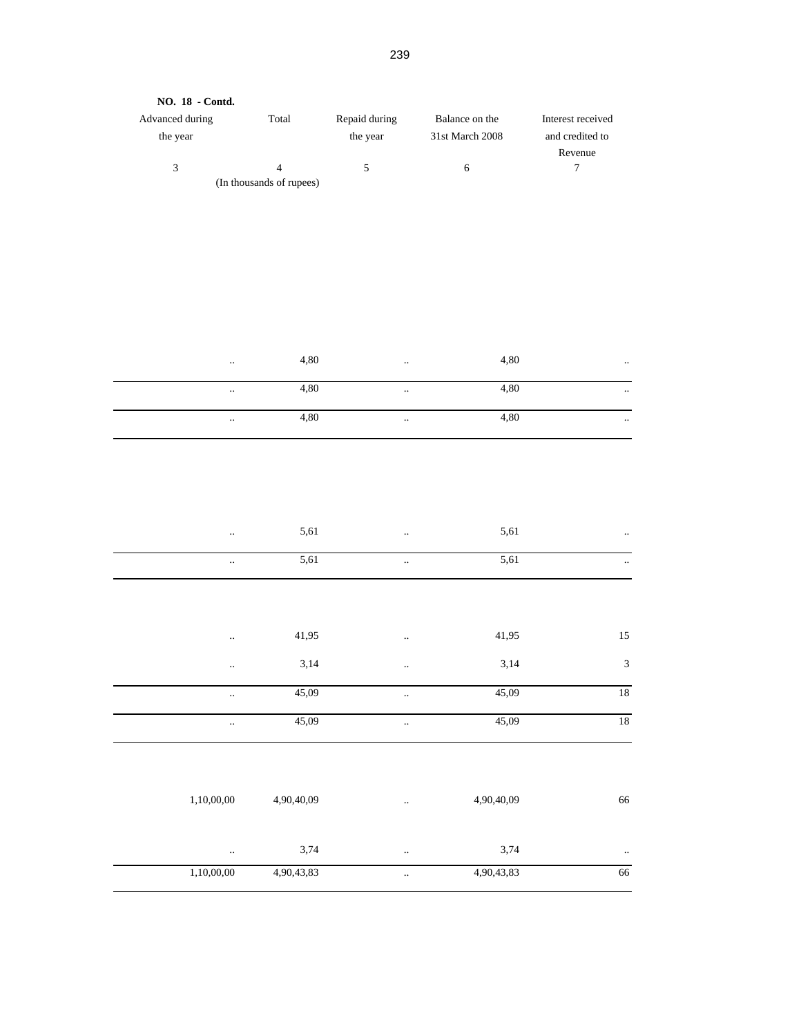**NO. 18 - Contd.**

| Advanced during the year | Total | Repaid during the year | Balance on the 31st March 2008 | Interest received and credited to Revenue |
|---|---|---|---|---|
| 3 | 4 | 5 | 6 | 7 |
| | (In thousands of rupees) | | | |
| .. | 4,80 | .. | 4,80 | .. |
| .. | 4,80 | .. | 4,80 | .. |
| .. | 4,80 | .. | 4,80 | .. |
| .. | 5,61 | .. | 5,61 | .. |
| .. | 5,61 | .. | 5,61 | .. |
| .. | 41,95 | .. | 41,95 | 15 |
| .. | 3,14 | .. | 3,14 | 3 |
| .. | 45,09 | .. | 45,09 | 18 |
| .. | 45,09 | .. | 45,09 | 18 |
| 1,10,00,00 | 4,90,40,09 | .. | 4,90,40,09 | 66 |
| .. | 3,74 | .. | 3,74 | .. |
| 1,10,00,00 | 4,90,43,83 | .. | 4,90,43,83 | 66 |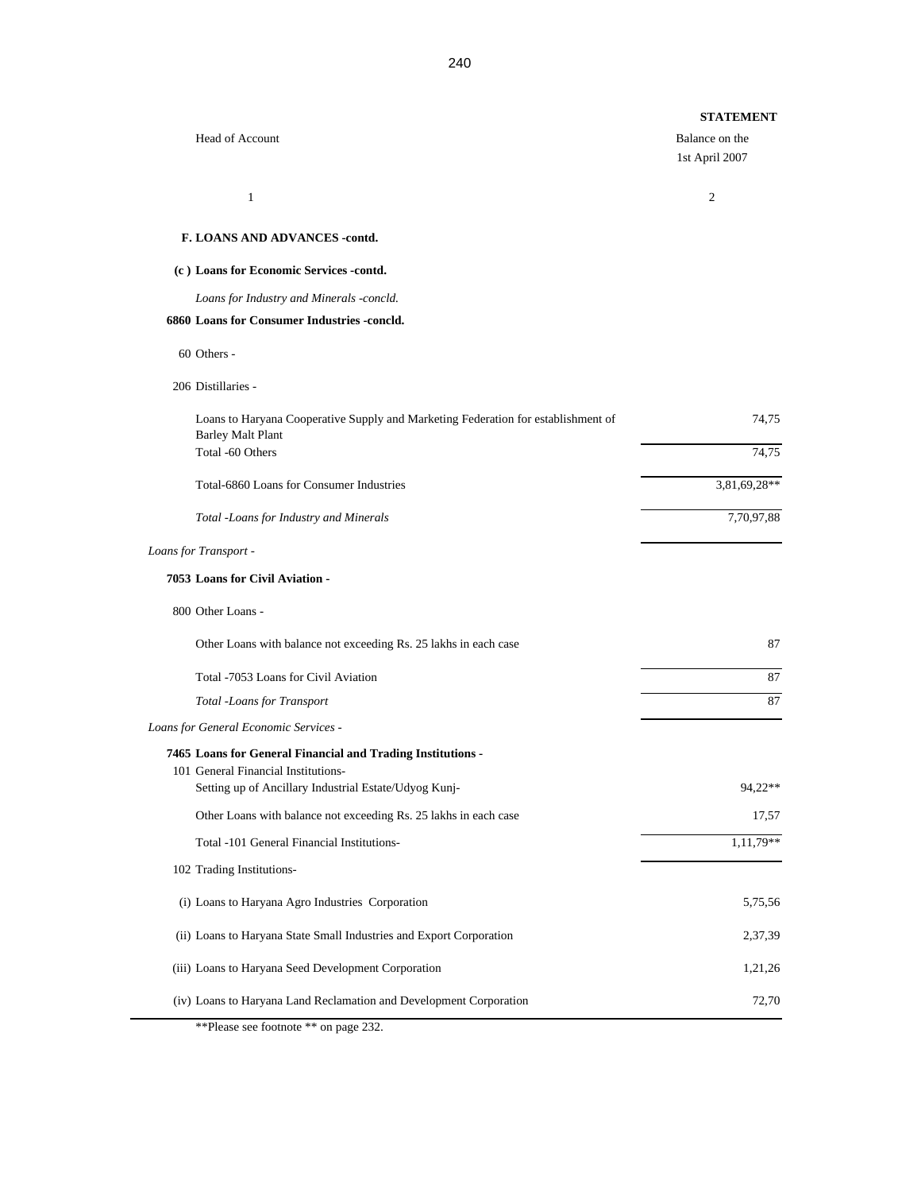**STATEMENT**

| Head of Account | Balance on the 1st April 2007 |
|---|---|
| 1 | 2 |
| **F. LOANS AND ADVANCES -contd.** | |
| **(c ) Loans for Economic Services -contd.** | |
| *Loans for Industry and Minerals -concld.* | |
| **6860 Loans for Consumer Industries -concld.** | |
| 60 Others - | |
| 206 Distillaries - | |
| Loans to Haryana Cooperative Supply and Marketing Federation for establishment of Barley Malt Plant | 74,75 |
| Total -60 Others | 74,75 |
| Total-6860 Loans for Consumer Industries | 3,81,69,28** |
| *Total -Loans for Industry and Minerals* | 7,70,97,88 |
| *Loans for Transport -* | |
| **7053 Loans for Civil Aviation -** | |
| 800 Other Loans - | |
| Other Loans with balance not exceeding Rs. 25 lakhs in each case | 87 |
| Total -7053 Loans for Civil Aviation | 87 |
| *Total -Loans for Transport* | 87 |
| *Loans for General Economic Services -* | |
| **7465 Loans for General Financial and Trading Institutions -** | |
| 101 General Financial Institutions- | |
| Setting up of Ancillary Industrial Estate/Udyog Kunj- | 94,22** |
| Other Loans with balance not exceeding Rs. 25 lakhs in each case | 17,57 |
| Total -101 General Financial Institutions- | 1,11,79** |
| 102 Trading Institutions- | |
| (i) Loans to Haryana Agro Industries Corporation | 5,75,56 |
| (ii) Loans to Haryana State Small Industries and Export Corporation | 2,37,39 |
| (iii) Loans to Haryana Seed Development Corporation | 1,21,26 |
| (iv) Loans to Haryana Land Reclamation and Development Corporation | 72,70 |

**Please see footnote ** on page 232.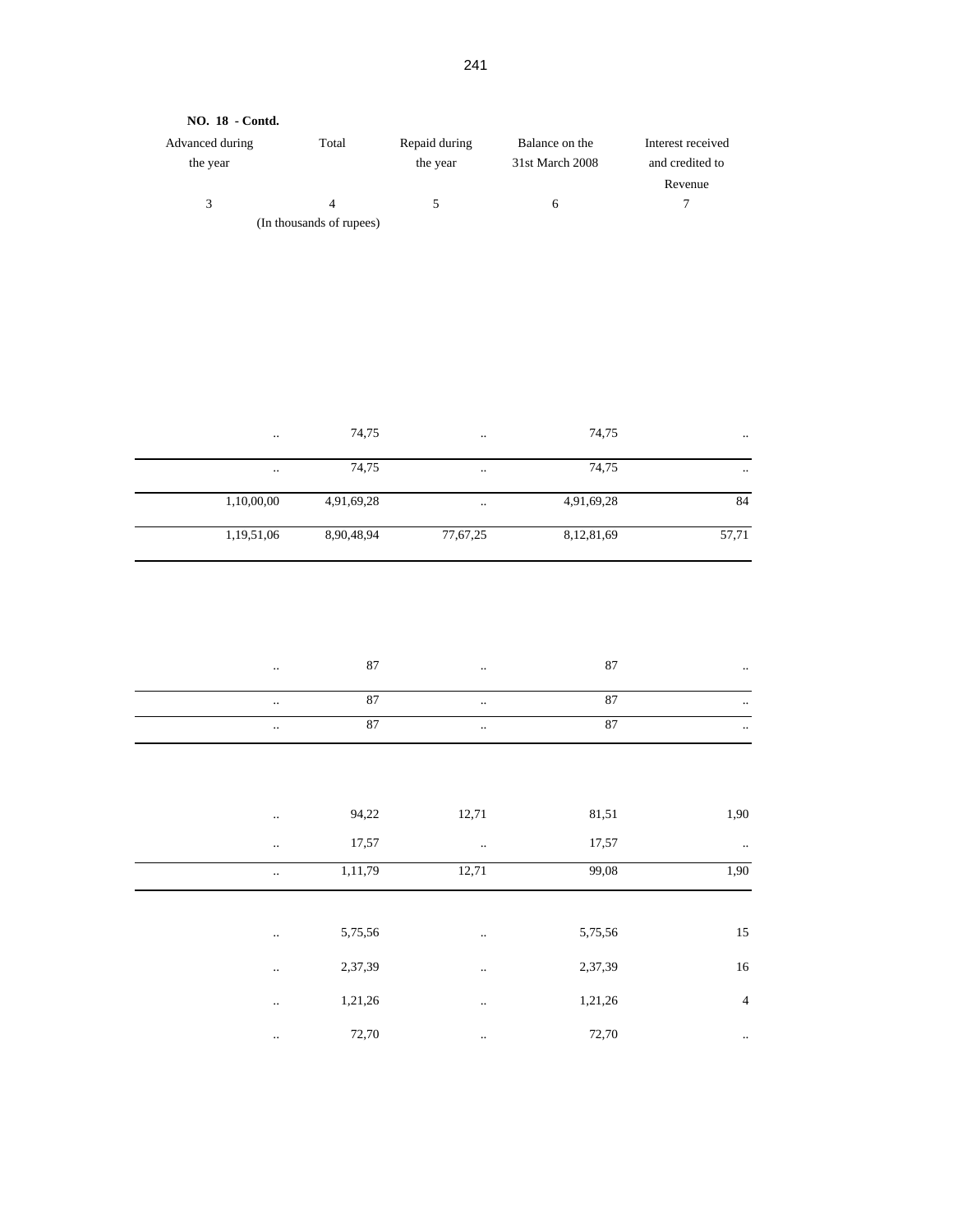**NO. 18 - Contd.**

| Advanced during the year | Total | Repaid during the year | Balance on the 31st March 2008 | Interest received and credited to Revenue |
|---|---|---|---|---|
| 3 | 4 | 5 | 6 | 7 |
| | (In thousands of rupees) | | | |
| .. | 74,75 | .. | 74,75 | .. |
| .. | 74,75 | .. | 74,75 | .. |
| 1,10,00,00 | 4,91,69,28 | .. | 4,91,69,28 | 84 |
| 1,19,51,06 | 8,90,48,94 | 77,67,25 | 8,12,81,69 | 57,71 |
| .. | 87 | .. | 87 | .. |
| .. | 87 | .. | 87 | .. |
| .. | 87 | .. | 87 | .. |
| .. | 94,22 | 12,71 | 81,51 | 1,90 |
| .. | 17,57 | .. | 17,57 | .. |
| .. | 1,11,79 | 12,71 | 99,08 | 1,90 |
| .. | 5,75,56 | .. | 5,75,56 | 15 |
| .. | 2,37,39 | .. | 2,37,39 | 16 |
| .. | 1,21,26 | .. | 1,21,26 | 4 |
| .. | 72,70 | .. | 72,70 | .. |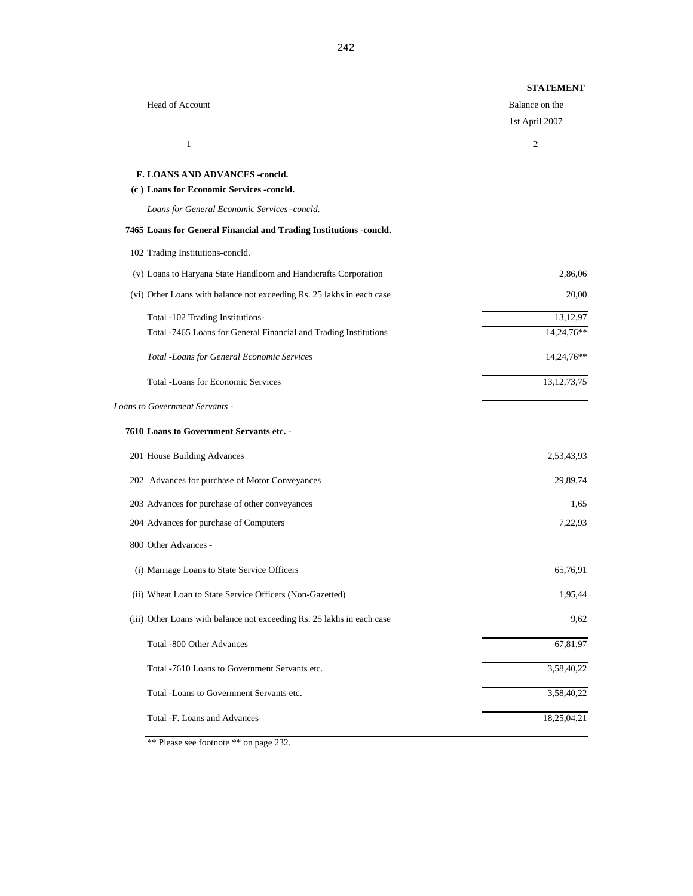**STATEMENT**

| Head of Account | Balance on the 1st April 2007 |
|---|---|
| 1 | 2 |
| **F. LOANS AND ADVANCES -concld.** | |
| **(c ) Loans for Economic Services -concld.** | |
| *Loans for General Economic Services -concld.* | |
| **7465 Loans for General Financial and Trading Institutions -concld.** | |
| 102 Trading Institutions-concld. | |
| (v) Loans to Haryana State Handloom and Handicrafts Corporation | 2,86,06 |
| (vi) Other Loans with balance not exceeding Rs. 25 lakhs in each case | 20,00 |
| Total -102 Trading Institutions- | 13,12,97 |
| Total -7465 Loans for General Financial and Trading Institutions | 14,24,76** |
| *Total -Loans for General Economic Services* | 14,24,76** |
| Total -Loans for Economic Services | 13,12,73,75 |
| *Loans to Government Servants -* | |
| **7610 Loans to Government Servants etc. -** | |
| 201 House Building Advances | 2,53,43,93 |
| 202 Advances for purchase of Motor Conveyances | 29,89,74 |
| 203 Advances for purchase of other conveyances | 1,65 |
| 204 Advances for purchase of Computers | 7,22,93 |
| 800 Other Advances - | |
| (i) Marriage Loans to State Service Officers | 65,76,91 |
| (ii) Wheat Loan to State Service Officers (Non-Gazetted) | 1,95,44 |
| (iii) Other Loans with balance not exceeding Rs. 25 lakhs in each case | 9,62 |
| Total -800 Other Advances | 67,81,97 |
| Total -7610 Loans to Government Servants etc. | 3,58,40,22 |
| Total -Loans to Government Servants etc. | 3,58,40,22 |
| Total -F. Loans and Advances | 18,25,04,21 |

** Please see footnote ** on page 232.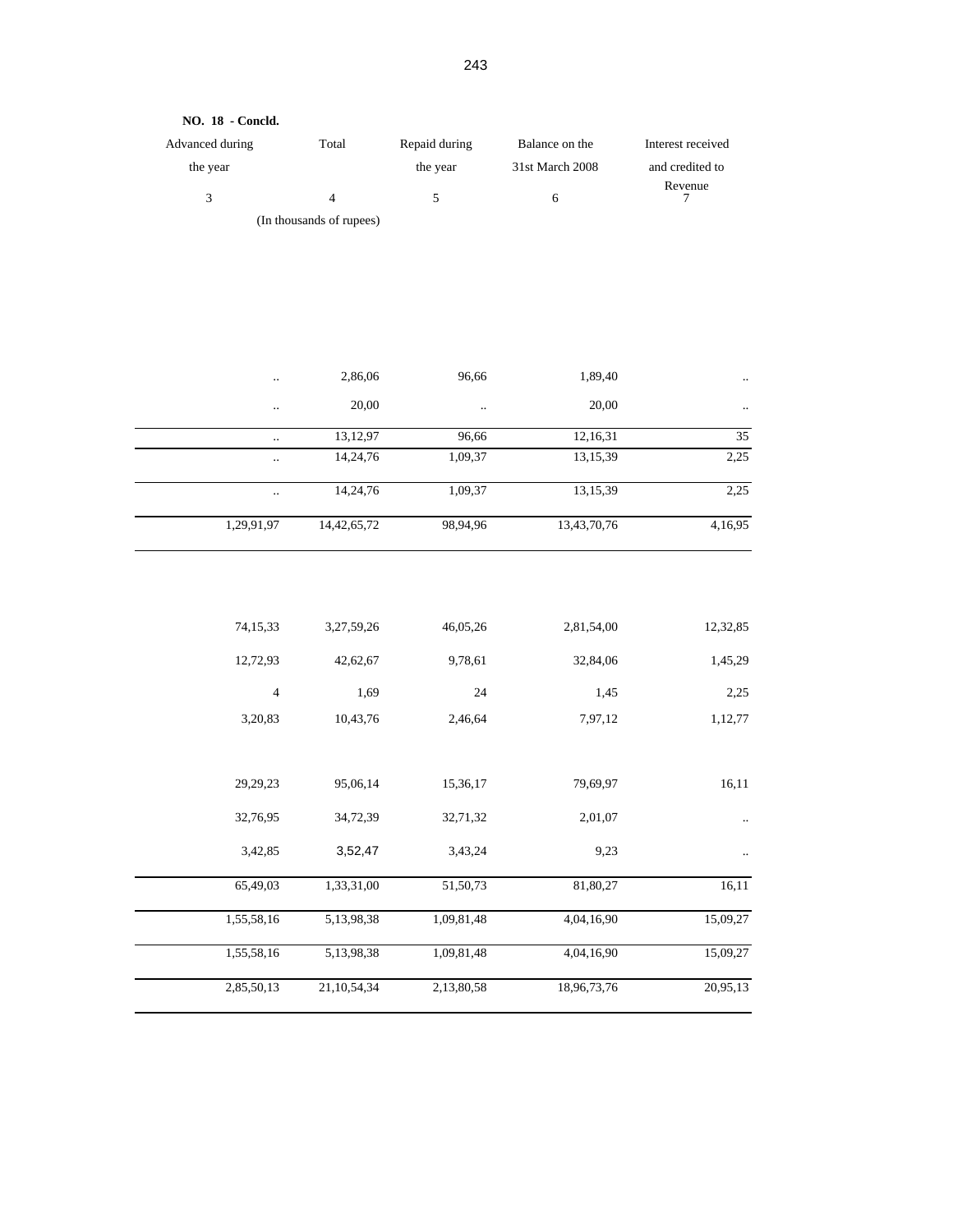**NO. 18 - Concld.**

| Advanced during the year | Total | Repaid during the year | Balance on the 31st March 2008 | Interest received and credited to Revenue |
|---|---|---|---|---|
| 3 | 4 | 5 | 6 | 7 |
| | (In thousands of rupees) | | | |
| .. | 2,86,06 | 96,66 | 1,89,40 | .. |
| .. | 20,00 | .. | 20,00 | .. |
| .. | 13,12,97 | 96,66 | 12,16,31 | 35 |
| .. | 14,24,76 | 1,09,37 | 13,15,39 | 2,25 |
| .. | 14,24,76 | 1,09,37 | 13,15,39 | 2,25 |
| 1,29,91,97 | 14,42,65,72 | 98,94,96 | 13,43,70,76 | 4,16,95 |
| 74,15,33 | 3,27,59,26 | 46,05,26 | 2,81,54,00 | 12,32,85 |
| 12,72,93 | 42,62,67 | 9,78,61 | 32,84,06 | 1,45,29 |
| 4 | 1,69 | 24 | 1,45 | 2,25 |
| 3,20,83 | 10,43,76 | 2,46,64 | 7,97,12 | 1,12,77 |
| 29,29,23 | 95,06,14 | 15,36,17 | 79,69,97 | 16,11 |
| 32,76,95 | 34,72,39 | 32,71,32 | 2,01,07 | .. |
| 3,42,85 | 3,52,47 | 3,43,24 | 9,23 | .. |
| 65,49,03 | 1,33,31,00 | 51,50,73 | 81,80,27 | 16,11 |
| 1,55,58,16 | 5,13,98,38 | 1,09,81,48 | 4,04,16,90 | 15,09,27 |
| 1,55,58,16 | 5,13,98,38 | 1,09,81,48 | 4,04,16,90 | 15,09,27 |
| 2,85,50,13 | 21,10,54,34 | 2,13,80,58 | 18,96,73,76 | 20,95,13 |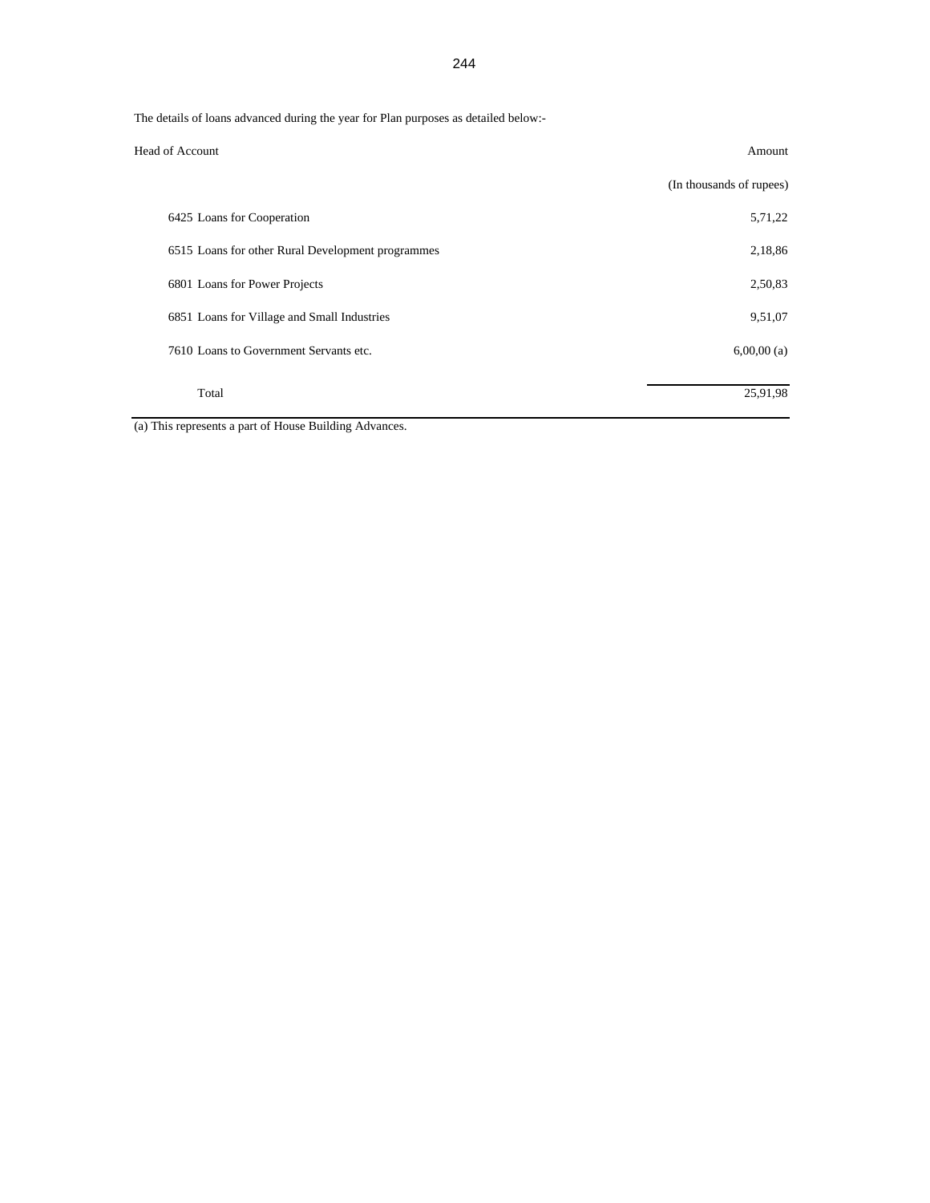The details of loans advanced during the year for Plan purposes as detailed below:-

| Head of Account | Amount |
|---|---|
| | (In thousands of rupees) |
| 6425 Loans for Cooperation | 5,71,22 |
| 6515 Loans for other Rural Development programmes | 2,18,86 |
| 6801 Loans for Power Projects | 2,50,83 |
| 6851 Loans for Village and Small Industries | 9,51,07 |
| 7610 Loans to Government Servants etc. | 6,00,00 (a) |
| Total | 25,91,98 |

(a) This represents a part of House Building Advances.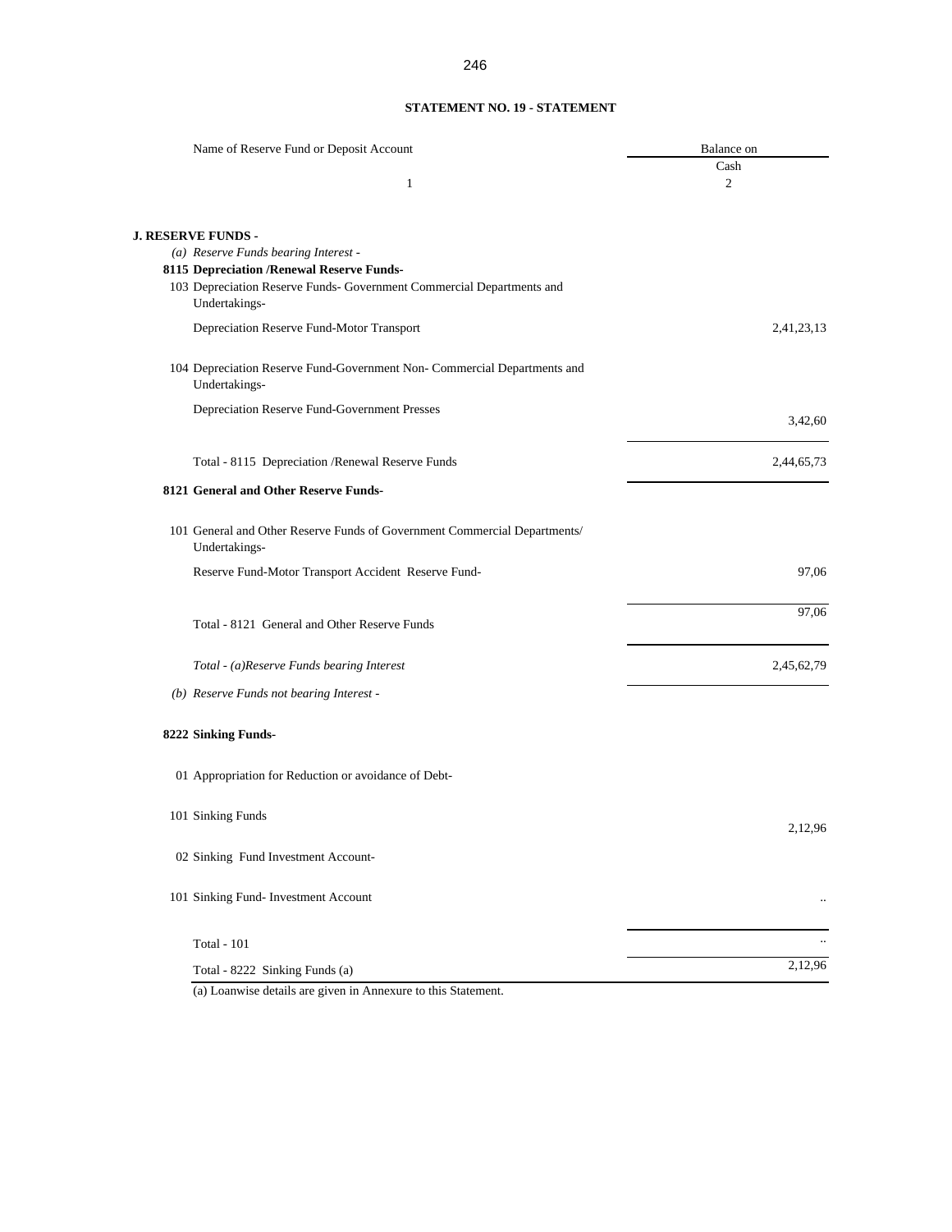## STATEMENT NO. 19 - STATEMENT

| Name of Reserve Fund or Deposit Account | Balance on |
|---|---|
| | Cash |
| 1 | 2 |
| **J. RESERVE FUNDS -** | |
| *(a) Reserve Funds bearing Interest -* | |
| **8115 Depreciation /Renewal Reserve Funds-** | |
| 103 Depreciation Reserve Funds- Government Commercial Departments and Undertakings- | |
| Depreciation Reserve Fund-Motor Transport | 2,41,23,13 |
| 104 Depreciation Reserve Fund-Government Non- Commercial Departments and Undertakings- | |
| Depreciation Reserve Fund-Government Presses | 3,42,60 |
| Total - 8115 Depreciation /Renewal Reserve Funds | 2,44,65,73 |
| **8121 General and Other Reserve Funds-** | |
| 101 General and Other Reserve Funds of Government Commercial Departments/ Undertakings- | |
| Reserve Fund-Motor Transport Accident Reserve Fund- | 97,06 |
| Total - 8121 General and Other Reserve Funds | 97,06 |
| *Total - (a)Reserve Funds bearing Interest* | 2,45,62,79 |
| *(b) Reserve Funds not bearing Interest -* | |
| **8222 Sinking Funds-** | |
| 01 Appropriation for Reduction or avoidance of Debt- | |
| 101 Sinking Funds | 2,12,96 |
| 02 Sinking Fund Investment Account- | |
| 101 Sinking Fund- Investment Account | .. |
| Total - 101 | .. |
| Total - 8222 Sinking Funds (a) | 2,12,96 |

(a) Loanwise details are given in Annexure to this Statement.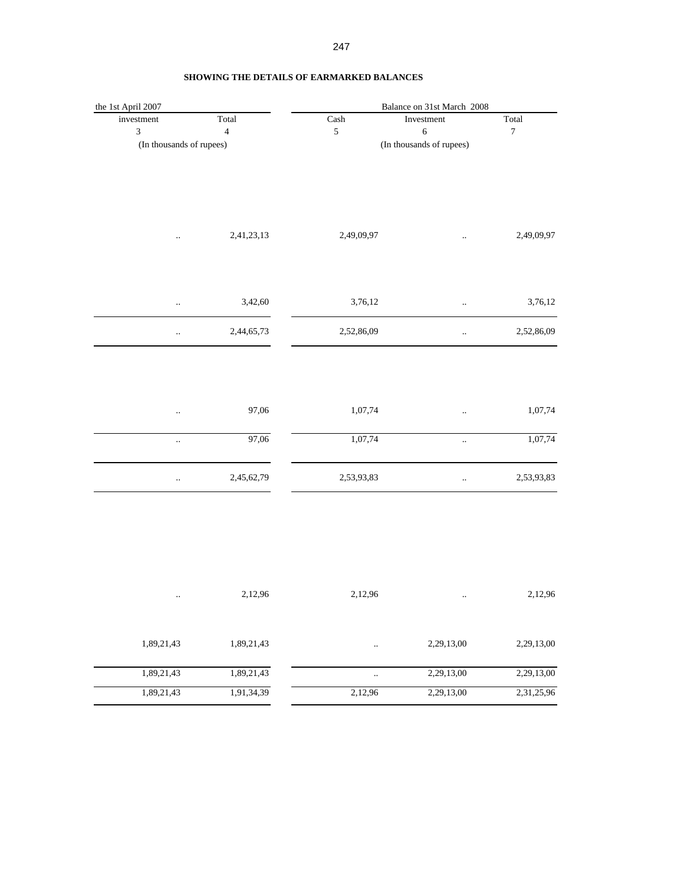**SHOWING THE DETAILS OF EARMARKED BALANCES**

| the 1st April 2007 | | Balance on 31st March 2008 | | |
|---|---|---|---|---|
| investment | Total | Cash | Investment | Total |
| 3 | 4 | 5 | 6 | 7 |
| (In thousands of rupees) | | (In thousands of rupees) | | |
| .. | 2,41,23,13 | 2,49,09,97 | .. | 2,49,09,97 |
| .. | 3,42,60 | 3,76,12 | .. | 3,76,12 |
| .. | 2,44,65,73 | 2,52,86,09 | .. | 2,52,86,09 |
| .. | 97,06 | 1,07,74 | .. | 1,07,74 |
| .. | 97,06 | 1,07,74 | .. | 1,07,74 |
| .. | 2,45,62,79 | 2,53,93,83 | .. | 2,53,93,83 |
| .. | 2,12,96 | 2,12,96 | .. | 2,12,96 |
| 1,89,21,43 | 1,89,21,43 | .. | 2,29,13,00 | 2,29,13,00 |
| 1,89,21,43 | 1,89,21,43 | .. | 2,29,13,00 | 2,29,13,00 |
| 1,89,21,43 | 1,91,34,39 | 2,12,96 | 2,29,13,00 | 2,31,25,96 |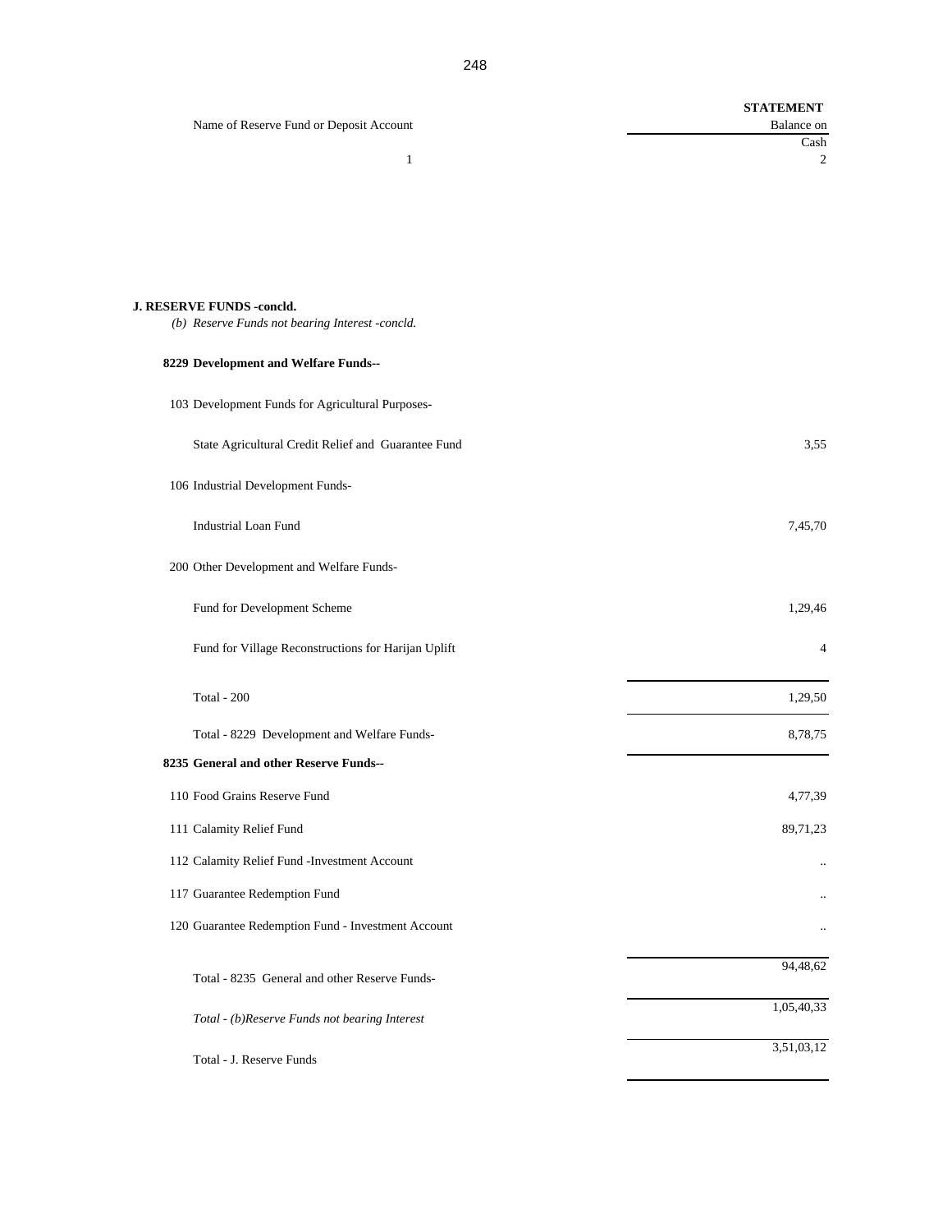| Name of Reserve Fund or Deposit Account | STATEMENT Balance on Cash |
|---|---|
| 1 | 2 |
| **J. RESERVE FUNDS -concld.** | |
| *(b) Reserve Funds not bearing Interest -concld.* | |
| **8229 Development and Welfare Funds--** | |
| 103 Development Funds for Agricultural Purposes- | |
| State Agricultural Credit Relief and Guarantee Fund | 3,55 |
| 106 Industrial Development Funds- | |
| Industrial Loan Fund | 7,45,70 |
| 200 Other Development and Welfare Funds- | |
| Fund for Development Scheme | 1,29,46 |
| Fund for Village Reconstructions for Harijan Uplift | 4 |
| Total - 200 | 1,29,50 |
| Total - 8229 Development and Welfare Funds- | 8,78,75 |
| **8235 General and other Reserve Funds--** | |
| 110 Food Grains Reserve Fund | 4,77,39 |
| 111 Calamity Relief Fund | 89,71,23 |
| 112 Calamity Relief Fund -Investment Account | .. |
| 117 Guarantee Redemption Fund | .. |
| 120 Guarantee Redemption Fund - Investment Account | .. |
| Total - 8235 General and other Reserve Funds- | 94,48,62 |
| *Total - (b)Reserve Funds not bearing Interest* | 1,05,40,33 |
| Total - J. Reserve Funds | 3,51,03,12 |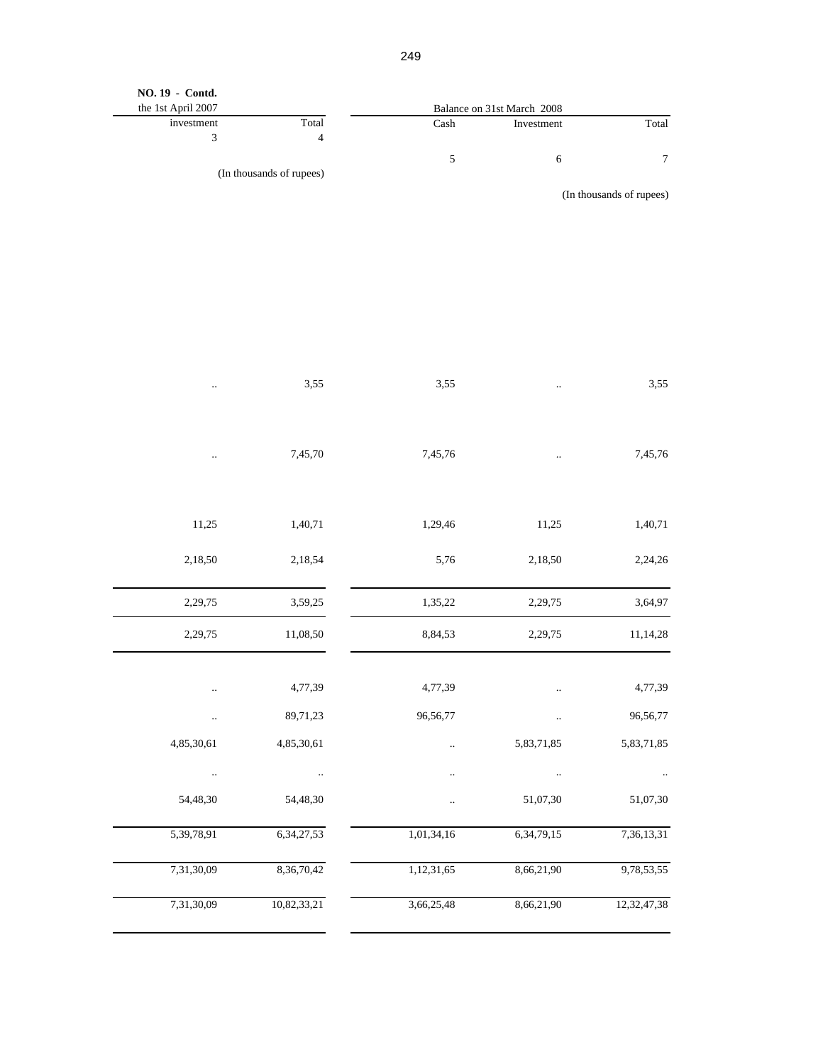**NO. 19 - Contd.**

| the 1st April 2007 | | Balance on 31st March 2008 | | |
|---|---|---|---|---|
| investment | Total | Cash | Investment | Total |
| 3 | 4 | 5 | 6 | 7 |
| | (In thousands of rupees) | | | (In thousands of rupees) |
| .. | 3,55 | 3,55 | .. | 3,55 |
| .. | 7,45,70 | 7,45,76 | .. | 7,45,76 |
| 11,25 | 1,40,71 | 1,29,46 | 11,25 | 1,40,71 |
| 2,18,50 | 2,18,54 | 5,76 | 2,18,50 | 2,24,26 |
| 2,29,75 | 3,59,25 | 1,35,22 | 2,29,75 | 3,64,97 |
| 2,29,75 | 11,08,50 | 8,84,53 | 2,29,75 | 11,14,28 |
| .. | 4,77,39 | 4,77,39 | .. | 4,77,39 |
| .. | 89,71,23 | 96,56,77 | .. | 96,56,77 |
| 4,85,30,61 | 4,85,30,61 | .. | 5,83,71,85 | 5,83,71,85 |
| .. | .. | .. | .. | .. |
| 54,48,30 | 54,48,30 | .. | 51,07,30 | 51,07,30 |
| 5,39,78,91 | 6,34,27,53 | 1,01,34,16 | 6,34,79,15 | 7,36,13,31 |
| 7,31,30,09 | 8,36,70,42 | 1,12,31,65 | 8,66,21,90 | 9,78,53,55 |
| 7,31,30,09 | 10,82,33,21 | 3,66,25,48 | 8,66,21,90 | 12,32,47,38 |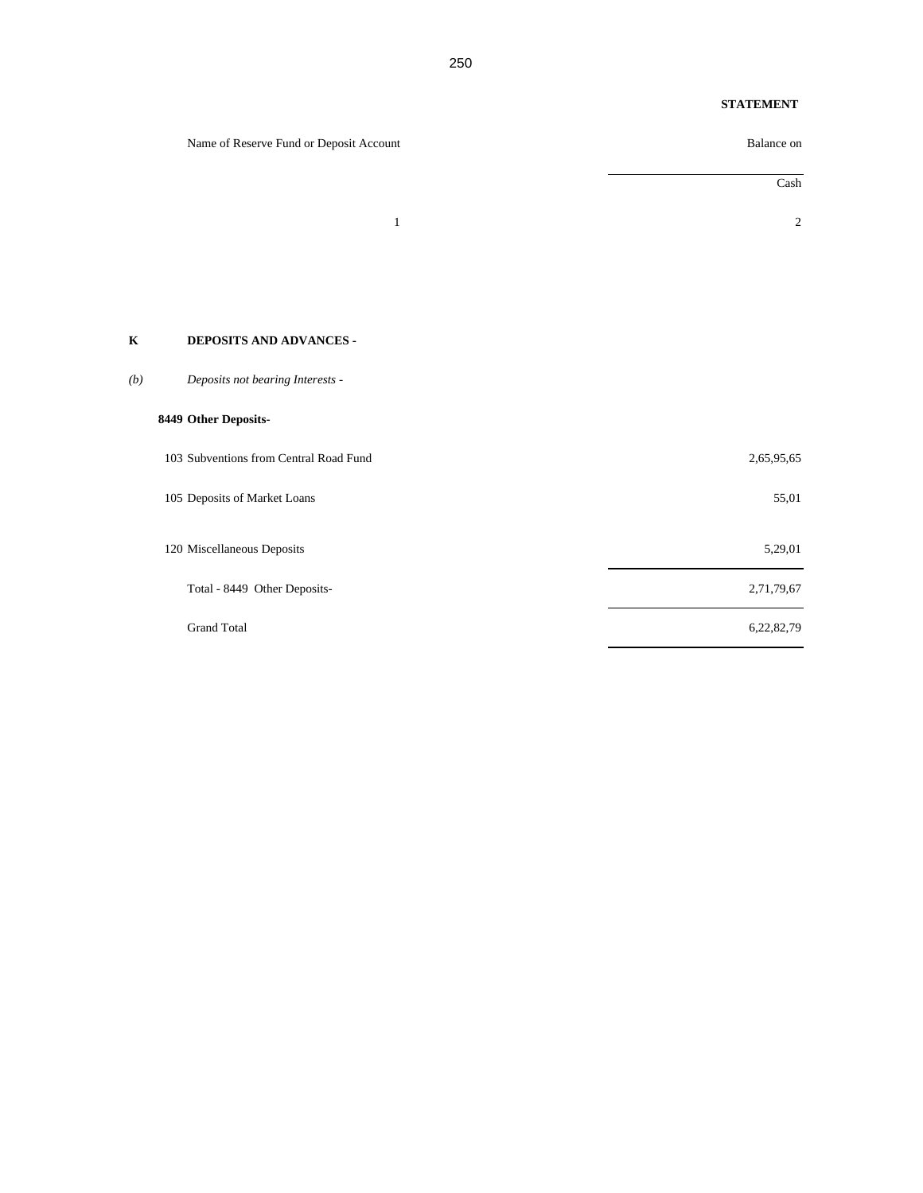**STATEMENT**

| Name of Reserve Fund or Deposit Account | Balance on |
|---|---|
| | Cash |
| 1 | 2 |
| **K DEPOSITS AND ADVANCES -** | |
| *(b) Deposits not bearing Interests -* | |
| **8449 Other Deposits-** | |
| 103 Subventions from Central Road Fund | 2,65,95,65 |
| 105 Deposits of Market Loans | 55,01 |
| 120 Miscellaneous Deposits | 5,29,01 |
| Total - 8449 Other Deposits- | 2,71,79,67 |
| Grand Total | 6,22,82,79 |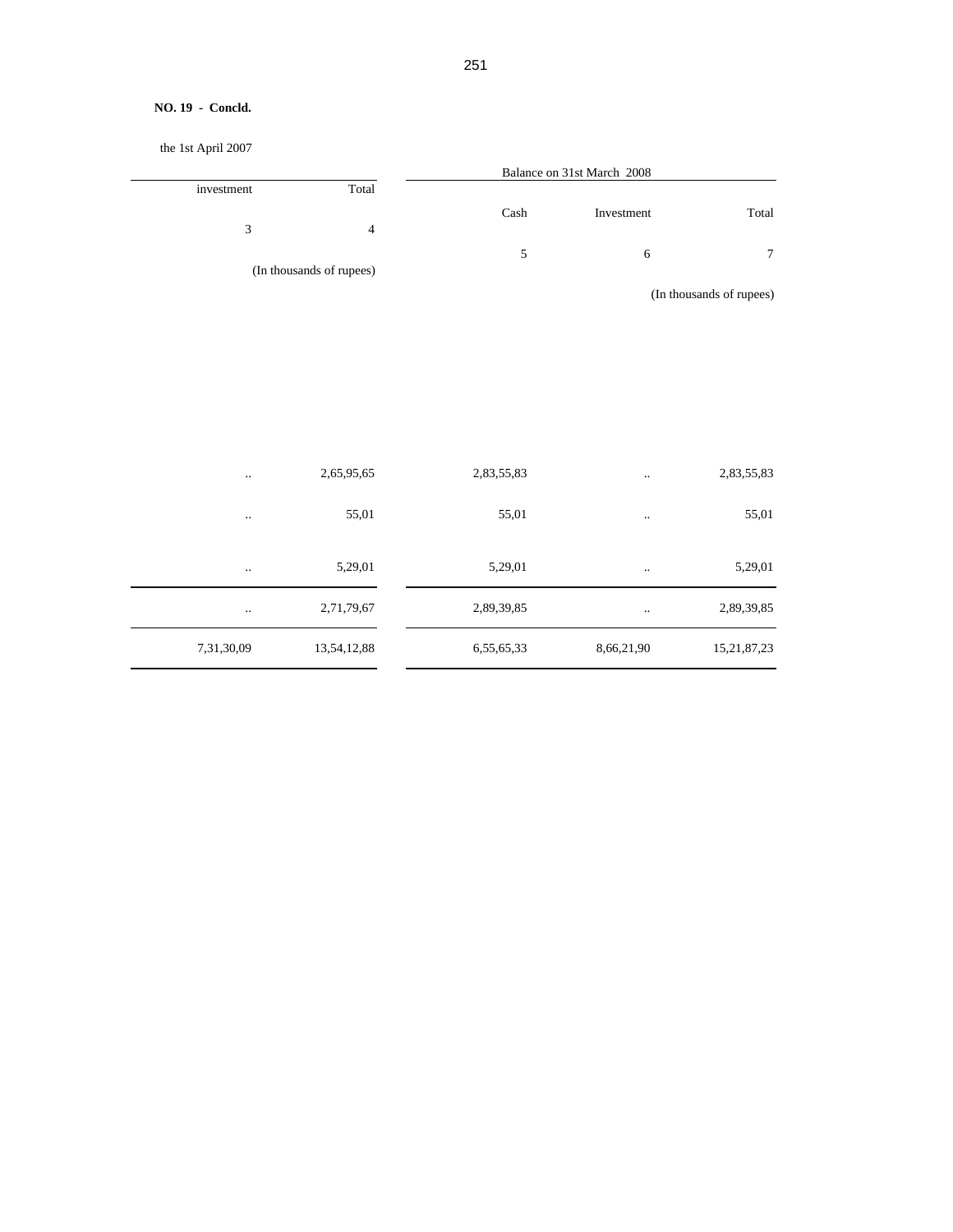**NO. 19 - Concld.**

| the 1st April 2007 | | Balance on 31st March 2008 | | |
|---|---|---|---|---|
| investment | Total | Cash | Investment | Total |
| 3 | 4 | 5 | 6 | 7 |
| (In thousands of rupees) | | (In thousands of rupees) | | |
| .. | 2,65,95,65 | 2,83,55,83 | .. | 2,83,55,83 |
| .. | 55,01 | 55,01 | .. | 55,01 |
| .. | 5,29,01 | 5,29,01 | .. | 5,29,01 |
| .. | 2,71,79,67 | 2,89,39,85 | .. | 2,89,39,85 |
| 7,31,30,09 | 13,54,12,88 | 6,55,65,33 | 8,66,21,90 | 15,21,87,23 |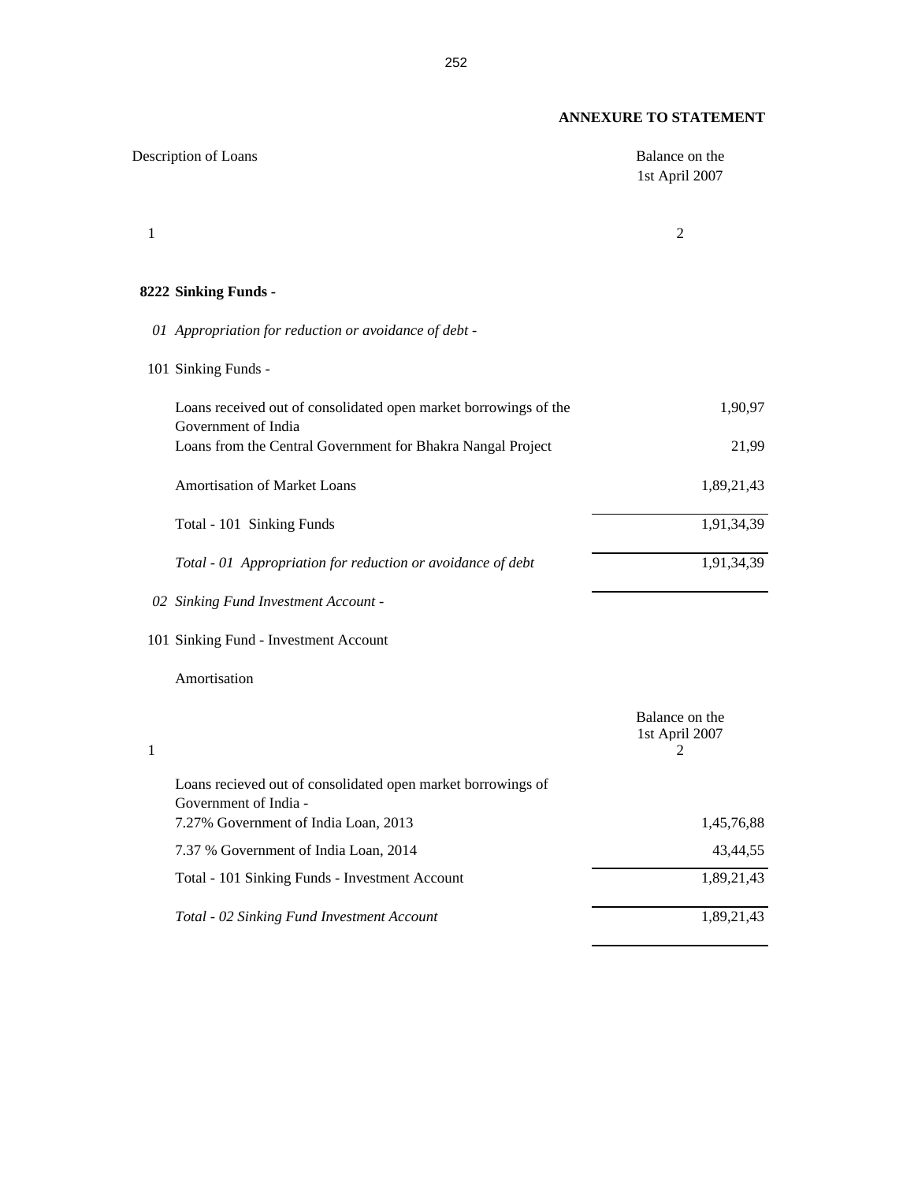**ANNEXURE TO STATEMENT**

| Description of Loans | Balance on the 1st April 2007 |
|---|---|
| 1 | 2 |
| **8222 Sinking Funds -** | |
| *01 Appropriation for reduction or avoidance of debt -* | |
| 101 Sinking Funds - | |
| Loans received out of consolidated open market borrowings of the Government of India | 1,90,97 |
| Loans from the Central Government for Bhakra Nangal Project | 21,99 |
| Amortisation of Market Loans | 1,89,21,43 |
| Total - 101 Sinking Funds | 1,91,34,39 |
| *Total - 01 Appropriation for reduction or avoidance of debt* | 1,91,34,39 |
| *02 Sinking Fund Investment Account -* | |
| 101 Sinking Fund - Investment Account | |
| Amortisation | |

| | Balance on the 1st April 2007 |
|---|---|
| 1 | 2 |
| Loans recieved out of consolidated open market borrowings of Government of India - | |
| 7.27% Government of India Loan, 2013 | 1,45,76,88 |
| 7.37 % Government of India Loan, 2014 | 43,44,55 |
| Total - 101 Sinking Funds - Investment Account | 1,89,21,43 |
| *Total - 02 Sinking Fund Investment Account* | 1,89,21,43 |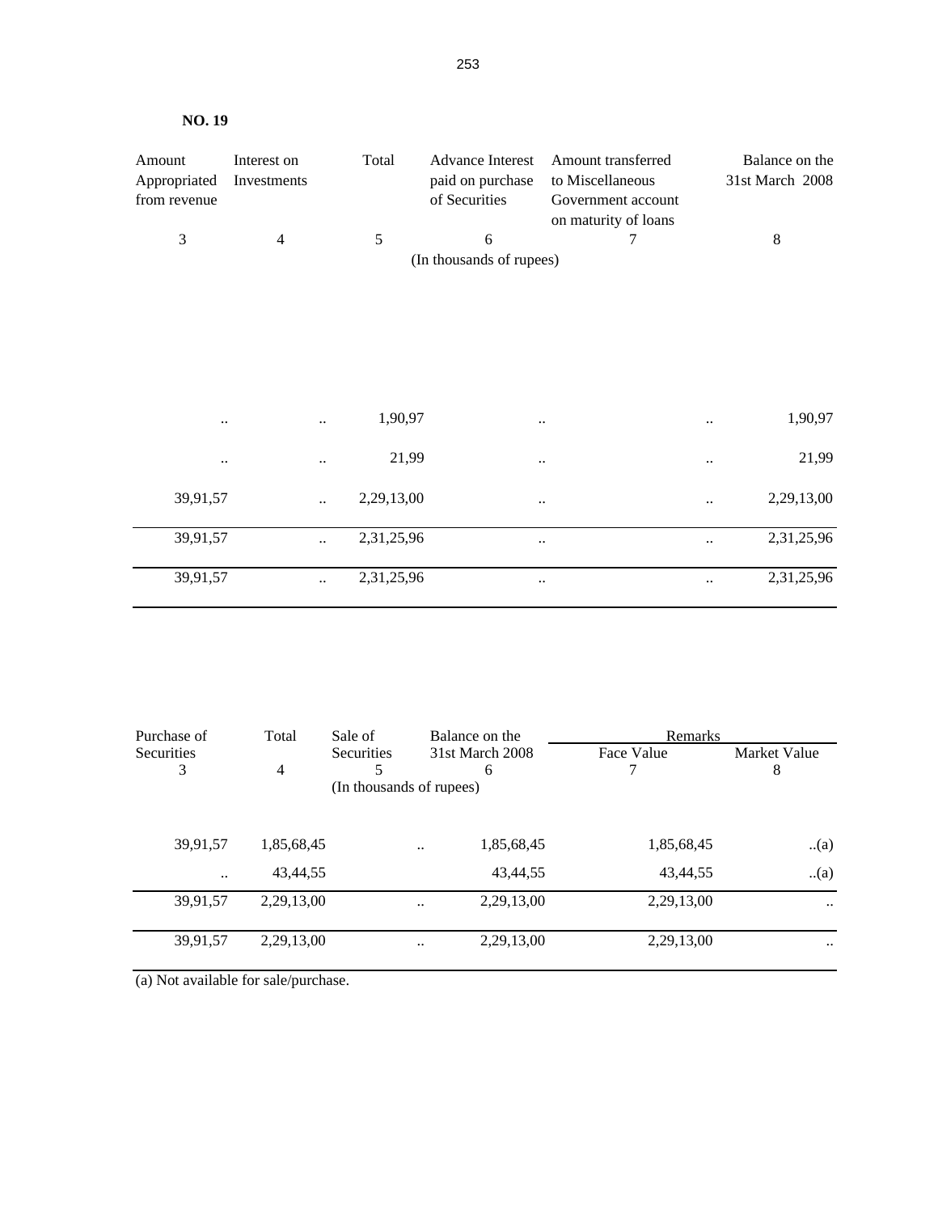**NO. 19**

| Amount Appropriated from revenue | Interest on Investments | Total | Advance Interest paid on purchase of Securities | Amount transferred to Miscellaneous Government account on maturity of loans | Balance on the 31st March 2008 |
|---|---|---|---|---|---|
| 3 | 4 | 5 | 6 | 7 | 8 |
| | | | (In thousands of rupees) | | |
| .. | .. | 1,90,97 | .. | .. | 1,90,97 |
| .. | .. | 21,99 | .. | .. | 21,99 |
| 39,91,57 | .. | 2,29,13,00 | .. | .. | 2,29,13,00 |
| 39,91,57 | .. | 2,31,25,96 | .. | .. | 2,31,25,96 |
| 39,91,57 | .. | 2,31,25,96 | .. | .. | 2,31,25,96 |

| Purchase of Securities | Total | Sale of Securities | Balance on the 31st March 2008 | Remarks | |
|---|---|---|---|---|---|
| | | | | Face Value | Market Value |
| 3 | 4 | 5 | 6 | 7 | 8 |
| | | (In thousands of rupees) | | | |
| 39,91,57 | 1,85,68,45 | .. | 1,85,68,45 | 1,85,68,45 | ..(a) |
| .. | 43,44,55 | | 43,44,55 | 43,44,55 | ..(a) |
| 39,91,57 | 2,29,13,00 | .. | 2,29,13,00 | 2,29,13,00 | .. |
| 39,91,57 | 2,29,13,00 | .. | 2,29,13,00 | 2,29,13,00 | .. |

(a) Not available for sale/purchase.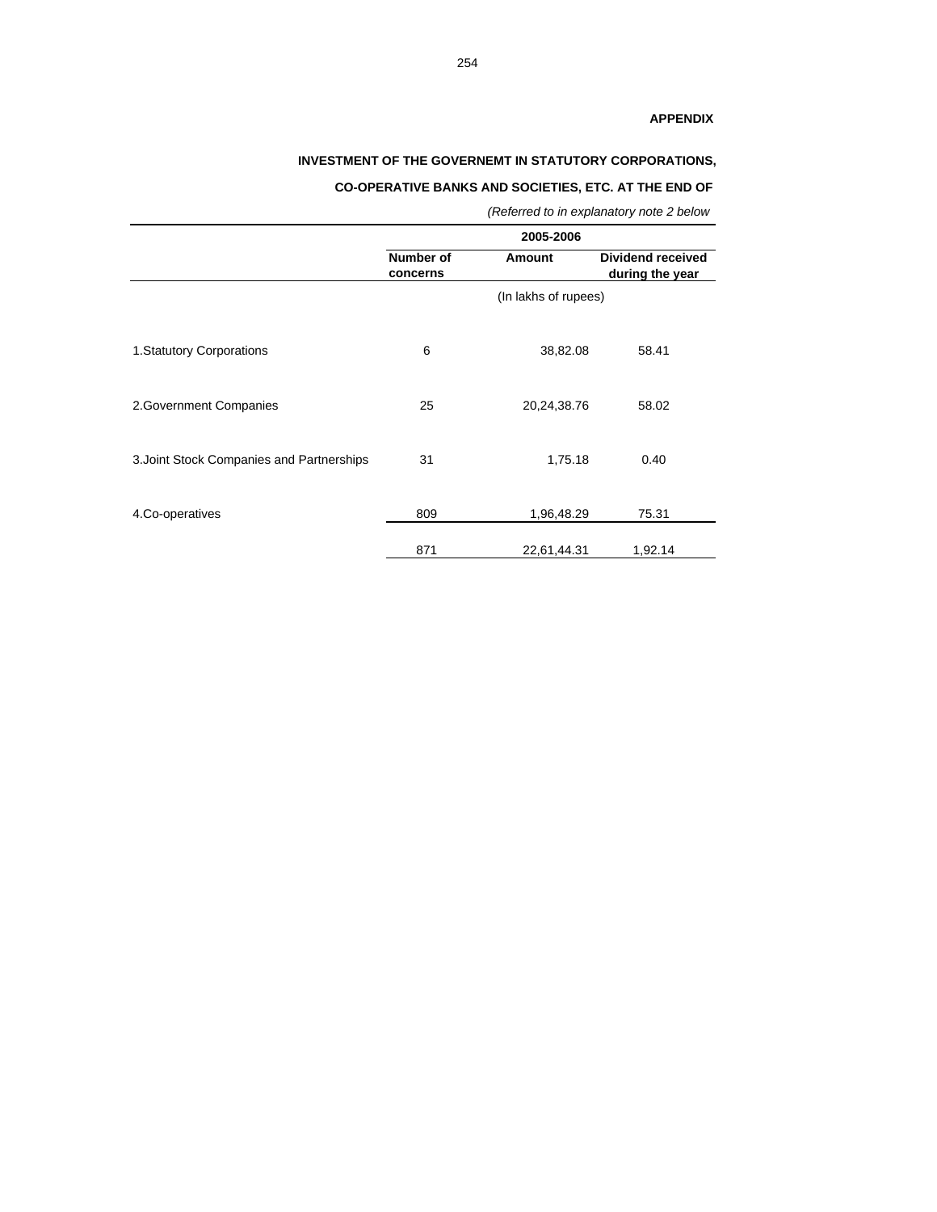**APPENDIX**

**INVESTMENT OF THE GOVERNEMT IN STATUTORY CORPORATIONS,**

**CO-OPERATIVE BANKS AND SOCIETIES, ETC. AT THE END OF**

*(Referred to in explanatory note 2 below*

| | 2005-2006 | | |
|---|---|---|---|
| | **Number of concerns** | **Amount** | **Dividend received during the year** |
| | | (In lakhs of rupees) | |
| 1.Statutory Corporations | 6 | 38,82.08 | 58.41 |
| 2.Government Companies | 25 | 20,24,38.76 | 58.02 |
| 3.Joint Stock Companies and Partnerships | 31 | 1,75.18 | 0.40 |
| 4.Co-operatives | 809 | 1,96,48.29 | 75.31 |
| | 871 | 22,61,44.31 | 1,92.14 |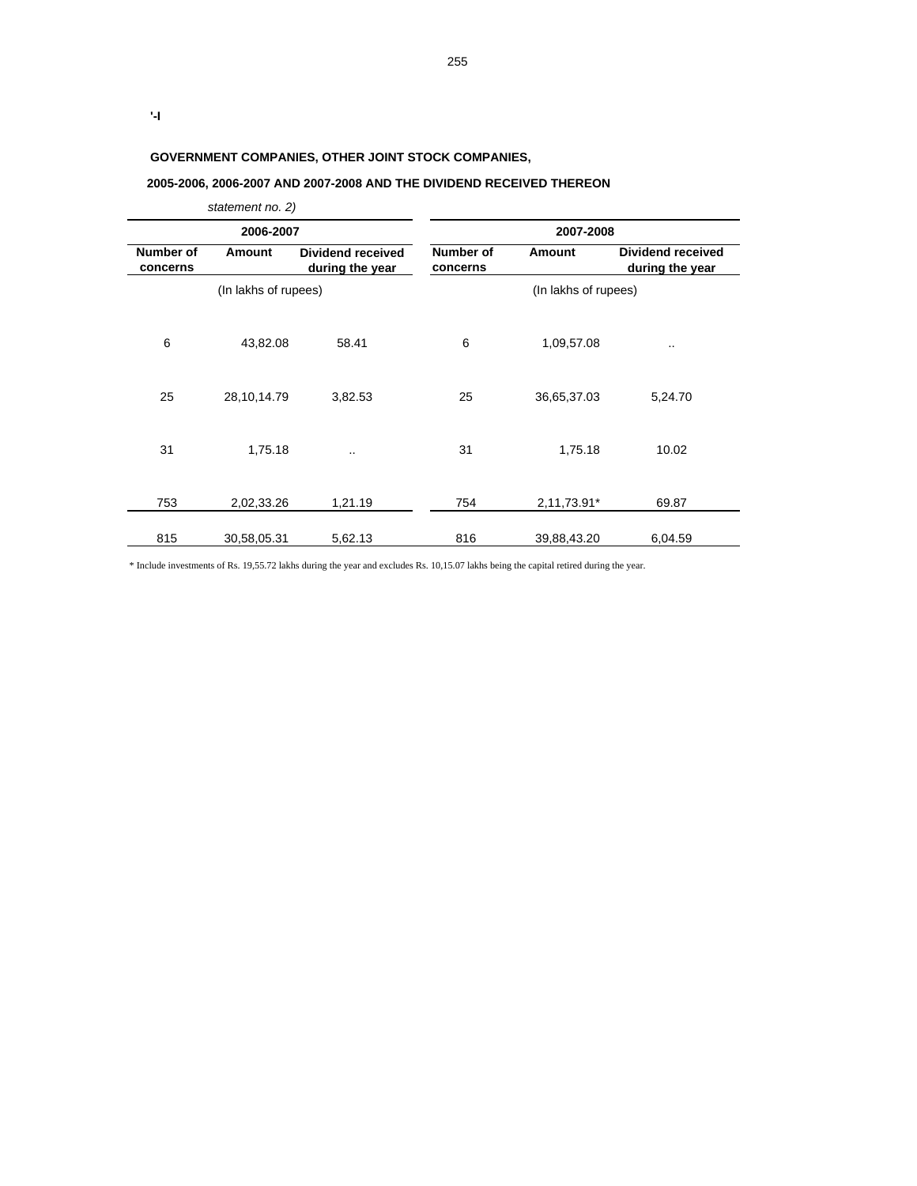'-I

**GOVERNMENT COMPANIES, OTHER JOINT STOCK COMPANIES,**

**2005-2006, 2006-2007 AND 2007-2008 AND THE DIVIDEND RECEIVED THEREON**

*statement no. 2)*

| 2006-2007 | | | 2007-2008 | | |
|---|---|---|---|---|---|
| **Number of concerns** | **Amount** | **Dividend received during the year** | **Number of concerns** | **Amount** | **Dividend received during the year** |
| | (In lakhs of rupees) | | | (In lakhs of rupees) | |
| 6 | 43,82.08 | 58.41 | 6 | 1,09,57.08 | .. |
| 25 | 28,10,14.79 | 3,82.53 | 25 | 36,65,37.03 | 5,24.70 |
| 31 | 1,75.18 | .. | 31 | 1,75.18 | 10.02 |
| 753 | 2,02,33.26 | 1,21.19 | 754 | 2,11,73.91* | 69.87 |
| 815 | 30,58,05.31 | 5,62.13 | 816 | 39,88,43.20 | 6,04.59 |

\* Include investments of Rs. 19,55.72 lakhs during the year and excludes Rs. 10,15.07 lakhs being the capital retired during the year.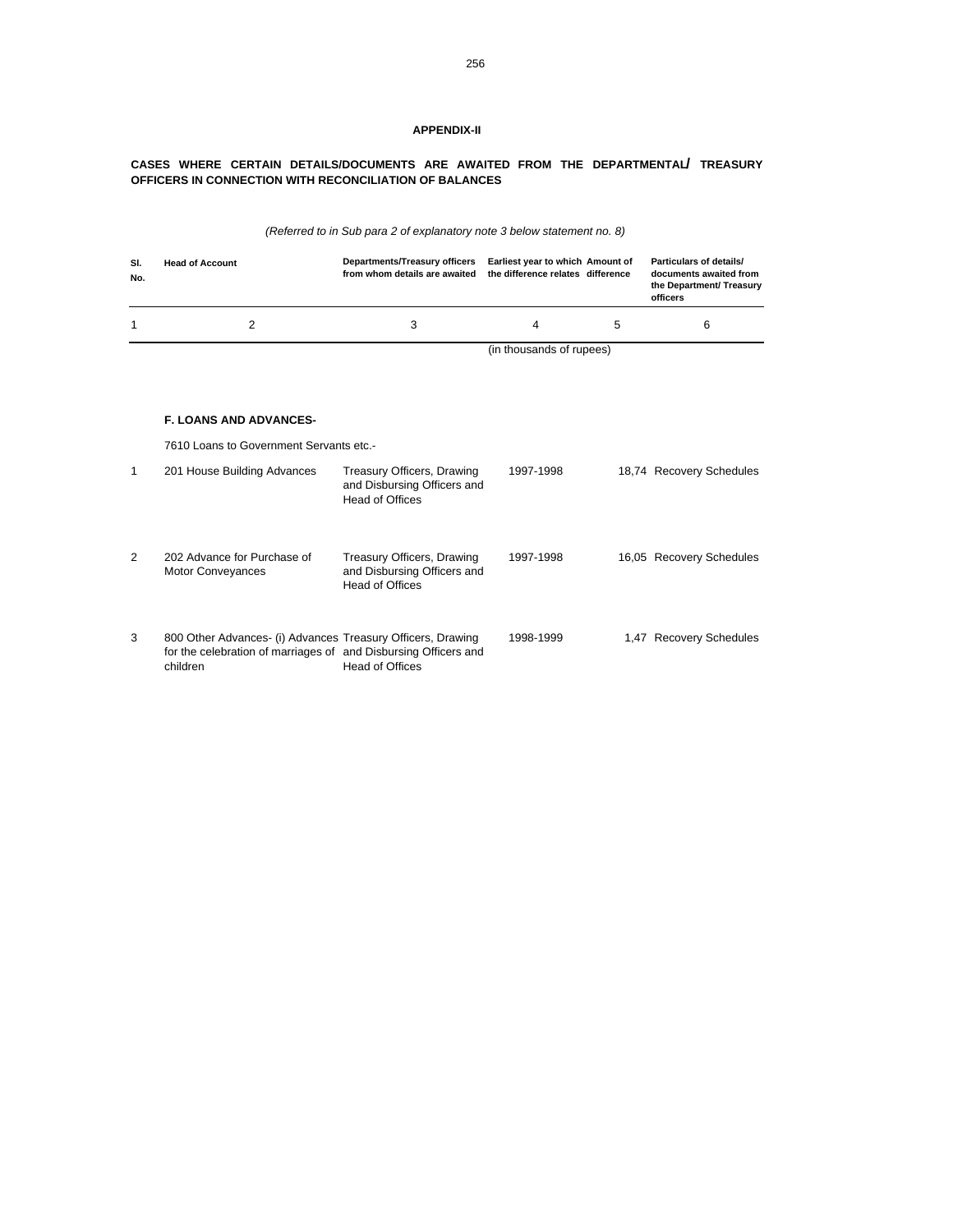**APPENDIX-II**

**CASES WHERE CERTAIN DETAILS/DOCUMENTS ARE AWAITED FROM THE DEPARTMENTAL/ TREASURY OFFICERS IN CONNECTION WITH RECONCILIATION OF BALANCES**

*(Referred to in Sub para 2 of explanatory note 3 below statement no. 8)*

| Sl. No. | Head of Account | Departments/Treasury officers from whom details are awaited | Earliest year to which the difference relates | Amount of difference | Particulars of details/ documents awaited from the Department/ Treasury officers |
|---|---|---|---|---|---|
| 1 | 2 | 3 | 4 | 5 | 6 |
| | | | (in thousands of rupees) | | |
| | **F. LOANS AND ADVANCES-** | | | | |
| | 7610 Loans to Government Servants etc.- | | | | |
| 1 | 201 House Building Advances | Treasury Officers, Drawing and Disbursing Officers and Head of Offices | 1997-1998 | 18,74 | Recovery Schedules |
| 2 | 202 Advance for Purchase of Motor Conveyances | Treasury Officers, Drawing and Disbursing Officers and Head of Offices | 1997-1998 | 16,05 | Recovery Schedules |
| 3 | 800 Other Advances- (i) Advances for the celebration of marriages of children | Treasury Officers, Drawing and Disbursing Officers and Head of Offices | 1998-1999 | 1,47 | Recovery Schedules |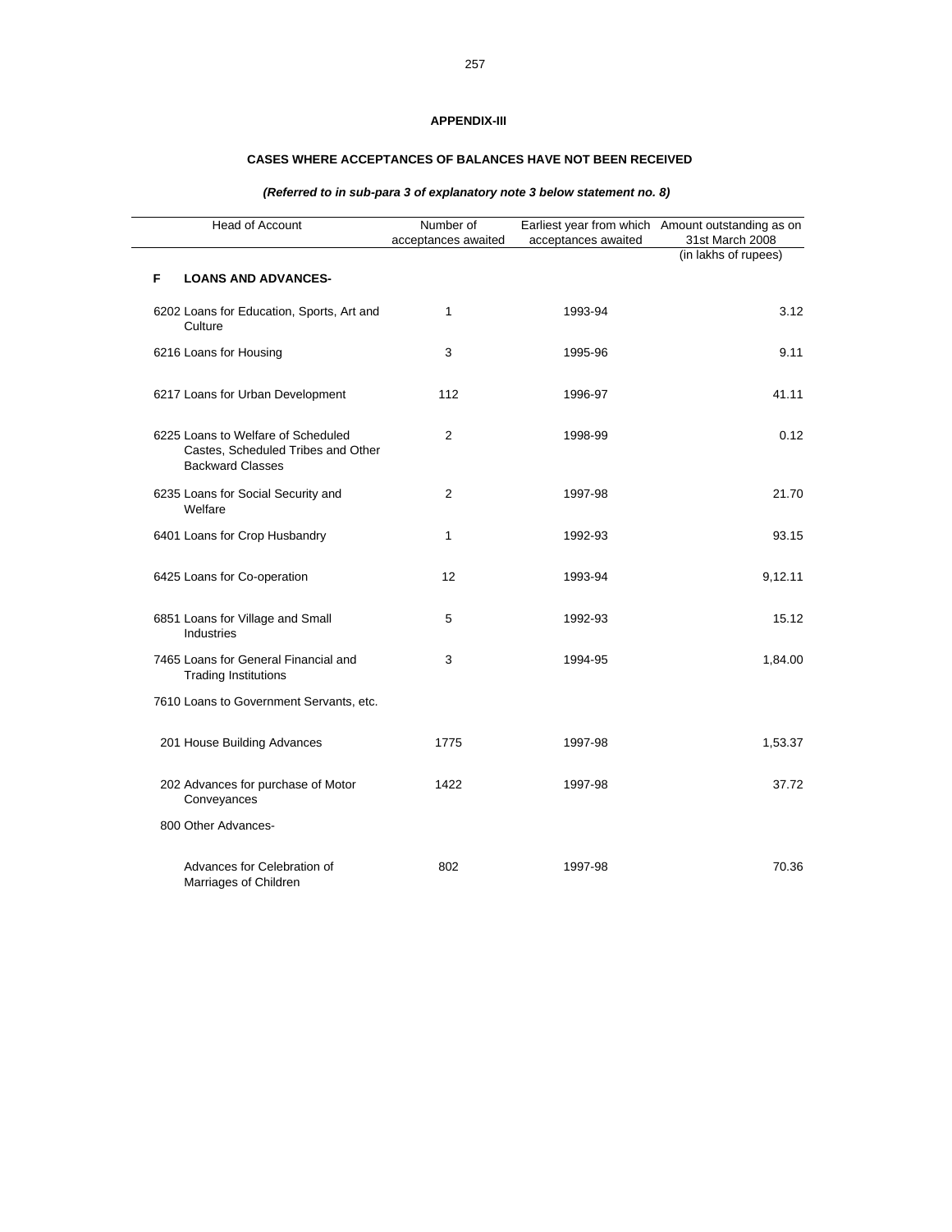## APPENDIX-III

### CASES WHERE ACCEPTANCES OF BALANCES HAVE NOT BEEN RECEIVED

***(Referred to in sub-para 3 of explanatory note 3 below statement no. 8)***

| Head of Account | Number of acceptances awaited | Earliest year from which acceptances awaited | Amount outstanding as on 31st March 2008 |
|---|---|---|---|
| | | | (in lakhs of rupees) |
| **F LOANS AND ADVANCES-** | | | |
| 6202 Loans for Education, Sports, Art and Culture | 1 | 1993-94 | 3.12 |
| 6216 Loans for Housing | 3 | 1995-96 | 9.11 |
| 6217 Loans for Urban Development | 112 | 1996-97 | 41.11 |
| 6225 Loans to Welfare of Scheduled Castes, Scheduled Tribes and Other Backward Classes | 2 | 1998-99 | 0.12 |
| 6235 Loans for Social Security and Welfare | 2 | 1997-98 | 21.70 |
| 6401 Loans for Crop Husbandry | 1 | 1992-93 | 93.15 |
| 6425 Loans for Co-operation | 12 | 1993-94 | 9,12.11 |
| 6851 Loans for Village and Small Industries | 5 | 1992-93 | 15.12 |
| 7465 Loans for General Financial and Trading Institutions | 3 | 1994-95 | 1,84.00 |
| 7610 Loans to Government Servants, etc. | | | |
| 201 House Building Advances | 1775 | 1997-98 | 1,53.37 |
| 202 Advances for purchase of Motor Conveyances | 1422 | 1997-98 | 37.72 |
| 800 Other Advances- | | | |
| Advances for Celebration of Marriages of Children | 802 | 1997-98 | 70.36 |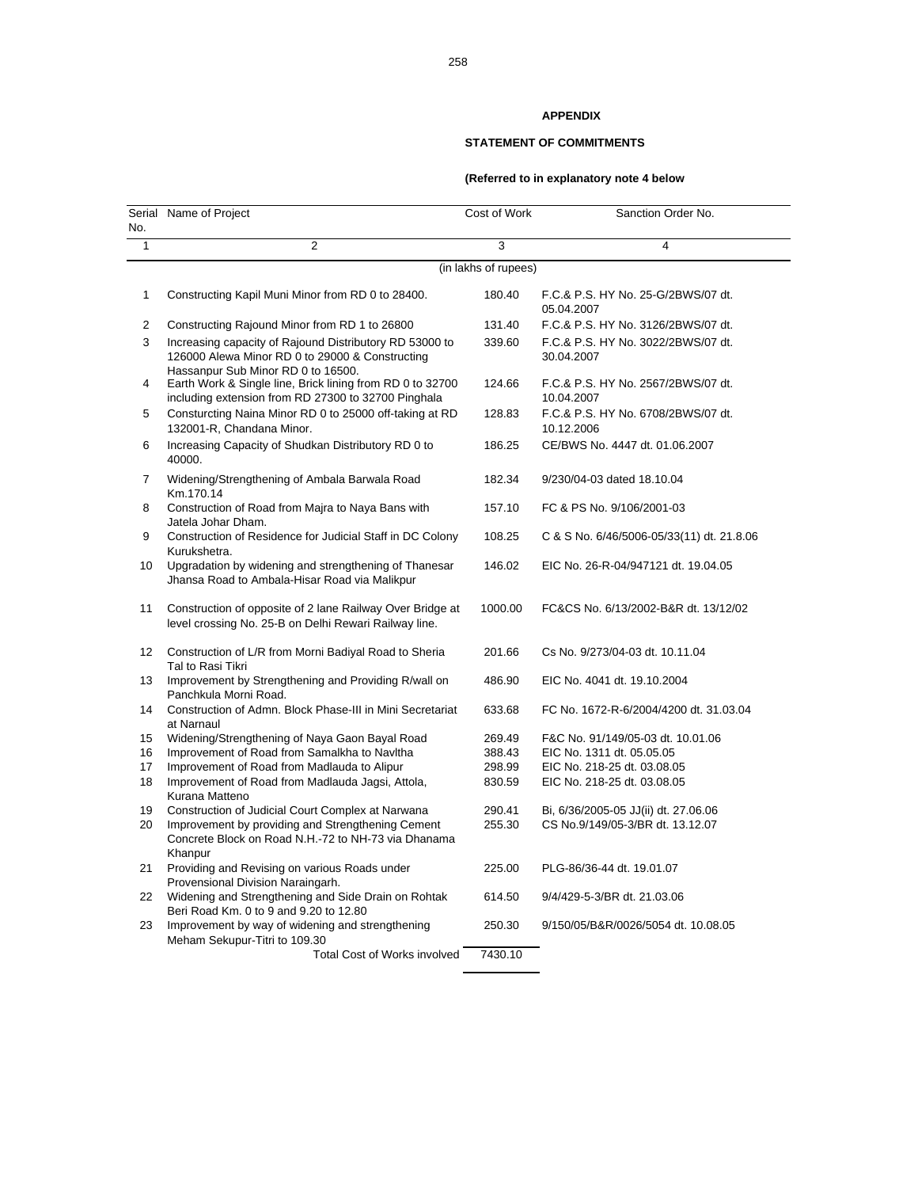**APPENDIX**

**STATEMENT OF COMMITMENTS**

**(Referred to in explanatory note 4 below**

| Serial No. | Name of Project | Cost of Work | Sanction Order No. |
|---|---|---|---|
| 1 | 2 | 3 | 4 |
| | | (in lakhs of rupees) | |
| 1 | Constructing Kapil Muni Minor from RD 0 to 28400. | 180.40 | F.C.& P.S. HY No. 25-G/2BWS/07 dt. 05.04.2007 |
| 2 | Constructing Rajound Minor from RD 1 to 26800 | 131.40 | F.C.& P.S. HY No. 3126/2BWS/07 dt. |
| 3 | Increasing capacity of Rajound Distributory RD 53000 to 126000 Alewa Minor RD 0 to 29000 & Constructing Hassanpur Sub Minor RD 0 to 16500. | 339.60 | F.C.& P.S. HY No. 3022/2BWS/07 dt. 30.04.2007 |
| 4 | Earth Work & Single line, Brick lining from RD 0 to 32700 including extension from RD 27300 to 32700 Pinghala | 124.66 | F.C.& P.S. HY No. 2567/2BWS/07 dt. 10.04.2007 |
| 5 | Consturcting Naina Minor RD 0 to 25000 off-taking at RD 132001-R, Chandana Minor. | 128.83 | F.C.& P.S. HY No. 6708/2BWS/07 dt. 10.12.2006 |
| 6 | Increasing Capacity of Shudkan Distributory RD 0 to 40000. | 186.25 | CE/BWS No. 4447 dt. 01.06.2007 |
| 7 | Widening/Strengthening of Ambala Barwala Road Km.170.14 | 182.34 | 9/230/04-03 dated 18.10.04 |
| 8 | Construction of Road from Majra to Naya Bans with Jatela Johar Dham. | 157.10 | FC & PS No. 9/106/2001-03 |
| 9 | Construction of Residence for Judicial Staff in DC Colony Kurukshetra. | 108.25 | C & S No. 6/46/5006-05/33(11) dt. 21.8.06 |
| 10 | Upgradation by widening and strengthening of Thanesar Jhansa Road to Ambala-Hisar Road via Malikpur | 146.02 | EIC No. 26-R-04/947121 dt. 19.04.05 |
| 11 | Construction of opposite of 2 lane Railway Over Bridge at level crossing No. 25-B on Delhi Rewari Railway line. | 1000.00 | FC&CS No. 6/13/2002-B&R dt. 13/12/02 |
| 12 | Construction of L/R from Morni Badiyal Road to Sheria Tal to Rasi Tikri | 201.66 | Cs No. 9/273/04-03 dt. 10.11.04 |
| 13 | Improvement by Strengthening and Providing R/wall on Panchkula Morni Road. | 486.90 | EIC No. 4041 dt. 19.10.2004 |
| 14 | Construction of Admn. Block Phase-III in Mini Secretariat at Narnaul | 633.68 | FC No. 1672-R-6/2004/4200 dt. 31.03.04 |
| 15 | Widening/Strengthening of Naya Gaon Bayal Road | 269.49 | F&C No. 91/149/05-03 dt. 10.01.06 |
| 16 | Improvement of Road from Samalkha to Navltha | 388.43 | EIC No. 1311 dt. 05.05.05 |
| 17 | Improvement of Road from Madlauda to Alipur | 298.99 | EIC No. 218-25 dt. 03.08.05 |
| 18 | Improvement of Road from Madlauda Jagsi, Attola, Kurana Matteno | 830.59 | EIC No. 218-25 dt. 03.08.05 |
| 19 | Construction of Judicial Court Complex at Narwana | 290.41 | Bi, 6/36/2005-05 JJ(ii) dt. 27.06.06 |
| 20 | Improvement by providing and Strengthening Cement Concrete Block on Road N.H.-72 to NH-73 via Dhanama Khanpur | 255.30 | CS No.9/149/05-3/BR dt. 13.12.07 |
| 21 | Providing and Revising on various Roads under Provensional Division Naraingarh. | 225.00 | PLG-86/36-44 dt. 19.01.07 |
| 22 | Widening and Strengthening and Side Drain on Rohtak Beri Road Km. 0 to 9 and 9.20 to 12.80 | 614.50 | 9/4/429-5-3/BR dt. 21.03.06 |
| 23 | Improvement by way of widening and strengthening Meham Sekupur-Titri to 109.30 | 250.30 | 9/150/05/B&R/0026/5054 dt. 10.08.05 |
| | Total Cost of Works involved | 7430.10 | |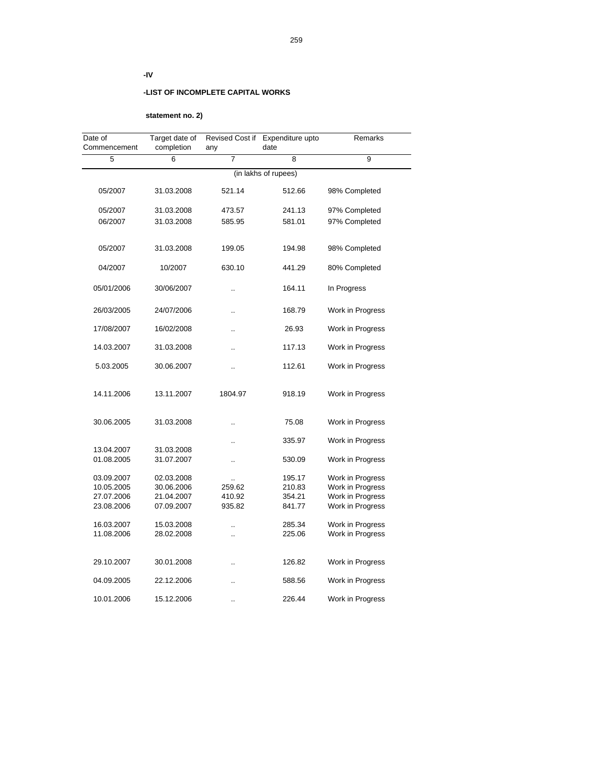**-IV**

**-LIST OF INCOMPLETE CAPITAL WORKS**

**statement no. 2)**

| Date of Commencement | Target date of completion | Revised Cost if any | Expenditure upto date | Remarks |
|---|---|---|---|---|
| 5 | 6 | 7 | 8 | 9 |
| | | (in lakhs of rupees) | | |
| 05/2007 | 31.03.2008 | 521.14 | 512.66 | 98% Completed |
| 05/2007 | 31.03.2008 | 473.57 | 241.13 | 97% Completed |
| 06/2007 | 31.03.2008 | 585.95 | 581.01 | 97% Completed |
| 05/2007 | 31.03.2008 | 199.05 | 194.98 | 98% Completed |
| 04/2007 | 10/2007 | 630.10 | 441.29 | 80% Completed |
| 05/01/2006 | 30/06/2007 | .. | 164.11 | In Progress |
| 26/03/2005 | 24/07/2006 | .. | 168.79 | Work in Progress |
| 17/08/2007 | 16/02/2008 | .. | 26.93 | Work in Progress |
| 14.03.2007 | 31.03.2008 | .. | 117.13 | Work in Progress |
| 5.03.2005 | 30.06.2007 | .. | 112.61 | Work in Progress |
| 14.11.2006 | 13.11.2007 | 1804.97 | 918.19 | Work in Progress |
| 30.06.2005 | 31.03.2008 | .. | 75.08 | Work in Progress |
| | | .. | 335.97 | Work in Progress |
| 13.04.2007 | 31.03.2008 | | | |
| 01.08.2005 | 31.07.2007 | .. | 530.09 | Work in Progress |
| 03.09.2007 | 02.03.2008 | .. | 195.17 | Work in Progress |
| 10.05.2005 | 30.06.2006 | 259.62 | 210.83 | Work in Progress |
| 27.07.2006 | 21.04.2007 | 410.92 | 354.21 | Work in Progress |
| 23.08.2006 | 07.09.2007 | 935.82 | 841.77 | Work in Progress |
| 16.03.2007 | 15.03.2008 | .. | 285.34 | Work in Progress |
| 11.08.2006 | 28.02.2008 | .. | 225.06 | Work in Progress |
| 29.10.2007 | 30.01.2008 | .. | 126.82 | Work in Progress |
| 04.09.2005 | 22.12.2006 | .. | 588.56 | Work in Progress |
| 10.01.2006 | 15.12.2006 | .. | 226.44 | Work in Progress |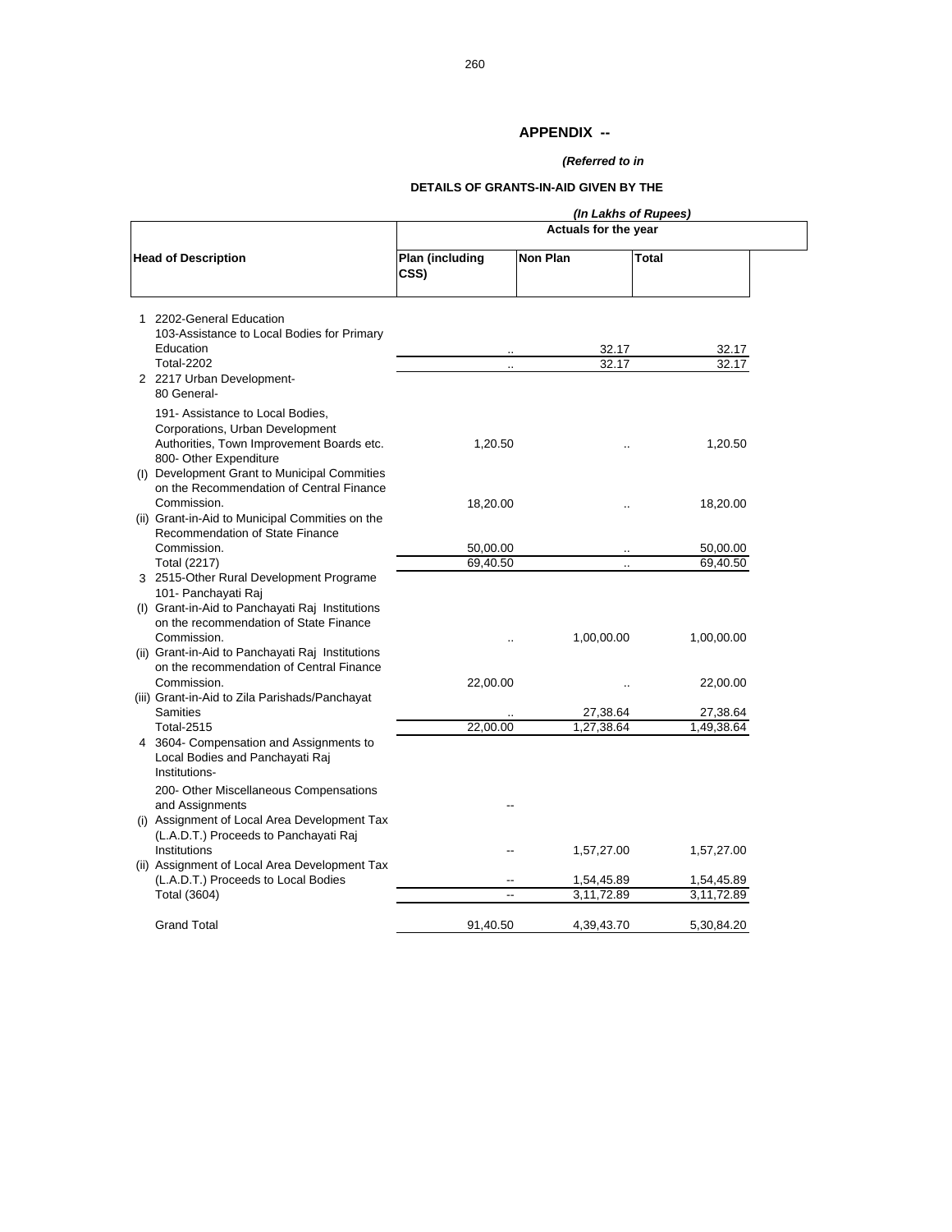## APPENDIX --

***(Referred to in***

**DETAILS OF GRANTS-IN-AID GIVEN BY THE**

***(In Lakhs of Rupees)***

| Head of Description | Actuals for the year | | |
|---|---|---|---|
| | Plan (including CSS) | Non Plan | Total |
| 1 2202-General Education | | | |
| 103-Assistance to Local Bodies for Primary Education | .. | 32.17 | 32.17 |
| Total-2202 | .. | 32.17 | 32.17 |
| 2 2217 Urban Development- | | | |
| 80 General- | | | |
| 191- Assistance to Local Bodies, Corporations, Urban Development Authorities, Town Improvement Boards etc. | 1,20.50 | .. | 1,20.50 |
| 800- Other Expenditure | | | |
| (I) Development Grant to Municipal Commities on the Recommendation of Central Finance Commission. | 18,20.00 | .. | 18,20.00 |
| (ii) Grant-in-Aid to Municipal Commities on the Recommendation of State Finance Commission. | 50,00.00 | .. | 50,00.00 |
| Total (2217) | 69,40.50 | .. | 69,40.50 |
| 3 2515-Other Rural Development Programe | | | |
| 101- Panchayati Raj | | | |
| (I) Grant-in-Aid to Panchayati Raj Institutions on the recommendation of State Finance Commission. | .. | 1,00,00.00 | 1,00,00.00 |
| (ii) Grant-in-Aid to Panchayati Raj Institutions on the recommendation of Central Finance Commission. | 22,00.00 | .. | 22,00.00 |
| (iii) Grant-in-Aid to Zila Parishads/Panchayat Samities | .. | 27,38.64 | 27,38.64 |
| Total-2515 | 22,00.00 | 1,27,38.64 | 1,49,38.64 |
| 4 3604- Compensation and Assignments to Local Bodies and Panchayati Raj Institutions- | | | |
| 200- Other Miscellaneous Compensations and Assignments | -- | | |
| (i) Assignment of Local Area Development Tax (L.A.D.T.) Proceeds to Panchayati Raj Institutions | -- | 1,57,27.00 | 1,57,27.00 |
| (ii) Assignment of Local Area Development Tax (L.A.D.T.) Proceeds to Local Bodies | -- | 1,54,45.89 | 1,54,45.89 |
| Total (3604) | -- | 3,11,72.89 | 3,11,72.89 |
| Grand Total | 91,40.50 | 4,39,43.70 | 5,30,84.20 |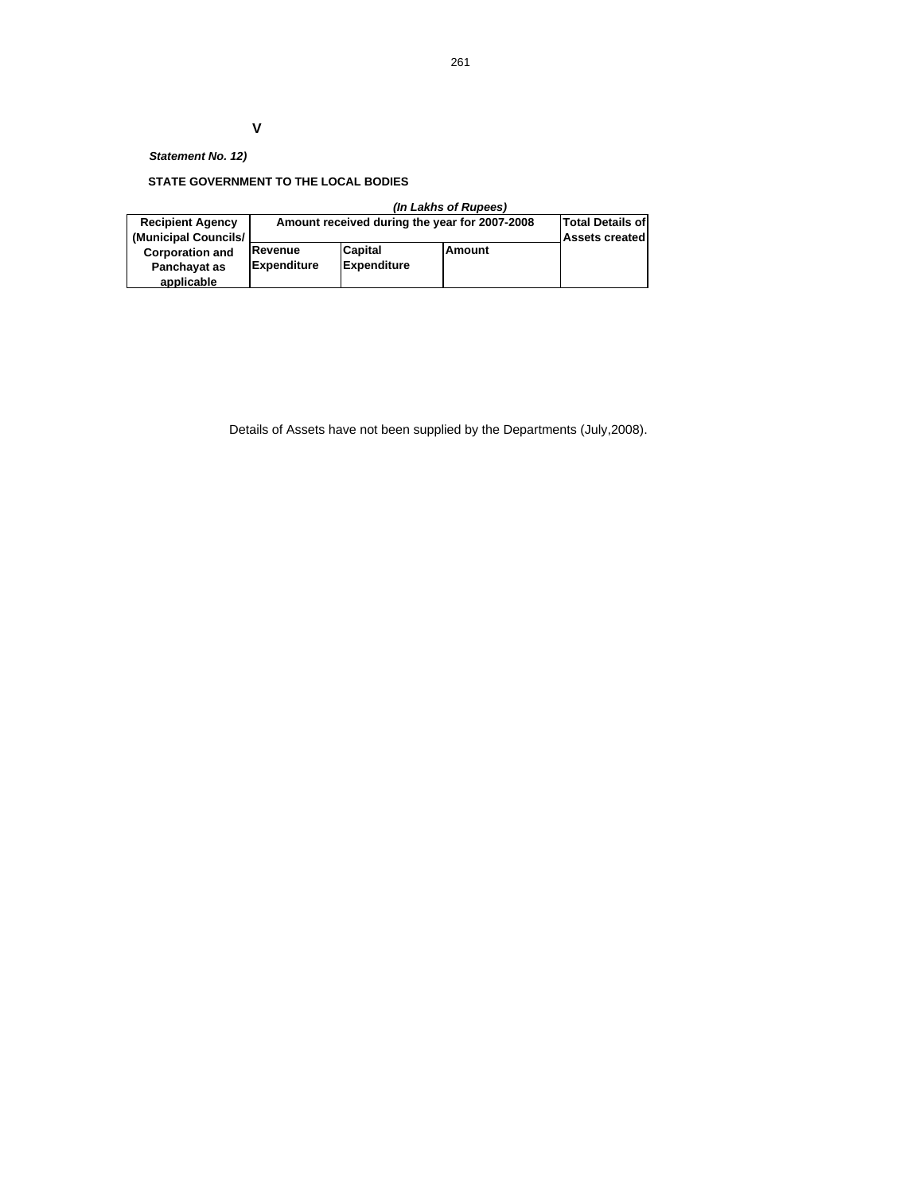**V**

***Statement No. 12)***

**STATE GOVERNMENT TO THE LOCAL BODIES**

***(In Lakhs of Rupees)***

| Recipient Agency (Municipal Councils/ Corporation and Panchayat as applicable | Amount received during the year for 2007-2008 | | | Total Details of Assets created |
|---|---|---|---|---|
| | Revenue Expenditure | Capital Expenditure | Amount | |

Details of Assets have not been supplied by the Departments (July,2008).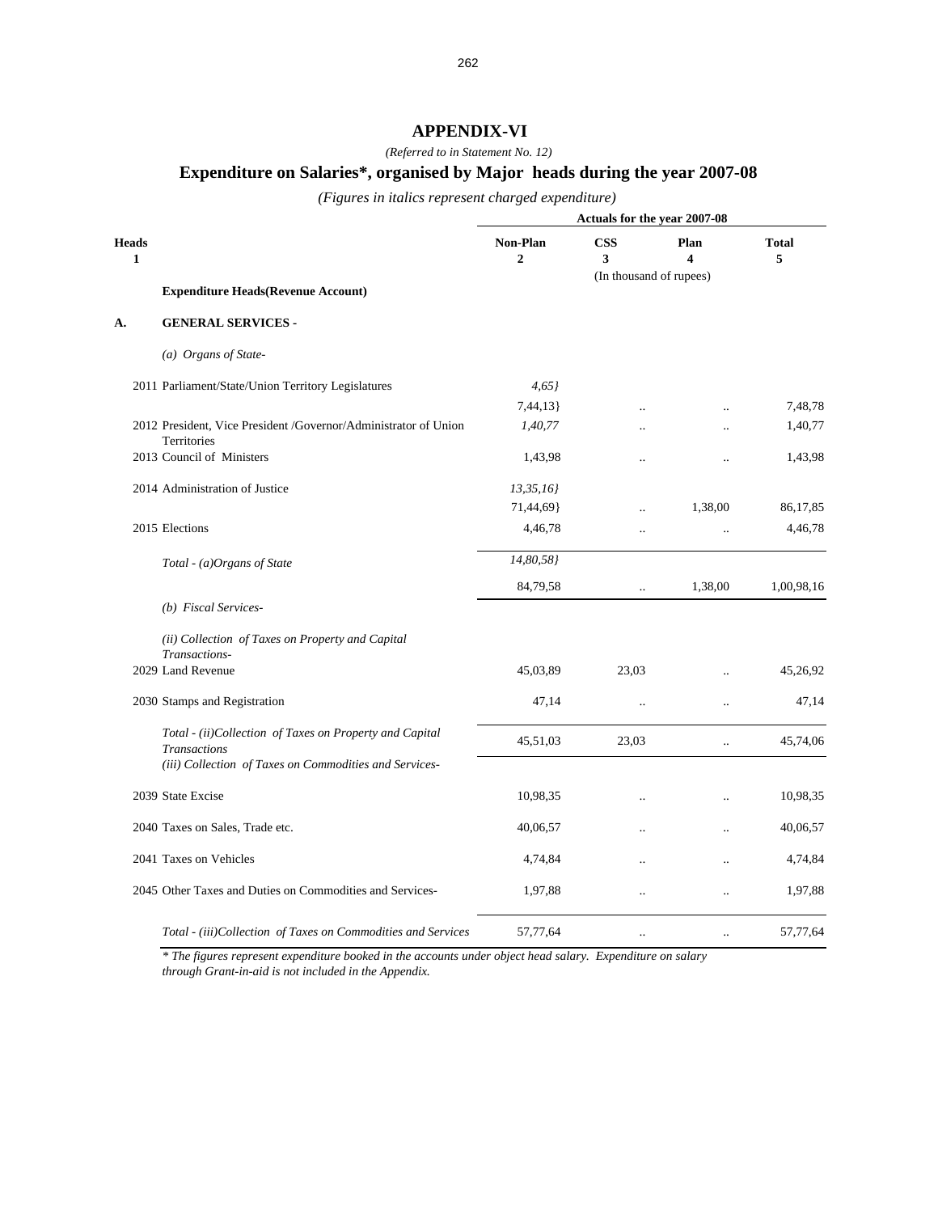# APPENDIX-VI

*(Referred to in Statement No. 12)*

## Expenditure on Salaries*, organised by Major heads during the year 2007-08

*(Figures in italics represent charged expenditure)*

| Heads | | Actuals for the year 2007-08 | | | |
|---|---|---|---|---|---|
| | | Non-Plan | CSS | Plan | Total |
| 1 | | 2 | 3 | 4 | 5 |
| | | | (In thousand of rupees) | | |
| | **Expenditure Heads(Revenue Account)** | | | | |
| **A.** | **GENERAL SERVICES -** | | | | |
| | *(a) Organs of State-* | | | | |
| 2011 | Parliament/State/Union Territory Legislatures | *4,65}* | | | |
| | | 7,44,13} | .. | .. | 7,48,78 |
| 2012 | President, Vice President /Governor/Administrator of Union Territories | *1,40,77* | .. | .. | 1,40,77 |
| 2013 | Council of Ministers | 1,43,98 | .. | .. | 1,43,98 |
| 2014 | Administration of Justice | *13,35,16}* | | | |
| | | 71,44,69} | .. | 1,38,00 | 86,17,85 |
| 2015 | Elections | 4,46,78 | .. | .. | 4,46,78 |
| | *Total - (a)Organs of State* | *14,80,58}* | | | |
| | | 84,79,58 | .. | 1,38,00 | 1,00,98,16 |
| | *(b) Fiscal Services-* | | | | |
| | *(ii) Collection of Taxes on Property and Capital Transactions-* | | | | |
| 2029 | Land Revenue | 45,03,89 | 23,03 | .. | 45,26,92 |
| 2030 | Stamps and Registration | 47,14 | .. | .. | 47,14 |
| | *Total - (ii)Collection of Taxes on Property and Capital Transactions* | 45,51,03 | 23,03 | .. | 45,74,06 |
| | *(iii) Collection of Taxes on Commodities and Services-* | | | | |
| 2039 | State Excise | 10,98,35 | .. | .. | 10,98,35 |
| 2040 | Taxes on Sales, Trade etc. | 40,06,57 | .. | .. | 40,06,57 |
| 2041 | Taxes on Vehicles | 4,74,84 | .. | .. | 4,74,84 |
| 2045 | Other Taxes and Duties on Commodities and Services- | 1,97,88 | .. | .. | 1,97,88 |
| | *Total - (iii)Collection of Taxes on Commodities and Services* | 57,77,64 | .. | .. | 57,77,64 |

*\* The figures represent expenditure booked in the accounts under object head salary. Expenditure on salary through Grant-in-aid is not included in the Appendix.*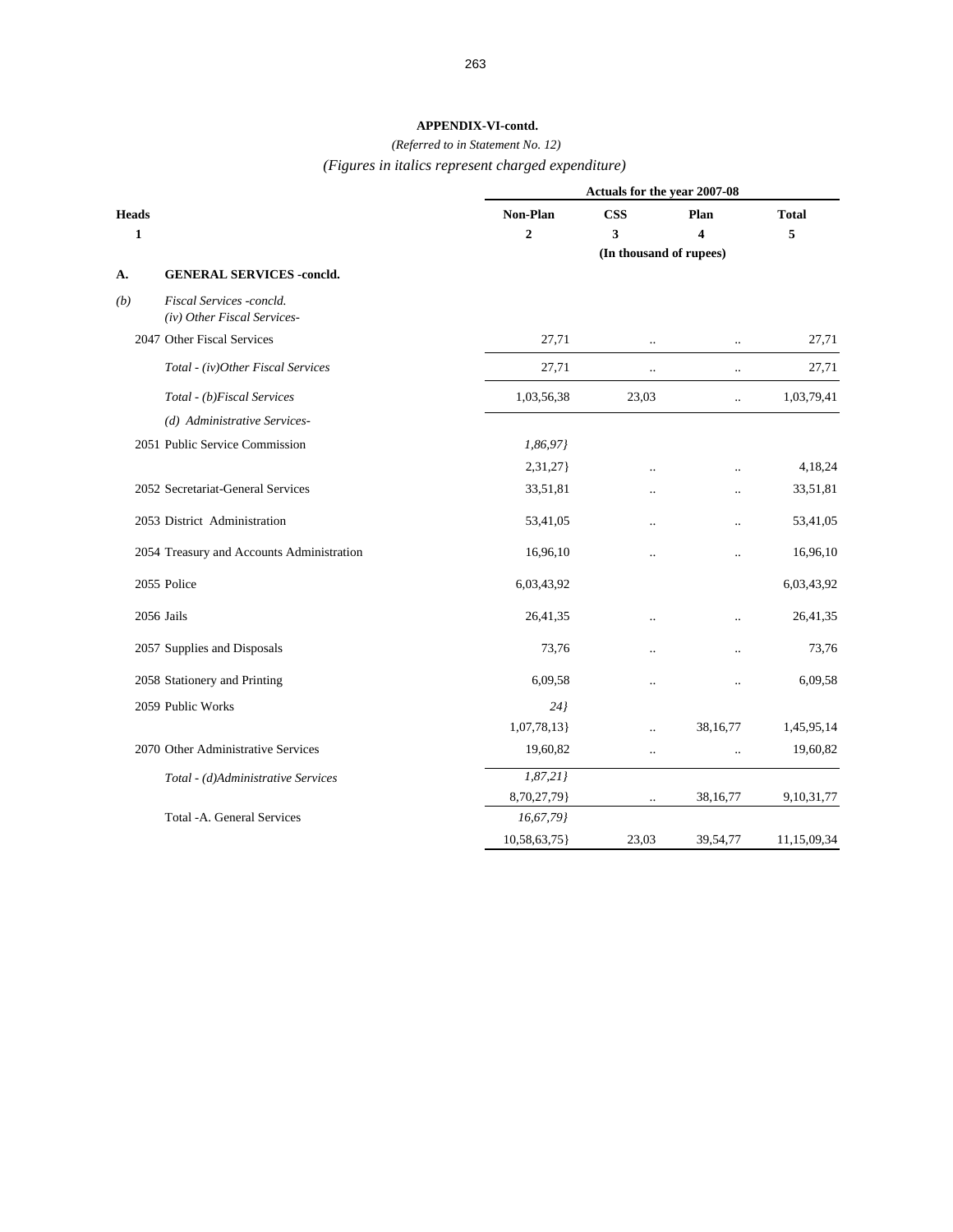**APPENDIX-VI-contd.**

*(Referred to in Statement No. 12)*

*(Figures in italics represent charged expenditure)*

| Heads | Actuals for the year 2007-08 | | | |
|---|---|---|---|---|
| | Non-Plan | CSS | Plan | Total |
| 1 | 2 | 3 | 4 | 5 |
| | (In thousand of rupees) | | | |
| **A. GENERAL SERVICES -concld.** | | | | |
| *(b) Fiscal Services -concld.* | | | | |
| *(iv) Other Fiscal Services-* | | | | |
| 2047 Other Fiscal Services | 27,71 | .. | .. | 27,71 |
| *Total - (iv)Other Fiscal Services* | 27,71 | .. | .. | 27,71 |
| *Total - (b)Fiscal Services* | 1,03,56,38 | 23,03 | .. | 1,03,79,41 |
| *(d) Administrative Services-* | | | | |
| 2051 Public Service Commission | *1,86,97}* | | | |
| | 2,31,27} | .. | .. | 4,18,24 |
| 2052 Secretariat-General Services | 33,51,81 | .. | .. | 33,51,81 |
| 2053 District Administration | 53,41,05 | .. | .. | 53,41,05 |
| 2054 Treasury and Accounts Administration | 16,96,10 | .. | .. | 16,96,10 |
| 2055 Police | 6,03,43,92 | | | 6,03,43,92 |
| 2056 Jails | 26,41,35 | .. | .. | 26,41,35 |
| 2057 Supplies and Disposals | 73,76 | .. | .. | 73,76 |
| 2058 Stationery and Printing | 6,09,58 | .. | .. | 6,09,58 |
| 2059 Public Works | *24}* | | | |
| | 1,07,78,13} | .. | 38,16,77 | 1,45,95,14 |
| 2070 Other Administrative Services | 19,60,82 | .. | .. | 19,60,82 |
| *Total - (d)Administrative Services* | *1,87,21}* | | | |
| | 8,70,27,79} | .. | 38,16,77 | 9,10,31,77 |
| Total -A. General Services | *16,67,79}* | | | |
| | 10,58,63,75} | 23,03 | 39,54,77 | 11,15,09,34 |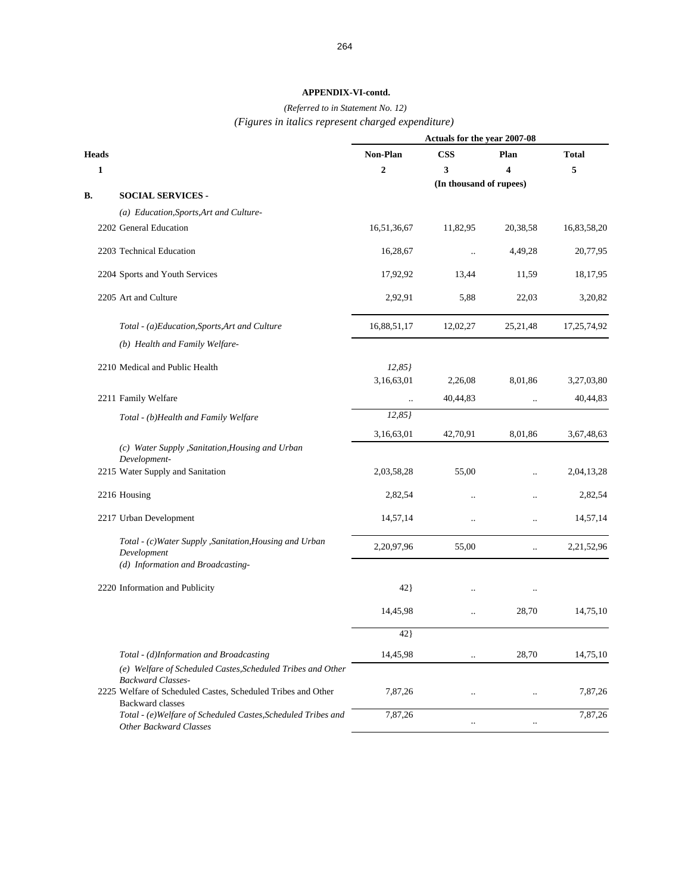**APPENDIX-VI-contd.**

*(Referred to in Statement No. 12)*

*(Figures in italics represent charged expenditure)*

| Heads | Non-Plan | CSS | Plan | Total |
|---|---|---|---|---|
| | Actuals for the year 2007-08 | | | |
| 1 | 2 | 3 | 4 | 5 |
| | | (In thousand of rupees) | | |
| **B. SOCIAL SERVICES -** | | | | |
| *(a) Education,Sports,Art and Culture-* | | | | |
| 2202 General Education | 16,51,36,67 | 11,82,95 | 20,38,58 | 16,83,58,20 |
| 2203 Technical Education | 16,28,67 | .. | 4,49,28 | 20,77,95 |
| 2204 Sports and Youth Services | 17,92,92 | 13,44 | 11,59 | 18,17,95 |
| 2205 Art and Culture | 2,92,91 | 5,88 | 22,03 | 3,20,82 |
| *Total - (a)Education,Sports,Art and Culture* | 16,88,51,17 | 12,02,27 | 25,21,48 | 17,25,74,92 |
| *(b) Health and Family Welfare-* | | | | |
| 2210 Medical and Public Health | *12,85}* | | | |
| | 3,16,63,01 | 2,26,08 | 8,01,86 | 3,27,03,80 |
| 2211 Family Welfare | .. | 40,44,83 | .. | 40,44,83 |
| *Total - (b)Health and Family Welfare* | *12,85}* | | | |
| | 3,16,63,01 | 42,70,91 | 8,01,86 | 3,67,48,63 |
| *(c) Water Supply ,Sanitation,Housing and Urban Development-* | | | | |
| 2215 Water Supply and Sanitation | 2,03,58,28 | 55,00 | .. | 2,04,13,28 |
| 2216 Housing | 2,82,54 | .. | .. | 2,82,54 |
| 2217 Urban Development | 14,57,14 | .. | .. | 14,57,14 |
| *Total - (c)Water Supply ,Sanitation,Housing and Urban Development* | 2,20,97,96 | 55,00 | .. | 2,21,52,96 |
| *(d) Information and Broadcasting-* | | | | |
| 2220 Information and Publicity | 42} | .. | .. | |
| | 14,45,98 | .. | 28,70 | 14,75,10 |
| | 42} | | | |
| *Total - (d)Information and Broadcasting* | 14,45,98 | .. | 28,70 | 14,75,10 |
| *(e) Welfare of Scheduled Castes,Scheduled Tribes and Other Backward Classes-* | | | | |
| 2225 Welfare of Scheduled Castes, Scheduled Tribes and Other Backward classes | 7,87,26 | .. | .. | 7,87,26 |
| *Total - (e)Welfare of Scheduled Castes,Scheduled Tribes and Other Backward Classes* | 7,87,26 | .. | .. | 7,87,26 |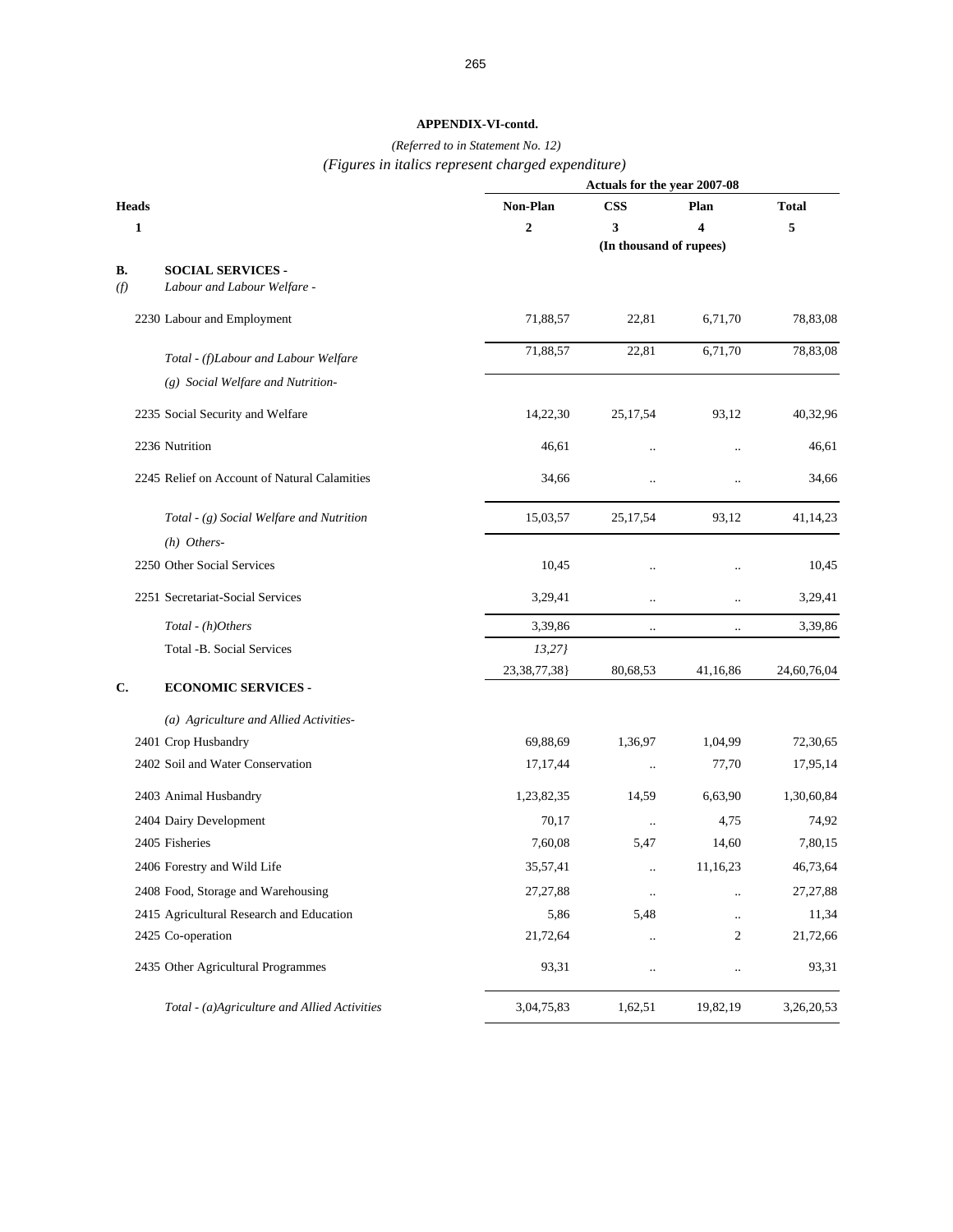**APPENDIX-VI-contd.**

*(Referred to in Statement No. 12)*

*(Figures in italics represent charged expenditure)*

| Heads | | Actuals for the year 2007-08 | | | |
|---|---|---|---|---|---|
| | | Non-Plan | CSS | Plan | Total |
| 1 | | 2 | 3 | 4 | 5 |
| | | (In thousand of rupees) | | | |
| **B.** | **SOCIAL SERVICES -** | | | | |
| *(f)* | *Labour and Labour Welfare -* | | | | |
| | 2230 Labour and Employment | 71,88,57 | 22,81 | 6,71,70 | 78,83,08 |
| | *Total - (f)Labour and Labour Welfare* | 71,88,57 | 22,81 | 6,71,70 | 78,83,08 |
| | *(g) Social Welfare and Nutrition-* | | | | |
| | 2235 Social Security and Welfare | 14,22,30 | 25,17,54 | 93,12 | 40,32,96 |
| | 2236 Nutrition | 46,61 | .. | .. | 46,61 |
| | 2245 Relief on Account of Natural Calamities | 34,66 | .. | .. | 34,66 |
| | *Total - (g) Social Welfare and Nutrition* | 15,03,57 | 25,17,54 | 93,12 | 41,14,23 |
| | *(h) Others-* | | | | |
| | 2250 Other Social Services | 10,45 | .. | .. | 10,45 |
| | 2251 Secretariat-Social Services | 3,29,41 | .. | .. | 3,29,41 |
| | *Total - (h)Others* | 3,39,86 | .. | .. | 3,39,86 |
| | Total -B. Social Services | *13,27}* | | | |
| | | 23,38,77,38} | 80,68,53 | 41,16,86 | 24,60,76,04 |
| **C.** | **ECONOMIC SERVICES -** | | | | |
| | *(a) Agriculture and Allied Activities-* | | | | |
| | 2401 Crop Husbandry | 69,88,69 | 1,36,97 | 1,04,99 | 72,30,65 |
| | 2402 Soil and Water Conservation | 17,17,44 | .. | 77,70 | 17,95,14 |
| | 2403 Animal Husbandry | 1,23,82,35 | 14,59 | 6,63,90 | 1,30,60,84 |
| | 2404 Dairy Development | 70,17 | .. | 4,75 | 74,92 |
| | 2405 Fisheries | 7,60,08 | 5,47 | 14,60 | 7,80,15 |
| | 2406 Forestry and Wild Life | 35,57,41 | .. | 11,16,23 | 46,73,64 |
| | 2408 Food, Storage and Warehousing | 27,27,88 | .. | .. | 27,27,88 |
| | 2415 Agricultural Research and Education | 5,86 | 5,48 | .. | 11,34 |
| | 2425 Co-operation | 21,72,64 | .. | 2 | 21,72,66 |
| | 2435 Other Agricultural Programmes | 93,31 | .. | .. | 93,31 |
| | *Total - (a)Agriculture and Allied Activities* | 3,04,75,83 | 1,62,51 | 19,82,19 | 3,26,20,53 |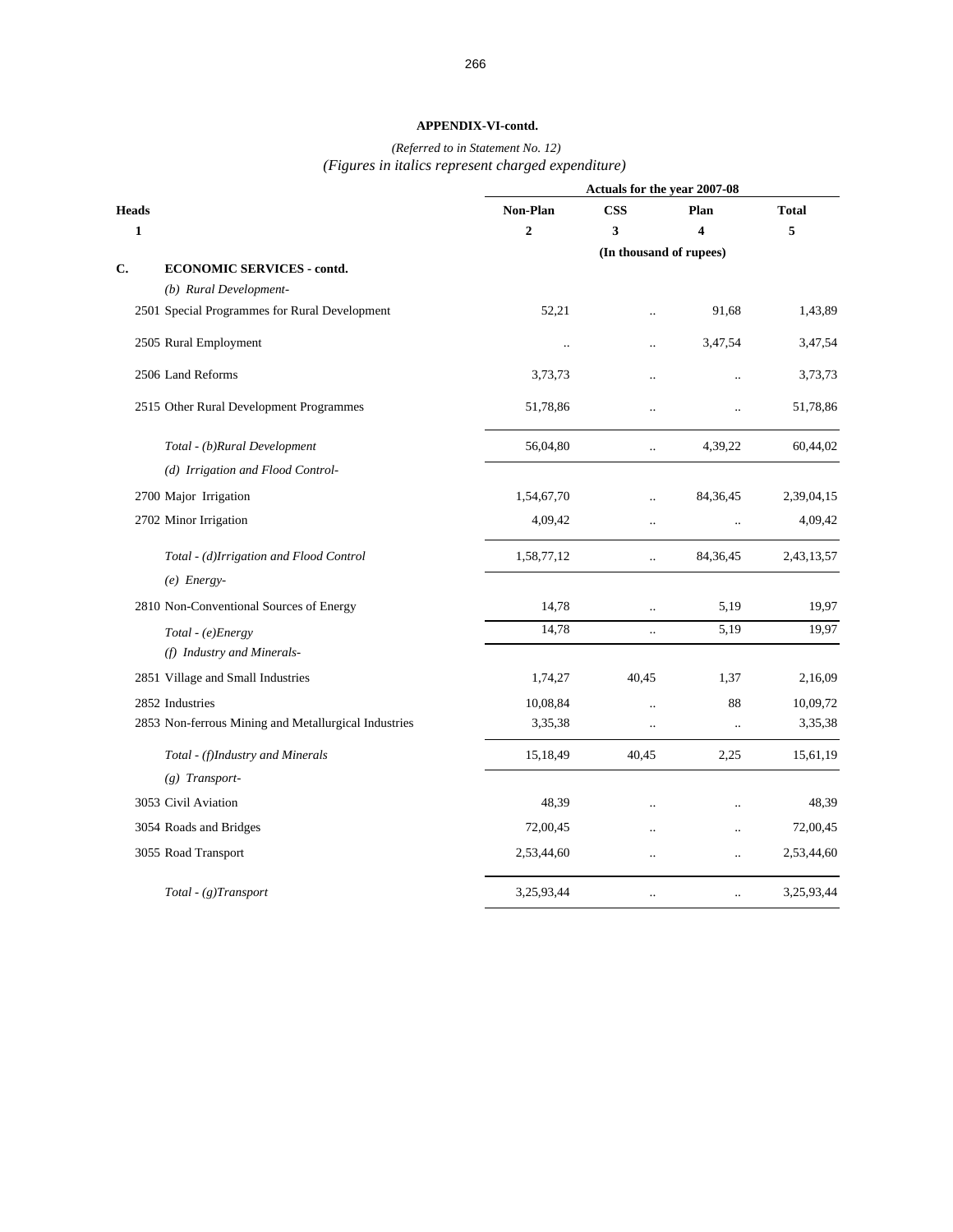**APPENDIX-VI-contd.**

*(Referred to in Statement No. 12)*

*(Figures in italics represent charged expenditure)*

| Heads | Actuals for the year 2007-08 | | | |
|---|---|---|---|---|
| | Non-Plan | CSS | Plan | Total |
| 1 | 2 | 3 | 4 | 5 |
| | (In thousand of rupees) | | | |
| **C. ECONOMIC SERVICES - contd.** | | | | |
| *(b) Rural Development-* | | | | |
| 2501 Special Programmes for Rural Development | 52,21 | .. | 91,68 | 1,43,89 |
| 2505 Rural Employment | .. | .. | 3,47,54 | 3,47,54 |
| 2506 Land Reforms | 3,73,73 | .. | .. | 3,73,73 |
| 2515 Other Rural Development Programmes | 51,78,86 | .. | .. | 51,78,86 |
| *Total - (b)Rural Development* | 56,04,80 | .. | 4,39,22 | 60,44,02 |
| *(d) Irrigation and Flood Control-* | | | | |
| 2700 Major Irrigation | 1,54,67,70 | .. | 84,36,45 | 2,39,04,15 |
| 2702 Minor Irrigation | 4,09,42 | .. | .. | 4,09,42 |
| *Total - (d)Irrigation and Flood Control* | 1,58,77,12 | .. | 84,36,45 | 2,43,13,57 |
| *(e) Energy-* | | | | |
| 2810 Non-Conventional Sources of Energy | 14,78 | .. | 5,19 | 19,97 |
| *Total - (e)Energy* | 14,78 | .. | 5,19 | 19,97 |
| *(f) Industry and Minerals-* | | | | |
| 2851 Village and Small Industries | 1,74,27 | 40,45 | 1,37 | 2,16,09 |
| 2852 Industries | 10,08,84 | .. | 88 | 10,09,72 |
| 2853 Non-ferrous Mining and Metallurgical Industries | 3,35,38 | .. | .. | 3,35,38 |
| *Total - (f)Industry and Minerals* | 15,18,49 | 40,45 | 2,25 | 15,61,19 |
| *(g) Transport-* | | | | |
| 3053 Civil Aviation | 48,39 | .. | .. | 48,39 |
| 3054 Roads and Bridges | 72,00,45 | .. | .. | 72,00,45 |
| 3055 Road Transport | 2,53,44,60 | .. | .. | 2,53,44,60 |
| *Total - (g)Transport* | 3,25,93,44 | .. | .. | 3,25,93,44 |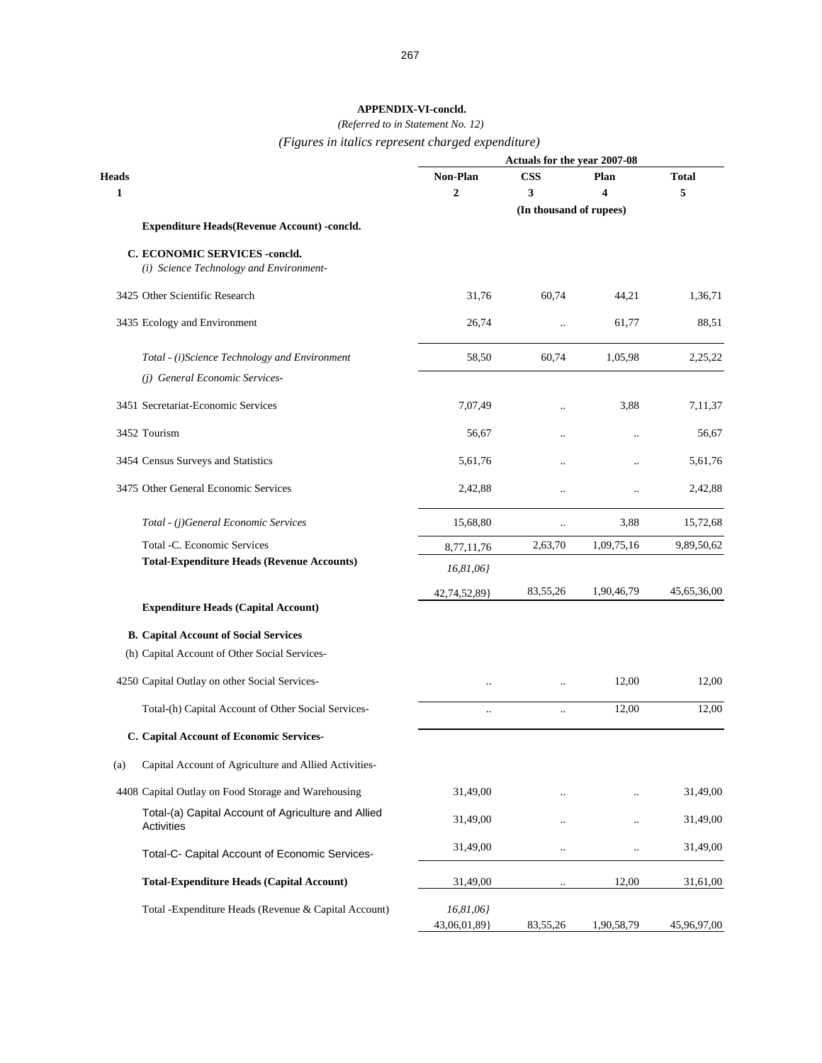## APPENDIX-VI-concld.

*(Referred to in Statement No. 12)*

*(Figures in italics represent charged expenditure)*

| Heads | Actuals for the year 2007-08 | | | |
|---|---|---|---|---|
| | Non-Plan | CSS | Plan | Total |
| 1 | 2 | 3 | 4 | 5 |
| | (In thousand of rupees) | | | |
| **Expenditure Heads(Revenue Account) -concld.** | | | | |
| **C. ECONOMIC SERVICES -concld.** | | | | |
| *(i) Science Technology and Environment-* | | | | |
| 3425 Other Scientific Research | 31,76 | 60,74 | 44,21 | 1,36,71 |
| 3435 Ecology and Environment | 26,74 | .. | 61,77 | 88,51 |
| *Total - (i)Science Technology and Environment* | 58,50 | 60,74 | 1,05,98 | 2,25,22 |
| *(j) General Economic Services-* | | | | |
| 3451 Secretariat-Economic Services | 7,07,49 | .. | 3,88 | 7,11,37 |
| 3452 Tourism | 56,67 | .. | .. | 56,67 |
| 3454 Census Surveys and Statistics | 5,61,76 | .. | .. | 5,61,76 |
| 3475 Other General Economic Services | 2,42,88 | .. | .. | 2,42,88 |
| *Total - (j)General Economic Services* | 15,68,80 | .. | 3,88 | 15,72,68 |
| Total -C. Economic Services | 8,77,11,76 | 2,63,70 | 1,09,75,16 | 9,89,50,62 |
| **Total-Expenditure Heads (Revenue Accounts)** | *16,81,06}* 42,74,52,89} | 83,55,26 | 1,90,46,79 | 45,65,36,00 |
| **Expenditure Heads (Capital Account)** | | | | |
| **B. Capital Account of Social Services** | | | | |
| (h) Capital Account of Other Social Services- | | | | |
| 4250 Capital Outlay on other Social Services- | .. | .. | 12,00 | 12,00 |
| Total-(h) Capital Account of Other Social Services- | .. | .. | 12,00 | 12,00 |
| **C. Capital Account of Economic Services-** | | | | |
| (a) Capital Account of Agriculture and Allied Activities- | | | | |
| 4408 Capital Outlay on Food Storage and Warehousing | 31,49,00 | .. | .. | 31,49,00 |
| Total-(a) Capital Account of Agriculture and Allied Activities | 31,49,00 | .. | .. | 31,49,00 |
| Total-C- Capital Account of Economic Services- | 31,49,00 | .. | .. | 31,49,00 |
| **Total-Expenditure Heads (Capital Account)** | 31,49,00 | .. | 12,00 | 31,61,00 |
| Total -Expenditure Heads (Revenue & Capital Account) | *16,81,06}* 43,06,01,89} | 83,55,26 | 1,90,58,79 | 45,96,97,00 |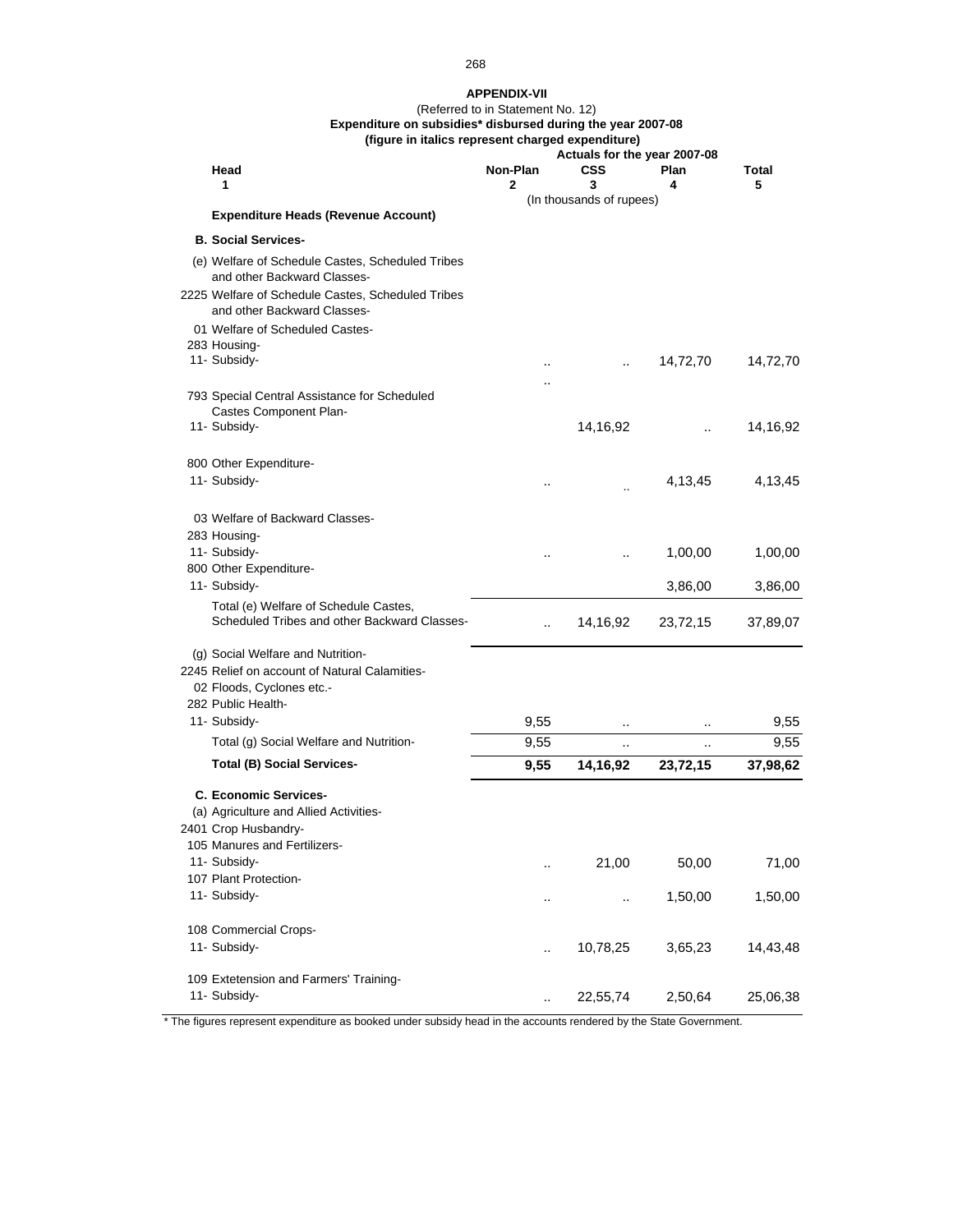## APPENDIX-VII

(Referred to in Statement No. 12)

**Expenditure on subsidies* disbursed during the year 2007-08**

**(figure in italics represent charged expenditure)**

| Head | Non-Plan | CSS | Plan | Total |
|---|---|---|---|---|
| | Actuals for the year 2007-08 | | | |
| 1 | 2 | 3 | 4 | 5 |
| | (In thousands of rupees) | | | |
| **Expenditure Heads (Revenue Account)** | | | | |
| **B. Social Services-** | | | | |
| (e) Welfare of Schedule Castes, Scheduled Tribes and other Backward Classes- | | | | |
| 2225 Welfare of Schedule Castes, Scheduled Tribes and other Backward Classes- | | | | |
| 01 Welfare of Scheduled Castes- | | | | |
| 283 Housing- | | | | |
| 11- Subsidy- | .. | .. | 14,72,70 | 14,72,70 |
| | .. | | | |
| 793 Special Central Assistance for Scheduled Castes Component Plan- | | | | |
| 11- Subsidy- | | 14,16,92 | .. | 14,16,92 |
| 800 Other Expenditure- | | | | |
| 11- Subsidy- | .. | .. | 4,13,45 | 4,13,45 |
| 03 Welfare of Backward Classes- | | | | |
| 283 Housing- | | | | |
| 11- Subsidy- | .. | .. | 1,00,00 | 1,00,00 |
| 800 Other Expenditure- | | | | |
| 11- Subsidy- | | | 3,86,00 | 3,86,00 |
| Total (e) Welfare of Schedule Castes, Scheduled Tribes and other Backward Classes- | .. | 14,16,92 | 23,72,15 | 37,89,07 |
| (g) Social Welfare and Nutrition- | | | | |
| 2245 Relief on account of Natural Calamities- | | | | |
| 02 Floods, Cyclones etc.- | | | | |
| 282 Public Health- | | | | |
| 11- Subsidy- | 9,55 | .. | .. | 9,55 |
| Total (g) Social Welfare and Nutrition- | 9,55 | .. | .. | 9,55 |
| **Total (B) Social Services-** | **9,55** | **14,16,92** | **23,72,15** | **37,98,62** |
| **C. Economic Services-** | | | | |
| (a) Agriculture and Allied Activities- | | | | |
| 2401 Crop Husbandry- | | | | |
| 105 Manures and Fertilizers- | | | | |
| 11- Subsidy- | .. | 21,00 | 50,00 | 71,00 |
| 107 Plant Protection- | | | | |
| 11- Subsidy- | .. | .. | 1,50,00 | 1,50,00 |
| 108 Commercial Crops- | | | | |
| 11- Subsidy- | .. | 10,78,25 | 3,65,23 | 14,43,48 |
| 109 Extetension and Farmers' Training- | | | | |
| 11- Subsidy- | .. | 22,55,74 | 2,50,64 | 25,06,38 |

* The figures represent expenditure as booked under subsidy head in the accounts rendered by the State Government.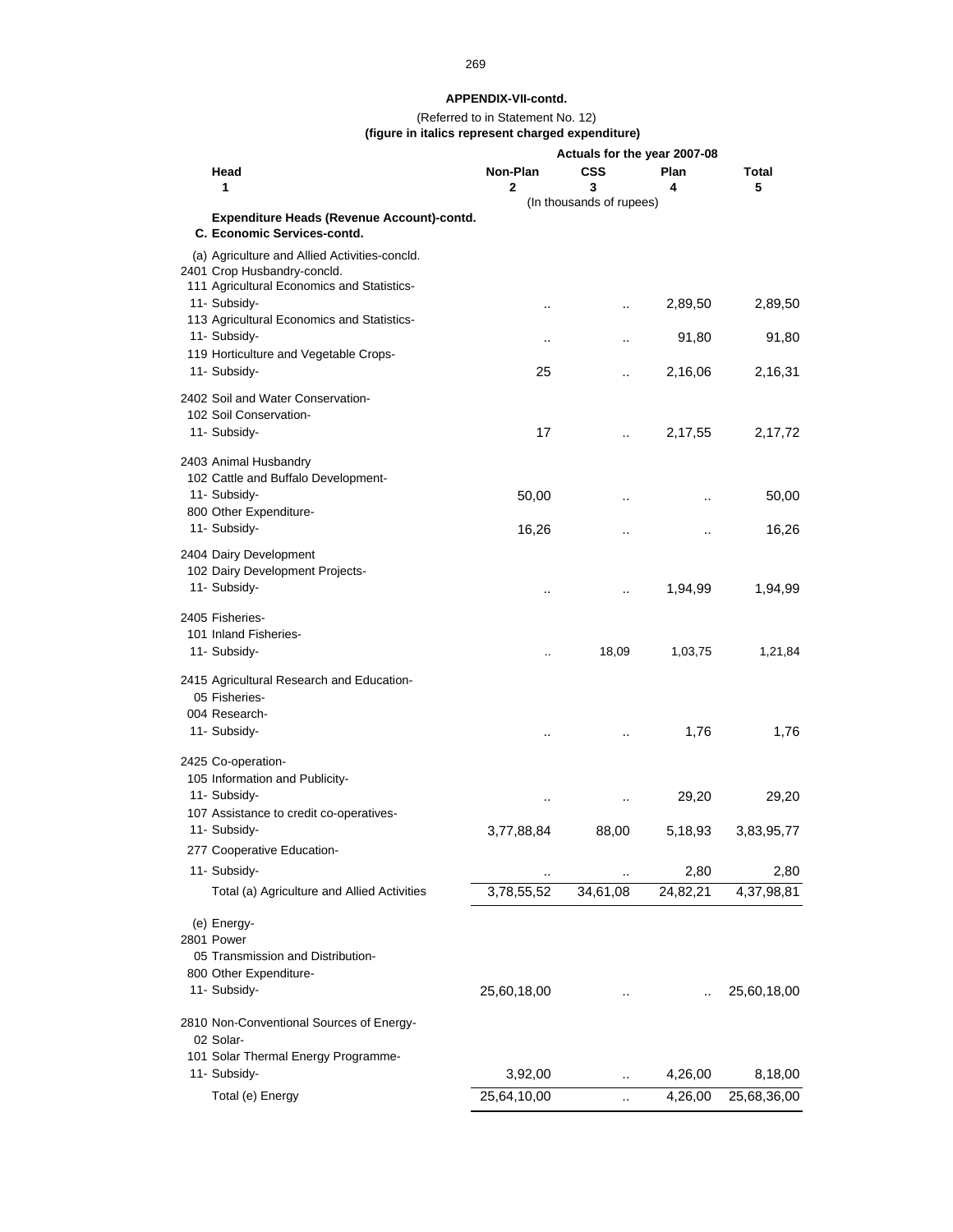## APPENDIX-VII-contd.

(Referred to in Statement No. 12)

**(figure in italics represent charged expenditure)**

| Head | Actuals for the year 2007-08 | | | |
|---|---|---|---|---|
| | Non-Plan | CSS | Plan | Total |
| 1 | 2 | 3 | 4 | 5 |
| | | (In thousands of rupees) | | |
| **Expenditure Heads (Revenue Account)-contd.** | | | | |
| **C. Economic Services-contd.** | | | | |
| (a) Agriculture and Allied Activities-concld. | | | | |
| 2401 Crop Husbandry-concld. | | | | |
| 111 Agricultural Economics and Statistics- | | | | |
| 11- Subsidy- | .. | .. | 2,89,50 | 2,89,50 |
| 113 Agricultural Economics and Statistics- | | | | |
| 11- Subsidy- | .. | .. | 91,80 | 91,80 |
| 119 Horticulture and Vegetable Crops- | | | | |
| 11- Subsidy- | 25 | .. | 2,16,06 | 2,16,31 |
| 2402 Soil and Water Conservation- | | | | |
| 102 Soil Conservation- | | | | |
| 11- Subsidy- | 17 | .. | 2,17,55 | 2,17,72 |
| 2403 Animal Husbandry | | | | |
| 102 Cattle and Buffalo Development- | | | | |
| 11- Subsidy- | 50,00 | .. | .. | 50,00 |
| 800 Other Expenditure- | | | | |
| 11- Subsidy- | 16,26 | .. | .. | 16,26 |
| 2404 Dairy Development | | | | |
| 102 Dairy Development Projects- | | | | |
| 11- Subsidy- | .. | .. | 1,94,99 | 1,94,99 |
| 2405 Fisheries- | | | | |
| 101 Inland Fisheries- | | | | |
| 11- Subsidy- | .. | 18,09 | 1,03,75 | 1,21,84 |
| 2415 Agricultural Research and Education- | | | | |
| 05 Fisheries- | | | | |
| 004 Research- | | | | |
| 11- Subsidy- | .. | .. | 1,76 | 1,76 |
| 2425 Co-operation- | | | | |
| 105 Information and Publicity- | | | | |
| 11- Subsidy- | .. | .. | 29,20 | 29,20 |
| 107 Assistance to credit co-operatives- | | | | |
| 11- Subsidy- | 3,77,88,84 | 88,00 | 5,18,93 | 3,83,95,77 |
| 277 Cooperative Education- | | | | |
| 11- Subsidy- | .. | .. | 2,80 | 2,80 |
| Total (a) Agriculture and Allied Activities | 3,78,55,52 | 34,61,08 | 24,82,21 | 4,37,98,81 |
| (e) Energy- | | | | |
| 2801 Power | | | | |
| 05 Transmission and Distribution- | | | | |
| 800 Other Expenditure- | | | | |
| 11- Subsidy- | 25,60,18,00 | .. | .. | 25,60,18,00 |
| 2810 Non-Conventional Sources of Energy- | | | | |
| 02 Solar- | | | | |
| 101 Solar Thermal Energy Programme- | | | | |
| 11- Subsidy- | 3,92,00 | .. | 4,26,00 | 8,18,00 |
| Total (e) Energy | 25,64,10,00 | .. | 4,26,00 | 25,68,36,00 |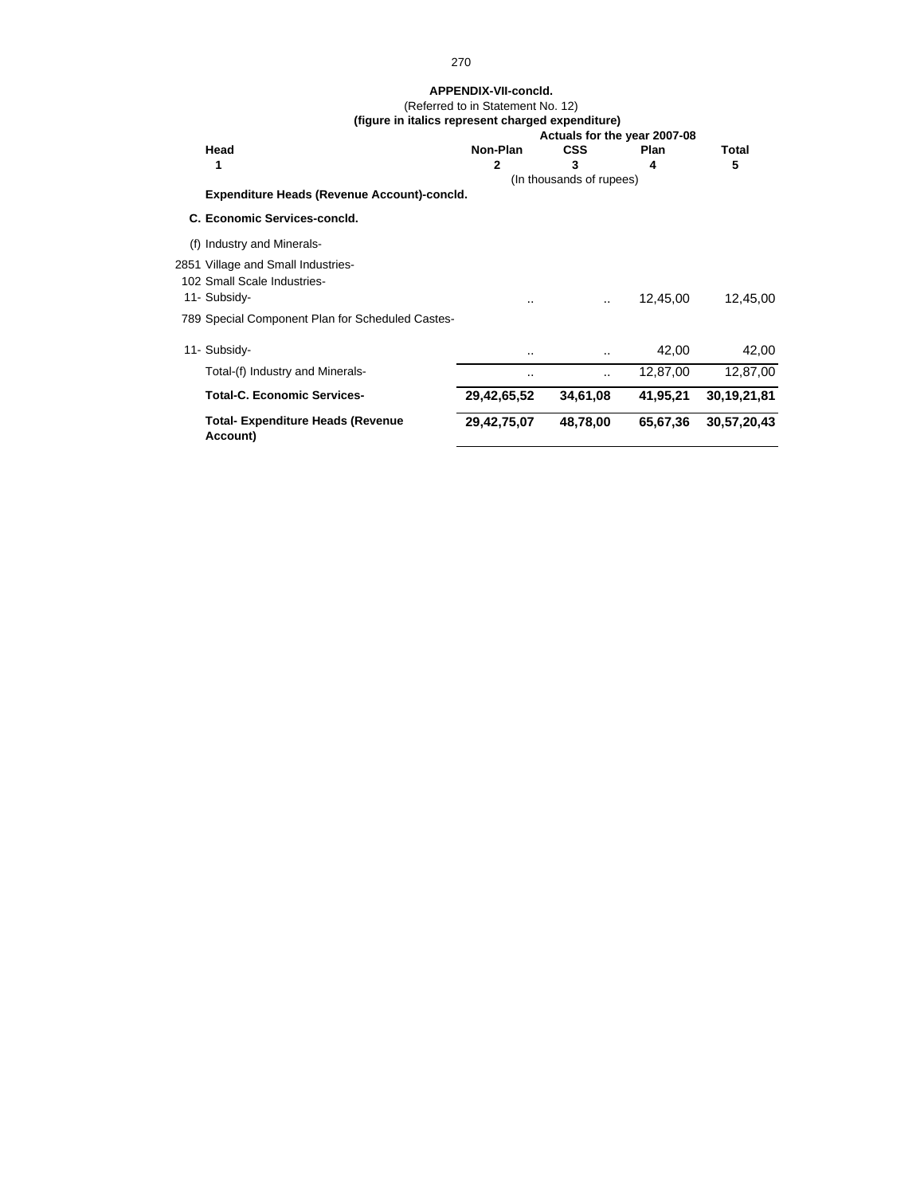**APPENDIX-VII-concld.**

(Referred to in Statement No. 12)

**(figure in italics represent charged expenditure)**

| Head | Non-Plan | CSS | Plan | Total |
|---|---|---|---|---|
| | **Actuals for the year 2007-08** | | | |
| **1** | **2** | **3** | **4** | **5** |
| | (In thousands of rupees) | | | |
| **Expenditure Heads (Revenue Account)-concld.** | | | | |
| **C. Economic Services-concld.** | | | | |
| (f) Industry and Minerals- | | | | |
| 2851 Village and Small Industries- | | | | |
| 102 Small Scale Industries- | | | | |
| 11- Subsidy- | .. | .. | 12,45,00 | 12,45,00 |
| 789 Special Component Plan for Scheduled Castes- | | | | |
| 11- Subsidy- | .. | .. | 42,00 | 42,00 |
| Total-(f) Industry and Minerals- | .. | .. | 12,87,00 | 12,87,00 |
| **Total-C. Economic Services-** | **29,42,65,52** | **34,61,08** | **41,95,21** | **30,19,21,81** |
| **Total- Expenditure Heads (Revenue Account)** | **29,42,75,07** | **48,78,00** | **65,67,36** | **30,57,20,43** |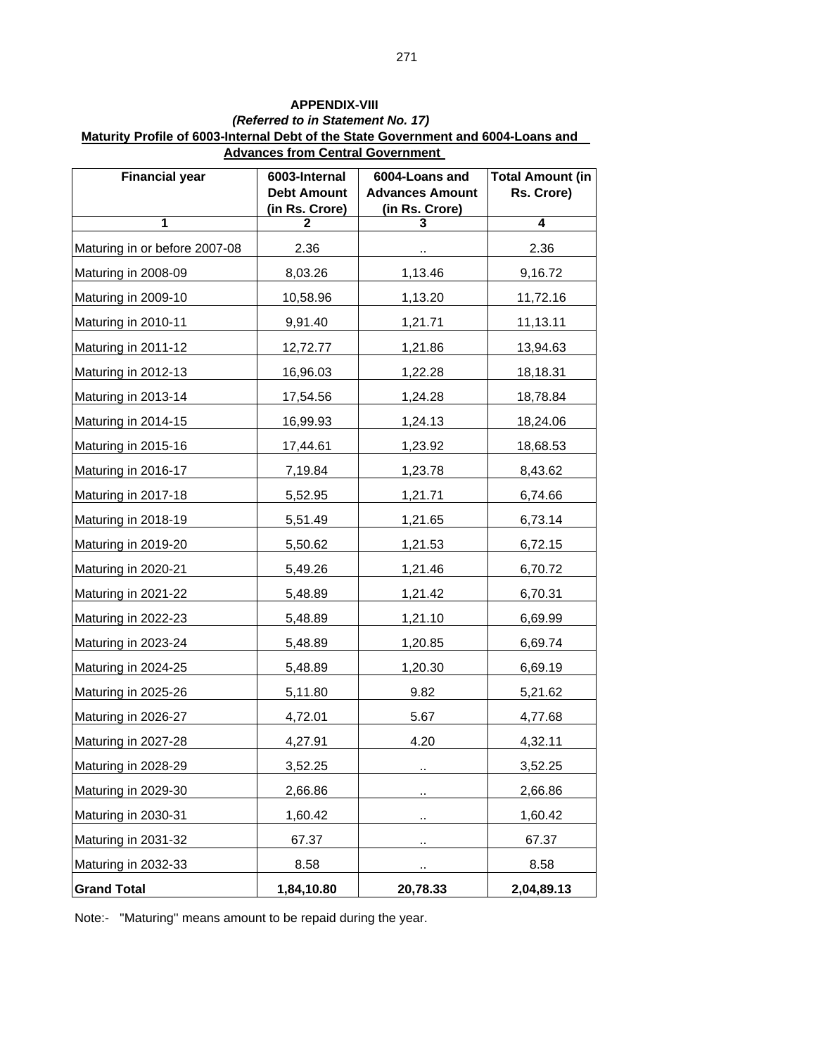## APPENDIX-VIII

***(Referred to in Statement No. 17)***

**Maturity Profile of 6003-Internal Debt of the State Government and 6004-Loans and Advances from Central Government**

| Financial year | 6003-Internal Debt Amount (in Rs. Crore) | 6004-Loans and Advances Amount (in Rs. Crore) | Total Amount (in Rs. Crore) |
|---|---|---|---|
| 1 | 2 | 3 | 4 |
| Maturing in or before 2007-08 | 2.36 | .. | 2.36 |
| Maturing in 2008-09 | 8,03.26 | 1,13.46 | 9,16.72 |
| Maturing in 2009-10 | 10,58.96 | 1,13.20 | 11,72.16 |
| Maturing in 2010-11 | 9,91.40 | 1,21.71 | 11,13.11 |
| Maturing in 2011-12 | 12,72.77 | 1,21.86 | 13,94.63 |
| Maturing in 2012-13 | 16,96.03 | 1,22.28 | 18,18.31 |
| Maturing in 2013-14 | 17,54.56 | 1,24.28 | 18,78.84 |
| Maturing in 2014-15 | 16,99.93 | 1,24.13 | 18,24.06 |
| Maturing in 2015-16 | 17,44.61 | 1,23.92 | 18,68.53 |
| Maturing in 2016-17 | 7,19.84 | 1,23.78 | 8,43.62 |
| Maturing in 2017-18 | 5,52.95 | 1,21.71 | 6,74.66 |
| Maturing in 2018-19 | 5,51.49 | 1,21.65 | 6,73.14 |
| Maturing in 2019-20 | 5,50.62 | 1,21.53 | 6,72.15 |
| Maturing in 2020-21 | 5,49.26 | 1,21.46 | 6,70.72 |
| Maturing in 2021-22 | 5,48.89 | 1,21.42 | 6,70.31 |
| Maturing in 2022-23 | 5,48.89 | 1,21.10 | 6,69.99 |
| Maturing in 2023-24 | 5,48.89 | 1,20.85 | 6,69.74 |
| Maturing in 2024-25 | 5,48.89 | 1,20.30 | 6,69.19 |
| Maturing in 2025-26 | 5,11.80 | 9.82 | 5,21.62 |
| Maturing in 2026-27 | 4,72.01 | 5.67 | 4,77.68 |
| Maturing in 2027-28 | 4,27.91 | 4.20 | 4,32.11 |
| Maturing in 2028-29 | 3,52.25 | .. | 3,52.25 |
| Maturing in 2029-30 | 2,66.86 | .. | 2,66.86 |
| Maturing in 2030-31 | 1,60.42 | .. | 1,60.42 |
| Maturing in 2031-32 | 67.37 | .. | 67.37 |
| Maturing in 2032-33 | 8.58 | .. | 8.58 |
| **Grand Total** | **1,84,10.80** | **20,78.33** | **2,04,89.13** |

Note:- "Maturing" means amount to be repaid during the year.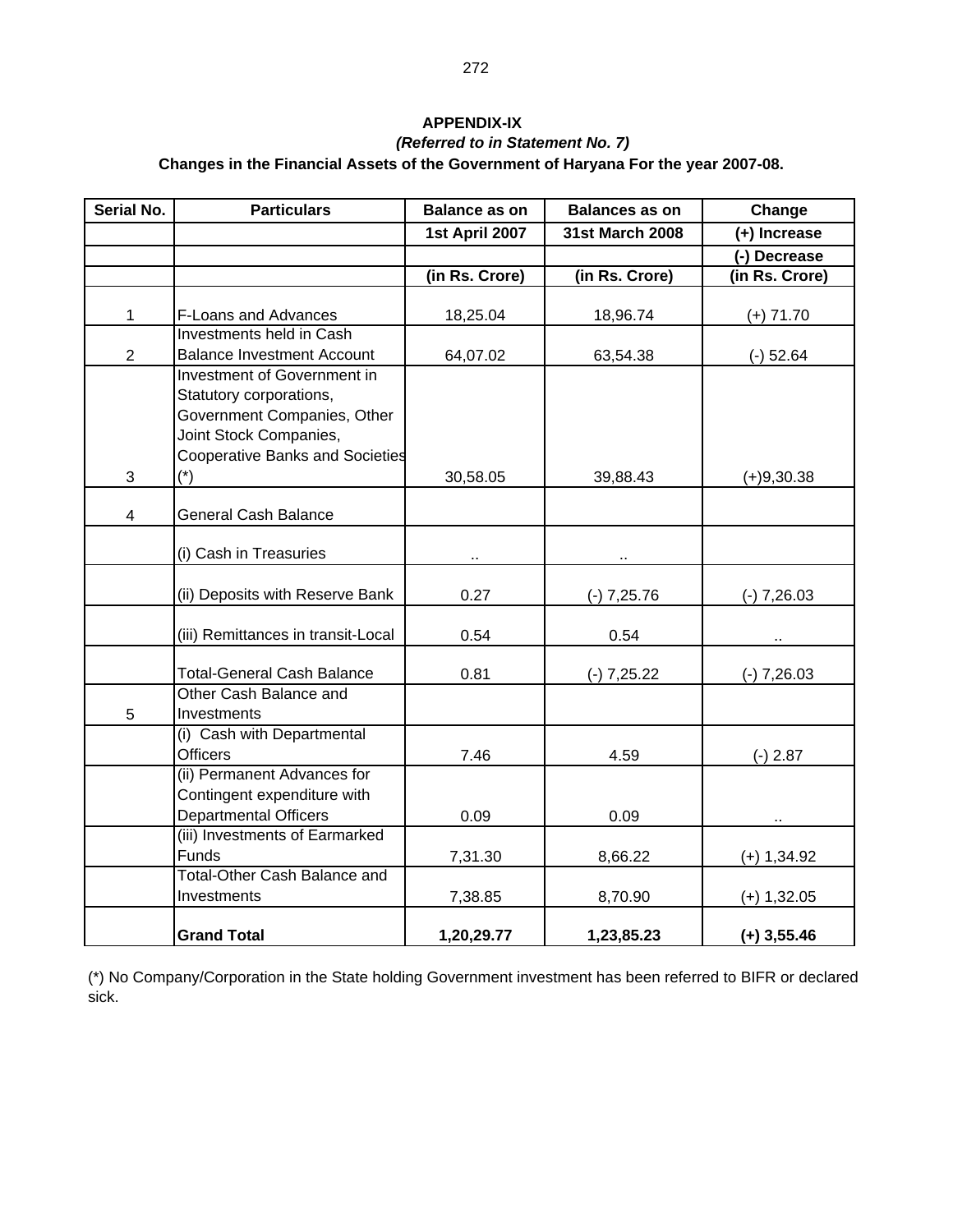**APPENDIX-IX**

***(Referred to in Statement No. 7)***

**Changes in the Financial Assets of the Government of Haryana For the year 2007-08.**

| Serial No. | Particulars | Balance as on 1st April 2007 (in Rs. Crore) | Balances as on 31st March 2008 (in Rs. Crore) | Change (+) Increase (-) Decrease (in Rs. Crore) |
|---|---|---|---|---|
| 1 | F-Loans and Advances | 18,25.04 | 18,96.74 | (+) 71.70 |
| 2 | Investments held in Cash Balance Investment Account | 64,07.02 | 63,54.38 | (-) 52.64 |
| 3 | Investment of Government in Statutory corporations, Government Companies, Other Joint Stock Companies, Cooperative Banks and Societies (*) | 30,58.05 | 39,88.43 | (+)9,30.38 |
| 4 | General Cash Balance | | | |
| | (i) Cash in Treasuries | .. | .. | |
| | (ii) Deposits with Reserve Bank | 0.27 | (-) 7,25.76 | (-) 7,26.03 |
| | (iii) Remittances in transit-Local | 0.54 | 0.54 | .. |
| | Total-General Cash Balance | 0.81 | (-) 7,25.22 | (-) 7,26.03 |
| 5 | Other Cash Balance and Investments | | | |
| | (i) Cash with Departmental Officers | 7.46 | 4.59 | (-) 2.87 |
| | (ii) Permanent Advances for Contingent expenditure with Departmental Officers | 0.09 | 0.09 | .. |
| | (iii) Investments of Earmarked Funds | 7,31.30 | 8,66.22 | (+) 1,34.92 |
| | Total-Other Cash Balance and Investments | 7,38.85 | 8,70.90 | (+) 1,32.05 |
| | **Grand Total** | **1,20,29.77** | **1,23,85.23** | **(+) 3,55.46** |

(*) No Company/Corporation in the State holding Government investment has been referred to BIFR or declared sick.